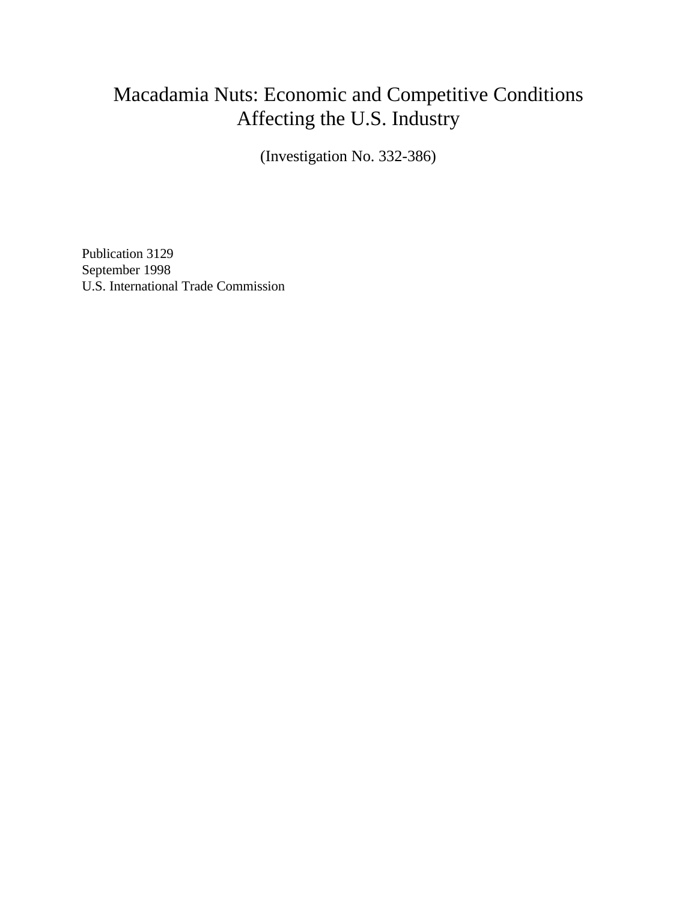# Macadamia Nuts: Economic and Competitive Conditions Affecting the U.S. Industry

(Investigation No. 332-386)

Publication 3129
September 1998
U.S. International Trade Commission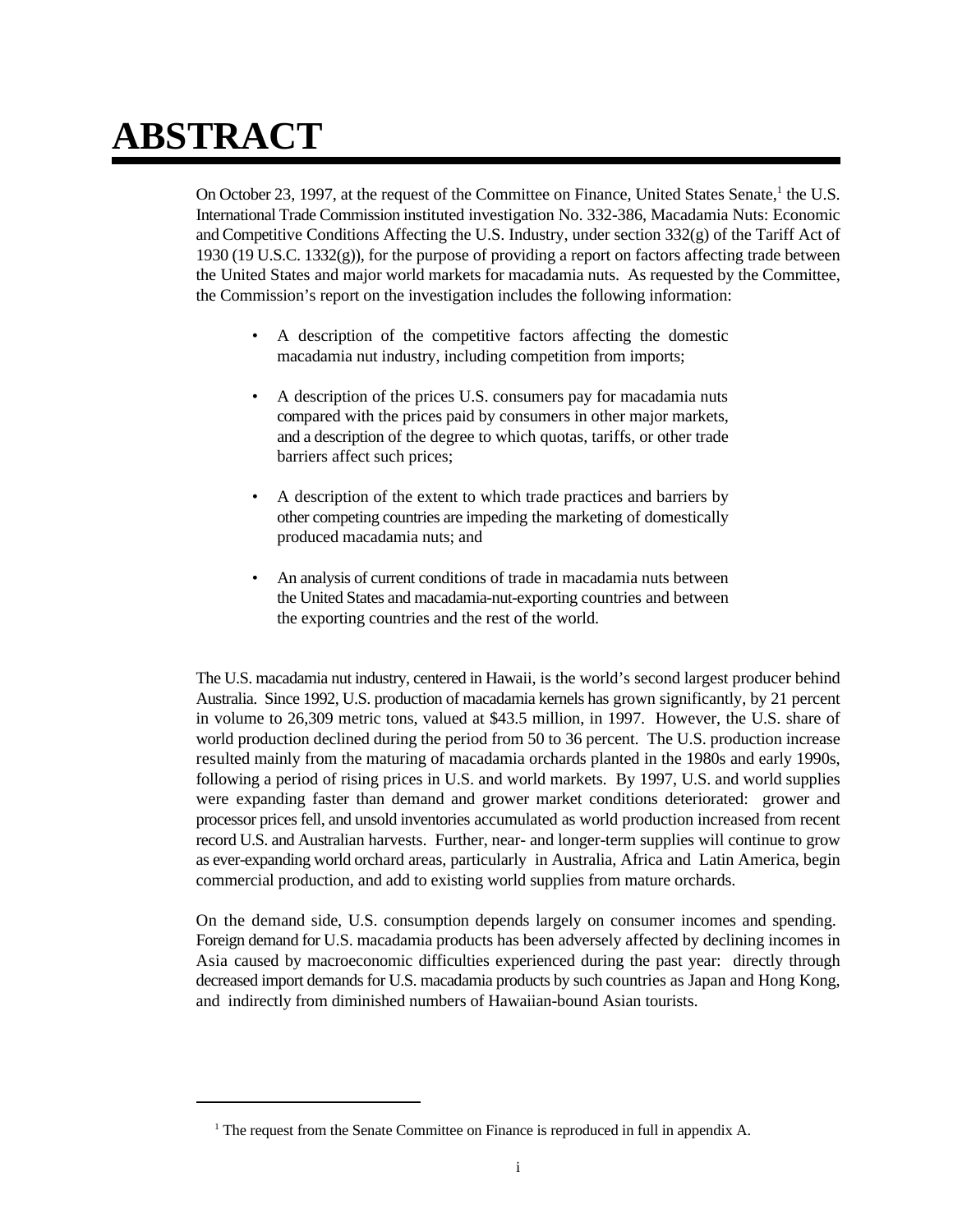# ABSTRACT

On October 23, 1997, at the request of the Committee on Finance, United States Senate,[1] the U.S. International Trade Commission instituted investigation No. 332-386, Macadamia Nuts: Economic and Competitive Conditions Affecting the U.S. Industry, under section 332(g) of the Tariff Act of 1930 (19 U.S.C. 1332(g)), for the purpose of providing a report on factors affecting trade between the United States and major world markets for macadamia nuts. As requested by the Committee, the Commission's report on the investigation includes the following information:

- A description of the competitive factors affecting the domestic macadamia nut industry, including competition from imports;
- A description of the prices U.S. consumers pay for macadamia nuts compared with the prices paid by consumers in other major markets, and a description of the degree to which quotas, tariffs, or other trade barriers affect such prices;
- A description of the extent to which trade practices and barriers by other competing countries are impeding the marketing of domestically produced macadamia nuts; and
- An analysis of current conditions of trade in macadamia nuts between the United States and macadamia-nut-exporting countries and between the exporting countries and the rest of the world.

The U.S. macadamia nut industry, centered in Hawaii, is the world's second largest producer behind Australia. Since 1992, U.S. production of macadamia kernels has grown significantly, by 21 percent in volume to 26,309 metric tons, valued at $43.5 million, in 1997. However, the U.S. share of world production declined during the period from 50 to 36 percent. The U.S. production increase resulted mainly from the maturing of macadamia orchards planted in the 1980s and early 1990s, following a period of rising prices in U.S. and world markets. By 1997, U.S. and world supplies were expanding faster than demand and grower market conditions deteriorated: grower and processor prices fell, and unsold inventories accumulated as world production increased from recent record U.S. and Australian harvests. Further, near- and longer-term supplies will continue to grow as ever-expanding world orchard areas, particularly in Australia, Africa and Latin America, begin commercial production, and add to existing world supplies from mature orchards.

On the demand side, U.S. consumption depends largely on consumer incomes and spending. Foreign demand for U.S. macadamia products has been adversely affected by declining incomes in Asia caused by macroeconomic difficulties experienced during the past year: directly through decreased import demands for U.S. macadamia products by such countries as Japan and Hong Kong, and indirectly from diminished numbers of Hawaiian-bound Asian tourists.

[1] The request from the Senate Committee on Finance is reproduced in full in appendix A.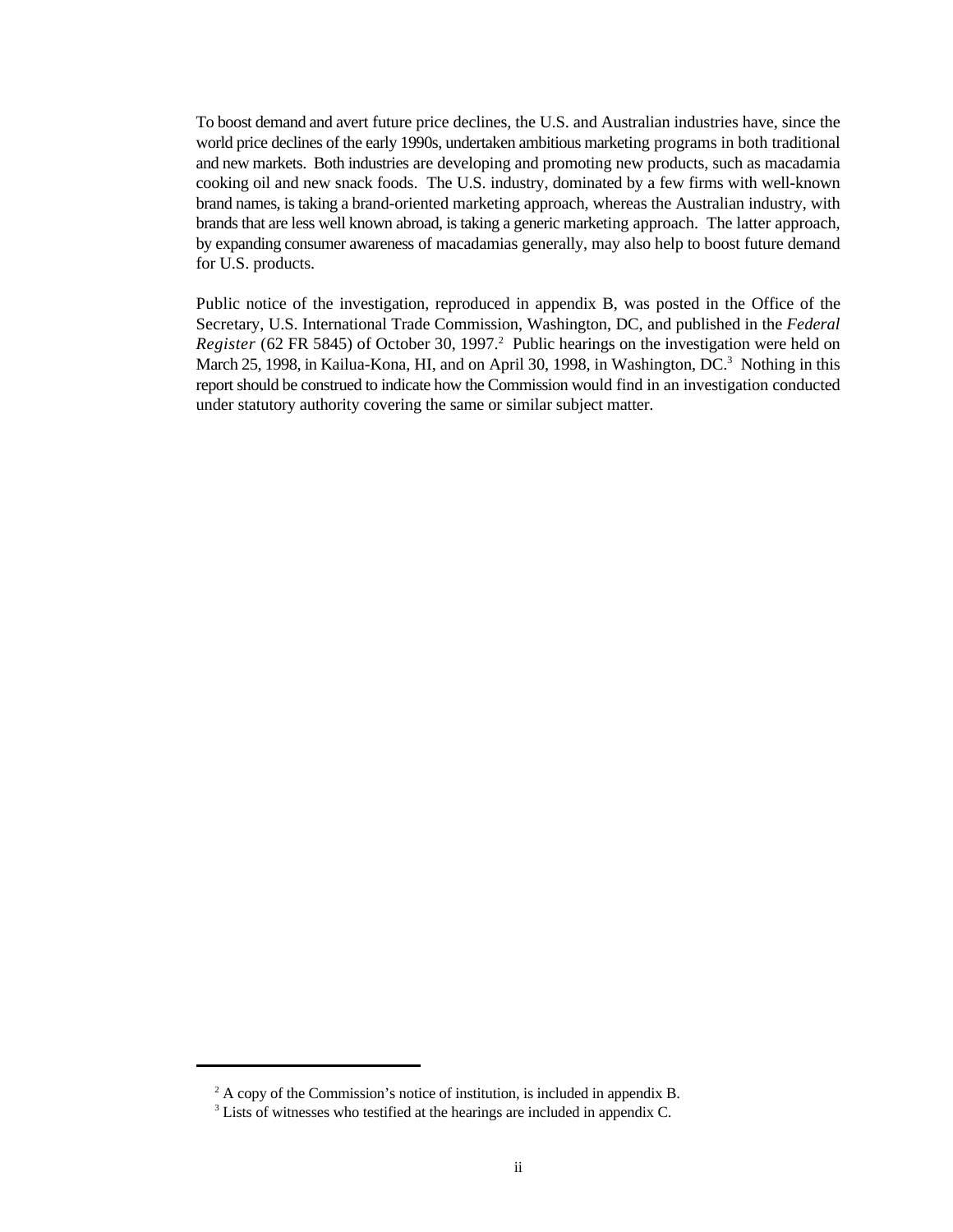To boost demand and avert future price declines, the U.S. and Australian industries have, since the world price declines of the early 1990s, undertaken ambitious marketing programs in both traditional and new markets. Both industries are developing and promoting new products, such as macadamia cooking oil and new snack foods. The U.S. industry, dominated by a few firms with well-known brand names, is taking a brand-oriented marketing approach, whereas the Australian industry, with brands that are less well known abroad, is taking a generic marketing approach. The latter approach, by expanding consumer awareness of macadamias generally, may also help to boost future demand for U.S. products.

Public notice of the investigation, reproduced in appendix B, was posted in the Office of the Secretary, U.S. International Trade Commission, Washington, DC, and published in the *Federal Register* (62 FR 5845) of October 30, 1997.[2] Public hearings on the investigation were held on March 25, 1998, in Kailua-Kona, HI, and on April 30, 1998, in Washington, DC.[3] Nothing in this report should be construed to indicate how the Commission would find in an investigation conducted under statutory authority covering the same or similar subject matter.

---

[2] A copy of the Commission's notice of institution, is included in appendix B.

[3] Lists of witnesses who testified at the hearings are included in appendix C.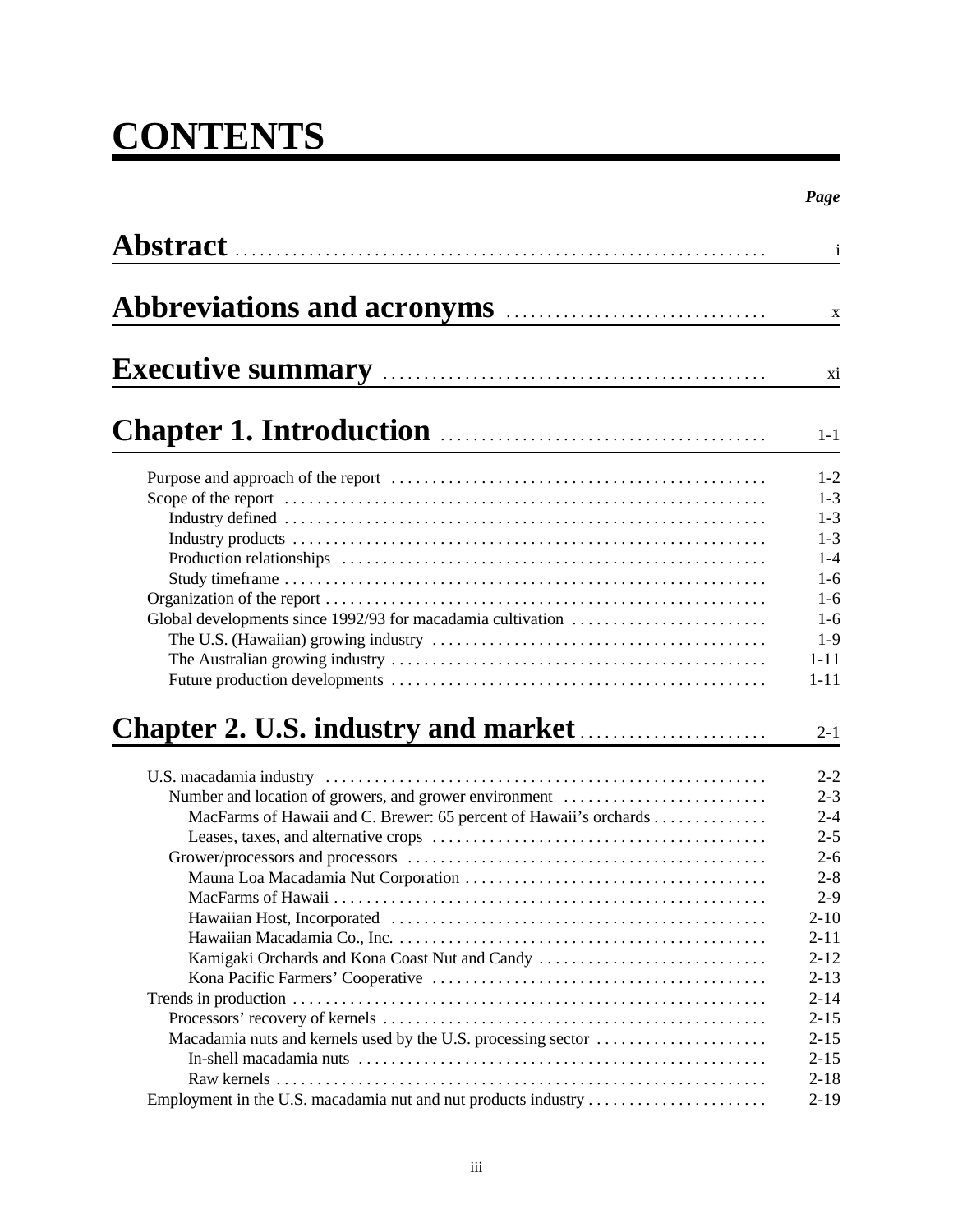# CONTENTS

| | *Page* |
|---|---|
| **Abstract** | i |
| **Abbreviations and acronyms** | x |
| **Executive summary** | xi |
| **Chapter 1. Introduction** | 1-1 |
| Purpose and approach of the report | 1-2 |
| Scope of the report | 1-3 |
| Industry defined | 1-3 |
| Industry products | 1-3 |
| Production relationships | 1-4 |
| Study timeframe | 1-6 |
| Organization of the report | 1-6 |
| Global developments since 1992/93 for macadamia cultivation | 1-6 |
| The U.S. (Hawaiian) growing industry | 1-9 |
| The Australian growing industry | 1-11 |
| Future production developments | 1-11 |
| **Chapter 2. U.S. industry and market** | 2-1 |
| U.S. macadamia industry | 2-2 |
| Number and location of growers, and grower environment | 2-3 |
| MacFarms of Hawaii and C. Brewer: 65 percent of Hawaii's orchards | 2-4 |
| Leases, taxes, and alternative crops | 2-5 |
| Grower/processors and processors | 2-6 |
| Mauna Loa Macadamia Nut Corporation | 2-8 |
| MacFarms of Hawaii | 2-9 |
| Hawaiian Host, Incorporated | 2-10 |
| Hawaiian Macadamia Co., Inc. | 2-11 |
| Kamigaki Orchards and Kona Coast Nut and Candy | 2-12 |
| Kona Pacific Farmers' Cooperative | 2-13 |
| Trends in production | 2-14 |
| Processors' recovery of kernels | 2-15 |
| Macadamia nuts and kernels used by the U.S. processing sector | 2-15 |
| In-shell macadamia nuts | 2-15 |
| Raw kernels | 2-18 |
| Employment in the U.S. macadamia nut and nut products industry | 2-19 |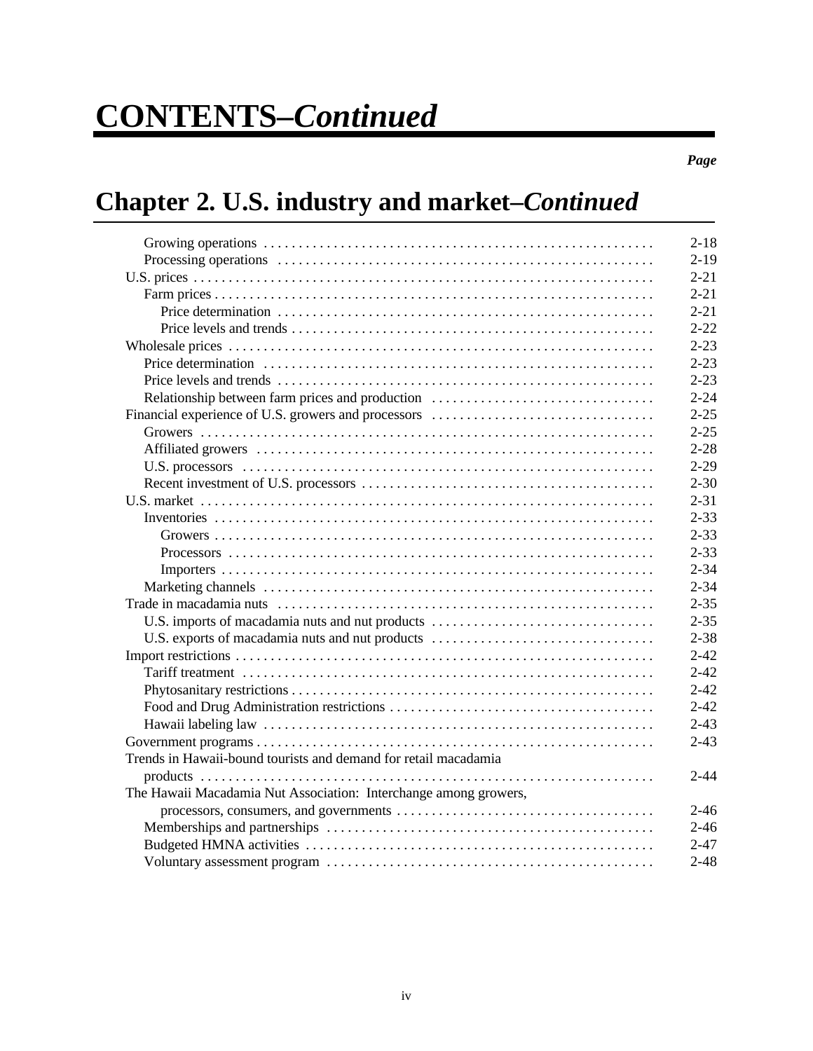# CONTENTS–*Continued*

***Page***

## Chapter 2. U.S. industry and market–*Continued*

| | |
|---|---|
| Growing operations | 2-18 |
| Processing operations | 2-19 |
| U.S. prices | 2-21 |
| Farm prices | 2-21 |
| Price determination | 2-21 |
| Price levels and trends | 2-22 |
| Wholesale prices | 2-23 |
| Price determination | 2-23 |
| Price levels and trends | 2-23 |
| Relationship between farm prices and production | 2-24 |
| Financial experience of U.S. growers and processors | 2-25 |
| Growers | 2-25 |
| Affiliated growers | 2-28 |
| U.S. processors | 2-29 |
| Recent investment of U.S. processors | 2-30 |
| U.S. market | 2-31 |
| Inventories | 2-33 |
| Growers | 2-33 |
| Processors | 2-33 |
| Importers | 2-34 |
| Marketing channels | 2-34 |
| Trade in macadamia nuts | 2-35 |
| U.S. imports of macadamia nuts and nut products | 2-35 |
| U.S. exports of macadamia nuts and nut products | 2-38 |
| Import restrictions | 2-42 |
| Tariff treatment | 2-42 |
| Phytosanitary restrictions | 2-42 |
| Food and Drug Administration restrictions | 2-42 |
| Hawaii labeling law | 2-43 |
| Government programs | 2-43 |
| Trends in Hawaii-bound tourists and demand for retail macadamia products | 2-44 |
| The Hawaii Macadamia Nut Association: Interchange among growers, processors, consumers, and governments | 2-46 |
| Memberships and partnerships | 2-46 |
| Budgeted HMNA activities | 2-47 |
| Voluntary assessment program | 2-48 |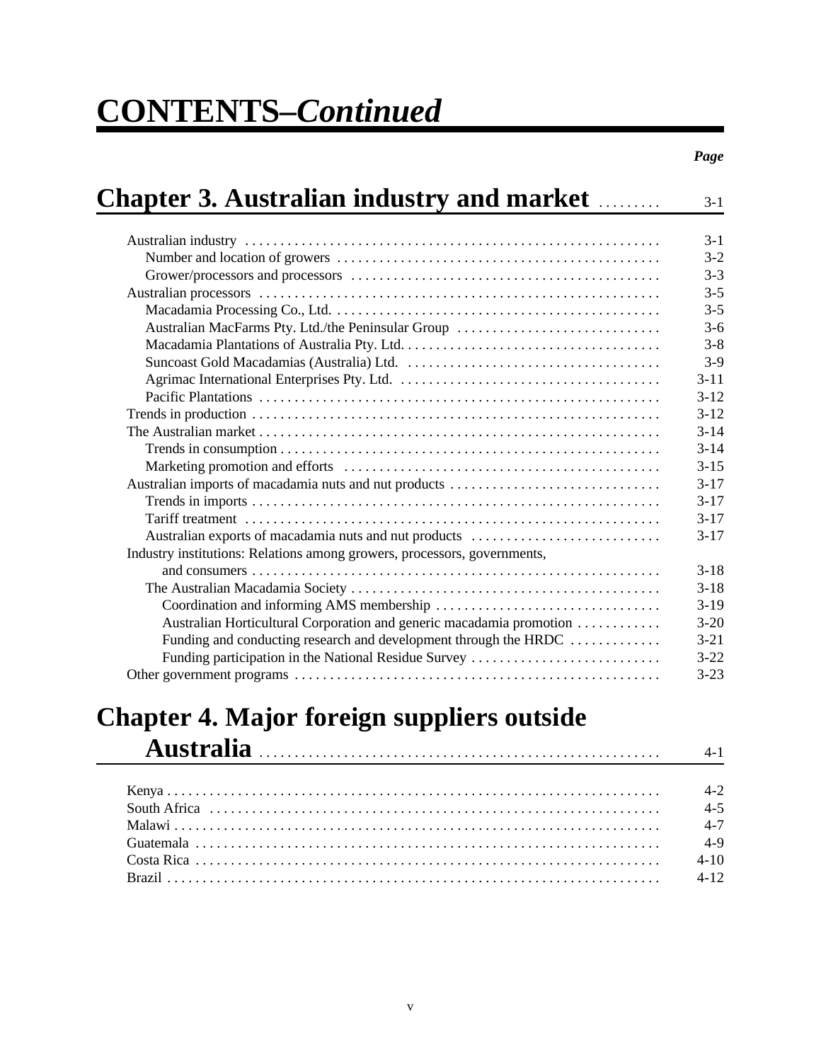# CONTENTS–*Continued*

| | *Page* |
|---|---|
| **Chapter 3. Australian industry and market** | 3-1 |
| Australian industry | 3-1 |
| Number and location of growers | 3-2 |
| Grower/processors and processors | 3-3 |
| Australian processors | 3-5 |
| Macadamia Processing Co., Ltd. | 3-5 |
| Australian MacFarms Pty. Ltd./the Peninsular Group | 3-6 |
| Macadamia Plantations of Australia Pty. Ltd. | 3-8 |
| Suncoast Gold Macadamias (Australia) Ltd. | 3-9 |
| Agrimac International Enterprises Pty. Ltd. | 3-11 |
| Pacific Plantations | 3-12 |
| Trends in production | 3-12 |
| The Australian market | 3-14 |
| Trends in consumption | 3-14 |
| Marketing promotion and efforts | 3-15 |
| Australian imports of macadamia nuts and nut products | 3-17 |
| Trends in imports | 3-17 |
| Tariff treatment | 3-17 |
| Australian exports of macadamia nuts and nut products | 3-17 |
| Industry institutions: Relations among growers, processors, governments, and consumers | 3-18 |
| The Australian Macadamia Society | 3-18 |
| Coordination and informing AMS membership | 3-19 |
| Australian Horticultural Corporation and generic macadamia promotion | 3-20 |
| Funding and conducting research and development through the HRDC | 3-21 |
| Funding participation in the National Residue Survey | 3-22 |
| Other government programs | 3-23 |
| **Chapter 4. Major foreign suppliers outside Australia** | 4-1 |
| Kenya | 4-2 |
| South Africa | 4-5 |
| Malawi | 4-7 |
| Guatemala | 4-9 |
| Costa Rica | 4-10 |
| Brazil | 4-12 |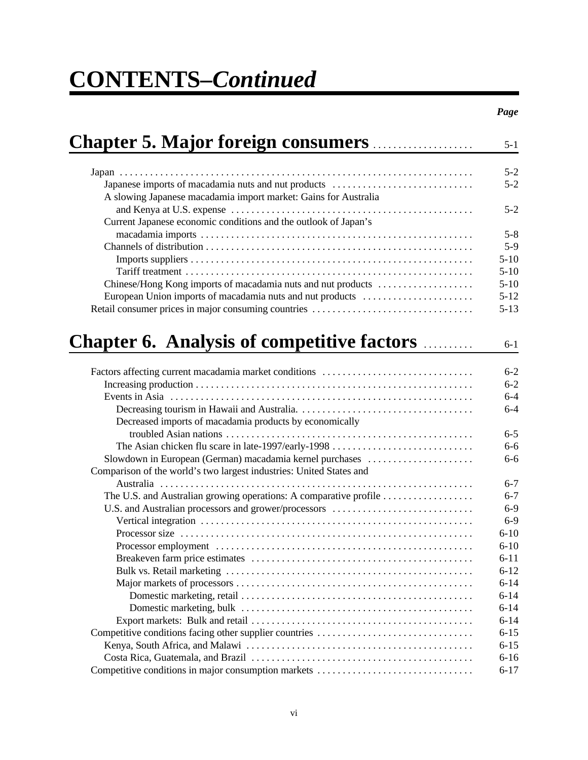# CONTENTS–*Continued*

| | *Page* |
|---|---|
| **Chapter 5. Major foreign consumers** | 5-1 |
| Japan | 5-2 |
| Japanese imports of macadamia nuts and nut products | 5-2 |
| A slowing Japanese macadamia import market: Gains for Australia and Kenya at U.S. expense | 5-2 |
| Current Japanese economic conditions and the outlook of Japan's macadamia imports | 5-8 |
| Channels of distribution | 5-9 |
| Imports suppliers | 5-10 |
| Tariff treatment | 5-10 |
| Chinese/Hong Kong imports of macadamia nuts and nut products | 5-10 |
| European Union imports of macadamia nuts and nut products | 5-12 |
| Retail consumer prices in major consuming countries | 5-13 |
| **Chapter 6. Analysis of competitive factors** | 6-1 |
| Factors affecting current macadamia market conditions | 6-2 |
| Increasing production | 6-2 |
| Events in Asia | 6-4 |
| Decreasing tourism in Hawaii and Australia. | 6-4 |
| Decreased imports of macadamia products by economically troubled Asian nations | 6-5 |
| The Asian chicken flu scare in late-1997/early-1998 | 6-6 |
| Slowdown in European (German) macadamia kernel purchases | 6-6 |
| Comparison of the world's two largest industries: United States and Australia | 6-7 |
| The U.S. and Australian growing operations: A comparative profile | 6-7 |
| U.S. and Australian processors and grower/processors | 6-9 |
| Vertical integration | 6-9 |
| Processor size | 6-10 |
| Processor employment | 6-10 |
| Breakeven farm price estimates | 6-11 |
| Bulk vs. Retail marketing | 6-12 |
| Major markets of processors | 6-14 |
| Domestic marketing, retail | 6-14 |
| Domestic marketing, bulk | 6-14 |
| Export markets: Bulk and retail | 6-14 |
| Competitive conditions facing other supplier countries | 6-15 |
| Kenya, South Africa, and Malawi | 6-15 |
| Costa Rica, Guatemala, and Brazil | 6-16 |
| Competitive conditions in major consumption markets | 6-17 |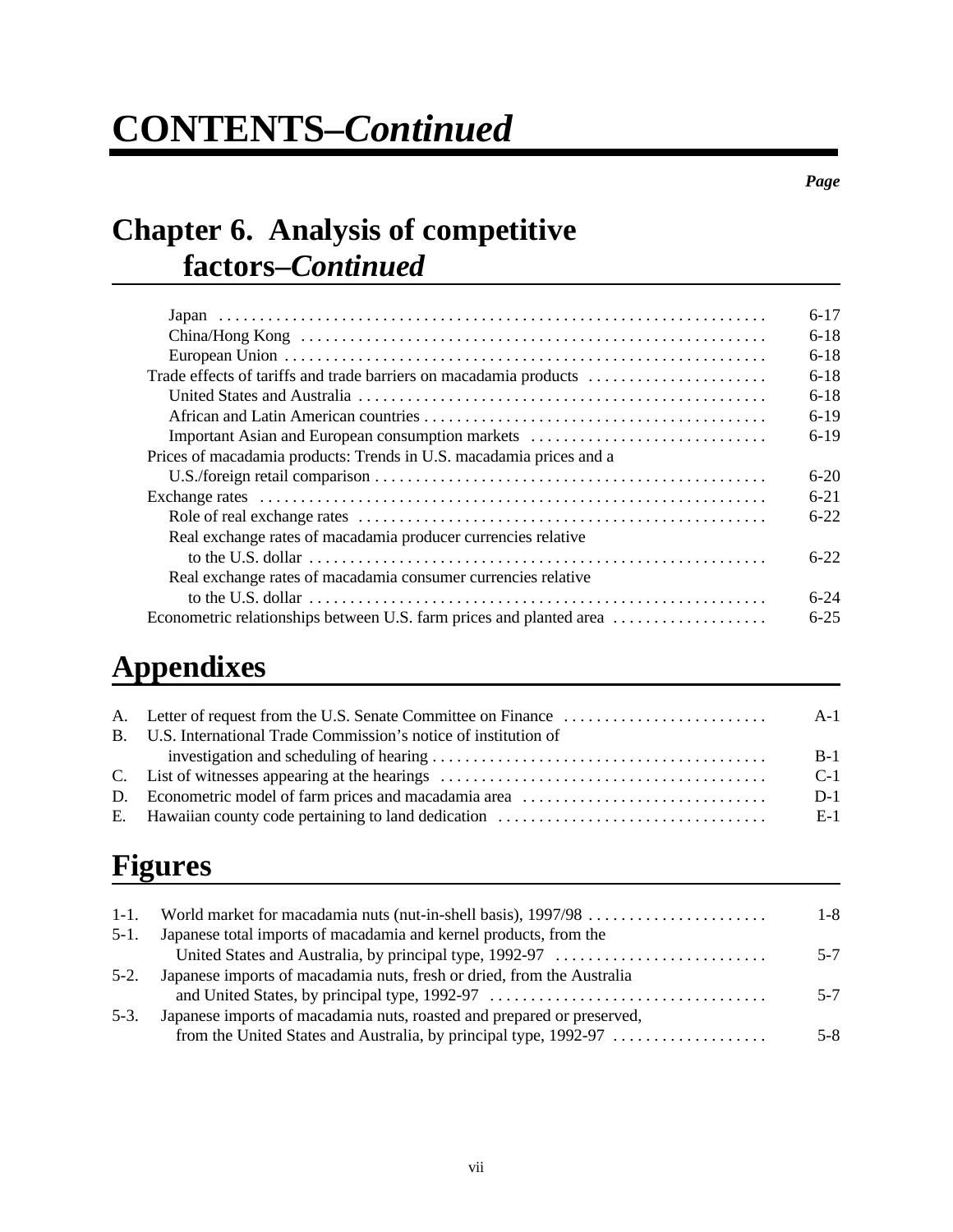# CONTENTS–*Continued*

*Page*

## Chapter 6. Analysis of competitive factors–*Continued*

| | Page |
|---|---|
| Japan | 6-17 |
| China/Hong Kong | 6-18 |
| European Union | 6-18 |
| Trade effects of tariffs and trade barriers on macadamia products | 6-18 |
| United States and Australia | 6-18 |
| African and Latin American countries | 6-19 |
| Important Asian and European consumption markets | 6-19 |
| Prices of macadamia products: Trends in U.S. macadamia prices and a U.S./foreign retail comparison | 6-20 |
| Exchange rates | 6-21 |
| Role of real exchange rates | 6-22 |
| Real exchange rates of macadamia producer currencies relative to the U.S. dollar | 6-22 |
| Real exchange rates of macadamia consumer currencies relative to the U.S. dollar | 6-24 |
| Econometric relationships between U.S. farm prices and planted area | 6-25 |

## Appendixes

| | | Page |
|---|---|---|
| A. | Letter of request from the U.S. Senate Committee on Finance | A-1 |
| B. | U.S. International Trade Commission's notice of institution of investigation and scheduling of hearing | B-1 |
| C. | List of witnesses appearing at the hearings | C-1 |
| D. | Econometric model of farm prices and macadamia area | D-1 |
| E. | Hawaiian county code pertaining to land dedication | E-1 |

## Figures

| | | Page |
|---|---|---|
| 1-1. | World market for macadamia nuts (nut-in-shell basis), 1997/98 | 1-8 |
| 5-1. | Japanese total imports of macadamia and kernel products, from the United States and Australia, by principal type, 1992-97 | 5-7 |
| 5-2. | Japanese imports of macadamia nuts, fresh or dried, from the Australia and United States, by principal type, 1992-97 | 5-7 |
| 5-3. | Japanese imports of macadamia nuts, roasted and prepared or preserved, from the United States and Australia, by principal type, 1992-97 | 5-8 |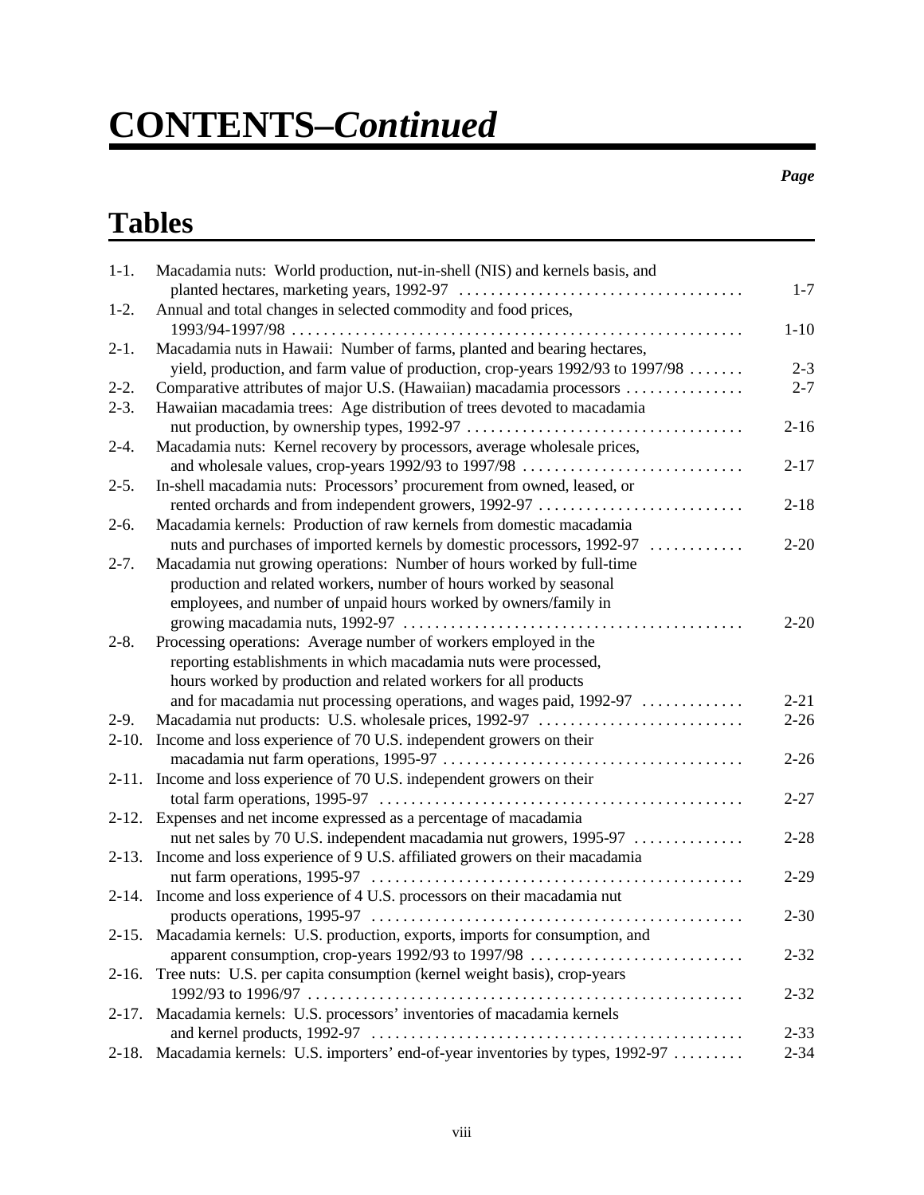# CONTENTS–*Continued*

***Page***

## Tables

| | | Page |
|---|---|---|
| 1-1. | Macadamia nuts: World production, nut-in-shell (NIS) and kernels basis, and planted hectares, marketing years, 1992-97 | 1-7 |
| 1-2. | Annual and total changes in selected commodity and food prices, 1993/94-1997/98 | 1-10 |
| 2-1. | Macadamia nuts in Hawaii: Number of farms, planted and bearing hectares, yield, production, and farm value of production, crop-years 1992/93 to 1997/98 | 2-3 |
| 2-2. | Comparative attributes of major U.S. (Hawaiian) macadamia processors | 2-7 |
| 2-3. | Hawaiian macadamia trees: Age distribution of trees devoted to macadamia nut production, by ownership types, 1992-97 | 2-16 |
| 2-4. | Macadamia nuts: Kernel recovery by processors, average wholesale prices, and wholesale values, crop-years 1992/93 to 1997/98 | 2-17 |
| 2-5. | In-shell macadamia nuts: Processors' procurement from owned, leased, or rented orchards and from independent growers, 1992-97 | 2-18 |
| 2-6. | Macadamia kernels: Production of raw kernels from domestic macadamia nuts and purchases of imported kernels by domestic processors, 1992-97 | 2-20 |
| 2-7. | Macadamia nut growing operations: Number of hours worked by full-time production and related workers, number of hours worked by seasonal employees, and number of unpaid hours worked by owners/family in growing macadamia nuts, 1992-97 | 2-20 |
| 2-8. | Processing operations: Average number of workers employed in the reporting establishments in which macadamia nuts were processed, hours worked by production and related workers for all products and for macadamia nut processing operations, and wages paid, 1992-97 | 2-21 |
| 2-9. | Macadamia nut products: U.S. wholesale prices, 1992-97 | 2-26 |
| 2-10. | Income and loss experience of 70 U.S. independent growers on their macadamia nut farm operations, 1995-97 | 2-26 |
| 2-11. | Income and loss experience of 70 U.S. independent growers on their total farm operations, 1995-97 | 2-27 |
| 2-12. | Expenses and net income expressed as a percentage of macadamia nut net sales by 70 U.S. independent macadamia nut growers, 1995-97 | 2-28 |
| 2-13. | Income and loss experience of 9 U.S. affiliated growers on their macadamia nut farm operations, 1995-97 | 2-29 |
| 2-14. | Income and loss experience of 4 U.S. processors on their macadamia nut products operations, 1995-97 | 2-30 |
| 2-15. | Macadamia kernels: U.S. production, exports, imports for consumption, and apparent consumption, crop-years 1992/93 to 1997/98 | 2-32 |
| 2-16. | Tree nuts: U.S. per capita consumption (kernel weight basis), crop-years 1992/93 to 1996/97 | 2-32 |
| 2-17. | Macadamia kernels: U.S. processors' inventories of macadamia kernels and kernel products, 1992-97 | 2-33 |
| 2-18. | Macadamia kernels: U.S. importers' end-of-year inventories by types, 1992-97 | 2-34 |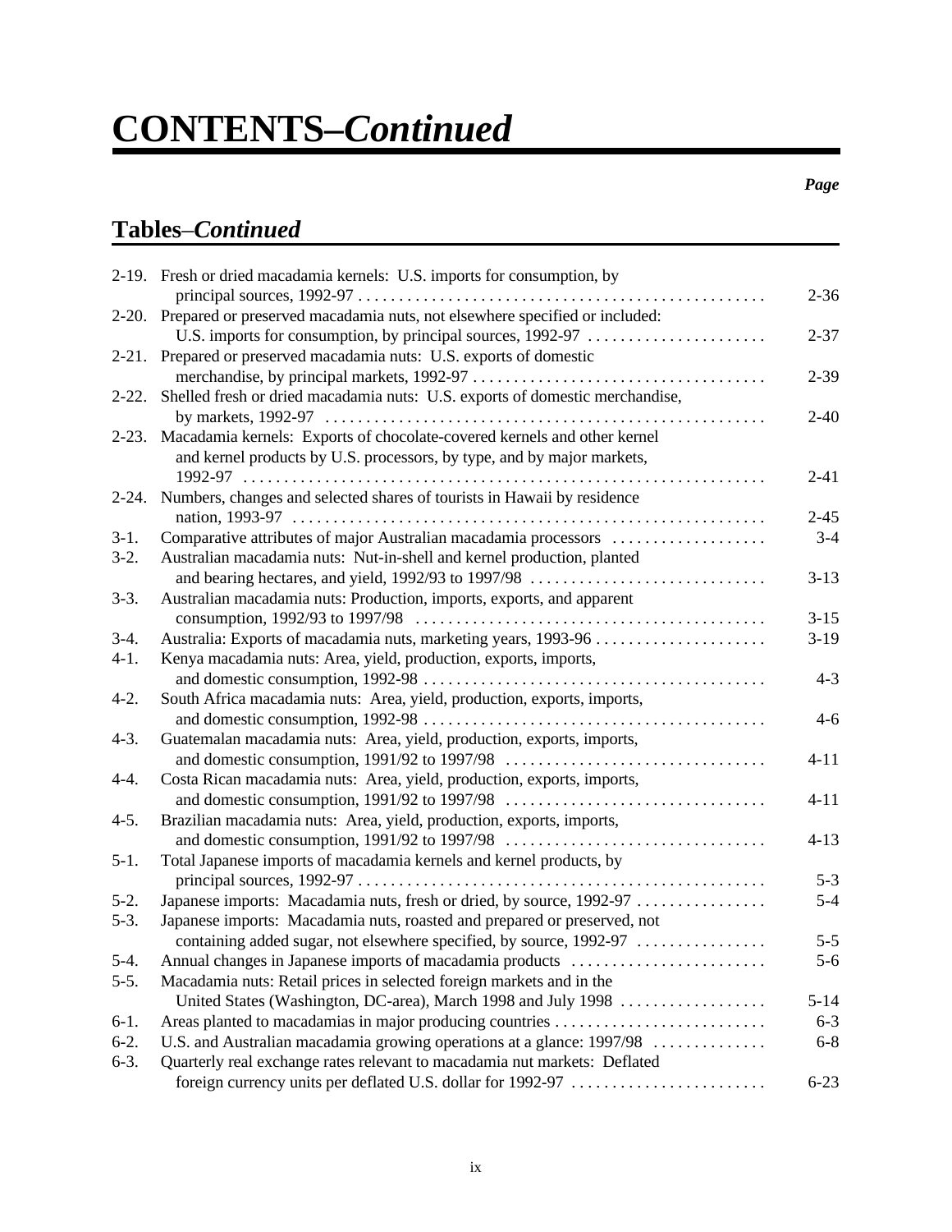# CONTENTS–*Continued*

## Tables–*Continued*

| | | *Page* |
|---|---|---|
| 2-19. | Fresh or dried macadamia kernels: U.S. imports for consumption, by principal sources, 1992-97 | 2-36 |
| 2-20. | Prepared or preserved macadamia nuts, not elsewhere specified or included: U.S. imports for consumption, by principal sources, 1992-97 | 2-37 |
| 2-21. | Prepared or preserved macadamia nuts: U.S. exports of domestic merchandise, by principal markets, 1992-97 | 2-39 |
| 2-22. | Shelled fresh or dried macadamia nuts: U.S. exports of domestic merchandise, by markets, 1992-97 | 2-40 |
| 2-23. | Macadamia kernels: Exports of chocolate-covered kernels and other kernel and kernel products by U.S. processors, by type, and by major markets, 1992-97 | 2-41 |
| 2-24. | Numbers, changes and selected shares of tourists in Hawaii by residence nation, 1993-97 | 2-45 |
| 3-1. | Comparative attributes of major Australian macadamia processors | 3-4 |
| 3-2. | Australian macadamia nuts: Nut-in-shell and kernel production, planted and bearing hectares, and yield, 1992/93 to 1997/98 | 3-13 |
| 3-3. | Australian macadamia nuts: Production, imports, exports, and apparent consumption, 1992/93 to 1997/98 | 3-15 |
| 3-4. | Australia: Exports of macadamia nuts, marketing years, 1993-96 | 3-19 |
| 4-1. | Kenya macadamia nuts: Area, yield, production, exports, imports, and domestic consumption, 1992-98 | 4-3 |
| 4-2. | South Africa macadamia nuts: Area, yield, production, exports, imports, and domestic consumption, 1992-98 | 4-6 |
| 4-3. | Guatemalan macadamia nuts: Area, yield, production, exports, imports, and domestic consumption, 1991/92 to 1997/98 | 4-11 |
| 4-4. | Costa Rican macadamia nuts: Area, yield, production, exports, imports, and domestic consumption, 1991/92 to 1997/98 | 4-11 |
| 4-5. | Brazilian macadamia nuts: Area, yield, production, exports, imports, and domestic consumption, 1991/92 to 1997/98 | 4-13 |
| 5-1. | Total Japanese imports of macadamia kernels and kernel products, by principal sources, 1992-97 | 5-3 |
| 5-2. | Japanese imports: Macadamia nuts, fresh or dried, by source, 1992-97 | 5-4 |
| 5-3. | Japanese imports: Macadamia nuts, roasted and prepared or preserved, not containing added sugar, not elsewhere specified, by source, 1992-97 | 5-5 |
| 5-4. | Annual changes in Japanese imports of macadamia products | 5-6 |
| 5-5. | Macadamia nuts: Retail prices in selected foreign markets and in the United States (Washington, DC-area), March 1998 and July 1998 | 5-14 |
| 6-1. | Areas planted to macadamias in major producing countries | 6-3 |
| 6-2. | U.S. and Australian macadamia growing operations at a glance: 1997/98 | 6-8 |
| 6-3. | Quarterly real exchange rates relevant to macadamia nut markets: Deflated foreign currency units per deflated U.S. dollar for 1992-97 | 6-23 |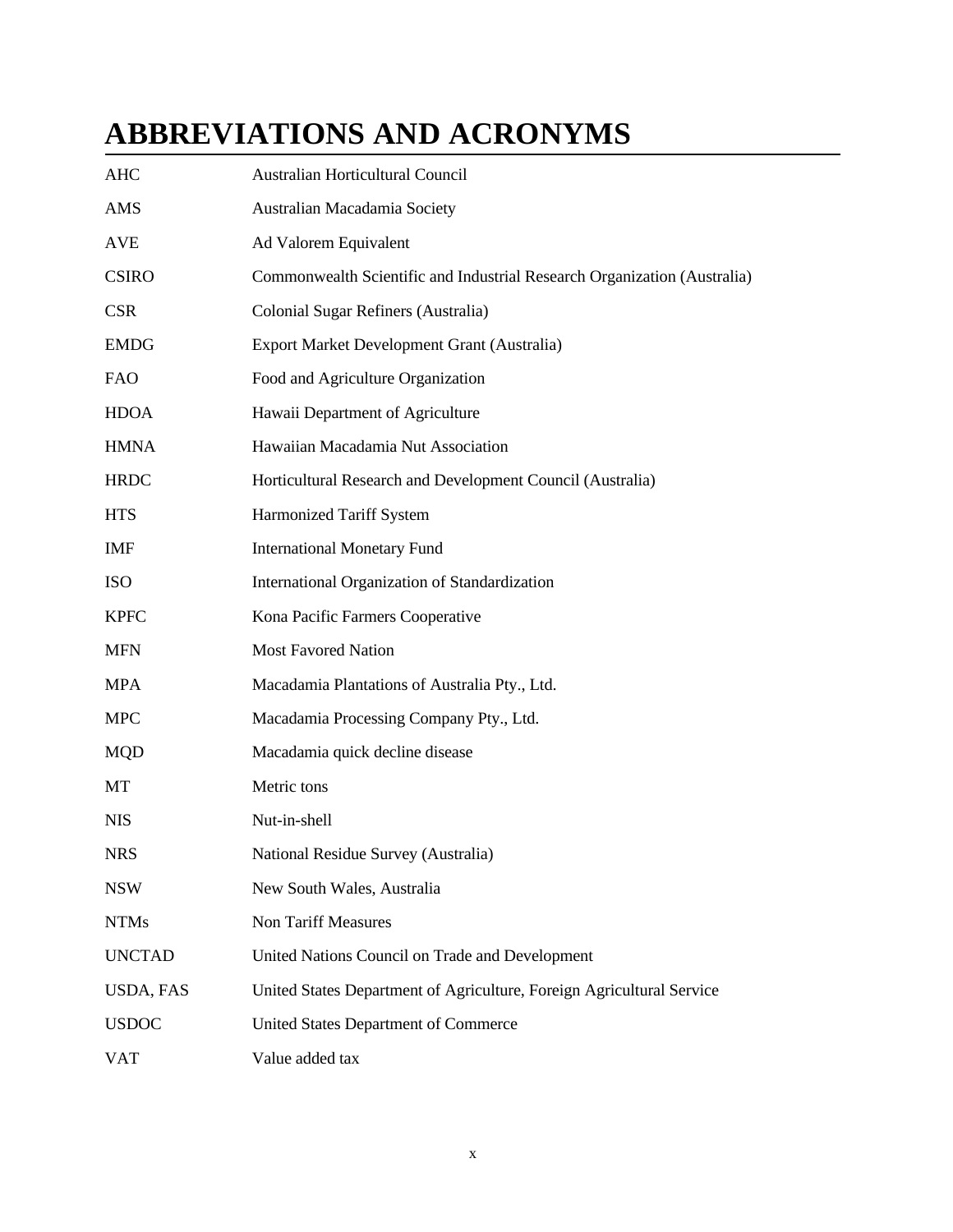# ABBREVIATIONS AND ACRONYMS

| | |
|---|---|
| AHC | Australian Horticultural Council |
| AMS | Australian Macadamia Society |
| AVE | Ad Valorem Equivalent |
| CSIRO | Commonwealth Scientific and Industrial Research Organization (Australia) |
| CSR | Colonial Sugar Refiners (Australia) |
| EMDG | Export Market Development Grant (Australia) |
| FAO | Food and Agriculture Organization |
| HDOA | Hawaii Department of Agriculture |
| HMNA | Hawaiian Macadamia Nut Association |
| HRDC | Horticultural Research and Development Council (Australia) |
| HTS | Harmonized Tariff System |
| IMF | International Monetary Fund |
| ISO | International Organization of Standardization |
| KPFC | Kona Pacific Farmers Cooperative |
| MFN | Most Favored Nation |
| MPA | Macadamia Plantations of Australia Pty., Ltd. |
| MPC | Macadamia Processing Company Pty., Ltd. |
| MQD | Macadamia quick decline disease |
| MT | Metric tons |
| NIS | Nut-in-shell |
| NRS | National Residue Survey (Australia) |
| NSW | New South Wales, Australia |
| NTMs | Non Tariff Measures |
| UNCTAD | United Nations Council on Trade and Development |
| USDA, FAS | United States Department of Agriculture, Foreign Agricultural Service |
| USDOC | United States Department of Commerce |
| VAT | Value added tax |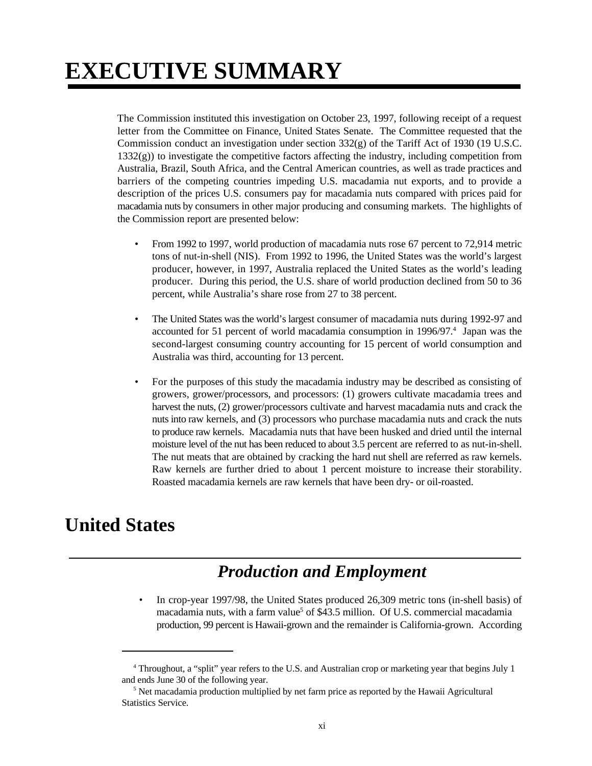# EXECUTIVE SUMMARY

The Commission instituted this investigation on October 23, 1997, following receipt of a request letter from the Committee on Finance, United States Senate. The Committee requested that the Commission conduct an investigation under section 332(g) of the Tariff Act of 1930 (19 U.S.C. 1332(g)) to investigate the competitive factors affecting the industry, including competition from Australia, Brazil, South Africa, and the Central American countries, as well as trade practices and barriers of the competing countries impeding U.S. macadamia nut exports, and to provide a description of the prices U.S. consumers pay for macadamia nuts compared with prices paid for macadamia nuts by consumers in other major producing and consuming markets. The highlights of the Commission report are presented below:

- From 1992 to 1997, world production of macadamia nuts rose 67 percent to 72,914 metric tons of nut-in-shell (NIS). From 1992 to 1996, the United States was the world's largest producer, however, in 1997, Australia replaced the United States as the world's leading producer. During this period, the U.S. share of world production declined from 50 to 36 percent, while Australia's share rose from 27 to 38 percent.

- The United States was the world's largest consumer of macadamia nuts during 1992-97 and accounted for 51 percent of world macadamia consumption in 1996/97.[4] Japan was the second-largest consuming country accounting for 15 percent of world consumption and Australia was third, accounting for 13 percent.

- For the purposes of this study the macadamia industry may be described as consisting of growers, grower/processors, and processors: (1) growers cultivate macadamia trees and harvest the nuts, (2) grower/processors cultivate and harvest macadamia nuts and crack the nuts into raw kernels, and (3) processors who purchase macadamia nuts and crack the nuts to produce raw kernels. Macadamia nuts that have been husked and dried until the internal moisture level of the nut has been reduced to about 3.5 percent are referred to as nut-in-shell. The nut meats that are obtained by cracking the hard nut shell are referred as raw kernels. Raw kernels are further dried to about 1 percent moisture to increase their storability. Roasted macadamia kernels are raw kernels that have been dry- or oil-roasted.

## United States

### *Production and Employment*

- In crop-year 1997/98, the United States produced 26,309 metric tons (in-shell basis) of macadamia nuts, with a farm value[5] of $43.5 million. Of U.S. commercial macadamia production, 99 percent is Hawaii-grown and the remainder is California-grown. According

---

[4] Throughout, a "split" year refers to the U.S. and Australian crop or marketing year that begins July 1 and ends June 30 of the following year.

[5] Net macadamia production multiplied by net farm price as reported by the Hawaii Agricultural Statistics Service.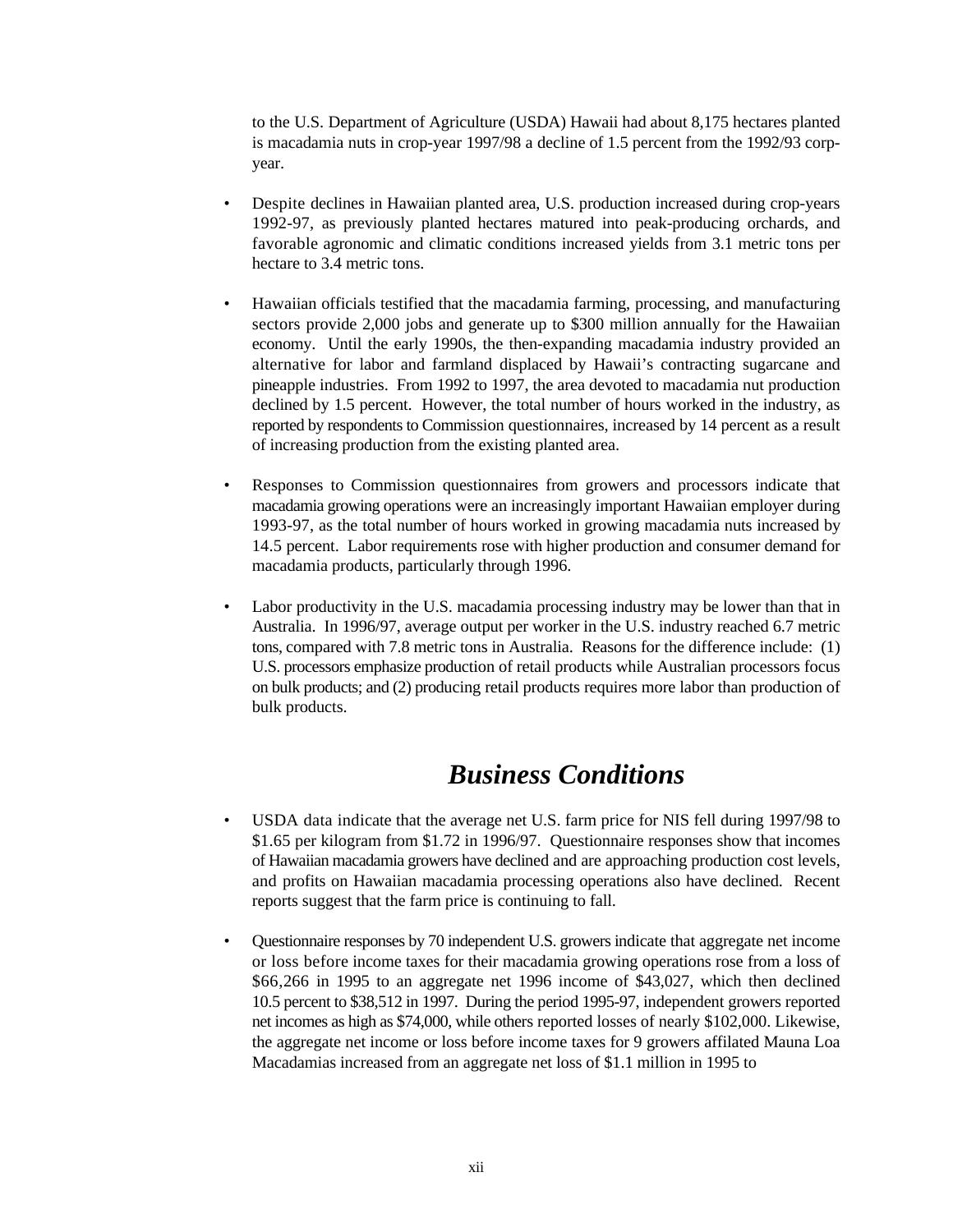to the U.S. Department of Agriculture (USDA) Hawaii had about 8,175 hectares planted is macadamia nuts in crop-year 1997/98 a decline of 1.5 percent from the 1992/93 corp-year.

- Despite declines in Hawaiian planted area, U.S. production increased during crop-years 1992-97, as previously planted hectares matured into peak-producing orchards, and favorable agronomic and climatic conditions increased yields from 3.1 metric tons per hectare to 3.4 metric tons.

- Hawaiian officials testified that the macadamia farming, processing, and manufacturing sectors provide 2,000 jobs and generate up to $300 million annually for the Hawaiian economy. Until the early 1990s, the then-expanding macadamia industry provided an alternative for labor and farmland displaced by Hawaii's contracting sugarcane and pineapple industries. From 1992 to 1997, the area devoted to macadamia nut production declined by 1.5 percent. However, the total number of hours worked in the industry, as reported by respondents to Commission questionnaires, increased by 14 percent as a result of increasing production from the existing planted area.

- Responses to Commission questionnaires from growers and processors indicate that macadamia growing operations were an increasingly important Hawaiian employer during 1993-97, as the total number of hours worked in growing macadamia nuts increased by 14.5 percent. Labor requirements rose with higher production and consumer demand for macadamia products, particularly through 1996.

- Labor productivity in the U.S. macadamia processing industry may be lower than that in Australia. In 1996/97, average output per worker in the U.S. industry reached 6.7 metric tons, compared with 7.8 metric tons in Australia. Reasons for the difference include: (1) U.S. processors emphasize production of retail products while Australian processors focus on bulk products; and (2) producing retail products requires more labor than production of bulk products.

## *Business Conditions*

- USDA data indicate that the average net U.S. farm price for NIS fell during 1997/98 to $1.65 per kilogram from $1.72 in 1996/97. Questionnaire responses show that incomes of Hawaiian macadamia growers have declined and are approaching production cost levels, and profits on Hawaiian macadamia processing operations also have declined. Recent reports suggest that the farm price is continuing to fall.

- Questionnaire responses by 70 independent U.S. growers indicate that aggregate net income or loss before income taxes for their macadamia growing operations rose from a loss of $66,266 in 1995 to an aggregate net 1996 income of $43,027, which then declined 10.5 percent to $38,512 in 1997. During the period 1995-97, independent growers reported net incomes as high as $74,000, while others reported losses of nearly $102,000. Likewise, the aggregate net income or loss before income taxes for 9 growers affilated Mauna Loa Macadamias increased from an aggregate net loss of $1.1 million in 1995 to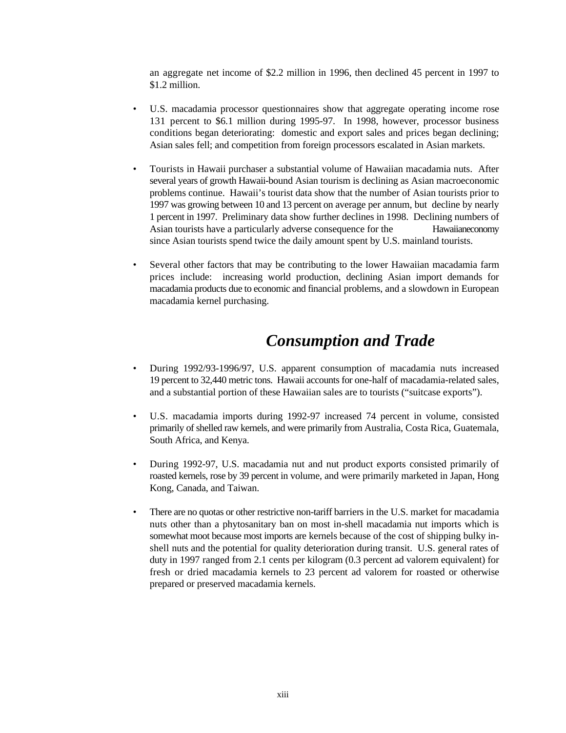an aggregate net income of $2.2 million in 1996, then declined 45 percent in 1997 to $1.2 million.

- U.S. macadamia processor questionnaires show that aggregate operating income rose 131 percent to $6.1 million during 1995-97. In 1998, however, processor business conditions began deteriorating: domestic and export sales and prices began declining; Asian sales fell; and competition from foreign processors escalated in Asian markets.

- Tourists in Hawaii purchaser a substantial volume of Hawaiian macadamia nuts. After several years of growth Hawaii-bound Asian tourism is declining as Asian macroeconomic problems continue. Hawaii's tourist data show that the number of Asian tourists prior to 1997 was growing between 10 and 13 percent on average per annum, but decline by nearly 1 percent in 1997. Preliminary data show further declines in 1998. Declining numbers of Asian tourists have a particularly adverse consequence for the Hawaiianeconomy since Asian tourists spend twice the daily amount spent by U.S. mainland tourists.

- Several other factors that may be contributing to the lower Hawaiian macadamia farm prices include: increasing world production, declining Asian import demands for macadamia products due to economic and financial problems, and a slowdown in European macadamia kernel purchasing.

## *Consumption and Trade*

- During 1992/93-1996/97, U.S. apparent consumption of macadamia nuts increased 19 percent to 32,440 metric tons. Hawaii accounts for one-half of macadamia-related sales, and a substantial portion of these Hawaiian sales are to tourists ("suitcase exports").

- U.S. macadamia imports during 1992-97 increased 74 percent in volume, consisted primarily of shelled raw kernels, and were primarily from Australia, Costa Rica, Guatemala, South Africa, and Kenya.

- During 1992-97, U.S. macadamia nut and nut product exports consisted primarily of roasted kernels, rose by 39 percent in volume, and were primarily marketed in Japan, Hong Kong, Canada, and Taiwan.

- There are no quotas or other restrictive non-tariff barriers in the U.S. market for macadamia nuts other than a phytosanitary ban on most in-shell macadamia nut imports which is somewhat moot because most imports are kernels because of the cost of shipping bulky in-shell nuts and the potential for quality deterioration during transit. U.S. general rates of duty in 1997 ranged from 2.1 cents per kilogram (0.3 percent ad valorem equivalent) for fresh or dried macadamia kernels to 23 percent ad valorem for roasted or otherwise prepared or preserved macadamia kernels.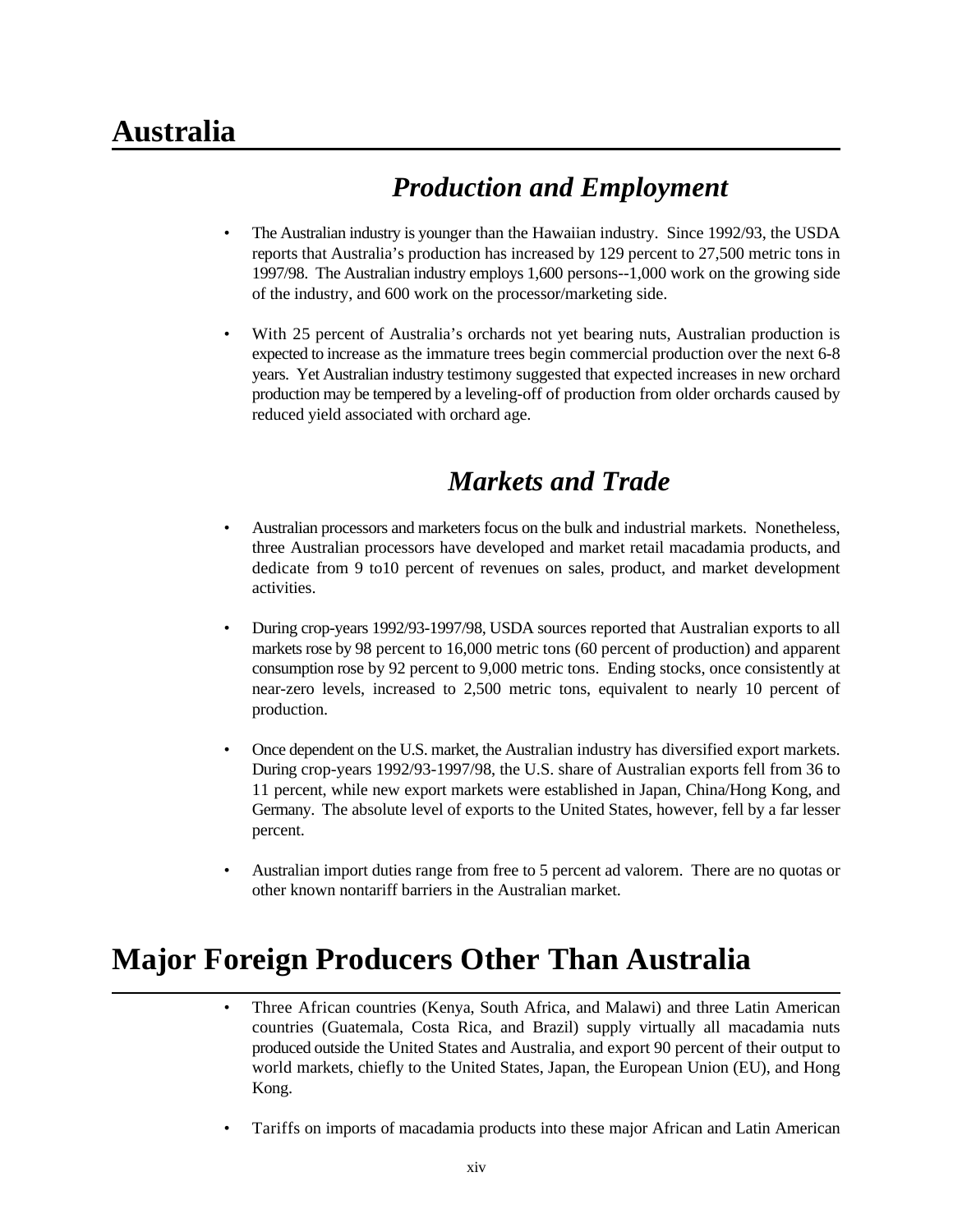# Australia

## *Production and Employment*

- The Australian industry is younger than the Hawaiian industry. Since 1992/93, the USDA reports that Australia's production has increased by 129 percent to 27,500 metric tons in 1997/98. The Australian industry employs 1,600 persons--1,000 work on the growing side of the industry, and 600 work on the processor/marketing side.

- With 25 percent of Australia's orchards not yet bearing nuts, Australian production is expected to increase as the immature trees begin commercial production over the next 6-8 years. Yet Australian industry testimony suggested that expected increases in new orchard production may be tempered by a leveling-off of production from older orchards caused by reduced yield associated with orchard age.

## *Markets and Trade*

- Australian processors and marketers focus on the bulk and industrial markets. Nonetheless, three Australian processors have developed and market retail macadamia products, and dedicate from 9 to10 percent of revenues on sales, product, and market development activities.

- During crop-years 1992/93-1997/98, USDA sources reported that Australian exports to all markets rose by 98 percent to 16,000 metric tons (60 percent of production) and apparent consumption rose by 92 percent to 9,000 metric tons. Ending stocks, once consistently at near-zero levels, increased to 2,500 metric tons, equivalent to nearly 10 percent of production.

- Once dependent on the U.S. market, the Australian industry has diversified export markets. During crop-years 1992/93-1997/98, the U.S. share of Australian exports fell from 36 to 11 percent, while new export markets were established in Japan, China/Hong Kong, and Germany. The absolute level of exports to the United States, however, fell by a far lesser percent.

- Australian import duties range from free to 5 percent ad valorem. There are no quotas or other known nontariff barriers in the Australian market.

# Major Foreign Producers Other Than Australia

- Three African countries (Kenya, South Africa, and Malawi) and three Latin American countries (Guatemala, Costa Rica, and Brazil) supply virtually all macadamia nuts produced outside the United States and Australia, and export 90 percent of their output to world markets, chiefly to the United States, Japan, the European Union (EU), and Hong Kong.

- Tariffs on imports of macadamia products into these major African and Latin American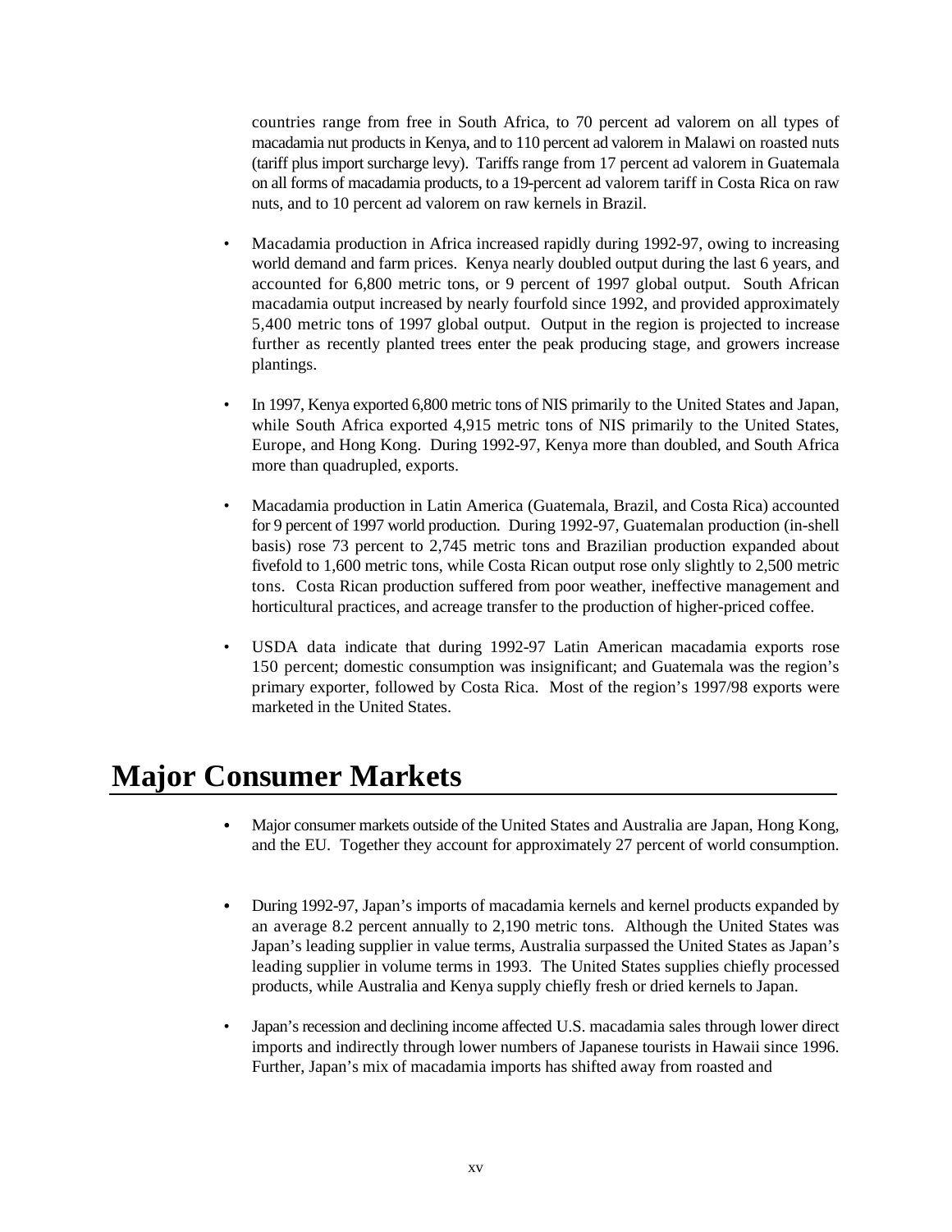countries range from free in South Africa, to 70 percent ad valorem on all types of macadamia nut products in Kenya, and to 110 percent ad valorem in Malawi on roasted nuts (tariff plus import surcharge levy). Tariffs range from 17 percent ad valorem in Guatemala on all forms of macadamia products, to a 19-percent ad valorem tariff in Costa Rica on raw nuts, and to 10 percent ad valorem on raw kernels in Brazil.

- Macadamia production in Africa increased rapidly during 1992-97, owing to increasing world demand and farm prices. Kenya nearly doubled output during the last 6 years, and accounted for 6,800 metric tons, or 9 percent of 1997 global output. South African macadamia output increased by nearly fourfold since 1992, and provided approximately 5,400 metric tons of 1997 global output. Output in the region is projected to increase further as recently planted trees enter the peak producing stage, and growers increase plantings.

- In 1997, Kenya exported 6,800 metric tons of NIS primarily to the United States and Japan, while South Africa exported 4,915 metric tons of NIS primarily to the United States, Europe, and Hong Kong. During 1992-97, Kenya more than doubled, and South Africa more than quadrupled, exports.

- Macadamia production in Latin America (Guatemala, Brazil, and Costa Rica) accounted for 9 percent of 1997 world production. During 1992-97, Guatemalan production (in-shell basis) rose 73 percent to 2,745 metric tons and Brazilian production expanded about fivefold to 1,600 metric tons, while Costa Rican output rose only slightly to 2,500 metric tons. Costa Rican production suffered from poor weather, ineffective management and horticultural practices, and acreage transfer to the production of higher-priced coffee.

- USDA data indicate that during 1992-97 Latin American macadamia exports rose 150 percent; domestic consumption was insignificant; and Guatemala was the region's primary exporter, followed by Costa Rica. Most of the region's 1997/98 exports were marketed in the United States.

# Major Consumer Markets

- Major consumer markets outside of the United States and Australia are Japan, Hong Kong, and the EU. Together they account for approximately 27 percent of world consumption.

- During 1992-97, Japan's imports of macadamia kernels and kernel products expanded by an average 8.2 percent annually to 2,190 metric tons. Although the United States was Japan's leading supplier in value terms, Australia surpassed the United States as Japan's leading supplier in volume terms in 1993. The United States supplies chiefly processed products, while Australia and Kenya supply chiefly fresh or dried kernels to Japan.

- Japan's recession and declining income affected U.S. macadamia sales through lower direct imports and indirectly through lower numbers of Japanese tourists in Hawaii since 1996. Further, Japan's mix of macadamia imports has shifted away from roasted and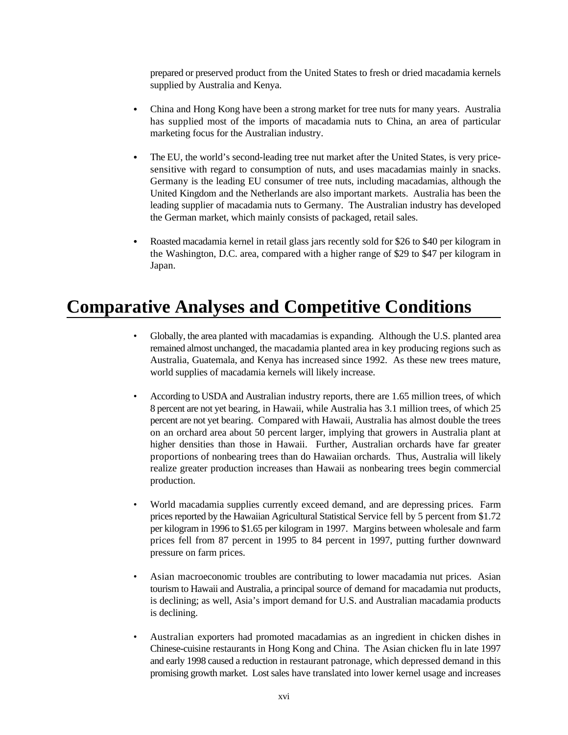prepared or preserved product from the United States to fresh or dried macadamia kernels supplied by Australia and Kenya.

- China and Hong Kong have been a strong market for tree nuts for many years. Australia has supplied most of the imports of macadamia nuts to China, an area of particular marketing focus for the Australian industry.

- The EU, the world's second-leading tree nut market after the United States, is very price-sensitive with regard to consumption of nuts, and uses macadamias mainly in snacks. Germany is the leading EU consumer of tree nuts, including macadamias, although the United Kingdom and the Netherlands are also important markets. Australia has been the leading supplier of macadamia nuts to Germany. The Australian industry has developed the German market, which mainly consists of packaged, retail sales.

- Roasted macadamia kernel in retail glass jars recently sold for $26 to $40 per kilogram in the Washington, D.C. area, compared with a higher range of $29 to $47 per kilogram in Japan.

# Comparative Analyses and Competitive Conditions

- Globally, the area planted with macadamias is expanding. Although the U.S. planted area remained almost unchanged, the macadamia planted area in key producing regions such as Australia, Guatemala, and Kenya has increased since 1992. As these new trees mature, world supplies of macadamia kernels will likely increase.

- According to USDA and Australian industry reports, there are 1.65 million trees, of which 8 percent are not yet bearing, in Hawaii, while Australia has 3.1 million trees, of which 25 percent are not yet bearing. Compared with Hawaii, Australia has almost double the trees on an orchard area about 50 percent larger, implying that growers in Australia plant at higher densities than those in Hawaii. Further, Australian orchards have far greater proportions of nonbearing trees than do Hawaiian orchards. Thus, Australia will likely realize greater production increases than Hawaii as nonbearing trees begin commercial production.

- World macadamia supplies currently exceed demand, and are depressing prices. Farm prices reported by the Hawaiian Agricultural Statistical Service fell by 5 percent from $1.72 per kilogram in 1996 to $1.65 per kilogram in 1997. Margins between wholesale and farm prices fell from 87 percent in 1995 to 84 percent in 1997, putting further downward pressure on farm prices.

- Asian macroeconomic troubles are contributing to lower macadamia nut prices. Asian tourism to Hawaii and Australia, a principal source of demand for macadamia nut products, is declining; as well, Asia's import demand for U.S. and Australian macadamia products is declining.

- Australian exporters had promoted macadamias as an ingredient in chicken dishes in Chinese-cuisine restaurants in Hong Kong and China. The Asian chicken flu in late 1997 and early 1998 caused a reduction in restaurant patronage, which depressed demand in this promising growth market. Lost sales have translated into lower kernel usage and increases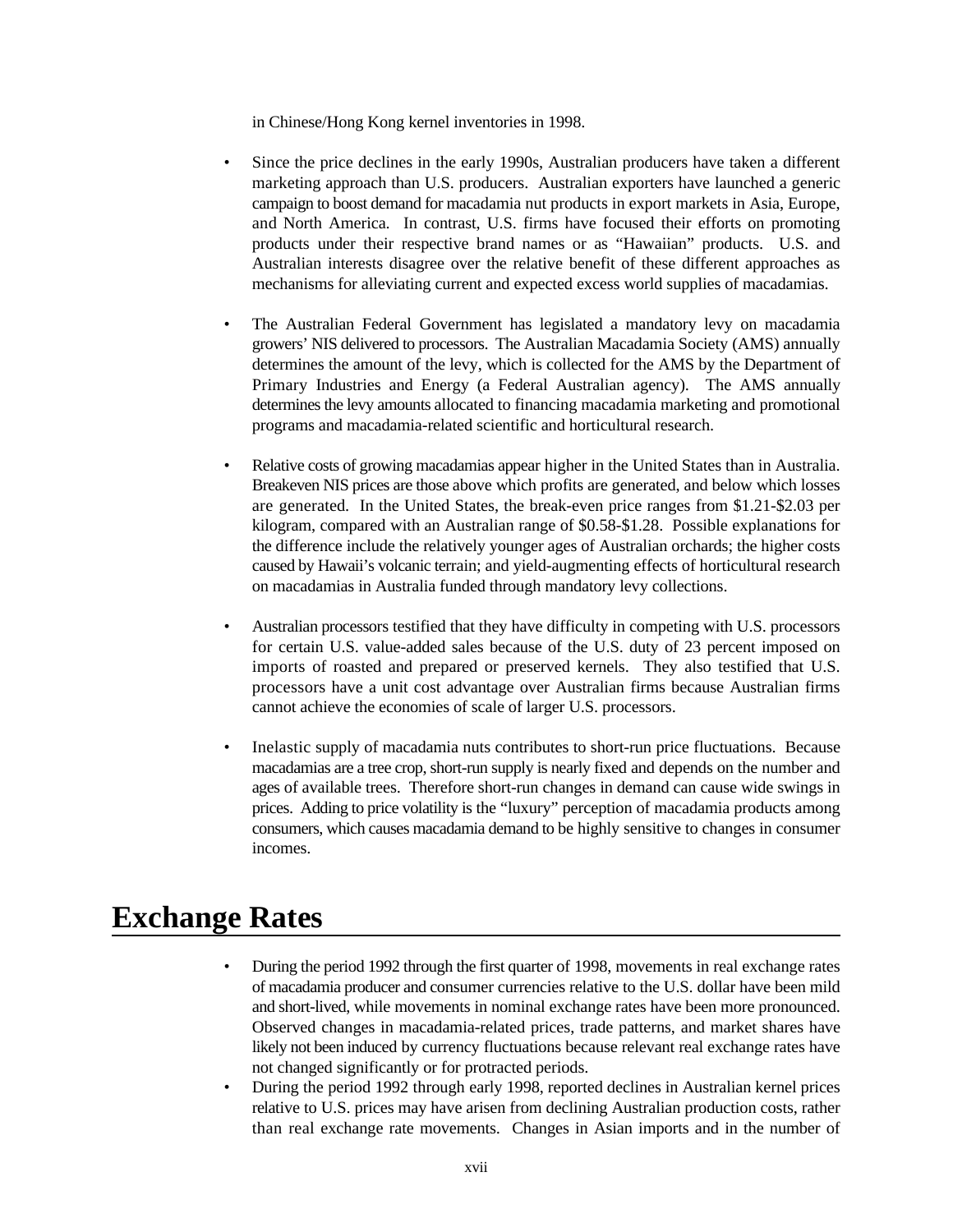in Chinese/Hong Kong kernel inventories in 1998.

- Since the price declines in the early 1990s, Australian producers have taken a different marketing approach than U.S. producers. Australian exporters have launched a generic campaign to boost demand for macadamia nut products in export markets in Asia, Europe, and North America. In contrast, U.S. firms have focused their efforts on promoting products under their respective brand names or as "Hawaiian" products. U.S. and Australian interests disagree over the relative benefit of these different approaches as mechanisms for alleviating current and expected excess world supplies of macadamias.

- The Australian Federal Government has legislated a mandatory levy on macadamia growers' NIS delivered to processors. The Australian Macadamia Society (AMS) annually determines the amount of the levy, which is collected for the AMS by the Department of Primary Industries and Energy (a Federal Australian agency). The AMS annually determines the levy amounts allocated to financing macadamia marketing and promotional programs and macadamia-related scientific and horticultural research.

- Relative costs of growing macadamias appear higher in the United States than in Australia. Breakeven NIS prices are those above which profits are generated, and below which losses are generated. In the United States, the break-even price ranges from $1.21-$2.03 per kilogram, compared with an Australian range of $0.58-$1.28. Possible explanations for the difference include the relatively younger ages of Australian orchards; the higher costs caused by Hawaii's volcanic terrain; and yield-augmenting effects of horticultural research on macadamias in Australia funded through mandatory levy collections.

- Australian processors testified that they have difficulty in competing with U.S. processors for certain U.S. value-added sales because of the U.S. duty of 23 percent imposed on imports of roasted and prepared or preserved kernels. They also testified that U.S. processors have a unit cost advantage over Australian firms because Australian firms cannot achieve the economies of scale of larger U.S. processors.

- Inelastic supply of macadamia nuts contributes to short-run price fluctuations. Because macadamias are a tree crop, short-run supply is nearly fixed and depends on the number and ages of available trees. Therefore short-run changes in demand can cause wide swings in prices. Adding to price volatility is the "luxury" perception of macadamia products among consumers, which causes macadamia demand to be highly sensitive to changes in consumer incomes.

# Exchange Rates

- During the period 1992 through the first quarter of 1998, movements in real exchange rates of macadamia producer and consumer currencies relative to the U.S. dollar have been mild and short-lived, while movements in nominal exchange rates have been more pronounced. Observed changes in macadamia-related prices, trade patterns, and market shares have likely not been induced by currency fluctuations because relevant real exchange rates have not changed significantly or for protracted periods.
- During the period 1992 through early 1998, reported declines in Australian kernel prices relative to U.S. prices may have arisen from declining Australian production costs, rather than real exchange rate movements. Changes in Asian imports and in the number of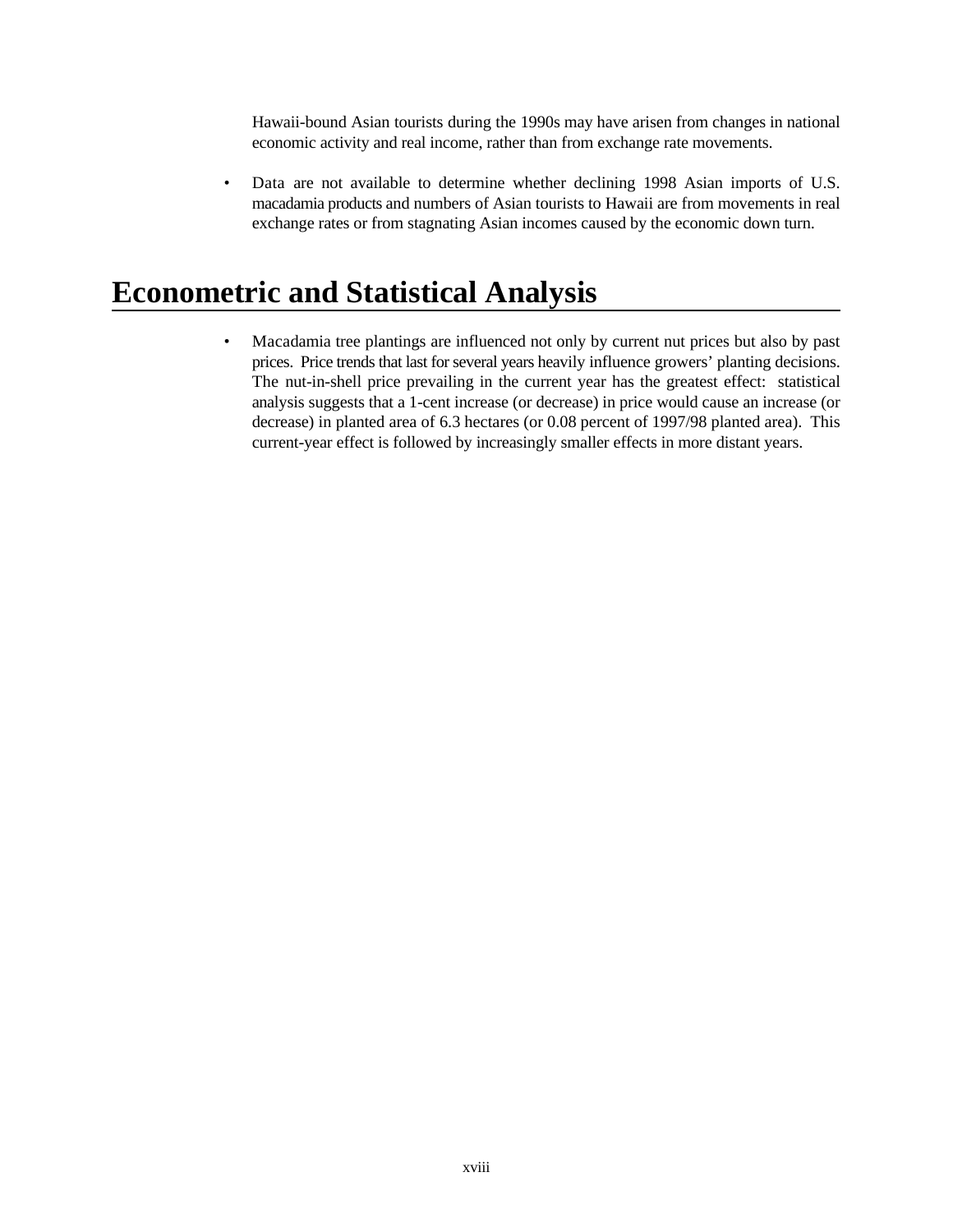Hawaii-bound Asian tourists during the 1990s may have arisen from changes in national economic activity and real income, rather than from exchange rate movements.

- Data are not available to determine whether declining 1998 Asian imports of U.S. macadamia products and numbers of Asian tourists to Hawaii are from movements in real exchange rates or from stagnating Asian incomes caused by the economic down turn.

# Econometric and Statistical Analysis

- Macadamia tree plantings are influenced not only by current nut prices but also by past prices. Price trends that last for several years heavily influence growers' planting decisions. The nut-in-shell price prevailing in the current year has the greatest effect: statistical analysis suggests that a 1-cent increase (or decrease) in price would cause an increase (or decrease) in planted area of 6.3 hectares (or 0.08 percent of 1997/98 planted area). This current-year effect is followed by increasingly smaller effects in more distant years.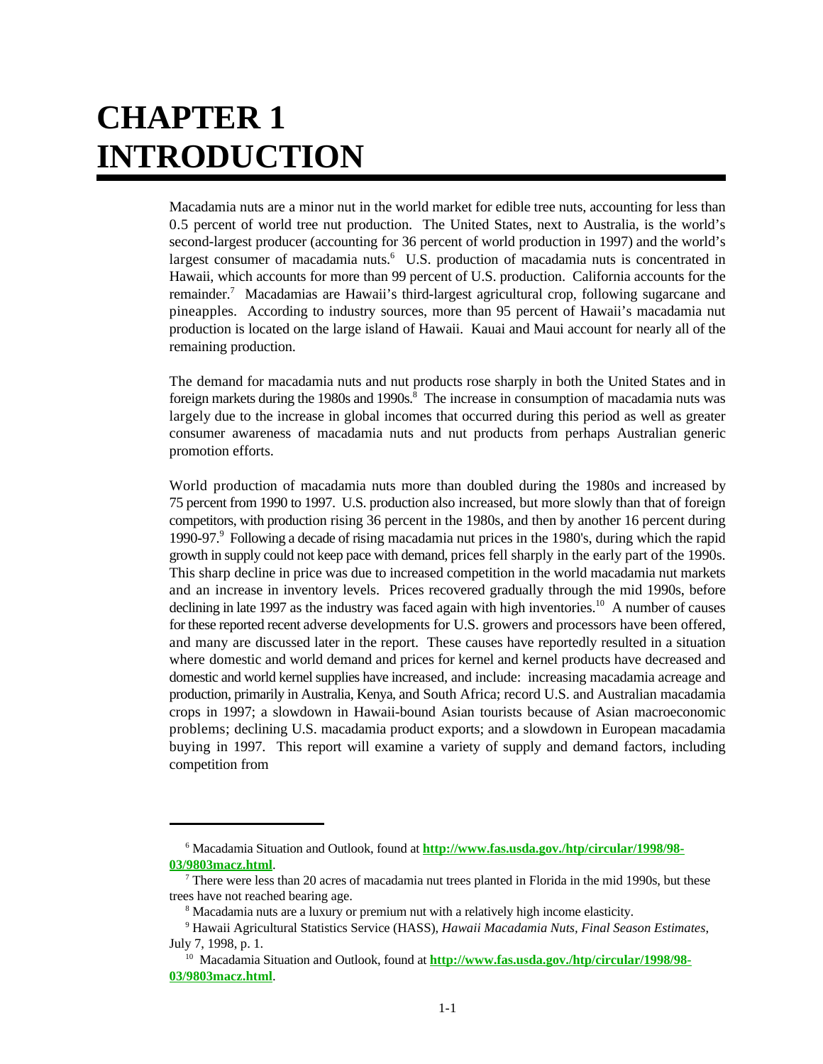# CHAPTER 1 INTRODUCTION

Macadamia nuts are a minor nut in the world market for edible tree nuts, accounting for less than 0.5 percent of world tree nut production. The United States, next to Australia, is the world's second-largest producer (accounting for 36 percent of world production in 1997) and the world's largest consumer of macadamia nuts.[6] U.S. production of macadamia nuts is concentrated in Hawaii, which accounts for more than 99 percent of U.S. production. California accounts for the remainder.[7] Macadamias are Hawaii's third-largest agricultural crop, following sugarcane and pineapples. According to industry sources, more than 95 percent of Hawaii's macadamia nut production is located on the large island of Hawaii. Kauai and Maui account for nearly all of the remaining production.

The demand for macadamia nuts and nut products rose sharply in both the United States and in foreign markets during the 1980s and 1990s.[8] The increase in consumption of macadamia nuts was largely due to the increase in global incomes that occurred during this period as well as greater consumer awareness of macadamia nuts and nut products from perhaps Australian generic promotion efforts.

World production of macadamia nuts more than doubled during the 1980s and increased by 75 percent from 1990 to 1997. U.S. production also increased, but more slowly than that of foreign competitors, with production rising 36 percent in the 1980s, and then by another 16 percent during 1990-97.[9] Following a decade of rising macadamia nut prices in the 1980's, during which the rapid growth in supply could not keep pace with demand, prices fell sharply in the early part of the 1990s. This sharp decline in price was due to increased competition in the world macadamia nut markets and an increase in inventory levels. Prices recovered gradually through the mid 1990s, before declining in late 1997 as the industry was faced again with high inventories.[10] A number of causes for these reported recent adverse developments for U.S. growers and processors have been offered, and many are discussed later in the report. These causes have reportedly resulted in a situation where domestic and world demand and prices for kernel and kernel products have decreased and domestic and world kernel supplies have increased, and include: increasing macadamia acreage and production, primarily in Australia, Kenya, and South Africa; record U.S. and Australian macadamia crops in 1997; a slowdown in Hawaii-bound Asian tourists because of Asian macroeconomic problems; declining U.S. macadamia product exports; and a slowdown in European macadamia buying in 1997. This report will examine a variety of supply and demand factors, including competition from

---

[6] Macadamia Situation and Outlook, found at **http://www.fas.usda.gov./htp/circular/1998/98-03/9803macz.html**.

[7] There were less than 20 acres of macadamia nut trees planted in Florida in the mid 1990s, but these trees have not reached bearing age.

[8] Macadamia nuts are a luxury or premium nut with a relatively high income elasticity.

[9] Hawaii Agricultural Statistics Service (HASS), *Hawaii Macadamia Nuts, Final Season Estimates*, July 7, 1998, p. 1.

[10] Macadamia Situation and Outlook, found at **http://www.fas.usda.gov./htp/circular/1998/98-03/9803macz.html**.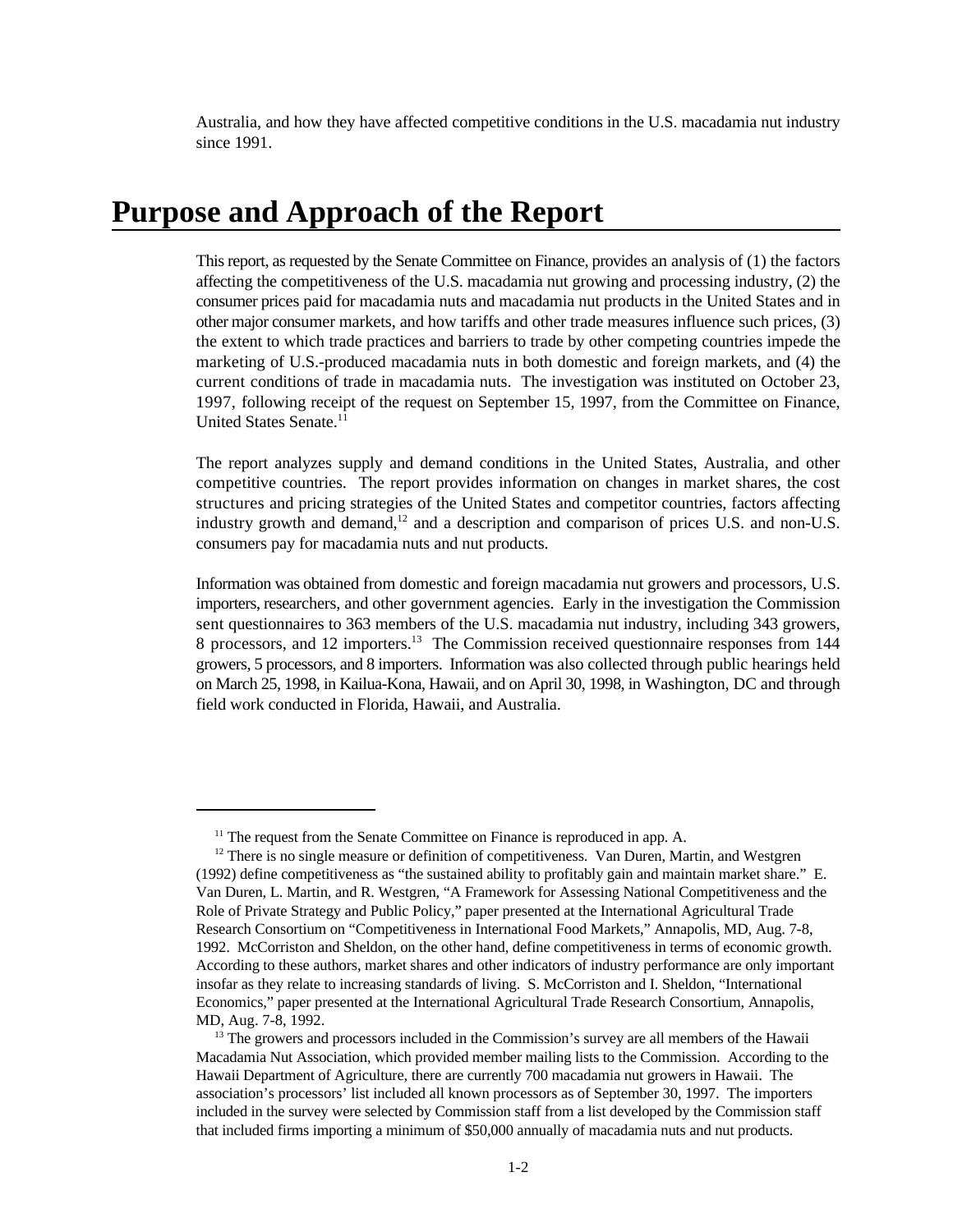Australia, and how they have affected competitive conditions in the U.S. macadamia nut industry since 1991.

# Purpose and Approach of the Report

This report, as requested by the Senate Committee on Finance, provides an analysis of (1) the factors affecting the competitiveness of the U.S. macadamia nut growing and processing industry, (2) the consumer prices paid for macadamia nuts and macadamia nut products in the United States and in other major consumer markets, and how tariffs and other trade measures influence such prices, (3) the extent to which trade practices and barriers to trade by other competing countries impede the marketing of U.S.-produced macadamia nuts in both domestic and foreign markets, and (4) the current conditions of trade in macadamia nuts. The investigation was instituted on October 23, 1997, following receipt of the request on September 15, 1997, from the Committee on Finance, United States Senate.[11]

The report analyzes supply and demand conditions in the United States, Australia, and other competitive countries. The report provides information on changes in market shares, the cost structures and pricing strategies of the United States and competitor countries, factors affecting industry growth and demand,[12] and a description and comparison of prices U.S. and non-U.S. consumers pay for macadamia nuts and nut products.

Information was obtained from domestic and foreign macadamia nut growers and processors, U.S. importers, researchers, and other government agencies. Early in the investigation the Commission sent questionnaires to 363 members of the U.S. macadamia nut industry, including 343 growers, 8 processors, and 12 importers.[13] The Commission received questionnaire responses from 144 growers, 5 processors, and 8 importers. Information was also collected through public hearings held on March 25, 1998, in Kailua-Kona, Hawaii, and on April 30, 1998, in Washington, DC and through field work conducted in Florida, Hawaii, and Australia.

---

[11] The request from the Senate Committee on Finance is reproduced in app. A.

[12] There is no single measure or definition of competitiveness. Van Duren, Martin, and Westgren (1992) define competitiveness as "the sustained ability to profitably gain and maintain market share." E. Van Duren, L. Martin, and R. Westgren, "A Framework for Assessing National Competitiveness and the Role of Private Strategy and Public Policy," paper presented at the International Agricultural Trade Research Consortium on "Competitiveness in International Food Markets," Annapolis, MD, Aug. 7-8, 1992. McCorriston and Sheldon, on the other hand, define competitiveness in terms of economic growth. According to these authors, market shares and other indicators of industry performance are only important insofar as they relate to increasing standards of living. S. McCorriston and I. Sheldon, "International Economics," paper presented at the International Agricultural Trade Research Consortium, Annapolis, MD, Aug. 7-8, 1992.

[13] The growers and processors included in the Commission's survey are all members of the Hawaii Macadamia Nut Association, which provided member mailing lists to the Commission. According to the Hawaii Department of Agriculture, there are currently 700 macadamia nut growers in Hawaii. The association's processors' list included all known processors as of September 30, 1997. The importers included in the survey were selected by Commission staff from a list developed by the Commission staff that included firms importing a minimum of $50,000 annually of macadamia nuts and nut products.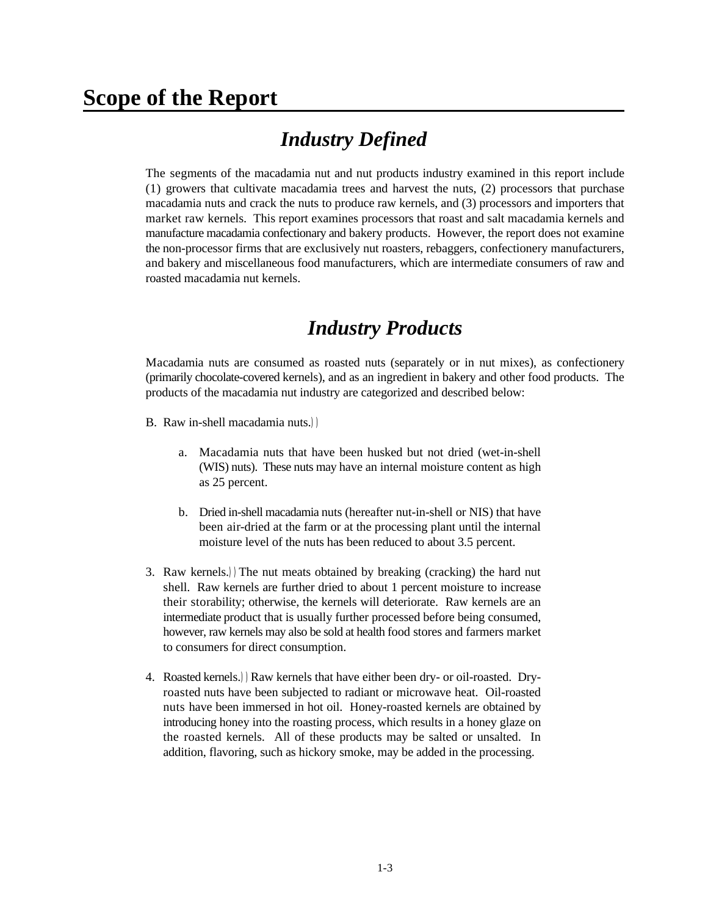# Scope of the Report

## *Industry Defined*

The segments of the macadamia nut and nut products industry examined in this report include (1) growers that cultivate macadamia trees and harvest the nuts, (2) processors that purchase macadamia nuts and crack the nuts to produce raw kernels, and (3) processors and importers that market raw kernels. This report examines processors that roast and salt macadamia kernels and manufacture macadamia confectionary and bakery products. However, the report does not examine the non-processor firms that are exclusively nut roasters, rebaggers, confectionery manufacturers, and bakery and miscellaneous food manufacturers, which are intermediate consumers of raw and roasted macadamia nut kernels.

## *Industry Products*

Macadamia nuts are consumed as roasted nuts (separately or in nut mixes), as confectionery (primarily chocolate-covered kernels), and as an ingredient in bakery and other food products. The products of the macadamia nut industry are categorized and described below:

B. Raw in-shell macadamia nuts.))

   a. Macadamia nuts that have been husked but not dried (wet-in-shell (WIS) nuts). These nuts may have an internal moisture content as high as 25 percent.

   b. Dried in-shell macadamia nuts (hereafter nut-in-shell or NIS) that have been air-dried at the farm or at the processing plant until the internal moisture level of the nuts has been reduced to about 3.5 percent.

3. Raw kernels.)) The nut meats obtained by breaking (cracking) the hard nut shell. Raw kernels are further dried to about 1 percent moisture to increase their storability; otherwise, the kernels will deteriorate. Raw kernels are an intermediate product that is usually further processed before being consumed, however, raw kernels may also be sold at health food stores and farmers market to consumers for direct consumption.

4. Roasted kernels.)) Raw kernels that have either been dry- or oil-roasted. Dry-roasted nuts have been subjected to radiant or microwave heat. Oil-roasted nuts have been immersed in hot oil. Honey-roasted kernels are obtained by introducing honey into the roasting process, which results in a honey glaze on the roasted kernels. All of these products may be salted or unsalted. In addition, flavoring, such as hickory smoke, may be added in the processing.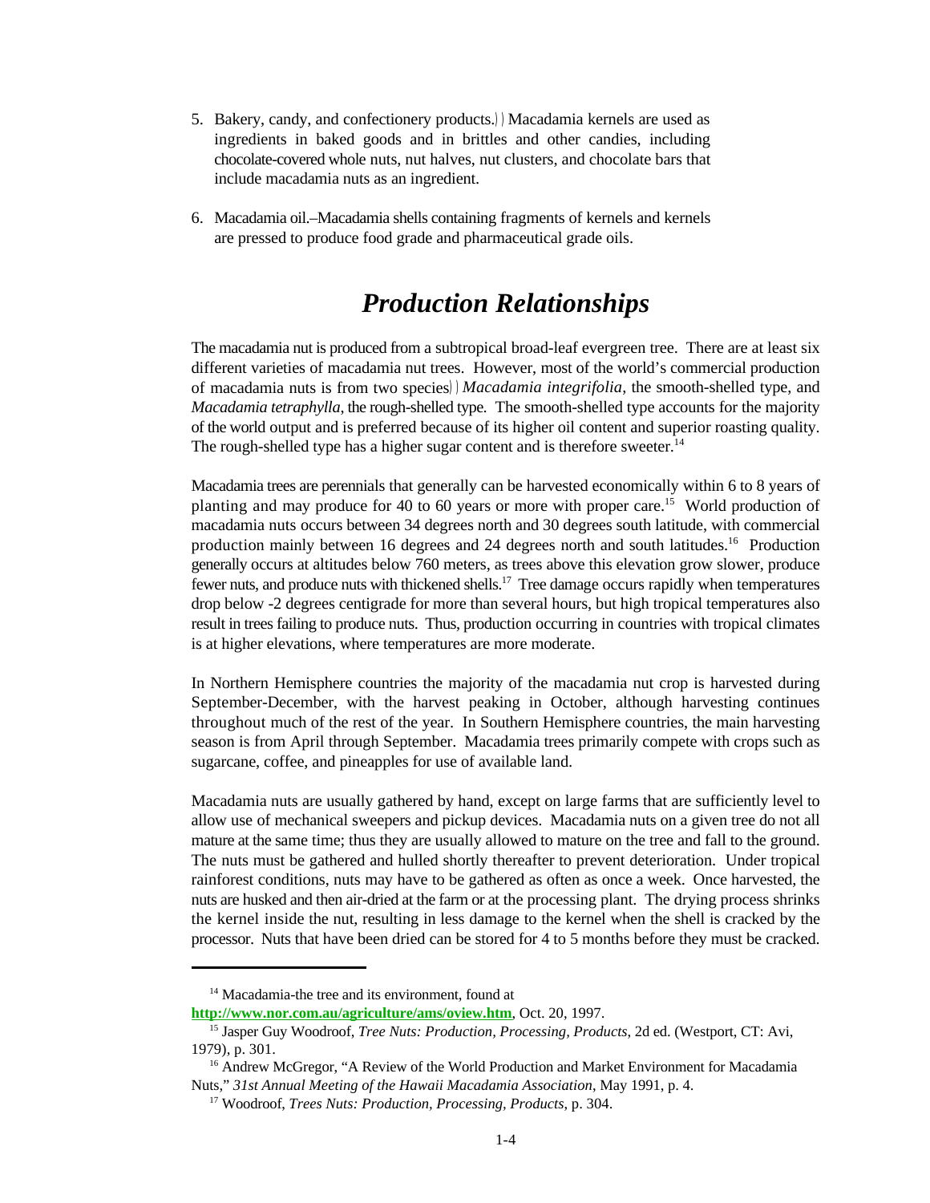5. Bakery, candy, and confectionery products.)) Macadamia kernels are used as ingredients in baked goods and in brittles and other candies, including chocolate-covered whole nuts, nut halves, nut clusters, and chocolate bars that include macadamia nuts as an ingredient.

6. Macadamia oil.–Macadamia shells containing fragments of kernels and kernels are pressed to produce food grade and pharmaceutical grade oils.

# *Production Relationships*

The macadamia nut is produced from a subtropical broad-leaf evergreen tree. There are at least six different varieties of macadamia nut trees. However, most of the world's commercial production of macadamia nuts is from two species)) *Macadamia integrifolia*, the smooth-shelled type, and *Macadamia tetraphylla*, the rough-shelled type. The smooth-shelled type accounts for the majority of the world output and is preferred because of its higher oil content and superior roasting quality. The rough-shelled type has a higher sugar content and is therefore sweeter.[14]

Macadamia trees are perennials that generally can be harvested economically within 6 to 8 years of planting and may produce for 40 to 60 years or more with proper care.[15] World production of macadamia nuts occurs between 34 degrees north and 30 degrees south latitude, with commercial production mainly between 16 degrees and 24 degrees north and south latitudes.[16] Production generally occurs at altitudes below 760 meters, as trees above this elevation grow slower, produce fewer nuts, and produce nuts with thickened shells.[17] Tree damage occurs rapidly when temperatures drop below -2 degrees centigrade for more than several hours, but high tropical temperatures also result in trees failing to produce nuts. Thus, production occurring in countries with tropical climates is at higher elevations, where temperatures are more moderate.

In Northern Hemisphere countries the majority of the macadamia nut crop is harvested during September-December, with the harvest peaking in October, although harvesting continues throughout much of the rest of the year. In Southern Hemisphere countries, the main harvesting season is from April through September. Macadamia trees primarily compete with crops such as sugarcane, coffee, and pineapples for use of available land.

Macadamia nuts are usually gathered by hand, except on large farms that are sufficiently level to allow use of mechanical sweepers and pickup devices. Macadamia nuts on a given tree do not all mature at the same time; thus they are usually allowed to mature on the tree and fall to the ground. The nuts must be gathered and hulled shortly thereafter to prevent deterioration. Under tropical rainforest conditions, nuts may have to be gathered as often as once a week. Once harvested, the nuts are husked and then air-dried at the farm or at the processing plant. The drying process shrinks the kernel inside the nut, resulting in less damage to the kernel when the shell is cracked by the processor. Nuts that have been dried can be stored for 4 to 5 months before they must be cracked.

---

[14] Macadamia-the tree and its environment, found at **http://www.nor.com.au/agriculture/ams/oview.htm**, Oct. 20, 1997.

[15] Jasper Guy Woodroof, *Tree Nuts: Production, Processing, Products*, 2d ed. (Westport, CT: Avi, 1979), p. 301.

[16] Andrew McGregor, "A Review of the World Production and Market Environment for Macadamia Nuts," *31st Annual Meeting of the Hawaii Macadamia Association*, May 1991, p. 4.

[17] Woodroof, *Trees Nuts: Production, Processing, Products*, p. 304.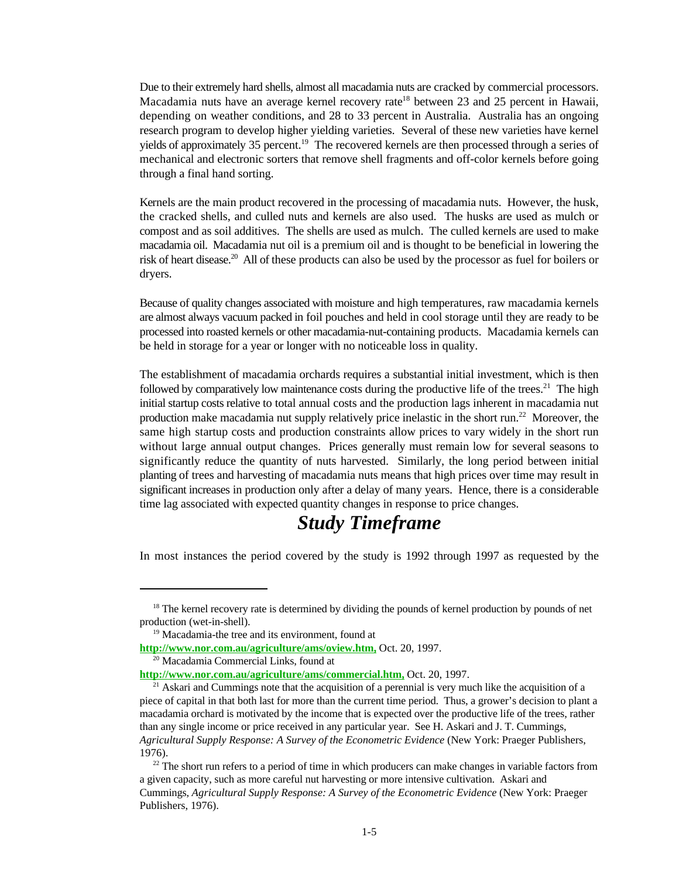Due to their extremely hard shells, almost all macadamia nuts are cracked by commercial processors. Macadamia nuts have an average kernel recovery rate[18] between 23 and 25 percent in Hawaii, depending on weather conditions, and 28 to 33 percent in Australia. Australia has an ongoing research program to develop higher yielding varieties. Several of these new varieties have kernel yields of approximately 35 percent.[19] The recovered kernels are then processed through a series of mechanical and electronic sorters that remove shell fragments and off-color kernels before going through a final hand sorting.

Kernels are the main product recovered in the processing of macadamia nuts. However, the husk, the cracked shells, and culled nuts and kernels are also used. The husks are used as mulch or compost and as soil additives. The shells are used as mulch. The culled kernels are used to make macadamia oil. Macadamia nut oil is a premium oil and is thought to be beneficial in lowering the risk of heart disease.[20] All of these products can also be used by the processor as fuel for boilers or dryers.

Because of quality changes associated with moisture and high temperatures, raw macadamia kernels are almost always vacuum packed in foil pouches and held in cool storage until they are ready to be processed into roasted kernels or other macadamia-nut-containing products. Macadamia kernels can be held in storage for a year or longer with no noticeable loss in quality.

The establishment of macadamia orchards requires a substantial initial investment, which is then followed by comparatively low maintenance costs during the productive life of the trees.[21] The high initial startup costs relative to total annual costs and the production lags inherent in macadamia nut production make macadamia nut supply relatively price inelastic in the short run.[22] Moreover, the same high startup costs and production constraints allow prices to vary widely in the short run without large annual output changes. Prices generally must remain low for several seasons to significantly reduce the quantity of nuts harvested. Similarly, the long period between initial planting of trees and harvesting of macadamia nuts means that high prices over time may result in significant increases in production only after a delay of many years. Hence, there is a considerable time lag associated with expected quantity changes in response to price changes.

## *Study Timeframe*

In most instances the period covered by the study is 1992 through 1997 as requested by the

---

[18] The kernel recovery rate is determined by dividing the pounds of kernel production by pounds of net production (wet-in-shell).

[19] Macadamia-the tree and its environment, found at **http://www.nor.com.au/agriculture/ams/oview.htm,** Oct. 20, 1997.

[20] Macadamia Commercial Links, found at **http://www.nor.com.au/agriculture/ams/commercial.htm,** Oct. 20, 1997.

[21] Askari and Cummings note that the acquisition of a perennial is very much like the acquisition of a piece of capital in that both last for more than the current time period. Thus, a grower's decision to plant a macadamia orchard is motivated by the income that is expected over the productive life of the trees, rather than any single income or price received in any particular year. See H. Askari and J. T. Cummings, *Agricultural Supply Response: A Survey of the Econometric Evidence* (New York: Praeger Publishers, 1976).

[22] The short run refers to a period of time in which producers can make changes in variable factors from a given capacity, such as more careful nut harvesting or more intensive cultivation. Askari and Cummings, *Agricultural Supply Response: A Survey of the Econometric Evidence* (New York: Praeger Publishers, 1976).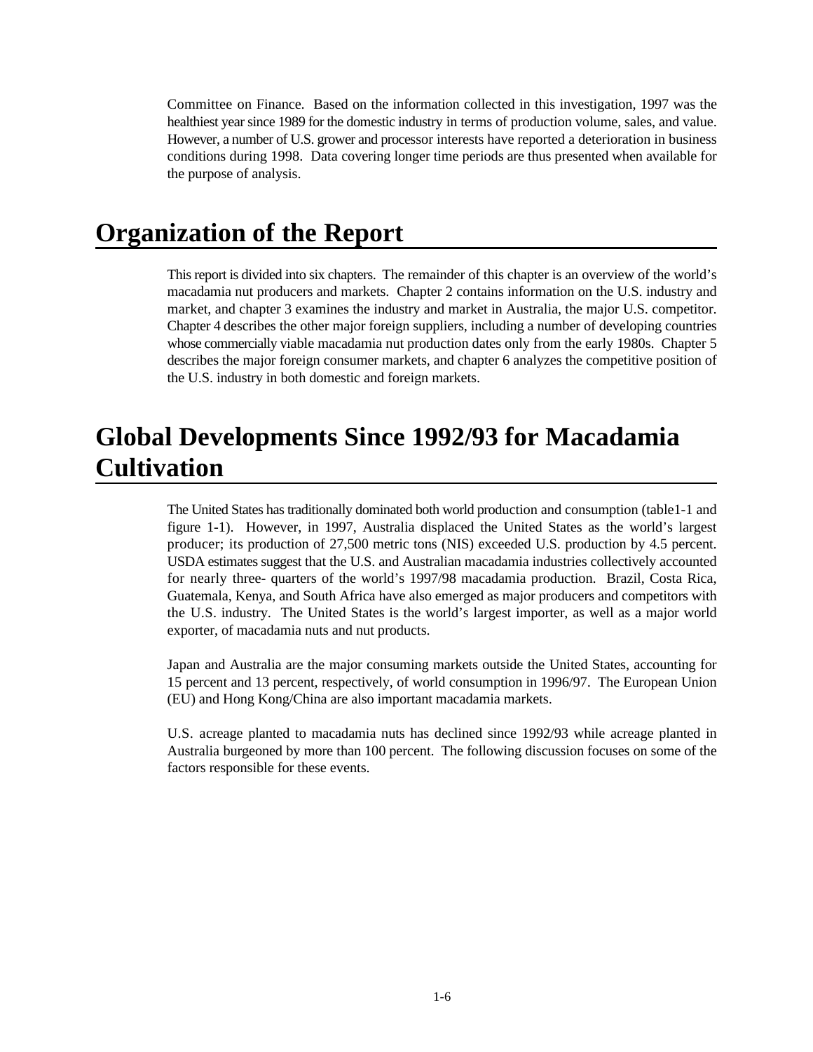Committee on Finance. Based on the information collected in this investigation, 1997 was the healthiest year since 1989 for the domestic industry in terms of production volume, sales, and value. However, a number of U.S. grower and processor interests have reported a deterioration in business conditions during 1998. Data covering longer time periods are thus presented when available for the purpose of analysis.

# Organization of the Report

This report is divided into six chapters. The remainder of this chapter is an overview of the world's macadamia nut producers and markets. Chapter 2 contains information on the U.S. industry and market, and chapter 3 examines the industry and market in Australia, the major U.S. competitor. Chapter 4 describes the other major foreign suppliers, including a number of developing countries whose commercially viable macadamia nut production dates only from the early 1980s. Chapter 5 describes the major foreign consumer markets, and chapter 6 analyzes the competitive position of the U.S. industry in both domestic and foreign markets.

# Global Developments Since 1992/93 for Macadamia Cultivation

The United States has traditionally dominated both world production and consumption (table1-1 and figure 1-1). However, in 1997, Australia displaced the United States as the world's largest producer; its production of 27,500 metric tons (NIS) exceeded U.S. production by 4.5 percent. USDA estimates suggest that the U.S. and Australian macadamia industries collectively accounted for nearly three- quarters of the world's 1997/98 macadamia production. Brazil, Costa Rica, Guatemala, Kenya, and South Africa have also emerged as major producers and competitors with the U.S. industry. The United States is the world's largest importer, as well as a major world exporter, of macadamia nuts and nut products.

Japan and Australia are the major consuming markets outside the United States, accounting for 15 percent and 13 percent, respectively, of world consumption in 1996/97. The European Union (EU) and Hong Kong/China are also important macadamia markets.

U.S. acreage planted to macadamia nuts has declined since 1992/93 while acreage planted in Australia burgeoned by more than 100 percent. The following discussion focuses on some of the factors responsible for these events.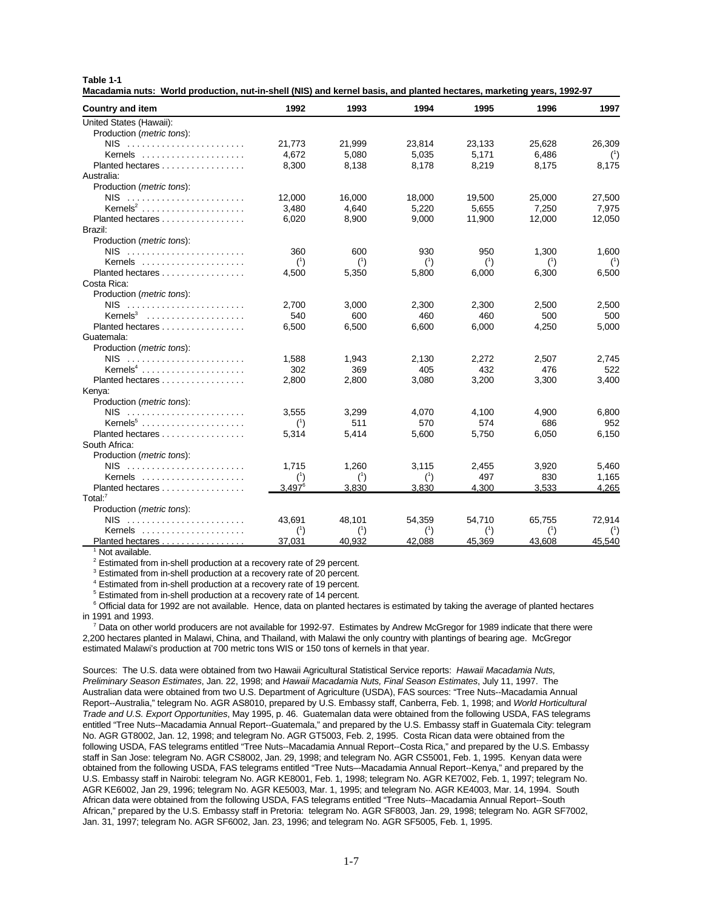**Table 1-1**
**Macadamia nuts: World production, nut-in-shell (NIS) and kernel basis, and planted hectares, marketing years, 1992-97**

| Country and item | 1992 | 1993 | 1994 | 1995 | 1996 | 1997 |
|---|---|---|---|---|---|---|
| United States (Hawaii): | | | | | | |
| Production (*metric tons*): | | | | | | |
| NIS | 21,773 | 21,999 | 23,814 | 23,133 | 25,628 | 26,309 |
| Kernels | 4,672 | 5,080 | 5,035 | 5,171 | 6,486 | ([1]) |
| Planted hectares | 8,300 | 8,138 | 8,178 | 8,219 | 8,175 | 8,175 |
| Australia: | | | | | | |
| Production (*metric tons*): | | | | | | |
| NIS | 12,000 | 16,000 | 18,000 | 19,500 | 25,000 | 27,500 |
| Kernels[2] | 3,480 | 4,640 | 5,220 | 5,655 | 7,250 | 7,975 |
| Planted hectares | 6,020 | 8,900 | 9,000 | 11,900 | 12,000 | 12,050 |
| Brazil: | | | | | | |
| Production (*metric tons*): | | | | | | |
| NIS | 360 | 600 | 930 | 950 | 1,300 | 1,600 |
| Kernels | ([1]) | ([1]) | ([1]) | ([1]) | ([1]) | ([1]) |
| Planted hectares | 4,500 | 5,350 | 5,800 | 6,000 | 6,300 | 6,500 |
| Costa Rica: | | | | | | |
| Production (*metric tons*): | | | | | | |
| NIS | 2,700 | 3,000 | 2,300 | 2,300 | 2,500 | 2,500 |
| Kernels[3] | 540 | 600 | 460 | 460 | 500 | 500 |
| Planted hectares | 6,500 | 6,500 | 6,600 | 6,000 | 4,250 | 5,000 |
| Guatemala: | | | | | | |
| Production (*metric tons*): | | | | | | |
| NIS | 1,588 | 1,943 | 2,130 | 2,272 | 2,507 | 2,745 |
| Kernels[4] | 302 | 369 | 405 | 432 | 476 | 522 |
| Planted hectares | 2,800 | 2,800 | 3,080 | 3,200 | 3,300 | 3,400 |
| Kenya: | | | | | | |
| Production (*metric tons*): | | | | | | |
| NIS | 3,555 | 3,299 | 4,070 | 4,100 | 4,900 | 6,800 |
| Kernels[5] | ([1]) | 511 | 570 | 574 | 686 | 952 |
| Planted hectares | 5,314 | 5,414 | 5,600 | 5,750 | 6,050 | 6,150 |
| South Africa: | | | | | | |
| Production (*metric tons*): | | | | | | |
| NIS | 1,715 | 1,260 | 3,115 | 2,455 | 3,920 | 5,460 |
| Kernels | ([1]) | ([1]) | ([1]) | 497 | 830 | 1,165 |
| Planted hectares | 3,497[6] | 3,830 | 3,830 | 4,300 | 3,533 | 4,265 |
| Total:[7] | | | | | | |
| Production (*metric tons*): | | | | | | |
| NIS | 43,691 | 48,101 | 54,359 | 54,710 | 65,755 | 72,914 |
| Kernels | ([1]) | ([1]) | ([1]) | ([1]) | ([1]) | ([1]) |
| Planted hectares | 37,031 | 40,932 | 42,088 | 45,369 | 43,608 | 45,540 |

[1] Not available.

[2] Estimated from in-shell production at a recovery rate of 29 percent.

[3] Estimated from in-shell production at a recovery rate of 20 percent.

[4] Estimated from in-shell production at a recovery rate of 19 percent.

[5] Estimated from in-shell production at a recovery rate of 14 percent.

[6] Official data for 1992 are not available. Hence, data on planted hectares is estimated by taking the average of planted hectares in 1991 and 1993.

[7] Data on other world producers are not available for 1992-97. Estimates by Andrew McGregor for 1989 indicate that there were 2,200 hectares planted in Malawi, China, and Thailand, with Malawi the only country with plantings of bearing age. McGregor estimated Malawi's production at 700 metric tons WIS or 150 tons of kernels in that year.

Sources: The U.S. data were obtained from two Hawaii Agricultural Statistical Service reports: *Hawaii Macadamia Nuts, Preliminary Season Estimates*, Jan. 22, 1998; and *Hawaii Macadamia Nuts, Final Season Estimates*, July 11, 1997. The Australian data were obtained from two U.S. Department of Agriculture (USDA), FAS sources: "Tree Nuts--Macadamia Annual Report--Australia," telegram No. AGR AS8010, prepared by U.S. Embassy staff, Canberra, Feb. 1, 1998; and *World Horticultural Trade and U.S. Export Opportunities*, May 1995, p. 46. Guatemalan data were obtained from the following USDA, FAS telegrams entitled "Tree Nuts--Macadamia Annual Report--Guatemala," and prepared by the U.S. Embassy staff in Guatemala City: telegram No. AGR GT8002, Jan. 12, 1998; and telegram No. AGR GT5003, Feb. 2, 1995. Costa Rican data were obtained from the following USDA, FAS telegrams entitled "Tree Nuts--Macadamia Annual Report--Costa Rica," and prepared by the U.S. Embassy staff in San Jose: telegram No. AGR CS8002, Jan. 29, 1998; and telegram No. AGR CS5001, Feb. 1, 1995. Kenyan data were obtained from the following USDA, FAS telegrams entitled "Tree Nuts–-Macadamia Annual Report--Kenya," and prepared by the U.S. Embassy staff in Nairobi: telegram No. AGR KE8001, Feb. 1, 1998; telegram No. AGR KE7002, Feb. 1, 1997; telegram No. AGR KE6002, Jan 29, 1996; telegram No. AGR KE5003, Mar. 1, 1995; and telegram No. AGR KE4003, Mar. 14, 1994. South African data were obtained from the following USDA, FAS telegrams entitled "Tree Nuts--Macadamia Annual Report--South African," prepared by the U.S. Embassy staff in Pretoria: telegram No. AGR SF8003, Jan. 29, 1998; telegram No. AGR SF7002, Jan. 31, 1997; telegram No. AGR SF6002, Jan. 23, 1996; and telegram No. AGR SF5005, Feb. 1, 1995.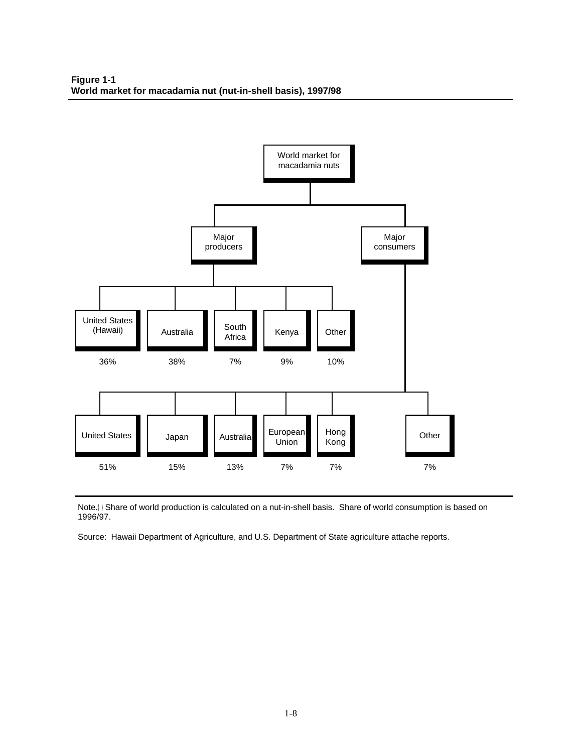**Figure 1-1**
**World market for macadamia nut (nut-in-shell basis), 1997/98**

World market for macadamia nuts

Major producers

| United States (Hawaii) | Australia | South Africa | Kenya | Other |
|---|---|---|---|---|
| 36% | 38% | 7% | 9% | 10% |

Major consumers

| United States | Japan | Australia | European Union | Hong Kong | Other |
|---|---|---|---|---|---|
| 51% | 15% | 13% | 7% | 7% | 7% |

Note.—Share of world production is calculated on a nut-in-shell basis. Share of world consumption is based on 1996/97.

Source: Hawaii Department of Agriculture, and U.S. Department of State agriculture attache reports.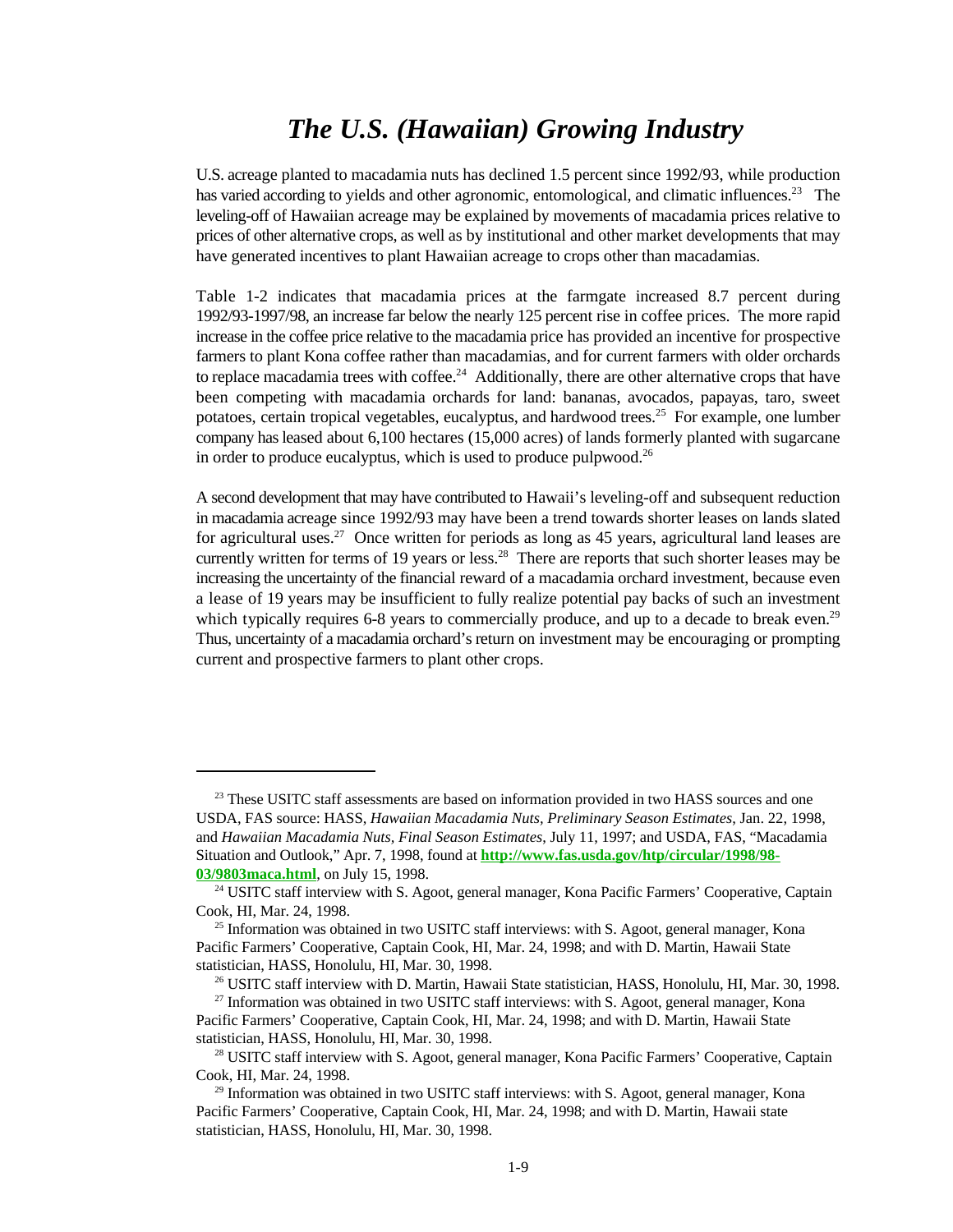# *The U.S. (Hawaiian) Growing Industry*

U.S. acreage planted to macadamia nuts has declined 1.5 percent since 1992/93, while production has varied according to yields and other agronomic, entomological, and climatic influences.[23] The leveling-off of Hawaiian acreage may be explained by movements of macadamia prices relative to prices of other alternative crops, as well as by institutional and other market developments that may have generated incentives to plant Hawaiian acreage to crops other than macadamias.

Table 1-2 indicates that macadamia prices at the farmgate increased 8.7 percent during 1992/93-1997/98, an increase far below the nearly 125 percent rise in coffee prices. The more rapid increase in the coffee price relative to the macadamia price has provided an incentive for prospective farmers to plant Kona coffee rather than macadamias, and for current farmers with older orchards to replace macadamia trees with coffee.[24] Additionally, there are other alternative crops that have been competing with macadamia orchards for land: bananas, avocados, papayas, taro, sweet potatoes, certain tropical vegetables, eucalyptus, and hardwood trees.[25] For example, one lumber company has leased about 6,100 hectares (15,000 acres) of lands formerly planted with sugarcane in order to produce eucalyptus, which is used to produce pulpwood.[26]

A second development that may have contributed to Hawaii's leveling-off and subsequent reduction in macadamia acreage since 1992/93 may have been a trend towards shorter leases on lands slated for agricultural uses.[27] Once written for periods as long as 45 years, agricultural land leases are currently written for terms of 19 years or less.[28] There are reports that such shorter leases may be increasing the uncertainty of the financial reward of a macadamia orchard investment, because even a lease of 19 years may be insufficient to fully realize potential pay backs of such an investment which typically requires 6-8 years to commercially produce, and up to a decade to break even.[29] Thus, uncertainty of a macadamia orchard's return on investment may be encouraging or prompting current and prospective farmers to plant other crops.

---

[23] These USITC staff assessments are based on information provided in two HASS sources and one USDA, FAS source: HASS, *Hawaiian Macadamia Nuts, Preliminary Season Estimates*, Jan. 22, 1998, and *Hawaiian Macadamia Nuts, Final Season Estimates*, July 11, 1997; and USDA, FAS, "Macadamia Situation and Outlook," Apr. 7, 1998, found at **http://www.fas.usda.gov/htp/circular/1998/98-03/9803maca.html**, on July 15, 1998.

[24] USITC staff interview with S. Agoot, general manager, Kona Pacific Farmers' Cooperative, Captain Cook, HI, Mar. 24, 1998.

[25] Information was obtained in two USITC staff interviews: with S. Agoot, general manager, Kona Pacific Farmers' Cooperative, Captain Cook, HI, Mar. 24, 1998; and with D. Martin, Hawaii State statistician, HASS, Honolulu, HI, Mar. 30, 1998.

[26] USITC staff interview with D. Martin, Hawaii State statistician, HASS, Honolulu, HI, Mar. 30, 1998.

[27] Information was obtained in two USITC staff interviews: with S. Agoot, general manager, Kona Pacific Farmers' Cooperative, Captain Cook, HI, Mar. 24, 1998; and with D. Martin, Hawaii State statistician, HASS, Honolulu, HI, Mar. 30, 1998.

[28] USITC staff interview with S. Agoot, general manager, Kona Pacific Farmers' Cooperative, Captain Cook, HI, Mar. 24, 1998.

[29] Information was obtained in two USITC staff interviews: with S. Agoot, general manager, Kona Pacific Farmers' Cooperative, Captain Cook, HI, Mar. 24, 1998; and with D. Martin, Hawaii state statistician, HASS, Honolulu, HI, Mar. 30, 1998.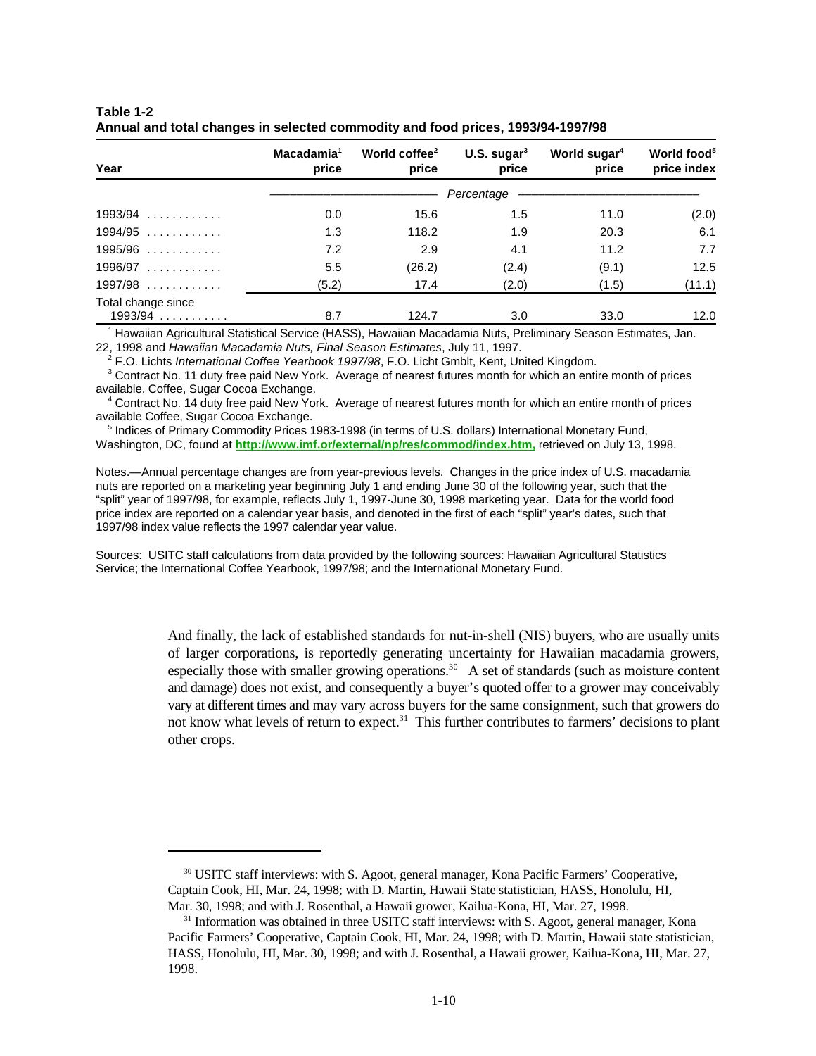**Table 1-2**
**Annual and total changes in selected commodity and food prices, 1993/94-1997/98**

| Year | Macadamia[1] price | World coffee[2] price | U.S. sugar[3] price | World sugar[4] price | World food[5] price index |
|---|---|---|---|---|---|
| | *Percentage* | | | | |
| 1993/94 . . . . . . . . . . . . | 0.0 | 15.6 | 1.5 | 11.0 | (2.0) |
| 1994/95 . . . . . . . . . . . . | 1.3 | 118.2 | 1.9 | 20.3 | 6.1 |
| 1995/96 . . . . . . . . . . . . | 7.2 | 2.9 | 4.1 | 11.2 | 7.7 |
| 1996/97 . . . . . . . . . . . . | 5.5 | (26.2) | (2.4) | (9.1) | 12.5 |
| 1997/98 . . . . . . . . . . . . | (5.2) | 17.4 | (2.0) | (1.5) | (11.1) |
| Total change since 1993/94 . . . . . . . . . . . | 8.7 | 124.7 | 3.0 | 33.0 | 12.0 |

[1] Hawaiian Agricultural Statistical Service (HASS), Hawaiian Macadamia Nuts, Preliminary Season Estimates, Jan. 22, 1998 and *Hawaiian Macadamia Nuts, Final Season Estimates*, July 11, 1997.

[2] F.O. Lichts *International Coffee Yearbook 1997/98*, F.O. Licht Gmblt, Kent, United Kingdom.

[3] Contract No. 11 duty free paid New York. Average of nearest futures month for which an entire month of prices available, Coffee, Sugar Cocoa Exchange.

[4] Contract No. 14 duty free paid New York. Average of nearest futures month for which an entire month of prices available Coffee, Sugar Cocoa Exchange.

[5] Indices of Primary Commodity Prices 1983-1998 (in terms of U.S. dollars) International Monetary Fund, Washington, DC, found at **http://www.imf.or/external/np/res/commod/index.htm,** retrieved on July 13, 1998.

Notes.—Annual percentage changes are from year-previous levels. Changes in the price index of U.S. macadamia nuts are reported on a marketing year beginning July 1 and ending June 30 of the following year, such that the "split" year of 1997/98, for example, reflects July 1, 1997-June 30, 1998 marketing year. Data for the world food price index are reported on a calendar year basis, and denoted in the first of each "split" year's dates, such that 1997/98 index value reflects the 1997 calendar year value.

Sources: USITC staff calculations from data provided by the following sources: Hawaiian Agricultural Statistics Service; the International Coffee Yearbook, 1997/98; and the International Monetary Fund.

And finally, the lack of established standards for nut-in-shell (NIS) buyers, who are usually units of larger corporations, is reportedly generating uncertainty for Hawaiian macadamia growers, especially those with smaller growing operations.[30] A set of standards (such as moisture content and damage) does not exist, and consequently a buyer's quoted offer to a grower may conceivably vary at different times and may vary across buyers for the same consignment, such that growers do not know what levels of return to expect.[31] This further contributes to farmers' decisions to plant other crops.

[30] USITC staff interviews: with S. Agoot, general manager, Kona Pacific Farmers' Cooperative, Captain Cook, HI, Mar. 24, 1998; with D. Martin, Hawaii State statistician, HASS, Honolulu, HI, Mar. 30, 1998; and with J. Rosenthal, a Hawaii grower, Kailua-Kona, HI, Mar. 27, 1998.

[31] Information was obtained in three USITC staff interviews: with S. Agoot, general manager, Kona Pacific Farmers' Cooperative, Captain Cook, HI, Mar. 24, 1998; with D. Martin, Hawaii state statistician, HASS, Honolulu, HI, Mar. 30, 1998; and with J. Rosenthal, a Hawaii grower, Kailua-Kona, HI, Mar. 27, 1998.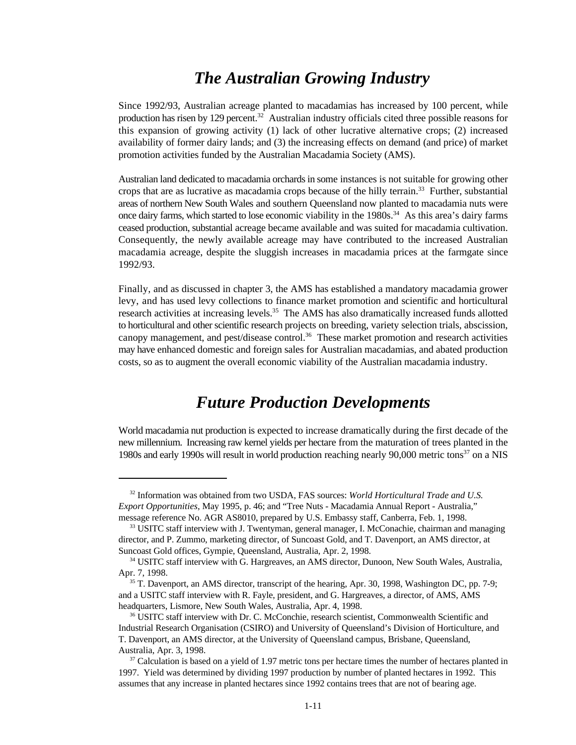## *The Australian Growing Industry*

Since 1992/93, Australian acreage planted to macadamias has increased by 100 percent, while production has risen by 129 percent.[32] Australian industry officials cited three possible reasons for this expansion of growing activity (1) lack of other lucrative alternative crops; (2) increased availability of former dairy lands; and (3) the increasing effects on demand (and price) of market promotion activities funded by the Australian Macadamia Society (AMS).

Australian land dedicated to macadamia orchards in some instances is not suitable for growing other crops that are as lucrative as macadamia crops because of the hilly terrain.[33] Further, substantial areas of northern New South Wales and southern Queensland now planted to macadamia nuts were once dairy farms, which started to lose economic viability in the 1980s.[34] As this area's dairy farms ceased production, substantial acreage became available and was suited for macadamia cultivation. Consequently, the newly available acreage may have contributed to the increased Australian macadamia acreage, despite the sluggish increases in macadamia prices at the farmgate since 1992/93.

Finally, and as discussed in chapter 3, the AMS has established a mandatory macadamia grower levy, and has used levy collections to finance market promotion and scientific and horticultural research activities at increasing levels.[35] The AMS has also dramatically increased funds allotted to horticultural and other scientific research projects on breeding, variety selection trials, abscission, canopy management, and pest/disease control.[36] These market promotion and research activities may have enhanced domestic and foreign sales for Australian macadamias, and abated production costs, so as to augment the overall economic viability of the Australian macadamia industry.

## *Future Production Developments*

World macadamia nut production is expected to increase dramatically during the first decade of the new millennium. Increasing raw kernel yields per hectare from the maturation of trees planted in the 1980s and early 1990s will result in world production reaching nearly 90,000 metric tons[37] on a NIS

---

[32] Information was obtained from two USDA, FAS sources: *World Horticultural Trade and U.S. Export Opportunities*, May 1995, p. 46; and "Tree Nuts - Macadamia Annual Report - Australia," message reference No. AGR AS8010, prepared by U.S. Embassy staff, Canberra, Feb. 1, 1998.

[33] USITC staff interview with J. Twentyman, general manager, I. McConachie, chairman and managing director, and P. Zummo, marketing director, of Suncoast Gold, and T. Davenport, an AMS director, at Suncoast Gold offices, Gympie, Queensland, Australia, Apr. 2, 1998.

[34] USITC staff interview with G. Hargreaves, an AMS director, Dunoon, New South Wales, Australia, Apr. 7, 1998.

[35] T. Davenport, an AMS director, transcript of the hearing, Apr. 30, 1998, Washington DC, pp. 7-9; and a USITC staff interview with R. Fayle, president, and G. Hargreaves, a director, of AMS, AMS headquarters, Lismore, New South Wales, Australia, Apr. 4, 1998.

[36] USITC staff interview with Dr. C. McConchie, research scientist, Commonwealth Scientific and Industrial Research Organisation (CSIRO) and University of Queensland's Division of Horticulture, and T. Davenport, an AMS director, at the University of Queensland campus, Brisbane, Queensland, Australia, Apr. 3, 1998.

[37] Calculation is based on a yield of 1.97 metric tons per hectare times the number of hectares planted in 1997. Yield was determined by dividing 1997 production by number of planted hectares in 1992. This assumes that any increase in planted hectares since 1992 contains trees that are not of bearing age.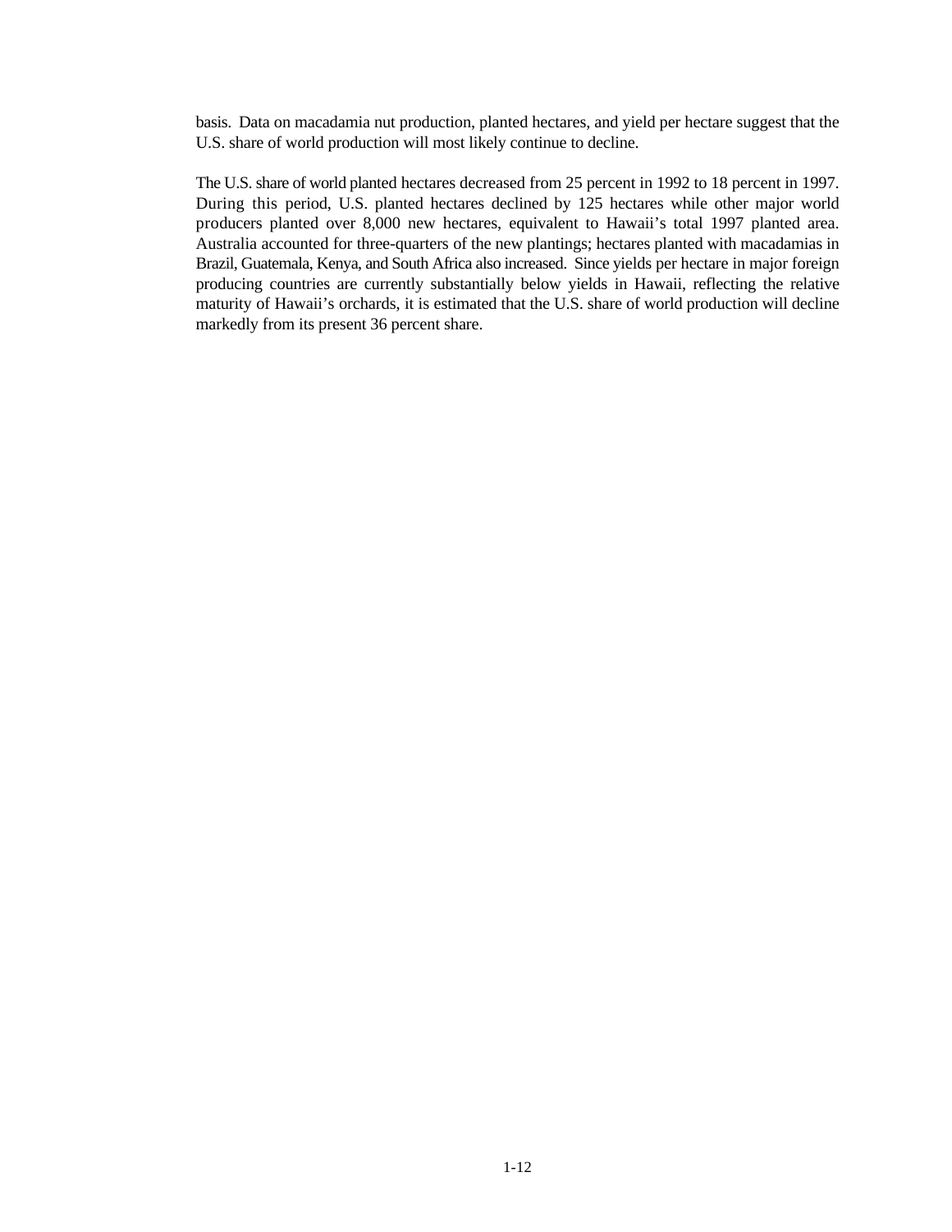basis. Data on macadamia nut production, planted hectares, and yield per hectare suggest that the U.S. share of world production will most likely continue to decline.

The U.S. share of world planted hectares decreased from 25 percent in 1992 to 18 percent in 1997. During this period, U.S. planted hectares declined by 125 hectares while other major world producers planted over 8,000 new hectares, equivalent to Hawaii's total 1997 planted area. Australia accounted for three-quarters of the new plantings; hectares planted with macadamias in Brazil, Guatemala, Kenya, and South Africa also increased. Since yields per hectare in major foreign producing countries are currently substantially below yields in Hawaii, reflecting the relative maturity of Hawaii's orchards, it is estimated that the U.S. share of world production will decline markedly from its present 36 percent share.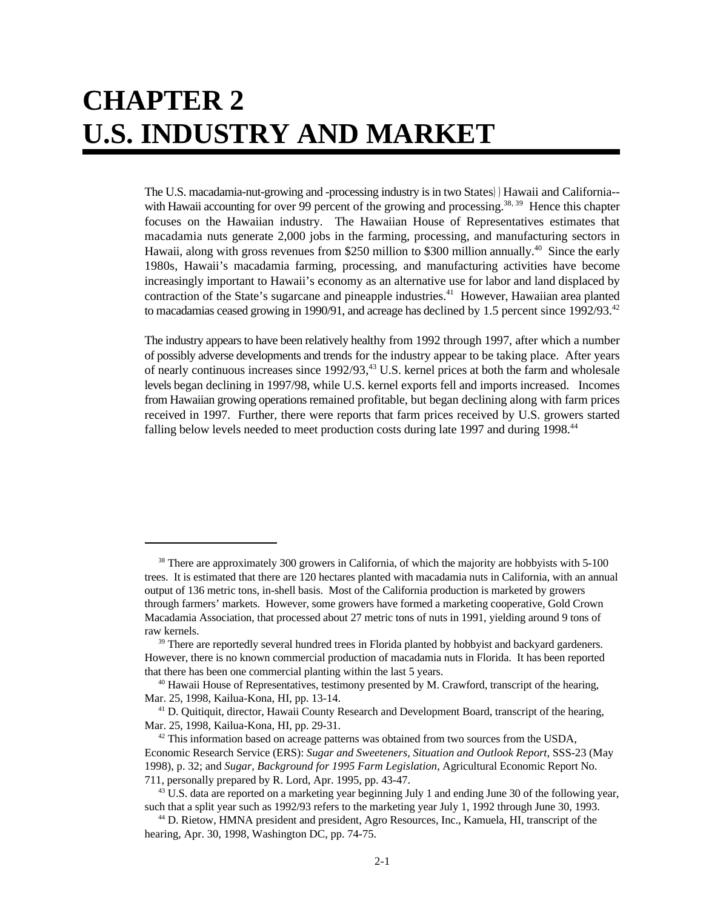# CHAPTER 2
# U.S. INDUSTRY AND MARKET

The U.S. macadamia-nut-growing and -processing industry is in two States) ) Hawaii and California--with Hawaii accounting for over 99 percent of the growing and processing.[38, 39] Hence this chapter focuses on the Hawaiian industry. The Hawaiian House of Representatives estimates that macadamia nuts generate 2,000 jobs in the farming, processing, and manufacturing sectors in Hawaii, along with gross revenues from \$250 million to \$300 million annually.[40] Since the early 1980s, Hawaii's macadamia farming, processing, and manufacturing activities have become increasingly important to Hawaii's economy as an alternative use for labor and land displaced by contraction of the State's sugarcane and pineapple industries.[41] However, Hawaiian area planted to macadamias ceased growing in 1990/91, and acreage has declined by 1.5 percent since 1992/93.[42]

The industry appears to have been relatively healthy from 1992 through 1997, after which a number of possibly adverse developments and trends for the industry appear to be taking place. After years of nearly continuous increases since 1992/93,[43] U.S. kernel prices at both the farm and wholesale levels began declining in 1997/98, while U.S. kernel exports fell and imports increased. Incomes from Hawaiian growing operations remained profitable, but began declining along with farm prices received in 1997. Further, there were reports that farm prices received by U.S. growers started falling below levels needed to meet production costs during late 1997 and during 1998.[44]

---

[38] There are approximately 300 growers in California, of which the majority are hobbyists with 5-100 trees. It is estimated that there are 120 hectares planted with macadamia nuts in California, with an annual output of 136 metric tons, in-shell basis. Most of the California production is marketed by growers through farmers' markets. However, some growers have formed a marketing cooperative, Gold Crown Macadamia Association, that processed about 27 metric tons of nuts in 1991, yielding around 9 tons of raw kernels.

[39] There are reportedly several hundred trees in Florida planted by hobbyist and backyard gardeners. However, there is no known commercial production of macadamia nuts in Florida. It has been reported that there has been one commercial planting within the last 5 years.

[40] Hawaii House of Representatives, testimony presented by M. Crawford, transcript of the hearing, Mar. 25, 1998, Kailua-Kona, HI, pp. 13-14.

[41] D. Quitiquit, director, Hawaii County Research and Development Board, transcript of the hearing, Mar. 25, 1998, Kailua-Kona, HI, pp. 29-31.

[42] This information based on acreage patterns was obtained from two sources from the USDA, Economic Research Service (ERS): *Sugar and Sweeteners, Situation and Outlook Report,* SSS-23 (May 1998), p. 32; and *Sugar, Background for 1995 Farm Legislation*, Agricultural Economic Report No. 711, personally prepared by R. Lord, Apr. 1995, pp. 43-47.

[43] U.S. data are reported on a marketing year beginning July 1 and ending June 30 of the following year, such that a split year such as 1992/93 refers to the marketing year July 1, 1992 through June 30, 1993.

[44] D. Rietow, HMNA president and president, Agro Resources, Inc., Kamuela, HI, transcript of the hearing, Apr. 30, 1998, Washington DC, pp. 74-75.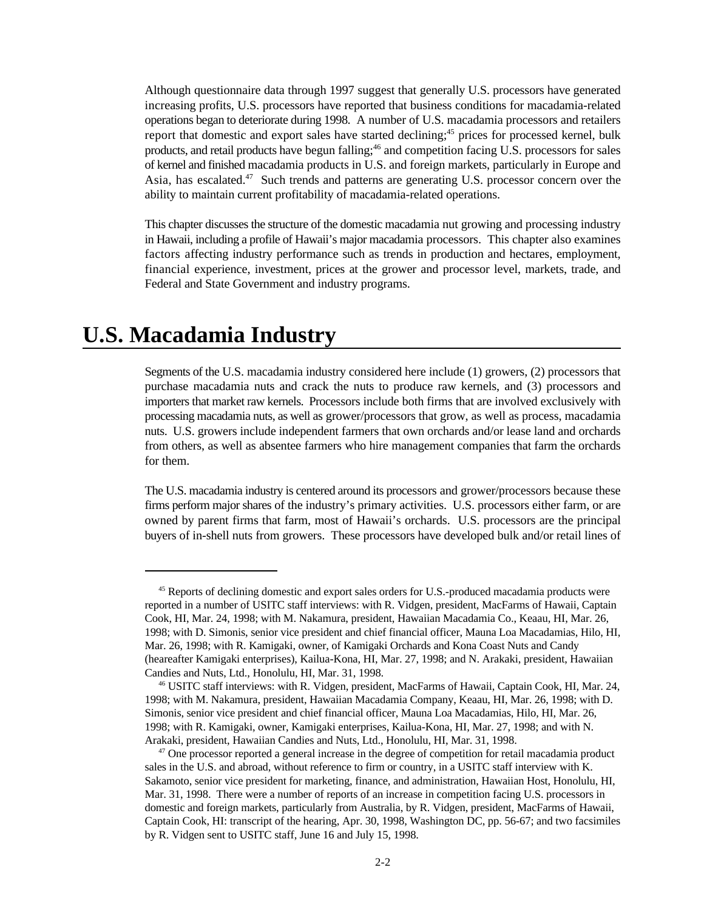Although questionnaire data through 1997 suggest that generally U.S. processors have generated increasing profits, U.S. processors have reported that business conditions for macadamia-related operations began to deteriorate during 1998. A number of U.S. macadamia processors and retailers report that domestic and export sales have started declining;[45] prices for processed kernel, bulk products, and retail products have begun falling;[46] and competition facing U.S. processors for sales of kernel and finished macadamia products in U.S. and foreign markets, particularly in Europe and Asia, has escalated.[47] Such trends and patterns are generating U.S. processor concern over the ability to maintain current profitability of macadamia-related operations.

This chapter discusses the structure of the domestic macadamia nut growing and processing industry in Hawaii, including a profile of Hawaii's major macadamia processors. This chapter also examines factors affecting industry performance such as trends in production and hectares, employment, financial experience, investment, prices at the grower and processor level, markets, trade, and Federal and State Government and industry programs.

# U.S. Macadamia Industry

Segments of the U.S. macadamia industry considered here include (1) growers, (2) processors that purchase macadamia nuts and crack the nuts to produce raw kernels, and (3) processors and importers that market raw kernels. Processors include both firms that are involved exclusively with processing macadamia nuts, as well as grower/processors that grow, as well as process, macadamia nuts. U.S. growers include independent farmers that own orchards and/or lease land and orchards from others, as well as absentee farmers who hire management companies that farm the orchards for them.

The U.S. macadamia industry is centered around its processors and grower/processors because these firms perform major shares of the industry's primary activities. U.S. processors either farm, or are owned by parent firms that farm, most of Hawaii's orchards. U.S. processors are the principal buyers of in-shell nuts from growers. These processors have developed bulk and/or retail lines of

---

[45] Reports of declining domestic and export sales orders for U.S.-produced macadamia products were reported in a number of USITC staff interviews: with R. Vidgen, president, MacFarms of Hawaii, Captain Cook, HI, Mar. 24, 1998; with M. Nakamura, president, Hawaiian Macadamia Co., Keaau, HI, Mar. 26, 1998; with D. Simonis, senior vice president and chief financial officer, Mauna Loa Macadamias, Hilo, HI, Mar. 26, 1998; with R. Kamigaki, owner, of Kamigaki Orchards and Kona Coast Nuts and Candy (heareafter Kamigaki enterprises), Kailua-Kona, HI, Mar. 27, 1998; and N. Arakaki, president, Hawaiian Candies and Nuts, Ltd., Honolulu, HI, Mar. 31, 1998.

[46] USITC staff interviews: with R. Vidgen, president, MacFarms of Hawaii, Captain Cook, HI, Mar. 24, 1998; with M. Nakamura, president, Hawaiian Macadamia Company, Keaau, HI, Mar. 26, 1998; with D. Simonis, senior vice president and chief financial officer, Mauna Loa Macadamias, Hilo, HI, Mar. 26, 1998; with R. Kamigaki, owner, Kamigaki enterprises, Kailua-Kona, HI, Mar. 27, 1998; and with N. Arakaki, president, Hawaiian Candies and Nuts, Ltd., Honolulu, HI, Mar. 31, 1998.

[47] One processor reported a general increase in the degree of competition for retail macadamia product sales in the U.S. and abroad, without reference to firm or country, in a USITC staff interview with K. Sakamoto, senior vice president for marketing, finance, and administration, Hawaiian Host, Honolulu, HI, Mar. 31, 1998. There were a number of reports of an increase in competition facing U.S. processors in domestic and foreign markets, particularly from Australia, by R. Vidgen, president, MacFarms of Hawaii, Captain Cook, HI: transcript of the hearing, Apr. 30, 1998, Washington DC, pp. 56-67; and two facsimiles by R. Vidgen sent to USITC staff, June 16 and July 15, 1998.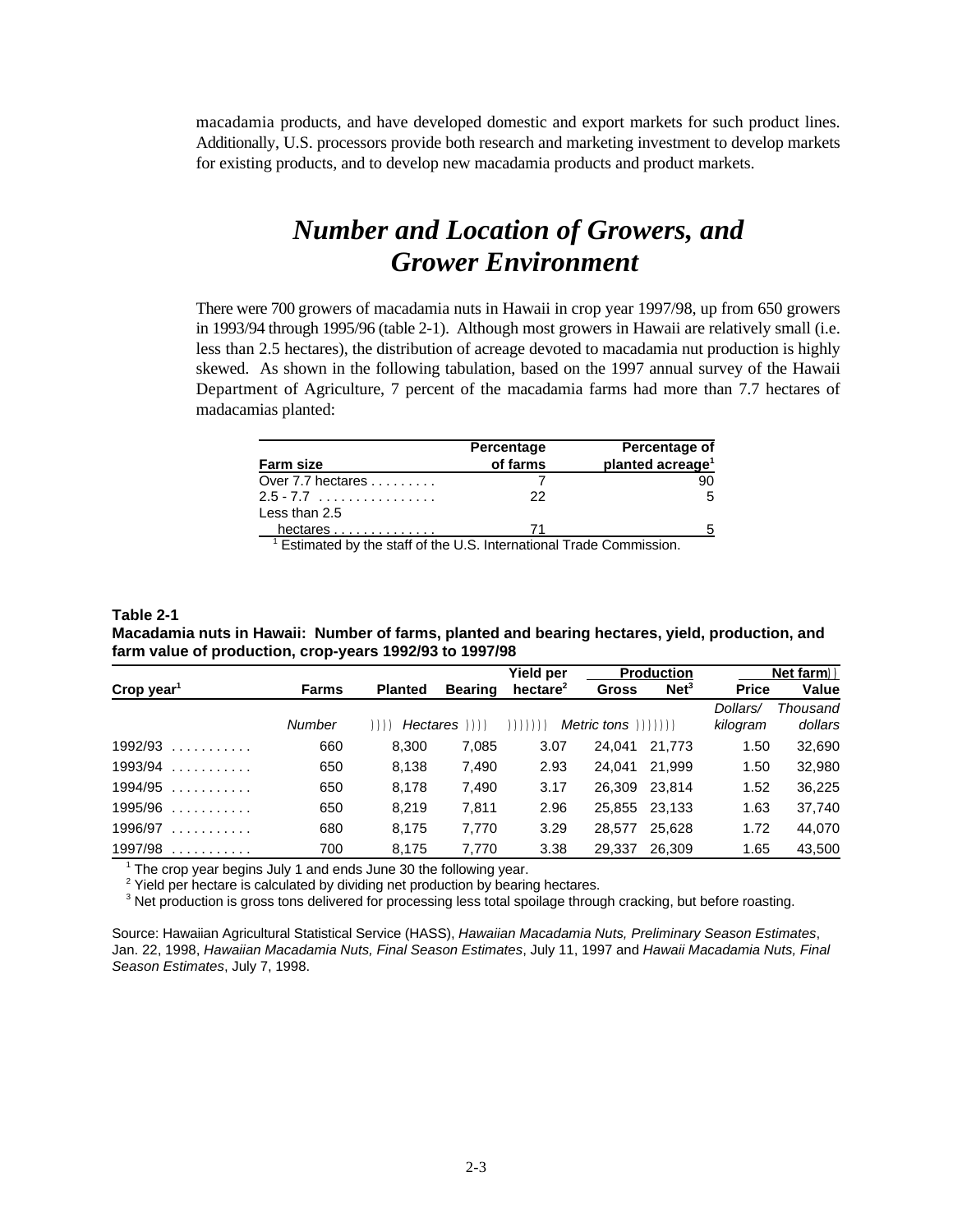macadamia products, and have developed domestic and export markets for such product lines. Additionally, U.S. processors provide both research and marketing investment to develop markets for existing products, and to develop new macadamia products and product markets.

## *Number and Location of Growers, and Grower Environment*

There were 700 growers of macadamia nuts in Hawaii in crop year 1997/98, up from 650 growers in 1993/94 through 1995/96 (table 2-1). Although most growers in Hawaii are relatively small (i.e. less than 2.5 hectares), the distribution of acreage devoted to macadamia nut production is highly skewed. As shown in the following tabulation, based on the 1997 annual survey of the Hawaii Department of Agriculture, 7 percent of the macadamia farms had more than 7.7 hectares of madacamias planted:

| Farm size | Percentage of farms | Percentage of planted acreage[1] |
|---|---|---|
| Over 7.7 hectares | 7 | 90 |
| 2.5 - 7.7 | 22 | 5 |
| Less than 2.5 hectares | 71 | 5 |

[1] Estimated by the staff of the U.S. International Trade Commission.

**Table 2-1**
**Macadamia nuts in Hawaii: Number of farms, planted and bearing hectares, yield, production, and farm value of production, crop-years 1992/93 to 1997/98**

| Crop year[1] | Farms | Planted | Bearing | Yield per hectare[2] | Production | | Net farm | |
|---|---|---|---|---|---|---|---|---|
| | | | | | Gross | Net[3] | Price | Value |
| | *Number* | *Hectares* | | *Metric tons* | | | *Dollars/ kilogram* | *Thousand dollars* |
| 1992/93 | 660 | 8,300 | 7,085 | 3.07 | 24,041 | 21,773 | 1.50 | 32,690 |
| 1993/94 | 650 | 8,138 | 7,490 | 2.93 | 24,041 | 21,999 | 1.50 | 32,980 |
| 1994/95 | 650 | 8,178 | 7,490 | 3.17 | 26,309 | 23,814 | 1.52 | 36,225 |
| 1995/96 | 650 | 8,219 | 7,811 | 2.96 | 25,855 | 23,133 | 1.63 | 37,740 |
| 1996/97 | 680 | 8,175 | 7,770 | 3.29 | 28,577 | 25,628 | 1.72 | 44,070 |
| 1997/98 | 700 | 8,175 | 7,770 | 3.38 | 29,337 | 26,309 | 1.65 | 43,500 |

[1] The crop year begins July 1 and ends June 30 the following year.
[2] Yield per hectare is calculated by dividing net production by bearing hectares.
[3] Net production is gross tons delivered for processing less total spoilage through cracking, but before roasting.

Source: Hawaiian Agricultural Statistical Service (HASS), *Hawaiian Macadamia Nuts, Preliminary Season Estimates*, Jan. 22, 1998, *Hawaiian Macadamia Nuts, Final Season Estimates*, July 11, 1997 and *Hawaii Macadamia Nuts, Final Season Estimates*, July 7, 1998.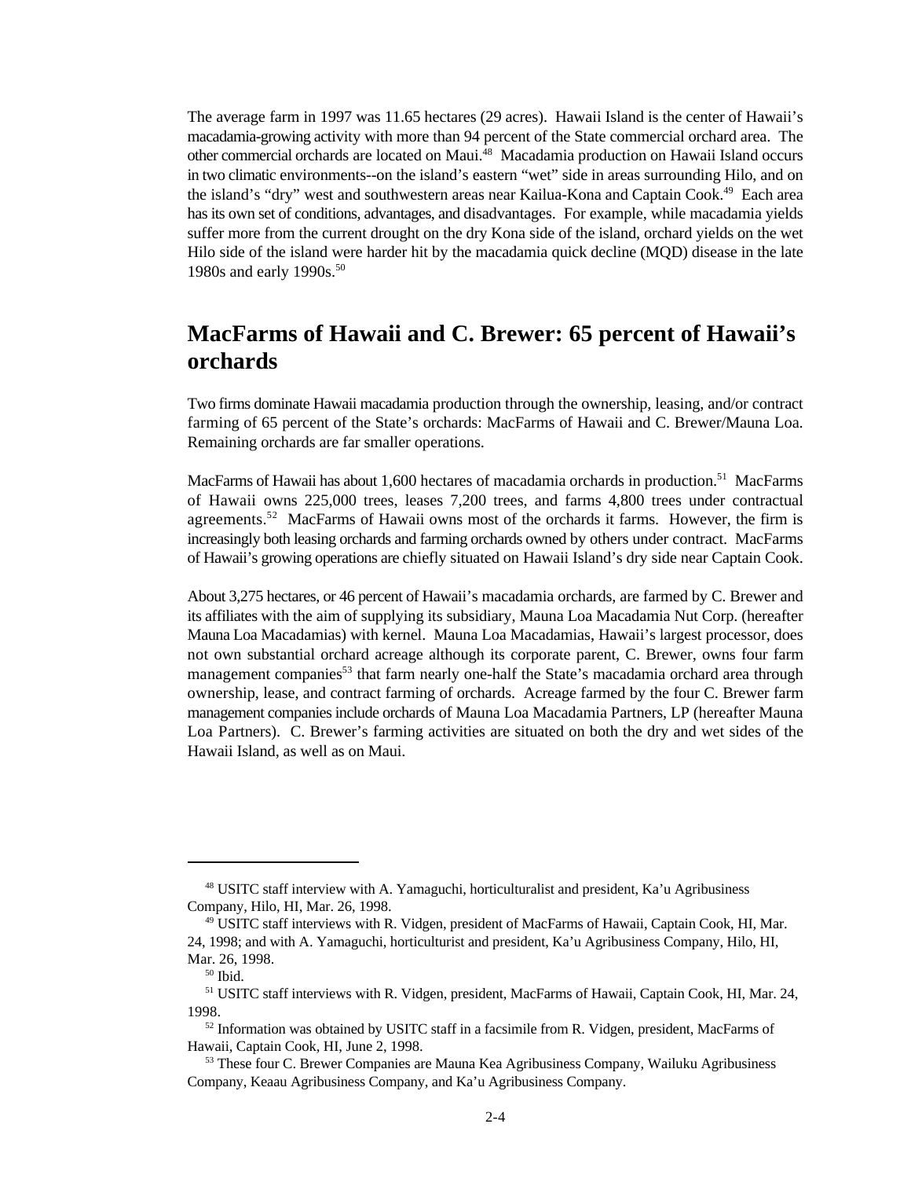The average farm in 1997 was 11.65 hectares (29 acres). Hawaii Island is the center of Hawaii's macadamia-growing activity with more than 94 percent of the State commercial orchard area. The other commercial orchards are located on Maui.[48] Macadamia production on Hawaii Island occurs in two climatic environments--on the island's eastern "wet" side in areas surrounding Hilo, and on the island's "dry" west and southwestern areas near Kailua-Kona and Captain Cook.[49] Each area has its own set of conditions, advantages, and disadvantages. For example, while macadamia yields suffer more from the current drought on the dry Kona side of the island, orchard yields on the wet Hilo side of the island were harder hit by the macadamia quick decline (MQD) disease in the late 1980s and early 1990s.[50]

## MacFarms of Hawaii and C. Brewer: 65 percent of Hawaii's orchards

Two firms dominate Hawaii macadamia production through the ownership, leasing, and/or contract farming of 65 percent of the State's orchards: MacFarms of Hawaii and C. Brewer/Mauna Loa. Remaining orchards are far smaller operations.

MacFarms of Hawaii has about 1,600 hectares of macadamia orchards in production.[51] MacFarms of Hawaii owns 225,000 trees, leases 7,200 trees, and farms 4,800 trees under contractual agreements.[52] MacFarms of Hawaii owns most of the orchards it farms. However, the firm is increasingly both leasing orchards and farming orchards owned by others under contract. MacFarms of Hawaii's growing operations are chiefly situated on Hawaii Island's dry side near Captain Cook.

About 3,275 hectares, or 46 percent of Hawaii's macadamia orchards, are farmed by C. Brewer and its affiliates with the aim of supplying its subsidiary, Mauna Loa Macadamia Nut Corp. (hereafter Mauna Loa Macadamias) with kernel. Mauna Loa Macadamias, Hawaii's largest processor, does not own substantial orchard acreage although its corporate parent, C. Brewer, owns four farm management companies[53] that farm nearly one-half the State's macadamia orchard area through ownership, lease, and contract farming of orchards. Acreage farmed by the four C. Brewer farm management companies include orchards of Mauna Loa Macadamia Partners, LP (hereafter Mauna Loa Partners). C. Brewer's farming activities are situated on both the dry and wet sides of the Hawaii Island, as well as on Maui.

---

[48] USITC staff interview with A. Yamaguchi, horticulturalist and president, Ka'u Agribusiness Company, Hilo, HI, Mar. 26, 1998.

[49] USITC staff interviews with R. Vidgen, president of MacFarms of Hawaii, Captain Cook, HI, Mar. 24, 1998; and with A. Yamaguchi, horticulturist and president, Ka'u Agribusiness Company, Hilo, HI, Mar. 26, 1998.

[50] Ibid.

[51] USITC staff interviews with R. Vidgen, president, MacFarms of Hawaii, Captain Cook, HI, Mar. 24, 1998.

[52] Information was obtained by USITC staff in a facsimile from R. Vidgen, president, MacFarms of Hawaii, Captain Cook, HI, June 2, 1998.

[53] These four C. Brewer Companies are Mauna Kea Agribusiness Company, Wailuku Agribusiness Company, Keaau Agribusiness Company, and Ka'u Agribusiness Company.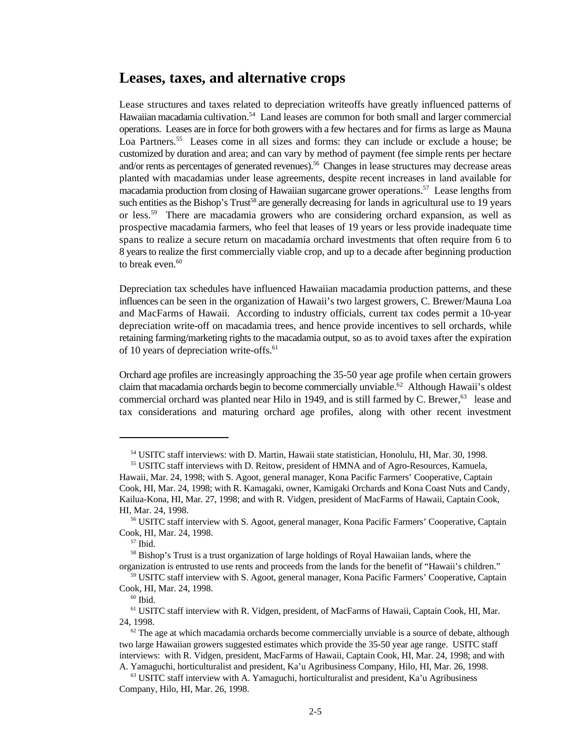## Leases, taxes, and alternative crops

Lease structures and taxes related to depreciation writeoffs have greatly influenced patterns of Hawaiian macadamia cultivation.[54] Land leases are common for both small and larger commercial operations. Leases are in force for both growers with a few hectares and for firms as large as Mauna Loa Partners.[55] Leases come in all sizes and forms: they can include or exclude a house; be customized by duration and area; and can vary by method of payment (fee simple rents per hectare and/or rents as percentages of generated revenues).[56] Changes in lease structures may decrease areas planted with macadamias under lease agreements, despite recent increases in land available for macadamia production from closing of Hawaiian sugarcane grower operations.[57] Lease lengths from such entities as the Bishop's Trust[58] are generally decreasing for lands in agricultural use to 19 years or less.[59] There are macadamia growers who are considering orchard expansion, as well as prospective macadamia farmers, who feel that leases of 19 years or less provide inadequate time spans to realize a secure return on macadamia orchard investments that often require from 6 to 8 years to realize the first commercially viable crop, and up to a decade after beginning production to break even.[60]

Depreciation tax schedules have influenced Hawaiian macadamia production patterns, and these influences can be seen in the organization of Hawaii's two largest growers, C. Brewer/Mauna Loa and MacFarms of Hawaii. According to industry officials, current tax codes permit a 10-year depreciation write-off on macadamia trees, and hence provide incentives to sell orchards, while retaining farming/marketing rights to the macadamia output, so as to avoid taxes after the expiration of 10 years of depreciation write-offs.[61]

Orchard age profiles are increasingly approaching the 35-50 year age profile when certain growers claim that macadamia orchards begin to become commercially unviable.[62] Although Hawaii's oldest commercial orchard was planted near Hilo in 1949, and is still farmed by C. Brewer,[63] lease and tax considerations and maturing orchard age profiles, along with other recent investment

---

[54] USITC staff interviews: with D. Martin, Hawaii state statistician, Honolulu, HI, Mar. 30, 1998.

[55] USITC staff interviews with D. Reitow, president of HMNA and of Agro-Resources, Kamuela, Hawaii, Mar. 24, 1998; with S. Agoot, general manager, Kona Pacific Farmers' Cooperative, Captain Cook, HI, Mar. 24, 1998; with R. Kamagaki, owner, Kamigaki Orchards and Kona Coast Nuts and Candy, Kailua-Kona, HI, Mar. 27, 1998; and with R. Vidgen, president of MacFarms of Hawaii, Captain Cook, HI, Mar. 24, 1998.

[56] USITC staff interview with S. Agoot, general manager, Kona Pacific Farmers' Cooperative, Captain Cook, HI, Mar. 24, 1998.

[57] Ibid.

[58] Bishop's Trust is a trust organization of large holdings of Royal Hawaiian lands, where the organization is entrusted to use rents and proceeds from the lands for the benefit of "Hawaii's children."

[59] USITC staff interview with S. Agoot, general manager, Kona Pacific Farmers' Cooperative, Captain Cook, HI, Mar. 24, 1998.

[60] Ibid.

[61] USITC staff interview with R. Vidgen, president, of MacFarms of Hawaii, Captain Cook, HI, Mar. 24, 1998.

[62] The age at which macadamia orchards become commercially unviable is a source of debate, although two large Hawaiian growers suggested estimates which provide the 35-50 year age range. USITC staff interviews: with R. Vidgen, president, MacFarms of Hawaii, Captain Cook, HI, Mar. 24, 1998; and with A. Yamaguchi, horticulturalist and president, Ka'u Agribusiness Company, Hilo, HI, Mar. 26, 1998.

[63] USITC staff interview with A. Yamaguchi, horticulturalist and president, Ka'u Agribusiness Company, Hilo, HI, Mar. 26, 1998.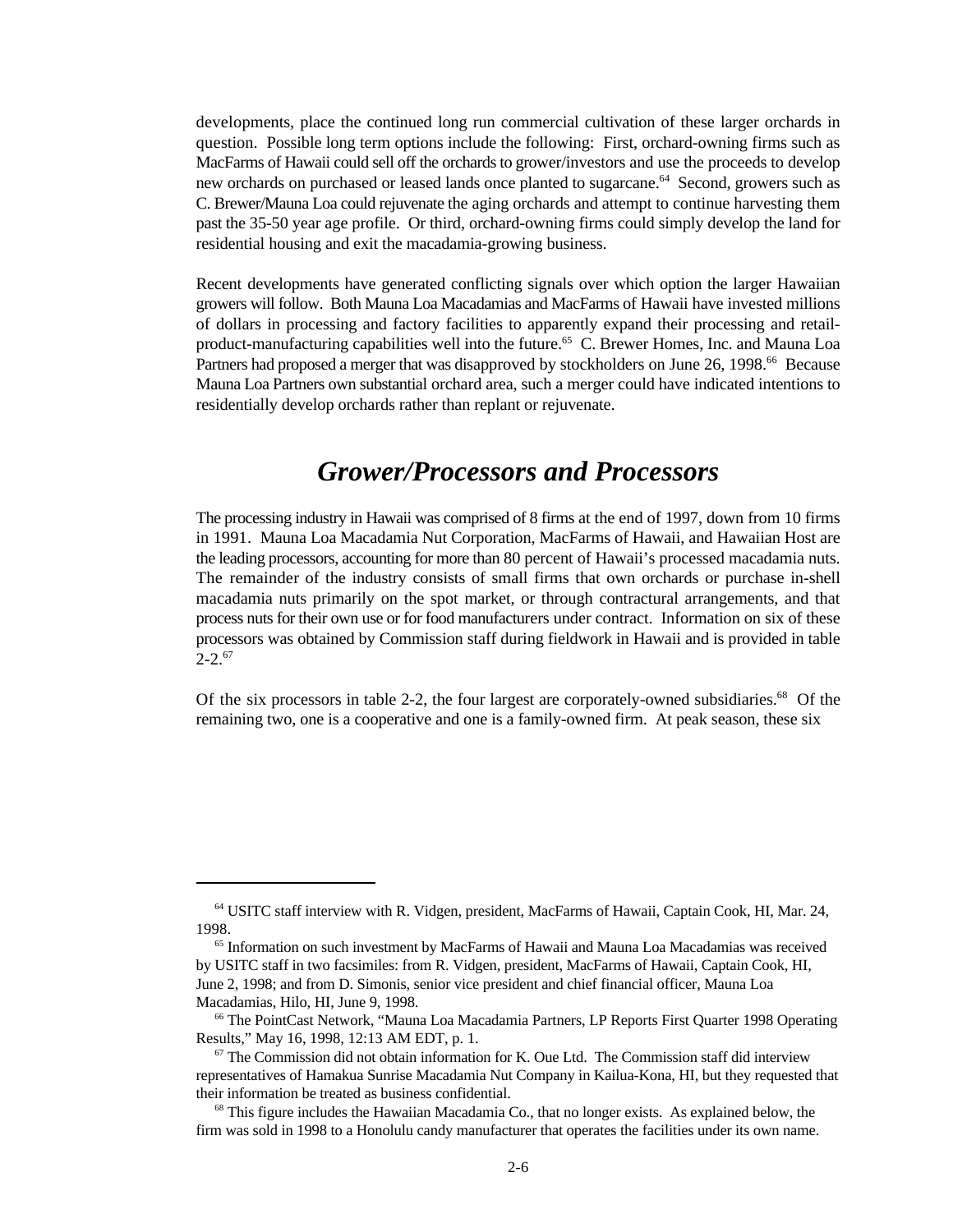developments, place the continued long run commercial cultivation of these larger orchards in question. Possible long term options include the following: First, orchard-owning firms such as MacFarms of Hawaii could sell off the orchards to grower/investors and use the proceeds to develop new orchards on purchased or leased lands once planted to sugarcane.[64] Second, growers such as C. Brewer/Mauna Loa could rejuvenate the aging orchards and attempt to continue harvesting them past the 35-50 year age profile. Or third, orchard-owning firms could simply develop the land for residential housing and exit the macadamia-growing business.

Recent developments have generated conflicting signals over which option the larger Hawaiian growers will follow. Both Mauna Loa Macadamias and MacFarms of Hawaii have invested millions of dollars in processing and factory facilities to apparently expand their processing and retail-product-manufacturing capabilities well into the future.[65] C. Brewer Homes, Inc. and Mauna Loa Partners had proposed a merger that was disapproved by stockholders on June 26, 1998.[66] Because Mauna Loa Partners own substantial orchard area, such a merger could have indicated intentions to residentially develop orchards rather than replant or rejuvenate.

## *Grower/Processors and Processors*

The processing industry in Hawaii was comprised of 8 firms at the end of 1997, down from 10 firms in 1991. Mauna Loa Macadamia Nut Corporation, MacFarms of Hawaii, and Hawaiian Host are the leading processors, accounting for more than 80 percent of Hawaii's processed macadamia nuts. The remainder of the industry consists of small firms that own orchards or purchase in-shell macadamia nuts primarily on the spot market, or through contractural arrangements, and that process nuts for their own use or for food manufacturers under contract. Information on six of these processors was obtained by Commission staff during fieldwork in Hawaii and is provided in table 2-2.[67]

Of the six processors in table 2-2, the four largest are corporately-owned subsidiaries.[68] Of the remaining two, one is a cooperative and one is a family-owned firm. At peak season, these six

---

[64] USITC staff interview with R. Vidgen, president, MacFarms of Hawaii, Captain Cook, HI, Mar. 24, 1998.

[65] Information on such investment by MacFarms of Hawaii and Mauna Loa Macadamias was received by USITC staff in two facsimiles: from R. Vidgen, president, MacFarms of Hawaii, Captain Cook, HI, June 2, 1998; and from D. Simonis, senior vice president and chief financial officer, Mauna Loa Macadamias, Hilo, HI, June 9, 1998.

[66] The PointCast Network, "Mauna Loa Macadamia Partners, LP Reports First Quarter 1998 Operating Results," May 16, 1998, 12:13 AM EDT, p. 1.

[67] The Commission did not obtain information for K. Oue Ltd. The Commission staff did interview representatives of Hamakua Sunrise Macadamia Nut Company in Kailua-Kona, HI, but they requested that their information be treated as business confidential.

[68] This figure includes the Hawaiian Macadamia Co., that no longer exists. As explained below, the firm was sold in 1998 to a Honolulu candy manufacturer that operates the facilities under its own name.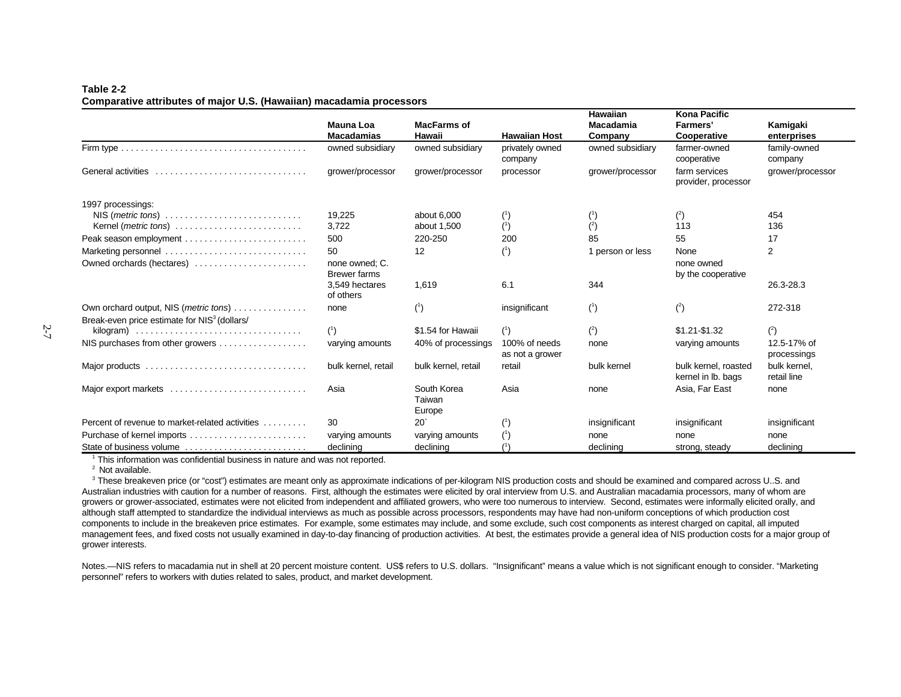**Table 2-2**
**Comparative attributes of major U.S. (Hawaiian) macadamia processors**

| | Mauna Loa Macadamias | MacFarms of Hawaii | Hawaiian Host | Hawaiian Macadamia Company | Kona Pacific Farmers' Cooperative | Kamigaki enterprises |
|---|---|---|---|---|---|---|
| Firm type | owned subsidiary | owned subsidiary | privately owned company | owned subsidiary | farmer-owned cooperative | family-owned company |
| General activities | grower/processor | grower/processor | processor | grower/processor | farm services provider, processor | grower/processor |
| 1997 processings: | | | | | | |
| NIS (*metric tons*) | 19,225 | about 6,000 | ([1]) | ([1]) | ([2]) | 454 |
| Kernel (*metric tons*) | 3,722 | about 1,500 | ([1]) | ([2]) | 113 | 136 |
| Peak season employment | 500 | 220-250 | 200 | 85 | 55 | 17 |
| Marketing personnel | 50 | 12 | ([1]) | 1 person or less | None | 2 |
| Owned orchards (hectares) | none owned; C. Brewer farms 3,549 hectares of others | 1,619 | 6.1 | 344 | none owned by the cooperative | 26.3-28.3 |
| Own orchard output, NIS (*metric tons*) | none | ([1]) | insignificant | ([1]) | ([2]) | 272-318 |
| Break-even price estimate for NIS[3] (dollars/ kilogram) | ([1]) | $1.54 for Hawaii | ([1]) | ([2]) | $1.21-$1.32 | ([2]) |
| NIS purchases from other growers | varying amounts | 40% of processings | 100% of needs as not a grower | none | varying amounts | 12.5-17% of processings |
| Major products | bulk kernel, retail | bulk kernel, retail | retail | bulk kernel | bulk kernel, roasted kernel in lb. bags | bulk kernel, retail line |
| Major export markets | Asia | South Korea Taiwan Europe | Asia | none | Asia, Far East | none |
| Percent of revenue to market-related activities | 30 | 20` | ([1]) | insignificant | insignificant | insignificant |
| Purchase of kernel imports | varying amounts | varying amounts | ([1]) | none | none | none |
| State of business volume | declining | declining | ([1]) | declining | strong, steady | declining |

[1] This information was confidential business in nature and was not reported.

[2] Not available.

[3] These breakeven price (or "cost") estimates are meant only as approximate indications of per-kilogram NIS production costs and should be examined and compared across U..S. and Australian industries with caution for a number of reasons. First, although the estimates were elicited by oral interview from U.S. and Australian macadamia processors, many of whom are growers or grower-associated, estimates were not elicited from independent and affiliated growers, who were too numerous to interview. Second, estimates were informally elicited orally, and although staff attempted to standardize the individual interviews as much as possible across processors, respondents may have had non-uniform conceptions of which production cost components to include in the breakeven price estimates. For example, some estimates may include, and some exclude, such cost components as interest charged on capital, all imputed management fees, and fixed costs not usually examined in day-to-day financing of production activities. At best, the estimates provide a general idea of NIS production costs for a major group of grower interests.

Notes.—NIS refers to macadamia nut in shell at 20 percent moisture content. US$ refers to U.S. dollars. "Insignificant" means a value which is not significant enough to consider. "Marketing personnel" refers to workers with duties related to sales, product, and market development.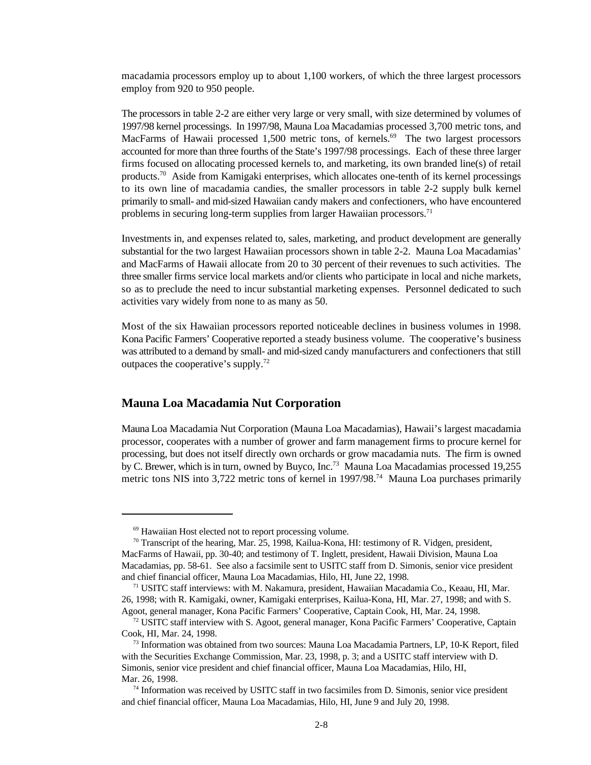macadamia processors employ up to about 1,100 workers, of which the three largest processors employ from 920 to 950 people.

The processors in table 2-2 are either very large or very small, with size determined by volumes of 1997/98 kernel processings. In 1997/98, Mauna Loa Macadamias processed 3,700 metric tons, and MacFarms of Hawaii processed 1,500 metric tons, of kernels.[69] The two largest processors accounted for more than three fourths of the State's 1997/98 processings. Each of these three larger firms focused on allocating processed kernels to, and marketing, its own branded line(s) of retail products.[70] Aside from Kamigaki enterprises, which allocates one-tenth of its kernel processings to its own line of macadamia candies, the smaller processors in table 2-2 supply bulk kernel primarily to small- and mid-sized Hawaiian candy makers and confectioners, who have encountered problems in securing long-term supplies from larger Hawaiian processors.[71]

Investments in, and expenses related to, sales, marketing, and product development are generally substantial for the two largest Hawaiian processors shown in table 2-2. Mauna Loa Macadamias' and MacFarms of Hawaii allocate from 20 to 30 percent of their revenues to such activities. The three smaller firms service local markets and/or clients who participate in local and niche markets, so as to preclude the need to incur substantial marketing expenses. Personnel dedicated to such activities vary widely from none to as many as 50.

Most of the six Hawaiian processors reported noticeable declines in business volumes in 1998. Kona Pacific Farmers' Cooperative reported a steady business volume. The cooperative's business was attributed to a demand by small- and mid-sized candy manufacturers and confectioners that still outpaces the cooperative's supply.[72]

## Mauna Loa Macadamia Nut Corporation

Mauna Loa Macadamia Nut Corporation (Mauna Loa Macadamias), Hawaii's largest macadamia processor, cooperates with a number of grower and farm management firms to procure kernel for processing, but does not itself directly own orchards or grow macadamia nuts. The firm is owned by C. Brewer, which is in turn, owned by Buyco, Inc.[73] Mauna Loa Macadamias processed 19,255 metric tons NIS into 3,722 metric tons of kernel in 1997/98.[74] Mauna Loa purchases primarily

---

[69] Hawaiian Host elected not to report processing volume.

[70] Transcript of the hearing, Mar. 25, 1998, Kailua-Kona, HI: testimony of R. Vidgen, president, MacFarms of Hawaii, pp. 30-40; and testimony of T. Inglett, president, Hawaii Division, Mauna Loa Macadamias, pp. 58-61. See also a facsimile sent to USITC staff from D. Simonis, senior vice president and chief financial officer, Mauna Loa Macadamias, Hilo, HI, June 22, 1998.

[71] USITC staff interviews: with M. Nakamura, president, Hawaiian Macadamia Co., Keaau, HI, Mar. 26, 1998; with R. Kamigaki, owner, Kamigaki enterprises, Kailua-Kona, HI, Mar. 27, 1998; and with S. Agoot, general manager, Kona Pacific Farmers' Cooperative, Captain Cook, HI, Mar. 24, 1998.

[72] USITC staff interview with S. Agoot, general manager, Kona Pacific Farmers' Cooperative, Captain Cook, HI, Mar. 24, 1998.

[73] Information was obtained from two sources: Mauna Loa Macadamia Partners, LP, 10-K Report, filed with the Securities Exchange Commission, Mar. 23, 1998, p. 3; and a USITC staff interview with D. Simonis, senior vice president and chief financial officer, Mauna Loa Macadamias, Hilo, HI, Mar. 26, 1998.

[74] Information was received by USITC staff in two facsimiles from D. Simonis, senior vice president and chief financial officer, Mauna Loa Macadamias, Hilo, HI, June 9 and July 20, 1998.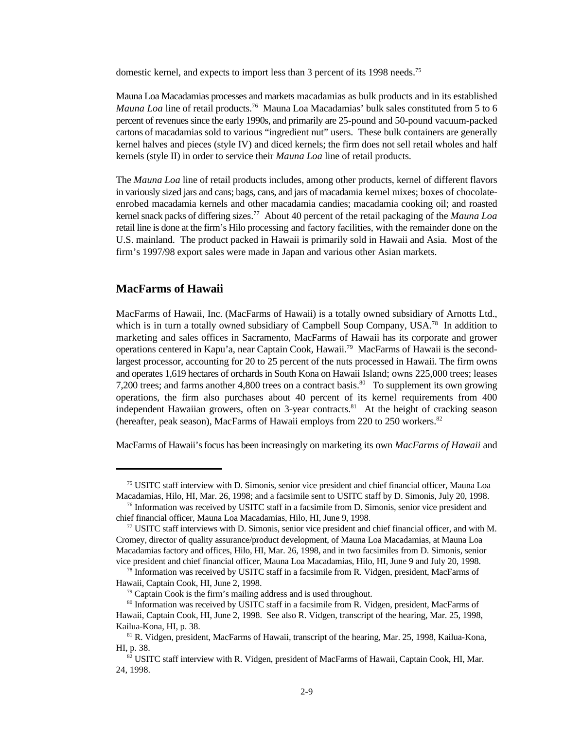domestic kernel, and expects to import less than 3 percent of its 1998 needs.[75]

Mauna Loa Macadamias processes and markets macadamias as bulk products and in its established *Mauna Loa* line of retail products.[76] Mauna Loa Macadamias' bulk sales constituted from 5 to 6 percent of revenues since the early 1990s, and primarily are 25-pound and 50-pound vacuum-packed cartons of macadamias sold to various "ingredient nut" users. These bulk containers are generally kernel halves and pieces (style IV) and diced kernels; the firm does not sell retail wholes and half kernels (style II) in order to service their *Mauna Loa* line of retail products.

The *Mauna Loa* line of retail products includes, among other products, kernel of different flavors in variously sized jars and cans; bags, cans, and jars of macadamia kernel mixes; boxes of chocolate-enrobed macadamia kernels and other macadamia candies; macadamia cooking oil; and roasted kernel snack packs of differing sizes.[77] About 40 percent of the retail packaging of the *Mauna Loa* retail line is done at the firm's Hilo processing and factory facilities, with the remainder done on the U.S. mainland. The product packed in Hawaii is primarily sold in Hawaii and Asia. Most of the firm's 1997/98 export sales were made in Japan and various other Asian markets.

## MacFarms of Hawaii

MacFarms of Hawaii, Inc. (MacFarms of Hawaii) is a totally owned subsidiary of Arnotts Ltd., which is in turn a totally owned subsidiary of Campbell Soup Company, USA.[78] In addition to marketing and sales offices in Sacramento, MacFarms of Hawaii has its corporate and grower operations centered in Kapu'a, near Captain Cook, Hawaii.[79] MacFarms of Hawaii is the second-largest processor, accounting for 20 to 25 percent of the nuts processed in Hawaii. The firm owns and operates 1,619 hectares of orchards in South Kona on Hawaii Island; owns 225,000 trees; leases 7,200 trees; and farms another 4,800 trees on a contract basis.[80] To supplement its own growing operations, the firm also purchases about 40 percent of its kernel requirements from 400 independent Hawaiian growers, often on 3-year contracts.[81] At the height of cracking season (hereafter, peak season), MacFarms of Hawaii employs from 220 to 250 workers.[82]

MacFarms of Hawaii's focus has been increasingly on marketing its own *MacFarms of Hawaii* and

---

[75] USITC staff interview with D. Simonis, senior vice president and chief financial officer, Mauna Loa Macadamias, Hilo, HI, Mar. 26, 1998; and a facsimile sent to USITC staff by D. Simonis, July 20, 1998.

[76] Information was received by USITC staff in a facsimile from D. Simonis, senior vice president and chief financial officer, Mauna Loa Macadamias, Hilo, HI, June 9, 1998.

[77] USITC staff interviews with D. Simonis, senior vice president and chief financial officer, and with M. Cromey, director of quality assurance/product development, of Mauna Loa Macadamias, at Mauna Loa Macadamias factory and offices, Hilo, HI, Mar. 26, 1998, and in two facsimiles from D. Simonis, senior vice president and chief financial officer, Mauna Loa Macadamias, Hilo, HI, June 9 and July 20, 1998.

[78] Information was received by USITC staff in a facsimile from R. Vidgen, president, MacFarms of Hawaii, Captain Cook, HI, June 2, 1998.

[79] Captain Cook is the firm's mailing address and is used throughout.

[80] Information was received by USITC staff in a facsimile from R. Vidgen, president, MacFarms of Hawaii, Captain Cook, HI, June 2, 1998. See also R. Vidgen, transcript of the hearing, Mar. 25, 1998, Kailua-Kona, HI, p. 38.

[81] R. Vidgen, president, MacFarms of Hawaii, transcript of the hearing, Mar. 25, 1998, Kailua-Kona, HI, p. 38.

[82] USITC staff interview with R. Vidgen, president of MacFarms of Hawaii, Captain Cook, HI, Mar. 24, 1998.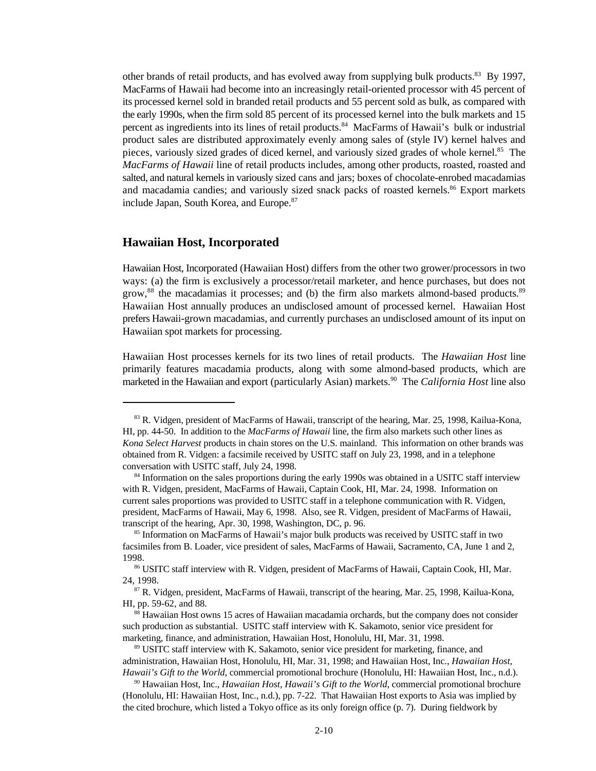other brands of retail products, and has evolved away from supplying bulk products.[83] By 1997, MacFarms of Hawaii had become into an increasingly retail-oriented processor with 45 percent of its processed kernel sold in branded retail products and 55 percent sold as bulk, as compared with the early 1990s, when the firm sold 85 percent of its processed kernel into the bulk markets and 15 percent as ingredients into its lines of retail products.[84] MacFarms of Hawaii's bulk or industrial product sales are distributed approximately evenly among sales of (style IV) kernel halves and pieces, variously sized grades of diced kernel, and variously sized grades of whole kernel.[85] The *MacFarms of Hawaii* line of retail products includes, among other products, roasted, roasted and salted, and natural kernels in variously sized cans and jars; boxes of chocolate-enrobed macadamias and macadamia candies; and variously sized snack packs of roasted kernels.[86] Export markets include Japan, South Korea, and Europe.[87]

## Hawaiian Host, Incorporated

Hawaiian Host, Incorporated (Hawaiian Host) differs from the other two grower/processors in two ways: (a) the firm is exclusively a processor/retail marketer, and hence purchases, but does not grow,[88] the macadamias it processes; and (b) the firm also markets almond-based products.[89] Hawaiian Host annually produces an undisclosed amount of processed kernel. Hawaiian Host prefers Hawaii-grown macadamias, and currently purchases an undisclosed amount of its input on Hawaiian spot markets for processing.

Hawaiian Host processes kernels for its two lines of retail products. The *Hawaiian Host* line primarily features macadamia products, along with some almond-based products, which are marketed in the Hawaiian and export (particularly Asian) markets.[90] The *California Host* line also

---

[83] R. Vidgen, president of MacFarms of Hawaii, transcript of the hearing, Mar. 25, 1998, Kailua-Kona, HI, pp. 44-50. In addition to the *MacFarms of Hawaii* line, the firm also markets such other lines as *Kona Select Harvest* products in chain stores on the U.S. mainland. This information on other brands was obtained from R. Vidgen: a facsimile received by USITC staff on July 23, 1998, and in a telephone conversation with USITC staff, July 24, 1998.

[84] Information on the sales proportions during the early 1990s was obtained in a USITC staff interview with R. Vidgen, president, MacFarms of Hawaii, Captain Cook, HI, Mar. 24, 1998. Information on current sales proportions was provided to USITC staff in a telephone communication with R. Vidgen, president, MacFarms of Hawaii, May 6, 1998. Also, see R. Vidgen, president of MacFarms of Hawaii, transcript of the hearing, Apr. 30, 1998, Washington, DC, p. 96.

[85] Information on MacFarms of Hawaii's major bulk products was received by USITC staff in two facsimiles from B. Loader, vice president of sales, MacFarms of Hawaii, Sacramento, CA, June 1 and 2, 1998.

[86] USITC staff interview with R. Vidgen, president of MacFarms of Hawaii, Captain Cook, HI, Mar. 24, 1998.

[87] R. Vidgen, president, MacFarms of Hawaii, transcript of the hearing, Mar. 25, 1998, Kailua-Kona, HI, pp. 59-62, and 88.

[88] Hawaiian Host owns 15 acres of Hawaiian macadamia orchards, but the company does not consider such production as substantial. USITC staff interview with K. Sakamoto, senior vice president for marketing, finance, and administration, Hawaiian Host, Honolulu, HI, Mar. 31, 1998.

[89] USITC staff interview with K. Sakamoto, senior vice president for marketing, finance, and administration, Hawaiian Host, Honolulu, HI, Mar. 31, 1998; and Hawaiian Host, Inc., *Hawaiian Host, Hawaii's Gift to the World*, commercial promotional brochure (Honolulu, HI: Hawaiian Host, Inc., n.d.).

[90] Hawaiian Host, Inc., *Hawaiian Host, Hawaii's Gift to the World*, commercial promotional brochure (Honolulu, HI: Hawaiian Host, Inc., n.d.), pp. 7-22. That Hawaiian Host exports to Asia was implied by the cited brochure, which listed a Tokyo office as its only foreign office (p. 7). During fieldwork by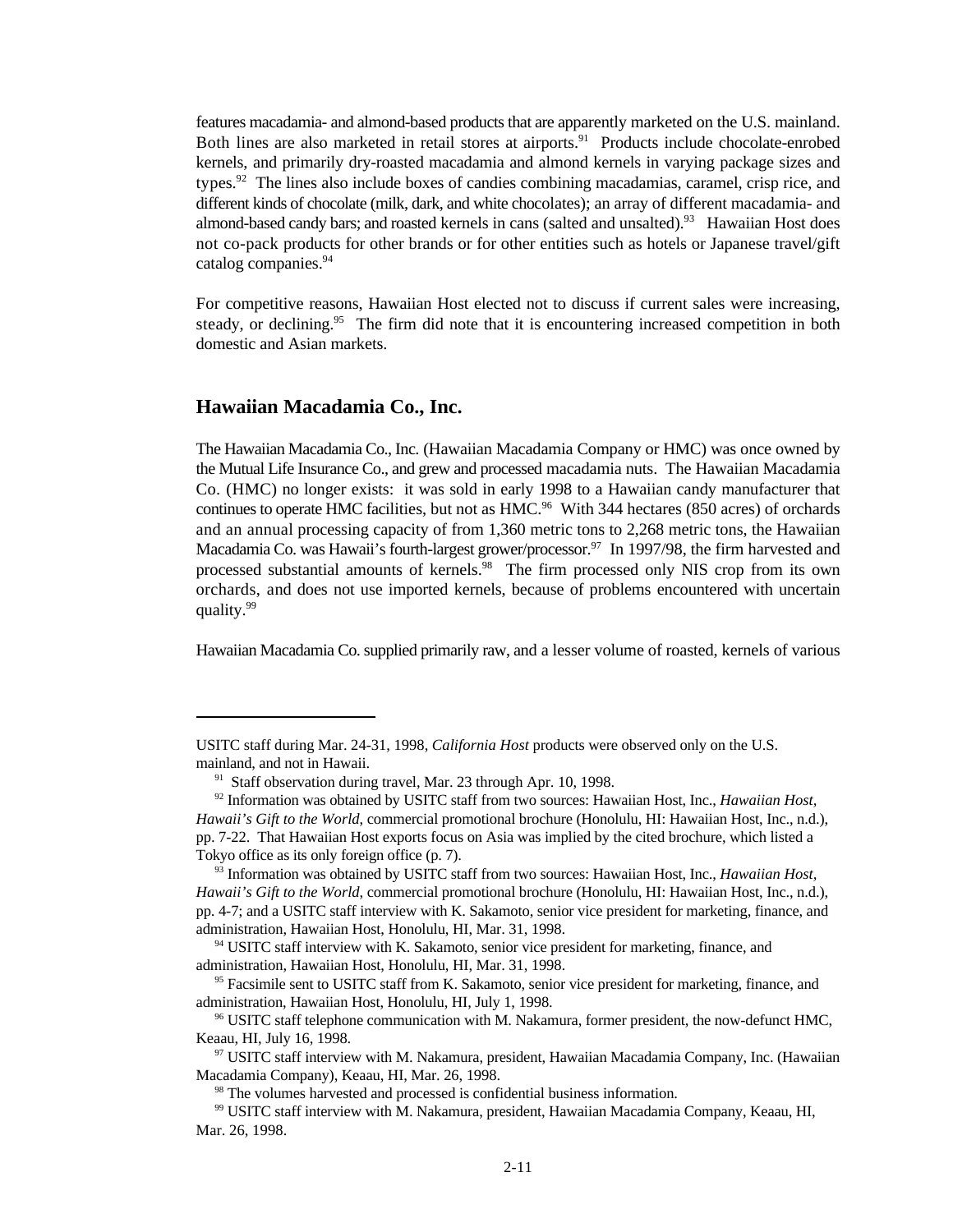features macadamia- and almond-based products that are apparently marketed on the U.S. mainland. Both lines are also marketed in retail stores at airports.[91] Products include chocolate-enrobed kernels, and primarily dry-roasted macadamia and almond kernels in varying package sizes and types.[92] The lines also include boxes of candies combining macadamias, caramel, crisp rice, and different kinds of chocolate (milk, dark, and white chocolates); an array of different macadamia- and almond-based candy bars; and roasted kernels in cans (salted and unsalted).[93] Hawaiian Host does not co-pack products for other brands or for other entities such as hotels or Japanese travel/gift catalog companies.[94]

For competitive reasons, Hawaiian Host elected not to discuss if current sales were increasing, steady, or declining.[95] The firm did note that it is encountering increased competition in both domestic and Asian markets.

## Hawaiian Macadamia Co., Inc.

The Hawaiian Macadamia Co., Inc. (Hawaiian Macadamia Company or HMC) was once owned by the Mutual Life Insurance Co., and grew and processed macadamia nuts. The Hawaiian Macadamia Co. (HMC) no longer exists: it was sold in early 1998 to a Hawaiian candy manufacturer that continues to operate HMC facilities, but not as HMC.[96] With 344 hectares (850 acres) of orchards and an annual processing capacity of from 1,360 metric tons to 2,268 metric tons, the Hawaiian Macadamia Co. was Hawaii's fourth-largest grower/processor.[97] In 1997/98, the firm harvested and processed substantial amounts of kernels.[98] The firm processed only NIS crop from its own orchards, and does not use imported kernels, because of problems encountered with uncertain quality.[99]

Hawaiian Macadamia Co. supplied primarily raw, and a lesser volume of roasted, kernels of various

---

USITC staff during Mar. 24-31, 1998, *California Host* products were observed only on the U.S. mainland, and not in Hawaii.

[91] Staff observation during travel, Mar. 23 through Apr. 10, 1998.

[92] Information was obtained by USITC staff from two sources: Hawaiian Host, Inc., *Hawaiian Host, Hawaii's Gift to the World*, commercial promotional brochure (Honolulu, HI: Hawaiian Host, Inc., n.d.), pp. 7-22. That Hawaiian Host exports focus on Asia was implied by the cited brochure, which listed a Tokyo office as its only foreign office (p. 7).

[93] Information was obtained by USITC staff from two sources: Hawaiian Host, Inc., *Hawaiian Host, Hawaii's Gift to the World*, commercial promotional brochure (Honolulu, HI: Hawaiian Host, Inc., n.d.), pp. 4-7; and a USITC staff interview with K. Sakamoto, senior vice president for marketing, finance, and administration, Hawaiian Host, Honolulu, HI, Mar. 31, 1998.

[94] USITC staff interview with K. Sakamoto, senior vice president for marketing, finance, and administration, Hawaiian Host, Honolulu, HI, Mar. 31, 1998.

[95] Facsimile sent to USITC staff from K. Sakamoto, senior vice president for marketing, finance, and administration, Hawaiian Host, Honolulu, HI, July 1, 1998.

[96] USITC staff telephone communication with M. Nakamura, former president, the now-defunct HMC, Keaau, HI, July 16, 1998.

[97] USITC staff interview with M. Nakamura, president, Hawaiian Macadamia Company, Inc. (Hawaiian Macadamia Company), Keaau, HI, Mar. 26, 1998.

[98] The volumes harvested and processed is confidential business information.

[99] USITC staff interview with M. Nakamura, president, Hawaiian Macadamia Company, Keaau, HI, Mar. 26, 1998.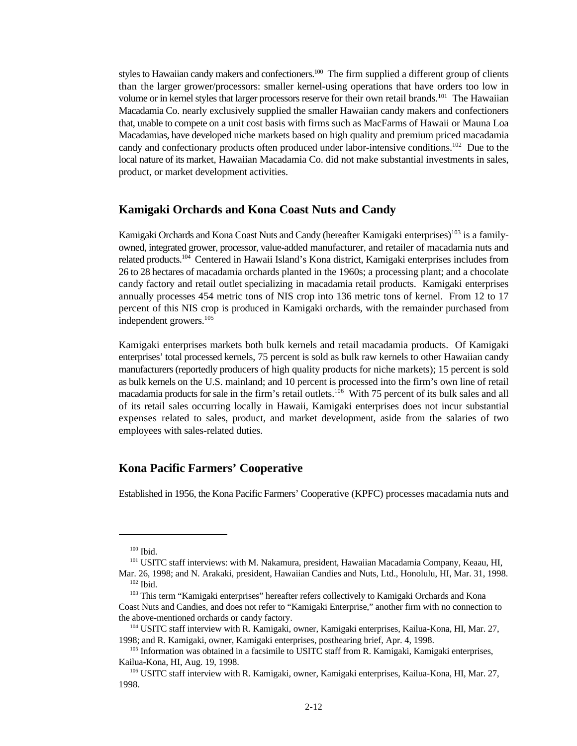styles to Hawaiian candy makers and confectioners.[100] The firm supplied a different group of clients than the larger grower/processors: smaller kernel-using operations that have orders too low in volume or in kernel styles that larger processors reserve for their own retail brands.[101] The Hawaiian Macadamia Co. nearly exclusively supplied the smaller Hawaiian candy makers and confectioners that, unable to compete on a unit cost basis with firms such as MacFarms of Hawaii or Mauna Loa Macadamias, have developed niche markets based on high quality and premium priced macadamia candy and confectionary products often produced under labor-intensive conditions.[102] Due to the local nature of its market, Hawaiian Macadamia Co. did not make substantial investments in sales, product, or market development activities.

## Kamigaki Orchards and Kona Coast Nuts and Candy

Kamigaki Orchards and Kona Coast Nuts and Candy (hereafter Kamigaki enterprises)[103] is a family-owned, integrated grower, processor, value-added manufacturer, and retailer of macadamia nuts and related products.[104] Centered in Hawaii Island's Kona district, Kamigaki enterprises includes from 26 to 28 hectares of macadamia orchards planted in the 1960s; a processing plant; and a chocolate candy factory and retail outlet specializing in macadamia retail products. Kamigaki enterprises annually processes 454 metric tons of NIS crop into 136 metric tons of kernel. From 12 to 17 percent of this NIS crop is produced in Kamigaki orchards, with the remainder purchased from independent growers.[105]

Kamigaki enterprises markets both bulk kernels and retail macadamia products. Of Kamigaki enterprises' total processed kernels, 75 percent is sold as bulk raw kernels to other Hawaiian candy manufacturers (reportedly producers of high quality products for niche markets); 15 percent is sold as bulk kernels on the U.S. mainland; and 10 percent is processed into the firm's own line of retail macadamia products for sale in the firm's retail outlets.[106] With 75 percent of its bulk sales and all of its retail sales occurring locally in Hawaii, Kamigaki enterprises does not incur substantial expenses related to sales, product, and market development, aside from the salaries of two employees with sales-related duties.

## Kona Pacific Farmers' Cooperative

Established in 1956, the Kona Pacific Farmers' Cooperative (KPFC) processes macadamia nuts and

---

[100] Ibid.

[101] USITC staff interviews: with M. Nakamura, president, Hawaiian Macadamia Company, Keaau, HI, Mar. 26, 1998; and N. Arakaki, president, Hawaiian Candies and Nuts, Ltd., Honolulu, HI, Mar. 31, 1998.

[102] Ibid.

[103] This term "Kamigaki enterprises" hereafter refers collectively to Kamigaki Orchards and Kona Coast Nuts and Candies, and does not refer to "Kamigaki Enterprise," another firm with no connection to the above-mentioned orchards or candy factory.

[104] USITC staff interview with R. Kamigaki, owner, Kamigaki enterprises, Kailua-Kona, HI, Mar. 27, 1998; and R. Kamigaki, owner, Kamigaki enterprises, posthearing brief, Apr. 4, 1998.

[105] Information was obtained in a facsimile to USITC staff from R. Kamigaki, Kamigaki enterprises, Kailua-Kona, HI, Aug. 19, 1998.

[106] USITC staff interview with R. Kamigaki, owner, Kamigaki enterprises, Kailua-Kona, HI, Mar. 27, 1998.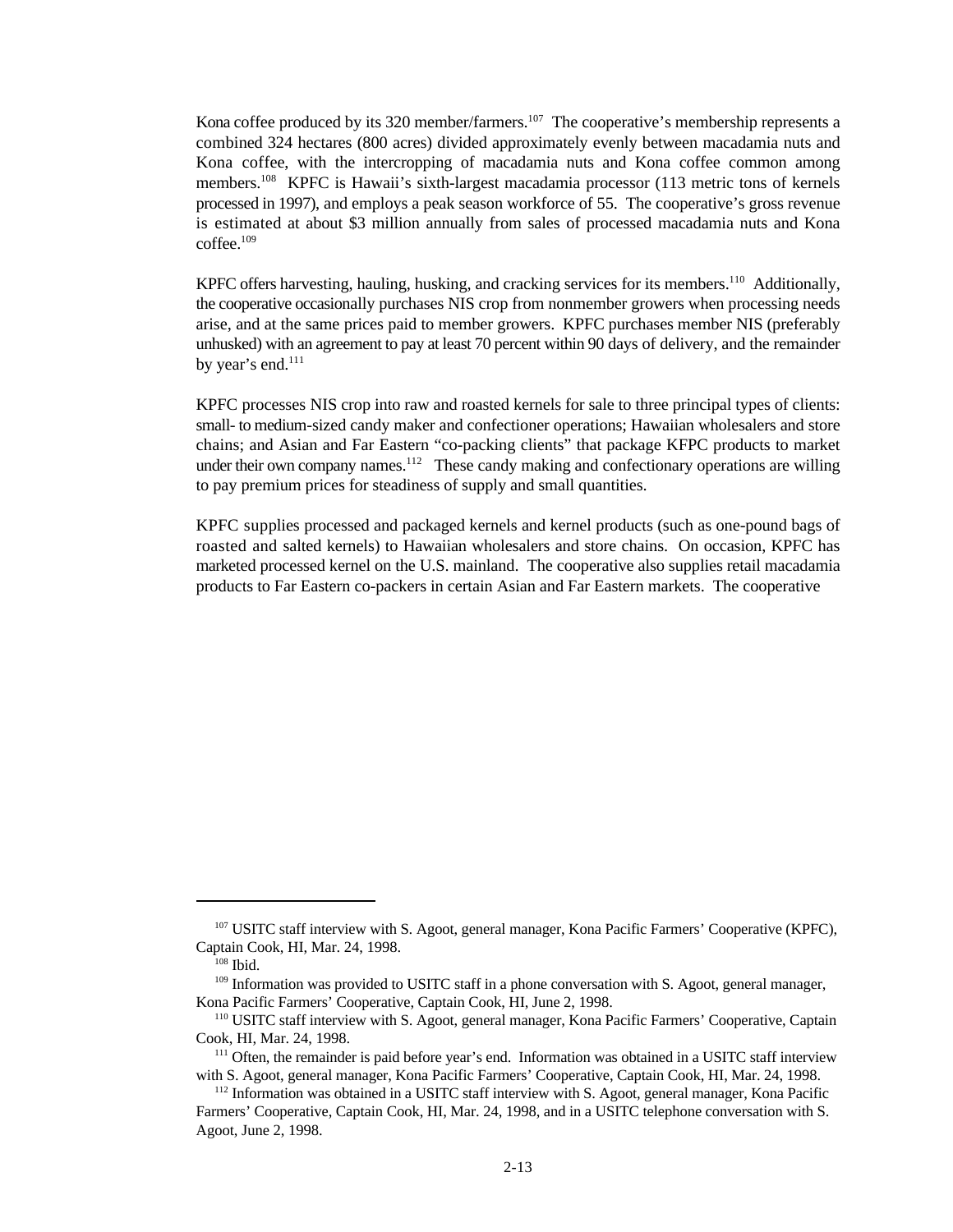Kona coffee produced by its 320 member/farmers.[107] The cooperative's membership represents a combined 324 hectares (800 acres) divided approximately evenly between macadamia nuts and Kona coffee, with the intercropping of macadamia nuts and Kona coffee common among members.[108] KPFC is Hawaii's sixth-largest macadamia processor (113 metric tons of kernels processed in 1997), and employs a peak season workforce of 55. The cooperative's gross revenue is estimated at about \$3 million annually from sales of processed macadamia nuts and Kona coffee.[109]

KPFC offers harvesting, hauling, husking, and cracking services for its members.[110] Additionally, the cooperative occasionally purchases NIS crop from nonmember growers when processing needs arise, and at the same prices paid to member growers. KPFC purchases member NIS (preferably unhusked) with an agreement to pay at least 70 percent within 90 days of delivery, and the remainder by year's end.[111]

KPFC processes NIS crop into raw and roasted kernels for sale to three principal types of clients: small- to medium-sized candy maker and confectioner operations; Hawaiian wholesalers and store chains; and Asian and Far Eastern "co-packing clients" that package KFPC products to market under their own company names.[112] These candy making and confectionary operations are willing to pay premium prices for steadiness of supply and small quantities.

KPFC supplies processed and packaged kernels and kernel products (such as one-pound bags of roasted and salted kernels) to Hawaiian wholesalers and store chains. On occasion, KPFC has marketed processed kernel on the U.S. mainland. The cooperative also supplies retail macadamia products to Far Eastern co-packers in certain Asian and Far Eastern markets. The cooperative

---

[107] USITC staff interview with S. Agoot, general manager, Kona Pacific Farmers' Cooperative (KPFC), Captain Cook, HI, Mar. 24, 1998.

[108] Ibid.

[109] Information was provided to USITC staff in a phone conversation with S. Agoot, general manager, Kona Pacific Farmers' Cooperative, Captain Cook, HI, June 2, 1998.

[110] USITC staff interview with S. Agoot, general manager, Kona Pacific Farmers' Cooperative, Captain Cook, HI, Mar. 24, 1998.

[111] Often, the remainder is paid before year's end. Information was obtained in a USITC staff interview with S. Agoot, general manager, Kona Pacific Farmers' Cooperative, Captain Cook, HI, Mar. 24, 1998.

[112] Information was obtained in a USITC staff interview with S. Agoot, general manager, Kona Pacific Farmers' Cooperative, Captain Cook, HI, Mar. 24, 1998, and in a USITC telephone conversation with S. Agoot, June 2, 1998.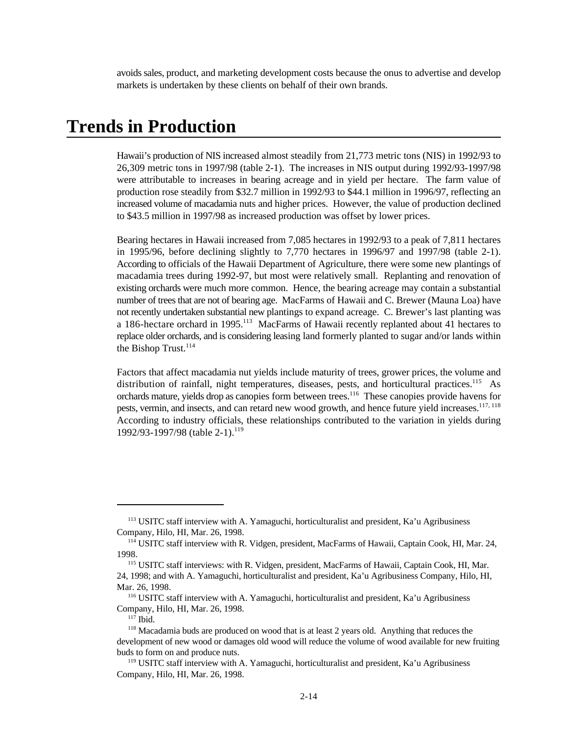avoids sales, product, and marketing development costs because the onus to advertise and develop markets is undertaken by these clients on behalf of their own brands.

# Trends in Production

Hawaii's production of NIS increased almost steadily from 21,773 metric tons (NIS) in 1992/93 to 26,309 metric tons in 1997/98 (table 2-1). The increases in NIS output during 1992/93-1997/98 were attributable to increases in bearing acreage and in yield per hectare. The farm value of production rose steadily from $32.7 million in 1992/93 to $44.1 million in 1996/97, reflecting an increased volume of macadamia nuts and higher prices. However, the value of production declined to $43.5 million in 1997/98 as increased production was offset by lower prices.

Bearing hectares in Hawaii increased from 7,085 hectares in 1992/93 to a peak of 7,811 hectares in 1995/96, before declining slightly to 7,770 hectares in 1996/97 and 1997/98 (table 2-1). According to officials of the Hawaii Department of Agriculture, there were some new plantings of macadamia trees during 1992-97, but most were relatively small. Replanting and renovation of existing orchards were much more common. Hence, the bearing acreage may contain a substantial number of trees that are not of bearing age. MacFarms of Hawaii and C. Brewer (Mauna Loa) have not recently undertaken substantial new plantings to expand acreage. C. Brewer's last planting was a 186-hectare orchard in 1995.[113] MacFarms of Hawaii recently replanted about 41 hectares to replace older orchards, and is considering leasing land formerly planted to sugar and/or lands within the Bishop Trust.[114]

Factors that affect macadamia nut yields include maturity of trees, grower prices, the volume and distribution of rainfall, night temperatures, diseases, pests, and horticultural practices.[115] As orchards mature, yields drop as canopies form between trees.[116] These canopies provide havens for pests, vermin, and insects, and can retard new wood growth, and hence future yield increases.[117, 118] According to industry officials, these relationships contributed to the variation in yields during 1992/93-1997/98 (table 2-1).[119]

---

[113] USITC staff interview with A. Yamaguchi, horticulturalist and president, Ka'u Agribusiness Company, Hilo, HI, Mar. 26, 1998.

[114] USITC staff interview with R. Vidgen, president, MacFarms of Hawaii, Captain Cook, HI, Mar. 24, 1998.

[115] USITC staff interviews: with R. Vidgen, president, MacFarms of Hawaii, Captain Cook, HI, Mar. 24, 1998; and with A. Yamaguchi, horticulturalist and president, Ka'u Agribusiness Company, Hilo, HI, Mar. 26, 1998.

[116] USITC staff interview with A. Yamaguchi, horticulturalist and president, Ka'u Agribusiness Company, Hilo, HI, Mar. 26, 1998.

[117] Ibid.

[118] Macadamia buds are produced on wood that is at least 2 years old. Anything that reduces the development of new wood or damages old wood will reduce the volume of wood available for new fruiting buds to form on and produce nuts.

[119] USITC staff interview with A. Yamaguchi, horticulturalist and president, Ka'u Agribusiness Company, Hilo, HI, Mar. 26, 1998.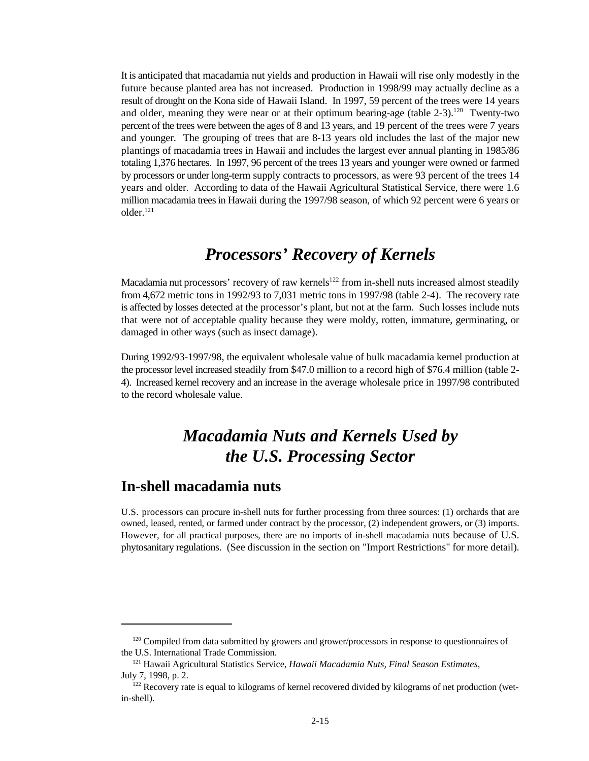It is anticipated that macadamia nut yields and production in Hawaii will rise only modestly in the future because planted area has not increased. Production in 1998/99 may actually decline as a result of drought on the Kona side of Hawaii Island. In 1997, 59 percent of the trees were 14 years and older, meaning they were near or at their optimum bearing-age (table 2-3).[120] Twenty-two percent of the trees were between the ages of 8 and 13 years, and 19 percent of the trees were 7 years and younger. The grouping of trees that are 8-13 years old includes the last of the major new plantings of macadamia trees in Hawaii and includes the largest ever annual planting in 1985/86 totaling 1,376 hectares. In 1997, 96 percent of the trees 13 years and younger were owned or farmed by processors or under long-term supply contracts to processors, as were 93 percent of the trees 14 years and older. According to data of the Hawaii Agricultural Statistical Service, there were 1.6 million macadamia trees in Hawaii during the 1997/98 season, of which 92 percent were 6 years or older.[121]

## *Processors' Recovery of Kernels*

Macadamia nut processors' recovery of raw kernels[122] from in-shell nuts increased almost steadily from 4,672 metric tons in 1992/93 to 7,031 metric tons in 1997/98 (table 2-4). The recovery rate is affected by losses detected at the processor's plant, but not at the farm. Such losses include nuts that were not of acceptable quality because they were moldy, rotten, immature, germinating, or damaged in other ways (such as insect damage).

During 1992/93-1997/98, the equivalent wholesale value of bulk macadamia kernel production at the processor level increased steadily from $47.0 million to a record high of $76.4 million (table 2-4). Increased kernel recovery and an increase in the average wholesale price in 1997/98 contributed to the record wholesale value.

## *Macadamia Nuts and Kernels Used by the U.S. Processing Sector*

### In-shell macadamia nuts

U.S. processors can procure in-shell nuts for further processing from three sources: (1) orchards that are owned, leased, rented, or farmed under contract by the processor, (2) independent growers, or (3) imports. However, for all practical purposes, there are no imports of in-shell macadamia nuts because of U.S. phytosanitary regulations. (See discussion in the section on "Import Restrictions" for more detail).

---

[120] Compiled from data submitted by growers and grower/processors in response to questionnaires of the U.S. International Trade Commission.

[121] Hawaii Agricultural Statistics Service, *Hawaii Macadamia Nuts, Final Season Estimates*, July 7, 1998, p. 2.

[122] Recovery rate is equal to kilograms of kernel recovered divided by kilograms of net production (wet-in-shell).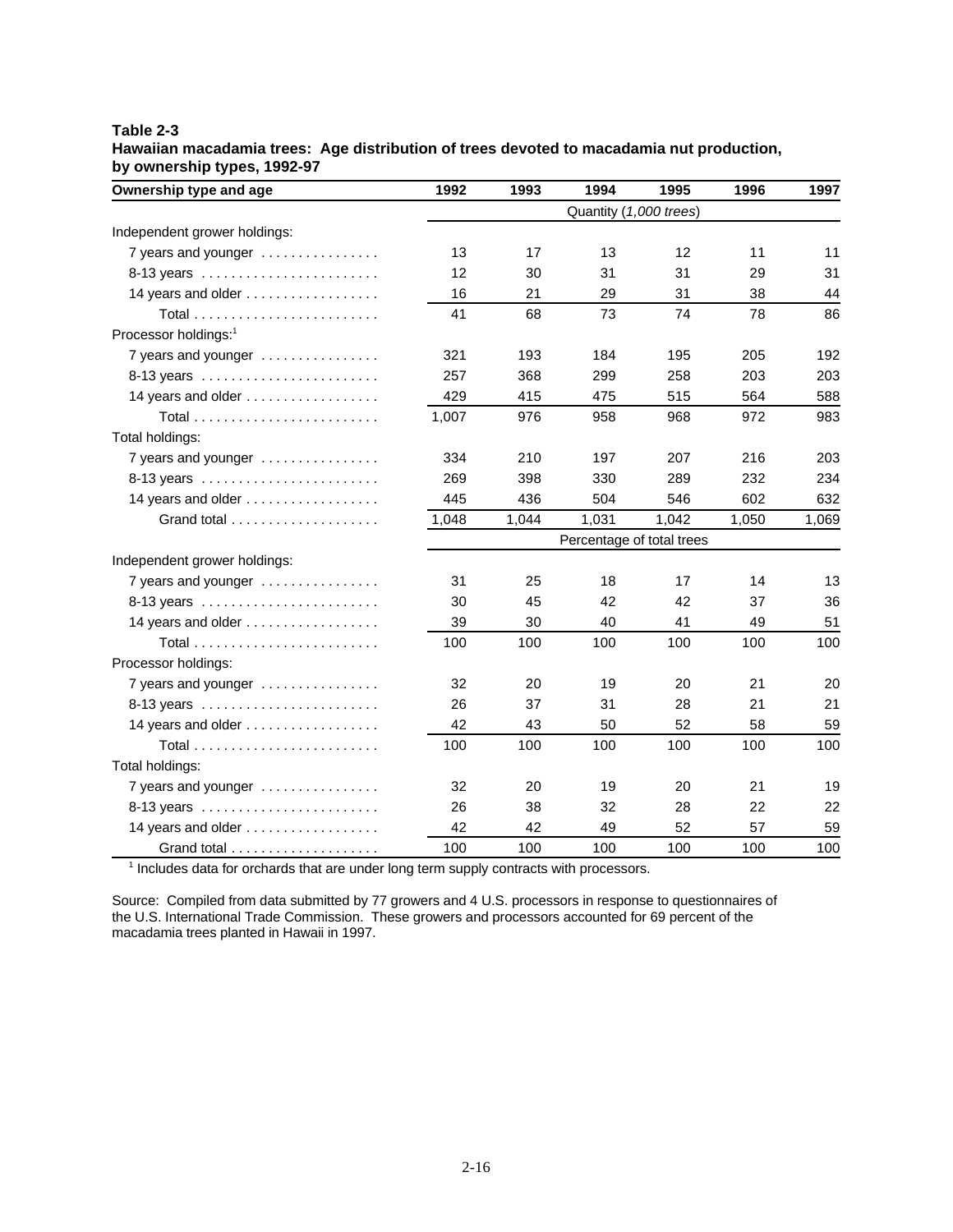**Table 2-3**
**Hawaiian macadamia trees: Age distribution of trees devoted to macadamia nut production, by ownership types, 1992-97**

| Ownership type and age | 1992 | 1993 | 1994 | 1995 | 1996 | 1997 |
|---|---|---|---|---|---|---|
| | Quantity (*1,000 trees*) | | | | | |
| Independent grower holdings: | | | | | | |
| 7 years and younger | 13 | 17 | 13 | 12 | 11 | 11 |
| 8-13 years | 12 | 30 | 31 | 31 | 29 | 31 |
| 14 years and older | 16 | 21 | 29 | 31 | 38 | 44 |
| Total | 41 | 68 | 73 | 74 | 78 | 86 |
| Processor holdings:[1] | | | | | | |
| 7 years and younger | 321 | 193 | 184 | 195 | 205 | 192 |
| 8-13 years | 257 | 368 | 299 | 258 | 203 | 203 |
| 14 years and older | 429 | 415 | 475 | 515 | 564 | 588 |
| Total | 1,007 | 976 | 958 | 968 | 972 | 983 |
| Total holdings: | | | | | | |
| 7 years and younger | 334 | 210 | 197 | 207 | 216 | 203 |
| 8-13 years | 269 | 398 | 330 | 289 | 232 | 234 |
| 14 years and older | 445 | 436 | 504 | 546 | 602 | 632 |
| Grand total | 1,048 | 1,044 | 1,031 | 1,042 | 1,050 | 1,069 |
| | Percentage of total trees | | | | | |
| Independent grower holdings: | | | | | | |
| 7 years and younger | 31 | 25 | 18 | 17 | 14 | 13 |
| 8-13 years | 30 | 45 | 42 | 42 | 37 | 36 |
| 14 years and older | 39 | 30 | 40 | 41 | 49 | 51 |
| Total | 100 | 100 | 100 | 100 | 100 | 100 |
| Processor holdings: | | | | | | |
| 7 years and younger | 32 | 20 | 19 | 20 | 21 | 20 |
| 8-13 years | 26 | 37 | 31 | 28 | 21 | 21 |
| 14 years and older | 42 | 43 | 50 | 52 | 58 | 59 |
| Total | 100 | 100 | 100 | 100 | 100 | 100 |
| Total holdings: | | | | | | |
| 7 years and younger | 32 | 20 | 19 | 20 | 21 | 19 |
| 8-13 years | 26 | 38 | 32 | 28 | 22 | 22 |
| 14 years and older | 42 | 42 | 49 | 52 | 57 | 59 |
| Grand total | 100 | 100 | 100 | 100 | 100 | 100 |

[1] Includes data for orchards that are under long term supply contracts with processors.

Source: Compiled from data submitted by 77 growers and 4 U.S. processors in response to questionnaires of the U.S. International Trade Commission. These growers and processors accounted for 69 percent of the macadamia trees planted in Hawaii in 1997.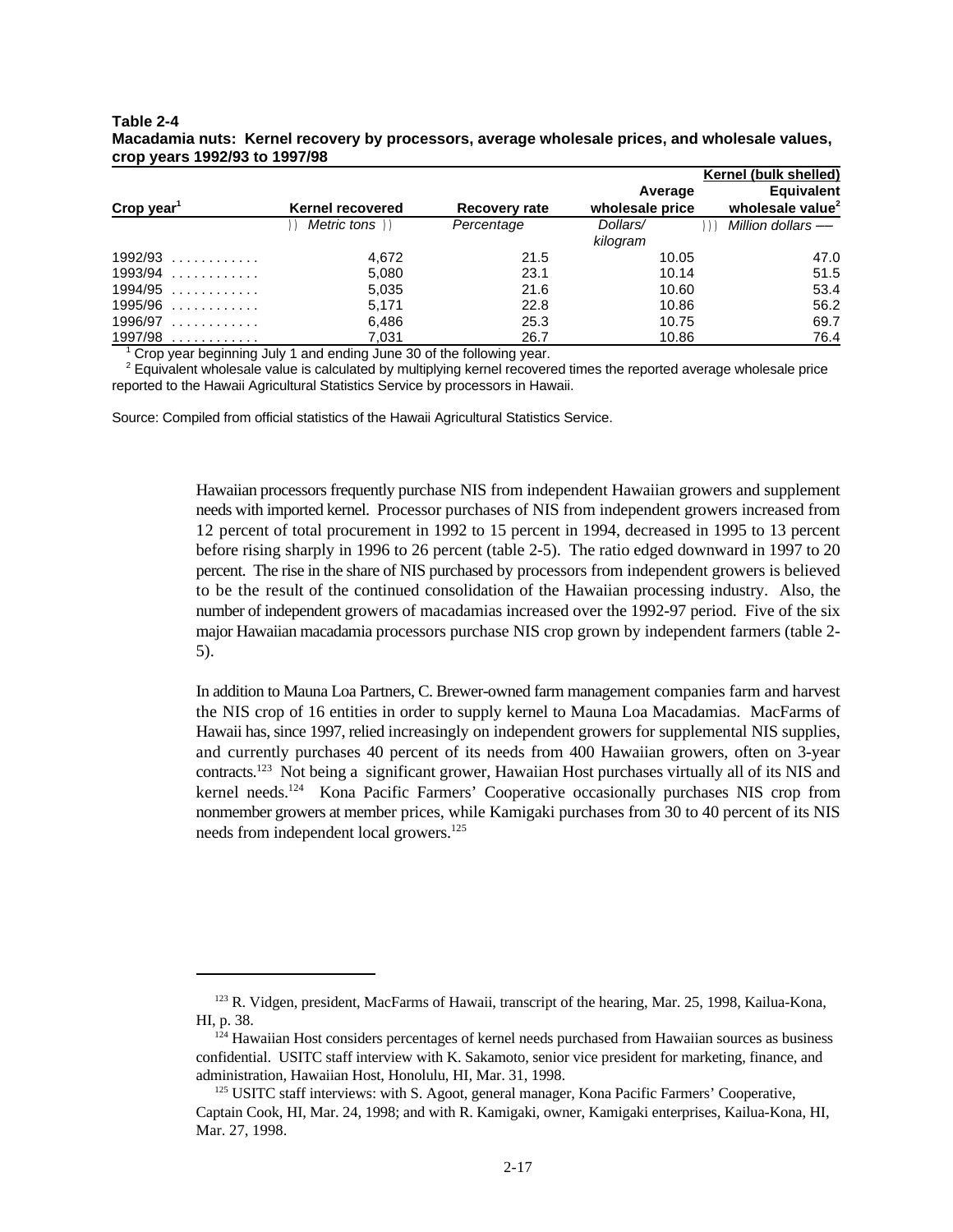**Table 2-4**
**Macadamia nuts: Kernel recovery by processors, average wholesale prices, and wholesale values, crop years 1992/93 to 1997/98**

| Crop year[1] | Kernel recovered | Recovery rate | Average wholesale price | Kernel (bulk shelled) Equivalent wholesale value[2] |
|---|---|---|---|---|
| | *Metric tons* | *Percentage* | *Dollars/ kilogram* | *Million dollars* |
| 1992/93 | 4,672 | 21.5 | 10.05 | 47.0 |
| 1993/94 | 5,080 | 23.1 | 10.14 | 51.5 |
| 1994/95 | 5,035 | 21.6 | 10.60 | 53.4 |
| 1995/96 | 5,171 | 22.8 | 10.86 | 56.2 |
| 1996/97 | 6,486 | 25.3 | 10.75 | 69.7 |
| 1997/98 | 7,031 | 26.7 | 10.86 | 76.4 |

[1] Crop year beginning July 1 and ending June 30 of the following year.
[2] Equivalent wholesale value is calculated by multiplying kernel recovered times the reported average wholesale price reported to the Hawaii Agricultural Statistics Service by processors in Hawaii.

Source: Compiled from official statistics of the Hawaii Agricultural Statistics Service.

Hawaiian processors frequently purchase NIS from independent Hawaiian growers and supplement needs with imported kernel. Processor purchases of NIS from independent growers increased from 12 percent of total procurement in 1992 to 15 percent in 1994, decreased in 1995 to 13 percent before rising sharply in 1996 to 26 percent (table 2-5). The ratio edged downward in 1997 to 20 percent. The rise in the share of NIS purchased by processors from independent growers is believed to be the result of the continued consolidation of the Hawaiian processing industry. Also, the number of independent growers of macadamias increased over the 1992-97 period. Five of the six major Hawaiian macadamia processors purchase NIS crop grown by independent farmers (table 2-5).

In addition to Mauna Loa Partners, C. Brewer-owned farm management companies farm and harvest the NIS crop of 16 entities in order to supply kernel to Mauna Loa Macadamias. MacFarms of Hawaii has, since 1997, relied increasingly on independent growers for supplemental NIS supplies, and currently purchases 40 percent of its needs from 400 Hawaiian growers, often on 3-year contracts.[123] Not being a significant grower, Hawaiian Host purchases virtually all of its NIS and kernel needs.[124] Kona Pacific Farmers' Cooperative occasionally purchases NIS crop from nonmember growers at member prices, while Kamigaki purchases from 30 to 40 percent of its NIS needs from independent local growers.[125]

[123] R. Vidgen, president, MacFarms of Hawaii, transcript of the hearing, Mar. 25, 1998, Kailua-Kona, HI, p. 38.
[124] Hawaiian Host considers percentages of kernel needs purchased from Hawaiian sources as business confidential. USITC staff interview with K. Sakamoto, senior vice president for marketing, finance, and administration, Hawaiian Host, Honolulu, HI, Mar. 31, 1998.
[125] USITC staff interviews: with S. Agoot, general manager, Kona Pacific Farmers' Cooperative, Captain Cook, HI, Mar. 24, 1998; and with R. Kamigaki, owner, Kamigaki enterprises, Kailua-Kona, HI, Mar. 27, 1998.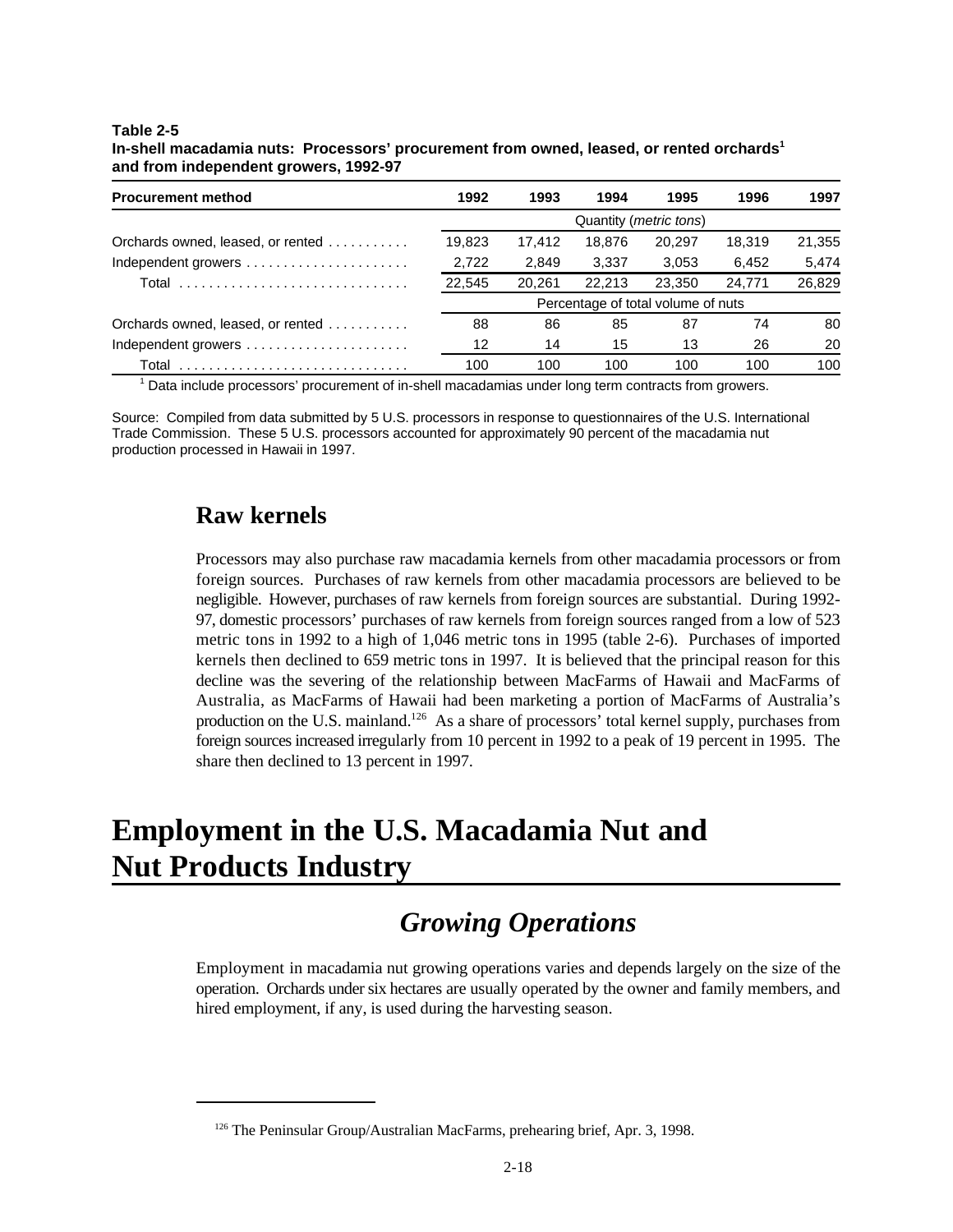**Table 2-5**
**In-shell macadamia nuts: Processors' procurement from owned, leased, or rented orchards[1] and from independent growers, 1992-97**

| Procurement method | 1992 | 1993 | 1994 | 1995 | 1996 | 1997 |
|---|---|---|---|---|---|---|
| | Quantity (*metric tons*) | | | | | |
| Orchards owned, leased, or rented | 19,823 | 17,412 | 18,876 | 20,297 | 18,319 | 21,355 |
| Independent growers | 2,722 | 2,849 | 3,337 | 3,053 | 6,452 | 5,474 |
| Total | 22,545 | 20,261 | 22,213 | 23,350 | 24,771 | 26,829 |
| | Percentage of total volume of nuts | | | | | |
| Orchards owned, leased, or rented | 88 | 86 | 85 | 87 | 74 | 80 |
| Independent growers | 12 | 14 | 15 | 13 | 26 | 20 |
| Total | 100 | 100 | 100 | 100 | 100 | 100 |

[1] Data include processors' procurement of in-shell macadamias under long term contracts from growers.

Source: Compiled from data submitted by 5 U.S. processors in response to questionnaires of the U.S. International Trade Commission. These 5 U.S. processors accounted for approximately 90 percent of the macadamia nut production processed in Hawaii in 1997.

## Raw kernels

Processors may also purchase raw macadamia kernels from other macadamia processors or from foreign sources. Purchases of raw kernels from other macadamia processors are believed to be negligible. However, purchases of raw kernels from foreign sources are substantial. During 1992-97, domestic processors' purchases of raw kernels from foreign sources ranged from a low of 523 metric tons in 1992 to a high of 1,046 metric tons in 1995 (table 2-6). Purchases of imported kernels then declined to 659 metric tons in 1997. It is believed that the principal reason for this decline was the severing of the relationship between MacFarms of Hawaii and MacFarms of Australia, as MacFarms of Hawaii had been marketing a portion of MacFarms of Australia's production on the U.S. mainland.[126] As a share of processors' total kernel supply, purchases from foreign sources increased irregularly from 10 percent in 1992 to a peak of 19 percent in 1995. The share then declined to 13 percent in 1997.

# Employment in the U.S. Macadamia Nut and Nut Products Industry

## *Growing Operations*

Employment in macadamia nut growing operations varies and depends largely on the size of the operation. Orchards under six hectares are usually operated by the owner and family members, and hired employment, if any, is used during the harvesting season.

[126] The Peninsular Group/Australian MacFarms, prehearing brief, Apr. 3, 1998.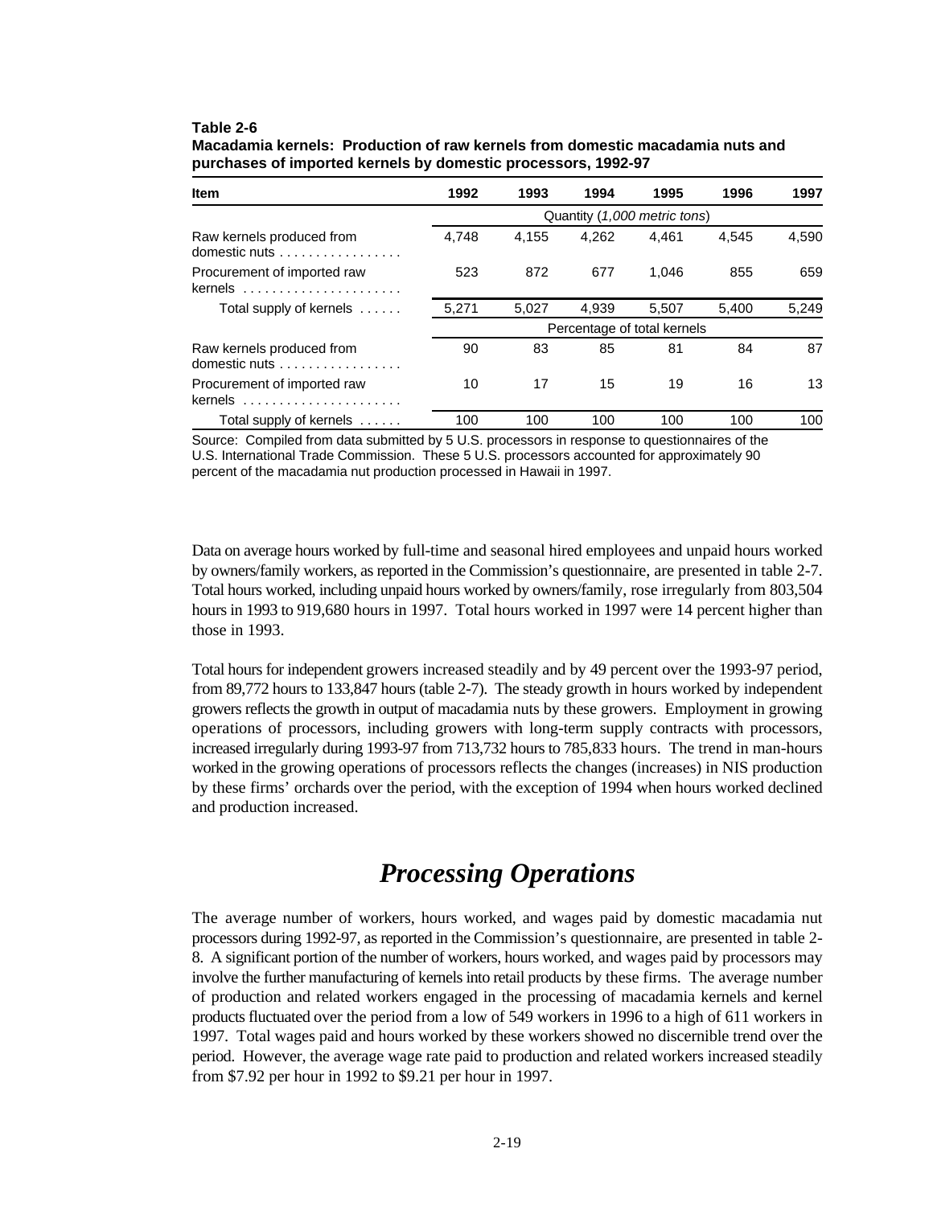**Table 2-6**
**Macadamia kernels: Production of raw kernels from domestic macadamia nuts and purchases of imported kernels by domestic processors, 1992-97**

| Item | 1992 | 1993 | 1994 | 1995 | 1996 | 1997 |
|---|---|---|---|---|---|---|
| | Quantity (*1,000 metric tons*) | | | | | |
| Raw kernels produced from domestic nuts | 4,748 | 4,155 | 4,262 | 4,461 | 4,545 | 4,590 |
| Procurement of imported raw kernels | 523 | 872 | 677 | 1,046 | 855 | 659 |
| Total supply of kernels | 5,271 | 5,027 | 4,939 | 5,507 | 5,400 | 5,249 |
| | Percentage of total kernels | | | | | |
| Raw kernels produced from domestic nuts | 90 | 83 | 85 | 81 | 84 | 87 |
| Procurement of imported raw kernels | 10 | 17 | 15 | 19 | 16 | 13 |
| Total supply of kernels | 100 | 100 | 100 | 100 | 100 | 100 |

Source: Compiled from data submitted by 5 U.S. processors in response to questionnaires of the U.S. International Trade Commission. These 5 U.S. processors accounted for approximately 90 percent of the macadamia nut production processed in Hawaii in 1997.

Data on average hours worked by full-time and seasonal hired employees and unpaid hours worked by owners/family workers, as reported in the Commission's questionnaire, are presented in table 2-7. Total hours worked, including unpaid hours worked by owners/family, rose irregularly from 803,504 hours in 1993 to 919,680 hours in 1997. Total hours worked in 1997 were 14 percent higher than those in 1993.

Total hours for independent growers increased steadily and by 49 percent over the 1993-97 period, from 89,772 hours to 133,847 hours (table 2-7). The steady growth in hours worked by independent growers reflects the growth in output of macadamia nuts by these growers. Employment in growing operations of processors, including growers with long-term supply contracts with processors, increased irregularly during 1993-97 from 713,732 hours to 785,833 hours. The trend in man-hours worked in the growing operations of processors reflects the changes (increases) in NIS production by these firms' orchards over the period, with the exception of 1994 when hours worked declined and production increased.

## *Processing Operations*

The average number of workers, hours worked, and wages paid by domestic macadamia nut processors during 1992-97, as reported in the Commission's questionnaire, are presented in table 2-8. A significant portion of the number of workers, hours worked, and wages paid by processors may involve the further manufacturing of kernels into retail products by these firms. The average number of production and related workers engaged in the processing of macadamia kernels and kernel products fluctuated over the period from a low of 549 workers in 1996 to a high of 611 workers in 1997. Total wages paid and hours worked by these workers showed no discernible trend over the period. However, the average wage rate paid to production and related workers increased steadily from $7.92 per hour in 1992 to $9.21 per hour in 1997.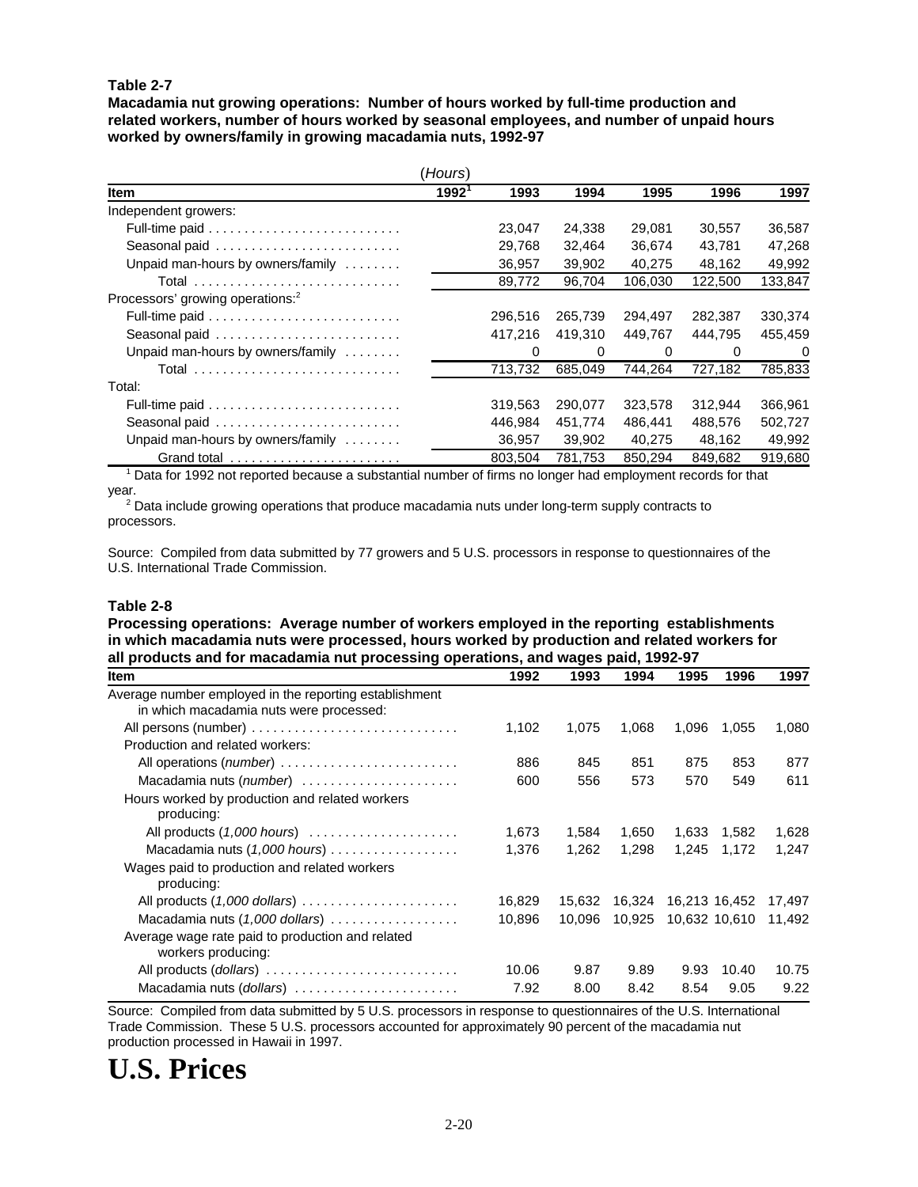**Table 2-7**

**Macadamia nut growing operations: Number of hours worked by full-time production and related workers, number of hours worked by seasonal employees, and number of unpaid hours worked by owners/family in growing macadamia nuts, 1992-97**

(*Hours*)

| Item | 1992[1] | 1993 | 1994 | 1995 | 1996 | 1997 |
|---|---|---|---|---|---|---|
| Independent growers: | | | | | | |
| Full-time paid | | 23,047 | 24,338 | 29,081 | 30,557 | 36,587 |
| Seasonal paid | | 29,768 | 32,464 | 36,674 | 43,781 | 47,268 |
| Unpaid man-hours by owners/family | | 36,957 | 39,902 | 40,275 | 48,162 | 49,992 |
| Total | | 89,772 | 96,704 | 106,030 | 122,500 | 133,847 |
| Processors' growing operations:[2] | | | | | | |
| Full-time paid | | 296,516 | 265,739 | 294,497 | 282,387 | 330,374 |
| Seasonal paid | | 417,216 | 419,310 | 449,767 | 444,795 | 455,459 |
| Unpaid man-hours by owners/family | | 0 | 0 | 0 | 0 | 0 |
| Total | | 713,732 | 685,049 | 744,264 | 727,182 | 785,833 |
| Total: | | | | | | |
| Full-time paid | | 319,563 | 290,077 | 323,578 | 312,944 | 366,961 |
| Seasonal paid | | 446,984 | 451,774 | 486,441 | 488,576 | 502,727 |
| Unpaid man-hours by owners/family | | 36,957 | 39,902 | 40,275 | 48,162 | 49,992 |
| Grand total | | 803,504 | 781,753 | 850,294 | 849,682 | 919,680 |

[1] Data for 1992 not reported because a substantial number of firms no longer had employment records for that year.

[2] Data include growing operations that produce macadamia nuts under long-term supply contracts to processors.

Source: Compiled from data submitted by 77 growers and 5 U.S. processors in response to questionnaires of the U.S. International Trade Commission.

**Table 2-8**

**Processing operations: Average number of workers employed in the reporting establishments in which macadamia nuts were processed, hours worked by production and related workers for all products and for macadamia nut processing operations, and wages paid, 1992-97**

| Item | 1992 | 1993 | 1994 | 1995 | 1996 | 1997 |
|---|---|---|---|---|---|---|
| Average number employed in the reporting establishment in which macadamia nuts were processed: | | | | | | |
| All persons (number) | 1,102 | 1,075 | 1,068 | 1,096 | 1,055 | 1,080 |
| Production and related workers: | | | | | | |
| All operations (*number*) | 886 | 845 | 851 | 875 | 853 | 877 |
| Macadamia nuts (*number*) | 600 | 556 | 573 | 570 | 549 | 611 |
| Hours worked by production and related workers producing: | | | | | | |
| All products (*1,000 hours*) | 1,673 | 1,584 | 1,650 | 1,633 | 1,582 | 1,628 |
| Macadamia nuts (*1,000 hours*) | 1,376 | 1,262 | 1,298 | 1,245 | 1,172 | 1,247 |
| Wages paid to production and related workers producing: | | | | | | |
| All products (*1,000 dollars*) | 16,829 | 15,632 | 16,324 | 16,213 | 16,452 | 17,497 |
| Macadamia nuts (*1,000 dollars*) | 10,896 | 10,096 | 10,925 | 10,632 | 10,610 | 11,492 |
| Average wage rate paid to production and related workers producing: | | | | | | |
| All products (*dollars*) | 10.06 | 9.87 | 9.89 | 9.93 | 10.40 | 10.75 |
| Macadamia nuts (*dollars*) | 7.92 | 8.00 | 8.42 | 8.54 | 9.05 | 9.22 |

Source: Compiled from data submitted by 5 U.S. processors in response to questionnaires of the U.S. International Trade Commission. These 5 U.S. processors accounted for approximately 90 percent of the macadamia nut production processed in Hawaii in 1997.

# U.S. Prices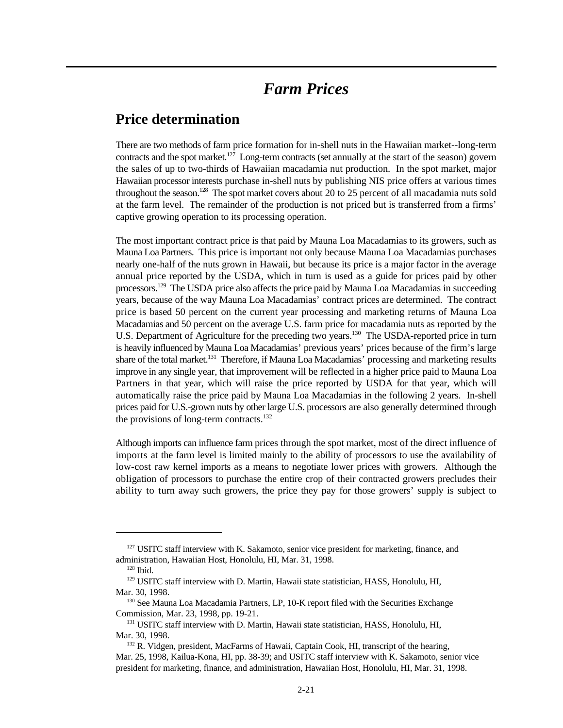# *Farm Prices*

## Price determination

There are two methods of farm price formation for in-shell nuts in the Hawaiian market--long-term contracts and the spot market.[127] Long-term contracts (set annually at the start of the season) govern the sales of up to two-thirds of Hawaiian macadamia nut production. In the spot market, major Hawaiian processor interests purchase in-shell nuts by publishing NIS price offers at various times throughout the season.[128] The spot market covers about 20 to 25 percent of all macadamia nuts sold at the farm level. The remainder of the production is not priced but is transferred from a firms' captive growing operation to its processing operation.

The most important contract price is that paid by Mauna Loa Macadamias to its growers, such as Mauna Loa Partners. This price is important not only because Mauna Loa Macadamias purchases nearly one-half of the nuts grown in Hawaii, but because its price is a major factor in the average annual price reported by the USDA, which in turn is used as a guide for prices paid by other processors.[129] The USDA price also affects the price paid by Mauna Loa Macadamias in succeeding years, because of the way Mauna Loa Macadamias' contract prices are determined. The contract price is based 50 percent on the current year processing and marketing returns of Mauna Loa Macadamias and 50 percent on the average U.S. farm price for macadamia nuts as reported by the U.S. Department of Agriculture for the preceding two years.[130] The USDA-reported price in turn is heavily influenced by Mauna Loa Macadamias' previous years' prices because of the firm's large share of the total market.[131] Therefore, if Mauna Loa Macadamias' processing and marketing results improve in any single year, that improvement will be reflected in a higher price paid to Mauna Loa Partners in that year, which will raise the price reported by USDA for that year, which will automatically raise the price paid by Mauna Loa Macadamias in the following 2 years. In-shell prices paid for U.S.-grown nuts by other large U.S. processors are also generally determined through the provisions of long-term contracts.[132]

Although imports can influence farm prices through the spot market, most of the direct influence of imports at the farm level is limited mainly to the ability of processors to use the availability of low-cost raw kernel imports as a means to negotiate lower prices with growers. Although the obligation of processors to purchase the entire crop of their contracted growers precludes their ability to turn away such growers, the price they pay for those growers' supply is subject to

---

[127] USITC staff interview with K. Sakamoto, senior vice president for marketing, finance, and administration, Hawaiian Host, Honolulu, HI, Mar. 31, 1998.

[128] Ibid.

[129] USITC staff interview with D. Martin, Hawaii state statistician, HASS, Honolulu, HI, Mar. 30, 1998.

[130] See Mauna Loa Macadamia Partners, LP, 10-K report filed with the Securities Exchange Commission, Mar. 23, 1998, pp. 19-21.

[131] USITC staff interview with D. Martin, Hawaii state statistician, HASS, Honolulu, HI, Mar. 30, 1998.

[132] R. Vidgen, president, MacFarms of Hawaii, Captain Cook, HI, transcript of the hearing, Mar. 25, 1998, Kailua-Kona, HI, pp. 38-39; and USITC staff interview with K. Sakamoto, senior vice president for marketing, finance, and administration, Hawaiian Host, Honolulu, HI, Mar. 31, 1998.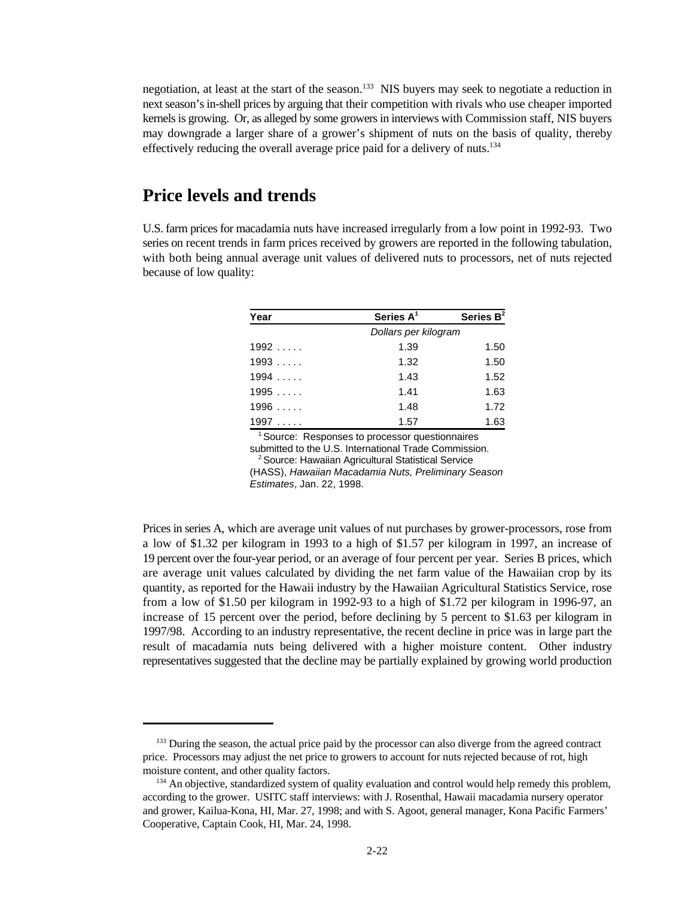negotiation, at least at the start of the season.[133] NIS buyers may seek to negotiate a reduction in next season's in-shell prices by arguing that their competition with rivals who use cheaper imported kernels is growing. Or, as alleged by some growers in interviews with Commission staff, NIS buyers may downgrade a larger share of a grower's shipment of nuts on the basis of quality, thereby effectively reducing the overall average price paid for a delivery of nuts.[134]

## Price levels and trends

U.S. farm prices for macadamia nuts have increased irregularly from a low point in 1992-93. Two series on recent trends in farm prices received by growers are reported in the following tabulation, with both being annual average unit values of delivered nuts to processors, net of nuts rejected because of low quality:

| Year | Series A[1] | Series B[2] |
|---|---|---|
| | *Dollars per kilogram* | |
| 1992 . . . . . | 1.39 | 1.50 |
| 1993 . . . . . | 1.32 | 1.50 |
| 1994 . . . . . | 1.43 | 1.52 |
| 1995 . . . . . | 1.41 | 1.63 |
| 1996 . . . . . | 1.48 | 1.72 |
| 1997 . . . . . | 1.57 | 1.63 |

[1] Source: Responses to processor questionnaires submitted to the U.S. International Trade Commission.
[2] Source: Hawaiian Agricultural Statistical Service (HASS), *Hawaiian Macadamia Nuts, Preliminary Season Estimates*, Jan. 22, 1998.

Prices in series A, which are average unit values of nut purchases by grower-processors, rose from a low of $1.32 per kilogram in 1993 to a high of $1.57 per kilogram in 1997, an increase of 19 percent over the four-year period, or an average of four percent per year. Series B prices, which are average unit values calculated by dividing the net farm value of the Hawaiian crop by its quantity, as reported for the Hawaii industry by the Hawaiian Agricultural Statistics Service, rose from a low of $1.50 per kilogram in 1992-93 to a high of $1.72 per kilogram in 1996-97, an increase of 15 percent over the period, before declining by 5 percent to $1.63 per kilogram in 1997/98. According to an industry representative, the recent decline in price was in large part the result of macadamia nuts being delivered with a higher moisture content. Other industry representatives suggested that the decline may be partially explained by growing world production

---

[133] During the season, the actual price paid by the processor can also diverge from the agreed contract price. Processors may adjust the net price to growers to account for nuts rejected because of rot, high moisture content, and other quality factors.

[134] An objective, standardized system of quality evaluation and control would help remedy this problem, according to the grower. USITC staff interviews: with J. Rosenthal, Hawaii macadamia nursery operator and grower, Kailua-Kona, HI, Mar. 27, 1998; and with S. Agoot, general manager, Kona Pacific Farmers' Cooperative, Captain Cook, HI, Mar. 24, 1998.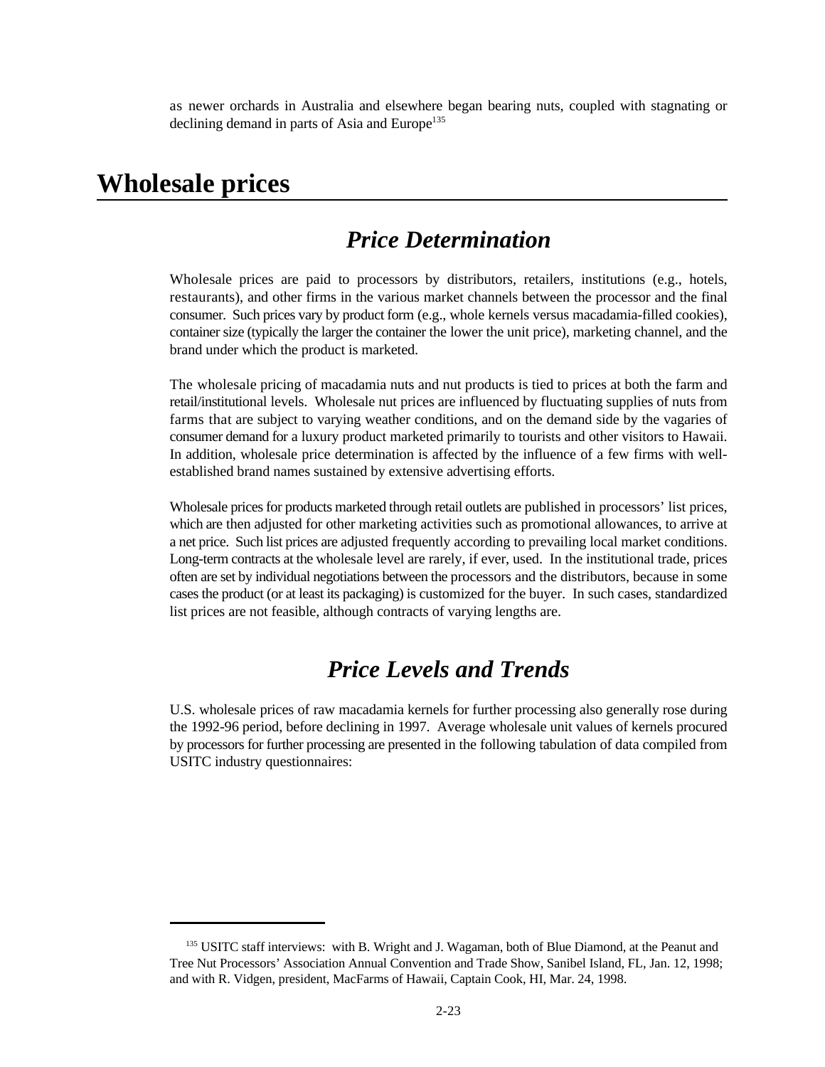as newer orchards in Australia and elsewhere began bearing nuts, coupled with stagnating or declining demand in parts of Asia and Europe[135]

# Wholesale prices

## *Price Determination*

Wholesale prices are paid to processors by distributors, retailers, institutions (e.g., hotels, restaurants), and other firms in the various market channels between the processor and the final consumer. Such prices vary by product form (e.g., whole kernels versus macadamia-filled cookies), container size (typically the larger the container the lower the unit price), marketing channel, and the brand under which the product is marketed.

The wholesale pricing of macadamia nuts and nut products is tied to prices at both the farm and retail/institutional levels. Wholesale nut prices are influenced by fluctuating supplies of nuts from farms that are subject to varying weather conditions, and on the demand side by the vagaries of consumer demand for a luxury product marketed primarily to tourists and other visitors to Hawaii. In addition, wholesale price determination is affected by the influence of a few firms with well-established brand names sustained by extensive advertising efforts.

Wholesale prices for products marketed through retail outlets are published in processors' list prices, which are then adjusted for other marketing activities such as promotional allowances, to arrive at a net price. Such list prices are adjusted frequently according to prevailing local market conditions. Long-term contracts at the wholesale level are rarely, if ever, used. In the institutional trade, prices often are set by individual negotiations between the processors and the distributors, because in some cases the product (or at least its packaging) is customized for the buyer. In such cases, standardized list prices are not feasible, although contracts of varying lengths are.

## *Price Levels and Trends*

U.S. wholesale prices of raw macadamia kernels for further processing also generally rose during the 1992-96 period, before declining in 1997. Average wholesale unit values of kernels procured by processors for further processing are presented in the following tabulation of data compiled from USITC industry questionnaires:

[135] USITC staff interviews: with B. Wright and J. Wagaman, both of Blue Diamond, at the Peanut and Tree Nut Processors' Association Annual Convention and Trade Show, Sanibel Island, FL, Jan. 12, 1998; and with R. Vidgen, president, MacFarms of Hawaii, Captain Cook, HI, Mar. 24, 1998.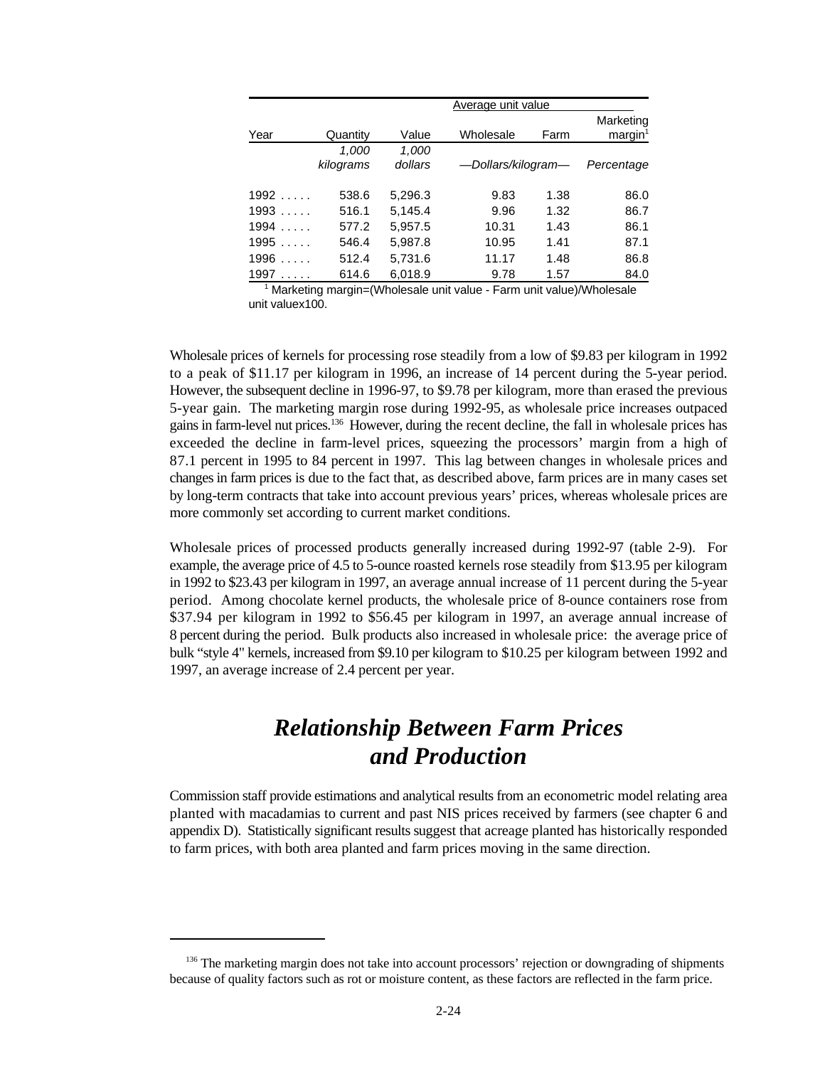| Year | Quantity | Value | Average unit value | | |
|---|---|---|---|---|---|
| | | | Wholesale | Farm | Marketing margin[1] |
| | *1,000 kilograms* | *1,000 dollars* | *—Dollars/kilogram—* | | *Percentage* |
| 1992 . . . . . | 538.6 | 5,296.3 | 9.83 | 1.38 | 86.0 |
| 1993 . . . . . | 516.1 | 5,145.4 | 9.96 | 1.32 | 86.7 |
| 1994 . . . . . | 577.2 | 5,957.5 | 10.31 | 1.43 | 86.1 |
| 1995 . . . . . | 546.4 | 5,987.8 | 10.95 | 1.41 | 87.1 |
| 1996 . . . . . | 512.4 | 5,731.6 | 11.17 | 1.48 | 86.8 |
| 1997 . . . . . | 614.6 | 6,018.9 | 9.78 | 1.57 | 84.0 |

[1] Marketing margin=(Wholesale unit value - Farm unit value)/Wholesale unit valuex100.

Wholesale prices of kernels for processing rose steadily from a low of $9.83 per kilogram in 1992 to a peak of $11.17 per kilogram in 1996, an increase of 14 percent during the 5-year period. However, the subsequent decline in 1996-97, to $9.78 per kilogram, more than erased the previous 5-year gain. The marketing margin rose during 1992-95, as wholesale price increases outpaced gains in farm-level nut prices.[136] However, during the recent decline, the fall in wholesale prices has exceeded the decline in farm-level prices, squeezing the processors' margin from a high of 87.1 percent in 1995 to 84 percent in 1997. This lag between changes in wholesale prices and changes in farm prices is due to the fact that, as described above, farm prices are in many cases set by long-term contracts that take into account previous years' prices, whereas wholesale prices are more commonly set according to current market conditions.

Wholesale prices of processed products generally increased during 1992-97 (table 2-9). For example, the average price of 4.5 to 5-ounce roasted kernels rose steadily from $13.95 per kilogram in 1992 to $23.43 per kilogram in 1997, an average annual increase of 11 percent during the 5-year period. Among chocolate kernel products, the wholesale price of 8-ounce containers rose from $37.94 per kilogram in 1992 to $56.45 per kilogram in 1997, an average annual increase of 8 percent during the period. Bulk products also increased in wholesale price: the average price of bulk "style 4" kernels, increased from $9.10 per kilogram to $10.25 per kilogram between 1992 and 1997, an average increase of 2.4 percent per year.

## *Relationship Between Farm Prices and Production*

Commission staff provide estimations and analytical results from an econometric model relating area planted with macadamias to current and past NIS prices received by farmers (see chapter 6 and appendix D). Statistically significant results suggest that acreage planted has historically responded to farm prices, with both area planted and farm prices moving in the same direction.

[136] The marketing margin does not take into account processors' rejection or downgrading of shipments because of quality factors such as rot or moisture content, as these factors are reflected in the farm price.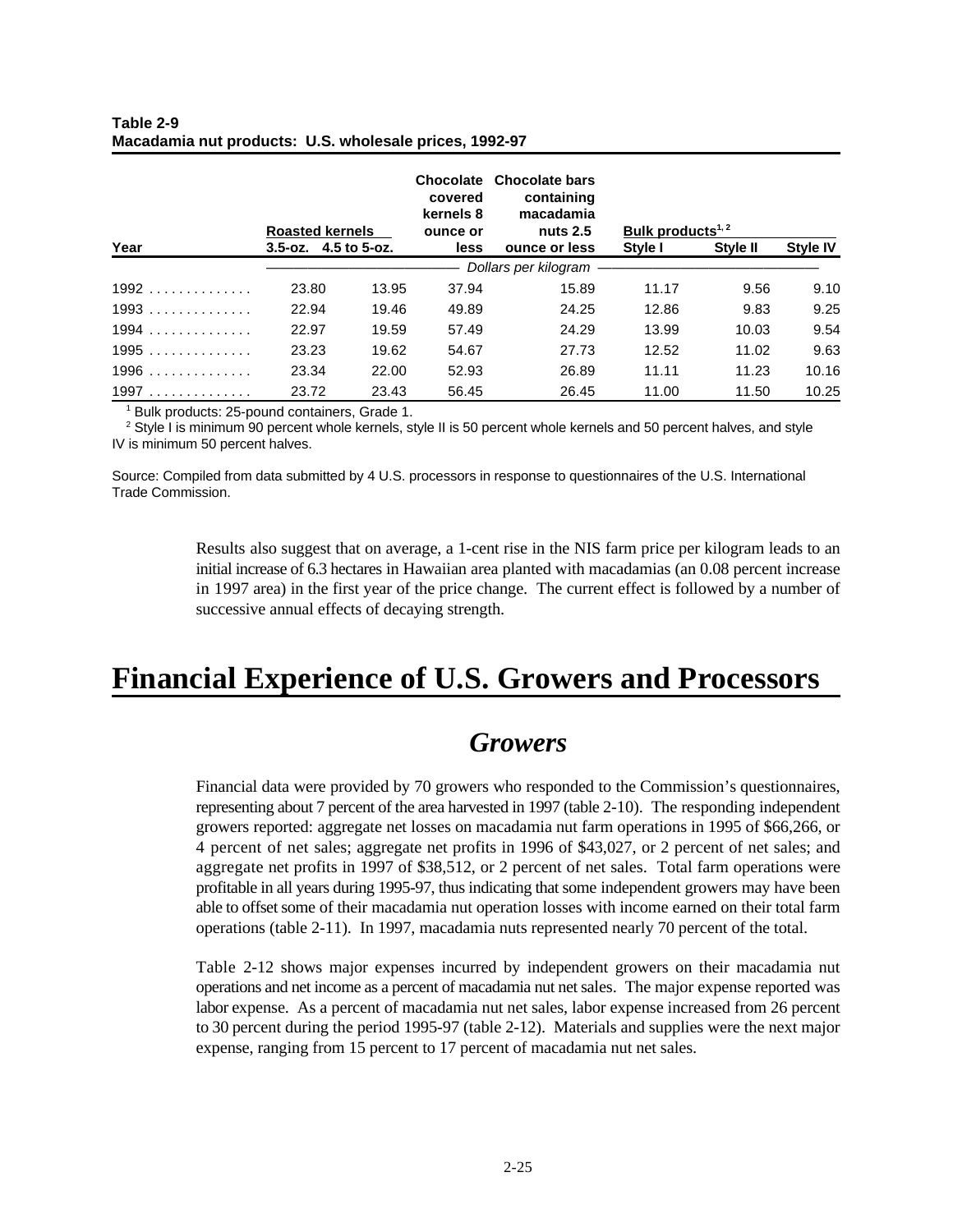**Table 2-9**
**Macadamia nut products: U.S. wholesale prices, 1992-97**

| Year | Roasted kernels | | Chocolate covered kernels 8 ounce or less | Chocolate bars containing macadamia nuts 2.5 ounce or less | Bulk products[1, 2] | | |
|---|---|---|---|---|---|---|---|
| | 3.5-oz. | 4.5 to 5-oz. | | | Style I | Style II | Style IV |
| | *Dollars per kilogram* | | | | | | |
| 1992 | 23.80 | 13.95 | 37.94 | 15.89 | 11.17 | 9.56 | 9.10 |
| 1993 | 22.94 | 19.46 | 49.89 | 24.25 | 12.86 | 9.83 | 9.25 |
| 1994 | 22.97 | 19.59 | 57.49 | 24.29 | 13.99 | 10.03 | 9.54 |
| 1995 | 23.23 | 19.62 | 54.67 | 27.73 | 12.52 | 11.02 | 9.63 |
| 1996 | 23.34 | 22.00 | 52.93 | 26.89 | 11.11 | 11.23 | 10.16 |
| 1997 | 23.72 | 23.43 | 56.45 | 26.45 | 11.00 | 11.50 | 10.25 |

[1] Bulk products: 25-pound containers, Grade 1.
[2] Style I is minimum 90 percent whole kernels, style II is 50 percent whole kernels and 50 percent halves, and style IV is minimum 50 percent halves.

Source: Compiled from data submitted by 4 U.S. processors in response to questionnaires of the U.S. International Trade Commission.

Results also suggest that on average, a 1-cent rise in the NIS farm price per kilogram leads to an initial increase of 6.3 hectares in Hawaiian area planted with macadamias (an 0.08 percent increase in 1997 area) in the first year of the price change. The current effect is followed by a number of successive annual effects of decaying strength.

# Financial Experience of U.S. Growers and Processors

## *Growers*

Financial data were provided by 70 growers who responded to the Commission's questionnaires, representing about 7 percent of the area harvested in 1997 (table 2-10). The responding independent growers reported: aggregate net losses on macadamia nut farm operations in 1995 of $66,266, or 4 percent of net sales; aggregate net profits in 1996 of $43,027, or 2 percent of net sales; and aggregate net profits in 1997 of $38,512, or 2 percent of net sales. Total farm operations were profitable in all years during 1995-97, thus indicating that some independent growers may have been able to offset some of their macadamia nut operation losses with income earned on their total farm operations (table 2-11). In 1997, macadamia nuts represented nearly 70 percent of the total.

Table 2-12 shows major expenses incurred by independent growers on their macadamia nut operations and net income as a percent of macadamia nut net sales. The major expense reported was labor expense. As a percent of macadamia nut net sales, labor expense increased from 26 percent to 30 percent during the period 1995-97 (table 2-12). Materials and supplies were the next major expense, ranging from 15 percent to 17 percent of macadamia nut net sales.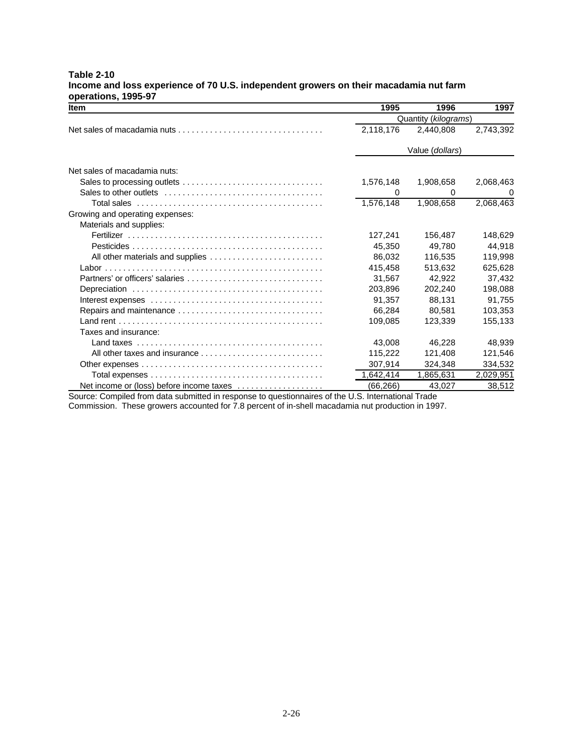**Table 2-10**
**Income and loss experience of 70 U.S. independent growers on their macadamia nut farm operations, 1995-97**

| Item | 1995 | 1996 | 1997 |
|---|---|---|---|
| | Quantity (*kilograms*) | | |
| Net sales of macadamia nuts | 2,118,176 | 2,440,808 | 2,743,392 |
| | Value (*dollars*) | | |
| Net sales of macadamia nuts: | | | |
| Sales to processing outlets | 1,576,148 | 1,908,658 | 2,068,463 |
| Sales to other outlets | 0 | 0 | 0 |
| Total sales | 1,576,148 | 1,908,658 | 2,068,463 |
| Growing and operating expenses: | | | |
| Materials and supplies: | | | |
| Fertilizer | 127,241 | 156,487 | 148,629 |
| Pesticides | 45,350 | 49,780 | 44,918 |
| All other materials and supplies | 86,032 | 116,535 | 119,998 |
| Labor | 415,458 | 513,632 | 625,628 |
| Partners' or officers' salaries | 31,567 | 42,922 | 37,432 |
| Depreciation | 203,896 | 202,240 | 198,088 |
| Interest expenses | 91,357 | 88,131 | 91,755 |
| Repairs and maintenance | 66,284 | 80,581 | 103,353 |
| Land rent | 109,085 | 123,339 | 155,133 |
| Taxes and insurance: | | | |
| Land taxes | 43,008 | 46,228 | 48,939 |
| All other taxes and insurance | 115,222 | 121,408 | 121,546 |
| Other expenses | 307,914 | 324,348 | 334,532 |
| Total expenses | 1,642,414 | 1,865,631 | 2,029,951 |
| Net income or (loss) before income taxes | (66,266) | 43,027 | 38,512 |

Source: Compiled from data submitted in response to questionnaires of the U.S. International Trade Commission. These growers accounted for 7.8 percent of in-shell macadamia nut production in 1997.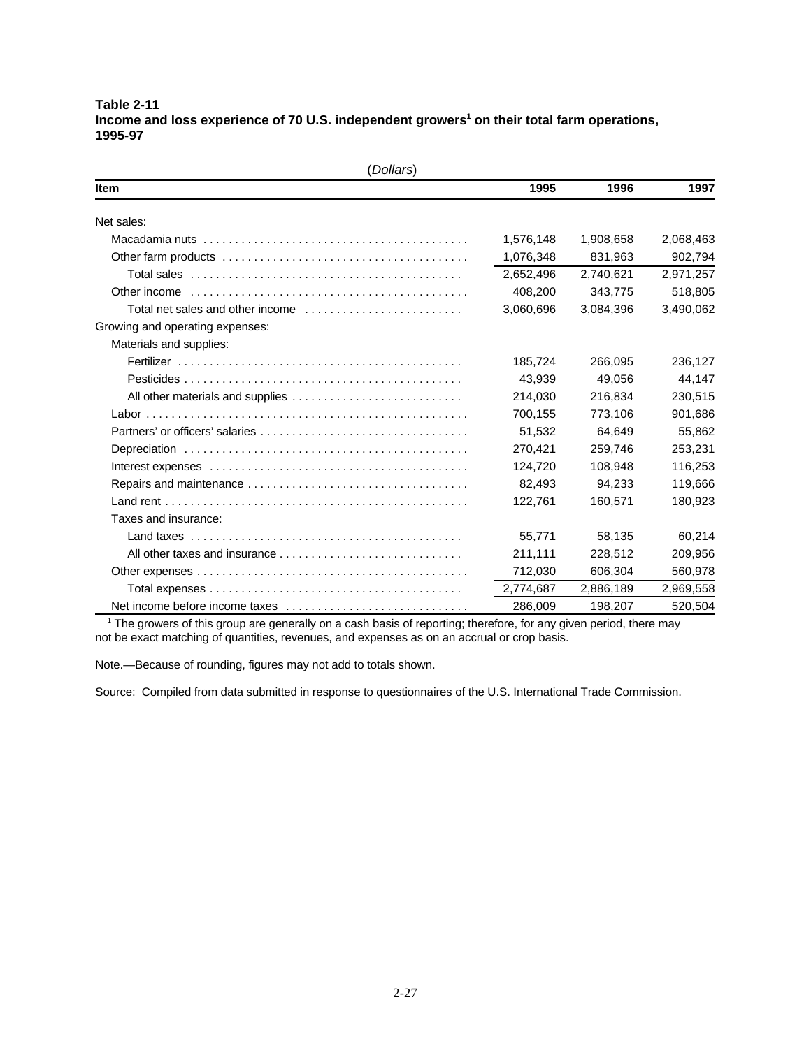**Table 2-11**
**Income and loss experience of 70 U.S. independent growers[1] on their total farm operations, 1995-97**

(*Dollars*)

| Item | 1995 | 1996 | 1997 |
|---|---|---|---|
| Net sales: | | | |
| Macadamia nuts | 1,576,148 | 1,908,658 | 2,068,463 |
| Other farm products | 1,076,348 | 831,963 | 902,794 |
| Total sales | 2,652,496 | 2,740,621 | 2,971,257 |
| Other income | 408,200 | 343,775 | 518,805 |
| Total net sales and other income | 3,060,696 | 3,084,396 | 3,490,062 |
| Growing and operating expenses: | | | |
| Materials and supplies: | | | |
| Fertilizer | 185,724 | 266,095 | 236,127 |
| Pesticides | 43,939 | 49,056 | 44,147 |
| All other materials and supplies | 214,030 | 216,834 | 230,515 |
| Labor | 700,155 | 773,106 | 901,686 |
| Partners' or officers' salaries | 51,532 | 64,649 | 55,862 |
| Depreciation | 270,421 | 259,746 | 253,231 |
| Interest expenses | 124,720 | 108,948 | 116,253 |
| Repairs and maintenance | 82,493 | 94,233 | 119,666 |
| Land rent | 122,761 | 160,571 | 180,923 |
| Taxes and insurance: | | | |
| Land taxes | 55,771 | 58,135 | 60,214 |
| All other taxes and insurance | 211,111 | 228,512 | 209,956 |
| Other expenses | 712,030 | 606,304 | 560,978 |
| Total expenses | 2,774,687 | 2,886,189 | 2,969,558 |
| Net income before income taxes | 286,009 | 198,207 | 520,504 |

[1] The growers of this group are generally on a cash basis of reporting; therefore, for any given period, there may not be exact matching of quantities, revenues, and expenses as on an accrual or crop basis.

Note.—Because of rounding, figures may not add to totals shown.

Source: Compiled from data submitted in response to questionnaires of the U.S. International Trade Commission.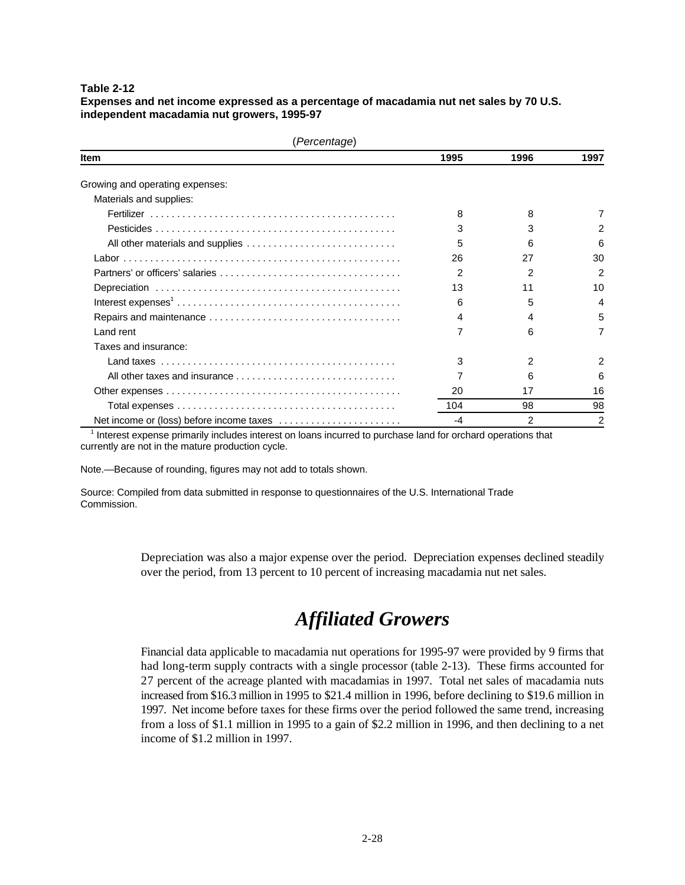**Table 2-12**
**Expenses and net income expressed as a percentage of macadamia nut net sales by 70 U.S. independent macadamia nut growers, 1995-97**

(*Percentage*)

| Item | 1995 | 1996 | 1997 |
|---|---|---|---|
| Growing and operating expenses: | | | |
| Materials and supplies: | | | |
| Fertilizer | 8 | 8 | 7 |
| Pesticides | 3 | 3 | 2 |
| All other materials and supplies | 5 | 6 | 6 |
| Labor | 26 | 27 | 30 |
| Partners' or officers' salaries | 2 | 2 | 2 |
| Depreciation | 13 | 11 | 10 |
| Interest expenses[1] | 6 | 5 | 4 |
| Repairs and maintenance | 4 | 4 | 5 |
| Land rent | 7 | 6 | 7 |
| Taxes and insurance: | | | |
| Land taxes | 3 | 2 | 2 |
| All other taxes and insurance | 7 | 6 | 6 |
| Other expenses | 20 | 17 | 16 |
| Total expenses | 104 | 98 | 98 |
| Net income or (loss) before income taxes | -4 | 2 | 2 |

[1] Interest expense primarily includes interest on loans incurred to purchase land for orchard operations that currently are not in the mature production cycle.

Note.—Because of rounding, figures may not add to totals shown.

Source: Compiled from data submitted in response to questionnaires of the U.S. International Trade Commission.

Depreciation was also a major expense over the period. Depreciation expenses declined steadily over the period, from 13 percent to 10 percent of increasing macadamia nut net sales.

## *Affiliated Growers*

Financial data applicable to macadamia nut operations for 1995-97 were provided by 9 firms that had long-term supply contracts with a single processor (table 2-13). These firms accounted for 27 percent of the acreage planted with macadamias in 1997. Total net sales of macadamia nuts increased from $16.3 million in 1995 to $21.4 million in 1996, before declining to $19.6 million in 1997. Net income before taxes for these firms over the period followed the same trend, increasing from a loss of $1.1 million in 1995 to a gain of $2.2 million in 1996, and then declining to a net income of $1.2 million in 1997.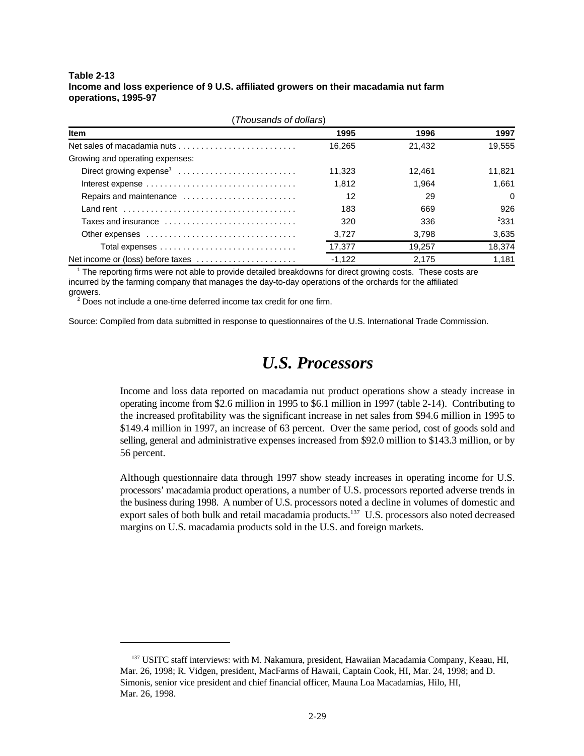**Table 2-13**
**Income and loss experience of 9 U.S. affiliated growers on their macadamia nut farm operations, 1995-97**

(*Thousands of dollars*)

| Item | 1995 | 1996 | 1997 |
|---|---|---|---|
| Net sales of macadamia nuts | 16,265 | 21,432 | 19,555 |
| Growing and operating expenses: | | | |
| Direct growing expense[1] | 11,323 | 12,461 | 11,821 |
| Interest expense | 1,812 | 1,964 | 1,661 |
| Repairs and maintenance | 12 | 29 | 0 |
| Land rent | 183 | 669 | 926 |
| Taxes and insurance | 320 | 336 | [2]331 |
| Other expenses | 3,727 | 3,798 | 3,635 |
| Total expenses | 17,377 | 19,257 | 18,374 |
| Net income or (loss) before taxes | -1,122 | 2,175 | 1,181 |

[1] The reporting firms were not able to provide detailed breakdowns for direct growing costs. These costs are incurred by the farming company that manages the day-to-day operations of the orchards for the affiliated growers.
[2] Does not include a one-time deferred income tax credit for one firm.

Source: Compiled from data submitted in response to questionnaires of the U.S. International Trade Commission.

## *U.S. Processors*

Income and loss data reported on macadamia nut product operations show a steady increase in operating income from $2.6 million in 1995 to $6.1 million in 1997 (table 2-14). Contributing to the increased profitability was the significant increase in net sales from $94.6 million in 1995 to $149.4 million in 1997, an increase of 63 percent. Over the same period, cost of goods sold and selling, general and administrative expenses increased from $92.0 million to $143.3 million, or by 56 percent.

Although questionnaire data through 1997 show steady increases in operating income for U.S. processors' macadamia product operations, a number of U.S. processors reported adverse trends in the business during 1998. A number of U.S. processors noted a decline in volumes of domestic and export sales of both bulk and retail macadamia products.[137] U.S. processors also noted decreased margins on U.S. macadamia products sold in the U.S. and foreign markets.

---

[137] USITC staff interviews: with M. Nakamura, president, Hawaiian Macadamia Company, Keaau, HI, Mar. 26, 1998; R. Vidgen, president, MacFarms of Hawaii, Captain Cook, HI, Mar. 24, 1998; and D. Simonis, senior vice president and chief financial officer, Mauna Loa Macadamias, Hilo, HI, Mar. 26, 1998.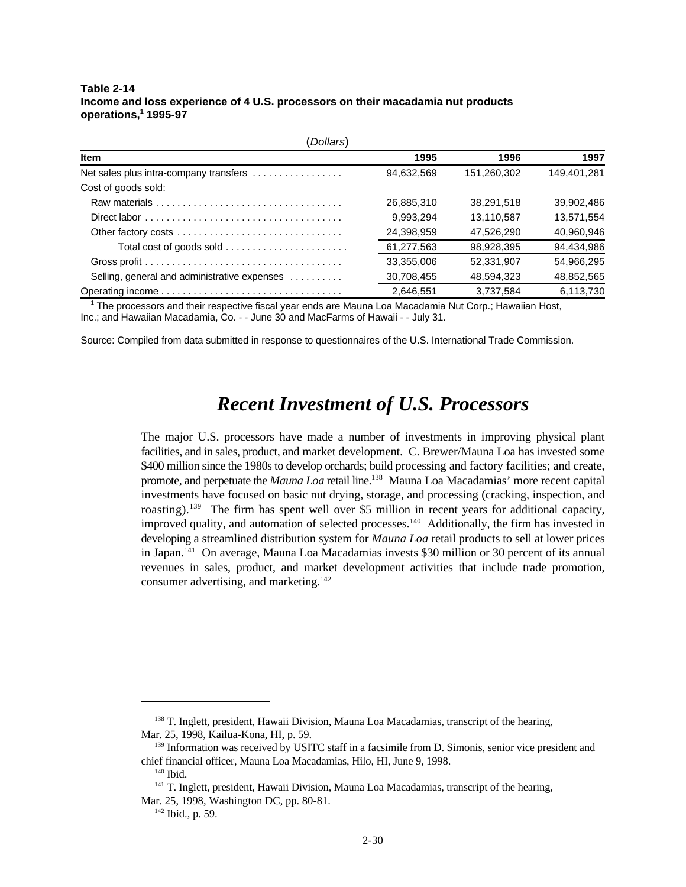**Table 2-14**
**Income and loss experience of 4 U.S. processors on their macadamia nut products operations,[1] 1995-97**

(*Dollars*)

| Item | 1995 | 1996 | 1997 |
|---|---|---|---|
| Net sales plus intra-company transfers | 94,632,569 | 151,260,302 | 149,401,281 |
| Cost of goods sold: | | | |
| Raw materials | 26,885,310 | 38,291,518 | 39,902,486 |
| Direct labor | 9,993,294 | 13,110,587 | 13,571,554 |
| Other factory costs | 24,398,959 | 47,526,290 | 40,960,946 |
| Total cost of goods sold | 61,277,563 | 98,928,395 | 94,434,986 |
| Gross profit | 33,355,006 | 52,331,907 | 54,966,295 |
| Selling, general and administrative expenses | 30,708,455 | 48,594,323 | 48,852,565 |
| Operating income | 2,646,551 | 3,737,584 | 6,113,730 |

[1] The processors and their respective fiscal year ends are Mauna Loa Macadamia Nut Corp.; Hawaiian Host, Inc.; and Hawaiian Macadamia, Co. - - June 30 and MacFarms of Hawaii - - July 31.

Source: Compiled from data submitted in response to questionnaires of the U.S. International Trade Commission.

## *Recent Investment of U.S. Processors*

The major U.S. processors have made a number of investments in improving physical plant facilities, and in sales, product, and market development. C. Brewer/Mauna Loa has invested some $400 million since the 1980s to develop orchards; build processing and factory facilities; and create, promote, and perpetuate the *Mauna Loa* retail line.[138] Mauna Loa Macadamias' more recent capital investments have focused on basic nut drying, storage, and processing (cracking, inspection, and roasting).[139] The firm has spent well over $5 million in recent years for additional capacity, improved quality, and automation of selected processes.[140] Additionally, the firm has invested in developing a streamlined distribution system for *Mauna Loa* retail products to sell at lower prices in Japan.[141] On average, Mauna Loa Macadamias invests $30 million or 30 percent of its annual revenues in sales, product, and market development activities that include trade promotion, consumer advertising, and marketing.[142]

---

[138] T. Inglett, president, Hawaii Division, Mauna Loa Macadamias, transcript of the hearing, Mar. 25, 1998, Kailua-Kona, HI, p. 59.

[139] Information was received by USITC staff in a facsimile from D. Simonis, senior vice president and chief financial officer, Mauna Loa Macadamias, Hilo, HI, June 9, 1998.

[140] Ibid.

[141] T. Inglett, president, Hawaii Division, Mauna Loa Macadamias, transcript of the hearing, Mar. 25, 1998, Washington DC, pp. 80-81.

[142] Ibid., p. 59.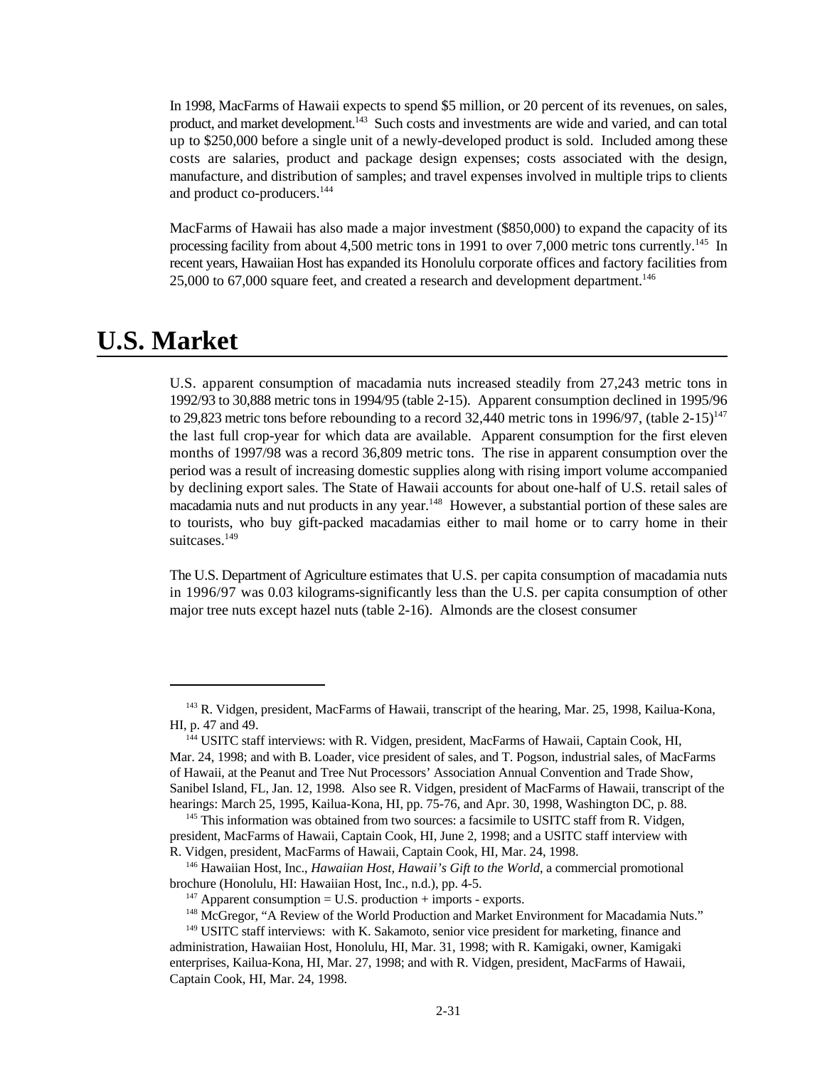In 1998, MacFarms of Hawaii expects to spend $5 million, or 20 percent of its revenues, on sales, product, and market development.[143] Such costs and investments are wide and varied, and can total up to $250,000 before a single unit of a newly-developed product is sold. Included among these costs are salaries, product and package design expenses; costs associated with the design, manufacture, and distribution of samples; and travel expenses involved in multiple trips to clients and product co-producers.[144]

MacFarms of Hawaii has also made a major investment ($850,000) to expand the capacity of its processing facility from about 4,500 metric tons in 1991 to over 7,000 metric tons currently.[145] In recent years, Hawaiian Host has expanded its Honolulu corporate offices and factory facilities from 25,000 to 67,000 square feet, and created a research and development department.[146]

# U.S. Market

U.S. apparent consumption of macadamia nuts increased steadily from 27,243 metric tons in 1992/93 to 30,888 metric tons in 1994/95 (table 2-15). Apparent consumption declined in 1995/96 to 29,823 metric tons before rebounding to a record 32,440 metric tons in 1996/97, (table 2-15)[147] the last full crop-year for which data are available. Apparent consumption for the first eleven months of 1997/98 was a record 36,809 metric tons. The rise in apparent consumption over the period was a result of increasing domestic supplies along with rising import volume accompanied by declining export sales. The State of Hawaii accounts for about one-half of U.S. retail sales of macadamia nuts and nut products in any year.[148] However, a substantial portion of these sales are to tourists, who buy gift-packed macadamias either to mail home or to carry home in their suitcases.[149]

The U.S. Department of Agriculture estimates that U.S. per capita consumption of macadamia nuts in 1996/97 was 0.03 kilograms-significantly less than the U.S. per capita consumption of other major tree nuts except hazel nuts (table 2-16). Almonds are the closest consumer

---

[143] R. Vidgen, president, MacFarms of Hawaii, transcript of the hearing, Mar. 25, 1998, Kailua-Kona, HI, p. 47 and 49.

[144] USITC staff interviews: with R. Vidgen, president, MacFarms of Hawaii, Captain Cook, HI, Mar. 24, 1998; and with B. Loader, vice president of sales, and T. Pogson, industrial sales, of MacFarms of Hawaii, at the Peanut and Tree Nut Processors' Association Annual Convention and Trade Show, Sanibel Island, FL, Jan. 12, 1998. Also see R. Vidgen, president of MacFarms of Hawaii, transcript of the hearings: March 25, 1995, Kailua-Kona, HI, pp. 75-76, and Apr. 30, 1998, Washington DC, p. 88.

[145] This information was obtained from two sources: a facsimile to USITC staff from R. Vidgen, president, MacFarms of Hawaii, Captain Cook, HI, June 2, 1998; and a USITC staff interview with R. Vidgen, president, MacFarms of Hawaii, Captain Cook, HI, Mar. 24, 1998.

[146] Hawaiian Host, Inc., *Hawaiian Host, Hawaii's Gift to the World*, a commercial promotional brochure (Honolulu, HI: Hawaiian Host, Inc., n.d.), pp. 4-5.

[147] Apparent consumption = U.S. production + imports - exports.

[148] McGregor, "A Review of the World Production and Market Environment for Macadamia Nuts."

[149] USITC staff interviews: with K. Sakamoto, senior vice president for marketing, finance and administration, Hawaiian Host, Honolulu, HI, Mar. 31, 1998; with R. Kamigaki, owner, Kamigaki enterprises, Kailua-Kona, HI, Mar. 27, 1998; and with R. Vidgen, president, MacFarms of Hawaii, Captain Cook, HI, Mar. 24, 1998.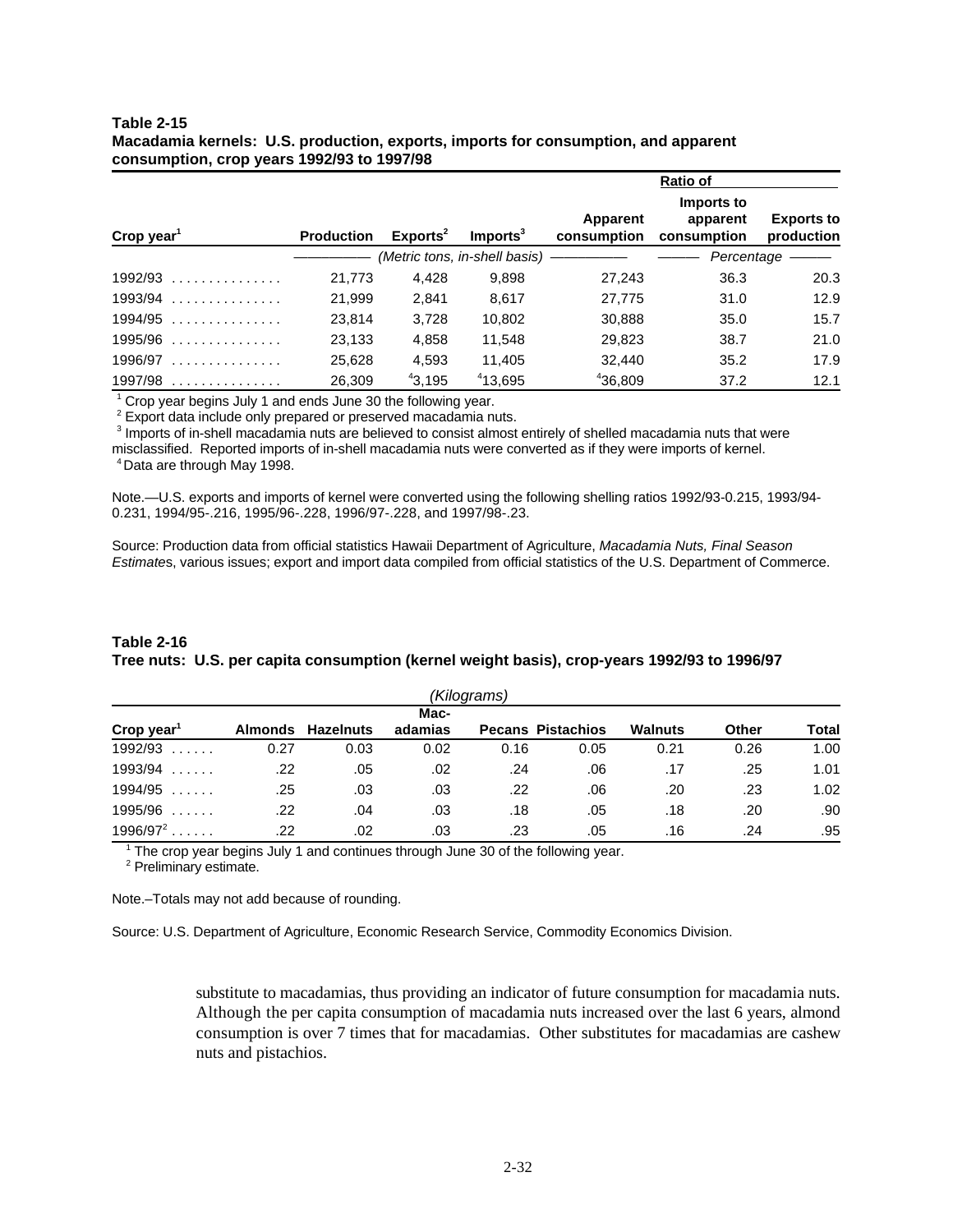**Table 2-15**
**Macadamia kernels: U.S. production, exports, imports for consumption, and apparent consumption, crop years 1992/93 to 1997/98**

| | | | | | Ratio of | |
|---|---|---|---|---|---|---|
| Crop year[1] | Production | Exports[2] | Imports[3] | Apparent consumption | Imports to apparent consumption | Exports to production |
| | (Metric tons, in-shell basis) | | | | Percentage | |
| 1992/93 | 21,773 | 4,428 | 9,898 | 27,243 | 36.3 | 20.3 |
| 1993/94 | 21,999 | 2,841 | 8,617 | 27,775 | 31.0 | 12.9 |
| 1994/95 | 23,814 | 3,728 | 10,802 | 30,888 | 35.0 | 15.7 |
| 1995/96 | 23,133 | 4,858 | 11,548 | 29,823 | 38.7 | 21.0 |
| 1996/97 | 25,628 | 4,593 | 11,405 | 32,440 | 35.2 | 17.9 |
| 1997/98 | 26,309 | [4]3,195 | [4]13,695 | [4]36,809 | 37.2 | 12.1 |

[1] Crop year begins July 1 and ends June 30 the following year.
[2] Export data include only prepared or preserved macadamia nuts.
[3] Imports of in-shell macadamia nuts are believed to consist almost entirely of shelled macadamia nuts that were misclassified. Reported imports of in-shell macadamia nuts were converted as if they were imports of kernel.
[4] Data are through May 1998.

Note.—U.S. exports and imports of kernel were converted using the following shelling ratios 1992/93-0.215, 1993/94-0.231, 1994/95-.216, 1995/96-.228, 1996/97-.228, and 1997/98-.23.

Source: Production data from official statistics Hawaii Department of Agriculture, *Macadamia Nuts, Final Season Estimate*s, various issues; export and import data compiled from official statistics of the U.S. Department of Commerce.

**Table 2-16**
**Tree nuts: U.S. per capita consumption (kernel weight basis), crop-years 1992/93 to 1996/97**

*(Kilograms)*

| Crop year[1] | Almonds | Hazelnuts | Mac-adamias | Pecans | Pistachios | Walnuts | Other | Total |
|---|---|---|---|---|---|---|---|---|
| 1992/93 | 0.27 | 0.03 | 0.02 | 0.16 | 0.05 | 0.21 | 0.26 | 1.00 |
| 1993/94 | .22 | .05 | .02 | .24 | .06 | .17 | .25 | 1.01 |
| 1994/95 | .25 | .03 | .03 | .22 | .06 | .20 | .23 | 1.02 |
| 1995/96 | .22 | .04 | .03 | .18 | .05 | .18 | .20 | .90 |
| 1996/97[2] | .22 | .02 | .03 | .23 | .05 | .16 | .24 | .95 |

[1] The crop year begins July 1 and continues through June 30 of the following year.
[2] Preliminary estimate.

Note.–Totals may not add because of rounding.

Source: U.S. Department of Agriculture, Economic Research Service, Commodity Economics Division.

substitute to macadamias, thus providing an indicator of future consumption for macadamia nuts. Although the per capita consumption of macadamia nuts increased over the last 6 years, almond consumption is over 7 times that for macadamias. Other substitutes for macadamias are cashew nuts and pistachios.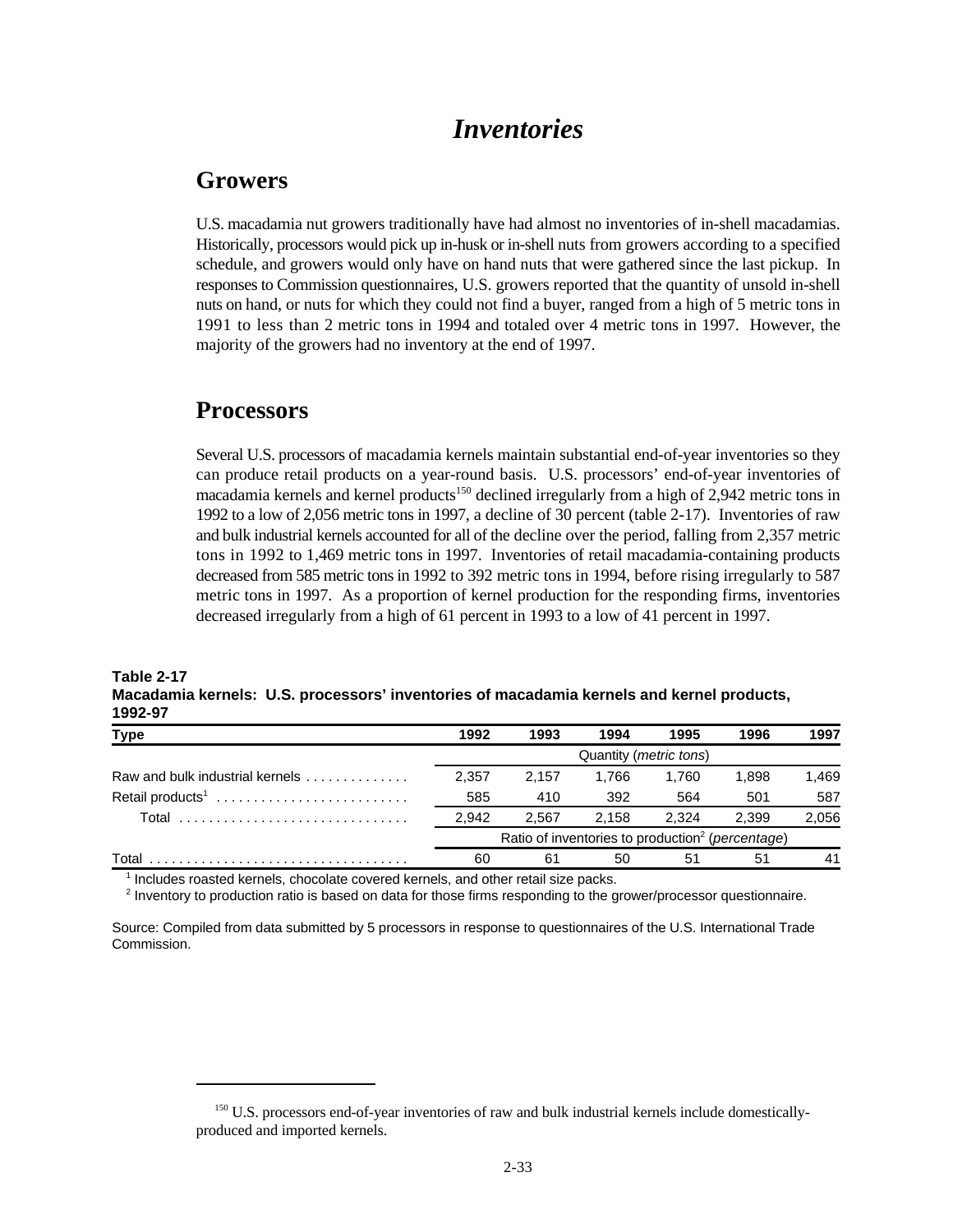# *Inventories*

## Growers

U.S. macadamia nut growers traditionally have had almost no inventories of in-shell macadamias. Historically, processors would pick up in-husk or in-shell nuts from growers according to a specified schedule, and growers would only have on hand nuts that were gathered since the last pickup. In responses to Commission questionnaires, U.S. growers reported that the quantity of unsold in-shell nuts on hand, or nuts for which they could not find a buyer, ranged from a high of 5 metric tons in 1991 to less than 2 metric tons in 1994 and totaled over 4 metric tons in 1997. However, the majority of the growers had no inventory at the end of 1997.

## Processors

Several U.S. processors of macadamia kernels maintain substantial end-of-year inventories so they can produce retail products on a year-round basis. U.S. processors' end-of-year inventories of macadamia kernels and kernel products[150] declined irregularly from a high of 2,942 metric tons in 1992 to a low of 2,056 metric tons in 1997, a decline of 30 percent (table 2-17). Inventories of raw and bulk industrial kernels accounted for all of the decline over the period, falling from 2,357 metric tons in 1992 to 1,469 metric tons in 1997. Inventories of retail macadamia-containing products decreased from 585 metric tons in 1992 to 392 metric tons in 1994, before rising irregularly to 587 metric tons in 1997. As a proportion of kernel production for the responding firms, inventories decreased irregularly from a high of 61 percent in 1993 to a low of 41 percent in 1997.

**Table 2-17**
**Macadamia kernels: U.S. processors' inventories of macadamia kernels and kernel products, 1992-97**

| Type | 1992 | 1993 | 1994 | 1995 | 1996 | 1997 |
|---|---|---|---|---|---|---|
| | Quantity (*metric tons*) | | | | | |
| Raw and bulk industrial kernels | 2,357 | 2,157 | 1,766 | 1,760 | 1,898 | 1,469 |
| Retail products[1] | 585 | 410 | 392 | 564 | 501 | 587 |
| Total | 2,942 | 2,567 | 2,158 | 2,324 | 2,399 | 2,056 |
| | Ratio of inventories to production[2] (*percentage*) | | | | | |
| Total | 60 | 61 | 50 | 51 | 51 | 41 |

[1] Includes roasted kernels, chocolate covered kernels, and other retail size packs.
[2] Inventory to production ratio is based on data for those firms responding to the grower/processor questionnaire.

Source: Compiled from data submitted by 5 processors in response to questionnaires of the U.S. International Trade Commission.

[150] U.S. processors end-of-year inventories of raw and bulk industrial kernels include domestically-produced and imported kernels.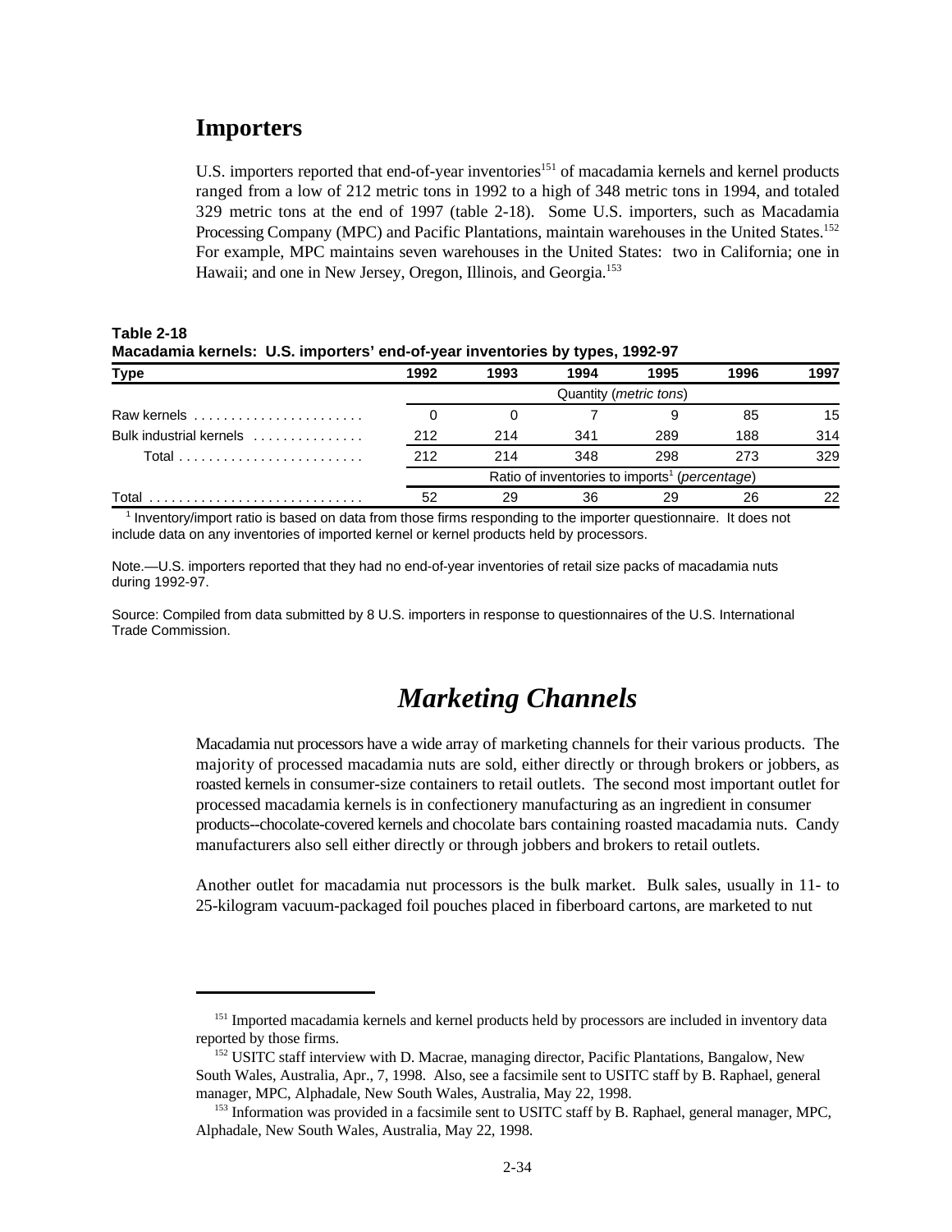## Importers

U.S. importers reported that end-of-year inventories[151] of macadamia kernels and kernel products ranged from a low of 212 metric tons in 1992 to a high of 348 metric tons in 1994, and totaled 329 metric tons at the end of 1997 (table 2-18). Some U.S. importers, such as Macadamia Processing Company (MPC) and Pacific Plantations, maintain warehouses in the United States.[152] For example, MPC maintains seven warehouses in the United States: two in California; one in Hawaii; and one in New Jersey, Oregon, Illinois, and Georgia.[153]

**Table 2-18**
**Macadamia kernels: U.S. importers' end-of-year inventories by types, 1992-97**

| Type | 1992 | 1993 | 1994 | 1995 | 1996 | 1997 |
|---|---|---|---|---|---|---|
| | Quantity (*metric tons*) | | | | | |
| Raw kernels | 0 | 0 | 7 | 9 | 85 | 15 |
| Bulk industrial kernels | 212 | 214 | 341 | 289 | 188 | 314 |
| Total | 212 | 214 | 348 | 298 | 273 | 329 |
| | Ratio of inventories to imports[1] (*percentage*) | | | | | |
| Total | 52 | 29 | 36 | 29 | 26 | 22 |

[1] Inventory/import ratio is based on data from those firms responding to the importer questionnaire. It does not include data on any inventories of imported kernel or kernel products held by processors.

Note.—U.S. importers reported that they had no end-of-year inventories of retail size packs of macadamia nuts during 1992-97.

Source: Compiled from data submitted by 8 U.S. importers in response to questionnaires of the U.S. International Trade Commission.

# *Marketing Channels*

Macadamia nut processors have a wide array of marketing channels for their various products. The majority of processed macadamia nuts are sold, either directly or through brokers or jobbers, as roasted kernels in consumer-size containers to retail outlets. The second most important outlet for processed macadamia kernels is in confectionery manufacturing as an ingredient in consumer products--chocolate-covered kernels and chocolate bars containing roasted macadamia nuts. Candy manufacturers also sell either directly or through jobbers and brokers to retail outlets.

Another outlet for macadamia nut processors is the bulk market. Bulk sales, usually in 11- to 25-kilogram vacuum-packaged foil pouches placed in fiberboard cartons, are marketed to nut

[151] Imported macadamia kernels and kernel products held by processors are included in inventory data reported by those firms.

[152] USITC staff interview with D. Macrae, managing director, Pacific Plantations, Bangalow, New South Wales, Australia, Apr., 7, 1998. Also, see a facsimile sent to USITC staff by B. Raphael, general manager, MPC, Alphadale, New South Wales, Australia, May 22, 1998.

[153] Information was provided in a facsimile sent to USITC staff by B. Raphael, general manager, MPC, Alphadale, New South Wales, Australia, May 22, 1998.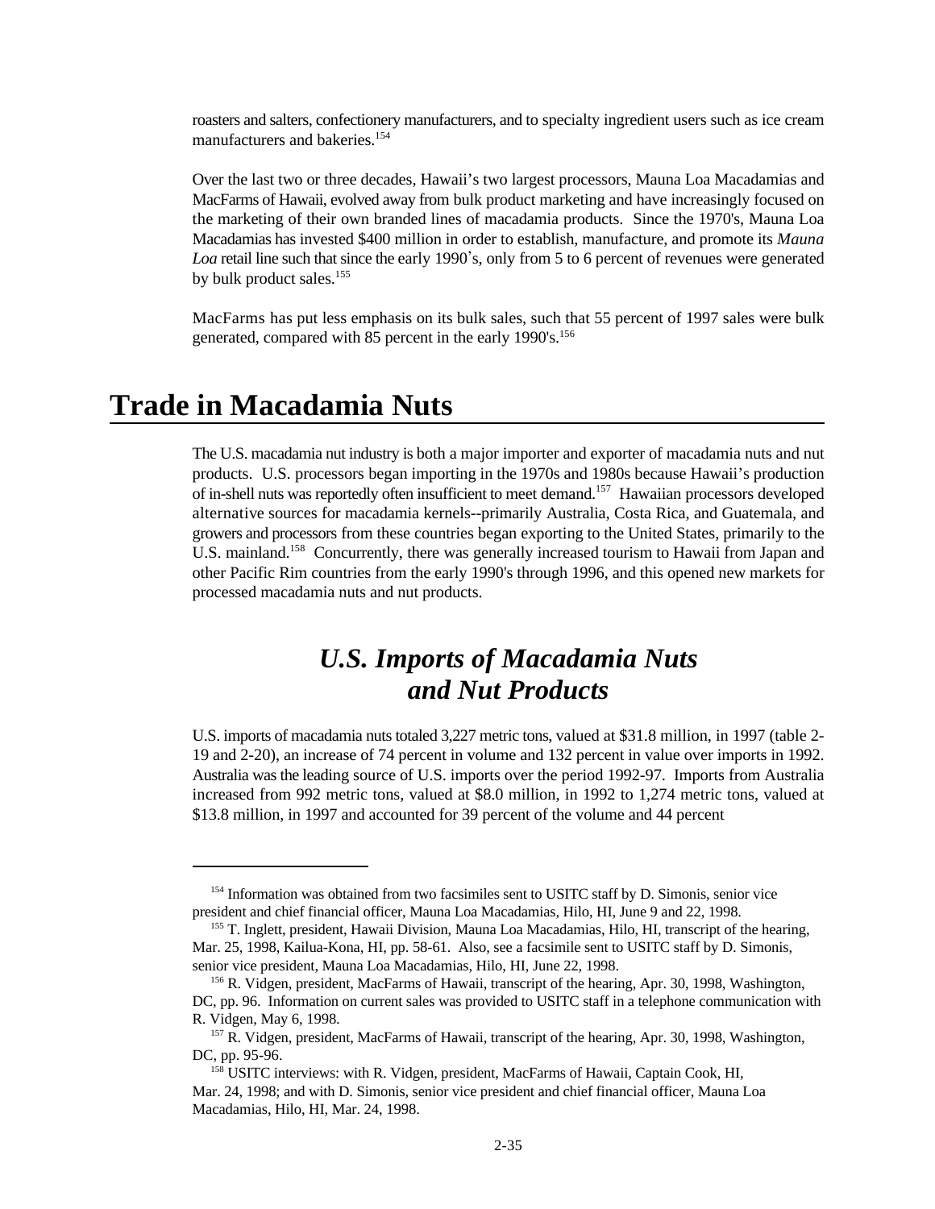roasters and salters, confectionery manufacturers, and to specialty ingredient users such as ice cream manufacturers and bakeries.[154]

Over the last two or three decades, Hawaii's two largest processors, Mauna Loa Macadamias and MacFarms of Hawaii, evolved away from bulk product marketing and have increasingly focused on the marketing of their own branded lines of macadamia products. Since the 1970's, Mauna Loa Macadamias has invested $400 million in order to establish, manufacture, and promote its *Mauna Loa* retail line such that since the early 1990's, only from 5 to 6 percent of revenues were generated by bulk product sales.[155]

MacFarms has put less emphasis on its bulk sales, such that 55 percent of 1997 sales were bulk generated, compared with 85 percent in the early 1990's.[156]

# Trade in Macadamia Nuts

The U.S. macadamia nut industry is both a major importer and exporter of macadamia nuts and nut products. U.S. processors began importing in the 1970s and 1980s because Hawaii's production of in-shell nuts was reportedly often insufficient to meet demand.[157] Hawaiian processors developed alternative sources for macadamia kernels--primarily Australia, Costa Rica, and Guatemala, and growers and processors from these countries began exporting to the United States, primarily to the U.S. mainland.[158] Concurrently, there was generally increased tourism to Hawaii from Japan and other Pacific Rim countries from the early 1990's through 1996, and this opened new markets for processed macadamia nuts and nut products.

## *U.S. Imports of Macadamia Nuts and Nut Products*

U.S. imports of macadamia nuts totaled 3,227 metric tons, valued at $31.8 million, in 1997 (table 2-19 and 2-20), an increase of 74 percent in volume and 132 percent in value over imports in 1992. Australia was the leading source of U.S. imports over the period 1992-97. Imports from Australia increased from 992 metric tons, valued at $8.0 million, in 1992 to 1,274 metric tons, valued at $13.8 million, in 1997 and accounted for 39 percent of the volume and 44 percent

---

[154] Information was obtained from two facsimiles sent to USITC staff by D. Simonis, senior vice president and chief financial officer, Mauna Loa Macadamias, Hilo, HI, June 9 and 22, 1998.

[155] T. Inglett, president, Hawaii Division, Mauna Loa Macadamias, Hilo, HI, transcript of the hearing, Mar. 25, 1998, Kailua-Kona, HI, pp. 58-61. Also, see a facsimile sent to USITC staff by D. Simonis, senior vice president, Mauna Loa Macadamias, Hilo, HI, June 22, 1998.

[156] R. Vidgen, president, MacFarms of Hawaii, transcript of the hearing, Apr. 30, 1998, Washington, DC, pp. 96. Information on current sales was provided to USITC staff in a telephone communication with R. Vidgen, May 6, 1998.

[157] R. Vidgen, president, MacFarms of Hawaii, transcript of the hearing, Apr. 30, 1998, Washington, DC, pp. 95-96.

[158] USITC interviews: with R. Vidgen, president, MacFarms of Hawaii, Captain Cook, HI, Mar. 24, 1998; and with D. Simonis, senior vice president and chief financial officer, Mauna Loa Macadamias, Hilo, HI, Mar. 24, 1998.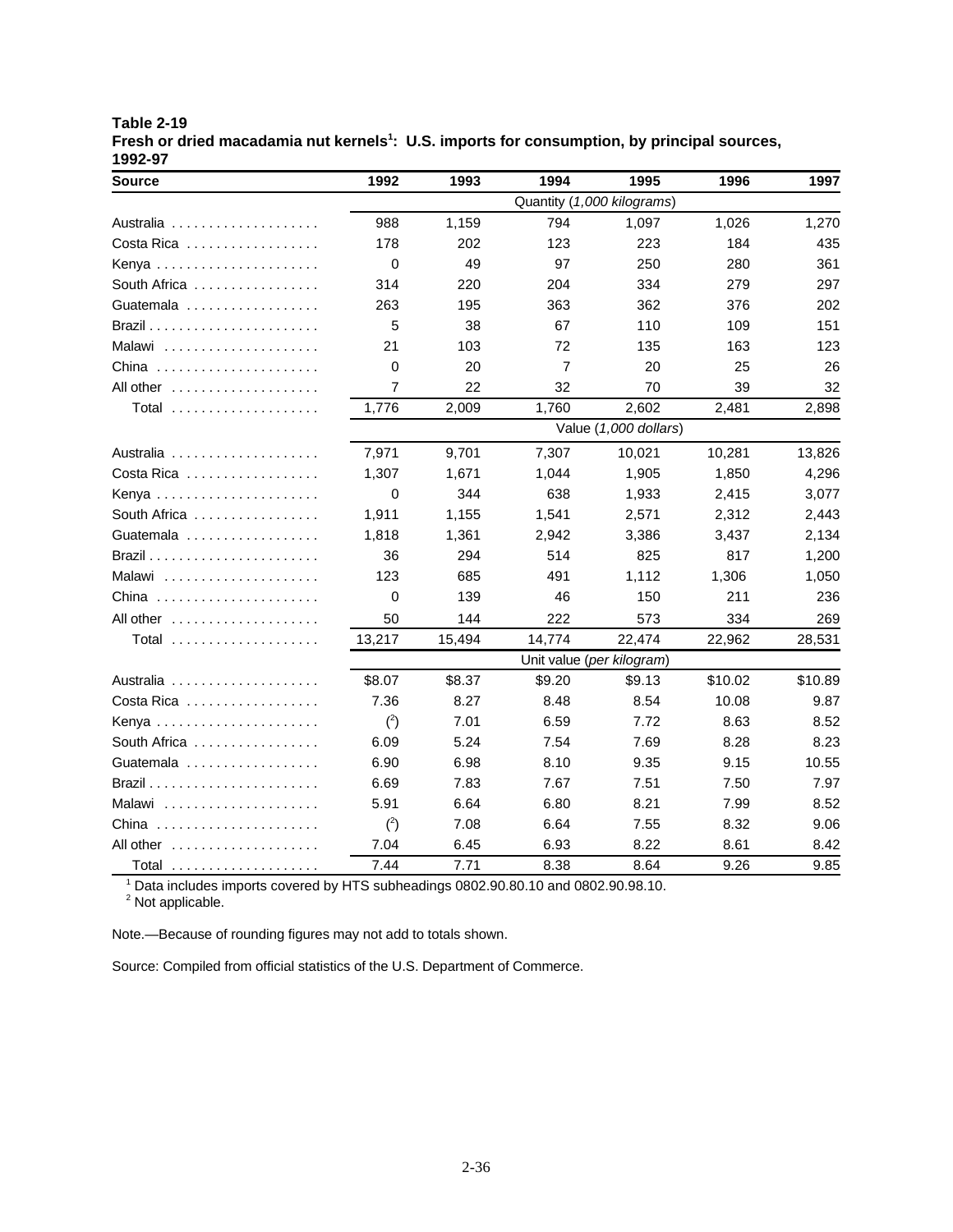**Table 2-19**
**Fresh or dried macadamia nut kernels[1]: U.S. imports for consumption, by principal sources, 1992-97**

| Source | 1992 | 1993 | 1994 | 1995 | 1996 | 1997 |
|---|---|---|---|---|---|---|
| | Quantity (*1,000 kilograms*) | | | | | |
| Australia | 988 | 1,159 | 794 | 1,097 | 1,026 | 1,270 |
| Costa Rica | 178 | 202 | 123 | 223 | 184 | 435 |
| Kenya | 0 | 49 | 97 | 250 | 280 | 361 |
| South Africa | 314 | 220 | 204 | 334 | 279 | 297 |
| Guatemala | 263 | 195 | 363 | 362 | 376 | 202 |
| Brazil | 5 | 38 | 67 | 110 | 109 | 151 |
| Malawi | 21 | 103 | 72 | 135 | 163 | 123 |
| China | 0 | 20 | 7 | 20 | 25 | 26 |
| All other | 7 | 22 | 32 | 70 | 39 | 32 |
| Total | 1,776 | 2,009 | 1,760 | 2,602 | 2,481 | 2,898 |
| | Value (*1,000 dollars*) | | | | | |
| Australia | 7,971 | 9,701 | 7,307 | 10,021 | 10,281 | 13,826 |
| Costa Rica | 1,307 | 1,671 | 1,044 | 1,905 | 1,850 | 4,296 |
| Kenya | 0 | 344 | 638 | 1,933 | 2,415 | 3,077 |
| South Africa | 1,911 | 1,155 | 1,541 | 2,571 | 2,312 | 2,443 |
| Guatemala | 1,818 | 1,361 | 2,942 | 3,386 | 3,437 | 2,134 |
| Brazil | 36 | 294 | 514 | 825 | 817 | 1,200 |
| Malawi | 123 | 685 | 491 | 1,112 | 1,306 | 1,050 |
| China | 0 | 139 | 46 | 150 | 211 | 236 |
| All other | 50 | 144 | 222 | 573 | 334 | 269 |
| Total | 13,217 | 15,494 | 14,774 | 22,474 | 22,962 | 28,531 |
| | Unit value (*per kilogram*) | | | | | |
| Australia | $8.07 | $8.37 | $9.20 | $9.13 | $10.02 | $10.89 |
| Costa Rica | 7.36 | 8.27 | 8.48 | 8.54 | 10.08 | 9.87 |
| Kenya | ([2]) | 7.01 | 6.59 | 7.72 | 8.63 | 8.52 |
| South Africa | 6.09 | 5.24 | 7.54 | 7.69 | 8.28 | 8.23 |
| Guatemala | 6.90 | 6.98 | 8.10 | 9.35 | 9.15 | 10.55 |
| Brazil | 6.69 | 7.83 | 7.67 | 7.51 | 7.50 | 7.97 |
| Malawi | 5.91 | 6.64 | 6.80 | 8.21 | 7.99 | 8.52 |
| China | ([2]) | 7.08 | 6.64 | 7.55 | 8.32 | 9.06 |
| All other | 7.04 | 6.45 | 6.93 | 8.22 | 8.61 | 8.42 |
| Total | 7.44 | 7.71 | 8.38 | 8.64 | 9.26 | 9.85 |

[1] Data includes imports covered by HTS subheadings 0802.90.80.10 and 0802.90.98.10.
[2] Not applicable.

Note.—Because of rounding figures may not add to totals shown.

Source: Compiled from official statistics of the U.S. Department of Commerce.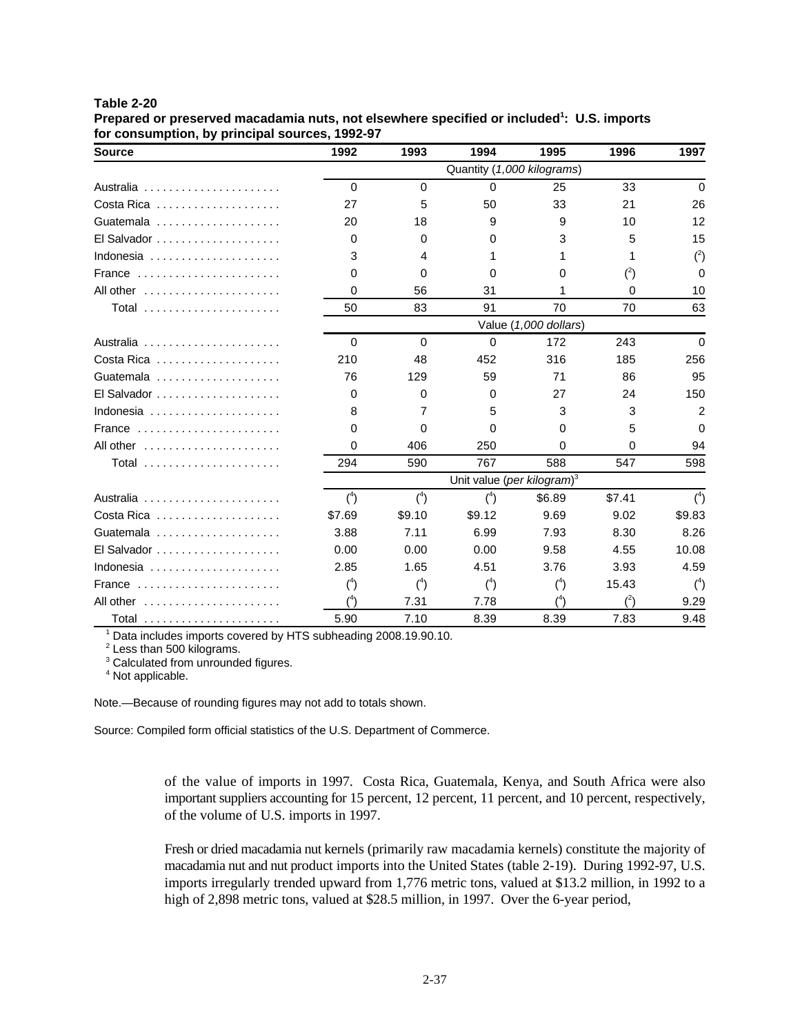**Table 2-20**
**Prepared or preserved macadamia nuts, not elsewhere specified or included[1]: U.S. imports for consumption, by principal sources, 1992-97**

| Source | 1992 | 1993 | 1994 | 1995 | 1996 | 1997 |
|---|---|---|---|---|---|---|
| | Quantity (*1,000 kilograms*) | | | | | |
| Australia | 0 | 0 | 0 | 25 | 33 | 0 |
| Costa Rica | 27 | 5 | 50 | 33 | 21 | 26 |
| Guatemala | 20 | 18 | 9 | 9 | 10 | 12 |
| El Salvador | 0 | 0 | 0 | 3 | 5 | 15 |
| Indonesia | 3 | 4 | 1 | 1 | 1 | ([2]) |
| France | 0 | 0 | 0 | 0 | ([2]) | 0 |
| All other | 0 | 56 | 31 | 1 | 0 | 10 |
| Total | 50 | 83 | 91 | 70 | 70 | 63 |
| | Value (*1,000 dollars*) | | | | | |
| Australia | 0 | 0 | 0 | 172 | 243 | 0 |
| Costa Rica | 210 | 48 | 452 | 316 | 185 | 256 |
| Guatemala | 76 | 129 | 59 | 71 | 86 | 95 |
| El Salvador | 0 | 0 | 0 | 27 | 24 | 150 |
| Indonesia | 8 | 7 | 5 | 3 | 3 | 2 |
| France | 0 | 0 | 0 | 0 | 5 | 0 |
| All other | 0 | 406 | 250 | 0 | 0 | 94 |
| Total | 294 | 590 | 767 | 588 | 547 | 598 |
| | Unit value (*per kilogram*)[3] | | | | | |
| Australia | ([4]) | ([4]) | ([4]) | $6.89 | $7.41 | ([4]) |
| Costa Rica | $7.69 | $9.10 | $9.12 | 9.69 | 9.02 | $9.83 |
| Guatemala | 3.88 | 7.11 | 6.99 | 7.93 | 8.30 | 8.26 |
| El Salvador | 0.00 | 0.00 | 0.00 | 9.58 | 4.55 | 10.08 |
| Indonesia | 2.85 | 1.65 | 4.51 | 3.76 | 3.93 | 4.59 |
| France | ([4]) | ([4]) | ([4]) | ([4]) | 15.43 | ([4]) |
| All other | ([4]) | 7.31 | 7.78 | ([4]) | ([2]) | 9.29 |
| Total | 5.90 | 7.10 | 8.39 | 8.39 | 7.83 | 9.48 |

[1] Data includes imports covered by HTS subheading 2008.19.90.10.
[2] Less than 500 kilograms.
[3] Calculated from unrounded figures.
[4] Not applicable.

Note.—Because of rounding figures may not add to totals shown.

Source: Compiled form official statistics of the U.S. Department of Commerce.

of the value of imports in 1997. Costa Rica, Guatemala, Kenya, and South Africa were also important suppliers accounting for 15 percent, 12 percent, 11 percent, and 10 percent, respectively, of the volume of U.S. imports in 1997.

Fresh or dried macadamia nut kernels (primarily raw macadamia kernels) constitute the majority of macadamia nut and nut product imports into the United States (table 2-19). During 1992-97, U.S. imports irregularly trended upward from 1,776 metric tons, valued at $13.2 million, in 1992 to a high of 2,898 metric tons, valued at $28.5 million, in 1997. Over the 6-year period,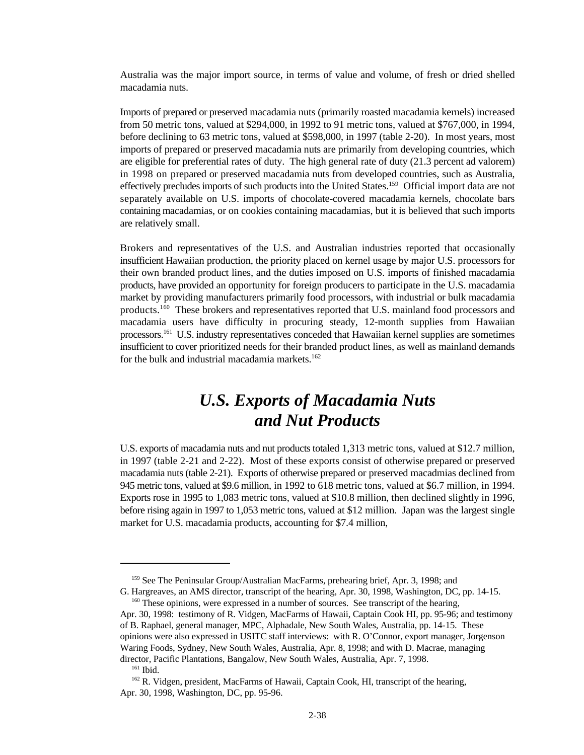Australia was the major import source, in terms of value and volume, of fresh or dried shelled macadamia nuts.

Imports of prepared or preserved macadamia nuts (primarily roasted macadamia kernels) increased from 50 metric tons, valued at $294,000, in 1992 to 91 metric tons, valued at $767,000, in 1994, before declining to 63 metric tons, valued at $598,000, in 1997 (table 2-20). In most years, most imports of prepared or preserved macadamia nuts are primarily from developing countries, which are eligible for preferential rates of duty. The high general rate of duty (21.3 percent ad valorem) in 1998 on prepared or preserved macadamia nuts from developed countries, such as Australia, effectively precludes imports of such products into the United States.[159] Official import data are not separately available on U.S. imports of chocolate-covered macadamia kernels, chocolate bars containing macadamias, or on cookies containing macadamias, but it is believed that such imports are relatively small.

Brokers and representatives of the U.S. and Australian industries reported that occasionally insufficient Hawaiian production, the priority placed on kernel usage by major U.S. processors for their own branded product lines, and the duties imposed on U.S. imports of finished macadamia products, have provided an opportunity for foreign producers to participate in the U.S. macadamia market by providing manufacturers primarily food processors, with industrial or bulk macadamia products.[160] These brokers and representatives reported that U.S. mainland food processors and macadamia users have difficulty in procuring steady, 12-month supplies from Hawaiian processors.[161] U.S. industry representatives conceded that Hawaiian kernel supplies are sometimes insufficient to cover prioritized needs for their branded product lines, as well as mainland demands for the bulk and industrial macadamia markets.[162]

## *U.S. Exports of Macadamia Nuts and Nut Products*

U.S. exports of macadamia nuts and nut products totaled 1,313 metric tons, valued at $12.7 million, in 1997 (table 2-21 and 2-22). Most of these exports consist of otherwise prepared or preserved macadamia nuts (table 2-21). Exports of otherwise prepared or preserved macadmias declined from 945 metric tons, valued at $9.6 million, in 1992 to 618 metric tons, valued at $6.7 million, in 1994. Exports rose in 1995 to 1,083 metric tons, valued at $10.8 million, then declined slightly in 1996, before rising again in 1997 to 1,053 metric tons, valued at $12 million. Japan was the largest single market for U.S. macadamia products, accounting for $7.4 million,

---

[159] See The Peninsular Group/Australian MacFarms, prehearing brief, Apr. 3, 1998; and G. Hargreaves, an AMS director, transcript of the hearing, Apr. 30, 1998, Washington, DC, pp. 14-15.

[160] These opinions, were expressed in a number of sources. See transcript of the hearing, Apr. 30, 1998: testimony of R. Vidgen, MacFarms of Hawaii, Captain Cook HI, pp. 95-96; and testimony of B. Raphael, general manager, MPC, Alphadale, New South Wales, Australia, pp. 14-15. These opinions were also expressed in USITC staff interviews: with R. O'Connor, export manager, Jorgenson Waring Foods, Sydney, New South Wales, Australia, Apr. 8, 1998; and with D. Macrae, managing director, Pacific Plantations, Bangalow, New South Wales, Australia, Apr. 7, 1998.

[161] Ibid.

[162] R. Vidgen, president, MacFarms of Hawaii, Captain Cook, HI, transcript of the hearing, Apr. 30, 1998, Washington, DC, pp. 95-96.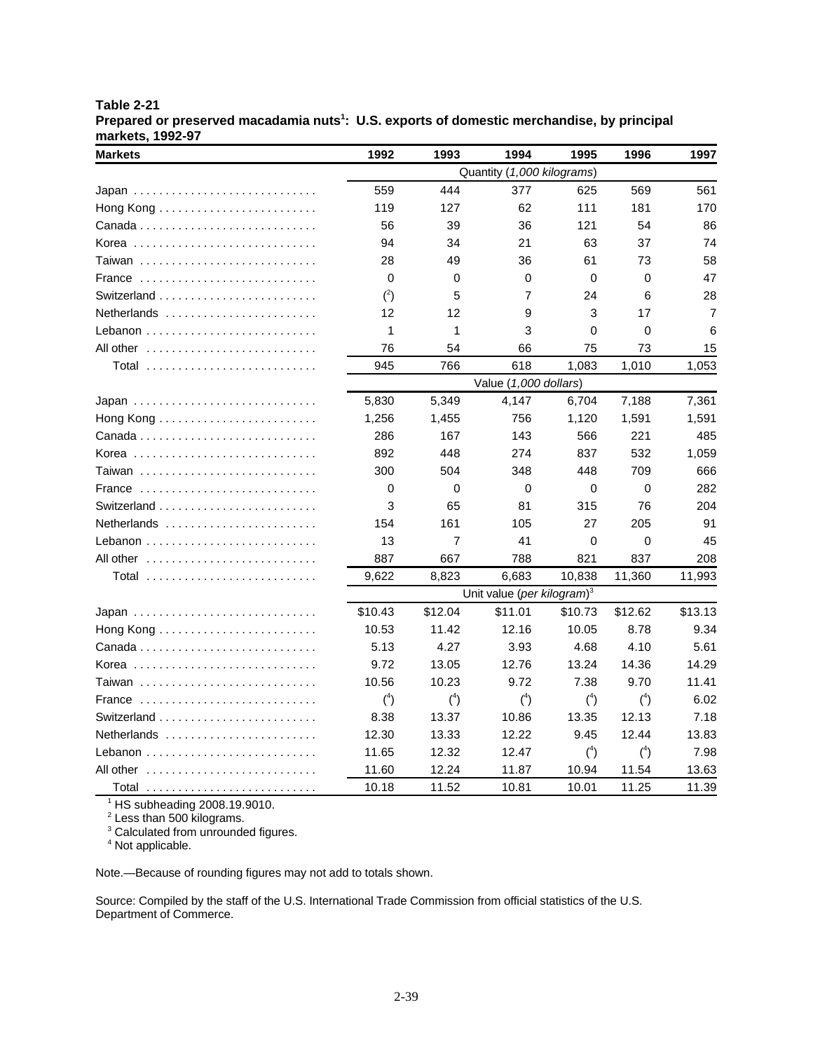**Table 2-21**
**Prepared or preserved macadamia nuts[1]: U.S. exports of domestic merchandise, by principal markets, 1992-97**

| Markets | 1992 | 1993 | 1994 | 1995 | 1996 | 1997 |
|---|---|---|---|---|---|---|
| | Quantity (*1,000 kilograms*) | | | | | |
| Japan | 559 | 444 | 377 | 625 | 569 | 561 |
| Hong Kong | 119 | 127 | 62 | 111 | 181 | 170 |
| Canada | 56 | 39 | 36 | 121 | 54 | 86 |
| Korea | 94 | 34 | 21 | 63 | 37 | 74 |
| Taiwan | 28 | 49 | 36 | 61 | 73 | 58 |
| France | 0 | 0 | 0 | 0 | 0 | 47 |
| Switzerland | ([2]) | 5 | 7 | 24 | 6 | 28 |
| Netherlands | 12 | 12 | 9 | 3 | 17 | 7 |
| Lebanon | 1 | 1 | 3 | 0 | 0 | 6 |
| All other | 76 | 54 | 66 | 75 | 73 | 15 |
| Total | 945 | 766 | 618 | 1,083 | 1,010 | 1,053 |
| | Value (*1,000 dollars*) | | | | | |
| Japan | 5,830 | 5,349 | 4,147 | 6,704 | 7,188 | 7,361 |
| Hong Kong | 1,256 | 1,455 | 756 | 1,120 | 1,591 | 1,591 |
| Canada | 286 | 167 | 143 | 566 | 221 | 485 |
| Korea | 892 | 448 | 274 | 837 | 532 | 1,059 |
| Taiwan | 300 | 504 | 348 | 448 | 709 | 666 |
| France | 0 | 0 | 0 | 0 | 0 | 282 |
| Switzerland | 3 | 65 | 81 | 315 | 76 | 204 |
| Netherlands | 154 | 161 | 105 | 27 | 205 | 91 |
| Lebanon | 13 | 7 | 41 | 0 | 0 | 45 |
| All other | 887 | 667 | 788 | 821 | 837 | 208 |
| Total | 9,622 | 8,823 | 6,683 | 10,838 | 11,360 | 11,993 |
| | Unit value (*per kilogram*)[3] | | | | | |
| Japan | $10.43 | $12.04 | $11.01 | $10.73 | $12.62 | $13.13 |
| Hong Kong | 10.53 | 11.42 | 12.16 | 10.05 | 8.78 | 9.34 |
| Canada | 5.13 | 4.27 | 3.93 | 4.68 | 4.10 | 5.61 |
| Korea | 9.72 | 13.05 | 12.76 | 13.24 | 14.36 | 14.29 |
| Taiwan | 10.56 | 10.23 | 9.72 | 7.38 | 9.70 | 11.41 |
| France | ([4]) | ([4]) | ([4]) | ([4]) | ([4]) | 6.02 |
| Switzerland | 8.38 | 13.37 | 10.86 | 13.35 | 12.13 | 7.18 |
| Netherlands | 12.30 | 13.33 | 12.22 | 9.45 | 12.44 | 13.83 |
| Lebanon | 11.65 | 12.32 | 12.47 | ([4]) | ([4]) | 7.98 |
| All other | 11.60 | 12.24 | 11.87 | 10.94 | 11.54 | 13.63 |
| Total | 10.18 | 11.52 | 10.81 | 10.01 | 11.25 | 11.39 |

[1] HS subheading 2008.19.9010.
[2] Less than 500 kilograms.
[3] Calculated from unrounded figures.
[4] Not applicable.

Note.—Because of rounding figures may not add to totals shown.

Source: Compiled by the staff of the U.S. International Trade Commission from official statistics of the U.S. Department of Commerce.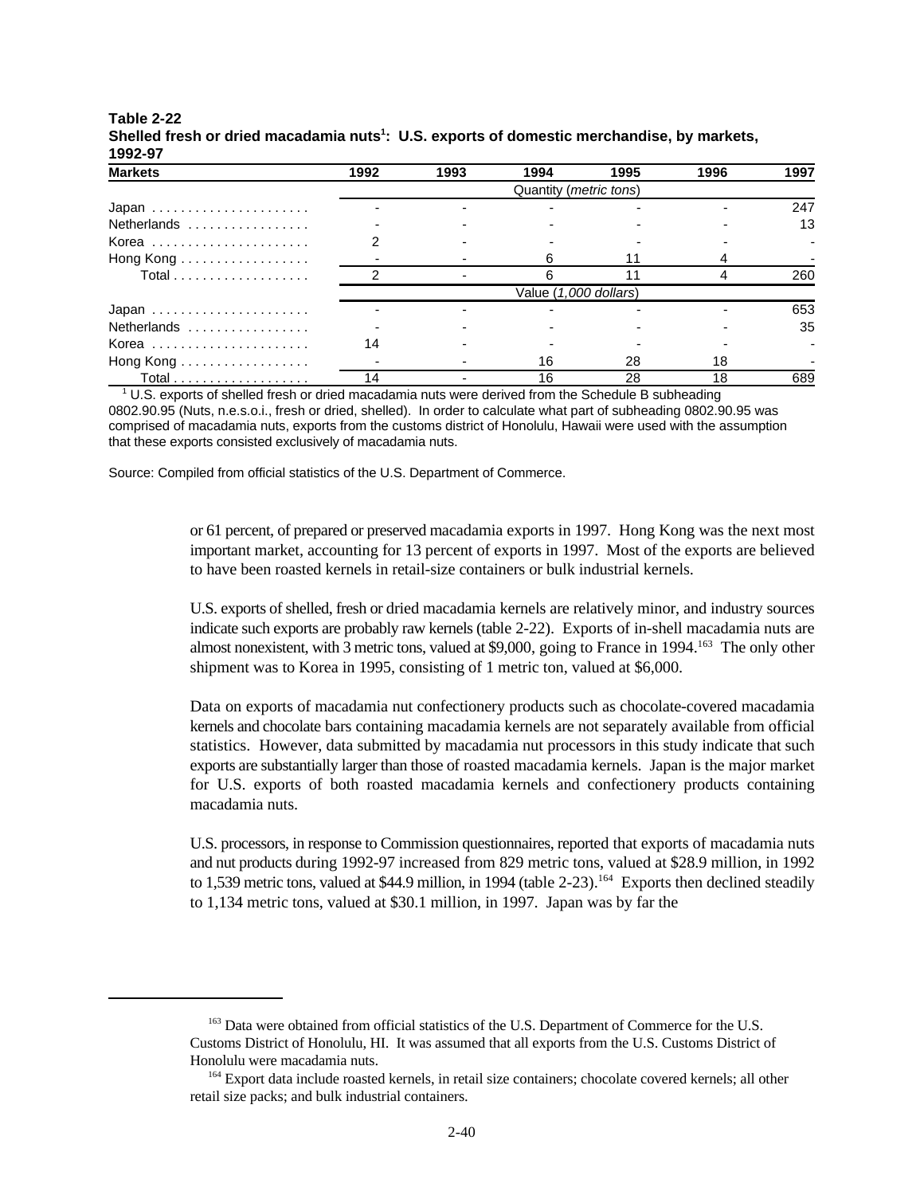**Table 2-22**
**Shelled fresh or dried macadamia nuts[1]: U.S. exports of domestic merchandise, by markets, 1992-97**

| Markets | 1992 | 1993 | 1994 | 1995 | 1996 | 1997 |
|---|---|---|---|---|---|---|
| | Quantity (*metric tons*) | | | | | |
| Japan | - | - | - | - | - | 247 |
| Netherlands | - | - | - | - | - | 13 |
| Korea | 2 | - | - | - | - | - |
| Hong Kong | - | - | 6 | 11 | 4 | - |
| Total | 2 | - | 6 | 11 | 4 | 260 |
| | Value (*1,000 dollars*) | | | | | |
| Japan | - | - | - | - | - | 653 |
| Netherlands | - | - | - | - | - | 35 |
| Korea | 14 | - | - | - | - | - |
| Hong Kong | - | - | 16 | 28 | 18 | - |
| Total | 14 | - | 16 | 28 | 18 | 689 |

[1] U.S. exports of shelled fresh or dried macadamia nuts were derived from the Schedule B subheading 0802.90.95 (Nuts, n.e.s.o.i., fresh or dried, shelled). In order to calculate what part of subheading 0802.90.95 was comprised of macadamia nuts, exports from the customs district of Honolulu, Hawaii were used with the assumption that these exports consisted exclusively of macadamia nuts.

Source: Compiled from official statistics of the U.S. Department of Commerce.

or 61 percent, of prepared or preserved macadamia exports in 1997. Hong Kong was the next most important market, accounting for 13 percent of exports in 1997. Most of the exports are believed to have been roasted kernels in retail-size containers or bulk industrial kernels.

U.S. exports of shelled, fresh or dried macadamia kernels are relatively minor, and industry sources indicate such exports are probably raw kernels (table 2-22). Exports of in-shell macadamia nuts are almost nonexistent, with 3 metric tons, valued at $9,000, going to France in 1994.[163] The only other shipment was to Korea in 1995, consisting of 1 metric ton, valued at $6,000.

Data on exports of macadamia nut confectionery products such as chocolate-covered macadamia kernels and chocolate bars containing macadamia kernels are not separately available from official statistics. However, data submitted by macadamia nut processors in this study indicate that such exports are substantially larger than those of roasted macadamia kernels. Japan is the major market for U.S. exports of both roasted macadamia kernels and confectionery products containing macadamia nuts.

U.S. processors, in response to Commission questionnaires, reported that exports of macadamia nuts and nut products during 1992-97 increased from 829 metric tons, valued at $28.9 million, in 1992 to 1,539 metric tons, valued at $44.9 million, in 1994 (table 2-23).[164] Exports then declined steadily to 1,134 metric tons, valued at $30.1 million, in 1997. Japan was by far the

[163] Data were obtained from official statistics of the U.S. Department of Commerce for the U.S. Customs District of Honolulu, HI. It was assumed that all exports from the U.S. Customs District of Honolulu were macadamia nuts.

[164] Export data include roasted kernels, in retail size containers; chocolate covered kernels; all other retail size packs; and bulk industrial containers.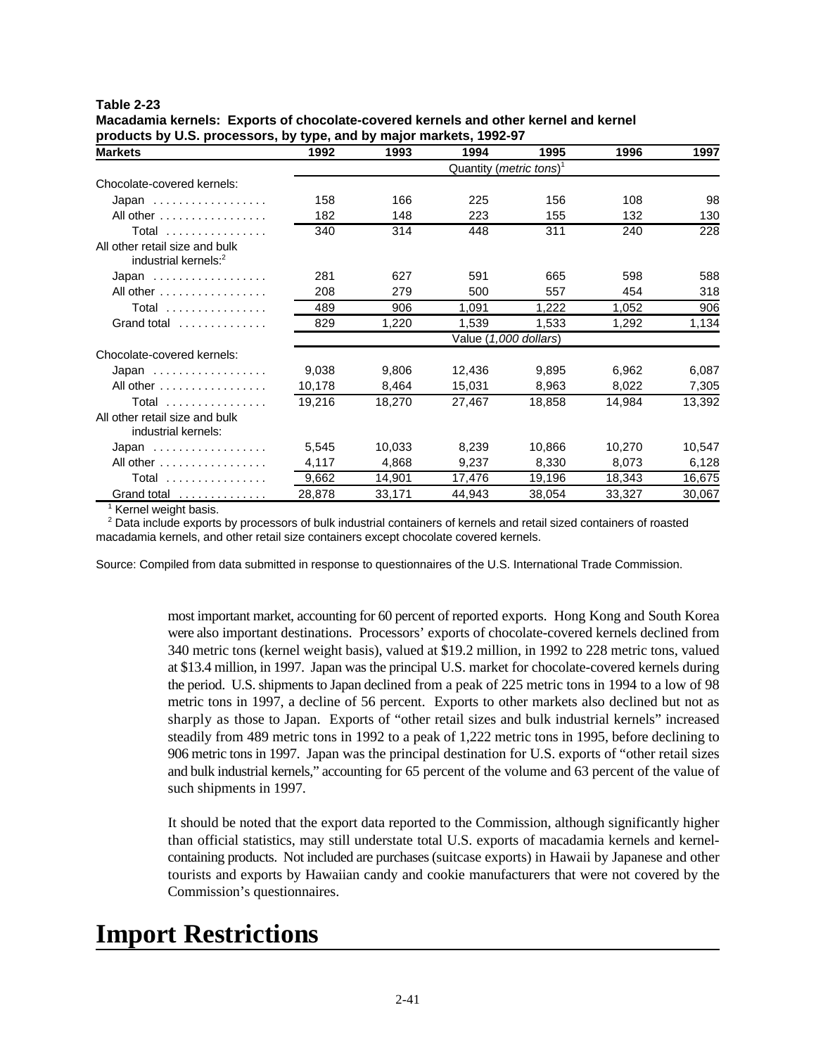**Table 2-23**
**Macadamia kernels: Exports of chocolate-covered kernels and other kernel and kernel products by U.S. processors, by type, and by major markets, 1992-97**

| Markets | 1992 | 1993 | 1994 | 1995 | 1996 | 1997 |
|---|---|---|---|---|---|---|
| | Quantity (*metric tons*)[1] | | | | | |
| Chocolate-covered kernels: | | | | | | |
| Japan | 158 | 166 | 225 | 156 | 108 | 98 |
| All other | 182 | 148 | 223 | 155 | 132 | 130 |
| Total | 340 | 314 | 448 | 311 | 240 | 228 |
| All other retail size and bulk industrial kernels:[2] | | | | | | |
| Japan | 281 | 627 | 591 | 665 | 598 | 588 |
| All other | 208 | 279 | 500 | 557 | 454 | 318 |
| Total | 489 | 906 | 1,091 | 1,222 | 1,052 | 906 |
| Grand total | 829 | 1,220 | 1,539 | 1,533 | 1,292 | 1,134 |
| | Value (*1,000 dollars*) | | | | | |
| Chocolate-covered kernels: | | | | | | |
| Japan | 9,038 | 9,806 | 12,436 | 9,895 | 6,962 | 6,087 |
| All other | 10,178 | 8,464 | 15,031 | 8,963 | 8,022 | 7,305 |
| Total | 19,216 | 18,270 | 27,467 | 18,858 | 14,984 | 13,392 |
| All other retail size and bulk industrial kernels: | | | | | | |
| Japan | 5,545 | 10,033 | 8,239 | 10,866 | 10,270 | 10,547 |
| All other | 4,117 | 4,868 | 9,237 | 8,330 | 8,073 | 6,128 |
| Total | 9,662 | 14,901 | 17,476 | 19,196 | 18,343 | 16,675 |
| Grand total | 28,878 | 33,171 | 44,943 | 38,054 | 33,327 | 30,067 |

[1] Kernel weight basis.
[2] Data include exports by processors of bulk industrial containers of kernels and retail sized containers of roasted macadamia kernels, and other retail size containers except chocolate covered kernels.

Source: Compiled from data submitted in response to questionnaires of the U.S. International Trade Commission.

most important market, accounting for 60 percent of reported exports. Hong Kong and South Korea were also important destinations. Processors' exports of chocolate-covered kernels declined from 340 metric tons (kernel weight basis), valued at $19.2 million, in 1992 to 228 metric tons, valued at $13.4 million, in 1997. Japan was the principal U.S. market for chocolate-covered kernels during the period. U.S. shipments to Japan declined from a peak of 225 metric tons in 1994 to a low of 98 metric tons in 1997, a decline of 56 percent. Exports to other markets also declined but not as sharply as those to Japan. Exports of "other retail sizes and bulk industrial kernels" increased steadily from 489 metric tons in 1992 to a peak of 1,222 metric tons in 1995, before declining to 906 metric tons in 1997. Japan was the principal destination for U.S. exports of "other retail sizes and bulk industrial kernels," accounting for 65 percent of the volume and 63 percent of the value of such shipments in 1997.

It should be noted that the export data reported to the Commission, although significantly higher than official statistics, may still understate total U.S. exports of macadamia kernels and kernel-containing products. Not included are purchases (suitcase exports) in Hawaii by Japanese and other tourists and exports by Hawaiian candy and cookie manufacturers that were not covered by the Commission's questionnaires.

# Import Restrictions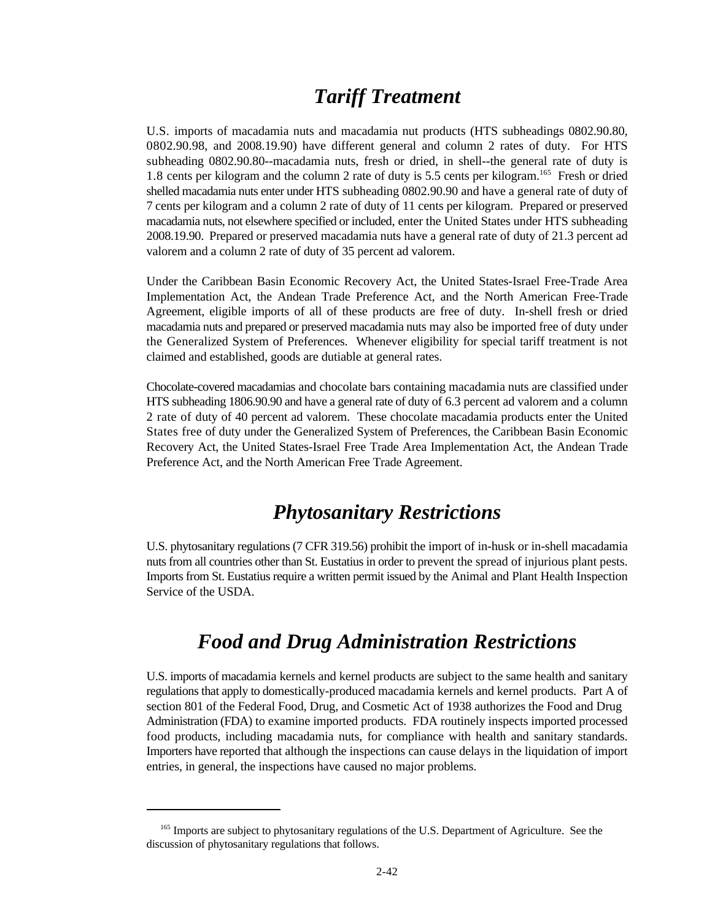# *Tariff Treatment*

U.S. imports of macadamia nuts and macadamia nut products (HTS subheadings 0802.90.80, 0802.90.98, and 2008.19.90) have different general and column 2 rates of duty. For HTS subheading 0802.90.80--macadamia nuts, fresh or dried, in shell--the general rate of duty is 1.8 cents per kilogram and the column 2 rate of duty is 5.5 cents per kilogram.[165] Fresh or dried shelled macadamia nuts enter under HTS subheading 0802.90.90 and have a general rate of duty of 7 cents per kilogram and a column 2 rate of duty of 11 cents per kilogram. Prepared or preserved macadamia nuts, not elsewhere specified or included, enter the United States under HTS subheading 2008.19.90. Prepared or preserved macadamia nuts have a general rate of duty of 21.3 percent ad valorem and a column 2 rate of duty of 35 percent ad valorem.

Under the Caribbean Basin Economic Recovery Act, the United States-Israel Free-Trade Area Implementation Act, the Andean Trade Preference Act, and the North American Free-Trade Agreement, eligible imports of all of these products are free of duty. In-shell fresh or dried macadamia nuts and prepared or preserved macadamia nuts may also be imported free of duty under the Generalized System of Preferences. Whenever eligibility for special tariff treatment is not claimed and established, goods are dutiable at general rates.

Chocolate-covered macadamias and chocolate bars containing macadamia nuts are classified under HTS subheading 1806.90.90 and have a general rate of duty of 6.3 percent ad valorem and a column 2 rate of duty of 40 percent ad valorem. These chocolate macadamia products enter the United States free of duty under the Generalized System of Preferences, the Caribbean Basin Economic Recovery Act, the United States-Israel Free Trade Area Implementation Act, the Andean Trade Preference Act, and the North American Free Trade Agreement.

# *Phytosanitary Restrictions*

U.S. phytosanitary regulations (7 CFR 319.56) prohibit the import of in-husk or in-shell macadamia nuts from all countries other than St. Eustatius in order to prevent the spread of injurious plant pests. Imports from St. Eustatius require a written permit issued by the Animal and Plant Health Inspection Service of the USDA.

# *Food and Drug Administration Restrictions*

U.S. imports of macadamia kernels and kernel products are subject to the same health and sanitary regulations that apply to domestically-produced macadamia kernels and kernel products. Part A of section 801 of the Federal Food, Drug, and Cosmetic Act of 1938 authorizes the Food and Drug Administration (FDA) to examine imported products. FDA routinely inspects imported processed food products, including macadamia nuts, for compliance with health and sanitary standards. Importers have reported that although the inspections can cause delays in the liquidation of import entries, in general, the inspections have caused no major problems.

---

[165] Imports are subject to phytosanitary regulations of the U.S. Department of Agriculture. See the discussion of phytosanitary regulations that follows.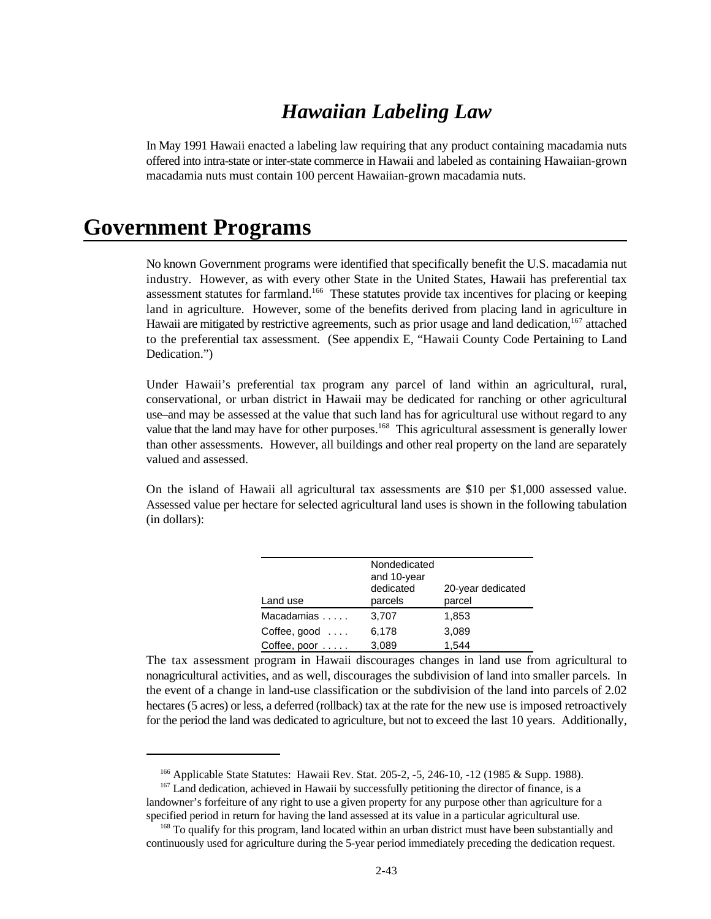## *Hawaiian Labeling Law*

In May 1991 Hawaii enacted a labeling law requiring that any product containing macadamia nuts offered into intra-state or inter-state commerce in Hawaii and labeled as containing Hawaiian-grown macadamia nuts must contain 100 percent Hawaiian-grown macadamia nuts.

# Government Programs

No known Government programs were identified that specifically benefit the U.S. macadamia nut industry. However, as with every other State in the United States, Hawaii has preferential tax assessment statutes for farmland.[166] These statutes provide tax incentives for placing or keeping land in agriculture. However, some of the benefits derived from placing land in agriculture in Hawaii are mitigated by restrictive agreements, such as prior usage and land dedication,[167] attached to the preferential tax assessment. (See appendix E, "Hawaii County Code Pertaining to Land Dedication.")

Under Hawaii's preferential tax program any parcel of land within an agricultural, rural, conservational, or urban district in Hawaii may be dedicated for ranching or other agricultural use–and may be assessed at the value that such land has for agricultural use without regard to any value that the land may have for other purposes.[168] This agricultural assessment is generally lower than other assessments. However, all buildings and other real property on the land are separately valued and assessed.

On the island of Hawaii all agricultural tax assessments are $10 per $1,000 assessed value. Assessed value per hectare for selected agricultural land uses is shown in the following tabulation (in dollars):

| Land use | Nondedicated and 10-year dedicated parcels | 20-year dedicated parcel |
|---|---|---|
| Macadamias . . . . . | 3,707 | 1,853 |
| Coffee, good . . . . | 6,178 | 3,089 |
| Coffee, poor . . . . . | 3,089 | 1,544 |

The tax assessment program in Hawaii discourages changes in land use from agricultural to nonagricultural activities, and as well, discourages the subdivision of land into smaller parcels. In the event of a change in land-use classification or the subdivision of the land into parcels of 2.02 hectares (5 acres) or less, a deferred (rollback) tax at the rate for the new use is imposed retroactively for the period the land was dedicated to agriculture, but not to exceed the last 10 years. Additionally,

---

[166] Applicable State Statutes: Hawaii Rev. Stat. 205-2, -5, 246-10, -12 (1985 & Supp. 1988).

[167] Land dedication, achieved in Hawaii by successfully petitioning the director of finance, is a landowner's forfeiture of any right to use a given property for any purpose other than agriculture for a specified period in return for having the land assessed at its value in a particular agricultural use.

[168] To qualify for this program, land located within an urban district must have been substantially and continuously used for agriculture during the 5-year period immediately preceding the dedication request.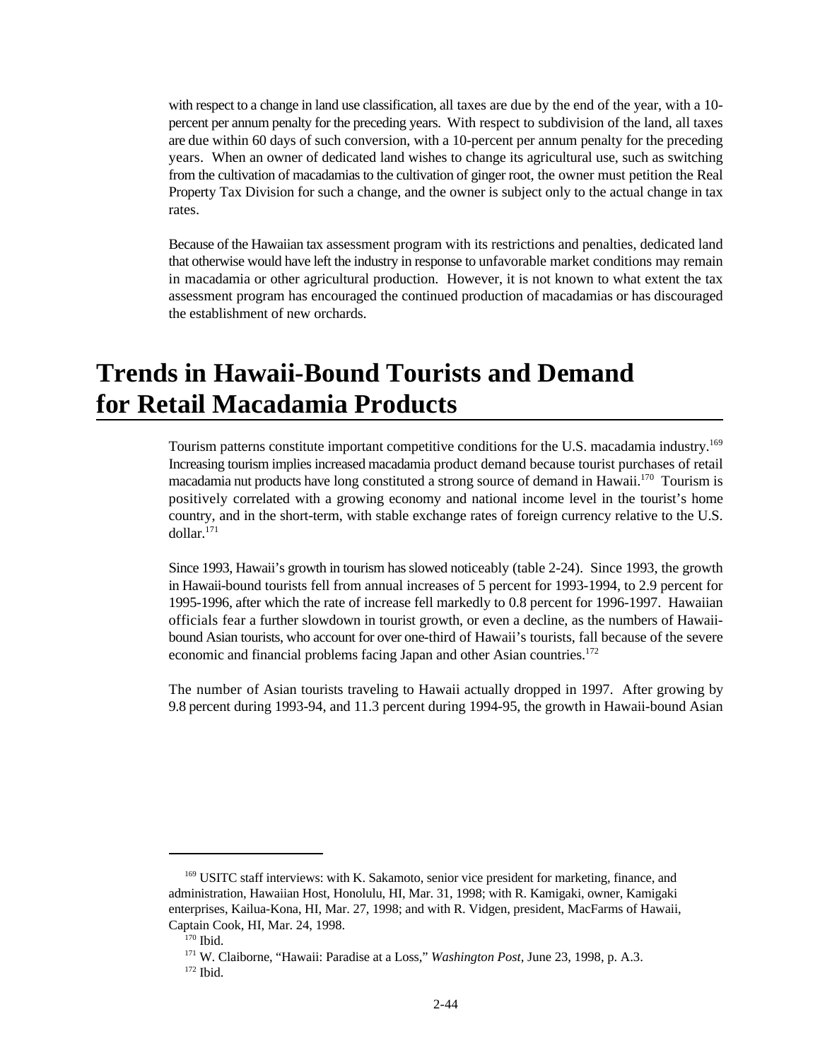with respect to a change in land use classification, all taxes are due by the end of the year, with a 10-percent per annum penalty for the preceding years. With respect to subdivision of the land, all taxes are due within 60 days of such conversion, with a 10-percent per annum penalty for the preceding years. When an owner of dedicated land wishes to change its agricultural use, such as switching from the cultivation of macadamias to the cultivation of ginger root, the owner must petition the Real Property Tax Division for such a change, and the owner is subject only to the actual change in tax rates.

Because of the Hawaiian tax assessment program with its restrictions and penalties, dedicated land that otherwise would have left the industry in response to unfavorable market conditions may remain in macadamia or other agricultural production. However, it is not known to what extent the tax assessment program has encouraged the continued production of macadamias or has discouraged the establishment of new orchards.

# Trends in Hawaii-Bound Tourists and Demand for Retail Macadamia Products

Tourism patterns constitute important competitive conditions for the U.S. macadamia industry.[169] Increasing tourism implies increased macadamia product demand because tourist purchases of retail macadamia nut products have long constituted a strong source of demand in Hawaii.[170] Tourism is positively correlated with a growing economy and national income level in the tourist's home country, and in the short-term, with stable exchange rates of foreign currency relative to the U.S. dollar.[171]

Since 1993, Hawaii's growth in tourism has slowed noticeably (table 2-24). Since 1993, the growth in Hawaii-bound tourists fell from annual increases of 5 percent for 1993-1994, to 2.9 percent for 1995-1996, after which the rate of increase fell markedly to 0.8 percent for 1996-1997. Hawaiian officials fear a further slowdown in tourist growth, or even a decline, as the numbers of Hawaii-bound Asian tourists, who account for over one-third of Hawaii's tourists, fall because of the severe economic and financial problems facing Japan and other Asian countries.[172]

The number of Asian tourists traveling to Hawaii actually dropped in 1997. After growing by 9.8 percent during 1993-94, and 11.3 percent during 1994-95, the growth in Hawaii-bound Asian

---

[169] USITC staff interviews: with K. Sakamoto, senior vice president for marketing, finance, and administration, Hawaiian Host, Honolulu, HI, Mar. 31, 1998; with R. Kamigaki, owner, Kamigaki enterprises, Kailua-Kona, HI, Mar. 27, 1998; and with R. Vidgen, president, MacFarms of Hawaii, Captain Cook, HI, Mar. 24, 1998.

[170] Ibid.

[171] W. Claiborne, "Hawaii: Paradise at a Loss," *Washington Post*, June 23, 1998, p. A.3.

[172] Ibid.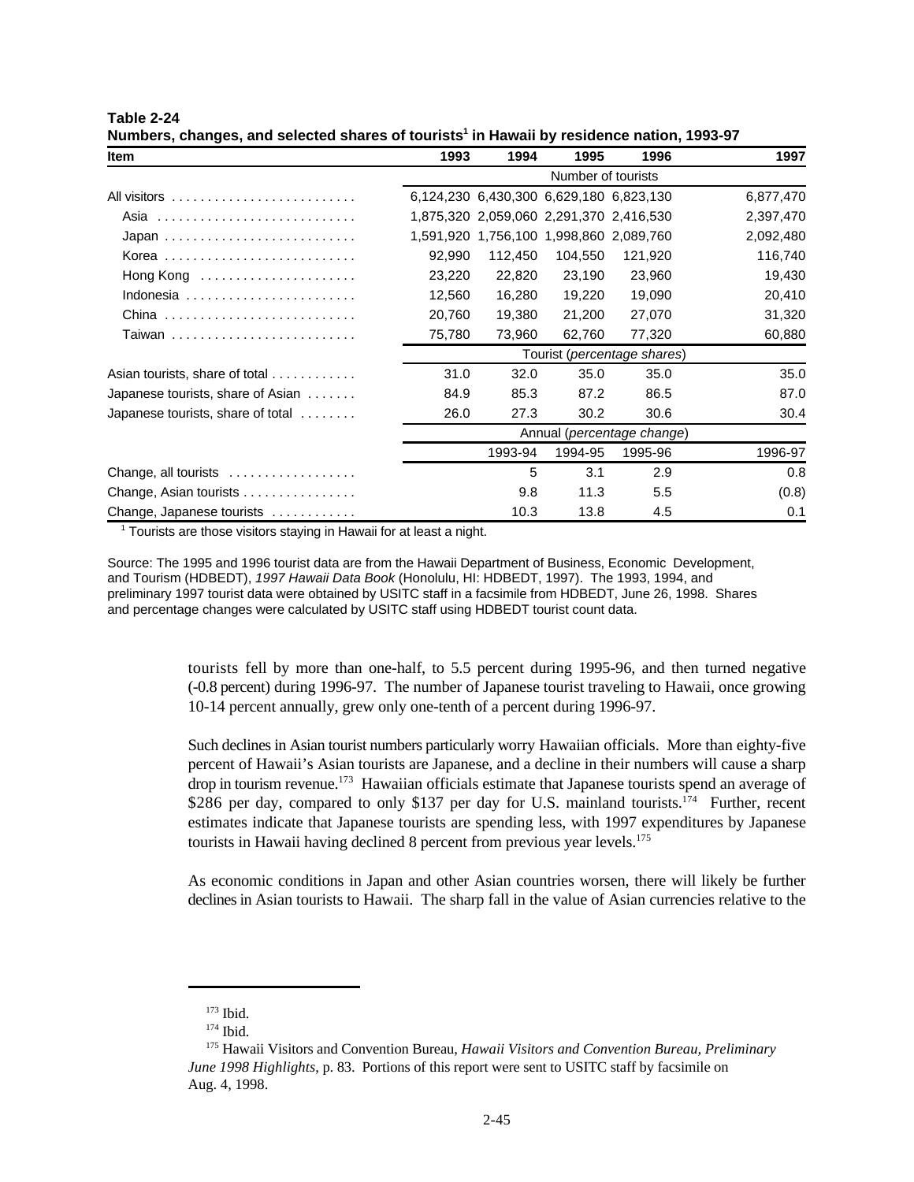**Table 2-24**
**Numbers, changes, and selected shares of tourists[1] in Hawaii by residence nation, 1993-97**

| Item | 1993 | 1994 | 1995 | 1996 | 1997 |
|---|---|---|---|---|---|
| | Number of tourists | | | | |
| All visitors | 6,124,230 | 6,430,300 | 6,629,180 | 6,823,130 | 6,877,470 |
| Asia | 1,875,320 | 2,059,060 | 2,291,370 | 2,416,530 | 2,397,470 |
| Japan | 1,591,920 | 1,756,100 | 1,998,860 | 2,089,760 | 2,092,480 |
| Korea | 92,990 | 112,450 | 104,550 | 121,920 | 116,740 |
| Hong Kong | 23,220 | 22,820 | 23,190 | 23,960 | 19,430 |
| Indonesia | 12,560 | 16,280 | 19,220 | 19,090 | 20,410 |
| China | 20,760 | 19,380 | 21,200 | 27,070 | 31,320 |
| Taiwan | 75,780 | 73,960 | 62,760 | 77,320 | 60,880 |
| | Tourist (*percentage shares*) | | | | |
| Asian tourists, share of total | 31.0 | 32.0 | 35.0 | 35.0 | 35.0 |
| Japanese tourists, share of Asian | 84.9 | 85.3 | 87.2 | 86.5 | 87.0 |
| Japanese tourists, share of total | 26.0 | 27.3 | 30.2 | 30.6 | 30.4 |
| | Annual (*percentage change*) | | | | |
| | | 1993-94 | 1994-95 | 1995-96 | 1996-97 |
| Change, all tourists | | 5 | 3.1 | 2.9 | 0.8 |
| Change, Asian tourists | | 9.8 | 11.3 | 5.5 | (0.8) |
| Change, Japanese tourists | | 10.3 | 13.8 | 4.5 | 0.1 |

[1] Tourists are those visitors staying in Hawaii for at least a night.

Source: The 1995 and 1996 tourist data are from the Hawaii Department of Business, Economic Development, and Tourism (HDBEDT), *1997 Hawaii Data Book* (Honolulu, HI: HDBEDT, 1997). The 1993, 1994, and preliminary 1997 tourist data were obtained by USITC staff in a facsimile from HDBEDT, June 26, 1998. Shares and percentage changes were calculated by USITC staff using HDBEDT tourist count data.

tourists fell by more than one-half, to 5.5 percent during 1995-96, and then turned negative (-0.8 percent) during 1996-97. The number of Japanese tourist traveling to Hawaii, once growing 10-14 percent annually, grew only one-tenth of a percent during 1996-97.

Such declines in Asian tourist numbers particularly worry Hawaiian officials. More than eighty-five percent of Hawaii's Asian tourists are Japanese, and a decline in their numbers will cause a sharp drop in tourism revenue.[173] Hawaiian officials estimate that Japanese tourists spend an average of \$286 per day, compared to only \$137 per day for U.S. mainland tourists.[174] Further, recent estimates indicate that Japanese tourists are spending less, with 1997 expenditures by Japanese tourists in Hawaii having declined 8 percent from previous year levels.[175]

As economic conditions in Japan and other Asian countries worsen, there will likely be further declines in Asian tourists to Hawaii. The sharp fall in the value of Asian currencies relative to the

---

[173] Ibid.

[174] Ibid.

[175] Hawaii Visitors and Convention Bureau, *Hawaii Visitors and Convention Bureau, Preliminary June 1998 Highlights*, p. 83. Portions of this report were sent to USITC staff by facsimile on Aug. 4, 1998.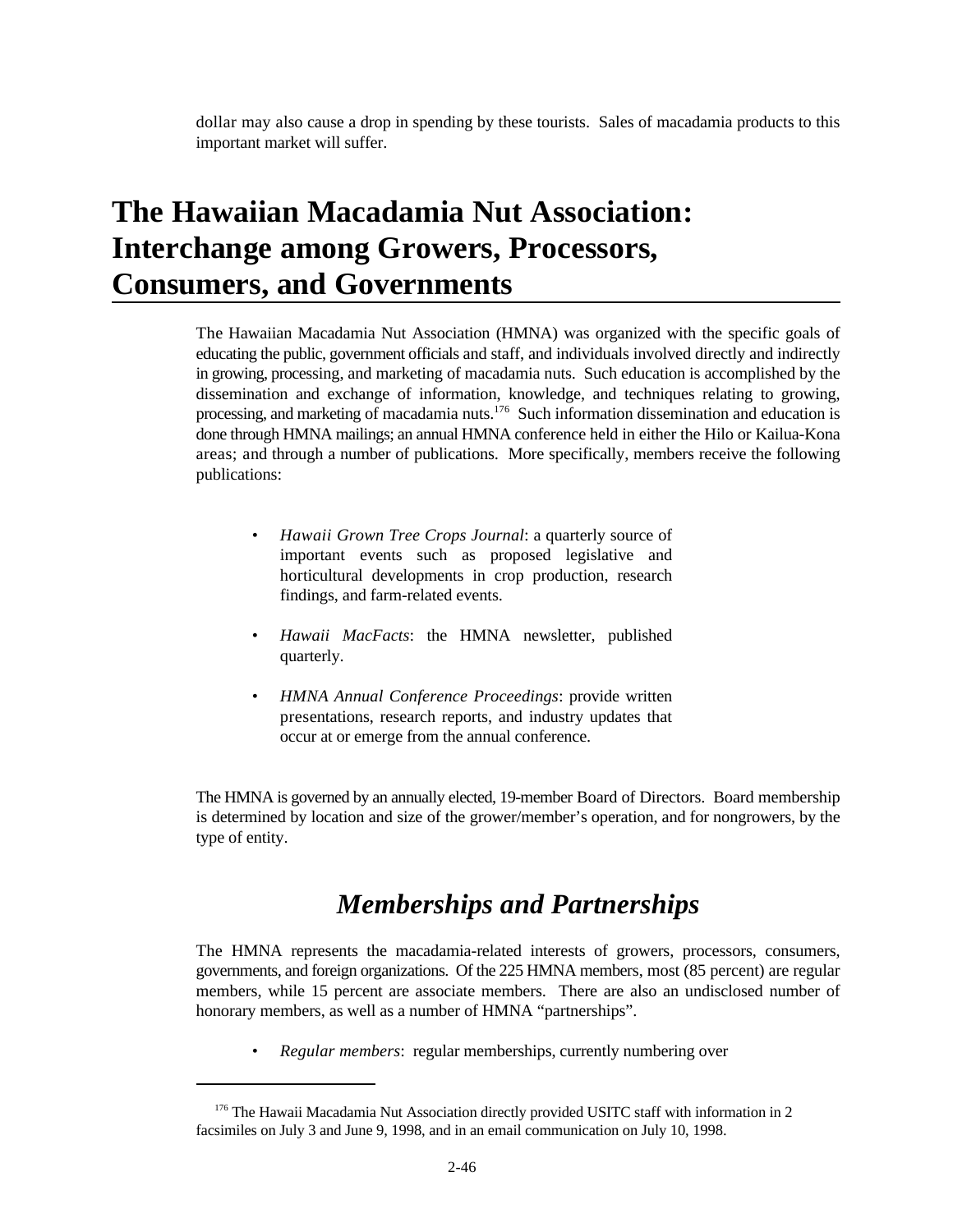dollar may also cause a drop in spending by these tourists. Sales of macadamia products to this important market will suffer.

# The Hawaiian Macadamia Nut Association: Interchange among Growers, Processors, Consumers, and Governments

The Hawaiian Macadamia Nut Association (HMNA) was organized with the specific goals of educating the public, government officials and staff, and individuals involved directly and indirectly in growing, processing, and marketing of macadamia nuts. Such education is accomplished by the dissemination and exchange of information, knowledge, and techniques relating to growing, processing, and marketing of macadamia nuts.[176] Such information dissemination and education is done through HMNA mailings; an annual HMNA conference held in either the Hilo or Kailua-Kona areas; and through a number of publications. More specifically, members receive the following publications:

- *Hawaii Grown Tree Crops Journal*: a quarterly source of important events such as proposed legislative and horticultural developments in crop production, research findings, and farm-related events.
- *Hawaii MacFacts*: the HMNA newsletter, published quarterly.
- *HMNA Annual Conference Proceedings*: provide written presentations, research reports, and industry updates that occur at or emerge from the annual conference.

The HMNA is governed by an annually elected, 19-member Board of Directors. Board membership is determined by location and size of the grower/member's operation, and for nongrowers, by the type of entity.

## *Memberships and Partnerships*

The HMNA represents the macadamia-related interests of growers, processors, consumers, governments, and foreign organizations. Of the 225 HMNA members, most (85 percent) are regular members, while 15 percent are associate members. There are also an undisclosed number of honorary members, as well as a number of HMNA "partnerships".

- *Regular members*: regular memberships, currently numbering over

[176] The Hawaii Macadamia Nut Association directly provided USITC staff with information in 2 facsimiles on July 3 and June 9, 1998, and in an email communication on July 10, 1998.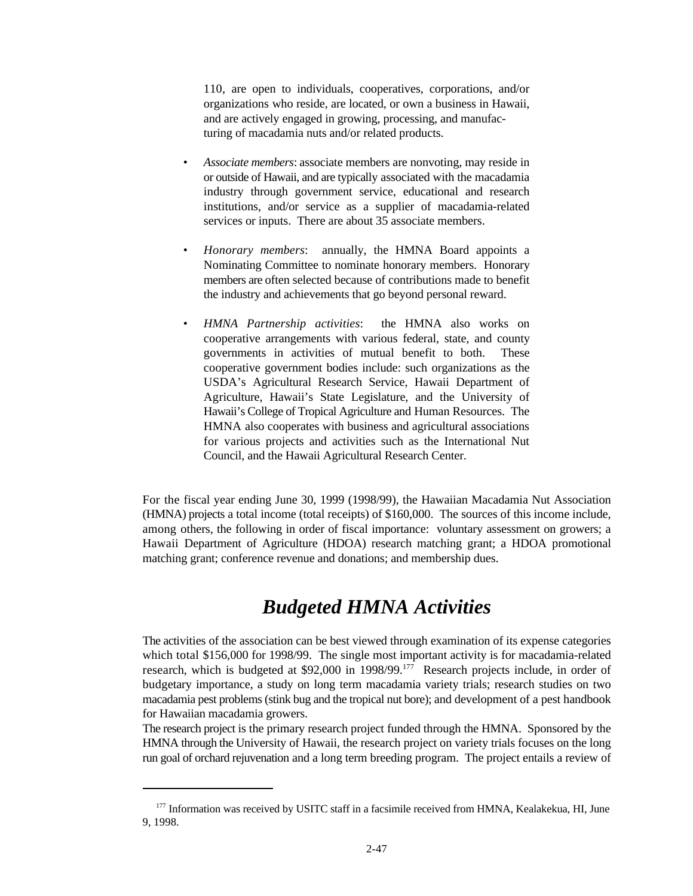110, are open to individuals, cooperatives, corporations, and/or organizations who reside, are located, or own a business in Hawaii, and are actively engaged in growing, processing, and manufacturing of macadamia nuts and/or related products.

- *Associate members*: associate members are nonvoting, may reside in or outside of Hawaii, and are typically associated with the macadamia industry through government service, educational and research institutions, and/or service as a supplier of macadamia-related services or inputs. There are about 35 associate members.

- *Honorary members*: annually, the HMNA Board appoints a Nominating Committee to nominate honorary members. Honorary members are often selected because of contributions made to benefit the industry and achievements that go beyond personal reward.

- *HMNA Partnership activities*: the HMNA also works on cooperative arrangements with various federal, state, and county governments in activities of mutual benefit to both. These cooperative government bodies include: such organizations as the USDA's Agricultural Research Service, Hawaii Department of Agriculture, Hawaii's State Legislature, and the University of Hawaii's College of Tropical Agriculture and Human Resources. The HMNA also cooperates with business and agricultural associations for various projects and activities such as the International Nut Council, and the Hawaii Agricultural Research Center.

For the fiscal year ending June 30, 1999 (1998/99), the Hawaiian Macadamia Nut Association (HMNA) projects a total income (total receipts) of $160,000. The sources of this income include, among others, the following in order of fiscal importance: voluntary assessment on growers; a Hawaii Department of Agriculture (HDOA) research matching grant; a HDOA promotional matching grant; conference revenue and donations; and membership dues.

## *Budgeted HMNA Activities*

The activities of the association can be best viewed through examination of its expense categories which total $156,000 for 1998/99. The single most important activity is for macadamia-related research, which is budgeted at $92,000 in 1998/99.[177] Research projects include, in order of budgetary importance, a study on long term macadamia variety trials; research studies on two macadamia pest problems (stink bug and the tropical nut bore); and development of a pest handbook for Hawaiian macadamia growers.

The research project is the primary research project funded through the HMNA. Sponsored by the HMNA through the University of Hawaii, the research project on variety trials focuses on the long run goal of orchard rejuvenation and a long term breeding program. The project entails a review of

[177] Information was received by USITC staff in a facsimile received from HMNA, Kealakekua, HI, June 9, 1998.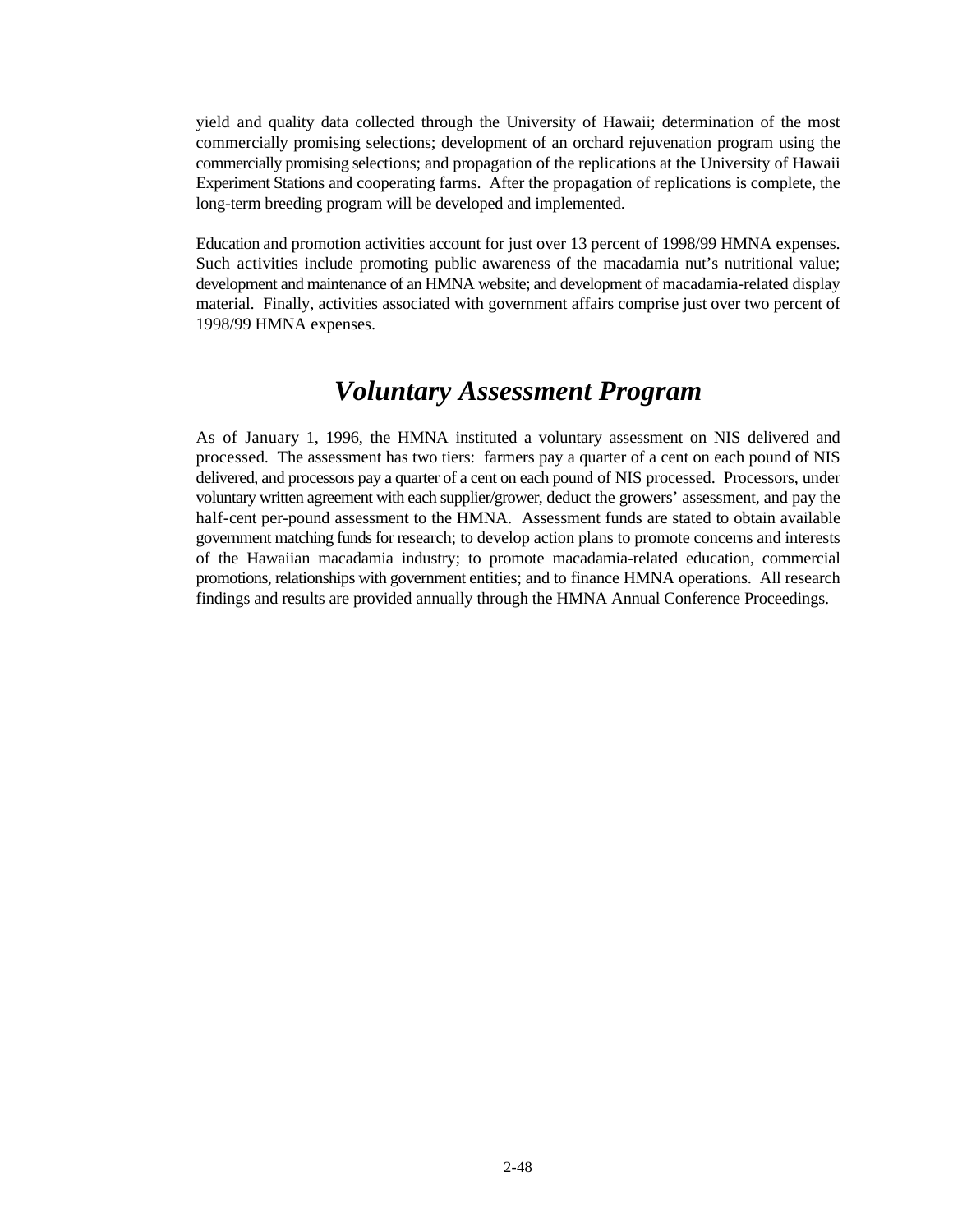yield and quality data collected through the University of Hawaii; determination of the most commercially promising selections; development of an orchard rejuvenation program using the commercially promising selections; and propagation of the replications at the University of Hawaii Experiment Stations and cooperating farms. After the propagation of replications is complete, the long-term breeding program will be developed and implemented.

Education and promotion activities account for just over 13 percent of 1998/99 HMNA expenses. Such activities include promoting public awareness of the macadamia nut's nutritional value; development and maintenance of an HMNA website; and development of macadamia-related display material. Finally, activities associated with government affairs comprise just over two percent of 1998/99 HMNA expenses.

## *Voluntary Assessment Program*

As of January 1, 1996, the HMNA instituted a voluntary assessment on NIS delivered and processed. The assessment has two tiers: farmers pay a quarter of a cent on each pound of NIS delivered, and processors pay a quarter of a cent on each pound of NIS processed. Processors, under voluntary written agreement with each supplier/grower, deduct the growers' assessment, and pay the half-cent per-pound assessment to the HMNA. Assessment funds are stated to obtain available government matching funds for research; to develop action plans to promote concerns and interests of the Hawaiian macadamia industry; to promote macadamia-related education, commercial promotions, relationships with government entities; and to finance HMNA operations. All research findings and results are provided annually through the HMNA Annual Conference Proceedings.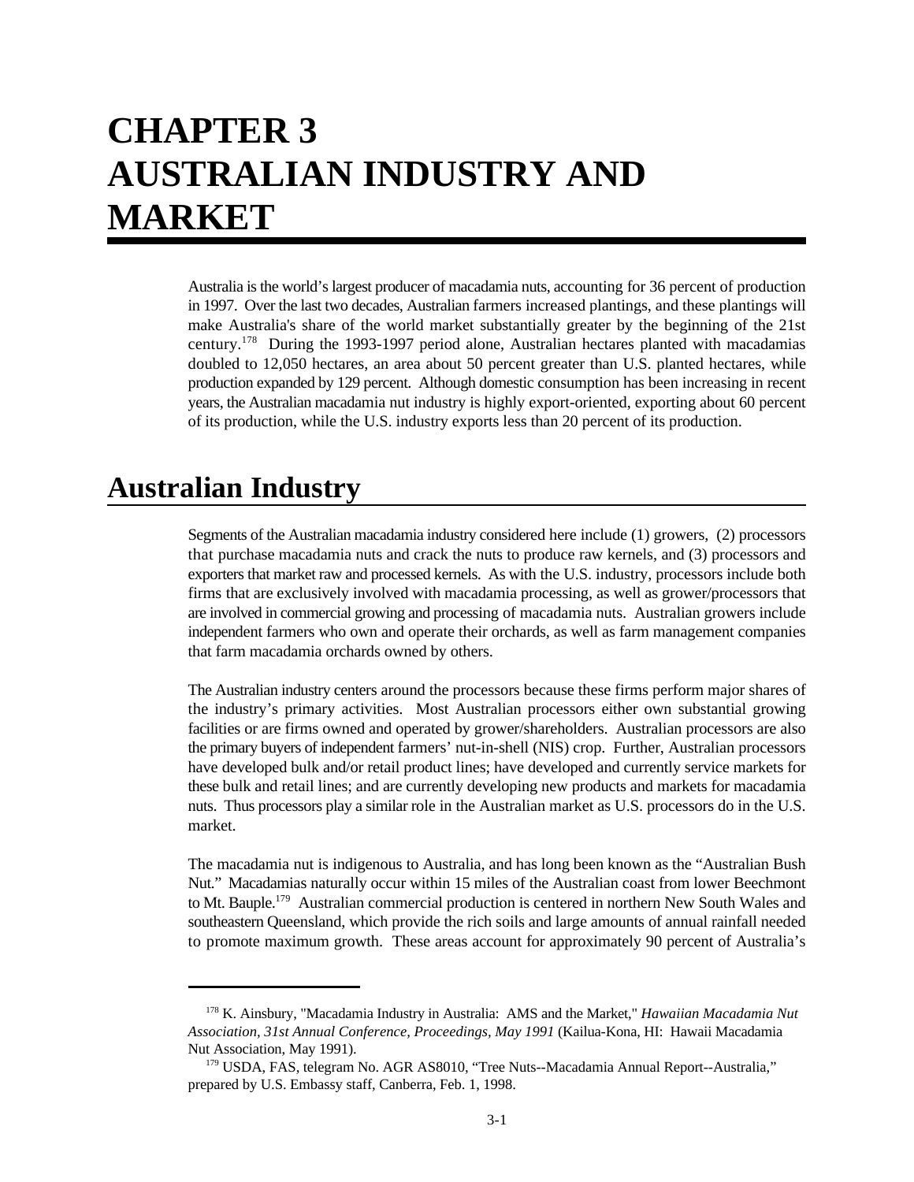# CHAPTER 3
# AUSTRALIAN INDUSTRY AND MARKET

Australia is the world's largest producer of macadamia nuts, accounting for 36 percent of production in 1997. Over the last two decades, Australian farmers increased plantings, and these plantings will make Australia's share of the world market substantially greater by the beginning of the 21st century.[178] During the 1993-1997 period alone, Australian hectares planted with macadamias doubled to 12,050 hectares, an area about 50 percent greater than U.S. planted hectares, while production expanded by 129 percent. Although domestic consumption has been increasing in recent years, the Australian macadamia nut industry is highly export-oriented, exporting about 60 percent of its production, while the U.S. industry exports less than 20 percent of its production.

## Australian Industry

Segments of the Australian macadamia industry considered here include (1) growers, (2) processors that purchase macadamia nuts and crack the nuts to produce raw kernels, and (3) processors and exporters that market raw and processed kernels. As with the U.S. industry, processors include both firms that are exclusively involved with macadamia processing, as well as grower/processors that are involved in commercial growing and processing of macadamia nuts. Australian growers include independent farmers who own and operate their orchards, as well as farm management companies that farm macadamia orchards owned by others.

The Australian industry centers around the processors because these firms perform major shares of the industry's primary activities. Most Australian processors either own substantial growing facilities or are firms owned and operated by grower/shareholders. Australian processors are also the primary buyers of independent farmers' nut-in-shell (NIS) crop. Further, Australian processors have developed bulk and/or retail product lines; have developed and currently service markets for these bulk and retail lines; and are currently developing new products and markets for macadamia nuts. Thus processors play a similar role in the Australian market as U.S. processors do in the U.S. market.

The macadamia nut is indigenous to Australia, and has long been known as the "Australian Bush Nut." Macadamias naturally occur within 15 miles of the Australian coast from lower Beechmont to Mt. Bauple.[179] Australian commercial production is centered in northern New South Wales and southeastern Queensland, which provide the rich soils and large amounts of annual rainfall needed to promote maximum growth. These areas account for approximately 90 percent of Australia's

---

[178] K. Ainsbury, "Macadamia Industry in Australia: AMS and the Market," *Hawaiian Macadamia Nut Association, 31st Annual Conference, Proceedings, May 1991* (Kailua-Kona, HI: Hawaii Macadamia Nut Association, May 1991).

[179] USDA, FAS, telegram No. AGR AS8010, "Tree Nuts--Macadamia Annual Report--Australia," prepared by U.S. Embassy staff, Canberra, Feb. 1, 1998.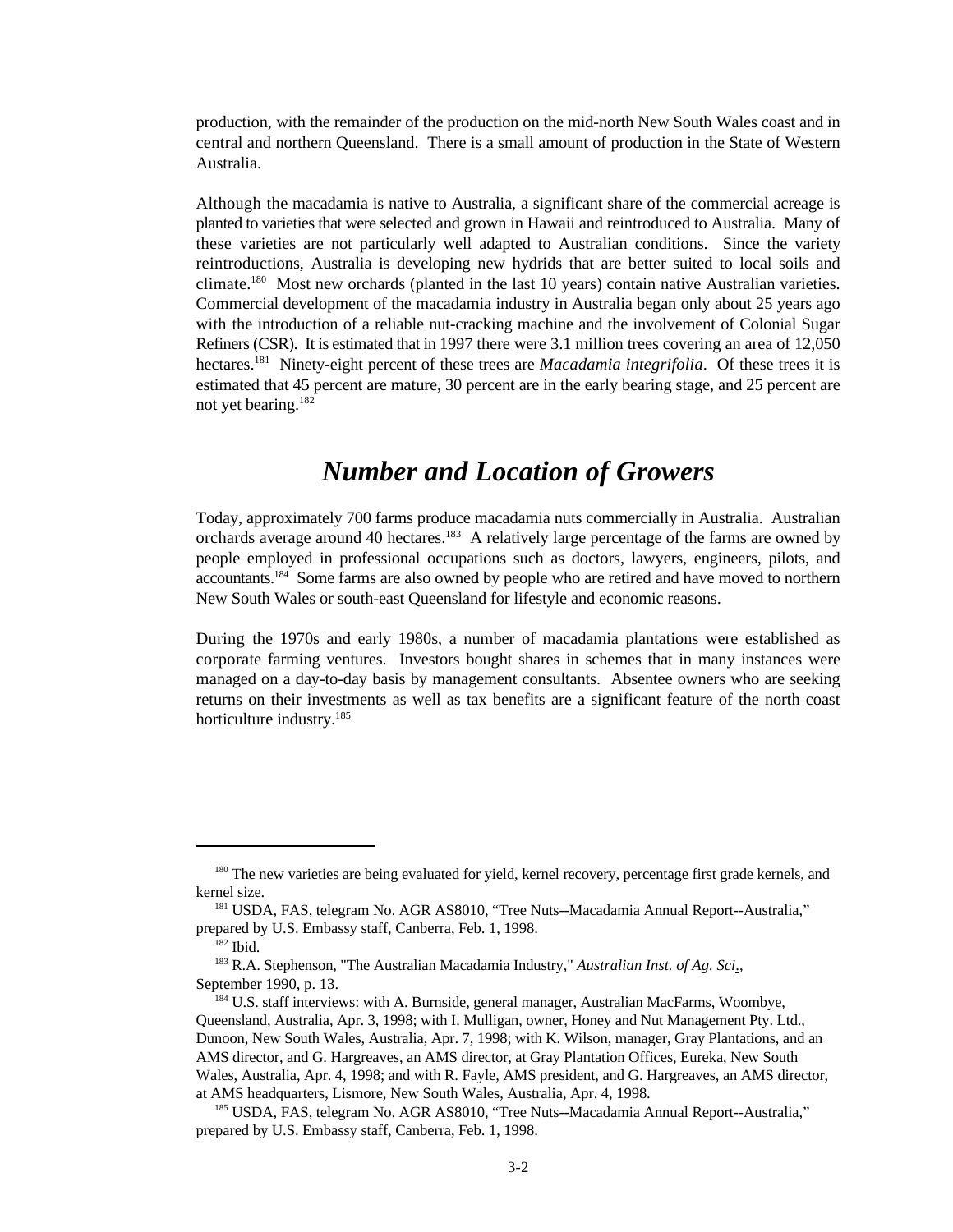production, with the remainder of the production on the mid-north New South Wales coast and in central and northern Queensland. There is a small amount of production in the State of Western Australia.

Although the macadamia is native to Australia, a significant share of the commercial acreage is planted to varieties that were selected and grown in Hawaii and reintroduced to Australia. Many of these varieties are not particularly well adapted to Australian conditions. Since the variety reintroductions, Australia is developing new hydrids that are better suited to local soils and climate.[180] Most new orchards (planted in the last 10 years) contain native Australian varieties. Commercial development of the macadamia industry in Australia began only about 25 years ago with the introduction of a reliable nut-cracking machine and the involvement of Colonial Sugar Refiners (CSR). It is estimated that in 1997 there were 3.1 million trees covering an area of 12,050 hectares.[181] Ninety-eight percent of these trees are *Macadamia integrifolia*. Of these trees it is estimated that 45 percent are mature, 30 percent are in the early bearing stage, and 25 percent are not yet bearing.[182]

## *Number and Location of Growers*

Today, approximately 700 farms produce macadamia nuts commercially in Australia. Australian orchards average around 40 hectares.[183] A relatively large percentage of the farms are owned by people employed in professional occupations such as doctors, lawyers, engineers, pilots, and accountants.[184] Some farms are also owned by people who are retired and have moved to northern New South Wales or south-east Queensland for lifestyle and economic reasons.

During the 1970s and early 1980s, a number of macadamia plantations were established as corporate farming ventures. Investors bought shares in schemes that in many instances were managed on a day-to-day basis by management consultants. Absentee owners who are seeking returns on their investments as well as tax benefits are a significant feature of the north coast horticulture industry.[185]

---

[180] The new varieties are being evaluated for yield, kernel recovery, percentage first grade kernels, and kernel size.

[181] USDA, FAS, telegram No. AGR AS8010, "Tree Nuts--Macadamia Annual Report--Australia," prepared by U.S. Embassy staff, Canberra, Feb. 1, 1998.

[182] Ibid.

[183] R.A. Stephenson, "The Australian Macadamia Industry," *Australian Inst. of Ag. Sci.*, September 1990, p. 13.

[184] U.S. staff interviews: with A. Burnside, general manager, Australian MacFarms, Woombye, Queensland, Australia, Apr. 3, 1998; with I. Mulligan, owner, Honey and Nut Management Pty. Ltd., Dunoon, New South Wales, Australia, Apr. 7, 1998; with K. Wilson, manager, Gray Plantations, and an AMS director, and G. Hargreaves, an AMS director, at Gray Plantation Offices, Eureka, New South Wales, Australia, Apr. 4, 1998; and with R. Fayle, AMS president, and G. Hargreaves, an AMS director, at AMS headquarters, Lismore, New South Wales, Australia, Apr. 4, 1998.

[185] USDA, FAS, telegram No. AGR AS8010, "Tree Nuts--Macadamia Annual Report--Australia," prepared by U.S. Embassy staff, Canberra, Feb. 1, 1998.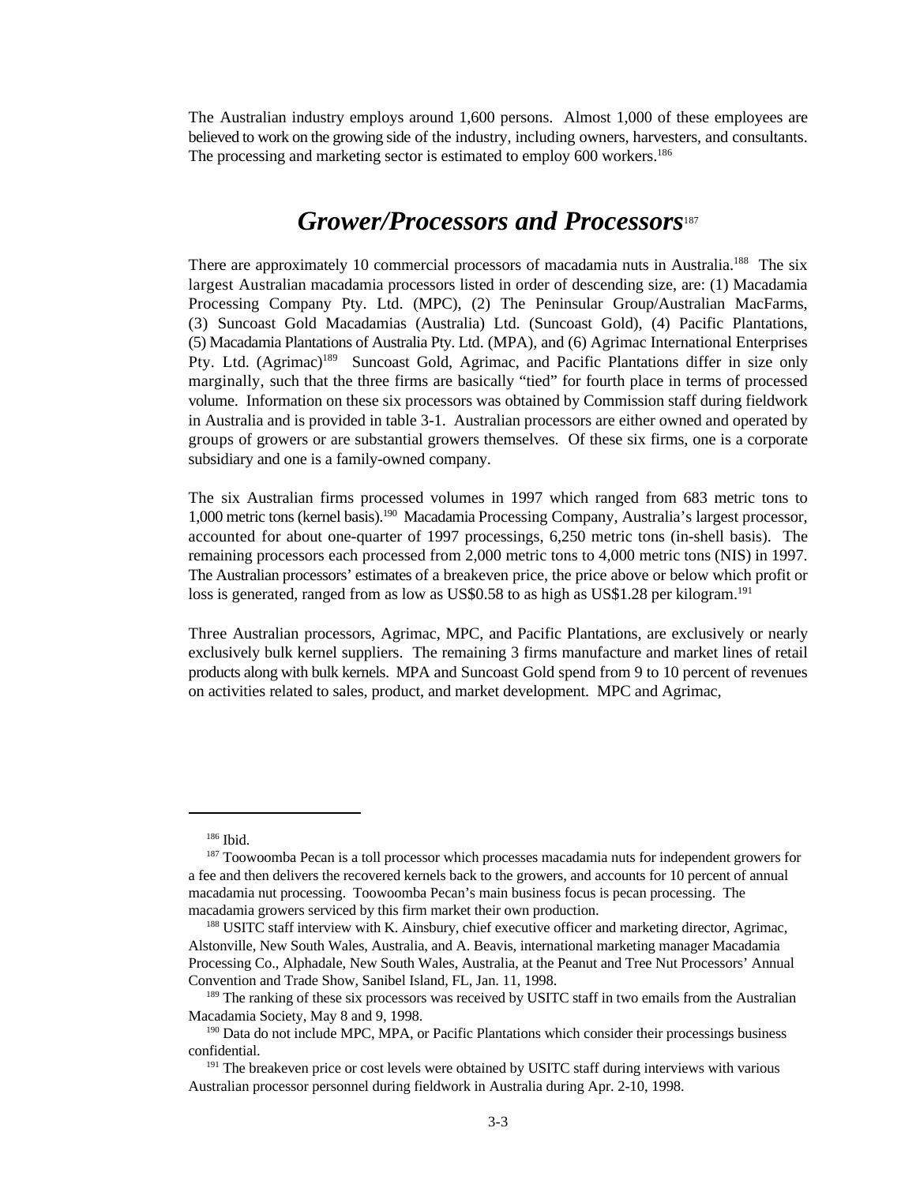The Australian industry employs around 1,600 persons. Almost 1,000 of these employees are believed to work on the growing side of the industry, including owners, harvesters, and consultants. The processing and marketing sector is estimated to employ 600 workers.[186]

## *Grower/Processors and Processors*[187]

There are approximately 10 commercial processors of macadamia nuts in Australia.[188] The six largest Australian macadamia processors listed in order of descending size, are: (1) Macadamia Processing Company Pty. Ltd. (MPC), (2) The Peninsular Group/Australian MacFarms, (3) Suncoast Gold Macadamias (Australia) Ltd. (Suncoast Gold), (4) Pacific Plantations, (5) Macadamia Plantations of Australia Pty. Ltd. (MPA), and (6) Agrimac International Enterprises Pty. Ltd. (Agrimac)[189] Suncoast Gold, Agrimac, and Pacific Plantations differ in size only marginally, such that the three firms are basically "tied" for fourth place in terms of processed volume. Information on these six processors was obtained by Commission staff during fieldwork in Australia and is provided in table 3-1. Australian processors are either owned and operated by groups of growers or are substantial growers themselves. Of these six firms, one is a corporate subsidiary and one is a family-owned company.

The six Australian firms processed volumes in 1997 which ranged from 683 metric tons to 1,000 metric tons (kernel basis).[190] Macadamia Processing Company, Australia's largest processor, accounted for about one-quarter of 1997 processings, 6,250 metric tons (in-shell basis). The remaining processors each processed from 2,000 metric tons to 4,000 metric tons (NIS) in 1997. The Australian processors' estimates of a breakeven price, the price above or below which profit or loss is generated, ranged from as low as US$0.58 to as high as US$1.28 per kilogram.[191]

Three Australian processors, Agrimac, MPC, and Pacific Plantations, are exclusively or nearly exclusively bulk kernel suppliers. The remaining 3 firms manufacture and market lines of retail products along with bulk kernels. MPA and Suncoast Gold spend from 9 to 10 percent of revenues on activities related to sales, product, and market development. MPC and Agrimac,

---

[186] Ibid.

[187] Toowoomba Pecan is a toll processor which processes macadamia nuts for independent growers for a fee and then delivers the recovered kernels back to the growers, and accounts for 10 percent of annual macadamia nut processing. Toowoomba Pecan's main business focus is pecan processing. The macadamia growers serviced by this firm market their own production.

[188] USITC staff interview with K. Ainsbury, chief executive officer and marketing director, Agrimac, Alstonville, New South Wales, Australia, and A. Beavis, international marketing manager Macadamia Processing Co., Alphadale, New South Wales, Australia, at the Peanut and Tree Nut Processors' Annual Convention and Trade Show, Sanibel Island, FL, Jan. 11, 1998.

[189] The ranking of these six processors was received by USITC staff in two emails from the Australian Macadamia Society, May 8 and 9, 1998.

[190] Data do not include MPC, MPA, or Pacific Plantations which consider their processings business confidential.

[191] The breakeven price or cost levels were obtained by USITC staff during interviews with various Australian processor personnel during fieldwork in Australia during Apr. 2-10, 1998.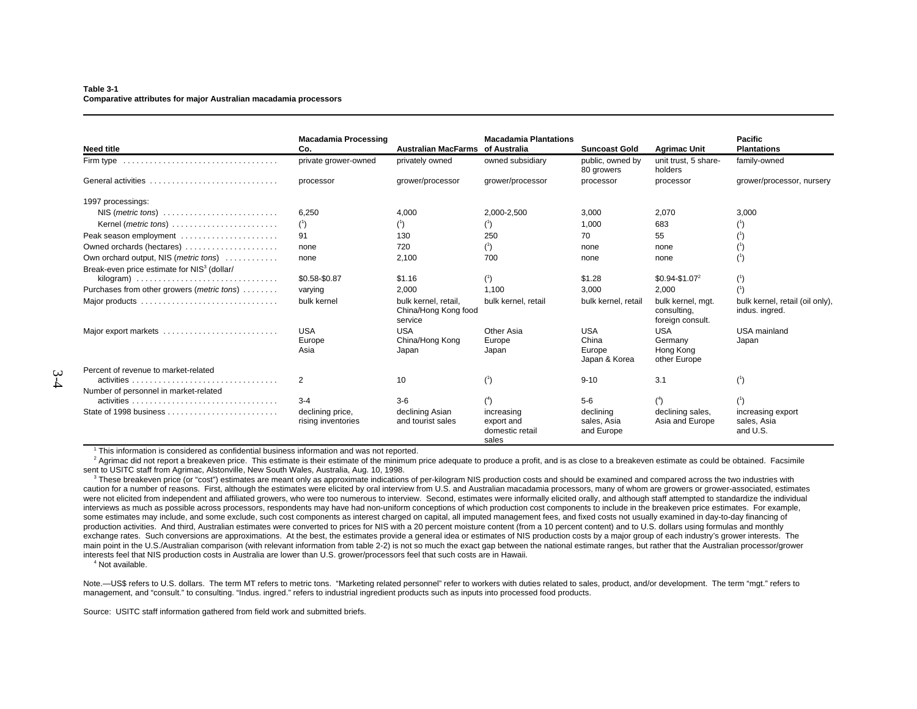**Table 3-1**
**Comparative attributes for major Australian macadamia processors**

| Need title | Macadamia Processing Co. | Australian MacFarms | Macadamia Plantations of Australia | Suncoast Gold | Agrimac Unit | Pacific Plantations |
|---|---|---|---|---|---|---|
| Firm type | private grower-owned | privately owned | owned subsidiary | public, owned by 80 growers | unit trust, 5 share-holders | family-owned |
| General activities | processor | grower/processor | grower/processor | processor | processor | grower/processor, nursery |
| 1997 processings: | | | | | | |
| NIS (*metric tons*) | 6,250 | 4,000 | 2,000-2,500 | 3,000 | 2,070 | 3,000 |
| Kernel (*metric tons*) | ([1]) | ([1]) | ([1]) | 1,000 | 683 | ([1]) |
| Peak season employment | 91 | 130 | 250 | 70 | 55 | ([1]) |
| Owned orchards (hectares) | none | 720 | ([1]) | none | none | ([1]) |
| Own orchard output, NIS (*metric tons*) | none | 2,100 | 700 | none | none | ([1]) |
| Break-even price estimate for NIS[3] (dollar/ kilogram) | $0.58-$0.87 | $1.16 | ([1]) | $1.28 | $0.94-$1.07[2] | ([1]) |
| Purchases from other growers (*metric tons*) | varying | 2,000 | 1,100 | 3,000 | 2,000 | ([1]) |
| Major products | bulk kernel | bulk kernel, retail, China/Hong Kong food service | bulk kernel, retail | bulk kernel, retail | bulk kernel, mgt. consulting, foreign consult. | bulk kernel, retail (oil only), indus. ingred. |
| Major export markets | USA<br>Europe<br>Asia | USA<br>China/Hong Kong<br>Japan | Other Asia<br>Europe<br>Japan | USA<br>China<br>Europe<br>Japan & Korea | USA<br>Germany<br>Hong Kong<br>other Europe | USA mainland<br>Japan |
| Percent of revenue to market-related activities | 2 | 10 | ([1]) | 9-10 | 3.1 | ([1]) |
| Number of personnel in market-related activities | 3-4 | 3-6 | ([4]) | 5-6 | ([4]) | ([1]) |
| State of 1998 business | declining price, rising inventories | declining Asian and tourist sales | increasing export and domestic retail sales | declining sales, Asia and Europe | declining sales, Asia and Europe | increasing export sales, Asia and U.S. |

[1] This information is considered as confidential business information and was not reported.

[2] Agrimac did not report a breakeven price. This estimate is their estimate of the minimum price adequate to produce a profit, and is as close to a breakeven estimate as could be obtained. Facsimile sent to USITC staff from Agrimac, Alstonville, New South Wales, Australia, Aug. 10, 1998.

[3] These breakeven price (or "cost") estimates are meant only as approximate indications of per-kilogram NIS production costs and should be examined and compared across the two industries with caution for a number of reasons. First, although the estimates were elicited by oral interview from U.S. and Australian macadamia processors, many of whom are growers or grower-associated, estimates were not elicited from independent and affiliated growers, who were too numerous to interview. Second, estimates were informally elicited orally, and although staff attempted to standardize the individual interviews as much as possible across processors, respondents may have had non-uniform conceptions of which production cost components to include in the breakeven price estimates. For example, some estimates may include, and some exclude, such cost components as interest charged on capital, all imputed management fees, and fixed costs not usually examined in day-to-day financing of production activities. And third, Australian estimates were converted to prices for NIS with a 20 percent moisture content (from a 10 percent content) and to U.S. dollars using formulas and monthly exchange rates. Such conversions are approximations. At the best, the estimates provide a general idea or estimates of NIS production costs by a major group of each industry's grower interests. The main point in the U.S./Australian comparison (with relevant information from table 2-2) is not so much the exact gap between the national estimate ranges, but rather that the Australian processor/grower interests feel that NIS production costs in Australia are lower than U.S. grower/processors feel that such costs are in Hawaii.

[4] Not available.

Note.—US$ refers to U.S. dollars. The term MT refers to metric tons. "Marketing related personnel" refer to workers with duties related to sales, product, and/or development. The term "mgt." refers to management, and "consult." to consulting. "Indus. ingred." refers to industrial ingredient products such as inputs into processed food products.

Source: USITC staff information gathered from field work and submitted briefs.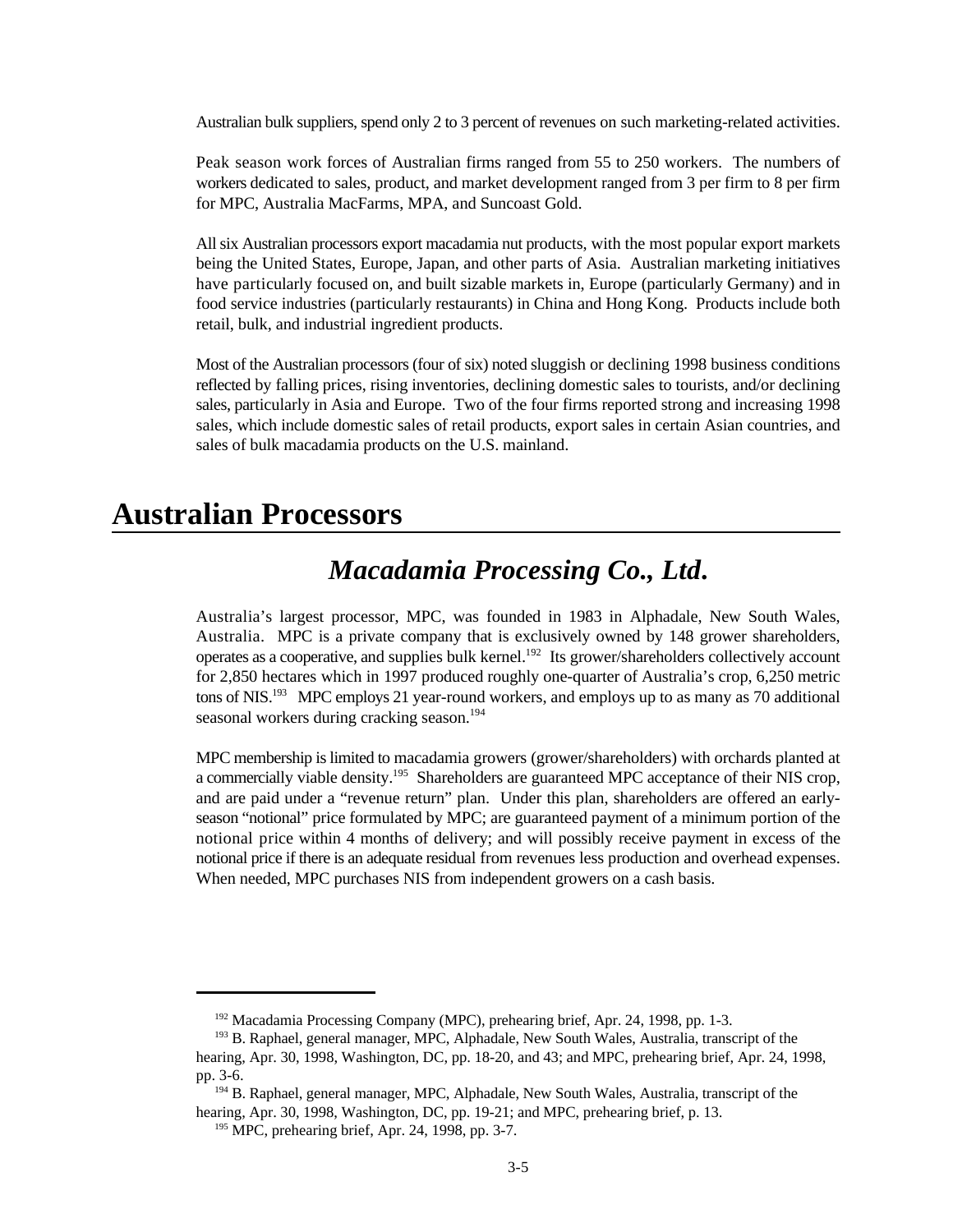Australian bulk suppliers, spend only 2 to 3 percent of revenues on such marketing-related activities.

Peak season work forces of Australian firms ranged from 55 to 250 workers. The numbers of workers dedicated to sales, product, and market development ranged from 3 per firm to 8 per firm for MPC, Australia MacFarms, MPA, and Suncoast Gold.

All six Australian processors export macadamia nut products, with the most popular export markets being the United States, Europe, Japan, and other parts of Asia. Australian marketing initiatives have particularly focused on, and built sizable markets in, Europe (particularly Germany) and in food service industries (particularly restaurants) in China and Hong Kong. Products include both retail, bulk, and industrial ingredient products.

Most of the Australian processors (four of six) noted sluggish or declining 1998 business conditions reflected by falling prices, rising inventories, declining domestic sales to tourists, and/or declining sales, particularly in Asia and Europe. Two of the four firms reported strong and increasing 1998 sales, which include domestic sales of retail products, export sales in certain Asian countries, and sales of bulk macadamia products on the U.S. mainland.

# Australian Processors

## *Macadamia Processing Co., Ltd.*

Australia's largest processor, MPC, was founded in 1983 in Alphadale, New South Wales, Australia. MPC is a private company that is exclusively owned by 148 grower shareholders, operates as a cooperative, and supplies bulk kernel.[192] Its grower/shareholders collectively account for 2,850 hectares which in 1997 produced roughly one-quarter of Australia's crop, 6,250 metric tons of NIS.[193] MPC employs 21 year-round workers, and employs up to as many as 70 additional seasonal workers during cracking season.[194]

MPC membership is limited to macadamia growers (grower/shareholders) with orchards planted at a commercially viable density.[195] Shareholders are guaranteed MPC acceptance of their NIS crop, and are paid under a "revenue return" plan. Under this plan, shareholders are offered an early-season "notional" price formulated by MPC; are guaranteed payment of a minimum portion of the notional price within 4 months of delivery; and will possibly receive payment in excess of the notional price if there is an adequate residual from revenues less production and overhead expenses. When needed, MPC purchases NIS from independent growers on a cash basis.

---

[192] Macadamia Processing Company (MPC), prehearing brief, Apr. 24, 1998, pp. 1-3.

[193] B. Raphael, general manager, MPC, Alphadale, New South Wales, Australia, transcript of the hearing, Apr. 30, 1998, Washington, DC, pp. 18-20, and 43; and MPC, prehearing brief, Apr. 24, 1998, pp. 3-6.

[194] B. Raphael, general manager, MPC, Alphadale, New South Wales, Australia, transcript of the hearing, Apr. 30, 1998, Washington, DC, pp. 19-21; and MPC, prehearing brief, p. 13.

[195] MPC, prehearing brief, Apr. 24, 1998, pp. 3-7.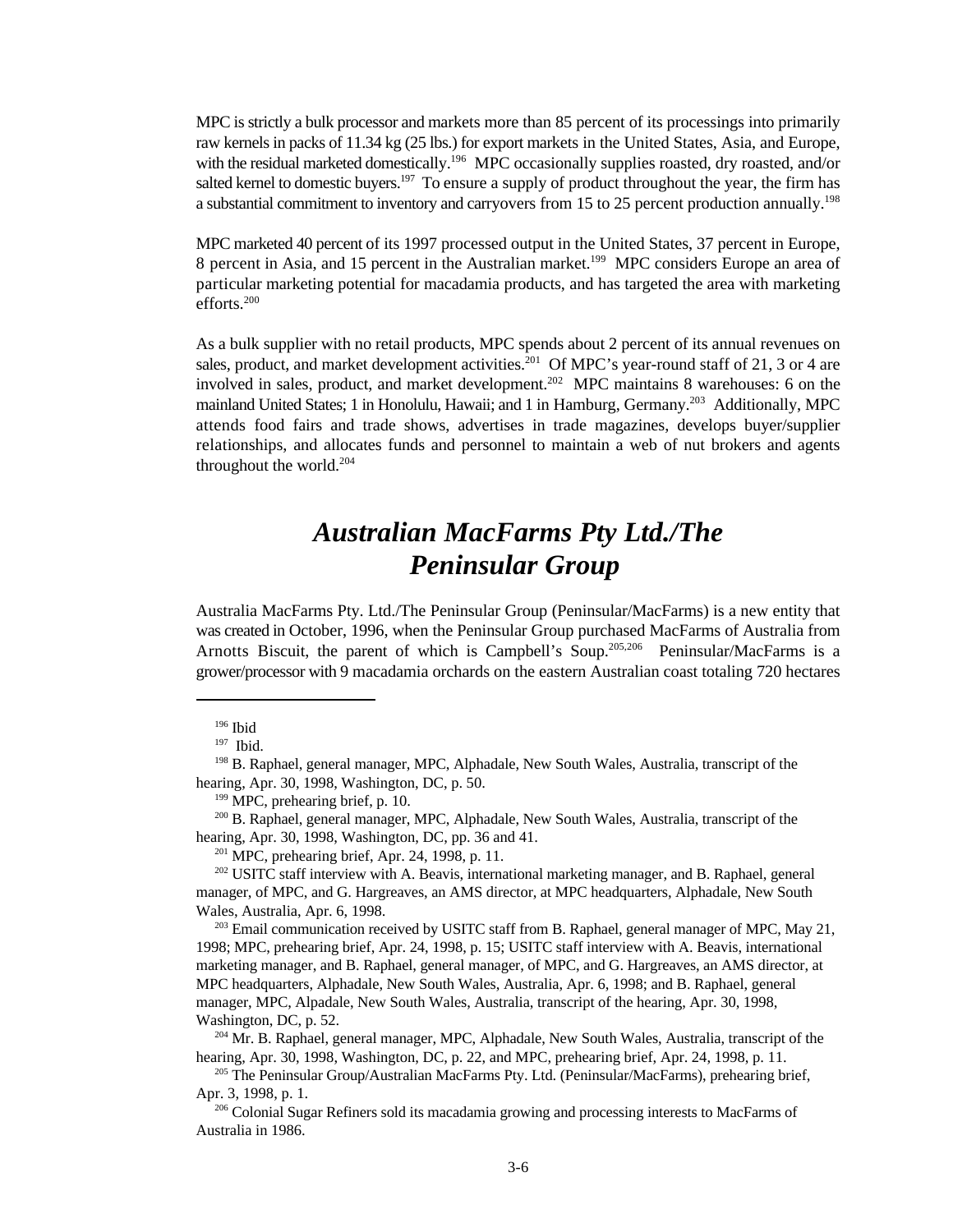MPC is strictly a bulk processor and markets more than 85 percent of its processings into primarily raw kernels in packs of 11.34 kg (25 lbs.) for export markets in the United States, Asia, and Europe, with the residual marketed domestically.[196] MPC occasionally supplies roasted, dry roasted, and/or salted kernel to domestic buyers.[197] To ensure a supply of product throughout the year, the firm has a substantial commitment to inventory and carryovers from 15 to 25 percent production annually.[198]

MPC marketed 40 percent of its 1997 processed output in the United States, 37 percent in Europe, 8 percent in Asia, and 15 percent in the Australian market.[199] MPC considers Europe an area of particular marketing potential for macadamia products, and has targeted the area with marketing efforts.[200]

As a bulk supplier with no retail products, MPC spends about 2 percent of its annual revenues on sales, product, and market development activities.[201] Of MPC's year-round staff of 21, 3 or 4 are involved in sales, product, and market development.[202] MPC maintains 8 warehouses: 6 on the mainland United States; 1 in Honolulu, Hawaii; and 1 in Hamburg, Germany.[203] Additionally, MPC attends food fairs and trade shows, advertises in trade magazines, develops buyer/supplier relationships, and allocates funds and personnel to maintain a web of nut brokers and agents throughout the world.[204]

## *Australian MacFarms Pty Ltd./The Peninsular Group*

Australia MacFarms Pty. Ltd./The Peninsular Group (Peninsular/MacFarms) is a new entity that was created in October, 1996, when the Peninsular Group purchased MacFarms of Australia from Arnotts Biscuit, the parent of which is Campbell's Soup.[205,206] Peninsular/MacFarms is a grower/processor with 9 macadamia orchards on the eastern Australian coast totaling 720 hectares

---

[196] Ibid

[197] Ibid.

[198] B. Raphael, general manager, MPC, Alphadale, New South Wales, Australia, transcript of the hearing, Apr. 30, 1998, Washington, DC, p. 50.

[199] MPC, prehearing brief, p. 10.

[200] B. Raphael, general manager, MPC, Alphadale, New South Wales, Australia, transcript of the hearing, Apr. 30, 1998, Washington, DC, pp. 36 and 41.

[201] MPC, prehearing brief, Apr. 24, 1998, p. 11.

[202] USITC staff interview with A. Beavis, international marketing manager, and B. Raphael, general manager, of MPC, and G. Hargreaves, an AMS director, at MPC headquarters, Alphadale, New South Wales, Australia, Apr. 6, 1998.

[203] Email communication received by USITC staff from B. Raphael, general manager of MPC, May 21, 1998; MPC, prehearing brief, Apr. 24, 1998, p. 15; USITC staff interview with A. Beavis, international marketing manager, and B. Raphael, general manager, of MPC, and G. Hargreaves, an AMS director, at MPC headquarters, Alphadale, New South Wales, Australia, Apr. 6, 1998; and B. Raphael, general manager, MPC, Alpadale, New South Wales, Australia, transcript of the hearing, Apr. 30, 1998, Washington, DC, p. 52.

[204] Mr. B. Raphael, general manager, MPC, Alphadale, New South Wales, Australia, transcript of the hearing, Apr. 30, 1998, Washington, DC, p. 22, and MPC, prehearing brief, Apr. 24, 1998, p. 11.

[205] The Peninsular Group/Australian MacFarms Pty. Ltd. (Peninsular/MacFarms), prehearing brief, Apr. 3, 1998, p. 1.

[206] Colonial Sugar Refiners sold its macadamia growing and processing interests to MacFarms of Australia in 1986.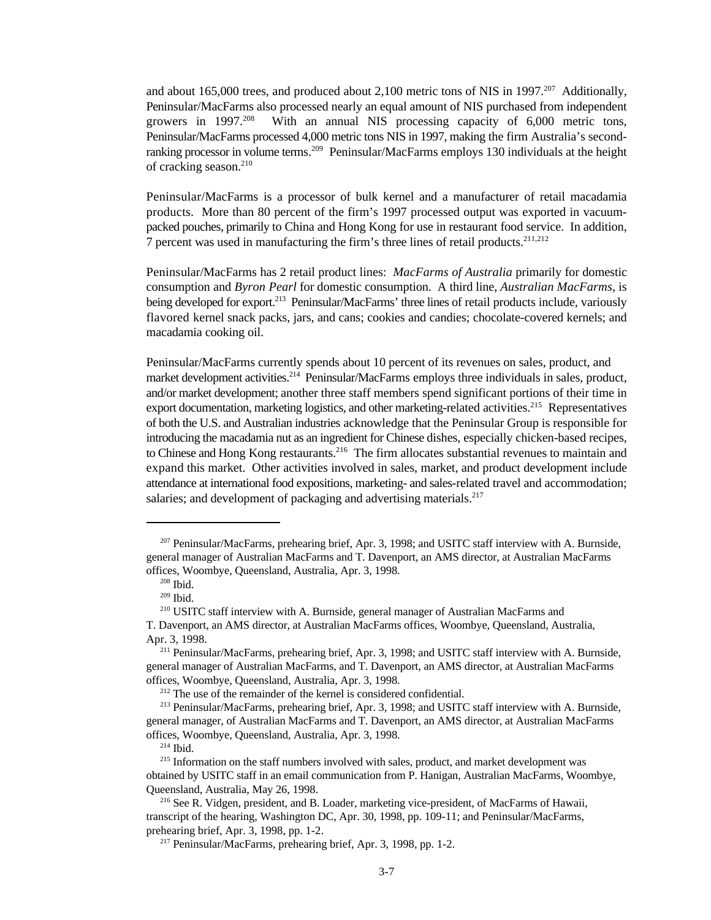and about 165,000 trees, and produced about 2,100 metric tons of NIS in 1997.[207] Additionally, Peninsular/MacFarms also processed nearly an equal amount of NIS purchased from independent growers in 1997.[208] With an annual NIS processing capacity of 6,000 metric tons, Peninsular/MacFarms processed 4,000 metric tons NIS in 1997, making the firm Australia's second-ranking processor in volume terms.[209] Peninsular/MacFarms employs 130 individuals at the height of cracking season.[210]

Peninsular/MacFarms is a processor of bulk kernel and a manufacturer of retail macadamia products. More than 80 percent of the firm's 1997 processed output was exported in vacuum-packed pouches, primarily to China and Hong Kong for use in restaurant food service. In addition, 7 percent was used in manufacturing the firm's three lines of retail products.[211,212]

Peninsular/MacFarms has 2 retail product lines: *MacFarms of Australia* primarily for domestic consumption and *Byron Pearl* for domestic consumption. A third line, *Australian MacFarms*, is being developed for export.[213] Peninsular/MacFarms' three lines of retail products include, variously flavored kernel snack packs, jars, and cans; cookies and candies; chocolate-covered kernels; and macadamia cooking oil.

Peninsular/MacFarms currently spends about 10 percent of its revenues on sales, product, and market development activities.[214] Peninsular/MacFarms employs three individuals in sales, product, and/or market development; another three staff members spend significant portions of their time in export documentation, marketing logistics, and other marketing-related activities.[215] Representatives of both the U.S. and Australian industries acknowledge that the Peninsular Group is responsible for introducing the macadamia nut as an ingredient for Chinese dishes, especially chicken-based recipes, to Chinese and Hong Kong restaurants.[216] The firm allocates substantial revenues to maintain and expand this market. Other activities involved in sales, market, and product development include attendance at international food expositions, marketing- and sales-related travel and accommodation; salaries; and development of packaging and advertising materials.[217]

---

[207] Peninsular/MacFarms, prehearing brief, Apr. 3, 1998; and USITC staff interview with A. Burnside, general manager of Australian MacFarms and T. Davenport, an AMS director, at Australian MacFarms offices, Woombye, Queensland, Australia, Apr. 3, 1998.

[208] Ibid.

[209] Ibid.

[210] USITC staff interview with A. Burnside, general manager of Australian MacFarms and T. Davenport, an AMS director, at Australian MacFarms offices, Woombye, Queensland, Australia, Apr. 3, 1998.

[211] Peninsular/MacFarms, prehearing brief, Apr. 3, 1998; and USITC staff interview with A. Burnside, general manager of Australian MacFarms, and T. Davenport, an AMS director, at Australian MacFarms offices, Woombye, Queensland, Australia, Apr. 3, 1998.

[212] The use of the remainder of the kernel is considered confidential.

[213] Peninsular/MacFarms, prehearing brief, Apr. 3, 1998; and USITC staff interview with A. Burnside, general manager, of Australian MacFarms and T. Davenport, an AMS director, at Australian MacFarms offices, Woombye, Queensland, Australia, Apr. 3, 1998.

[214] Ibid.

[215] Information on the staff numbers involved with sales, product, and market development was obtained by USITC staff in an email communication from P. Hanigan, Australian MacFarms, Woombye, Queensland, Australia, May 26, 1998.

[216] See R. Vidgen, president, and B. Loader, marketing vice-president, of MacFarms of Hawaii, transcript of the hearing, Washington DC, Apr. 30, 1998, pp. 109-11; and Peninsular/MacFarms, prehearing brief, Apr. 3, 1998, pp. 1-2.

[217] Peninsular/MacFarms, prehearing brief, Apr. 3, 1998, pp. 1-2.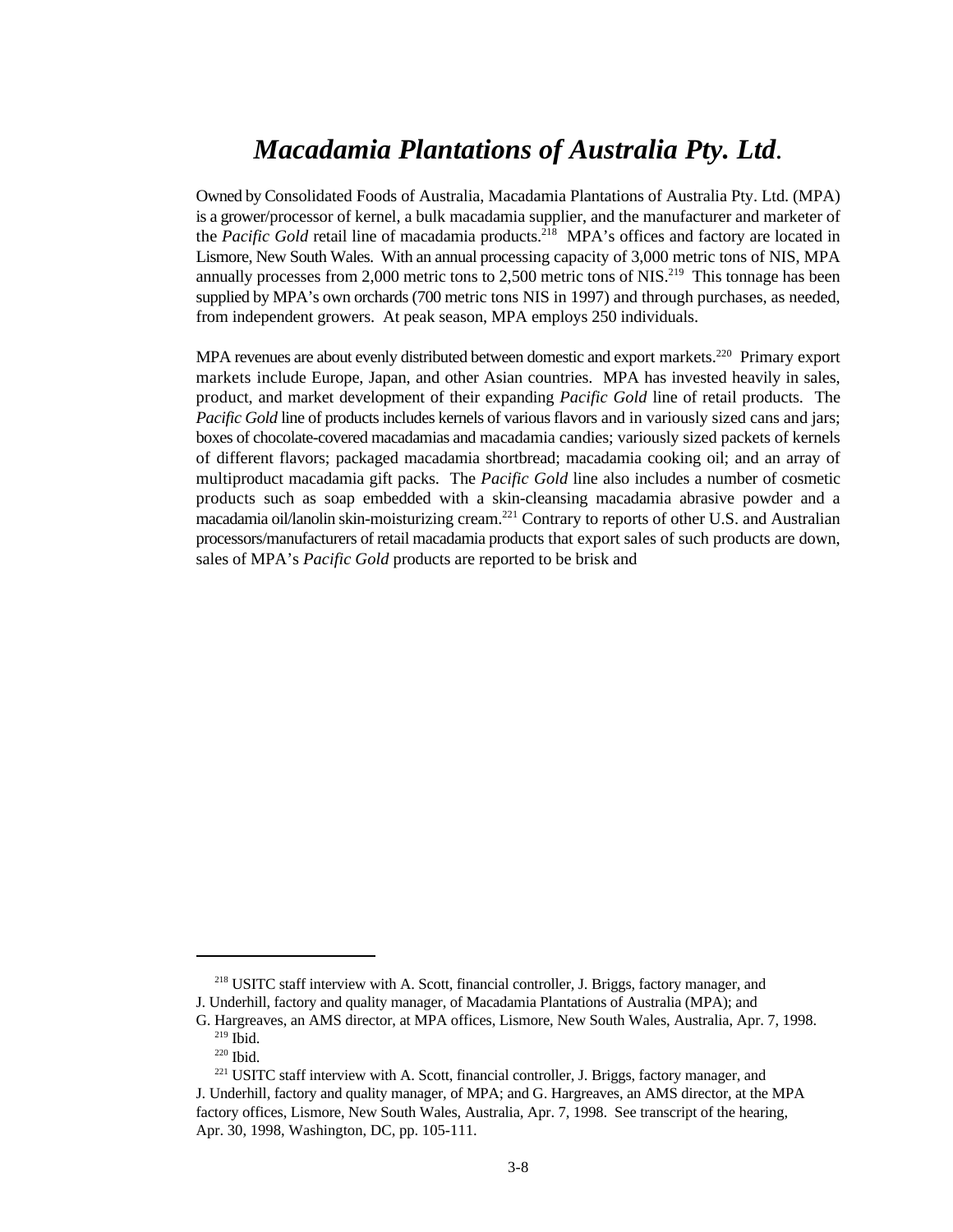# *Macadamia Plantations of Australia Pty. Ltd*.

Owned by Consolidated Foods of Australia, Macadamia Plantations of Australia Pty. Ltd. (MPA) is a grower/processor of kernel, a bulk macadamia supplier, and the manufacturer and marketer of the *Pacific Gold* retail line of macadamia products.[218] MPA's offices and factory are located in Lismore, New South Wales. With an annual processing capacity of 3,000 metric tons of NIS, MPA annually processes from 2,000 metric tons to 2,500 metric tons of NIS.[219] This tonnage has been supplied by MPA's own orchards (700 metric tons NIS in 1997) and through purchases, as needed, from independent growers. At peak season, MPA employs 250 individuals.

MPA revenues are about evenly distributed between domestic and export markets.[220] Primary export markets include Europe, Japan, and other Asian countries. MPA has invested heavily in sales, product, and market development of their expanding *Pacific Gold* line of retail products. The *Pacific Gold* line of products includes kernels of various flavors and in variously sized cans and jars; boxes of chocolate-covered macadamias and macadamia candies; variously sized packets of kernels of different flavors; packaged macadamia shortbread; macadamia cooking oil; and an array of multiproduct macadamia gift packs. The *Pacific Gold* line also includes a number of cosmetic products such as soap embedded with a skin-cleansing macadamia abrasive powder and a macadamia oil/lanolin skin-moisturizing cream.[221] Contrary to reports of other U.S. and Australian processors/manufacturers of retail macadamia products that export sales of such products are down, sales of MPA's *Pacific Gold* products are reported to be brisk and

---

[218] USITC staff interview with A. Scott, financial controller, J. Briggs, factory manager, and J. Underhill, factory and quality manager, of Macadamia Plantations of Australia (MPA); and G. Hargreaves, an AMS director, at MPA offices, Lismore, New South Wales, Australia, Apr. 7, 1998.

[219] Ibid.

[220] Ibid.

[221] USITC staff interview with A. Scott, financial controller, J. Briggs, factory manager, and J. Underhill, factory and quality manager, of MPA; and G. Hargreaves, an AMS director, at the MPA factory offices, Lismore, New South Wales, Australia, Apr. 7, 1998. See transcript of the hearing, Apr. 30, 1998, Washington, DC, pp. 105-111.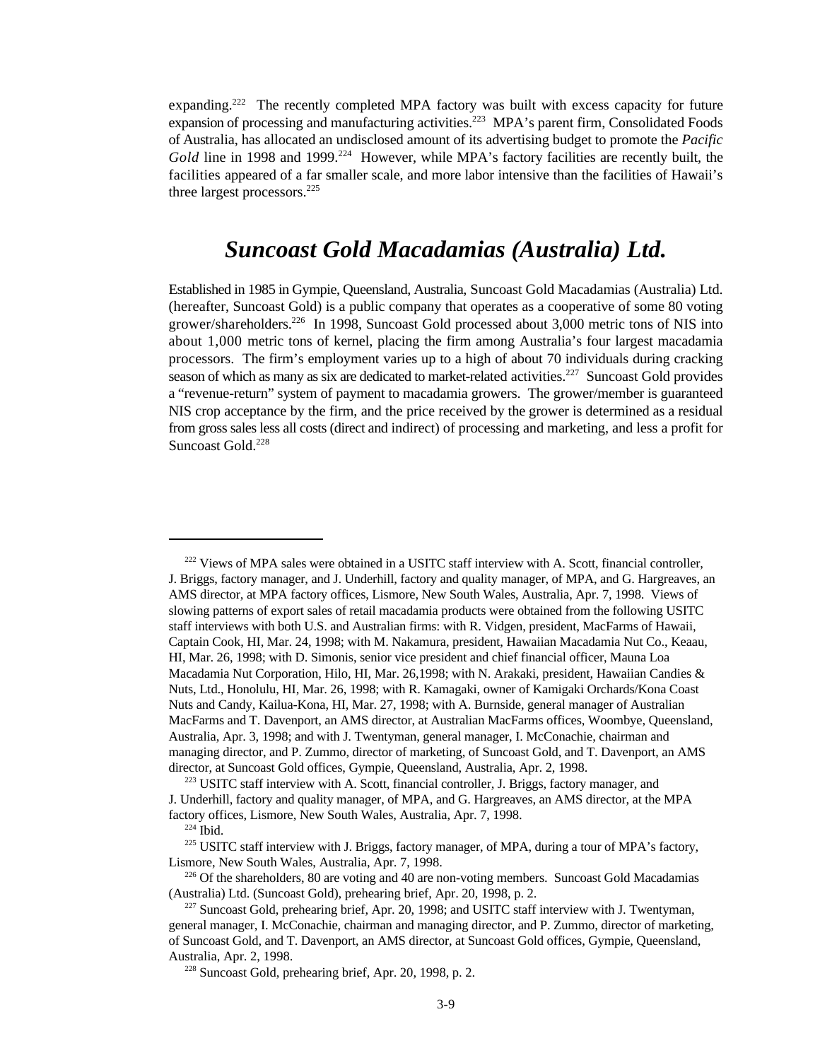expanding.[222] The recently completed MPA factory was built with excess capacity for future expansion of processing and manufacturing activities.[223] MPA's parent firm, Consolidated Foods of Australia, has allocated an undisclosed amount of its advertising budget to promote the *Pacific Gold* line in 1998 and 1999.[224] However, while MPA's factory facilities are recently built, the facilities appeared of a far smaller scale, and more labor intensive than the facilities of Hawaii's three largest processors.[225]

## *Suncoast Gold Macadamias (Australia) Ltd.*

Established in 1985 in Gympie, Queensland, Australia, Suncoast Gold Macadamias (Australia) Ltd. (hereafter, Suncoast Gold) is a public company that operates as a cooperative of some 80 voting grower/shareholders.[226] In 1998, Suncoast Gold processed about 3,000 metric tons of NIS into about 1,000 metric tons of kernel, placing the firm among Australia's four largest macadamia processors. The firm's employment varies up to a high of about 70 individuals during cracking season of which as many as six are dedicated to market-related activities.[227] Suncoast Gold provides a "revenue-return" system of payment to macadamia growers. The grower/member is guaranteed NIS crop acceptance by the firm, and the price received by the grower is determined as a residual from gross sales less all costs (direct and indirect) of processing and marketing, and less a profit for Suncoast Gold.[228]

---

[222] Views of MPA sales were obtained in a USITC staff interview with A. Scott, financial controller, J. Briggs, factory manager, and J. Underhill, factory and quality manager, of MPA, and G. Hargreaves, an AMS director, at MPA factory offices, Lismore, New South Wales, Australia, Apr. 7, 1998. Views of slowing patterns of export sales of retail macadamia products were obtained from the following USITC staff interviews with both U.S. and Australian firms: with R. Vidgen, president, MacFarms of Hawaii, Captain Cook, HI, Mar. 24, 1998; with M. Nakamura, president, Hawaiian Macadamia Nut Co., Keaau, HI, Mar. 26, 1998; with D. Simonis, senior vice president and chief financial officer, Mauna Loa Macadamia Nut Corporation, Hilo, HI, Mar. 26,1998; with N. Arakaki, president, Hawaiian Candies & Nuts, Ltd., Honolulu, HI, Mar. 26, 1998; with R. Kamagaki, owner of Kamigaki Orchards/Kona Coast Nuts and Candy, Kailua-Kona, HI, Mar. 27, 1998; with A. Burnside, general manager of Australian MacFarms and T. Davenport, an AMS director, at Australian MacFarms offices, Woombye, Queensland, Australia, Apr. 3, 1998; and with J. Twentyman, general manager, I. McConachie, chairman and managing director, and P. Zummo, director of marketing, of Suncoast Gold, and T. Davenport, an AMS director, at Suncoast Gold offices, Gympie, Queensland, Australia, Apr. 2, 1998.

[223] USITC staff interview with A. Scott, financial controller, J. Briggs, factory manager, and J. Underhill, factory and quality manager, of MPA, and G. Hargreaves, an AMS director, at the MPA factory offices, Lismore, New South Wales, Australia, Apr. 7, 1998.

[224] Ibid.

[225] USITC staff interview with J. Briggs, factory manager, of MPA, during a tour of MPA's factory, Lismore, New South Wales, Australia, Apr. 7, 1998.

[226] Of the shareholders, 80 are voting and 40 are non-voting members. Suncoast Gold Macadamias (Australia) Ltd. (Suncoast Gold), prehearing brief, Apr. 20, 1998, p. 2.

[227] Suncoast Gold, prehearing brief, Apr. 20, 1998; and USITC staff interview with J. Twentyman, general manager, I. McConachie, chairman and managing director, and P. Zummo, director of marketing, of Suncoast Gold, and T. Davenport, an AMS director, at Suncoast Gold offices, Gympie, Queensland, Australia, Apr. 2, 1998.

[228] Suncoast Gold, prehearing brief, Apr. 20, 1998, p. 2.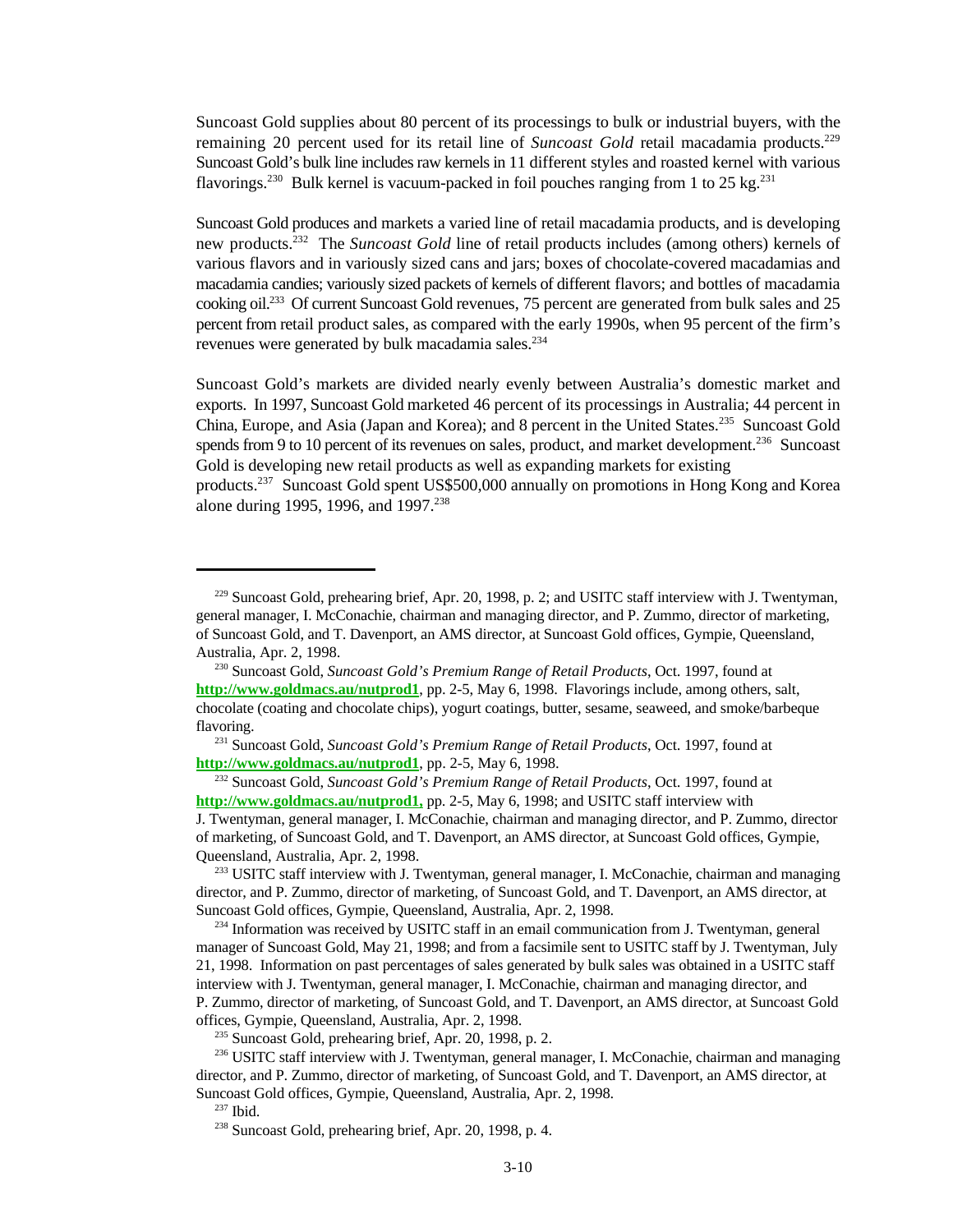Suncoast Gold supplies about 80 percent of its processings to bulk or industrial buyers, with the remaining 20 percent used for its retail line of *Suncoast Gold* retail macadamia products.[229] Suncoast Gold's bulk line includes raw kernels in 11 different styles and roasted kernel with various flavorings.[230] Bulk kernel is vacuum-packed in foil pouches ranging from 1 to 25 kg.[231]

Suncoast Gold produces and markets a varied line of retail macadamia products, and is developing new products.[232] The *Suncoast Gold* line of retail products includes (among others) kernels of various flavors and in variously sized cans and jars; boxes of chocolate-covered macadamias and macadamia candies; variously sized packets of kernels of different flavors; and bottles of macadamia cooking oil.[233] Of current Suncoast Gold revenues, 75 percent are generated from bulk sales and 25 percent from retail product sales, as compared with the early 1990s, when 95 percent of the firm's revenues were generated by bulk macadamia sales.[234]

Suncoast Gold's markets are divided nearly evenly between Australia's domestic market and exports. In 1997, Suncoast Gold marketed 46 percent of its processings in Australia; 44 percent in China, Europe, and Asia (Japan and Korea); and 8 percent in the United States.[235] Suncoast Gold spends from 9 to 10 percent of its revenues on sales, product, and market development.[236] Suncoast Gold is developing new retail products as well as expanding markets for existing products.[237] Suncoast Gold spent US$500,000 annually on promotions in Hong Kong and Korea alone during 1995, 1996, and 1997.[238]

---

[229] Suncoast Gold, prehearing brief, Apr. 20, 1998, p. 2; and USITC staff interview with J. Twentyman, general manager, I. McConachie, chairman and managing director, and P. Zummo, director of marketing, of Suncoast Gold, and T. Davenport, an AMS director, at Suncoast Gold offices, Gympie, Queensland, Australia, Apr. 2, 1998.

[230] Suncoast Gold, *Suncoast Gold's Premium Range of Retail Products*, Oct. 1997, found at **http://www.goldmacs.au/nutprod1**, pp. 2-5, May 6, 1998. Flavorings include, among others, salt, chocolate (coating and chocolate chips), yogurt coatings, butter, sesame, seaweed, and smoke/barbeque flavoring.

[231] Suncoast Gold, *Suncoast Gold's Premium Range of Retail Products*, Oct. 1997, found at **http://www.goldmacs.au/nutprod1**, pp. 2-5, May 6, 1998.

[232] Suncoast Gold, *Suncoast Gold's Premium Range of Retail Products*, Oct. 1997, found at **http://www.goldmacs.au/nutprod1,** pp. 2-5, May 6, 1998; and USITC staff interview with J. Twentyman, general manager, I. McConachie, chairman and managing director, and P. Zummo, director of marketing, of Suncoast Gold, and T. Davenport, an AMS director, at Suncoast Gold offices, Gympie, Queensland, Australia, Apr. 2, 1998.

[233] USITC staff interview with J. Twentyman, general manager, I. McConachie, chairman and managing director, and P. Zummo, director of marketing, of Suncoast Gold, and T. Davenport, an AMS director, at Suncoast Gold offices, Gympie, Queensland, Australia, Apr. 2, 1998.

[234] Information was received by USITC staff in an email communication from J. Twentyman, general manager of Suncoast Gold, May 21, 1998; and from a facsimile sent to USITC staff by J. Twentyman, July 21, 1998. Information on past percentages of sales generated by bulk sales was obtained in a USITC staff interview with J. Twentyman, general manager, I. McConachie, chairman and managing director, and P. Zummo, director of marketing, of Suncoast Gold, and T. Davenport, an AMS director, at Suncoast Gold offices, Gympie, Queensland, Australia, Apr. 2, 1998.

[235] Suncoast Gold, prehearing brief, Apr. 20, 1998, p. 2.

[236] USITC staff interview with J. Twentyman, general manager, I. McConachie, chairman and managing director, and P. Zummo, director of marketing, of Suncoast Gold, and T. Davenport, an AMS director, at Suncoast Gold offices, Gympie, Queensland, Australia, Apr. 2, 1998.

[237] Ibid.

[238] Suncoast Gold, prehearing brief, Apr. 20, 1998, p. 4.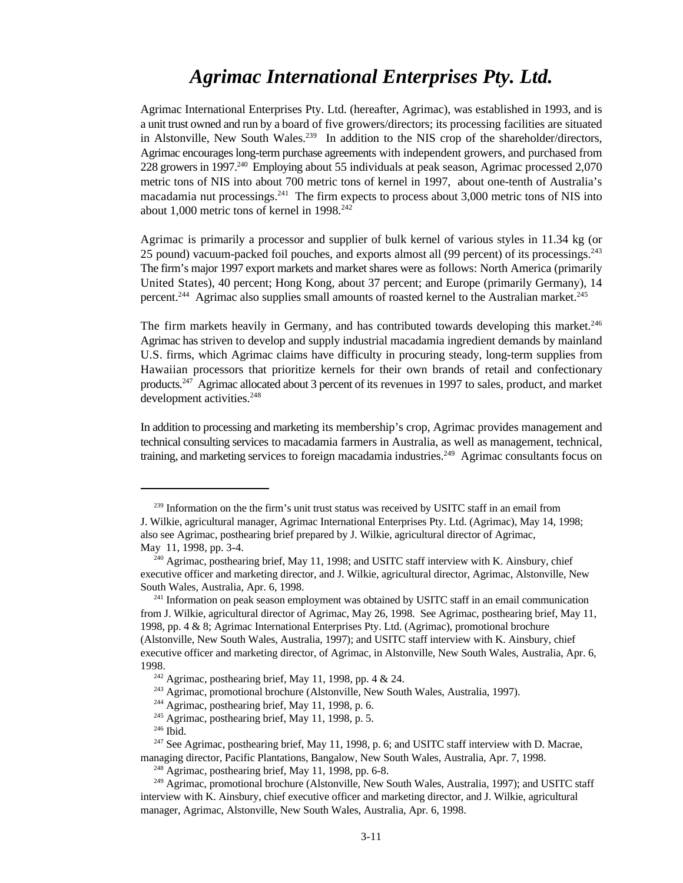# *Agrimac International Enterprises Pty. Ltd.*

Agrimac International Enterprises Pty. Ltd. (hereafter, Agrimac), was established in 1993, and is a unit trust owned and run by a board of five growers/directors; its processing facilities are situated in Alstonville, New South Wales.[239] In addition to the NIS crop of the shareholder/directors, Agrimac encourages long-term purchase agreements with independent growers, and purchased from 228 growers in 1997.[240] Employing about 55 individuals at peak season, Agrimac processed 2,070 metric tons of NIS into about 700 metric tons of kernel in 1997, about one-tenth of Australia's macadamia nut processings.[241] The firm expects to process about 3,000 metric tons of NIS into about 1,000 metric tons of kernel in 1998.[242]

Agrimac is primarily a processor and supplier of bulk kernel of various styles in 11.34 kg (or 25 pound) vacuum-packed foil pouches, and exports almost all (99 percent) of its processings.[243] The firm's major 1997 export markets and market shares were as follows: North America (primarily United States), 40 percent; Hong Kong, about 37 percent; and Europe (primarily Germany), 14 percent.[244] Agrimac also supplies small amounts of roasted kernel to the Australian market.[245]

The firm markets heavily in Germany, and has contributed towards developing this market.[246] Agrimac has striven to develop and supply industrial macadamia ingredient demands by mainland U.S. firms, which Agrimac claims have difficulty in procuring steady, long-term supplies from Hawaiian processors that prioritize kernels for their own brands of retail and confectionary products.[247] Agrimac allocated about 3 percent of its revenues in 1997 to sales, product, and market development activities.[248]

In addition to processing and marketing its membership's crop, Agrimac provides management and technical consulting services to macadamia farmers in Australia, as well as management, technical, training, and marketing services to foreign macadamia industries.[249] Agrimac consultants focus on

---

[239] Information on the the firm's unit trust status was received by USITC staff in an email from J. Wilkie, agricultural manager, Agrimac International Enterprises Pty. Ltd. (Agrimac), May 14, 1998; also see Agrimac, posthearing brief prepared by J. Wilkie, agricultural director of Agrimac, May 11, 1998, pp. 3-4.

[240] Agrimac, posthearing brief, May 11, 1998; and USITC staff interview with K. Ainsbury, chief executive officer and marketing director, and J. Wilkie, agricultural director, Agrimac, Alstonville, New South Wales, Australia, Apr. 6, 1998.

[241] Information on peak season employment was obtained by USITC staff in an email communication from J. Wilkie, agricultural director of Agrimac, May 26, 1998. See Agrimac, posthearing brief, May 11, 1998, pp. 4 & 8; Agrimac International Enterprises Pty. Ltd. (Agrimac), promotional brochure (Alstonville, New South Wales, Australia, 1997); and USITC staff interview with K. Ainsbury, chief executive officer and marketing director, of Agrimac, in Alstonville, New South Wales, Australia, Apr. 6, 1998.

[242] Agrimac, posthearing brief, May 11, 1998, pp. 4 & 24.

[243] Agrimac, promotional brochure (Alstonville, New South Wales, Australia, 1997).

[244] Agrimac, posthearing brief, May 11, 1998, p. 6.

[245] Agrimac, posthearing brief, May 11, 1998, p. 5.

[246] Ibid.

[247] See Agrimac, posthearing brief, May 11, 1998, p. 6; and USITC staff interview with D. Macrae, managing director, Pacific Plantations, Bangalow, New South Wales, Australia, Apr. 7, 1998.

[248] Agrimac, posthearing brief, May 11, 1998, pp. 6-8.

[249] Agrimac, promotional brochure (Alstonville, New South Wales, Australia, 1997); and USITC staff interview with K. Ainsbury, chief executive officer and marketing director, and J. Wilkie, agricultural manager, Agrimac, Alstonville, New South Wales, Australia, Apr. 6, 1998.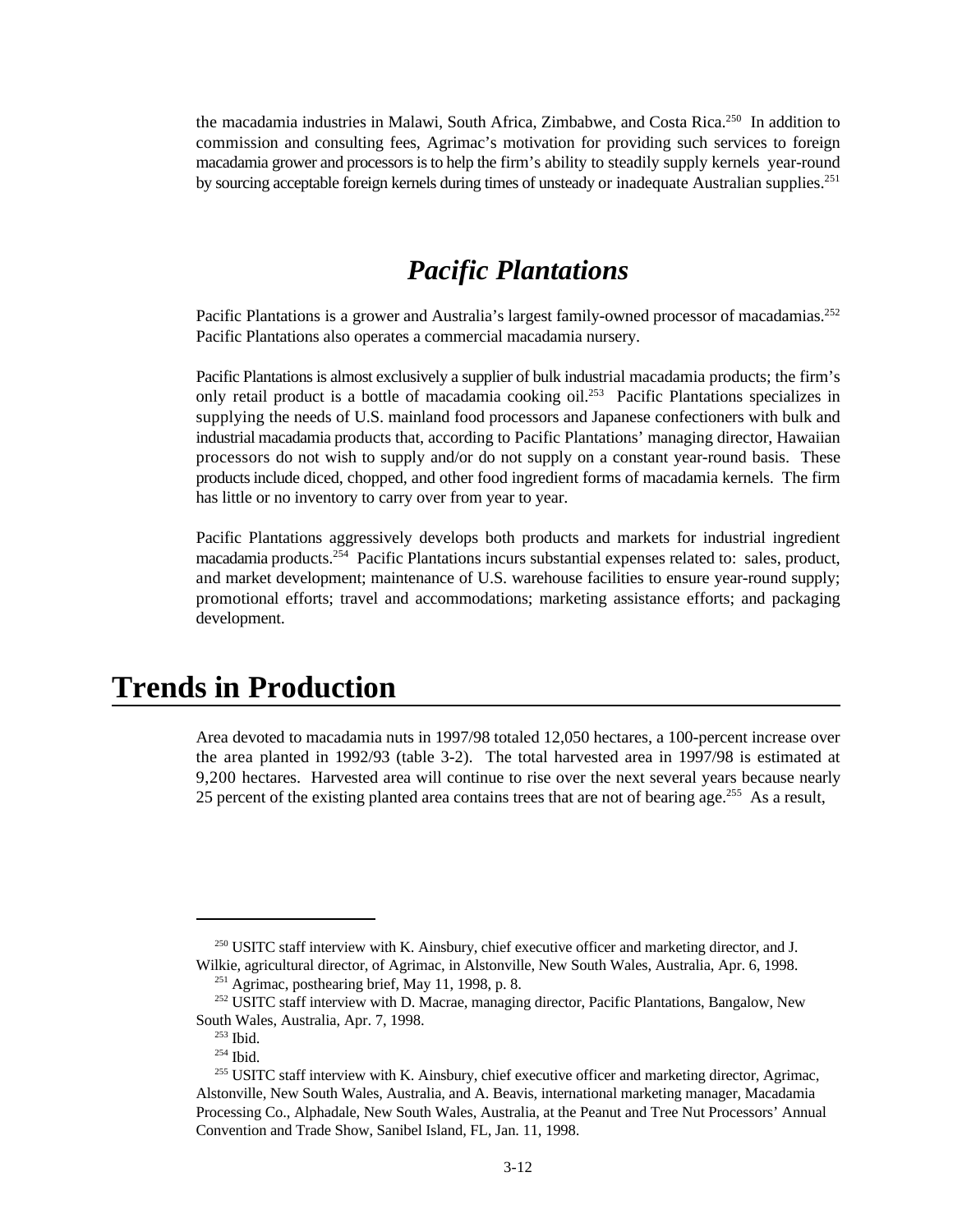the macadamia industries in Malawi, South Africa, Zimbabwe, and Costa Rica.[250] In addition to commission and consulting fees, Agrimac's motivation for providing such services to foreign macadamia grower and processors is to help the firm's ability to steadily supply kernels year-round by sourcing acceptable foreign kernels during times of unsteady or inadequate Australian supplies.[251]

## *Pacific Plantations*

Pacific Plantations is a grower and Australia's largest family-owned processor of macadamias.[252] Pacific Plantations also operates a commercial macadamia nursery.

Pacific Plantations is almost exclusively a supplier of bulk industrial macadamia products; the firm's only retail product is a bottle of macadamia cooking oil.[253] Pacific Plantations specializes in supplying the needs of U.S. mainland food processors and Japanese confectioners with bulk and industrial macadamia products that, according to Pacific Plantations' managing director, Hawaiian processors do not wish to supply and/or do not supply on a constant year-round basis. These products include diced, chopped, and other food ingredient forms of macadamia kernels. The firm has little or no inventory to carry over from year to year.

Pacific Plantations aggressively develops both products and markets for industrial ingredient macadamia products.[254] Pacific Plantations incurs substantial expenses related to: sales, product, and market development; maintenance of U.S. warehouse facilities to ensure year-round supply; promotional efforts; travel and accommodations; marketing assistance efforts; and packaging development.

# Trends in Production

Area devoted to macadamia nuts in 1997/98 totaled 12,050 hectares, a 100-percent increase over the area planted in 1992/93 (table 3-2). The total harvested area in 1997/98 is estimated at 9,200 hectares. Harvested area will continue to rise over the next several years because nearly 25 percent of the existing planted area contains trees that are not of bearing age.[255] As a result,

---

[250] USITC staff interview with K. Ainsbury, chief executive officer and marketing director, and J. Wilkie, agricultural director, of Agrimac, in Alstonville, New South Wales, Australia, Apr. 6, 1998.

[251] Agrimac, posthearing brief, May 11, 1998, p. 8.

[252] USITC staff interview with D. Macrae, managing director, Pacific Plantations, Bangalow, New South Wales, Australia, Apr. 7, 1998.

[253] Ibid.

[254] Ibid.

[255] USITC staff interview with K. Ainsbury, chief executive officer and marketing director, Agrimac, Alstonville, New South Wales, Australia, and A. Beavis, international marketing manager, Macadamia Processing Co., Alphadale, New South Wales, Australia, at the Peanut and Tree Nut Processors' Annual Convention and Trade Show, Sanibel Island, FL, Jan. 11, 1998.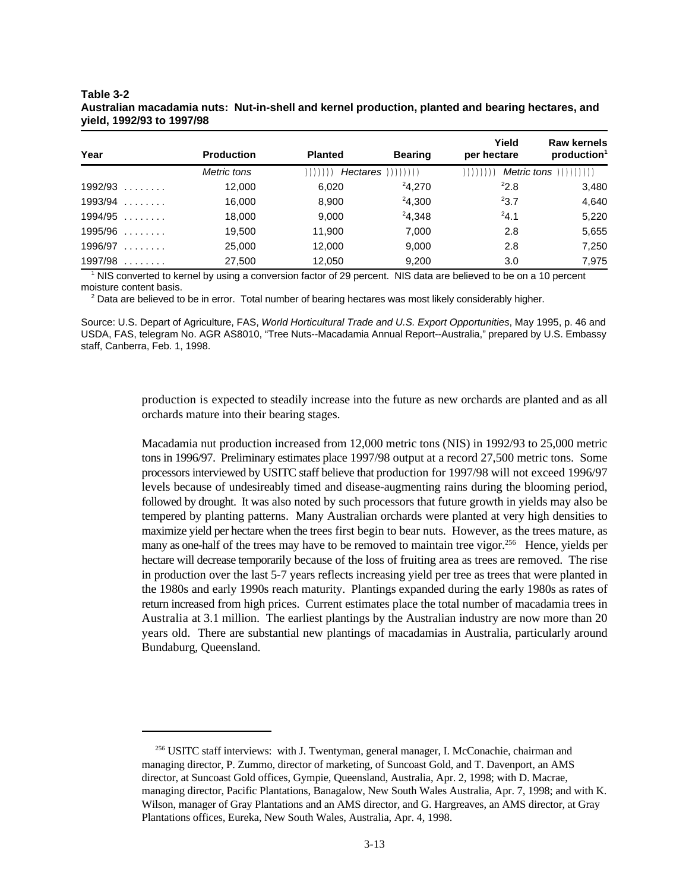**Table 3-2**
**Australian macadamia nuts: Nut-in-shell and kernel production, planted and bearing hectares, and yield, 1992/93 to 1997/98**

| Year | Production | Planted | Bearing | Yield per hectare | Raw kernels production[1] |
|---|---|---|---|---|---|
| | *Metric tons* | *Hectares* | | *Metric tons* | |
| 1992/93 | 12,000 | 6,020 | [2]4,270 | [2]2.8 | 3,480 |
| 1993/94 | 16,000 | 8,900 | [2]4,300 | [2]3.7 | 4,640 |
| 1994/95 | 18,000 | 9,000 | [2]4,348 | [2]4.1 | 5,220 |
| 1995/96 | 19,500 | 11,900 | 7,000 | 2.8 | 5,655 |
| 1996/97 | 25,000 | 12,000 | 9,000 | 2.8 | 7,250 |
| 1997/98 | 27,500 | 12,050 | 9,200 | 3.0 | 7,975 |

[1] NIS converted to kernel by using a conversion factor of 29 percent. NIS data are believed to be on a 10 percent moisture content basis.

[2] Data are believed to be in error. Total number of bearing hectares was most likely considerably higher.

Source: U.S. Depart of Agriculture, FAS, *World Horticultural Trade and U.S. Export Opportunities*, May 1995, p. 46 and USDA, FAS, telegram No. AGR AS8010, "Tree Nuts--Macadamia Annual Report--Australia," prepared by U.S. Embassy staff, Canberra, Feb. 1, 1998.

production is expected to steadily increase into the future as new orchards are planted and as all orchards mature into their bearing stages.

Macadamia nut production increased from 12,000 metric tons (NIS) in 1992/93 to 25,000 metric tons in 1996/97. Preliminary estimates place 1997/98 output at a record 27,500 metric tons. Some processors interviewed by USITC staff believe that production for 1997/98 will not exceed 1996/97 levels because of undesireably timed and disease-augmenting rains during the blooming period, followed by drought. It was also noted by such processors that future growth in yields may also be tempered by planting patterns. Many Australian orchards were planted at very high densities to maximize yield per hectare when the trees first begin to bear nuts. However, as the trees mature, as many as one-half of the trees may have to be removed to maintain tree vigor.[256] Hence, yields per hectare will decrease temporarily because of the loss of fruiting area as trees are removed. The rise in production over the last 5-7 years reflects increasing yield per tree as trees that were planted in the 1980s and early 1990s reach maturity. Plantings expanded during the early 1980s as rates of return increased from high prices. Current estimates place the total number of macadamia trees in Australia at 3.1 million. The earliest plantings by the Australian industry are now more than 20 years old. There are substantial new plantings of macadamias in Australia, particularly around Bundaburg, Queensland.

[256] USITC staff interviews: with J. Twentyman, general manager, I. McConachie, chairman and managing director, P. Zummo, director of marketing, of Suncoast Gold, and T. Davenport, an AMS director, at Suncoast Gold offices, Gympie, Queensland, Australia, Apr. 2, 1998; with D. Macrae, managing director, Pacific Plantations, Banagalow, New South Wales Australia, Apr. 7, 1998; and with K. Wilson, manager of Gray Plantations and an AMS director, and G. Hargreaves, an AMS director, at Gray Plantations offices, Eureka, New South Wales, Australia, Apr. 4, 1998.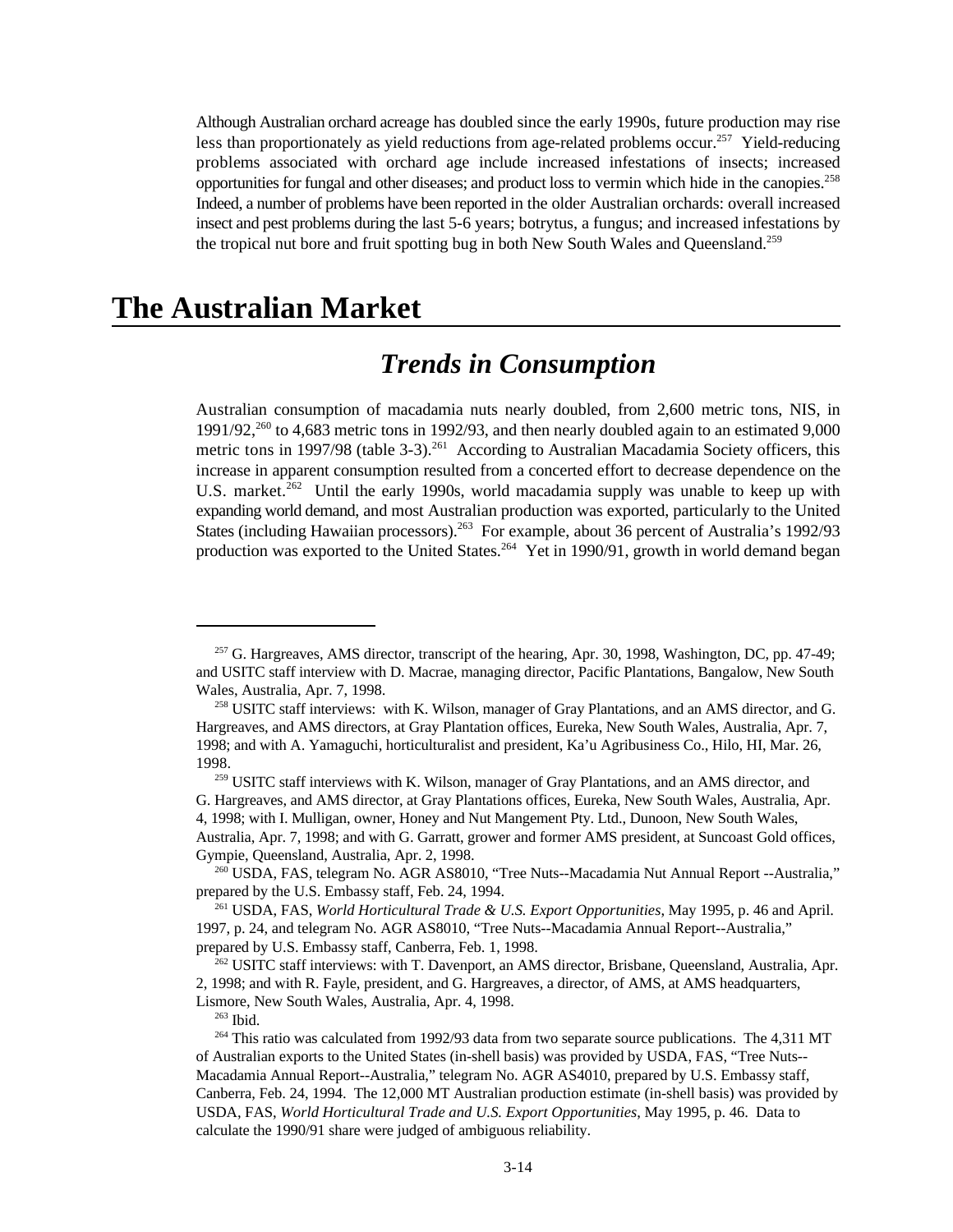Although Australian orchard acreage has doubled since the early 1990s, future production may rise less than proportionately as yield reductions from age-related problems occur.[257] Yield-reducing problems associated with orchard age include increased infestations of insects; increased opportunities for fungal and other diseases; and product loss to vermin which hide in the canopies.[258] Indeed, a number of problems have been reported in the older Australian orchards: overall increased insect and pest problems during the last 5-6 years; botrytus, a fungus; and increased infestations by the tropical nut bore and fruit spotting bug in both New South Wales and Queensland.[259]

# The Australian Market

## *Trends in Consumption*

Australian consumption of macadamia nuts nearly doubled, from 2,600 metric tons, NIS, in 1991/92,[260] to 4,683 metric tons in 1992/93, and then nearly doubled again to an estimated 9,000 metric tons in 1997/98 (table 3-3).[261] According to Australian Macadamia Society officers, this increase in apparent consumption resulted from a concerted effort to decrease dependence on the U.S. market.[262] Until the early 1990s, world macadamia supply was unable to keep up with expanding world demand, and most Australian production was exported, particularly to the United States (including Hawaiian processors).[263] For example, about 36 percent of Australia's 1992/93 production was exported to the United States.[264] Yet in 1990/91, growth in world demand began

---

[257] G. Hargreaves, AMS director, transcript of the hearing, Apr. 30, 1998, Washington, DC, pp. 47-49; and USITC staff interview with D. Macrae, managing director, Pacific Plantations, Bangalow, New South Wales, Australia, Apr. 7, 1998.

[258] USITC staff interviews: with K. Wilson, manager of Gray Plantations, and an AMS director, and G. Hargreaves, and AMS directors, at Gray Plantation offices, Eureka, New South Wales, Australia, Apr. 7, 1998; and with A. Yamaguchi, horticulturalist and president, Ka'u Agribusiness Co., Hilo, HI, Mar. 26, 1998.

[259] USITC staff interviews with K. Wilson, manager of Gray Plantations, and an AMS director, and G. Hargreaves, and AMS director, at Gray Plantations offices, Eureka, New South Wales, Australia, Apr. 4, 1998; with I. Mulligan, owner, Honey and Nut Mangement Pty. Ltd., Dunoon, New South Wales, Australia, Apr. 7, 1998; and with G. Garratt, grower and former AMS president, at Suncoast Gold offices, Gympie, Queensland, Australia, Apr. 2, 1998.

[260] USDA, FAS, telegram No. AGR AS8010, "Tree Nuts--Macadamia Nut Annual Report --Australia," prepared by the U.S. Embassy staff, Feb. 24, 1994.

[261] USDA, FAS, *World Horticultural Trade & U.S. Export Opportunities*, May 1995, p. 46 and April. 1997, p. 24, and telegram No. AGR AS8010, "Tree Nuts--Macadamia Annual Report--Australia," prepared by U.S. Embassy staff, Canberra, Feb. 1, 1998.

[262] USITC staff interviews: with T. Davenport, an AMS director, Brisbane, Queensland, Australia, Apr. 2, 1998; and with R. Fayle, president, and G. Hargreaves, a director, of AMS, at AMS headquarters, Lismore, New South Wales, Australia, Apr. 4, 1998.

[263] Ibid.

[264] This ratio was calculated from 1992/93 data from two separate source publications. The 4,311 MT of Australian exports to the United States (in-shell basis) was provided by USDA, FAS, "Tree Nuts--Macadamia Annual Report--Australia," telegram No. AGR AS4010, prepared by U.S. Embassy staff, Canberra, Feb. 24, 1994. The 12,000 MT Australian production estimate (in-shell basis) was provided by USDA, FAS, *World Horticultural Trade and U.S. Export Opportunities*, May 1995, p. 46. Data to calculate the 1990/91 share were judged of ambiguous reliability.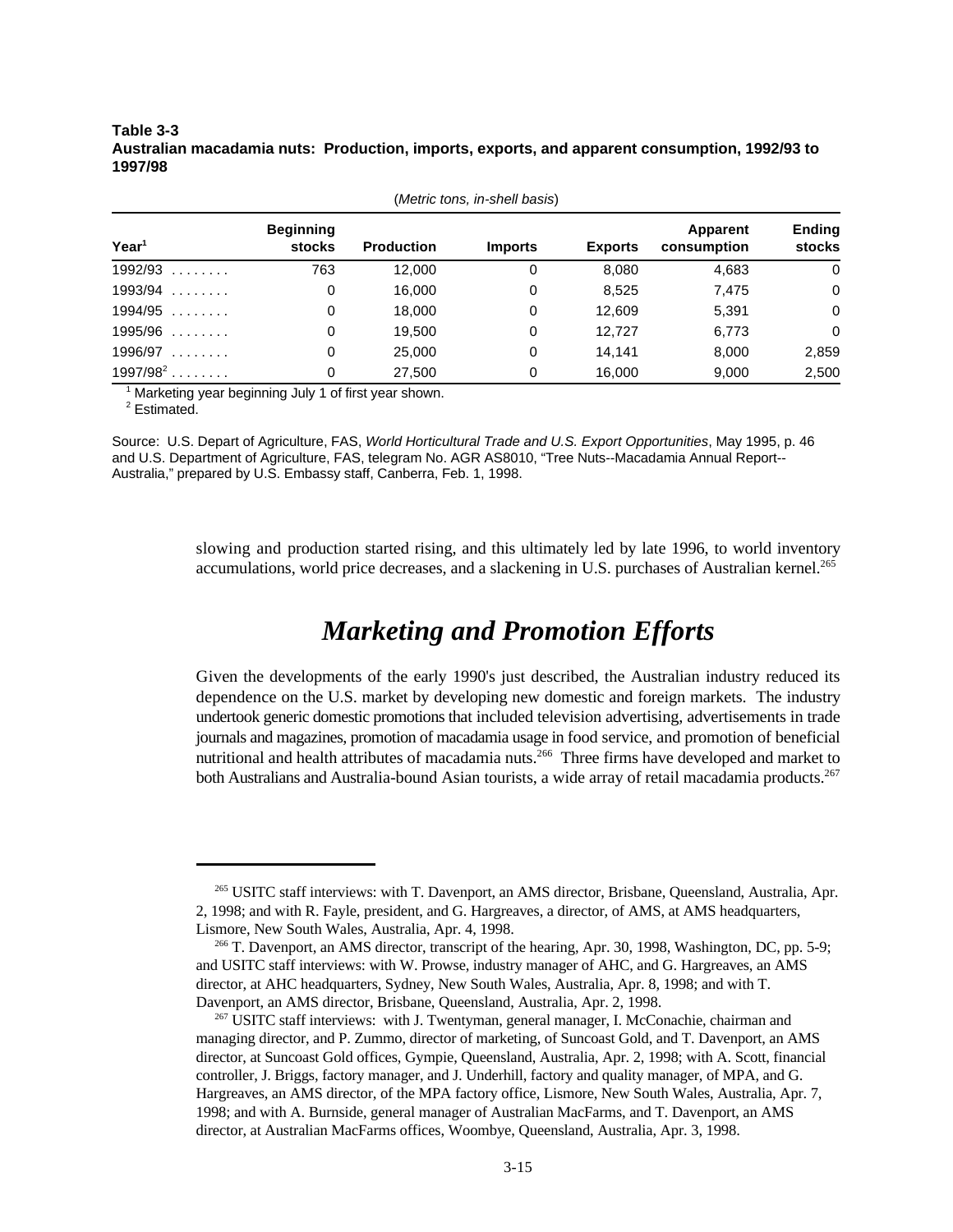**Table 3-3**
**Australian macadamia nuts: Production, imports, exports, and apparent consumption, 1992/93 to 1997/98**

(*Metric tons, in-shell basis*)

| Year[1] | Beginning stocks | Production | Imports | Exports | Apparent consumption | Ending stocks |
|---|---|---|---|---|---|---|
| 1992/93 . . . . . . . . | 763 | 12,000 | 0 | 8,080 | 4,683 | 0 |
| 1993/94 . . . . . . . . | 0 | 16,000 | 0 | 8,525 | 7,475 | 0 |
| 1994/95 . . . . . . . . | 0 | 18,000 | 0 | 12,609 | 5,391 | 0 |
| 1995/96 . . . . . . . . | 0 | 19,500 | 0 | 12,727 | 6,773 | 0 |
| 1996/97 . . . . . . . . | 0 | 25,000 | 0 | 14,141 | 8,000 | 2,859 |
| 1997/98[2] . . . . . . . . | 0 | 27,500 | 0 | 16,000 | 9,000 | 2,500 |

[1] Marketing year beginning July 1 of first year shown.
[2] Estimated.

Source: U.S. Depart of Agriculture, FAS, *World Horticultural Trade and U.S. Export Opportunities*, May 1995, p. 46 and U.S. Department of Agriculture, FAS, telegram No. AGR AS8010, "Tree Nuts--Macadamia Annual Report--Australia," prepared by U.S. Embassy staff, Canberra, Feb. 1, 1998.

slowing and production started rising, and this ultimately led by late 1996, to world inventory accumulations, world price decreases, and a slackening in U.S. purchases of Australian kernel.[265]

## *Marketing and Promotion Efforts*

Given the developments of the early 1990's just described, the Australian industry reduced its dependence on the U.S. market by developing new domestic and foreign markets. The industry undertook generic domestic promotions that included television advertising, advertisements in trade journals and magazines, promotion of macadamia usage in food service, and promotion of beneficial nutritional and health attributes of macadamia nuts.[266] Three firms have developed and market to both Australians and Australia-bound Asian tourists, a wide array of retail macadamia products.[267]

---

[265] USITC staff interviews: with T. Davenport, an AMS director, Brisbane, Queensland, Australia, Apr. 2, 1998; and with R. Fayle, president, and G. Hargreaves, a director, of AMS, at AMS headquarters, Lismore, New South Wales, Australia, Apr. 4, 1998.

[266] T. Davenport, an AMS director, transcript of the hearing, Apr. 30, 1998, Washington, DC, pp. 5-9; and USITC staff interviews: with W. Prowse, industry manager of AHC, and G. Hargreaves, an AMS director, at AHC headquarters, Sydney, New South Wales, Australia, Apr. 8, 1998; and with T. Davenport, an AMS director, Brisbane, Queensland, Australia, Apr. 2, 1998.

[267] USITC staff interviews: with J. Twentyman, general manager, I. McConachie, chairman and managing director, and P. Zummo, director of marketing, of Suncoast Gold, and T. Davenport, an AMS director, at Suncoast Gold offices, Gympie, Queensland, Australia, Apr. 2, 1998; with A. Scott, financial controller, J. Briggs, factory manager, and J. Underhill, factory and quality manager, of MPA, and G. Hargreaves, an AMS director, of the MPA factory office, Lismore, New South Wales, Australia, Apr. 7, 1998; and with A. Burnside, general manager of Australian MacFarms, and T. Davenport, an AMS director, at Australian MacFarms offices, Woombye, Queensland, Australia, Apr. 3, 1998.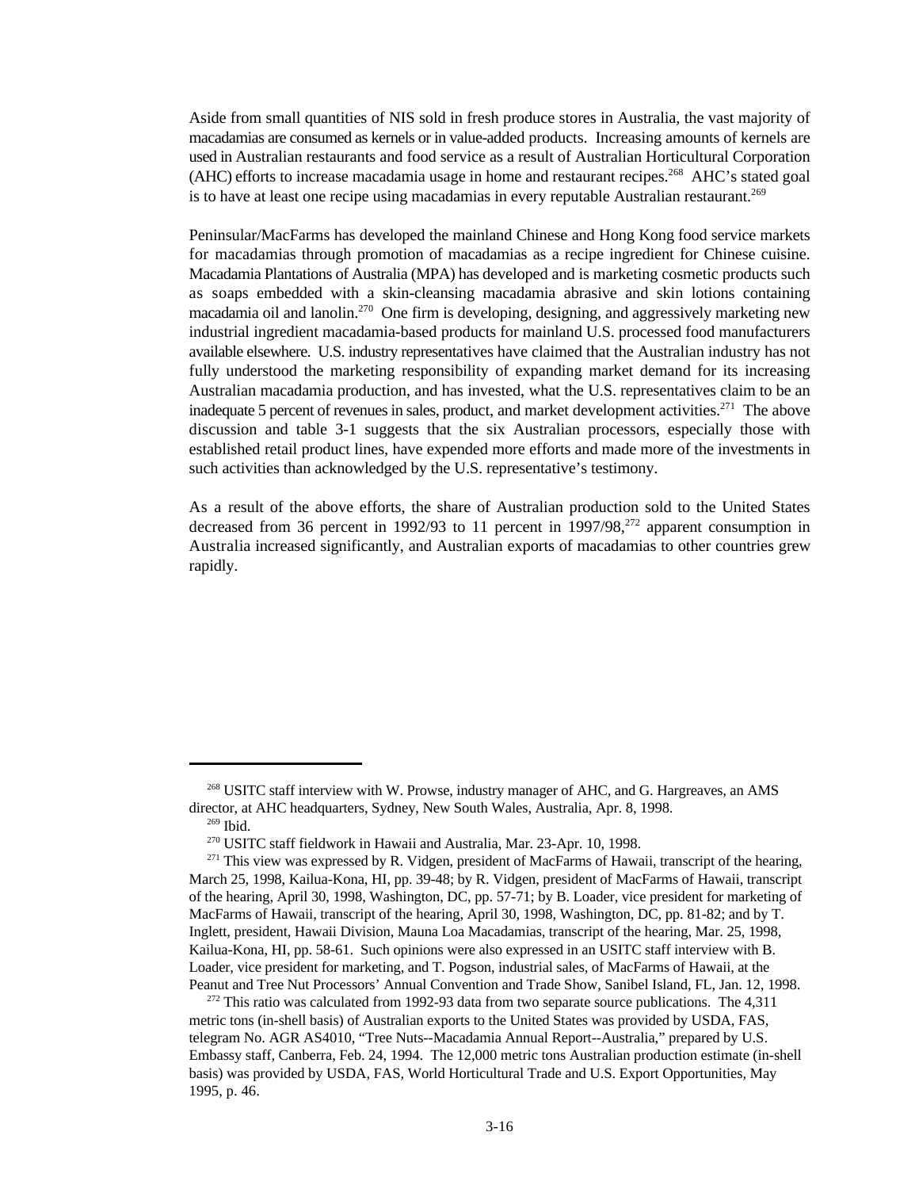Aside from small quantities of NIS sold in fresh produce stores in Australia, the vast majority of macadamias are consumed as kernels or in value-added products. Increasing amounts of kernels are used in Australian restaurants and food service as a result of Australian Horticultural Corporation (AHC) efforts to increase macadamia usage in home and restaurant recipes.[268] AHC's stated goal is to have at least one recipe using macadamias in every reputable Australian restaurant.[269]

Peninsular/MacFarms has developed the mainland Chinese and Hong Kong food service markets for macadamias through promotion of macadamias as a recipe ingredient for Chinese cuisine. Macadamia Plantations of Australia (MPA) has developed and is marketing cosmetic products such as soaps embedded with a skin-cleansing macadamia abrasive and skin lotions containing macadamia oil and lanolin.[270] One firm is developing, designing, and aggressively marketing new industrial ingredient macadamia-based products for mainland U.S. processed food manufacturers available elsewhere. U.S. industry representatives have claimed that the Australian industry has not fully understood the marketing responsibility of expanding market demand for its increasing Australian macadamia production, and has invested, what the U.S. representatives claim to be an inadequate 5 percent of revenues in sales, product, and market development activities.[271] The above discussion and table 3-1 suggests that the six Australian processors, especially those with established retail product lines, have expended more efforts and made more of the investments in such activities than acknowledged by the U.S. representative's testimony.

As a result of the above efforts, the share of Australian production sold to the United States decreased from 36 percent in 1992/93 to 11 percent in 1997/98,[272] apparent consumption in Australia increased significantly, and Australian exports of macadamias to other countries grew rapidly.

---

[268] USITC staff interview with W. Prowse, industry manager of AHC, and G. Hargreaves, an AMS director, at AHC headquarters, Sydney, New South Wales, Australia, Apr. 8, 1998.

[269] Ibid.

[270] USITC staff fieldwork in Hawaii and Australia, Mar. 23-Apr. 10, 1998.

[271] This view was expressed by R. Vidgen, president of MacFarms of Hawaii, transcript of the hearing, March 25, 1998, Kailua-Kona, HI, pp. 39-48; by R. Vidgen, president of MacFarms of Hawaii, transcript of the hearing, April 30, 1998, Washington, DC, pp. 57-71; by B. Loader, vice president for marketing of MacFarms of Hawaii, transcript of the hearing, April 30, 1998, Washington, DC, pp. 81-82; and by T. Inglett, president, Hawaii Division, Mauna Loa Macadamias, transcript of the hearing, Mar. 25, 1998, Kailua-Kona, HI, pp. 58-61. Such opinions were also expressed in an USITC staff interview with B. Loader, vice president for marketing, and T. Pogson, industrial sales, of MacFarms of Hawaii, at the Peanut and Tree Nut Processors' Annual Convention and Trade Show, Sanibel Island, FL, Jan. 12, 1998.

[272] This ratio was calculated from 1992-93 data from two separate source publications. The 4,311 metric tons (in-shell basis) of Australian exports to the United States was provided by USDA, FAS, telegram No. AGR AS4010, "Tree Nuts--Macadamia Annual Report--Australia," prepared by U.S. Embassy staff, Canberra, Feb. 24, 1994. The 12,000 metric tons Australian production estimate (in-shell basis) was provided by USDA, FAS, World Horticultural Trade and U.S. Export Opportunities, May 1995, p. 46.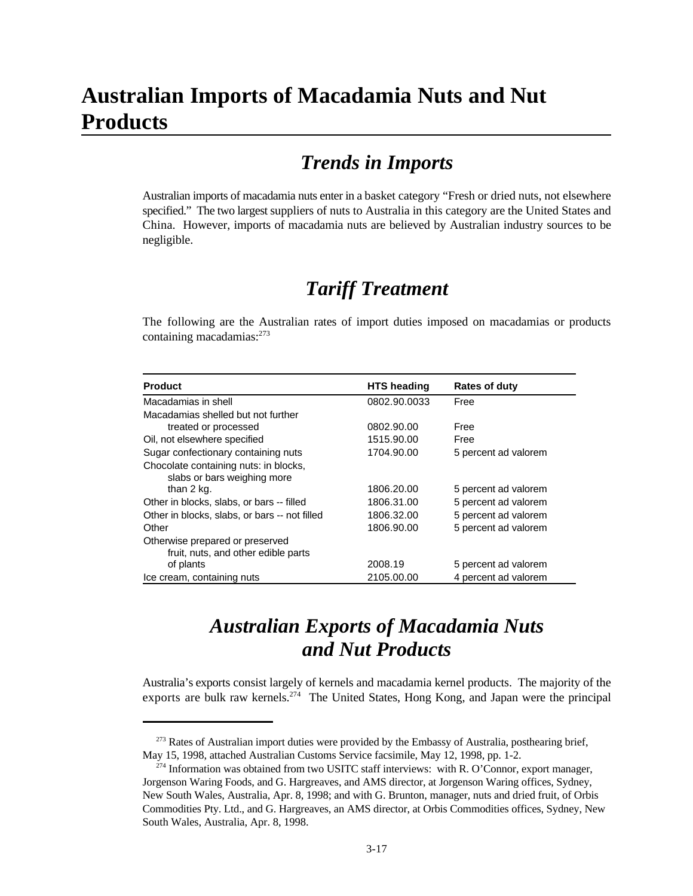# Australian Imports of Macadamia Nuts and Nut Products

## *Trends in Imports*

Australian imports of macadamia nuts enter in a basket category "Fresh or dried nuts, not elsewhere specified." The two largest suppliers of nuts to Australia in this category are the United States and China. However, imports of macadamia nuts are believed by Australian industry sources to be negligible.

## *Tariff Treatment*

The following are the Australian rates of import duties imposed on macadamias or products containing macadamias:[273]

| Product | HTS heading | Rates of duty |
|---|---|---|
| Macadamias in shell | 0802.90.0033 | Free |
| Macadamias shelled but not further treated or processed | 0802.90.00 | Free |
| Oil, not elsewhere specified | 1515.90.00 | Free |
| Sugar confectionary containing nuts | 1704.90.00 | 5 percent ad valorem |
| Chocolate containing nuts: in blocks, slabs or bars weighing more than 2 kg. | 1806.20.00 | 5 percent ad valorem |
| Other in blocks, slabs, or bars -- filled | 1806.31.00 | 5 percent ad valorem |
| Other in blocks, slabs, or bars -- not filled | 1806.32.00 | 5 percent ad valorem |
| Other | 1806.90.00 | 5 percent ad valorem |
| Otherwise prepared or preserved fruit, nuts, and other edible parts of plants | 2008.19 | 5 percent ad valorem |
| Ice cream, containing nuts | 2105.00.00 | 4 percent ad valorem |

## *Australian Exports of Macadamia Nuts and Nut Products*

Australia's exports consist largely of kernels and macadamia kernel products. The majority of the exports are bulk raw kernels.[274] The United States, Hong Kong, and Japan were the principal

[273] Rates of Australian import duties were provided by the Embassy of Australia, posthearing brief, May 15, 1998, attached Australian Customs Service facsimile, May 12, 1998, pp. 1-2.

[274] Information was obtained from two USITC staff interviews: with R. O'Connor, export manager, Jorgenson Waring Foods, and G. Hargreaves, and AMS director, at Jorgenson Waring offices, Sydney, New South Wales, Australia, Apr. 8, 1998; and with G. Brunton, manager, nuts and dried fruit, of Orbis Commodities Pty. Ltd., and G. Hargreaves, an AMS director, at Orbis Commodities offices, Sydney, New South Wales, Australia, Apr. 8, 1998.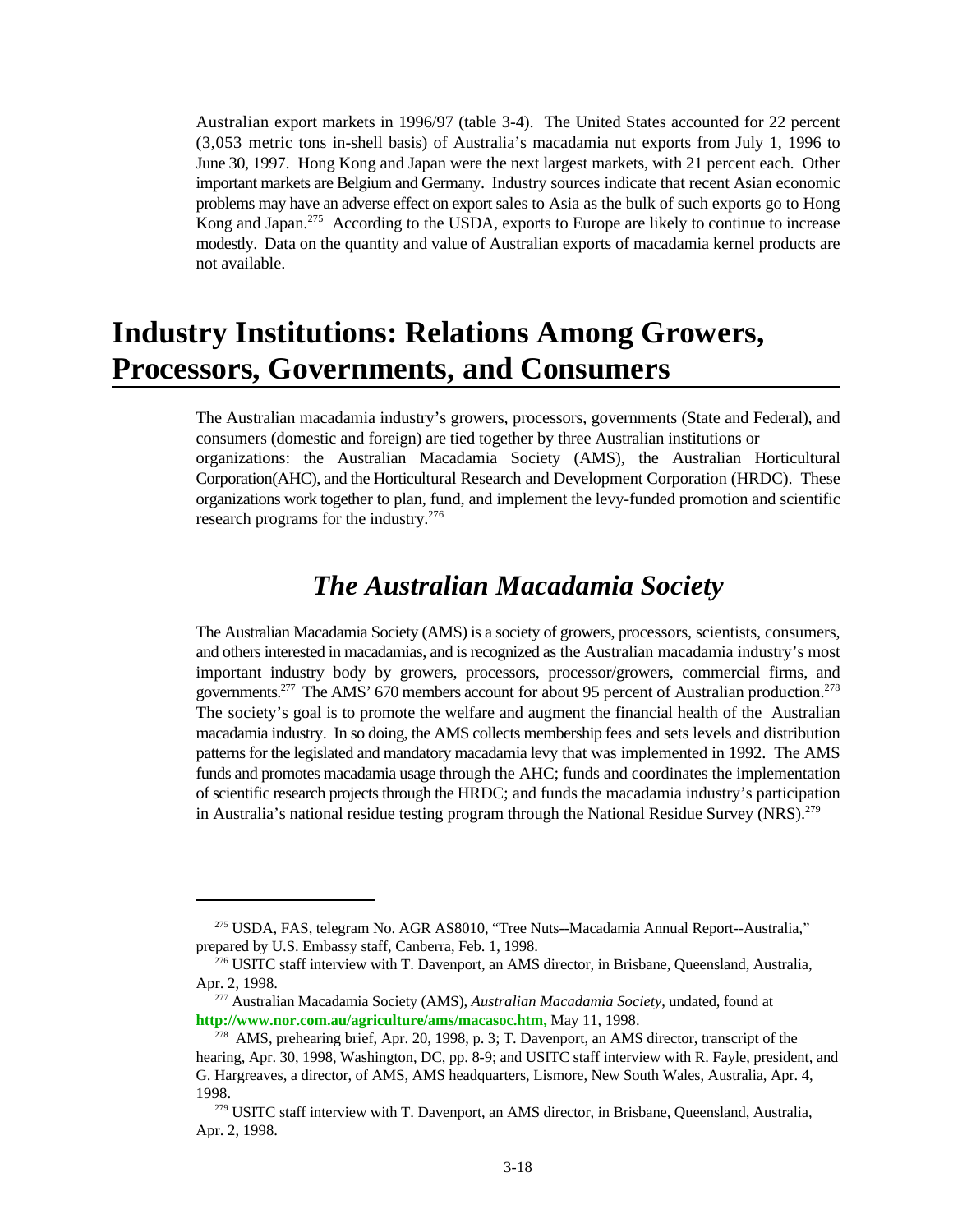Australian export markets in 1996/97 (table 3-4). The United States accounted for 22 percent (3,053 metric tons in-shell basis) of Australia's macadamia nut exports from July 1, 1996 to June 30, 1997. Hong Kong and Japan were the next largest markets, with 21 percent each. Other important markets are Belgium and Germany. Industry sources indicate that recent Asian economic problems may have an adverse effect on export sales to Asia as the bulk of such exports go to Hong Kong and Japan.[275] According to the USDA, exports to Europe are likely to continue to increase modestly. Data on the quantity and value of Australian exports of macadamia kernel products are not available.

# Industry Institutions: Relations Among Growers, Processors, Governments, and Consumers

The Australian macadamia industry's growers, processors, governments (State and Federal), and consumers (domestic and foreign) are tied together by three Australian institutions or organizations: the Australian Macadamia Society (AMS), the Australian Horticultural Corporation(AHC), and the Horticultural Research and Development Corporation (HRDC). These organizations work together to plan, fund, and implement the levy-funded promotion and scientific research programs for the industry.[276]

## *The Australian Macadamia Society*

The Australian Macadamia Society (AMS) is a society of growers, processors, scientists, consumers, and others interested in macadamias, and is recognized as the Australian macadamia industry's most important industry body by growers, processors, processor/growers, commercial firms, and governments.[277] The AMS' 670 members account for about 95 percent of Australian production.[278] The society's goal is to promote the welfare and augment the financial health of the Australian macadamia industry. In so doing, the AMS collects membership fees and sets levels and distribution patterns for the legislated and mandatory macadamia levy that was implemented in 1992. The AMS funds and promotes macadamia usage through the AHC; funds and coordinates the implementation of scientific research projects through the HRDC; and funds the macadamia industry's participation in Australia's national residue testing program through the National Residue Survey (NRS).[279]

---

[275] USDA, FAS, telegram No. AGR AS8010, "Tree Nuts--Macadamia Annual Report--Australia," prepared by U.S. Embassy staff, Canberra, Feb. 1, 1998.

[276] USITC staff interview with T. Davenport, an AMS director, in Brisbane, Queensland, Australia, Apr. 2, 1998.

[277] Australian Macadamia Society (AMS), *Australian Macadamia Society*, undated, found at **http://www.nor.com.au/agriculture/ams/macasoc.htm,** May 11, 1998.

[278] AMS, prehearing brief, Apr. 20, 1998, p. 3; T. Davenport, an AMS director, transcript of the hearing, Apr. 30, 1998, Washington, DC, pp. 8-9; and USITC staff interview with R. Fayle, president, and G. Hargreaves, a director, of AMS, AMS headquarters, Lismore, New South Wales, Australia, Apr. 4, 1998.

[279] USITC staff interview with T. Davenport, an AMS director, in Brisbane, Queensland, Australia, Apr. 2, 1998.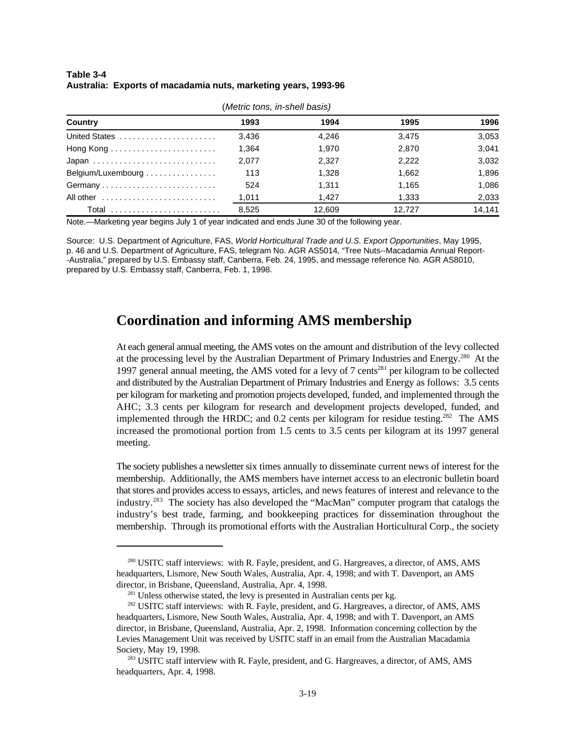**Table 3-4**
**Australia: Exports of macadamia nuts, marketing years, 1993-96**

(*Metric tons, in-shell basis*)

| Country | 1993 | 1994 | 1995 | 1996 |
|---|---|---|---|---|
| United States | 3,436 | 4,246 | 3,475 | 3,053 |
| Hong Kong | 1,364 | 1,970 | 2,870 | 3,041 |
| Japan | 2,077 | 2,327 | 2,222 | 3,032 |
| Belgium/Luxembourg | 113 | 1,328 | 1,662 | 1,896 |
| Germany | 524 | 1,311 | 1,165 | 1,086 |
| All other | 1,011 | 1,427 | 1,333 | 2,033 |
| Total | 8,525 | 12,609 | 12,727 | 14,141 |

Note.—Marketing year begins July 1 of year indicated and ends June 30 of the following year.

Source: U.S. Department of Agriculture, FAS, *World Horticultural Trade and U.S. Export Opportunities*, May 1995, p. 46 and U.S. Department of Agriculture, FAS, telegram No. AGR AS5014, "Tree Nuts--Macadamia Annual Report--Australia," prepared by U.S. Embassy staff, Canberra, Feb. 24, 1995, and message reference No. AGR AS8010, prepared by U.S. Embassy staff, Canberra, Feb. 1, 1998.

## Coordination and informing AMS membership

At each general annual meeting, the AMS votes on the amount and distribution of the levy collected at the processing level by the Australian Department of Primary Industries and Energy.[280] At the 1997 general annual meeting, the AMS voted for a levy of 7 cents[281] per kilogram to be collected and distributed by the Australian Department of Primary Industries and Energy as follows: 3.5 cents per kilogram for marketing and promotion projects developed, funded, and implemented through the AHC; 3.3 cents per kilogram for research and development projects developed, funded, and implemented through the HRDC; and 0.2 cents per kilogram for residue testing.[282] The AMS increased the promotional portion from 1.5 cents to 3.5 cents per kilogram at its 1997 general meeting.

The society publishes a newsletter six times annually to disseminate current news of interest for the membership. Additionally, the AMS members have internet access to an electronic bulletin board that stores and provides access to essays, articles, and news features of interest and relevance to the industry.[283] The society has also developed the "MacMan" computer program that catalogs the industry's best trade, farming, and bookkeeping practices for dissemination throughout the membership. Through its promotional efforts with the Australian Horticultural Corp., the society

[280] USITC staff interviews: with R. Fayle, president, and G. Hargreaves, a director, of AMS, AMS headquarters, Lismore, New South Wales, Australia, Apr. 4, 1998; and with T. Davenport, an AMS director, in Brisbane, Queensland, Australia, Apr. 4, 1998.

[281] Unless otherwise stated, the levy is presented in Australian cents per kg.

[282] USITC staff interviews: with R. Fayle, president, and G. Hargreaves, a director, of AMS, AMS headquarters, Lismore, New South Wales, Australia, Apr. 4, 1998; and with T. Davenport, an AMS director, in Brisbane, Queensland, Australia, Apr. 2, 1998. Information concerning collection by the Levies Management Unit was received by USITC staff in an email from the Australian Macadamia Society, May 19, 1998.

[283] USITC staff interview with R. Fayle, president, and G. Hargreaves, a director, of AMS, AMS headquarters, Apr. 4, 1998.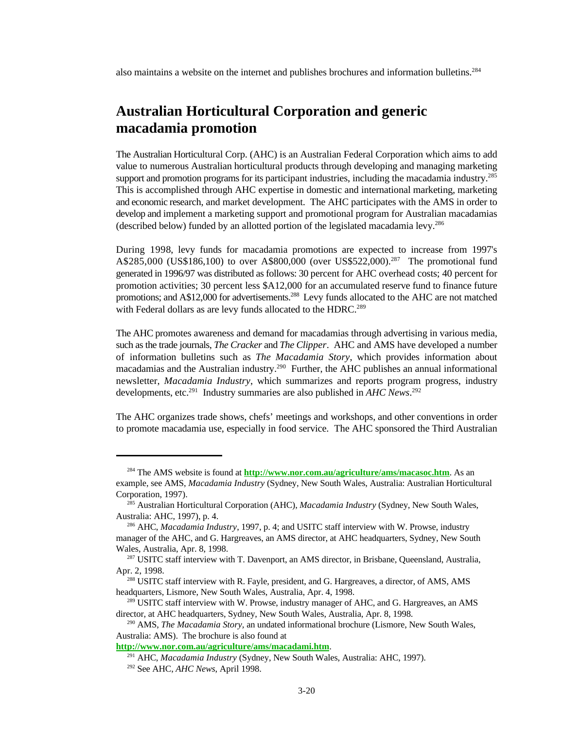also maintains a website on the internet and publishes brochures and information bulletins.[284]

## Australian Horticultural Corporation and generic macadamia promotion

The Australian Horticultural Corp. (AHC) is an Australian Federal Corporation which aims to add value to numerous Australian horticultural products through developing and managing marketing support and promotion programs for its participant industries, including the macadamia industry.[285] This is accomplished through AHC expertise in domestic and international marketing, marketing and economic research, and market development. The AHC participates with the AMS in order to develop and implement a marketing support and promotional program for Australian macadamias (described below) funded by an allotted portion of the legislated macadamia levy.[286]

During 1998, levy funds for macadamia promotions are expected to increase from 1997's A$285,000 (US$186,100) to over A$800,000 (over US$522,000).[287] The promotional fund generated in 1996/97 was distributed as follows: 30 percent for AHC overhead costs; 40 percent for promotion activities; 30 percent less $A12,000 for an accumulated reserve fund to finance future promotions; and A$12,000 for advertisements.[288] Levy funds allocated to the AHC are not matched with Federal dollars as are levy funds allocated to the HDRC.[289]

The AHC promotes awareness and demand for macadamias through advertising in various media, such as the trade journals, *The Cracker* and *The Clipper*. AHC and AMS have developed a number of information bulletins such as *The Macadamia Story*, which provides information about macadamias and the Australian industry.[290] Further, the AHC publishes an annual informational newsletter, *Macadamia Industry*, which summarizes and reports program progress, industry developments, etc.[291] Industry summaries are also published in *AHC News*.[292]

The AHC organizes trade shows, chefs' meetings and workshops, and other conventions in order to promote macadamia use, especially in food service. The AHC sponsored the Third Australian

---

[284] The AMS website is found at **http://www.nor.com.au/agriculture/ams/macasoc.htm**. As an example, see AMS, *Macadamia Industry* (Sydney, New South Wales, Australia: Australian Horticultural Corporation, 1997).

[285] Australian Horticultural Corporation (AHC), *Macadamia Industry* (Sydney, New South Wales, Australia: AHC, 1997), p. 4.

[286] AHC, *Macadamia Industry*, 1997, p. 4; and USITC staff interview with W. Prowse, industry manager of the AHC, and G. Hargreaves, an AMS director, at AHC headquarters, Sydney, New South Wales, Australia, Apr. 8, 1998.

[287] USITC staff interview with T. Davenport, an AMS director, in Brisbane, Queensland, Australia, Apr. 2, 1998.

[288] USITC staff interview with R. Fayle, president, and G. Hargreaves, a director, of AMS, AMS headquarters, Lismore, New South Wales, Australia, Apr. 4, 1998.

[289] USITC staff interview with W. Prowse, industry manager of AHC, and G. Hargreaves, an AMS director, at AHC headquarters, Sydney, New South Wales, Australia, Apr. 8, 1998.

[290] AMS, *The Macadamia Story*, an undated informational brochure (Lismore, New South Wales, Australia: AMS). The brochure is also found at **http://www.nor.com.au/agriculture/ams/macadami.htm**.

[291] AHC, *Macadamia Industry* (Sydney, New South Wales, Australia: AHC, 1997).

[292] See AHC, *AHC News*, April 1998.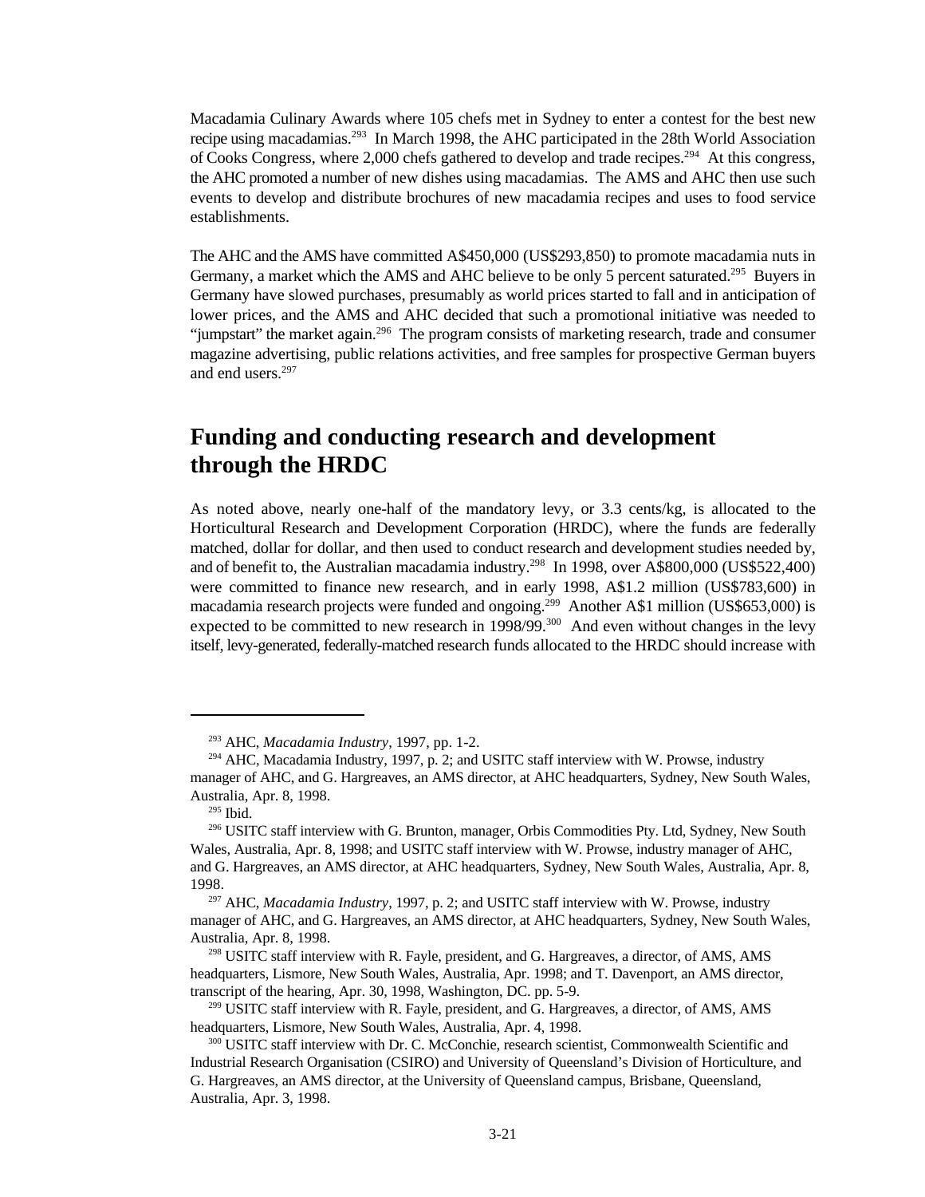Macadamia Culinary Awards where 105 chefs met in Sydney to enter a contest for the best new recipe using macadamias.[293] In March 1998, the AHC participated in the 28th World Association of Cooks Congress, where 2,000 chefs gathered to develop and trade recipes.[294] At this congress, the AHC promoted a number of new dishes using macadamias. The AMS and AHC then use such events to develop and distribute brochures of new macadamia recipes and uses to food service establishments.

The AHC and the AMS have committed A$450,000 (US$293,850) to promote macadamia nuts in Germany, a market which the AMS and AHC believe to be only 5 percent saturated.[295] Buyers in Germany have slowed purchases, presumably as world prices started to fall and in anticipation of lower prices, and the AMS and AHC decided that such a promotional initiative was needed to "jumpstart" the market again.[296] The program consists of marketing research, trade and consumer magazine advertising, public relations activities, and free samples for prospective German buyers and end users.[297]

## Funding and conducting research and development through the HRDC

As noted above, nearly one-half of the mandatory levy, or 3.3 cents/kg, is allocated to the Horticultural Research and Development Corporation (HRDC), where the funds are federally matched, dollar for dollar, and then used to conduct research and development studies needed by, and of benefit to, the Australian macadamia industry.[298] In 1998, over A$800,000 (US$522,400) were committed to finance new research, and in early 1998, A$1.2 million (US$783,600) in macadamia research projects were funded and ongoing.[299] Another A$1 million (US$653,000) is expected to be committed to new research in 1998/99.[300] And even without changes in the levy itself, levy-generated, federally-matched research funds allocated to the HRDC should increase with

---

[293] AHC, *Macadamia Industry*, 1997, pp. 1-2.

[294] AHC, Macadamia Industry, 1997, p. 2; and USITC staff interview with W. Prowse, industry manager of AHC, and G. Hargreaves, an AMS director, at AHC headquarters, Sydney, New South Wales, Australia, Apr. 8, 1998.

[295] Ibid.

[296] USITC staff interview with G. Brunton, manager, Orbis Commodities Pty. Ltd, Sydney, New South Wales, Australia, Apr. 8, 1998; and USITC staff interview with W. Prowse, industry manager of AHC, and G. Hargreaves, an AMS director, at AHC headquarters, Sydney, New South Wales, Australia, Apr. 8, 1998.

[297] AHC, *Macadamia Industry*, 1997, p. 2; and USITC staff interview with W. Prowse, industry manager of AHC, and G. Hargreaves, an AMS director, at AHC headquarters, Sydney, New South Wales, Australia, Apr. 8, 1998.

[298] USITC staff interview with R. Fayle, president, and G. Hargreaves, a director, of AMS, AMS headquarters, Lismore, New South Wales, Australia, Apr. 1998; and T. Davenport, an AMS director, transcript of the hearing, Apr. 30, 1998, Washington, DC. pp. 5-9.

[299] USITC staff interview with R. Fayle, president, and G. Hargreaves, a director, of AMS, AMS headquarters, Lismore, New South Wales, Australia, Apr. 4, 1998.

[300] USITC staff interview with Dr. C. McConchie, research scientist, Commonwealth Scientific and Industrial Research Organisation (CSIRO) and University of Queensland's Division of Horticulture, and G. Hargreaves, an AMS director, at the University of Queensland campus, Brisbane, Queensland, Australia, Apr. 3, 1998.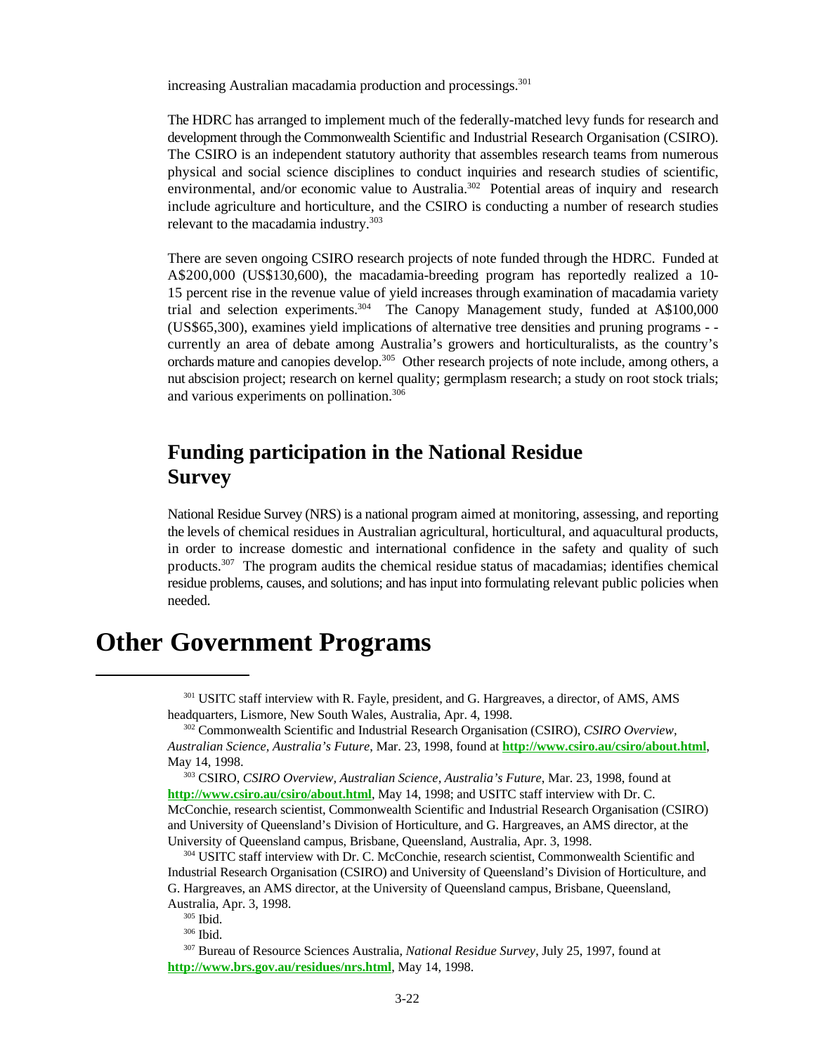increasing Australian macadamia production and processings.[301]

The HDRC has arranged to implement much of the federally-matched levy funds for research and development through the Commonwealth Scientific and Industrial Research Organisation (CSIRO). The CSIRO is an independent statutory authority that assembles research teams from numerous physical and social science disciplines to conduct inquiries and research studies of scientific, environmental, and/or economic value to Australia.[302] Potential areas of inquiry and research include agriculture and horticulture, and the CSIRO is conducting a number of research studies relevant to the macadamia industry.[303]

There are seven ongoing CSIRO research projects of note funded through the HDRC. Funded at A$200,000 (US$130,600), the macadamia-breeding program has reportedly realized a 10-15 percent rise in the revenue value of yield increases through examination of macadamia variety trial and selection experiments.[304] The Canopy Management study, funded at A$100,000 (US$65,300), examines yield implications of alternative tree densities and pruning programs - - currently an area of debate among Australia's growers and horticulturalists, as the country's orchards mature and canopies develop.[305] Other research projects of note include, among others, a nut abscision project; research on kernel quality; germplasm research; a study on root stock trials; and various experiments on pollination.[306]

## Funding participation in the National Residue Survey

National Residue Survey (NRS) is a national program aimed at monitoring, assessing, and reporting the levels of chemical residues in Australian agricultural, horticultural, and aquacultural products, in order to increase domestic and international confidence in the safety and quality of such products.[307] The program audits the chemical residue status of macadamias; identifies chemical residue problems, causes, and solutions; and has input into formulating relevant public policies when needed.

# Other Government Programs

[301] USITC staff interview with R. Fayle, president, and G. Hargreaves, a director, of AMS, AMS headquarters, Lismore, New South Wales, Australia, Apr. 4, 1998.

[302] Commonwealth Scientific and Industrial Research Organisation (CSIRO), *CSIRO Overview, Australian Science, Australia's Future*, Mar. 23, 1998, found at **http://www.csiro.au/csiro/about.html**, May 14, 1998.

[303] CSIRO, *CSIRO Overview, Australian Science, Australia's Future*, Mar. 23, 1998, found at **http://www.csiro.au/csiro/about.html**, May 14, 1998; and USITC staff interview with Dr. C. McConchie, research scientist, Commonwealth Scientific and Industrial Research Organisation (CSIRO) and University of Queensland's Division of Horticulture, and G. Hargreaves, an AMS director, at the University of Queensland campus, Brisbane, Queensland, Australia, Apr. 3, 1998.

[304] USITC staff interview with Dr. C. McConchie, research scientist, Commonwealth Scientific and Industrial Research Organisation (CSIRO) and University of Queensland's Division of Horticulture, and G. Hargreaves, an AMS director, at the University of Queensland campus, Brisbane, Queensland, Australia, Apr. 3, 1998.

[305] Ibid.

[306] Ibid.

[307] Bureau of Resource Sciences Australia, *National Residue Survey*, July 25, 1997, found at **http://www.brs.gov.au/residues/nrs.html**, May 14, 1998.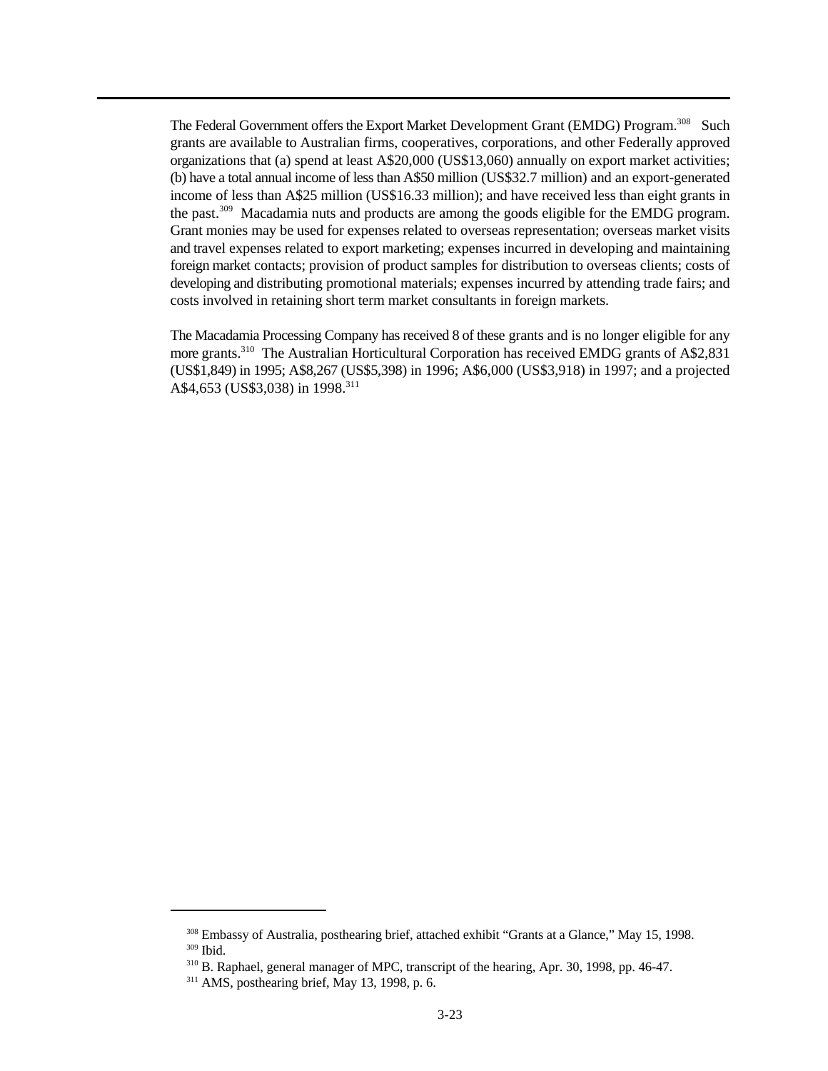The Federal Government offers the Export Market Development Grant (EMDG) Program.[308] Such grants are available to Australian firms, cooperatives, corporations, and other Federally approved organizations that (a) spend at least A$20,000 (US$13,060) annually on export market activities; (b) have a total annual income of less than A$50 million (US$32.7 million) and an export-generated income of less than A$25 million (US$16.33 million); and have received less than eight grants in the past.[309] Macadamia nuts and products are among the goods eligible for the EMDG program. Grant monies may be used for expenses related to overseas representation; overseas market visits and travel expenses related to export marketing; expenses incurred in developing and maintaining foreign market contacts; provision of product samples for distribution to overseas clients; costs of developing and distributing promotional materials; expenses incurred by attending trade fairs; and costs involved in retaining short term market consultants in foreign markets.

The Macadamia Processing Company has received 8 of these grants and is no longer eligible for any more grants.[310] The Australian Horticultural Corporation has received EMDG grants of A$2,831 (US$1,849) in 1995; A$8,267 (US$5,398) in 1996; A$6,000 (US$3,918) in 1997; and a projected A$4,653 (US$3,038) in 1998.[311]

[308] Embassy of Australia, posthearing brief, attached exhibit "Grants at a Glance," May 15, 1998.
[309] Ibid.
[310] B. Raphael, general manager of MPC, transcript of the hearing, Apr. 30, 1998, pp. 46-47.
[311] AMS, posthearing brief, May 13, 1998, p. 6.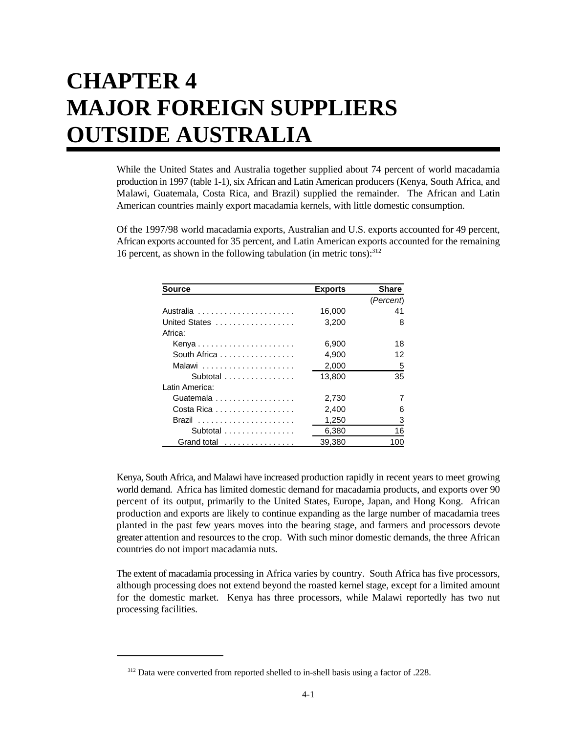# CHAPTER 4
# MAJOR FOREIGN SUPPLIERS OUTSIDE AUSTRALIA

While the United States and Australia together supplied about 74 percent of world macadamia production in 1997 (table 1-1), six African and Latin American producers (Kenya, South Africa, and Malawi, Guatemala, Costa Rica, and Brazil) supplied the remainder. The African and Latin American countries mainly export macadamia kernels, with little domestic consumption.

Of the 1997/98 world macadamia exports, Australian and U.S. exports accounted for 49 percent, African exports accounted for 35 percent, and Latin American exports accounted for the remaining 16 percent, as shown in the following tabulation (in metric tons):[312]

| Source | Exports | Share |
|---|---|---|
| | | (*Percent*) |
| Australia | 16,000 | 41 |
| United States | 3,200 | 8 |
| Africa: | | |
| Kenya | 6,900 | 18 |
| South Africa | 4,900 | 12 |
| Malawi | 2,000 | 5 |
| Subtotal | 13,800 | 35 |
| Latin America: | | |
| Guatemala | 2,730 | 7 |
| Costa Rica | 2,400 | 6 |
| Brazil | 1,250 | 3 |
| Subtotal | 6,380 | 16 |
| Grand total | 39,380 | 100 |

Kenya, South Africa, and Malawi have increased production rapidly in recent years to meet growing world demand. Africa has limited domestic demand for macadamia products, and exports over 90 percent of its output, primarily to the United States, Europe, Japan, and Hong Kong. African production and exports are likely to continue expanding as the large number of macadamia trees planted in the past few years moves into the bearing stage, and farmers and processors devote greater attention and resources to the crop. With such minor domestic demands, the three African countries do not import macadamia nuts.

The extent of macadamia processing in Africa varies by country. South Africa has five processors, although processing does not extend beyond the roasted kernel stage, except for a limited amount for the domestic market. Kenya has three processors, while Malawi reportedly has two nut processing facilities.

[312] Data were converted from reported shelled to in-shell basis using a factor of .228.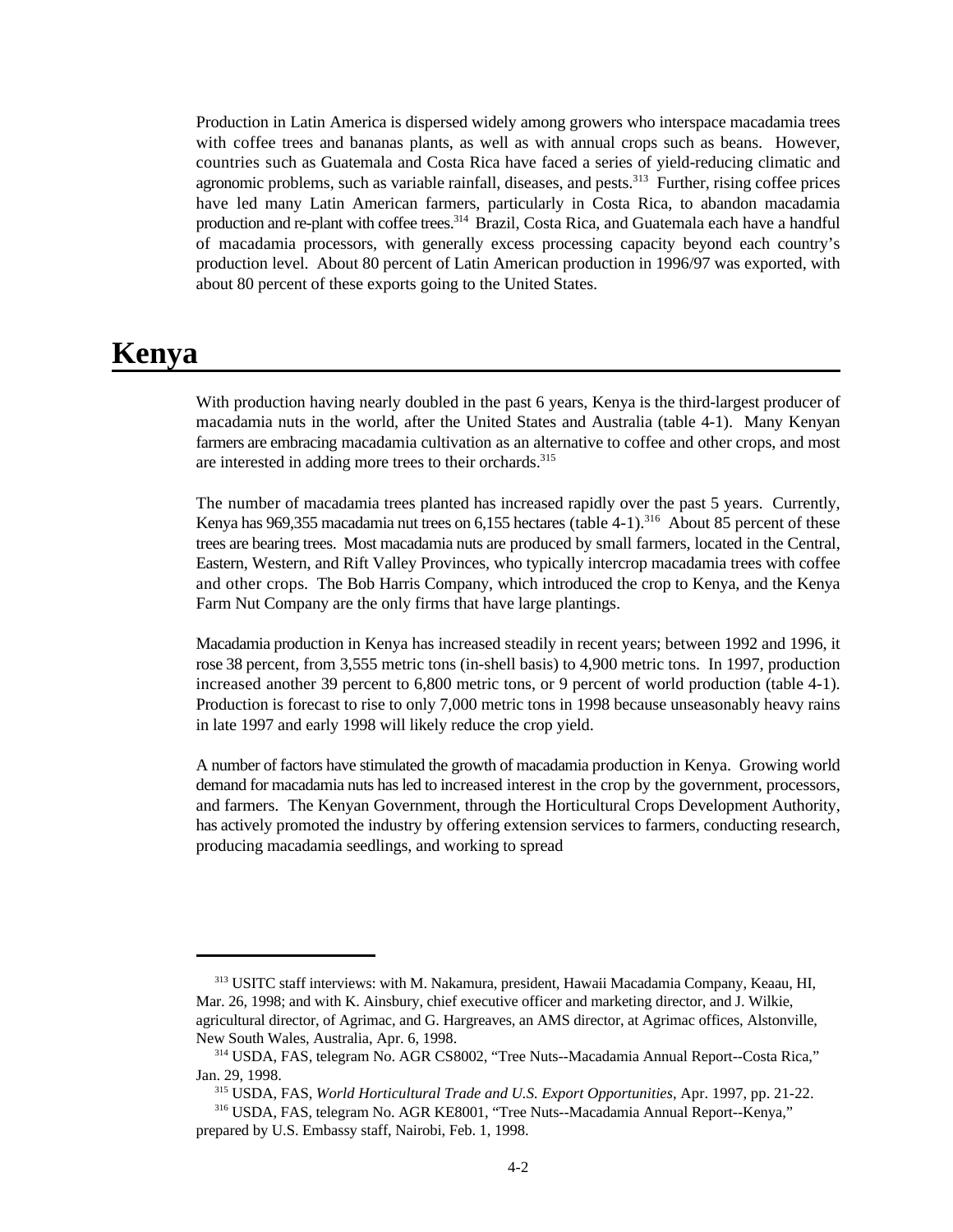Production in Latin America is dispersed widely among growers who interspace macadamia trees with coffee trees and bananas plants, as well as with annual crops such as beans. However, countries such as Guatemala and Costa Rica have faced a series of yield-reducing climatic and agronomic problems, such as variable rainfall, diseases, and pests.[313] Further, rising coffee prices have led many Latin American farmers, particularly in Costa Rica, to abandon macadamia production and re-plant with coffee trees.[314] Brazil, Costa Rica, and Guatemala each have a handful of macadamia processors, with generally excess processing capacity beyond each country's production level. About 80 percent of Latin American production in 1996/97 was exported, with about 80 percent of these exports going to the United States.

# Kenya

With production having nearly doubled in the past 6 years, Kenya is the third-largest producer of macadamia nuts in the world, after the United States and Australia (table 4-1). Many Kenyan farmers are embracing macadamia cultivation as an alternative to coffee and other crops, and most are interested in adding more trees to their orchards.[315]

The number of macadamia trees planted has increased rapidly over the past 5 years. Currently, Kenya has 969,355 macadamia nut trees on 6,155 hectares (table 4-1).[316] About 85 percent of these trees are bearing trees. Most macadamia nuts are produced by small farmers, located in the Central, Eastern, Western, and Rift Valley Provinces, who typically intercrop macadamia trees with coffee and other crops. The Bob Harris Company, which introduced the crop to Kenya, and the Kenya Farm Nut Company are the only firms that have large plantings.

Macadamia production in Kenya has increased steadily in recent years; between 1992 and 1996, it rose 38 percent, from 3,555 metric tons (in-shell basis) to 4,900 metric tons. In 1997, production increased another 39 percent to 6,800 metric tons, or 9 percent of world production (table 4-1). Production is forecast to rise to only 7,000 metric tons in 1998 because unseasonably heavy rains in late 1997 and early 1998 will likely reduce the crop yield.

A number of factors have stimulated the growth of macadamia production in Kenya. Growing world demand for macadamia nuts has led to increased interest in the crop by the government, processors, and farmers. The Kenyan Government, through the Horticultural Crops Development Authority, has actively promoted the industry by offering extension services to farmers, conducting research, producing macadamia seedlings, and working to spread

---

[313] USITC staff interviews: with M. Nakamura, president, Hawaii Macadamia Company, Keaau, HI, Mar. 26, 1998; and with K. Ainsbury, chief executive officer and marketing director, and J. Wilkie, agricultural director, of Agrimac, and G. Hargreaves, an AMS director, at Agrimac offices, Alstonville, New South Wales, Australia, Apr. 6, 1998.

[314] USDA, FAS, telegram No. AGR CS8002, "Tree Nuts--Macadamia Annual Report--Costa Rica," Jan. 29, 1998.

[315] USDA, FAS, *World Horticultural Trade and U.S. Export Opportunities*, Apr. 1997, pp. 21-22.

[316] USDA, FAS, telegram No. AGR KE8001, "Tree Nuts--Macadamia Annual Report--Kenya," prepared by U.S. Embassy staff, Nairobi, Feb. 1, 1998.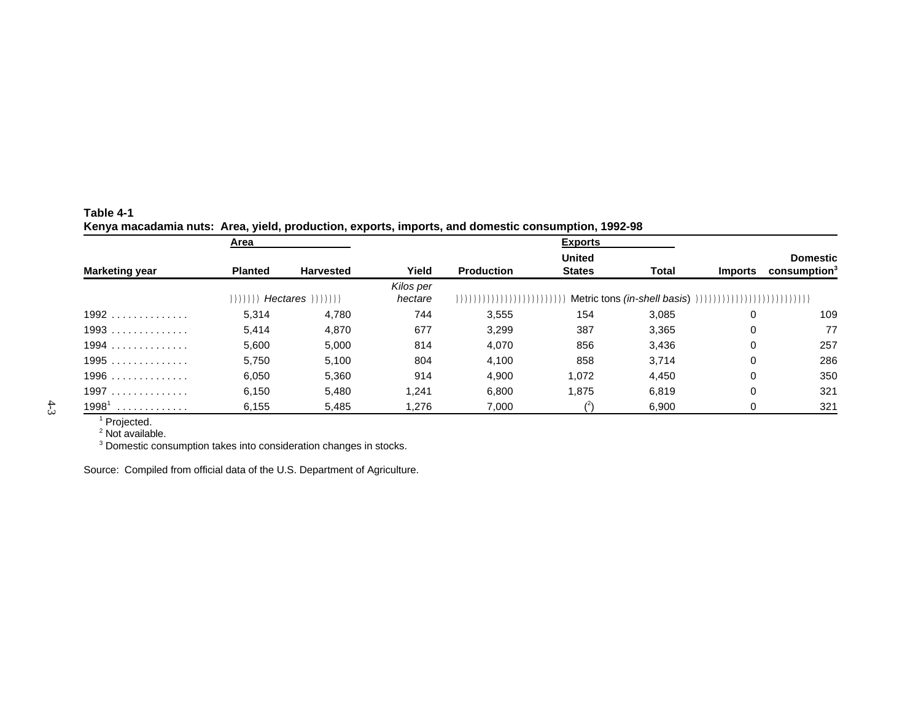**Table 4-1**
**Kenya macadamia nuts: Area, yield, production, exports, imports, and domestic consumption, 1992-98**

| Marketing year | Area | | Yield | Production | Exports | | Imports | Domestic consumption[3] |
|---|---|---|---|---|---|---|---|---|
| | Planted | Harvested | | | United States | Total | | |
| | *Hectares* | | *Kilos per hectare* | Metric tons *(in-shell basis)* | | | | |
| 1992 | 5,314 | 4,780 | 744 | 3,555 | 154 | 3,085 | 0 | 109 |
| 1993 | 5,414 | 4,870 | 677 | 3,299 | 387 | 3,365 | 0 | 77 |
| 1994 | 5,600 | 5,000 | 814 | 4,070 | 856 | 3,436 | 0 | 257 |
| 1995 | 5,750 | 5,100 | 804 | 4,100 | 858 | 3,714 | 0 | 286 |
| 1996 | 6,050 | 5,360 | 914 | 4,900 | 1,072 | 4,450 | 0 | 350 |
| 1997 | 6,150 | 5,480 | 1,241 | 6,800 | 1,875 | 6,819 | 0 | 321 |
| 1998[1] | 6,155 | 5,485 | 1,276 | 7,000 | ([2]) | 6,900 | 0 | 321 |

[1] Projected.
[2] Not available.
[3] Domestic consumption takes into consideration changes in stocks.

Source: Compiled from official data of the U.S. Department of Agriculture.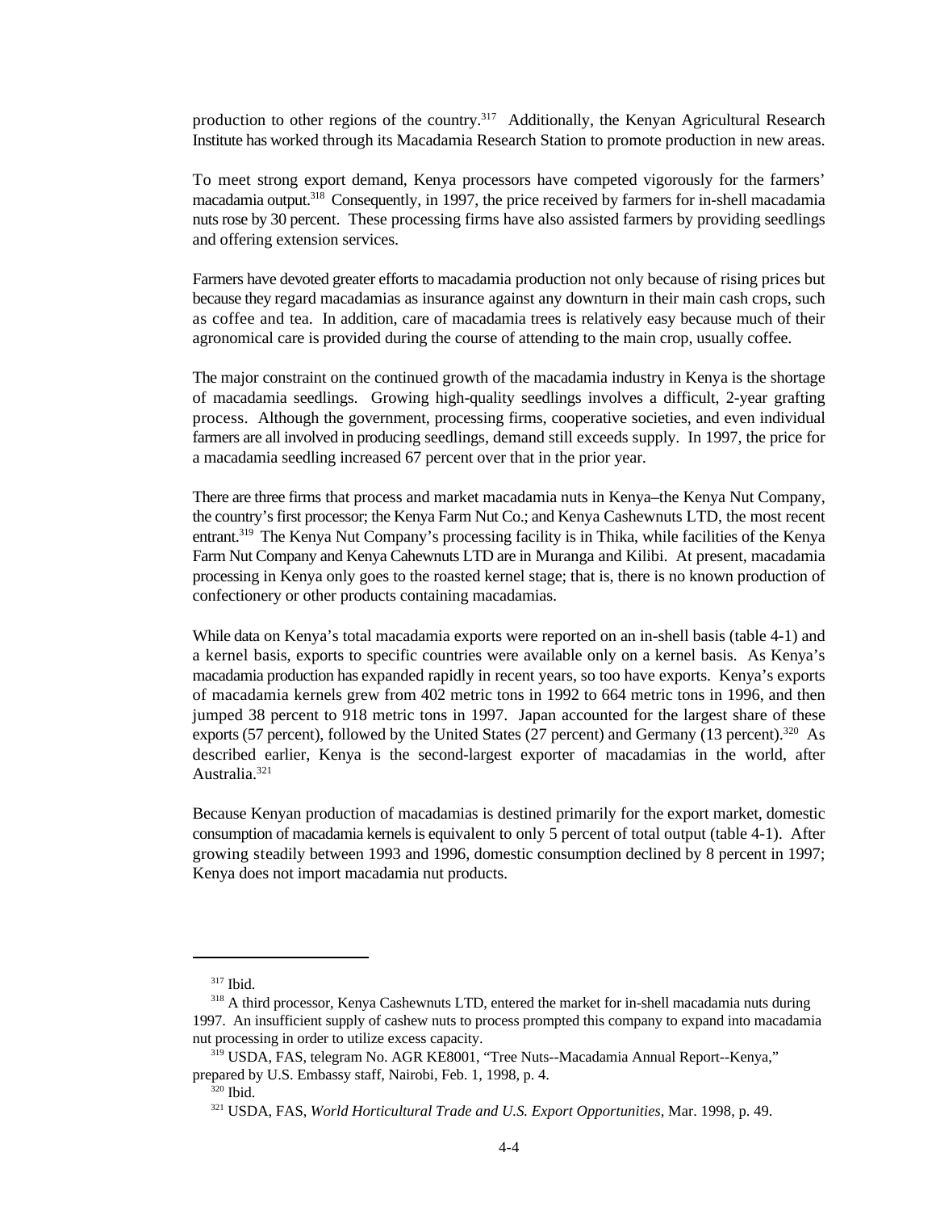production to other regions of the country.[317] Additionally, the Kenyan Agricultural Research Institute has worked through its Macadamia Research Station to promote production in new areas.

To meet strong export demand, Kenya processors have competed vigorously for the farmers' macadamia output.[318] Consequently, in 1997, the price received by farmers for in-shell macadamia nuts rose by 30 percent. These processing firms have also assisted farmers by providing seedlings and offering extension services.

Farmers have devoted greater efforts to macadamia production not only because of rising prices but because they regard macadamias as insurance against any downturn in their main cash crops, such as coffee and tea. In addition, care of macadamia trees is relatively easy because much of their agronomical care is provided during the course of attending to the main crop, usually coffee.

The major constraint on the continued growth of the macadamia industry in Kenya is the shortage of macadamia seedlings. Growing high-quality seedlings involves a difficult, 2-year grafting process. Although the government, processing firms, cooperative societies, and even individual farmers are all involved in producing seedlings, demand still exceeds supply. In 1997, the price for a macadamia seedling increased 67 percent over that in the prior year.

There are three firms that process and market macadamia nuts in Kenya–the Kenya Nut Company, the country's first processor; the Kenya Farm Nut Co.; and Kenya Cashewnuts LTD, the most recent entrant.[319] The Kenya Nut Company's processing facility is in Thika, while facilities of the Kenya Farm Nut Company and Kenya Cahewnuts LTD are in Muranga and Kilibi. At present, macadamia processing in Kenya only goes to the roasted kernel stage; that is, there is no known production of confectionery or other products containing macadamias.

While data on Kenya's total macadamia exports were reported on an in-shell basis (table 4-1) and a kernel basis, exports to specific countries were available only on a kernel basis. As Kenya's macadamia production has expanded rapidly in recent years, so too have exports. Kenya's exports of macadamia kernels grew from 402 metric tons in 1992 to 664 metric tons in 1996, and then jumped 38 percent to 918 metric tons in 1997. Japan accounted for the largest share of these exports (57 percent), followed by the United States (27 percent) and Germany (13 percent).[320] As described earlier, Kenya is the second-largest exporter of macadamias in the world, after Australia.[321]

Because Kenyan production of macadamias is destined primarily for the export market, domestic consumption of macadamia kernels is equivalent to only 5 percent of total output (table 4-1). After growing steadily between 1993 and 1996, domestic consumption declined by 8 percent in 1997; Kenya does not import macadamia nut products.

---

[317] Ibid.

[318] A third processor, Kenya Cashewnuts LTD, entered the market for in-shell macadamia nuts during 1997. An insufficient supply of cashew nuts to process prompted this company to expand into macadamia nut processing in order to utilize excess capacity.

[319] USDA, FAS, telegram No. AGR KE8001, "Tree Nuts--Macadamia Annual Report--Kenya," prepared by U.S. Embassy staff, Nairobi, Feb. 1, 1998, p. 4.

[320] Ibid.

[321] USDA, FAS, *World Horticultural Trade and U.S. Export Opportunities*, Mar. 1998, p. 49.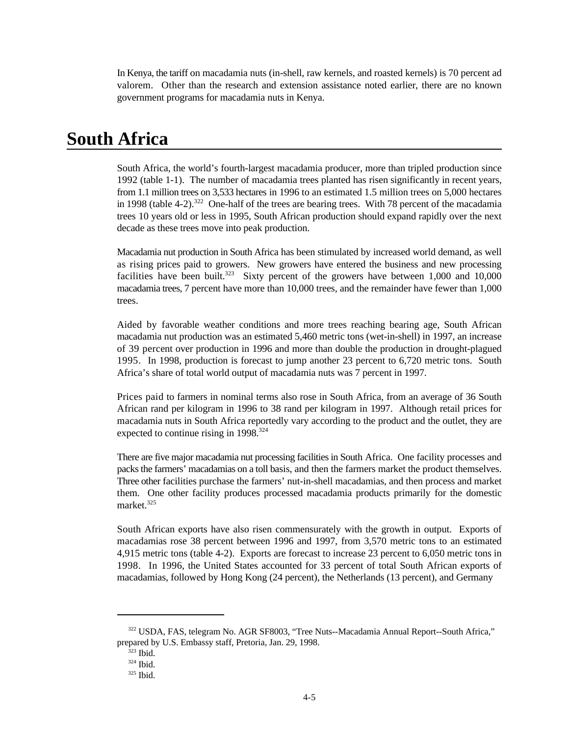In Kenya, the tariff on macadamia nuts (in-shell, raw kernels, and roasted kernels) is 70 percent ad valorem. Other than the research and extension assistance noted earlier, there are no known government programs for macadamia nuts in Kenya.

# South Africa

South Africa, the world's fourth-largest macadamia producer, more than tripled production since 1992 (table 1-1). The number of macadamia trees planted has risen significantly in recent years, from 1.1 million trees on 3,533 hectares in 1996 to an estimated 1.5 million trees on 5,000 hectares in 1998 (table 4-2).[322] One-half of the trees are bearing trees. With 78 percent of the macadamia trees 10 years old or less in 1995, South African production should expand rapidly over the next decade as these trees move into peak production.

Macadamia nut production in South Africa has been stimulated by increased world demand, as well as rising prices paid to growers. New growers have entered the business and new processing facilities have been built.[323] Sixty percent of the growers have between 1,000 and 10,000 macadamia trees, 7 percent have more than 10,000 trees, and the remainder have fewer than 1,000 trees.

Aided by favorable weather conditions and more trees reaching bearing age, South African macadamia nut production was an estimated 5,460 metric tons (wet-in-shell) in 1997, an increase of 39 percent over production in 1996 and more than double the production in drought-plagued 1995. In 1998, production is forecast to jump another 23 percent to 6,720 metric tons. South Africa's share of total world output of macadamia nuts was 7 percent in 1997.

Prices paid to farmers in nominal terms also rose in South Africa, from an average of 36 South African rand per kilogram in 1996 to 38 rand per kilogram in 1997. Although retail prices for macadamia nuts in South Africa reportedly vary according to the product and the outlet, they are expected to continue rising in 1998.[324]

There are five major macadamia nut processing facilities in South Africa. One facility processes and packs the farmers' macadamias on a toll basis, and then the farmers market the product themselves. Three other facilities purchase the farmers' nut-in-shell macadamias, and then process and market them. One other facility produces processed macadamia products primarily for the domestic market.[325]

South African exports have also risen commensurately with the growth in output. Exports of macadamias rose 38 percent between 1996 and 1997, from 3,570 metric tons to an estimated 4,915 metric tons (table 4-2). Exports are forecast to increase 23 percent to 6,050 metric tons in 1998. In 1996, the United States accounted for 33 percent of total South African exports of macadamias, followed by Hong Kong (24 percent), the Netherlands (13 percent), and Germany

---

[322] USDA, FAS, telegram No. AGR SF8003, "Tree Nuts--Macadamia Annual Report--South Africa," prepared by U.S. Embassy staff, Pretoria, Jan. 29, 1998.

[323] Ibid.

[324] Ibid.

[325] Ibid.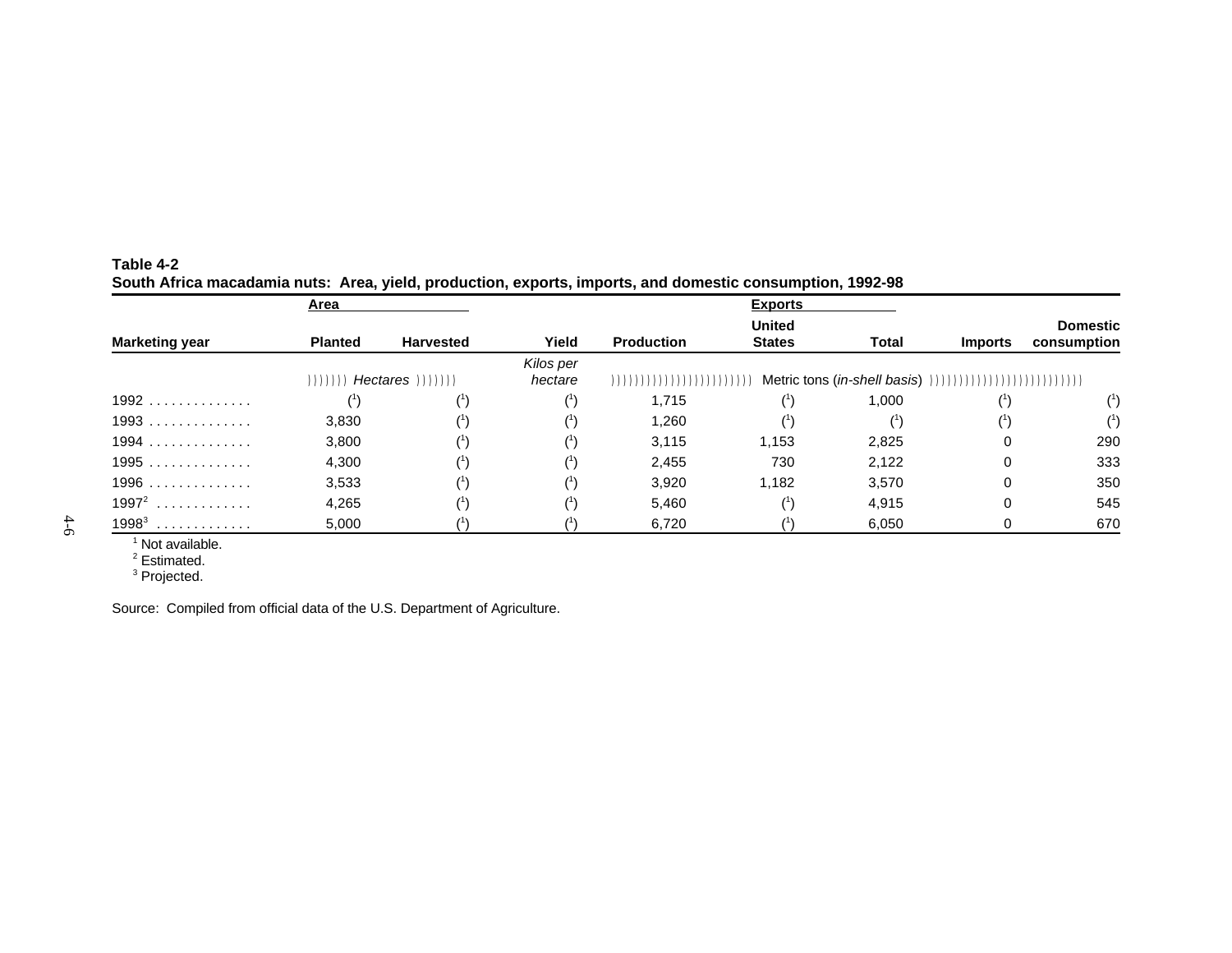**Table 4-2**
**South Africa macadamia nuts: Area, yield, production, exports, imports, and domestic consumption, 1992-98**

| Marketing year | Area | | | | Exports | | | |
|---|---|---|---|---|---|---|---|---|
| | Planted | Harvested | Yield | Production | United States | Total | Imports | Domestic consumption |
| | *Hectares* | | *Kilos per hectare* | Metric tons (*in-shell basis*) | | | | |
| 1992 | ([1]) | ([1]) | ([1]) | 1,715 | ([1]) | 1,000 | ([1]) | ([1]) |
| 1993 | 3,830 | ([1]) | ([1]) | 1,260 | ([1]) | ([1]) | ([1]) | ([1]) |
| 1994 | 3,800 | ([1]) | ([1]) | 3,115 | 1,153 | 2,825 | 0 | 290 |
| 1995 | 4,300 | ([1]) | ([1]) | 2,455 | 730 | 2,122 | 0 | 333 |
| 1996 | 3,533 | ([1]) | ([1]) | 3,920 | 1,182 | 3,570 | 0 | 350 |
| 1997[2] | 4,265 | ([1]) | ([1]) | 5,460 | ([1]) | 4,915 | 0 | 545 |
| 1998[3] | 5,000 | ([1]) | ([1]) | 6,720 | ([1]) | 6,050 | 0 | 670 |

[1] Not available.
[2] Estimated.
[3] Projected.

Source: Compiled from official data of the U.S. Department of Agriculture.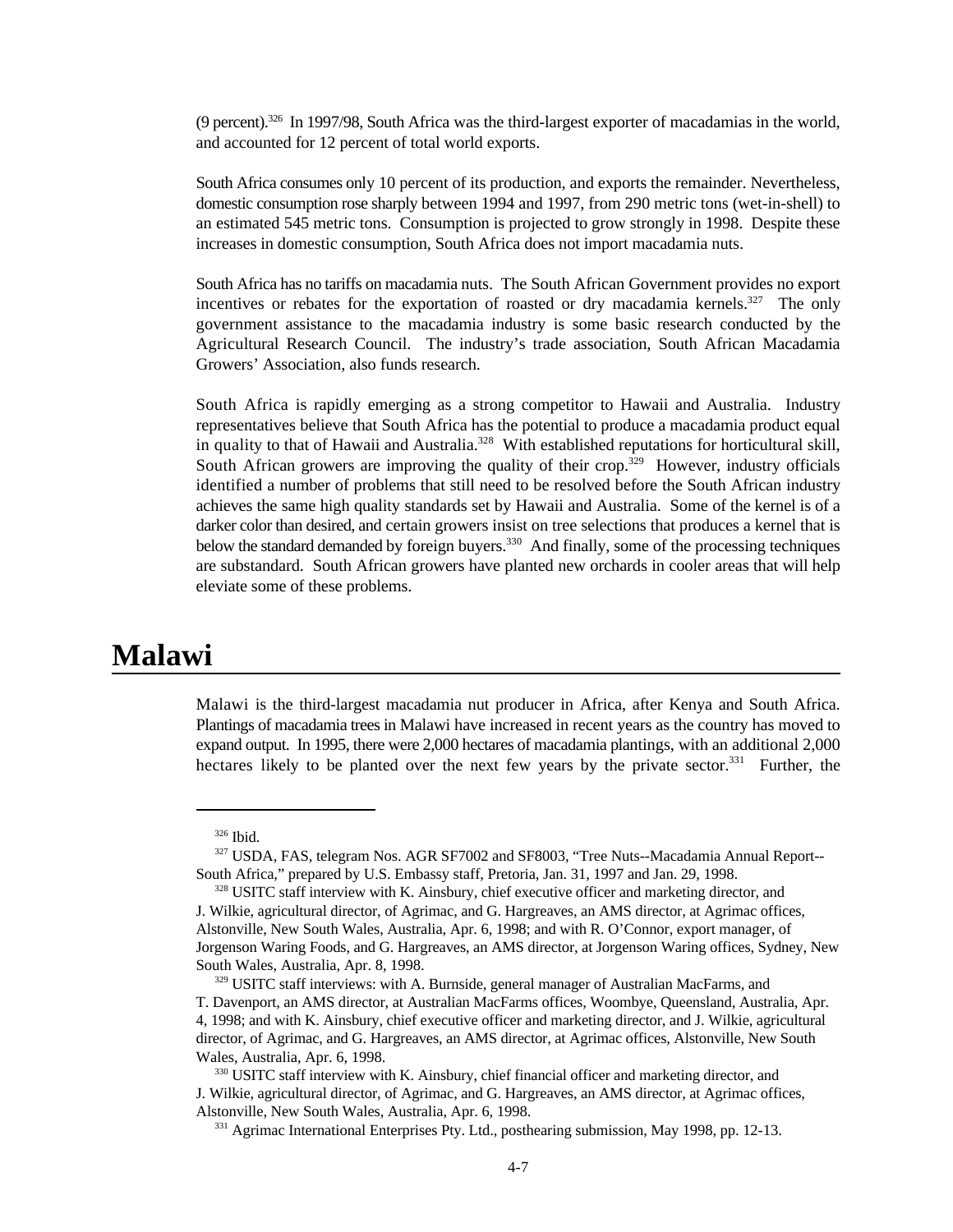(9 percent).[326] In 1997/98, South Africa was the third-largest exporter of macadamias in the world, and accounted for 12 percent of total world exports.

South Africa consumes only 10 percent of its production, and exports the remainder. Nevertheless, domestic consumption rose sharply between 1994 and 1997, from 290 metric tons (wet-in-shell) to an estimated 545 metric tons. Consumption is projected to grow strongly in 1998. Despite these increases in domestic consumption, South Africa does not import macadamia nuts.

South Africa has no tariffs on macadamia nuts. The South African Government provides no export incentives or rebates for the exportation of roasted or dry macadamia kernels.[327] The only government assistance to the macadamia industry is some basic research conducted by the Agricultural Research Council. The industry's trade association, South African Macadamia Growers' Association, also funds research.

South Africa is rapidly emerging as a strong competitor to Hawaii and Australia. Industry representatives believe that South Africa has the potential to produce a macadamia product equal in quality to that of Hawaii and Australia.[328] With established reputations for horticultural skill, South African growers are improving the quality of their crop.[329] However, industry officials identified a number of problems that still need to be resolved before the South African industry achieves the same high quality standards set by Hawaii and Australia. Some of the kernel is of a darker color than desired, and certain growers insist on tree selections that produces a kernel that is below the standard demanded by foreign buyers.[330] And finally, some of the processing techniques are substandard. South African growers have planted new orchards in cooler areas that will help eleviate some of these problems.

# Malawi

Malawi is the third-largest macadamia nut producer in Africa, after Kenya and South Africa. Plantings of macadamia trees in Malawi have increased in recent years as the country has moved to expand output. In 1995, there were 2,000 hectares of macadamia plantings, with an additional 2,000 hectares likely to be planted over the next few years by the private sector.[331] Further, the

---

[326] Ibid.

[327] USDA, FAS, telegram Nos. AGR SF7002 and SF8003, "Tree Nuts--Macadamia Annual Report--South Africa," prepared by U.S. Embassy staff, Pretoria, Jan. 31, 1997 and Jan. 29, 1998.

[328] USITC staff interview with K. Ainsbury, chief executive officer and marketing director, and J. Wilkie, agricultural director, of Agrimac, and G. Hargreaves, an AMS director, at Agrimac offices, Alstonville, New South Wales, Australia, Apr. 6, 1998; and with R. O'Connor, export manager, of Jorgenson Waring Foods, and G. Hargreaves, an AMS director, at Jorgenson Waring offices, Sydney, New South Wales, Australia, Apr. 8, 1998.

[329] USITC staff interviews: with A. Burnside, general manager of Australian MacFarms, and T. Davenport, an AMS director, at Australian MacFarms offices, Woombye, Queensland, Australia, Apr. 4, 1998; and with K. Ainsbury, chief executive officer and marketing director, and J. Wilkie, agricultural director, of Agrimac, and G. Hargreaves, an AMS director, at Agrimac offices, Alstonville, New South Wales, Australia, Apr. 6, 1998.

[330] USITC staff interview with K. Ainsbury, chief financial officer and marketing director, and J. Wilkie, agricultural director, of Agrimac, and G. Hargreaves, an AMS director, at Agrimac offices, Alstonville, New South Wales, Australia, Apr. 6, 1998.

[331] Agrimac International Enterprises Pty. Ltd., posthearing submission, May 1998, pp. 12-13.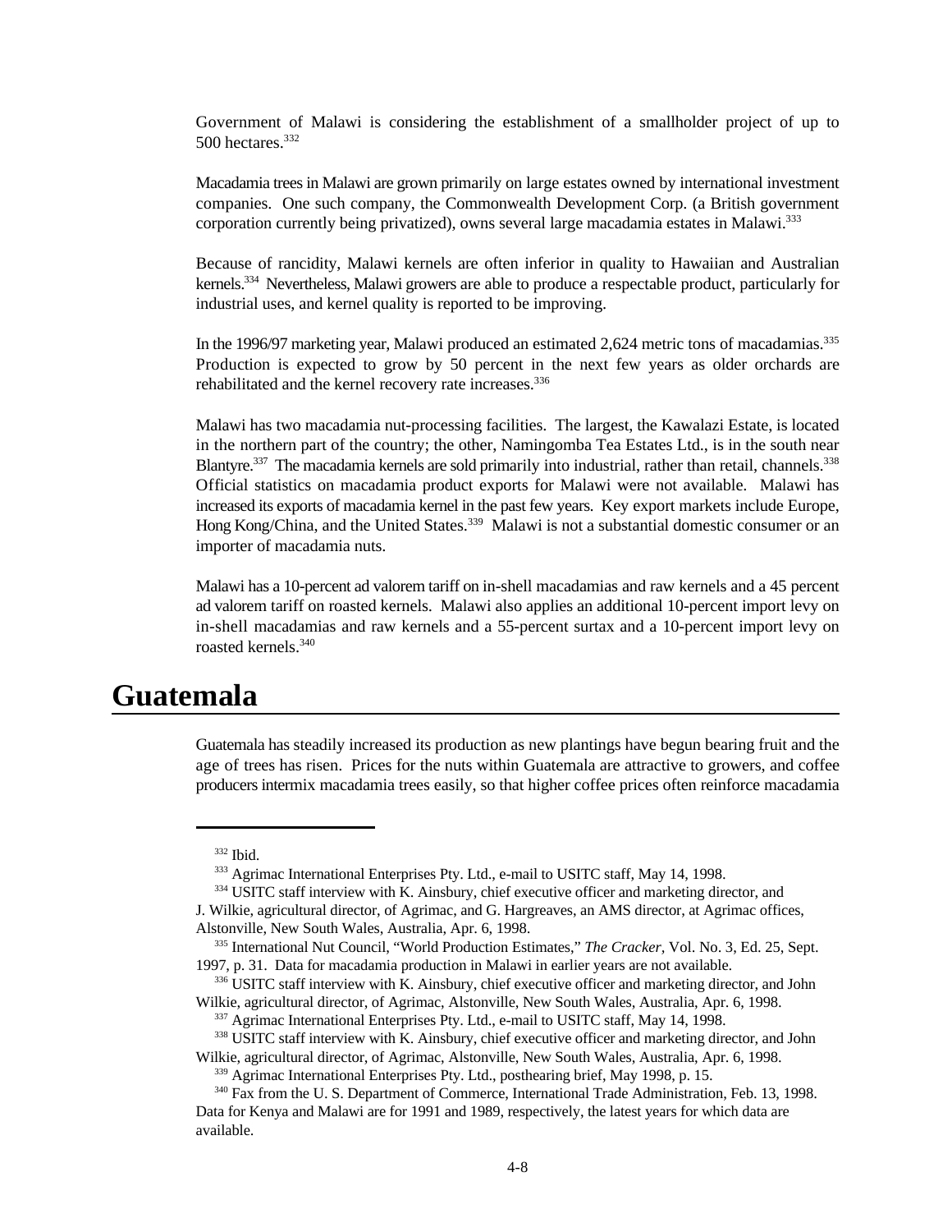Government of Malawi is considering the establishment of a smallholder project of up to 500 hectares.[332]

Macadamia trees in Malawi are grown primarily on large estates owned by international investment companies. One such company, the Commonwealth Development Corp. (a British government corporation currently being privatized), owns several large macadamia estates in Malawi.[333]

Because of rancidity, Malawi kernels are often inferior in quality to Hawaiian and Australian kernels.[334] Nevertheless, Malawi growers are able to produce a respectable product, particularly for industrial uses, and kernel quality is reported to be improving.

In the 1996/97 marketing year, Malawi produced an estimated 2,624 metric tons of macadamias.[335] Production is expected to grow by 50 percent in the next few years as older orchards are rehabilitated and the kernel recovery rate increases.[336]

Malawi has two macadamia nut-processing facilities. The largest, the Kawalazi Estate, is located in the northern part of the country; the other, Namingomba Tea Estates Ltd., is in the south near Blantyre.[337] The macadamia kernels are sold primarily into industrial, rather than retail, channels.[338] Official statistics on macadamia product exports for Malawi were not available. Malawi has increased its exports of macadamia kernel in the past few years. Key export markets include Europe, Hong Kong/China, and the United States.[339] Malawi is not a substantial domestic consumer or an importer of macadamia nuts.

Malawi has a 10-percent ad valorem tariff on in-shell macadamias and raw kernels and a 45 percent ad valorem tariff on roasted kernels. Malawi also applies an additional 10-percent import levy on in-shell macadamias and raw kernels and a 55-percent surtax and a 10-percent import levy on roasted kernels.[340]

# Guatemala

Guatemala has steadily increased its production as new plantings have begun bearing fruit and the age of trees has risen. Prices for the nuts within Guatemala are attractive to growers, and coffee producers intermix macadamia trees easily, so that higher coffee prices often reinforce macadamia

---

[332] Ibid.

[333] Agrimac International Enterprises Pty. Ltd., e-mail to USITC staff, May 14, 1998.

[334] USITC staff interview with K. Ainsbury, chief executive officer and marketing director, and J. Wilkie, agricultural director, of Agrimac, and G. Hargreaves, an AMS director, at Agrimac offices, Alstonville, New South Wales, Australia, Apr. 6, 1998.

[335] International Nut Council, "World Production Estimates," *The Cracker*, Vol. No. 3, Ed. 25, Sept. 1997, p. 31. Data for macadamia production in Malawi in earlier years are not available.

[336] USITC staff interview with K. Ainsbury, chief executive officer and marketing director, and John Wilkie, agricultural director, of Agrimac, Alstonville, New South Wales, Australia, Apr. 6, 1998.

[337] Agrimac International Enterprises Pty. Ltd., e-mail to USITC staff, May 14, 1998.

[338] USITC staff interview with K. Ainsbury, chief executive officer and marketing director, and John Wilkie, agricultural director, of Agrimac, Alstonville, New South Wales, Australia, Apr. 6, 1998.

[339] Agrimac International Enterprises Pty. Ltd., posthearing brief, May 1998, p. 15.

[340] Fax from the U. S. Department of Commerce, International Trade Administration, Feb. 13, 1998. Data for Kenya and Malawi are for 1991 and 1989, respectively, the latest years for which data are available.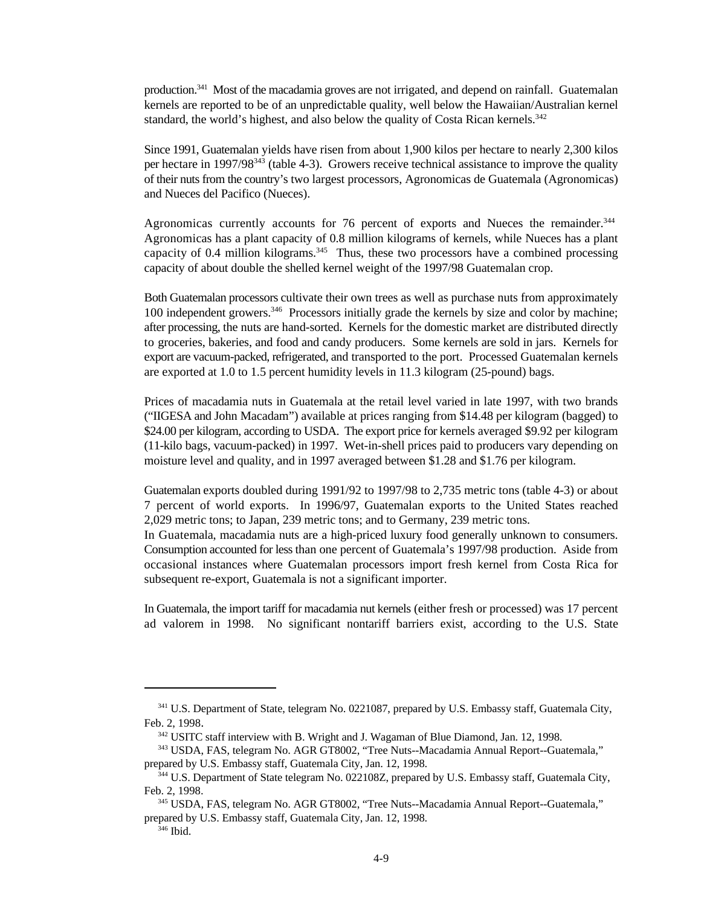production.[341] Most of the macadamia groves are not irrigated, and depend on rainfall. Guatemalan kernels are reported to be of an unpredictable quality, well below the Hawaiian/Australian kernel standard, the world's highest, and also below the quality of Costa Rican kernels.[342]

Since 1991, Guatemalan yields have risen from about 1,900 kilos per hectare to nearly 2,300 kilos per hectare in 1997/98[343] (table 4-3). Growers receive technical assistance to improve the quality of their nuts from the country's two largest processors, Agronomicas de Guatemala (Agronomicas) and Nueces del Pacifico (Nueces).

Agronomicas currently accounts for 76 percent of exports and Nueces the remainder.[344] Agronomicas has a plant capacity of 0.8 million kilograms of kernels, while Nueces has a plant capacity of 0.4 million kilograms.[345] Thus, these two processors have a combined processing capacity of about double the shelled kernel weight of the 1997/98 Guatemalan crop.

Both Guatemalan processors cultivate their own trees as well as purchase nuts from approximately 100 independent growers.[346] Processors initially grade the kernels by size and color by machine; after processing, the nuts are hand-sorted. Kernels for the domestic market are distributed directly to groceries, bakeries, and food and candy producers. Some kernels are sold in jars. Kernels for export are vacuum-packed, refrigerated, and transported to the port. Processed Guatemalan kernels are exported at 1.0 to 1.5 percent humidity levels in 11.3 kilogram (25-pound) bags.

Prices of macadamia nuts in Guatemala at the retail level varied in late 1997, with two brands ("IIGESA and John Macadam") available at prices ranging from $14.48 per kilogram (bagged) to $24.00 per kilogram, according to USDA. The export price for kernels averaged $9.92 per kilogram (11-kilo bags, vacuum-packed) in 1997. Wet-in-shell prices paid to producers vary depending on moisture level and quality, and in 1997 averaged between $1.28 and $1.76 per kilogram.

Guatemalan exports doubled during 1991/92 to 1997/98 to 2,735 metric tons (table 4-3) or about 7 percent of world exports. In 1996/97, Guatemalan exports to the United States reached 2,029 metric tons; to Japan, 239 metric tons; and to Germany, 239 metric tons.

In Guatemala, macadamia nuts are a high-priced luxury food generally unknown to consumers. Consumption accounted for less than one percent of Guatemala's 1997/98 production. Aside from occasional instances where Guatemalan processors import fresh kernel from Costa Rica for subsequent re-export, Guatemala is not a significant importer.

In Guatemala, the import tariff for macadamia nut kernels (either fresh or processed) was 17 percent ad valorem in 1998. No significant nontariff barriers exist, according to the U.S. State

---

[341] U.S. Department of State, telegram No. 0221087, prepared by U.S. Embassy staff, Guatemala City, Feb. 2, 1998.

[342] USITC staff interview with B. Wright and J. Wagaman of Blue Diamond, Jan. 12, 1998.

[343] USDA, FAS, telegram No. AGR GT8002, "Tree Nuts--Macadamia Annual Report--Guatemala," prepared by U.S. Embassy staff, Guatemala City, Jan. 12, 1998.

[344] U.S. Department of State telegram No. 022108Z, prepared by U.S. Embassy staff, Guatemala City, Feb. 2, 1998.

[345] USDA, FAS, telegram No. AGR GT8002, "Tree Nuts--Macadamia Annual Report--Guatemala," prepared by U.S. Embassy staff, Guatemala City, Jan. 12, 1998.

[346] Ibid.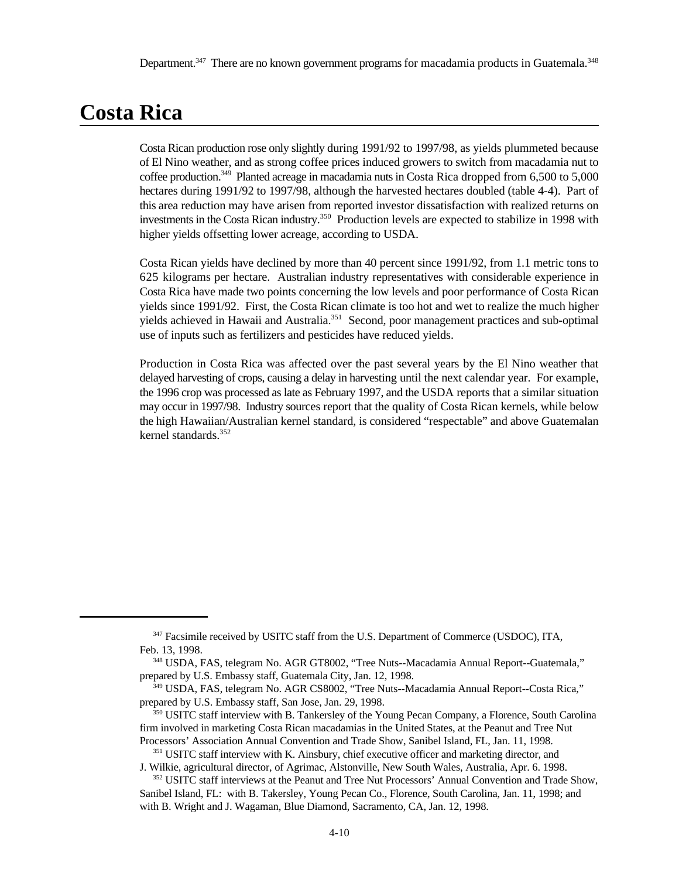Department.[347] There are no known government programs for macadamia products in Guatemala.[348]

# Costa Rica

Costa Rican production rose only slightly during 1991/92 to 1997/98, as yields plummeted because of El Nino weather, and as strong coffee prices induced growers to switch from macadamia nut to coffee production.[349] Planted acreage in macadamia nuts in Costa Rica dropped from 6,500 to 5,000 hectares during 1991/92 to 1997/98, although the harvested hectares doubled (table 4-4). Part of this area reduction may have arisen from reported investor dissatisfaction with realized returns on investments in the Costa Rican industry.[350] Production levels are expected to stabilize in 1998 with higher yields offsetting lower acreage, according to USDA.

Costa Rican yields have declined by more than 40 percent since 1991/92, from 1.1 metric tons to 625 kilograms per hectare. Australian industry representatives with considerable experience in Costa Rica have made two points concerning the low levels and poor performance of Costa Rican yields since 1991/92. First, the Costa Rican climate is too hot and wet to realize the much higher yields achieved in Hawaii and Australia.[351] Second, poor management practices and sub-optimal use of inputs such as fertilizers and pesticides have reduced yields.

Production in Costa Rica was affected over the past several years by the El Nino weather that delayed harvesting of crops, causing a delay in harvesting until the next calendar year. For example, the 1996 crop was processed as late as February 1997, and the USDA reports that a similar situation may occur in 1997/98. Industry sources report that the quality of Costa Rican kernels, while below the high Hawaiian/Australian kernel standard, is considered "respectable" and above Guatemalan kernel standards.[352]

---

[347] Facsimile received by USITC staff from the U.S. Department of Commerce (USDOC), ITA, Feb. 13, 1998.

[348] USDA, FAS, telegram No. AGR GT8002, "Tree Nuts--Macadamia Annual Report--Guatemala," prepared by U.S. Embassy staff, Guatemala City, Jan. 12, 1998.

[349] USDA, FAS, telegram No. AGR CS8002, "Tree Nuts--Macadamia Annual Report--Costa Rica," prepared by U.S. Embassy staff, San Jose, Jan. 29, 1998.

[350] USITC staff interview with B. Tankersley of the Young Pecan Company, a Florence, South Carolina firm involved in marketing Costa Rican macadamias in the United States, at the Peanut and Tree Nut Processors' Association Annual Convention and Trade Show, Sanibel Island, FL, Jan. 11, 1998.

[351] USITC staff interview with K. Ainsbury, chief executive officer and marketing director, and J. Wilkie, agricultural director, of Agrimac, Alstonville, New South Wales, Australia, Apr. 6. 1998.

[352] USITC staff interviews at the Peanut and Tree Nut Processors' Annual Convention and Trade Show, Sanibel Island, FL: with B. Takersley, Young Pecan Co., Florence, South Carolina, Jan. 11, 1998; and with B. Wright and J. Wagaman, Blue Diamond, Sacramento, CA, Jan. 12, 1998.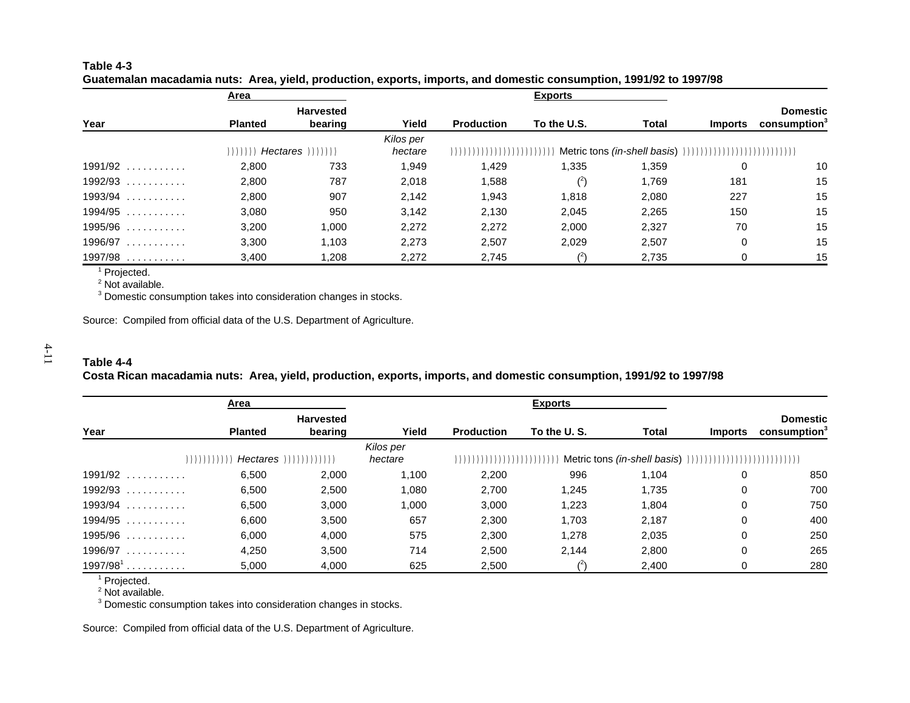**Table 4-3**
**Guatemalan macadamia nuts: Area, yield, production, exports, imports, and domestic consumption, 1991/92 to 1997/98**

| | Area | | | | Exports | | | |
|---|---|---|---|---|---|---|---|---|
| Year | Planted | Harvested bearing | Yield | Production | To the U.S. | Total | Imports | Domestic consumption[3] |
| | *Hectares* | | *Kilos per hectare* | Metric tons *(in-shell basis)* | | | | |
| 1991/92 | 2,800 | 733 | 1,949 | 1,429 | 1,335 | 1,359 | 0 | 10 |
| 1992/93 | 2,800 | 787 | 2,018 | 1,588 | ([2]) | 1,769 | 181 | 15 |
| 1993/94 | 2,800 | 907 | 2,142 | 1,943 | 1,818 | 2,080 | 227 | 15 |
| 1994/95 | 3,080 | 950 | 3,142 | 2,130 | 2,045 | 2,265 | 150 | 15 |
| 1995/96 | 3,200 | 1,000 | 2,272 | 2,272 | 2,000 | 2,327 | 70 | 15 |
| 1996/97 | 3,300 | 1,103 | 2,273 | 2,507 | 2,029 | 2,507 | 0 | 15 |
| 1997/98 | 3,400 | 1,208 | 2,272 | 2,745 | ([2]) | 2,735 | 0 | 15 |

[1] Projected.
[2] Not available.
[3] Domestic consumption takes into consideration changes in stocks.

Source: Compiled from official data of the U.S. Department of Agriculture.

**Table 4-4**
**Costa Rican macadamia nuts: Area, yield, production, exports, imports, and domestic consumption, 1991/92 to 1997/98**

| | Area | | | | Exports | | | |
|---|---|---|---|---|---|---|---|---|
| Year | Planted | Harvested bearing | Yield | Production | To the U. S. | Total | Imports | Domestic consumption[3] |
| | *Hectares* | | *Kilos per hectare* | Metric tons *(in-shell basis)* | | | | |
| 1991/92 | 6,500 | 2,000 | 1,100 | 2,200 | 996 | 1,104 | 0 | 850 |
| 1992/93 | 6,500 | 2,500 | 1,080 | 2,700 | 1,245 | 1,735 | 0 | 700 |
| 1993/94 | 6,500 | 3,000 | 1,000 | 3,000 | 1,223 | 1,804 | 0 | 750 |
| 1994/95 | 6,600 | 3,500 | 657 | 2,300 | 1,703 | 2,187 | 0 | 400 |
| 1995/96 | 6,000 | 4,000 | 575 | 2,300 | 1,278 | 2,035 | 0 | 250 |
| 1996/97 | 4,250 | 3,500 | 714 | 2,500 | 2,144 | 2,800 | 0 | 265 |
| 1997/98[1] | 5,000 | 4,000 | 625 | 2,500 | ([2]) | 2,400 | 0 | 280 |

[1] Projected.
[2] Not available.
[3] Domestic consumption takes into consideration changes in stocks.

Source: Compiled from official data of the U.S. Department of Agriculture.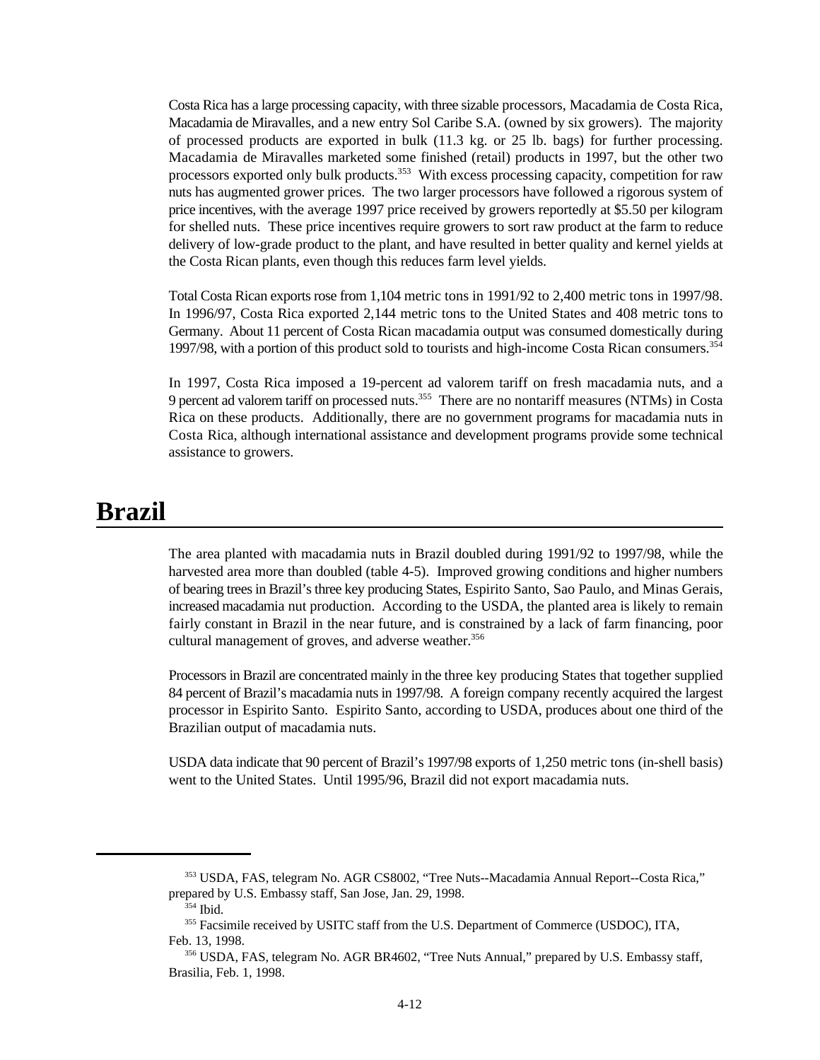Costa Rica has a large processing capacity, with three sizable processors, Macadamia de Costa Rica, Macadamia de Miravalles, and a new entry Sol Caribe S.A. (owned by six growers). The majority of processed products are exported in bulk (11.3 kg. or 25 lb. bags) for further processing. Macadamia de Miravalles marketed some finished (retail) products in 1997, but the other two processors exported only bulk products.[353] With excess processing capacity, competition for raw nuts has augmented grower prices. The two larger processors have followed a rigorous system of price incentives, with the average 1997 price received by growers reportedly at $5.50 per kilogram for shelled nuts. These price incentives require growers to sort raw product at the farm to reduce delivery of low-grade product to the plant, and have resulted in better quality and kernel yields at the Costa Rican plants, even though this reduces farm level yields.

Total Costa Rican exports rose from 1,104 metric tons in 1991/92 to 2,400 metric tons in 1997/98. In 1996/97, Costa Rica exported 2,144 metric tons to the United States and 408 metric tons to Germany. About 11 percent of Costa Rican macadamia output was consumed domestically during 1997/98, with a portion of this product sold to tourists and high-income Costa Rican consumers.[354]

In 1997, Costa Rica imposed a 19-percent ad valorem tariff on fresh macadamia nuts, and a 9 percent ad valorem tariff on processed nuts.[355] There are no nontariff measures (NTMs) in Costa Rica on these products. Additionally, there are no government programs for macadamia nuts in Costa Rica, although international assistance and development programs provide some technical assistance to growers.

# Brazil

The area planted with macadamia nuts in Brazil doubled during 1991/92 to 1997/98, while the harvested area more than doubled (table 4-5). Improved growing conditions and higher numbers of bearing trees in Brazil's three key producing States, Espirito Santo, Sao Paulo, and Minas Gerais, increased macadamia nut production. According to the USDA, the planted area is likely to remain fairly constant in Brazil in the near future, and is constrained by a lack of farm financing, poor cultural management of groves, and adverse weather.[356]

Processors in Brazil are concentrated mainly in the three key producing States that together supplied 84 percent of Brazil's macadamia nuts in 1997/98. A foreign company recently acquired the largest processor in Espirito Santo. Espirito Santo, according to USDA, produces about one third of the Brazilian output of macadamia nuts.

USDA data indicate that 90 percent of Brazil's 1997/98 exports of 1,250 metric tons (in-shell basis) went to the United States. Until 1995/96, Brazil did not export macadamia nuts.

---

[353] USDA, FAS, telegram No. AGR CS8002, "Tree Nuts--Macadamia Annual Report--Costa Rica," prepared by U.S. Embassy staff, San Jose, Jan. 29, 1998.

[354] Ibid.

[355] Facsimile received by USITC staff from the U.S. Department of Commerce (USDOC), ITA, Feb. 13, 1998.

[356] USDA, FAS, telegram No. AGR BR4602, "Tree Nuts Annual," prepared by U.S. Embassy staff, Brasilia, Feb. 1, 1998.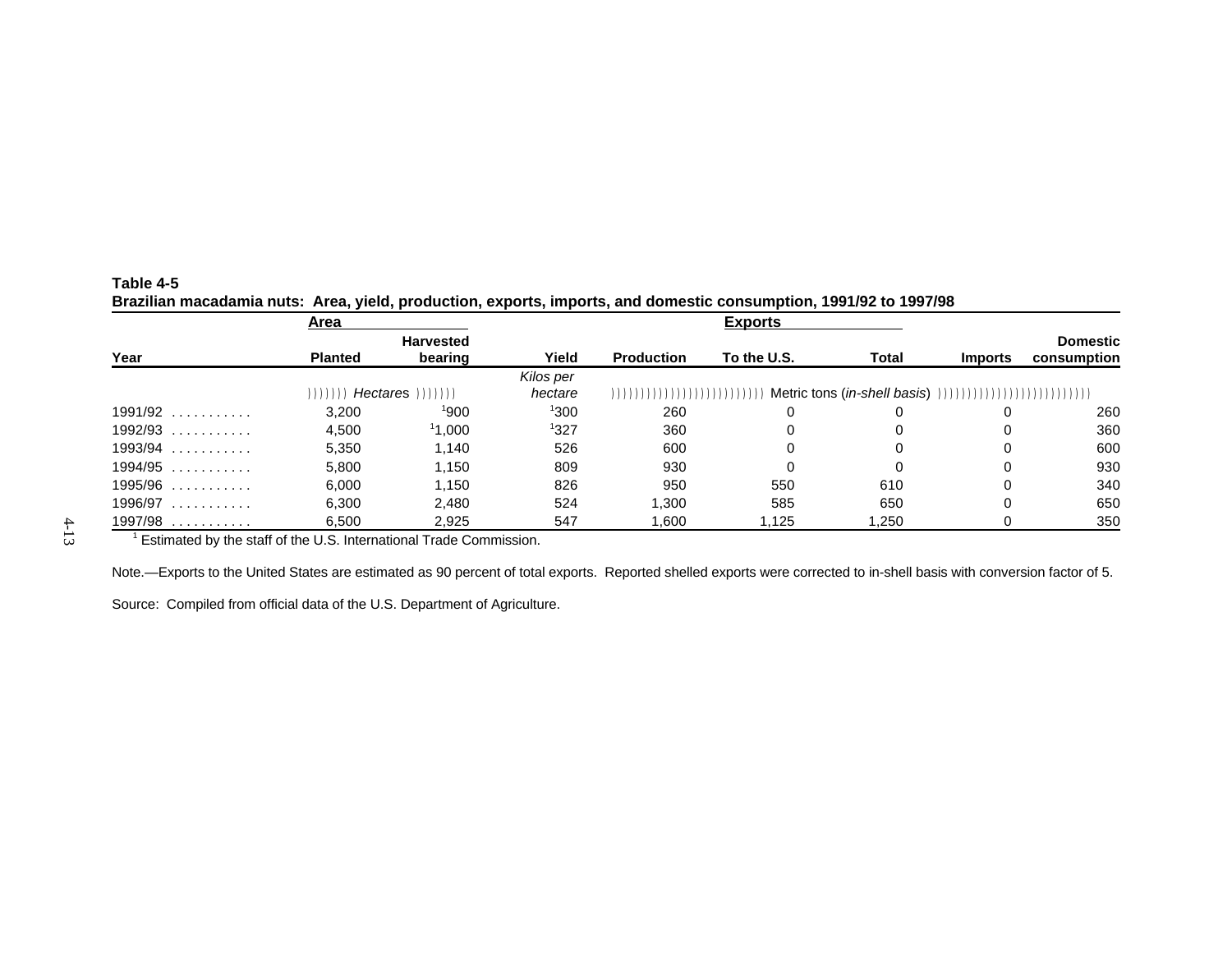**Table 4-5**
**Brazilian macadamia nuts: Area, yield, production, exports, imports, and domestic consumption, 1991/92 to 1997/98**

| Year | Area | | Yield | Production | Exports | | Imports | Domestic consumption |
|---|---|---|---|---|---|---|---|---|
| | Planted | Harvested bearing | | | To the U.S. | Total | | |
| | *Hectares* | | *Kilos per hectare* | Metric tons (*in-shell basis*) | | | | |
| 1991/92 | 3,200 | [1]900 | [1]300 | 260 | 0 | 0 | 0 | 260 |
| 1992/93 | 4,500 | [1]1,000 | [1]327 | 360 | 0 | 0 | 0 | 360 |
| 1993/94 | 5,350 | 1,140 | 526 | 600 | 0 | 0 | 0 | 600 |
| 1994/95 | 5,800 | 1,150 | 809 | 930 | 0 | 0 | 0 | 930 |
| 1995/96 | 6,000 | 1,150 | 826 | 950 | 550 | 610 | 0 | 340 |
| 1996/97 | 6,300 | 2,480 | 524 | 1,300 | 585 | 650 | 0 | 650 |
| 1997/98 | 6,500 | 2,925 | 547 | 1,600 | 1,125 | 1,250 | 0 | 350 |

[1] Estimated by the staff of the U.S. International Trade Commission.

Note.—Exports to the United States are estimated as 90 percent of total exports. Reported shelled exports were corrected to in-shell basis with conversion factor of 5.

Source: Compiled from official data of the U.S. Department of Agriculture.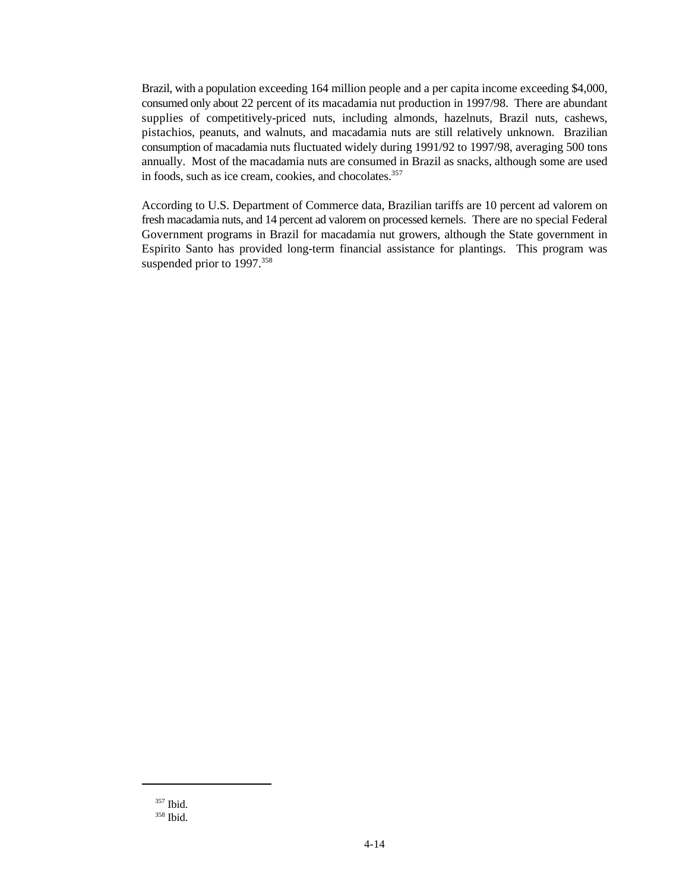Brazil, with a population exceeding 164 million people and a per capita income exceeding $4,000, consumed only about 22 percent of its macadamia nut production in 1997/98. There are abundant supplies of competitively-priced nuts, including almonds, hazelnuts, Brazil nuts, cashews, pistachios, peanuts, and walnuts, and macadamia nuts are still relatively unknown. Brazilian consumption of macadamia nuts fluctuated widely during 1991/92 to 1997/98, averaging 500 tons annually. Most of the macadamia nuts are consumed in Brazil as snacks, although some are used in foods, such as ice cream, cookies, and chocolates.[357]

According to U.S. Department of Commerce data, Brazilian tariffs are 10 percent ad valorem on fresh macadamia nuts, and 14 percent ad valorem on processed kernels. There are no special Federal Government programs in Brazil for macadamia nut growers, although the State government in Espirito Santo has provided long-term financial assistance for plantings. This program was suspended prior to 1997.[358]

---

[357] Ibid.

[358] Ibid.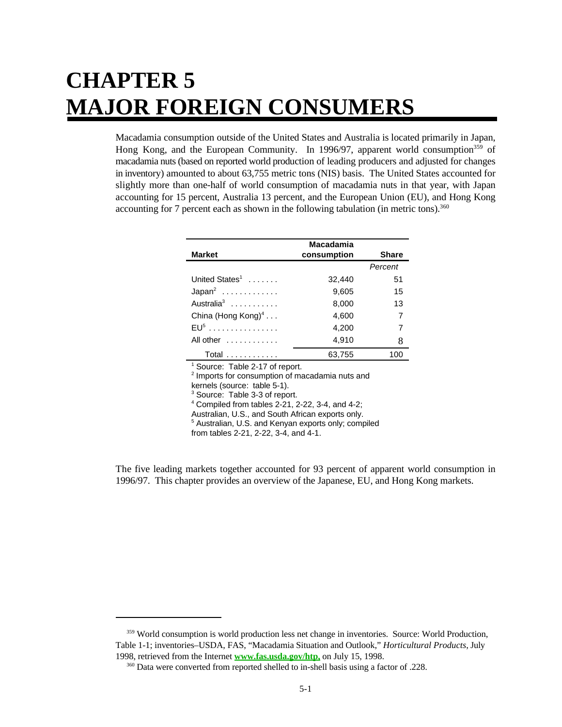# CHAPTER 5
# MAJOR FOREIGN CONSUMERS

Macadamia consumption outside of the United States and Australia is located primarily in Japan, Hong Kong, and the European Community. In 1996/97, apparent world consumption[359] of macadamia nuts (based on reported world production of leading producers and adjusted for changes in inventory) amounted to about 63,755 metric tons (NIS) basis. The United States accounted for slightly more than one-half of world consumption of macadamia nuts in that year, with Japan accounting for 15 percent, Australia 13 percent, and the European Union (EU), and Hong Kong accounting for 7 percent each as shown in the following tabulation (in metric tons).[360]

| Market | Macadamia consumption | Share |
|---|---|---|
| | | *Percent* |
| United States[1] | 32,440 | 51 |
| Japan[2] | 9,605 | 15 |
| Australia[3] | 8,000 | 13 |
| China (Hong Kong)[4] | 4,600 | 7 |
| EU[5] | 4,200 | 7 |
| All other | 4,910 | 8 |
| Total | 63,755 | 100 |

[1] Source: Table 2-17 of report.
[2] Imports for consumption of macadamia nuts and kernels (source: table 5-1).
[3] Source: Table 3-3 of report.
[4] Compiled from tables 2-21, 2-22, 3-4, and 4-2; Australian, U.S., and South African exports only.
[5] Australian, U.S. and Kenyan exports only; compiled from tables 2-21, 2-22, 3-4, and 4-1.

The five leading markets together accounted for 93 percent of apparent world consumption in 1996/97. This chapter provides an overview of the Japanese, EU, and Hong Kong markets.

---

[359] World consumption is world production less net change in inventories. Source: World Production, Table 1-1; inventories–USDA, FAS, "Macadamia Situation and Outlook," *Horticultural Products*, July 1998, retrieved from the Internet **www.fas.usda.gov/htp,** on July 15, 1998.

[360] Data were converted from reported shelled to in-shell basis using a factor of .228.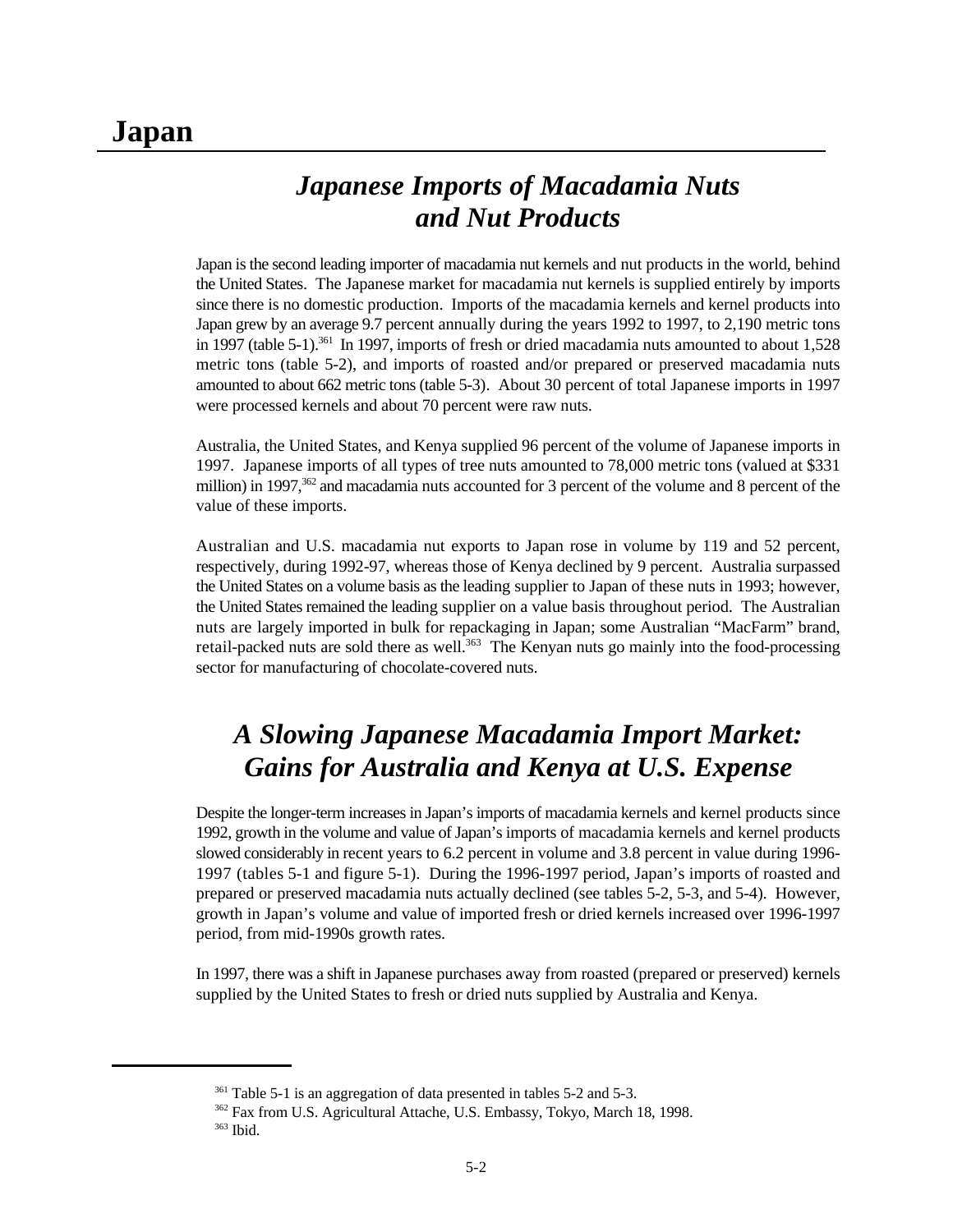# Japan

## *Japanese Imports of Macadamia Nuts and Nut Products*

Japan is the second leading importer of macadamia nut kernels and nut products in the world, behind the United States. The Japanese market for macadamia nut kernels is supplied entirely by imports since there is no domestic production. Imports of the macadamia kernels and kernel products into Japan grew by an average 9.7 percent annually during the years 1992 to 1997, to 2,190 metric tons in 1997 (table 5-1).[361] In 1997, imports of fresh or dried macadamia nuts amounted to about 1,528 metric tons (table 5-2), and imports of roasted and/or prepared or preserved macadamia nuts amounted to about 662 metric tons (table 5-3). About 30 percent of total Japanese imports in 1997 were processed kernels and about 70 percent were raw nuts.

Australia, the United States, and Kenya supplied 96 percent of the volume of Japanese imports in 1997. Japanese imports of all types of tree nuts amounted to 78,000 metric tons (valued at $331 million) in 1997,[362] and macadamia nuts accounted for 3 percent of the volume and 8 percent of the value of these imports.

Australian and U.S. macadamia nut exports to Japan rose in volume by 119 and 52 percent, respectively, during 1992-97, whereas those of Kenya declined by 9 percent. Australia surpassed the United States on a volume basis as the leading supplier to Japan of these nuts in 1993; however, the United States remained the leading supplier on a value basis throughout period. The Australian nuts are largely imported in bulk for repackaging in Japan; some Australian "MacFarm" brand, retail-packed nuts are sold there as well.[363] The Kenyan nuts go mainly into the food-processing sector for manufacturing of chocolate-covered nuts.

## *A Slowing Japanese Macadamia Import Market: Gains for Australia and Kenya at U.S. Expense*

Despite the longer-term increases in Japan's imports of macadamia kernels and kernel products since 1992, growth in the volume and value of Japan's imports of macadamia kernels and kernel products slowed considerably in recent years to 6.2 percent in volume and 3.8 percent in value during 1996-1997 (tables 5-1 and figure 5-1). During the 1996-1997 period, Japan's imports of roasted and prepared or preserved macadamia nuts actually declined (see tables 5-2, 5-3, and 5-4). However, growth in Japan's volume and value of imported fresh or dried kernels increased over 1996-1997 period, from mid-1990s growth rates.

In 1997, there was a shift in Japanese purchases away from roasted (prepared or preserved) kernels supplied by the United States to fresh or dried nuts supplied by Australia and Kenya.

---

[361] Table 5-1 is an aggregation of data presented in tables 5-2 and 5-3.

[362] Fax from U.S. Agricultural Attache, U.S. Embassy, Tokyo, March 18, 1998.

[363] Ibid.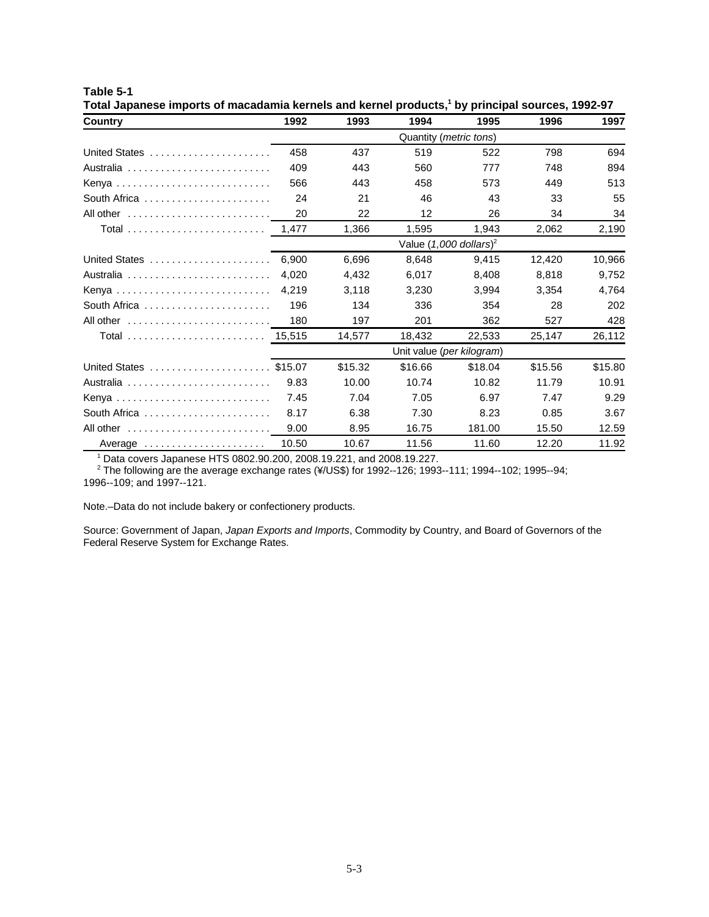**Table 5-1**
**Total Japanese imports of macadamia kernels and kernel products,[1] by principal sources, 1992-97**

| Country | 1992 | 1993 | 1994 | 1995 | 1996 | 1997 |
|---|---|---|---|---|---|---|
| | Quantity (*metric tons*) | | | | | |
| United States | 458 | 437 | 519 | 522 | 798 | 694 |
| Australia | 409 | 443 | 560 | 777 | 748 | 894 |
| Kenya | 566 | 443 | 458 | 573 | 449 | 513 |
| South Africa | 24 | 21 | 46 | 43 | 33 | 55 |
| All other | 20 | 22 | 12 | 26 | 34 | 34 |
| Total | 1,477 | 1,366 | 1,595 | 1,943 | 2,062 | 2,190 |
| | Value (*1,000 dollars*)[2] | | | | | |
| United States | 6,900 | 6,696 | 8,648 | 9,415 | 12,420 | 10,966 |
| Australia | 4,020 | 4,432 | 6,017 | 8,408 | 8,818 | 9,752 |
| Kenya | 4,219 | 3,118 | 3,230 | 3,994 | 3,354 | 4,764 |
| South Africa | 196 | 134 | 336 | 354 | 28 | 202 |
| All other | 180 | 197 | 201 | 362 | 527 | 428 |
| Total | 15,515 | 14,577 | 18,432 | 22,533 | 25,147 | 26,112 |
| | Unit value (*per kilogram*) | | | | | |
| United States | $15.07 | $15.32 | $16.66 | $18.04 | $15.56 | $15.80 |
| Australia | 9.83 | 10.00 | 10.74 | 10.82 | 11.79 | 10.91 |
| Kenya | 7.45 | 7.04 | 7.05 | 6.97 | 7.47 | 9.29 |
| South Africa | 8.17 | 6.38 | 7.30 | 8.23 | 0.85 | 3.67 |
| All other | 9.00 | 8.95 | 16.75 | 181.00 | 15.50 | 12.59 |
| Average | 10.50 | 10.67 | 11.56 | 11.60 | 12.20 | 11.92 |

[1] Data covers Japanese HTS 0802.90.200, 2008.19.221, and 2008.19.227.
[2] The following are the average exchange rates (¥/US$) for 1992--126; 1993--111; 1994--102; 1995--94; 1996--109; and 1997--121.

Note.–Data do not include bakery or confectionery products.

Source: Government of Japan, *Japan Exports and Imports*, Commodity by Country, and Board of Governors of the Federal Reserve System for Exchange Rates.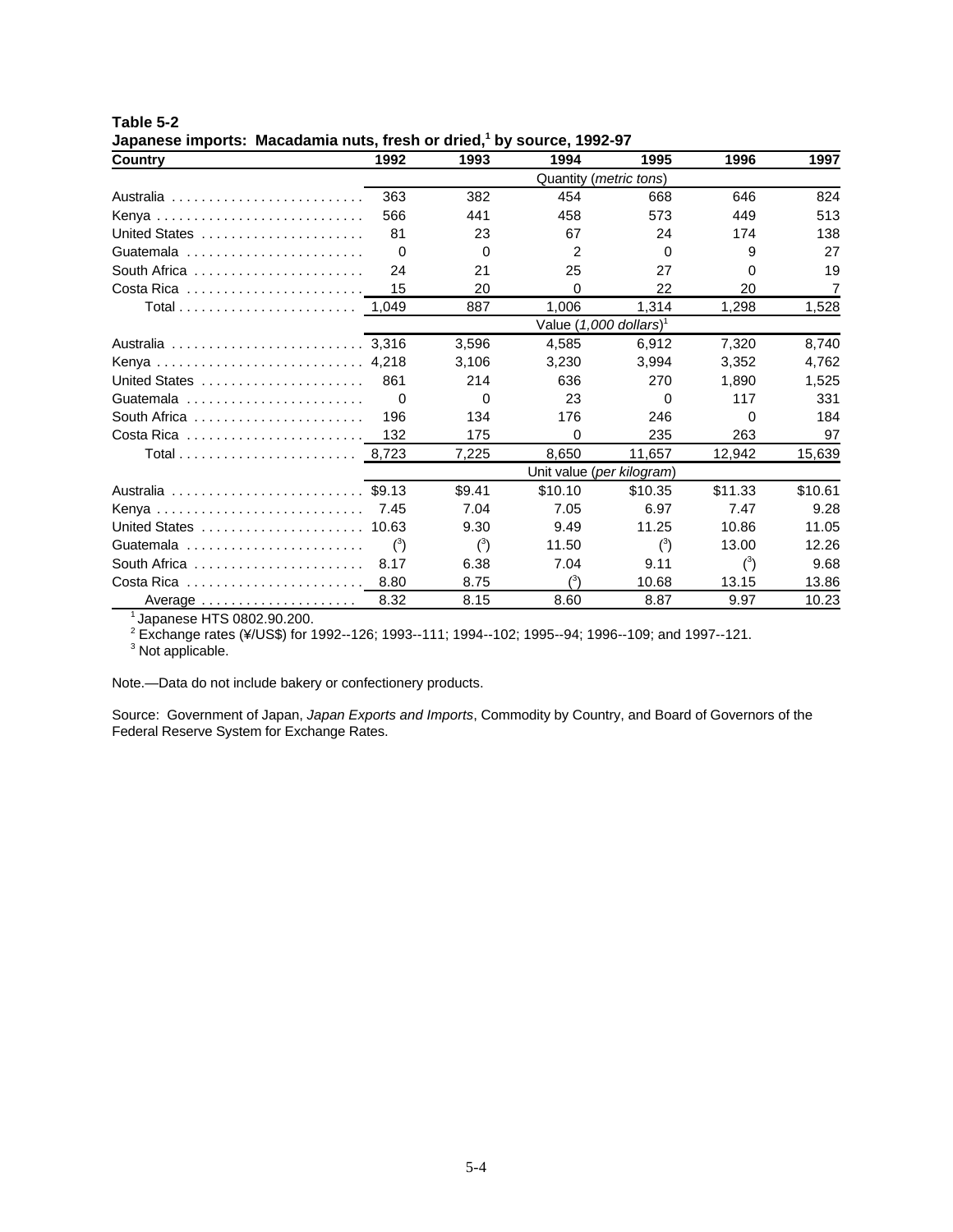**Table 5-2**
**Japanese imports: Macadamia nuts, fresh or dried,[1] by source, 1992-97**

| Country | 1992 | 1993 | 1994 | 1995 | 1996 | 1997 |
|---|---|---|---|---|---|---|
| | Quantity (*metric tons*) | | | | | |
| Australia | 363 | 382 | 454 | 668 | 646 | 824 |
| Kenya | 566 | 441 | 458 | 573 | 449 | 513 |
| United States | 81 | 23 | 67 | 24 | 174 | 138 |
| Guatemala | 0 | 0 | 2 | 0 | 9 | 27 |
| South Africa | 24 | 21 | 25 | 27 | 0 | 19 |
| Costa Rica | 15 | 20 | 0 | 22 | 20 | 7 |
| Total | 1,049 | 887 | 1,006 | 1,314 | 1,298 | 1,528 |
| | Value (*1,000 dollars*)[1] | | | | | |
| Australia | 3,316 | 3,596 | 4,585 | 6,912 | 7,320 | 8,740 |
| Kenya | 4,218 | 3,106 | 3,230 | 3,994 | 3,352 | 4,762 |
| United States | 861 | 214 | 636 | 270 | 1,890 | 1,525 |
| Guatemala | 0 | 0 | 23 | 0 | 117 | 331 |
| South Africa | 196 | 134 | 176 | 246 | 0 | 184 |
| Costa Rica | 132 | 175 | 0 | 235 | 263 | 97 |
| Total | 8,723 | 7,225 | 8,650 | 11,657 | 12,942 | 15,639 |
| | Unit value (*per kilogram*) | | | | | |
| Australia | $9.13 | $9.41 | $10.10 | $10.35 | $11.33 | $10.61 |
| Kenya | 7.45 | 7.04 | 7.05 | 6.97 | 7.47 | 9.28 |
| United States | 10.63 | 9.30 | 9.49 | 11.25 | 10.86 | 11.05 |
| Guatemala | ([3]) | ([3]) | 11.50 | ([3]) | 13.00 | 12.26 |
| South Africa | 8.17 | 6.38 | 7.04 | 9.11 | ([3]) | 9.68 |
| Costa Rica | 8.80 | 8.75 | ([3]) | 10.68 | 13.15 | 13.86 |
| Average | 8.32 | 8.15 | 8.60 | 8.87 | 9.97 | 10.23 |

[1] Japanese HTS 0802.90.200.
[2] Exchange rates (¥/US$) for 1992--126; 1993--111; 1994--102; 1995--94; 1996--109; and 1997--121.
[3] Not applicable.

Note.—Data do not include bakery or confectionery products.

Source: Government of Japan, *Japan Exports and Imports*, Commodity by Country, and Board of Governors of the Federal Reserve System for Exchange Rates.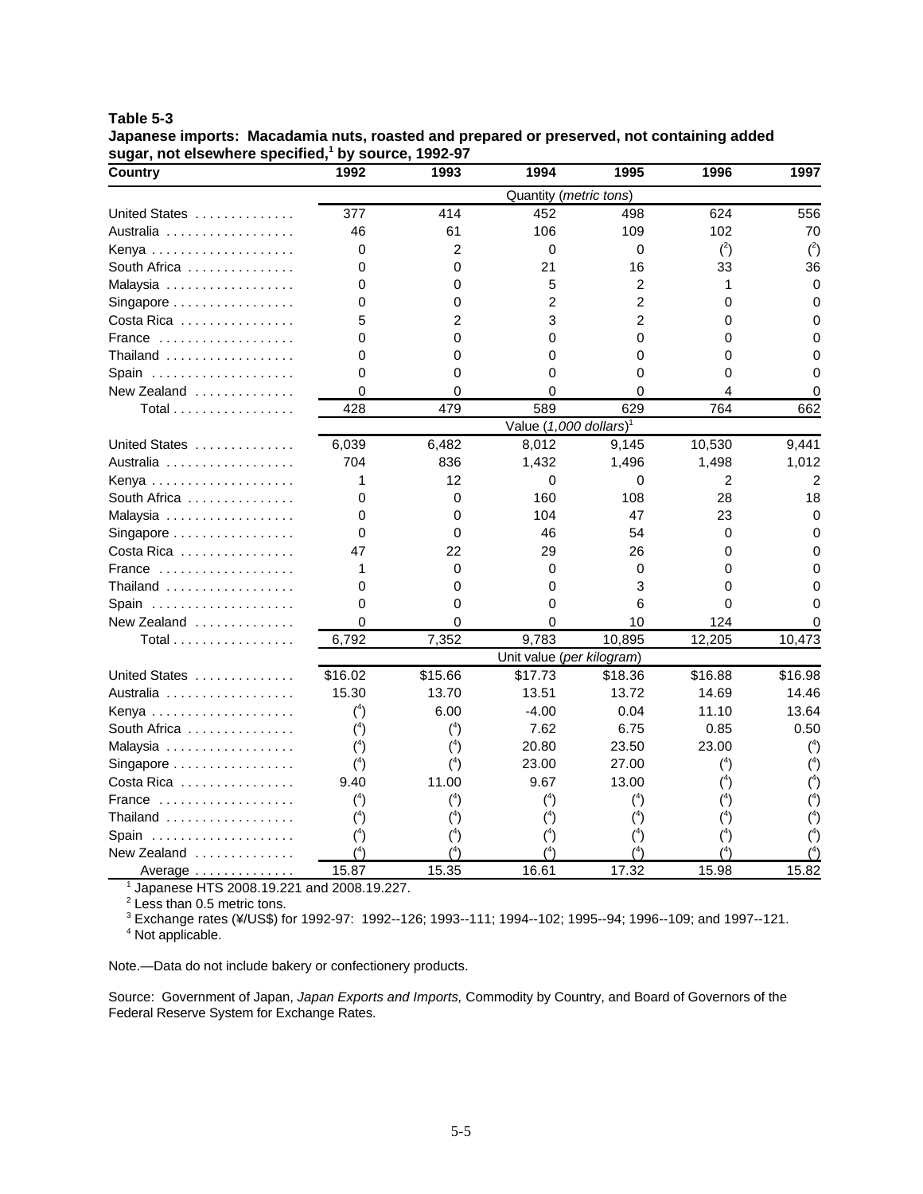**Table 5-3**
**Japanese imports: Macadamia nuts, roasted and prepared or preserved, not containing added sugar, not elsewhere specified,[1] by source, 1992-97**

| Country | 1992 | 1993 | 1994 | 1995 | 1996 | 1997 |
|---|---|---|---|---|---|---|
| | Quantity (*metric tons*) | | | | | |
| United States | 377 | 414 | 452 | 498 | 624 | 556 |
| Australia | 46 | 61 | 106 | 109 | 102 | 70 |
| Kenya | 0 | 2 | 0 | 0 | ([2]) | ([2]) |
| South Africa | 0 | 0 | 21 | 16 | 33 | 36 |
| Malaysia | 0 | 0 | 5 | 2 | 1 | 0 |
| Singapore | 0 | 0 | 2 | 2 | 0 | 0 |
| Costa Rica | 5 | 2 | 3 | 2 | 0 | 0 |
| France | 0 | 0 | 0 | 0 | 0 | 0 |
| Thailand | 0 | 0 | 0 | 0 | 0 | 0 |
| Spain | 0 | 0 | 0 | 0 | 0 | 0 |
| New Zealand | 0 | 0 | 0 | 0 | 4 | 0 |
| Total | 428 | 479 | 589 | 629 | 764 | 662 |
| | Value (*1,000 dollars*)[1] | | | | | |
| United States | 6,039 | 6,482 | 8,012 | 9,145 | 10,530 | 9,441 |
| Australia | 704 | 836 | 1,432 | 1,496 | 1,498 | 1,012 |
| Kenya | 1 | 12 | 0 | 0 | 2 | 2 |
| South Africa | 0 | 0 | 160 | 108 | 28 | 18 |
| Malaysia | 0 | 0 | 104 | 47 | 23 | 0 |
| Singapore | 0 | 0 | 46 | 54 | 0 | 0 |
| Costa Rica | 47 | 22 | 29 | 26 | 0 | 0 |
| France | 1 | 0 | 0 | 0 | 0 | 0 |
| Thailand | 0 | 0 | 0 | 3 | 0 | 0 |
| Spain | 0 | 0 | 0 | 6 | 0 | 0 |
| New Zealand | 0 | 0 | 0 | 10 | 124 | 0 |
| Total | 6,792 | 7,352 | 9,783 | 10,895 | 12,205 | 10,473 |
| | Unit value (*per kilogram*) | | | | | |
| United States | $16.02 | $15.66 | $17.73 | $18.36 | $16.88 | $16.98 |
| Australia | 15.30 | 13.70 | 13.51 | 13.72 | 14.69 | 14.46 |
| Kenya | ([4]) | 6.00 | -4.00 | 0.04 | 11.10 | 13.64 |
| South Africa | ([4]) | ([4]) | 7.62 | 6.75 | 0.85 | 0.50 |
| Malaysia | ([4]) | ([4]) | 20.80 | 23.50 | 23.00 | ([4]) |
| Singapore | ([4]) | ([4]) | 23.00 | 27.00 | ([4]) | ([4]) |
| Costa Rica | 9.40 | 11.00 | 9.67 | 13.00 | ([4]) | ([4]) |
| France | ([4]) | ([4]) | ([4]) | ([4]) | ([4]) | ([4]) |
| Thailand | ([4]) | ([4]) | ([4]) | ([4]) | ([4]) | ([4]) |
| Spain | ([4]) | ([4]) | ([4]) | ([4]) | ([4]) | ([4]) |
| New Zealand | ([4]) | ([4]) | ([4]) | ([4]) | ([4]) | ([4]) |
| Average | 15.87 | 15.35 | 16.61 | 17.32 | 15.98 | 15.82 |

[1] Japanese HTS 2008.19.221 and 2008.19.227.
[2] Less than 0.5 metric tons.
[3] Exchange rates (¥/US$) for 1992-97: 1992--126; 1993--111; 1994--102; 1995--94; 1996--109; and 1997--121.
[4] Not applicable.

Note.—Data do not include bakery or confectionery products.

Source: Government of Japan, *Japan Exports and Imports,* Commodity by Country, and Board of Governors of the Federal Reserve System for Exchange Rates.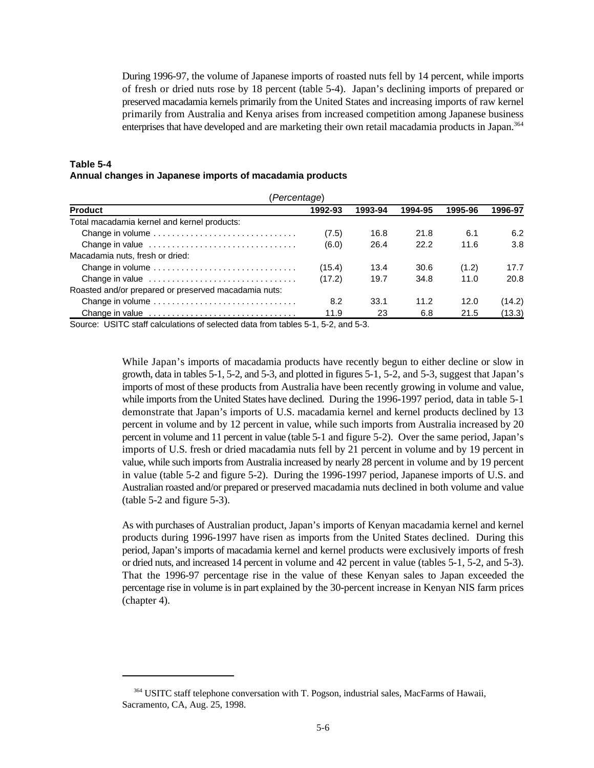During 1996-97, the volume of Japanese imports of roasted nuts fell by 14 percent, while imports of fresh or dried nuts rose by 18 percent (table 5-4). Japan's declining imports of prepared or preserved macadamia kernels primarily from the United States and increasing imports of raw kernel primarily from Australia and Kenya arises from increased competition among Japanese business enterprises that have developed and are marketing their own retail macadamia products in Japan.[364]

**Table 5-4**
**Annual changes in Japanese imports of macadamia products**

(*Percentage*)

| Product | 1992-93 | 1993-94 | 1994-95 | 1995-96 | 1996-97 |
|---|---|---|---|---|---|
| Total macadamia kernel and kernel products: | | | | | |
| Change in volume | (7.5) | 16.8 | 21.8 | 6.1 | 6.2 |
| Change in value | (6.0) | 26.4 | 22.2 | 11.6 | 3.8 |
| Macadamia nuts, fresh or dried: | | | | | |
| Change in volume | (15.4) | 13.4 | 30.6 | (1.2) | 17.7 |
| Change in value | (17.2) | 19.7 | 34.8 | 11.0 | 20.8 |
| Roasted and/or prepared or preserved macadamia nuts: | | | | | |
| Change in volume | 8.2 | 33.1 | 11.2 | 12.0 | (14.2) |
| Change in value | 11.9 | 23 | 6.8 | 21.5 | (13.3) |

Source: USITC staff calculations of selected data from tables 5-1, 5-2, and 5-3.

While Japan's imports of macadamia products have recently begun to either decline or slow in growth, data in tables 5-1, 5-2, and 5-3, and plotted in figures 5-1, 5-2, and 5-3, suggest that Japan's imports of most of these products from Australia have been recently growing in volume and value, while imports from the United States have declined. During the 1996-1997 period, data in table 5-1 demonstrate that Japan's imports of U.S. macadamia kernel and kernel products declined by 13 percent in volume and by 12 percent in value, while such imports from Australia increased by 20 percent in volume and 11 percent in value (table 5-1 and figure 5-2). Over the same period, Japan's imports of U.S. fresh or dried macadamia nuts fell by 21 percent in volume and by 19 percent in value, while such imports from Australia increased by nearly 28 percent in volume and by 19 percent in value (table 5-2 and figure 5-2). During the 1996-1997 period, Japanese imports of U.S. and Australian roasted and/or prepared or preserved macadamia nuts declined in both volume and value (table 5-2 and figure 5-3).

As with purchases of Australian product, Japan's imports of Kenyan macadamia kernel and kernel products during 1996-1997 have risen as imports from the United States declined. During this period, Japan's imports of macadamia kernel and kernel products were exclusively imports of fresh or dried nuts, and increased 14 percent in volume and 42 percent in value (tables 5-1, 5-2, and 5-3). That the 1996-97 percentage rise in the value of these Kenyan sales to Japan exceeded the percentage rise in volume is in part explained by the 30-percent increase in Kenyan NIS farm prices (chapter 4).

[364] USITC staff telephone conversation with T. Pogson, industrial sales, MacFarms of Hawaii, Sacramento, CA, Aug. 25, 1998.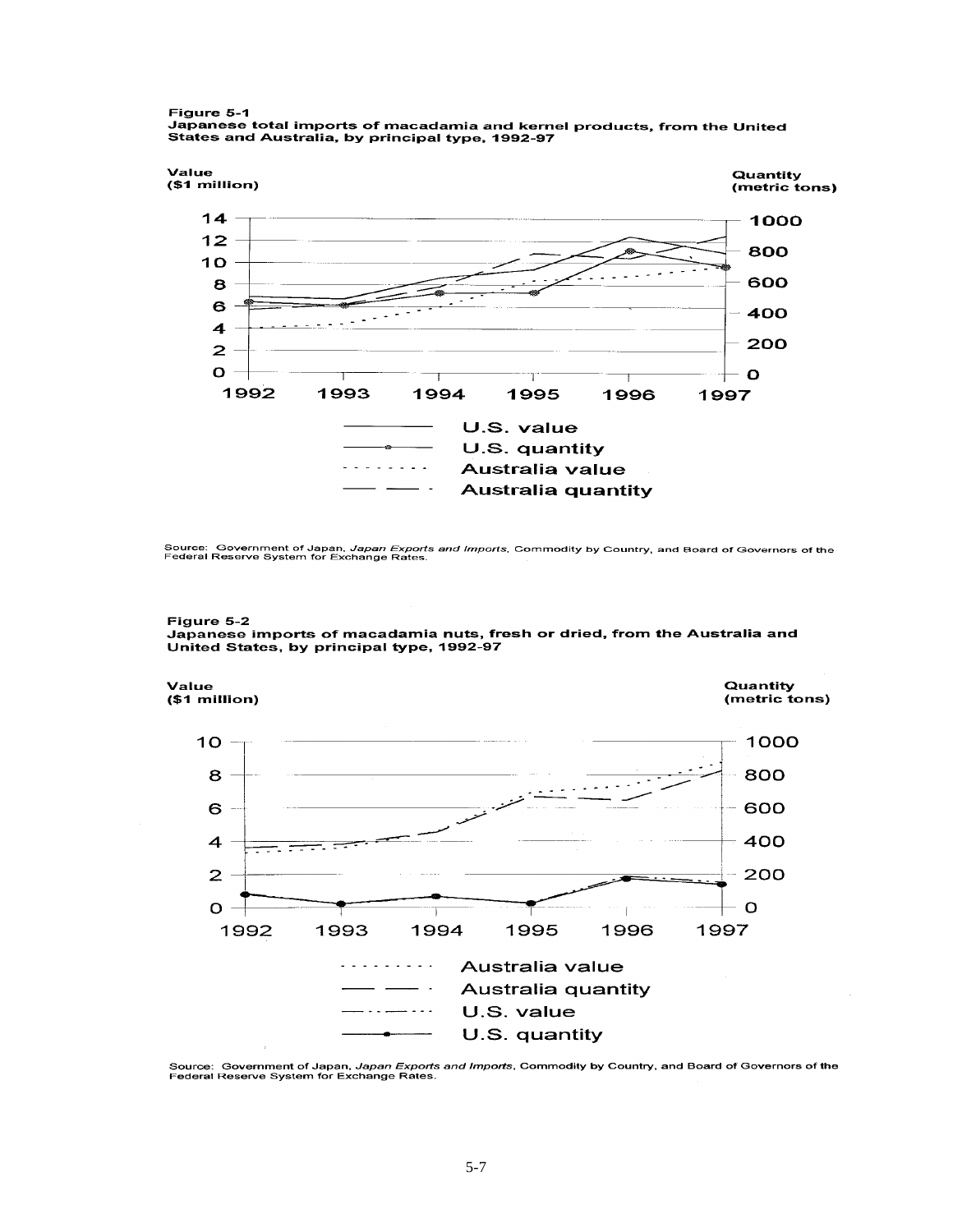**Figure 5-1**
**Japanese total imports of macadamia and kernel products, from the United States and Australia, by principal type, 1992-97**

Value ($1 million)

Quantity (metric tons)

U.S. value
U.S. quantity
Australia value
Australia quantity

Source: Government of Japan, *Japan Exports and Imports*, Commodity by Country, and Board of Governors of the Federal Reserve System for Exchange Rates.

**Figure 5-2**
**Japanese imports of macadamia nuts, fresh or dried, from the Australia and United States, by principal type, 1992-97**

Value ($1 million)

Quantity (metric tons)

Australia value
Australia quantity
U.S. value
U.S. quantity

Source: Government of Japan, *Japan Exports and Imports*, Commodity by Country, and Board of Governors of the Federal Reserve System for Exchange Rates.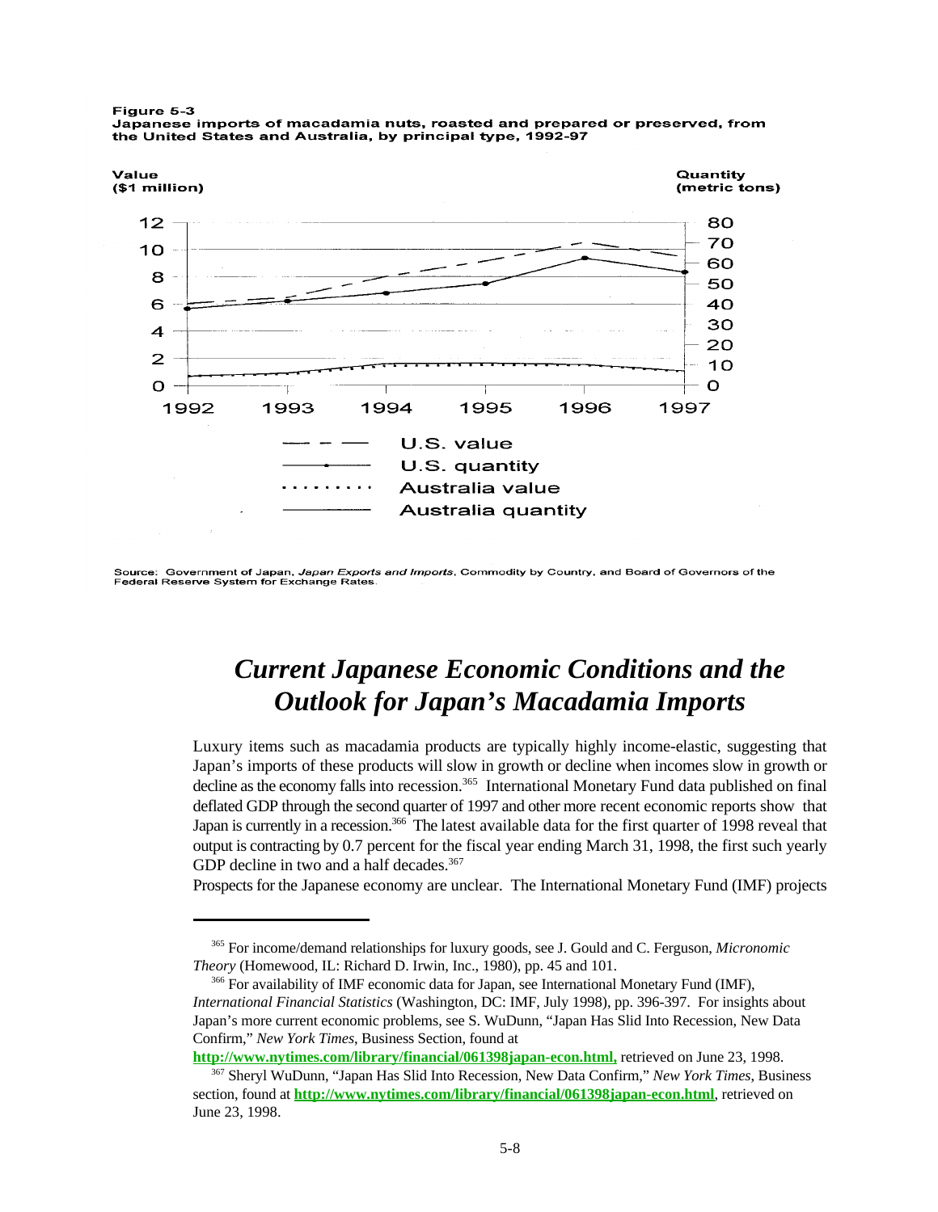Figure 5-3
Japanese imports of macadamia nuts, roasted and prepared or preserved, from the United States and Australia, by principal type, 1992-97

Source: Government of Japan, *Japan Exports and Imports*, Commodity by Country, and Board of Governors of the Federal Reserve System for Exchange Rates.

# *Current Japanese Economic Conditions and the Outlook for Japan's Macadamia Imports*

Luxury items such as macadamia products are typically highly income-elastic, suggesting that Japan's imports of these products will slow in growth or decline when incomes slow in growth or decline as the economy falls into recession.[365] International Monetary Fund data published on final deflated GDP through the second quarter of 1997 and other more recent economic reports show that Japan is currently in a recession.[366] The latest available data for the first quarter of 1998 reveal that output is contracting by 0.7 percent for the fiscal year ending March 31, 1998, the first such yearly GDP decline in two and a half decades.[367]

Prospects for the Japanese economy are unclear. The International Monetary Fund (IMF) projects

---

[365] For income/demand relationships for luxury goods, see J. Gould and C. Ferguson, *Micronomic Theory* (Homewood, IL: Richard D. Irwin, Inc., 1980), pp. 45 and 101.

[366] For availability of IMF economic data for Japan, see International Monetary Fund (IMF), *International Financial Statistics* (Washington, DC: IMF, July 1998), pp. 396-397. For insights about Japan's more current economic problems, see S. WuDunn, "Japan Has Slid Into Recession, New Data Confirm," *New York Times*, Business Section, found at **http://www.nytimes.com/library/financial/061398japan-econ.html,** retrieved on June 23, 1998.

[367] Sheryl WuDunn, "Japan Has Slid Into Recession, New Data Confirm," *New York Times*, Business section, found at **http://www.nytimes.com/library/financial/061398japan-econ.html**, retrieved on June 23, 1998.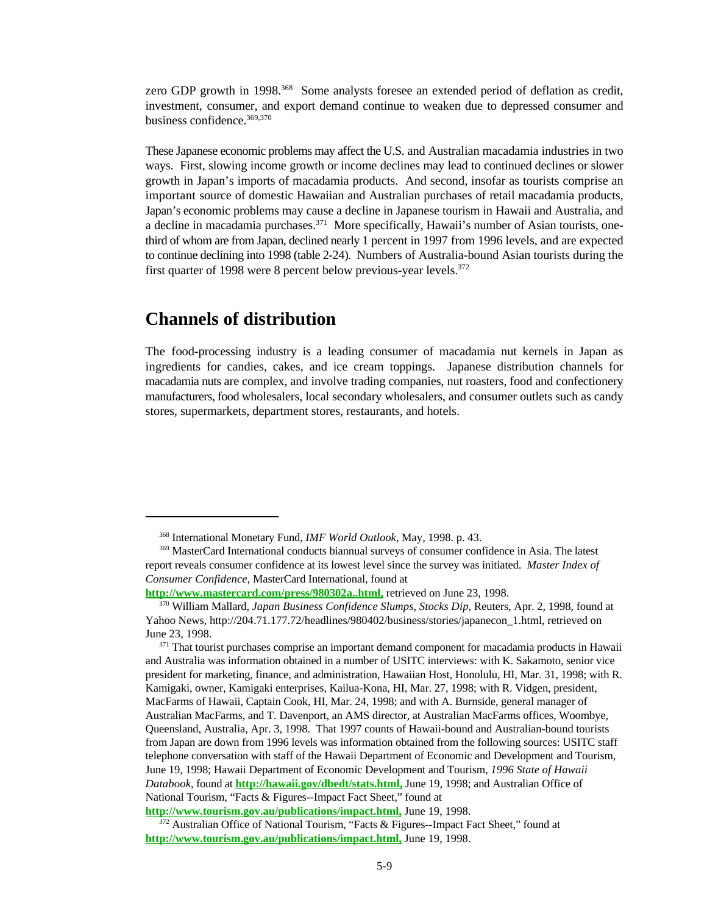zero GDP growth in 1998.[368] Some analysts foresee an extended period of deflation as credit, investment, consumer, and export demand continue to weaken due to depressed consumer and business confidence.[369,370]

These Japanese economic problems may affect the U.S. and Australian macadamia industries in two ways. First, slowing income growth or income declines may lead to continued declines or slower growth in Japan's imports of macadamia products. And second, insofar as tourists comprise an important source of domestic Hawaiian and Australian purchases of retail macadamia products, Japan's economic problems may cause a decline in Japanese tourism in Hawaii and Australia, and a decline in macadamia purchases.[371] More specifically, Hawaii's number of Asian tourists, one-third of whom are from Japan, declined nearly 1 percent in 1997 from 1996 levels, and are expected to continue declining into 1998 (table 2-24). Numbers of Australia-bound Asian tourists during the first quarter of 1998 were 8 percent below previous-year levels.[372]

## Channels of distribution

The food-processing industry is a leading consumer of macadamia nut kernels in Japan as ingredients for candies, cakes, and ice cream toppings. Japanese distribution channels for macadamia nuts are complex, and involve trading companies, nut roasters, food and confectionery manufacturers, food wholesalers, local secondary wholesalers, and consumer outlets such as candy stores, supermarkets, department stores, restaurants, and hotels.

---

[368] International Monetary Fund, *IMF World Outlook*, May, 1998. p. 43.

[369] MasterCard International conducts biannual surveys of consumer confidence in Asia. The latest report reveals consumer confidence at its lowest level since the survey was initiated. *Master Index of Consumer Confidence,* MasterCard International, found at **http://www.mastercard.com/press/980302a..html,** retrieved on June 23, 1998.

[370] William Mallard, *Japan Business Confidence Slumps, Stocks Dip*, Reuters, Apr. 2, 1998, found at Yahoo News, http://204.71.177.72/headlines/980402/business/stories/japanecon_1.html, retrieved on June 23, 1998.

[371] That tourist purchases comprise an important demand component for macadamia products in Hawaii and Australia was information obtained in a number of USITC interviews: with K. Sakamoto, senior vice president for marketing, finance, and administration, Hawaiian Host, Honolulu, HI, Mar. 31, 1998; with R. Kamigaki, owner, Kamigaki enterprises, Kailua-Kona, HI, Mar. 27, 1998; with R. Vidgen, president, MacFarms of Hawaii, Captain Cook, HI, Mar. 24, 1998; and with A. Burnside, general manager of Australian MacFarms, and T. Davenport, an AMS director, at Australian MacFarms offices, Woombye, Queensland, Australia, Apr. 3, 1998. That 1997 counts of Hawaii-bound and Australian-bound tourists from Japan are down from 1996 levels was information obtained from the following sources: USITC staff telephone conversation with staff of the Hawaii Department of Economic and Development and Tourism, June 19, 1998; Hawaii Department of Economic Development and Tourism, *1996 State of Hawaii Databook*, found at **http://hawaii.gov/dbedt/stats.html,** June 19, 1998; and Australian Office of National Tourism, "Facts & Figures--Impact Fact Sheet," found at **http://www.tourism.gov.au/publications/impact.html,** June 19, 1998.

[372] Australian Office of National Tourism, "Facts & Figures--Impact Fact Sheet," found at **http://www.tourism.gov.au/publications/impact.html,** June 19, 1998.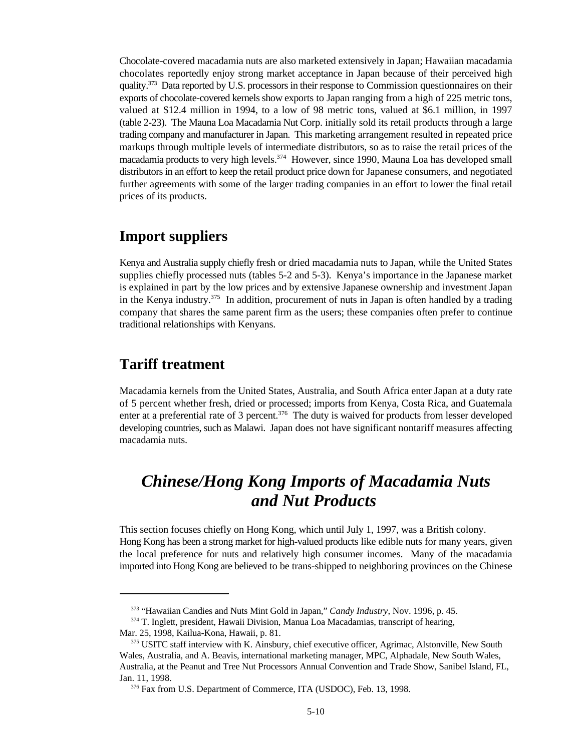Chocolate-covered macadamia nuts are also marketed extensively in Japan; Hawaiian macadamia chocolates reportedly enjoy strong market acceptance in Japan because of their perceived high quality.[373] Data reported by U.S. processors in their response to Commission questionnaires on their exports of chocolate-covered kernels show exports to Japan ranging from a high of 225 metric tons, valued at $12.4 million in 1994, to a low of 98 metric tons, valued at $6.1 million, in 1997 (table 2-23). The Mauna Loa Macadamia Nut Corp. initially sold its retail products through a large trading company and manufacturer in Japan. This marketing arrangement resulted in repeated price markups through multiple levels of intermediate distributors, so as to raise the retail prices of the macadamia products to very high levels.[374] However, since 1990, Mauna Loa has developed small distributors in an effort to keep the retail product price down for Japanese consumers, and negotiated further agreements with some of the larger trading companies in an effort to lower the final retail prices of its products.

## Import suppliers

Kenya and Australia supply chiefly fresh or dried macadamia nuts to Japan, while the United States supplies chiefly processed nuts (tables 5-2 and 5-3). Kenya's importance in the Japanese market is explained in part by the low prices and by extensive Japanese ownership and investment Japan in the Kenya industry.[375] In addition, procurement of nuts in Japan is often handled by a trading company that shares the same parent firm as the users; these companies often prefer to continue traditional relationships with Kenyans.

## Tariff treatment

Macadamia kernels from the United States, Australia, and South Africa enter Japan at a duty rate of 5 percent whether fresh, dried or processed; imports from Kenya, Costa Rica, and Guatemala enter at a preferential rate of 3 percent.[376] The duty is waived for products from lesser developed developing countries, such as Malawi. Japan does not have significant nontariff measures affecting macadamia nuts.

# *Chinese/Hong Kong Imports of Macadamia Nuts and Nut Products*

This section focuses chiefly on Hong Kong, which until July 1, 1997, was a British colony. Hong Kong has been a strong market for high-valued products like edible nuts for many years, given the local preference for nuts and relatively high consumer incomes. Many of the macadamia imported into Hong Kong are believed to be trans-shipped to neighboring provinces on the Chinese

---

[373] "Hawaiian Candies and Nuts Mint Gold in Japan," *Candy Industry*, Nov. 1996, p. 45.

[374] T. Inglett, president, Hawaii Division, Manua Loa Macadamias, transcript of hearing, Mar. 25, 1998, Kailua-Kona, Hawaii, p. 81.

[375] USITC staff interview with K. Ainsbury, chief executive officer, Agrimac, Alstonville, New South Wales, Australia, and A. Beavis, international marketing manager, MPC, Alphadale, New South Wales, Australia, at the Peanut and Tree Nut Processors Annual Convention and Trade Show, Sanibel Island, FL, Jan. 11, 1998.

[376] Fax from U.S. Department of Commerce, ITA (USDOC), Feb. 13, 1998.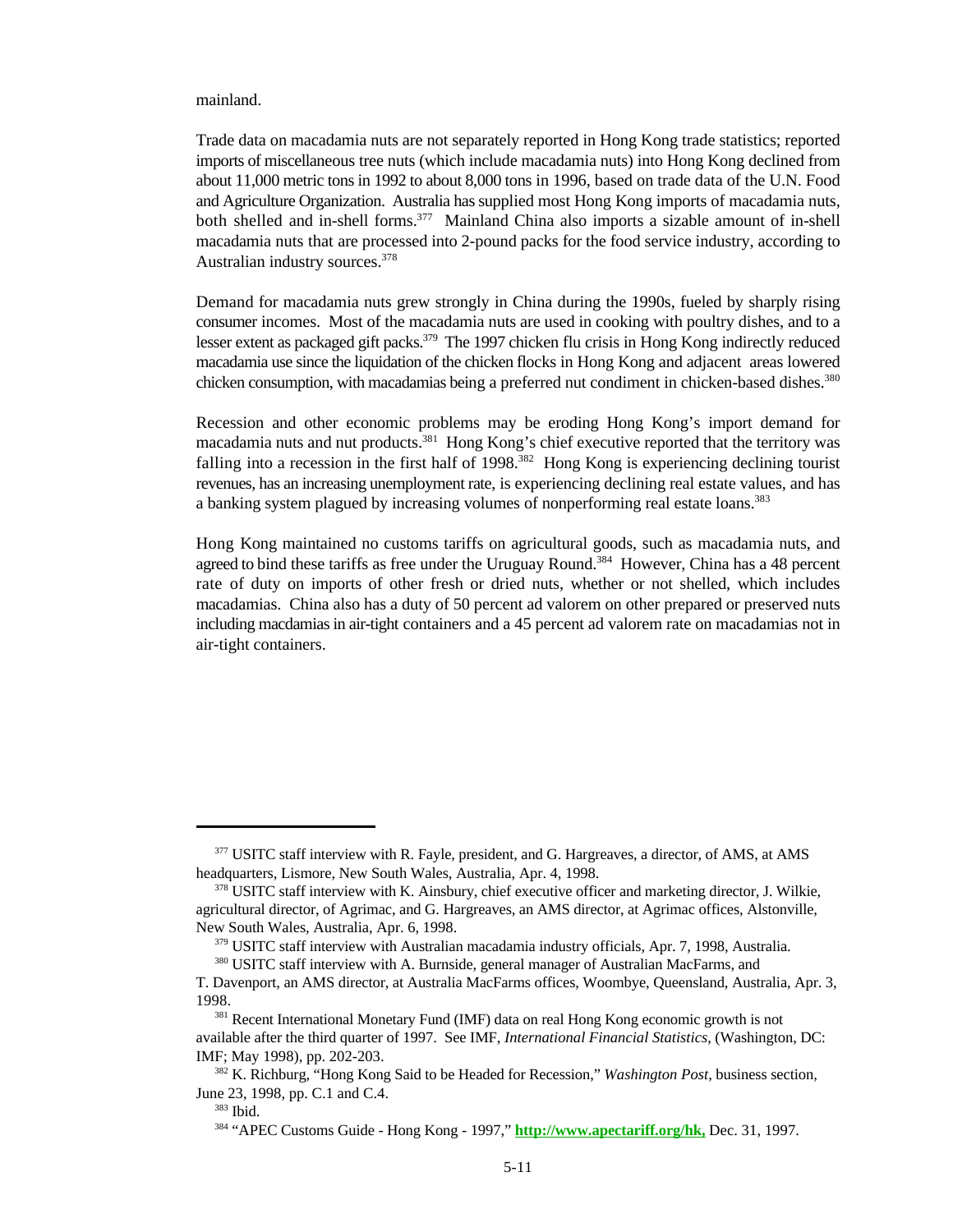mainland.

Trade data on macadamia nuts are not separately reported in Hong Kong trade statistics; reported imports of miscellaneous tree nuts (which include macadamia nuts) into Hong Kong declined from about 11,000 metric tons in 1992 to about 8,000 tons in 1996, based on trade data of the U.N. Food and Agriculture Organization. Australia has supplied most Hong Kong imports of macadamia nuts, both shelled and in-shell forms.[377] Mainland China also imports a sizable amount of in-shell macadamia nuts that are processed into 2-pound packs for the food service industry, according to Australian industry sources.[378]

Demand for macadamia nuts grew strongly in China during the 1990s, fueled by sharply rising consumer incomes. Most of the macadamia nuts are used in cooking with poultry dishes, and to a lesser extent as packaged gift packs.[379] The 1997 chicken flu crisis in Hong Kong indirectly reduced macadamia use since the liquidation of the chicken flocks in Hong Kong and adjacent areas lowered chicken consumption, with macadamias being a preferred nut condiment in chicken-based dishes.[380]

Recession and other economic problems may be eroding Hong Kong's import demand for macadamia nuts and nut products.[381] Hong Kong's chief executive reported that the territory was falling into a recession in the first half of 1998.[382] Hong Kong is experiencing declining tourist revenues, has an increasing unemployment rate, is experiencing declining real estate values, and has a banking system plagued by increasing volumes of nonperforming real estate loans.[383]

Hong Kong maintained no customs tariffs on agricultural goods, such as macadamia nuts, and agreed to bind these tariffs as free under the Uruguay Round.[384] However, China has a 48 percent rate of duty on imports of other fresh or dried nuts, whether or not shelled, which includes macadamias. China also has a duty of 50 percent ad valorem on other prepared or preserved nuts including macdamias in air-tight containers and a 45 percent ad valorem rate on macadamias not in air-tight containers.

---

[377] USITC staff interview with R. Fayle, president, and G. Hargreaves, a director, of AMS, at AMS headquarters, Lismore, New South Wales, Australia, Apr. 4, 1998.

[378] USITC staff interview with K. Ainsbury, chief executive officer and marketing director, J. Wilkie, agricultural director, of Agrimac, and G. Hargreaves, an AMS director, at Agrimac offices, Alstonville, New South Wales, Australia, Apr. 6, 1998.

[379] USITC staff interview with Australian macadamia industry officials, Apr. 7, 1998, Australia.

[380] USITC staff interview with A. Burnside, general manager of Australian MacFarms, and T. Davenport, an AMS director, at Australia MacFarms offices, Woombye, Queensland, Australia, Apr. 3, 1998.

[381] Recent International Monetary Fund (IMF) data on real Hong Kong economic growth is not available after the third quarter of 1997. See IMF, *International Financial Statistics*, (Washington, DC: IMF; May 1998), pp. 202-203.

[382] K. Richburg, "Hong Kong Said to be Headed for Recession," *Washington Post*, business section, June 23, 1998, pp. C.1 and C.4.

[383] Ibid.

[384] "APEC Customs Guide - Hong Kong - 1997," **http://www.apectariff.org/hk,** Dec. 31, 1997.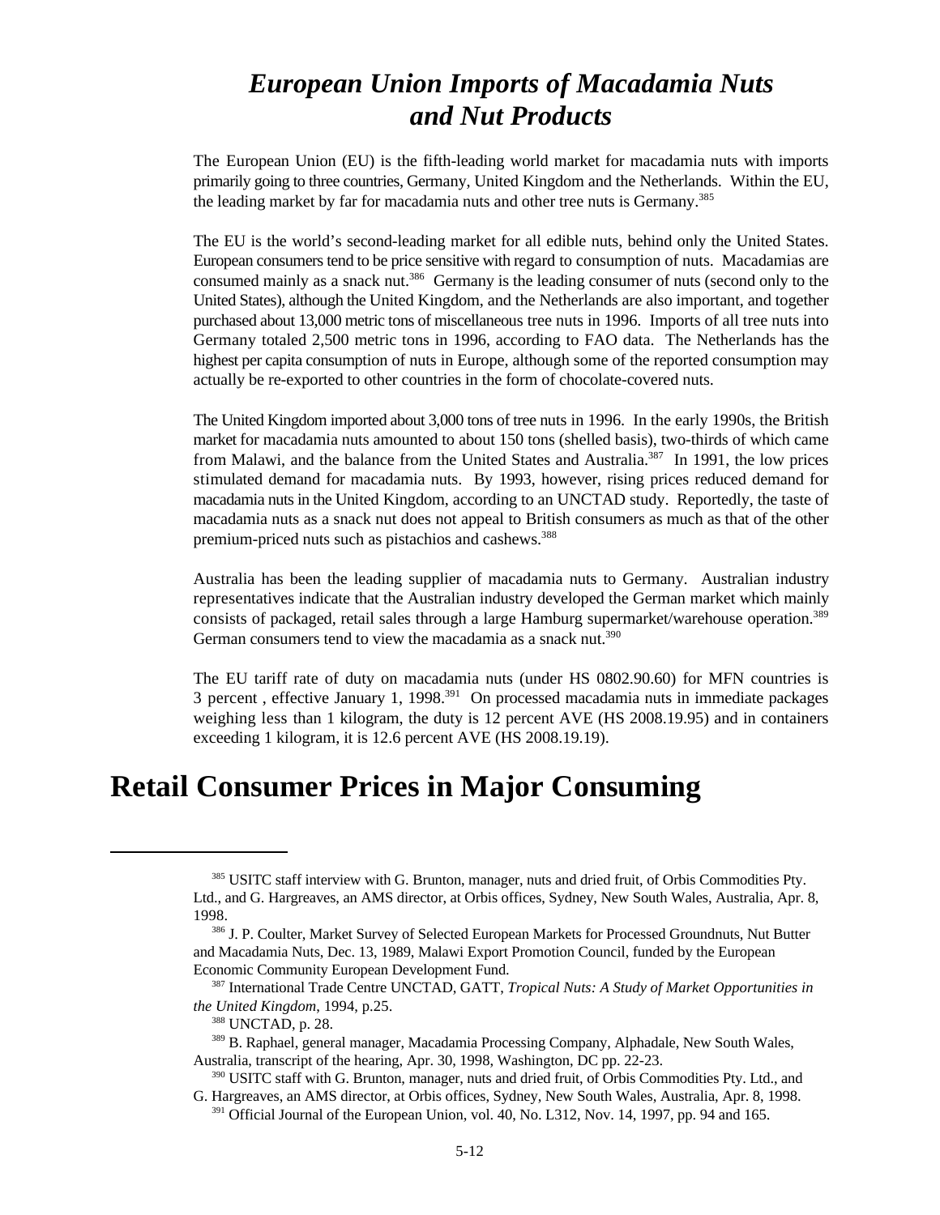# *European Union Imports of Macadamia Nuts and Nut Products*

The European Union (EU) is the fifth-leading world market for macadamia nuts with imports primarily going to three countries, Germany, United Kingdom and the Netherlands. Within the EU, the leading market by far for macadamia nuts and other tree nuts is Germany.[385]

The EU is the world's second-leading market for all edible nuts, behind only the United States. European consumers tend to be price sensitive with regard to consumption of nuts. Macadamias are consumed mainly as a snack nut.[386] Germany is the leading consumer of nuts (second only to the United States), although the United Kingdom, and the Netherlands are also important, and together purchased about 13,000 metric tons of miscellaneous tree nuts in 1996. Imports of all tree nuts into Germany totaled 2,500 metric tons in 1996, according to FAO data. The Netherlands has the highest per capita consumption of nuts in Europe, although some of the reported consumption may actually be re-exported to other countries in the form of chocolate-covered nuts.

The United Kingdom imported about 3,000 tons of tree nuts in 1996. In the early 1990s, the British market for macadamia nuts amounted to about 150 tons (shelled basis), two-thirds of which came from Malawi, and the balance from the United States and Australia.[387] In 1991, the low prices stimulated demand for macadamia nuts. By 1993, however, rising prices reduced demand for macadamia nuts in the United Kingdom, according to an UNCTAD study. Reportedly, the taste of macadamia nuts as a snack nut does not appeal to British consumers as much as that of the other premium-priced nuts such as pistachios and cashews.[388]

Australia has been the leading supplier of macadamia nuts to Germany. Australian industry representatives indicate that the Australian industry developed the German market which mainly consists of packaged, retail sales through a large Hamburg supermarket/warehouse operation.[389] German consumers tend to view the macadamia as a snack nut.[390]

The EU tariff rate of duty on macadamia nuts (under HS 0802.90.60) for MFN countries is 3 percent , effective January 1, 1998.[391] On processed macadamia nuts in immediate packages weighing less than 1 kilogram, the duty is 12 percent AVE (HS 2008.19.95) and in containers exceeding 1 kilogram, it is 12.6 percent AVE (HS 2008.19.19).

# Retail Consumer Prices in Major Consuming

---

[385] USITC staff interview with G. Brunton, manager, nuts and dried fruit, of Orbis Commodities Pty. Ltd., and G. Hargreaves, an AMS director, at Orbis offices, Sydney, New South Wales, Australia, Apr. 8, 1998.

[386] J. P. Coulter, Market Survey of Selected European Markets for Processed Groundnuts, Nut Butter and Macadamia Nuts, Dec. 13, 1989, Malawi Export Promotion Council, funded by the European Economic Community European Development Fund.

[387] International Trade Centre UNCTAD, GATT, *Tropical Nuts: A Study of Market Opportunities in the United Kingdom*, 1994, p.25.

[388] UNCTAD, p. 28.

[389] B. Raphael, general manager, Macadamia Processing Company, Alphadale, New South Wales, Australia, transcript of the hearing, Apr. 30, 1998, Washington, DC pp. 22-23.

[390] USITC staff with G. Brunton, manager, nuts and dried fruit, of Orbis Commodities Pty. Ltd., and G. Hargreaves, an AMS director, at Orbis offices, Sydney, New South Wales, Australia, Apr. 8, 1998.

[391] Official Journal of the European Union, vol. 40, No. L312, Nov. 14, 1997, pp. 94 and 165.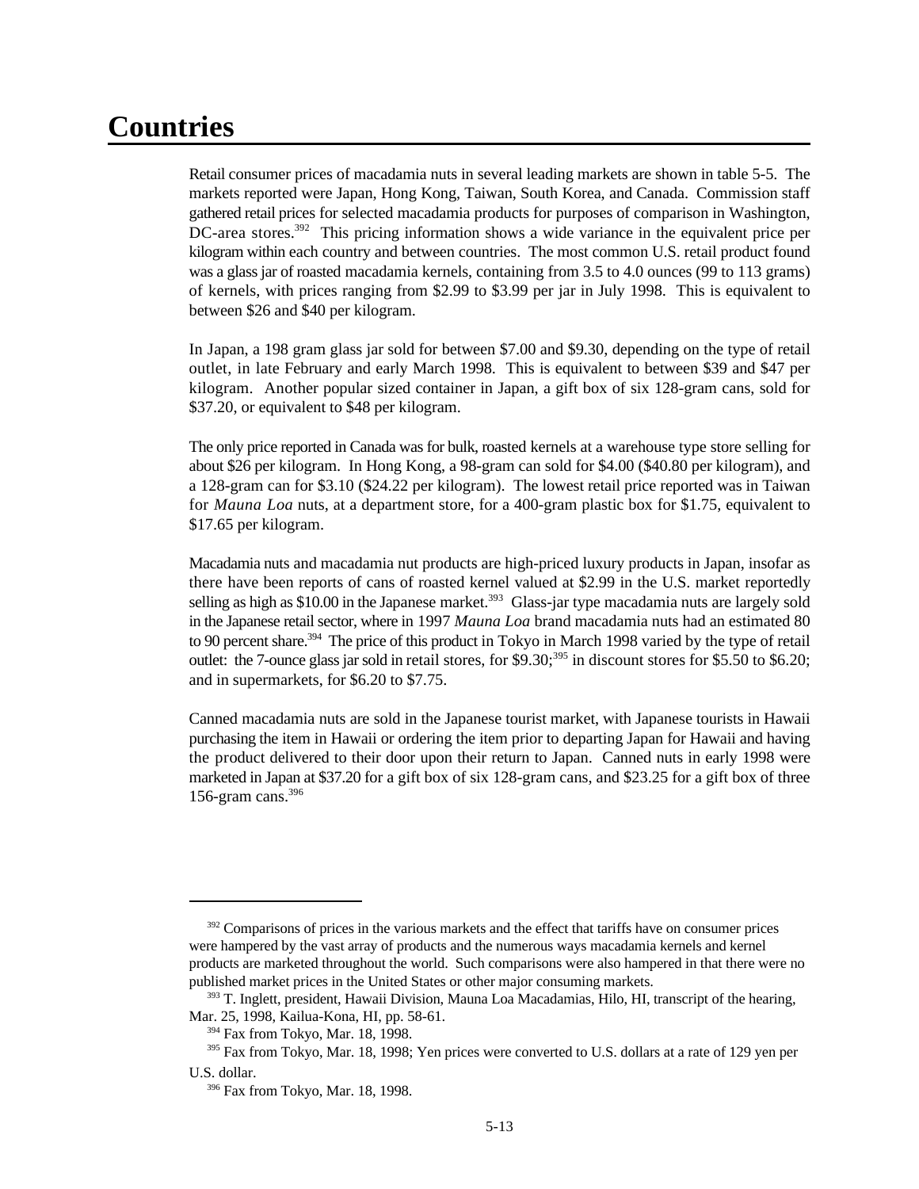# Countries

Retail consumer prices of macadamia nuts in several leading markets are shown in table 5-5. The markets reported were Japan, Hong Kong, Taiwan, South Korea, and Canada. Commission staff gathered retail prices for selected macadamia products for purposes of comparison in Washington, DC-area stores.[392] This pricing information shows a wide variance in the equivalent price per kilogram within each country and between countries. The most common U.S. retail product found was a glass jar of roasted macadamia kernels, containing from 3.5 to 4.0 ounces (99 to 113 grams) of kernels, with prices ranging from $2.99 to $3.99 per jar in July 1998. This is equivalent to between $26 and $40 per kilogram.

In Japan, a 198 gram glass jar sold for between $7.00 and $9.30, depending on the type of retail outlet, in late February and early March 1998. This is equivalent to between $39 and $47 per kilogram. Another popular sized container in Japan, a gift box of six 128-gram cans, sold for $37.20, or equivalent to $48 per kilogram.

The only price reported in Canada was for bulk, roasted kernels at a warehouse type store selling for about $26 per kilogram. In Hong Kong, a 98-gram can sold for $4.00 ($40.80 per kilogram), and a 128-gram can for $3.10 ($24.22 per kilogram). The lowest retail price reported was in Taiwan for *Mauna Loa* nuts, at a department store, for a 400-gram plastic box for $1.75, equivalent to $17.65 per kilogram.

Macadamia nuts and macadamia nut products are high-priced luxury products in Japan, insofar as there have been reports of cans of roasted kernel valued at $2.99 in the U.S. market reportedly selling as high as $10.00 in the Japanese market.[393] Glass-jar type macadamia nuts are largely sold in the Japanese retail sector, where in 1997 *Mauna Loa* brand macadamia nuts had an estimated 80 to 90 percent share.[394] The price of this product in Tokyo in March 1998 varied by the type of retail outlet: the 7-ounce glass jar sold in retail stores, for $9.30;[395] in discount stores for $5.50 to $6.20; and in supermarkets, for $6.20 to $7.75.

Canned macadamia nuts are sold in the Japanese tourist market, with Japanese tourists in Hawaii purchasing the item in Hawaii or ordering the item prior to departing Japan for Hawaii and having the product delivered to their door upon their return to Japan. Canned nuts in early 1998 were marketed in Japan at $37.20 for a gift box of six 128-gram cans, and $23.25 for a gift box of three 156-gram cans.[396]

---

[392] Comparisons of prices in the various markets and the effect that tariffs have on consumer prices were hampered by the vast array of products and the numerous ways macadamia kernels and kernel products are marketed throughout the world. Such comparisons were also hampered in that there were no published market prices in the United States or other major consuming markets.

[393] T. Inglett, president, Hawaii Division, Mauna Loa Macadamias, Hilo, HI, transcript of the hearing, Mar. 25, 1998, Kailua-Kona, HI, pp. 58-61.

[394] Fax from Tokyo, Mar. 18, 1998.

[395] Fax from Tokyo, Mar. 18, 1998; Yen prices were converted to U.S. dollars at a rate of 129 yen per U.S. dollar.

[396] Fax from Tokyo, Mar. 18, 1998.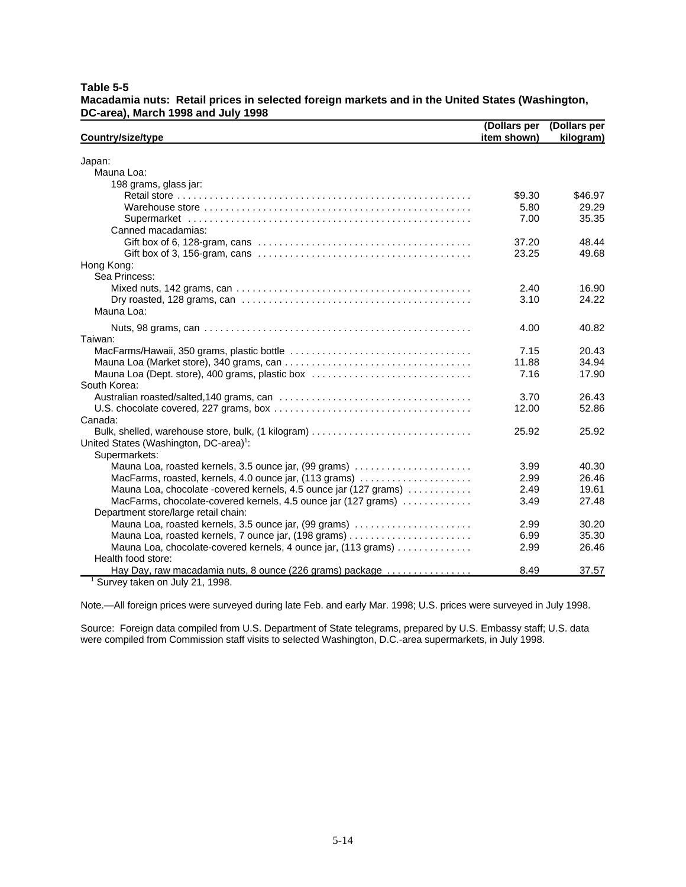**Table 5-5**
**Macadamia nuts: Retail prices in selected foreign markets and in the United States (Washington, DC-area), March 1998 and July 1998**

| Country/size/type | (Dollars per item shown) | (Dollars per kilogram) |
|---|---|---|
| Japan: | | |
| Mauna Loa: | | |
| 198 grams, glass jar: | | |
| Retail store | $9.30 | $46.97 |
| Warehouse store | 5.80 | 29.29 |
| Supermarket | 7.00 | 35.35 |
| Canned macadamias: | | |
| Gift box of 6, 128-gram, cans | 37.20 | 48.44 |
| Gift box of 3, 156-gram, cans | 23.25 | 49.68 |
| Hong Kong: | | |
| Sea Princess: | | |
| Mixed nuts, 142 grams, can | 2.40 | 16.90 |
| Dry roasted, 128 grams, can | 3.10 | 24.22 |
| Mauna Loa: | | |
| Nuts, 98 grams, can | 4.00 | 40.82 |
| Taiwan: | | |
| MacFarms/Hawaii, 350 grams, plastic bottle | 7.15 | 20.43 |
| Mauna Loa (Market store), 340 grams, can | 11.88 | 34.94 |
| Mauna Loa (Dept. store), 400 grams, plastic box | 7.16 | 17.90 |
| South Korea: | | |
| Australian roasted/salted,140 grams, can | 3.70 | 26.43 |
| U.S. chocolate covered, 227 grams, box | 12.00 | 52.86 |
| Canada: | | |
| Bulk, shelled, warehouse store, bulk, (1 kilogram) | 25.92 | 25.92 |
| United States (Washington, DC-area)[1]: | | |
| Supermarkets: | | |
| Mauna Loa, roasted kernels, 3.5 ounce jar, (99 grams) | 3.99 | 40.30 |
| MacFarms, roasted, kernels, 4.0 ounce jar, (113 grams) | 2.99 | 26.46 |
| Mauna Loa, chocolate -covered kernels, 4.5 ounce jar (127 grams) | 2.49 | 19.61 |
| MacFarms, chocolate-covered kernels, 4.5 ounce jar (127 grams) | 3.49 | 27.48 |
| Department store/large retail chain: | | |
| Mauna Loa, roasted kernels, 3.5 ounce jar, (99 grams) | 2.99 | 30.20 |
| Mauna Loa, roasted kernels, 7 ounce jar, (198 grams) | 6.99 | 35.30 |
| Mauna Loa, chocolate-covered kernels, 4 ounce jar, (113 grams) | 2.99 | 26.46 |
| Health food store: | | |
| Hay Day, raw macadamia nuts, 8 ounce (226 grams) package | 8.49 | 37.57 |

[1] Survey taken on July 21, 1998.

Note.—All foreign prices were surveyed during late Feb. and early Mar. 1998; U.S. prices were surveyed in July 1998.

Source: Foreign data compiled from U.S. Department of State telegrams, prepared by U.S. Embassy staff; U.S. data were compiled from Commission staff visits to selected Washington, D.C.-area supermarkets, in July 1998.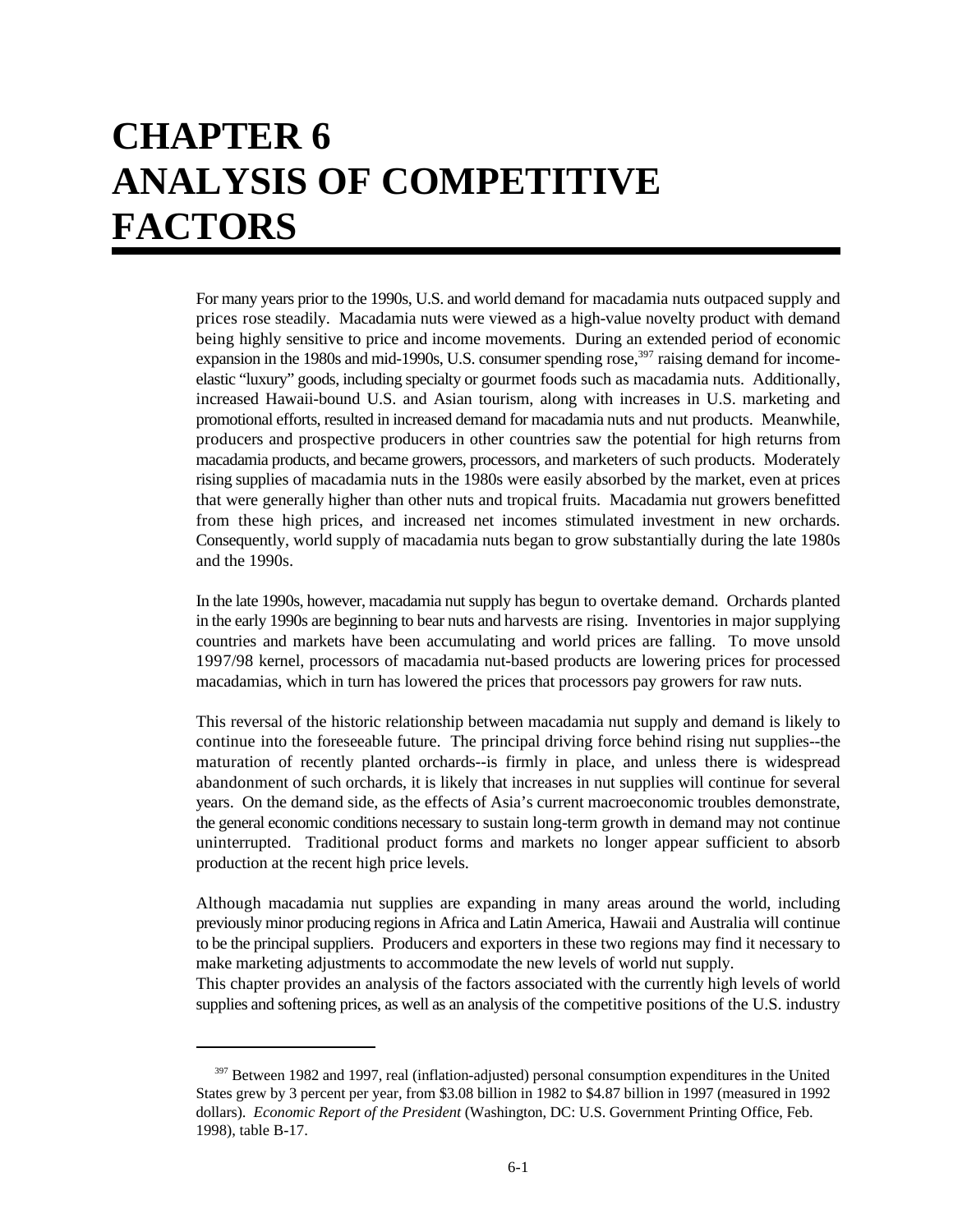# CHAPTER 6
# ANALYSIS OF COMPETITIVE FACTORS

For many years prior to the 1990s, U.S. and world demand for macadamia nuts outpaced supply and prices rose steadily. Macadamia nuts were viewed as a high-value novelty product with demand being highly sensitive to price and income movements. During an extended period of economic expansion in the 1980s and mid-1990s, U.S. consumer spending rose,[397] raising demand for income-elastic "luxury" goods, including specialty or gourmet foods such as macadamia nuts. Additionally, increased Hawaii-bound U.S. and Asian tourism, along with increases in U.S. marketing and promotional efforts, resulted in increased demand for macadamia nuts and nut products. Meanwhile, producers and prospective producers in other countries saw the potential for high returns from macadamia products, and became growers, processors, and marketers of such products. Moderately rising supplies of macadamia nuts in the 1980s were easily absorbed by the market, even at prices that were generally higher than other nuts and tropical fruits. Macadamia nut growers benefitted from these high prices, and increased net incomes stimulated investment in new orchards. Consequently, world supply of macadamia nuts began to grow substantially during the late 1980s and the 1990s.

In the late 1990s, however, macadamia nut supply has begun to overtake demand. Orchards planted in the early 1990s are beginning to bear nuts and harvests are rising. Inventories in major supplying countries and markets have been accumulating and world prices are falling. To move unsold 1997/98 kernel, processors of macadamia nut-based products are lowering prices for processed macadamias, which in turn has lowered the prices that processors pay growers for raw nuts.

This reversal of the historic relationship between macadamia nut supply and demand is likely to continue into the foreseeable future. The principal driving force behind rising nut supplies--the maturation of recently planted orchards--is firmly in place, and unless there is widespread abandonment of such orchards, it is likely that increases in nut supplies will continue for several years. On the demand side, as the effects of Asia's current macroeconomic troubles demonstrate, the general economic conditions necessary to sustain long-term growth in demand may not continue uninterrupted. Traditional product forms and markets no longer appear sufficient to absorb production at the recent high price levels.

Although macadamia nut supplies are expanding in many areas around the world, including previously minor producing regions in Africa and Latin America, Hawaii and Australia will continue to be the principal suppliers. Producers and exporters in these two regions may find it necessary to make marketing adjustments to accommodate the new levels of world nut supply.

This chapter provides an analysis of the factors associated with the currently high levels of world supplies and softening prices, as well as an analysis of the competitive positions of the U.S. industry

---

[397] Between 1982 and 1997, real (inflation-adjusted) personal consumption expenditures in the United States grew by 3 percent per year, from $3.08 billion in 1982 to $4.87 billion in 1997 (measured in 1992 dollars). *Economic Report of the President* (Washington, DC: U.S. Government Printing Office, Feb. 1998), table B-17.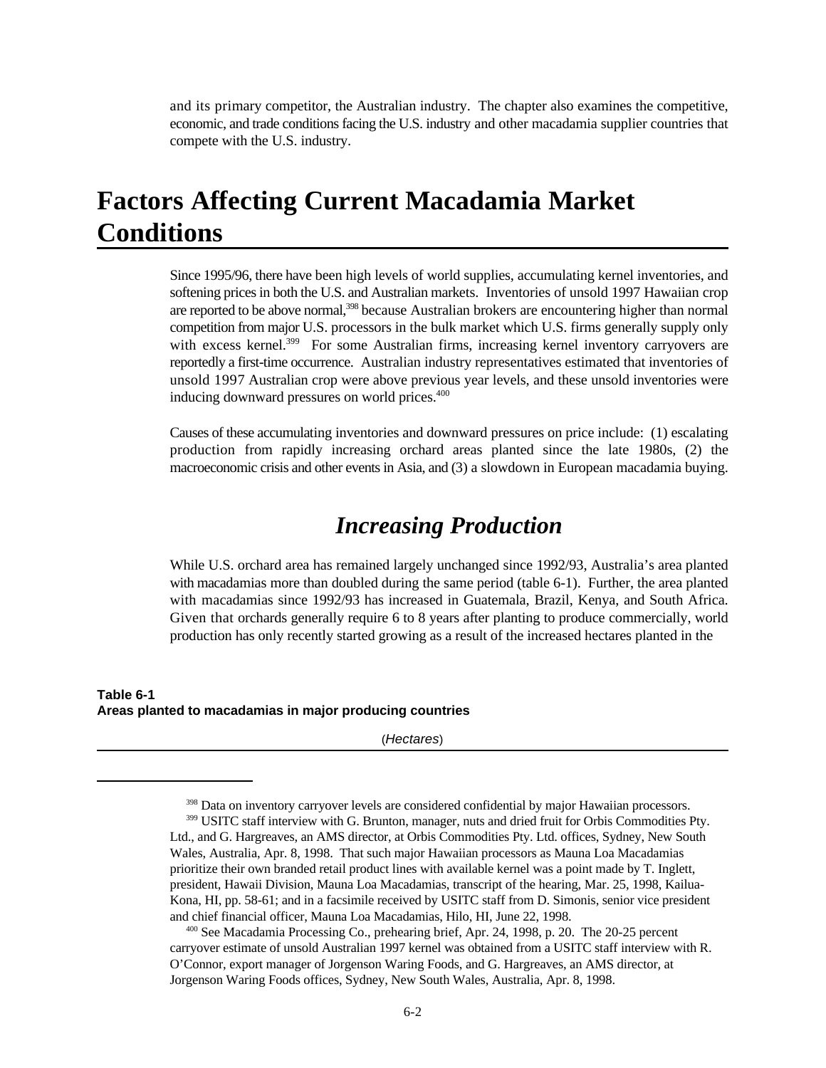and its primary competitor, the Australian industry. The chapter also examines the competitive, economic, and trade conditions facing the U.S. industry and other macadamia supplier countries that compete with the U.S. industry.

# Factors Affecting Current Macadamia Market Conditions

Since 1995/96, there have been high levels of world supplies, accumulating kernel inventories, and softening prices in both the U.S. and Australian markets. Inventories of unsold 1997 Hawaiian crop are reported to be above normal,[398] because Australian brokers are encountering higher than normal competition from major U.S. processors in the bulk market which U.S. firms generally supply only with excess kernel.[399] For some Australian firms, increasing kernel inventory carryovers are reportedly a first-time occurrence. Australian industry representatives estimated that inventories of unsold 1997 Australian crop were above previous year levels, and these unsold inventories were inducing downward pressures on world prices.[400]

Causes of these accumulating inventories and downward pressures on price include: (1) escalating production from rapidly increasing orchard areas planted since the late 1980s, (2) the macroeconomic crisis and other events in Asia, and (3) a slowdown in European macadamia buying.

## *Increasing Production*

While U.S. orchard area has remained largely unchanged since 1992/93, Australia's area planted with macadamias more than doubled during the same period (table 6-1). Further, the area planted with macadamias since 1992/93 has increased in Guatemala, Brazil, Kenya, and South Africa. Given that orchards generally require 6 to 8 years after planting to produce commercially, world production has only recently started growing as a result of the increased hectares planted in the

**Table 6-1**
**Areas planted to macadamias in major producing countries**

(*Hectares*)

---

[398] Data on inventory carryover levels are considered confidential by major Hawaiian processors.

[399] USITC staff interview with G. Brunton, manager, nuts and dried fruit for Orbis Commodities Pty. Ltd., and G. Hargreaves, an AMS director, at Orbis Commodities Pty. Ltd. offices, Sydney, New South Wales, Australia, Apr. 8, 1998. That such major Hawaiian processors as Mauna Loa Macadamias prioritize their own branded retail product lines with available kernel was a point made by T. Inglett, president, Hawaii Division, Mauna Loa Macadamias, transcript of the hearing, Mar. 25, 1998, Kailua-Kona, HI, pp. 58-61; and in a facsimile received by USITC staff from D. Simonis, senior vice president and chief financial officer, Mauna Loa Macadamias, Hilo, HI, June 22, 1998.

[400] See Macadamia Processing Co., prehearing brief, Apr. 24, 1998, p. 20. The 20-25 percent carryover estimate of unsold Australian 1997 kernel was obtained from a USITC staff interview with R. O'Connor, export manager of Jorgenson Waring Foods, and G. Hargreaves, an AMS director, at Jorgenson Waring Foods offices, Sydney, New South Wales, Australia, Apr. 8, 1998.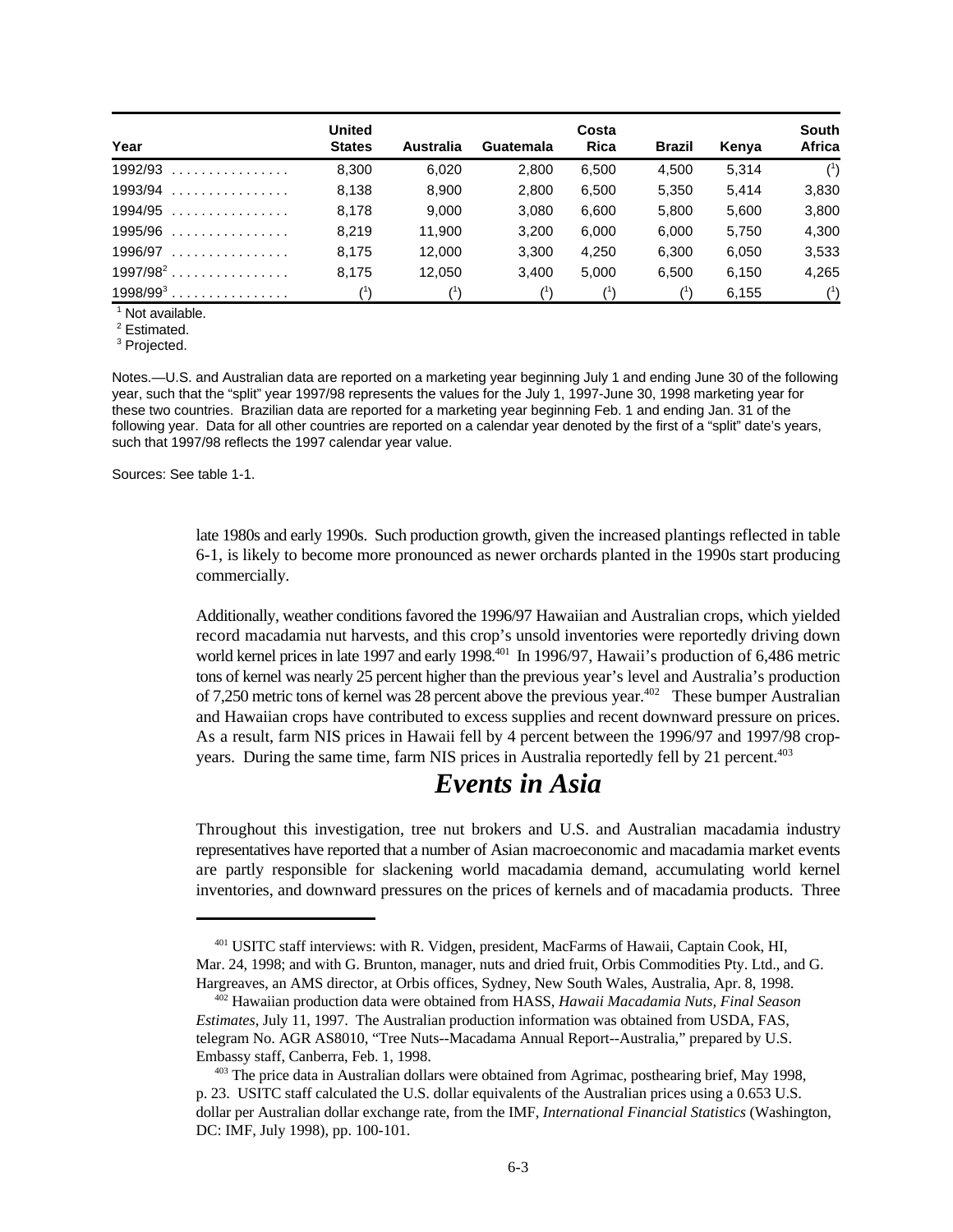| Year | United States | Australia | Guatemala | Costa Rica | Brazil | Kenya | South Africa |
|---|---|---|---|---|---|---|---|
| 1992/93 | 8,300 | 6,020 | 2,800 | 6,500 | 4,500 | 5,314 | ([1]) |
| 1993/94 | 8,138 | 8,900 | 2,800 | 6,500 | 5,350 | 5,414 | 3,830 |
| 1994/95 | 8,178 | 9,000 | 3,080 | 6,600 | 5,800 | 5,600 | 3,800 |
| 1995/96 | 8,219 | 11,900 | 3,200 | 6,000 | 6,000 | 5,750 | 4,300 |
| 1996/97 | 8,175 | 12,000 | 3,300 | 4,250 | 6,300 | 6,050 | 3,533 |
| 1997/98[2] | 8,175 | 12,050 | 3,400 | 5,000 | 6,500 | 6,150 | 4,265 |
| 1998/99[3] | ([1]) | ([1]) | ([1]) | ([1]) | ([1]) | 6,155 | ([1]) |

[1] Not available.
[2] Estimated.
[3] Projected.

Notes.—U.S. and Australian data are reported on a marketing year beginning July 1 and ending June 30 of the following year, such that the "split" year 1997/98 represents the values for the July 1, 1997-June 30, 1998 marketing year for these two countries. Brazilian data are reported for a marketing year beginning Feb. 1 and ending Jan. 31 of the following year. Data for all other countries are reported on a calendar year denoted by the first of a "split" date's years, such that 1997/98 reflects the 1997 calendar year value.

Sources: See table 1-1.

late 1980s and early 1990s. Such production growth, given the increased plantings reflected in table 6-1, is likely to become more pronounced as newer orchards planted in the 1990s start producing commercially.

Additionally, weather conditions favored the 1996/97 Hawaiian and Australian crops, which yielded record macadamia nut harvests, and this crop's unsold inventories were reportedly driving down world kernel prices in late 1997 and early 1998.[401] In 1996/97, Hawaii's production of 6,486 metric tons of kernel was nearly 25 percent higher than the previous year's level and Australia's production of 7,250 metric tons of kernel was 28 percent above the previous year.[402] These bumper Australian and Hawaiian crops have contributed to excess supplies and recent downward pressure on prices. As a result, farm NIS prices in Hawaii fell by 4 percent between the 1996/97 and 1997/98 crop-years. During the same time, farm NIS prices in Australia reportedly fell by 21 percent.[403]

## *Events in Asia*

Throughout this investigation, tree nut brokers and U.S. and Australian macadamia industry representatives have reported that a number of Asian macroeconomic and macadamia market events are partly responsible for slackening world macadamia demand, accumulating world kernel inventories, and downward pressures on the prices of kernels and of macadamia products. Three

---

[401] USITC staff interviews: with R. Vidgen, president, MacFarms of Hawaii, Captain Cook, HI, Mar. 24, 1998; and with G. Brunton, manager, nuts and dried fruit, Orbis Commodities Pty. Ltd., and G. Hargreaves, an AMS director, at Orbis offices, Sydney, New South Wales, Australia, Apr. 8, 1998.

[402] Hawaiian production data were obtained from HASS, *Hawaii Macadamia Nuts, Final Season Estimates*, July 11, 1997. The Australian production information was obtained from USDA, FAS, telegram No. AGR AS8010, "Tree Nuts--Macadama Annual Report--Australia," prepared by U.S. Embassy staff, Canberra, Feb. 1, 1998.

[403] The price data in Australian dollars were obtained from Agrimac, posthearing brief, May 1998, p. 23. USITC staff calculated the U.S. dollar equivalents of the Australian prices using a 0.653 U.S. dollar per Australian dollar exchange rate, from the IMF, *International Financial Statistics* (Washington, DC: IMF, July 1998), pp. 100-101.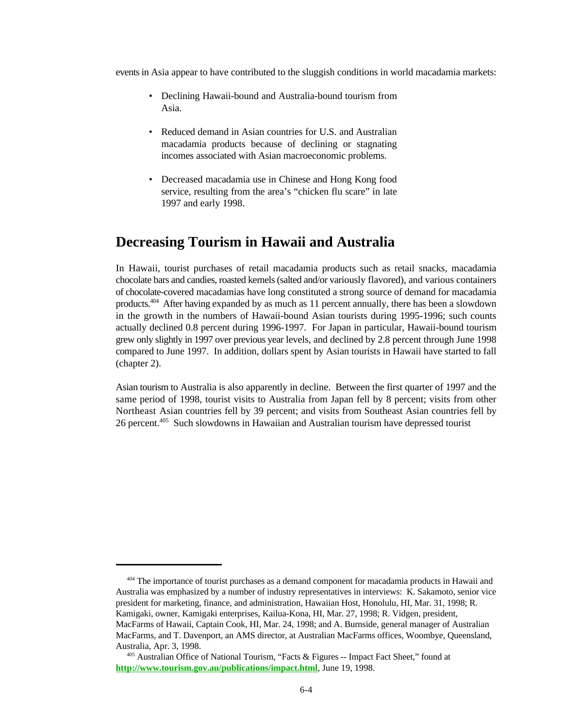events in Asia appear to have contributed to the sluggish conditions in world macadamia markets:

- Declining Hawaii-bound and Australia-bound tourism from Asia.
- Reduced demand in Asian countries for U.S. and Australian macadamia products because of declining or stagnating incomes associated with Asian macroeconomic problems.
- Decreased macadamia use in Chinese and Hong Kong food service, resulting from the area's "chicken flu scare" in late 1997 and early 1998.

## Decreasing Tourism in Hawaii and Australia

In Hawaii, tourist purchases of retail macadamia products such as retail snacks, macadamia chocolate bars and candies, roasted kernels (salted and/or variously flavored), and various containers of chocolate-covered macadamias have long constituted a strong source of demand for macadamia products.[404] After having expanded by as much as 11 percent annually, there has been a slowdown in the growth in the numbers of Hawaii-bound Asian tourists during 1995-1996; such counts actually declined 0.8 percent during 1996-1997. For Japan in particular, Hawaii-bound tourism grew only slightly in 1997 over previous year levels, and declined by 2.8 percent through June 1998 compared to June 1997. In addition, dollars spent by Asian tourists in Hawaii have started to fall (chapter 2).

Asian tourism to Australia is also apparently in decline. Between the first quarter of 1997 and the same period of 1998, tourist visits to Australia from Japan fell by 8 percent; visits from other Northeast Asian countries fell by 39 percent; and visits from Southeast Asian countries fell by 26 percent.[405] Such slowdowns in Hawaiian and Australian tourism have depressed tourist

---

[404] The importance of tourist purchases as a demand component for macadamia products in Hawaii and Australia was emphasized by a number of industry representatives in interviews: K. Sakamoto, senior vice president for marketing, finance, and administration, Hawaiian Host, Honolulu, HI, Mar. 31, 1998; R. Kamigaki, owner, Kamigaki enterprises, Kailua-Kona, HI, Mar. 27, 1998; R. Vidgen, president, MacFarms of Hawaii, Captain Cook, HI, Mar. 24, 1998; and A. Burnside, general manager of Australian MacFarms, and T. Davenport, an AMS director, at Australian MacFarms offices, Woombye, Queensland, Australia, Apr. 3, 1998.

[405] Australian Office of National Tourism, "Facts & Figures -- Impact Fact Sheet," found at **http://www.tourism.gov.au/publications/impact.html**, June 19, 1998.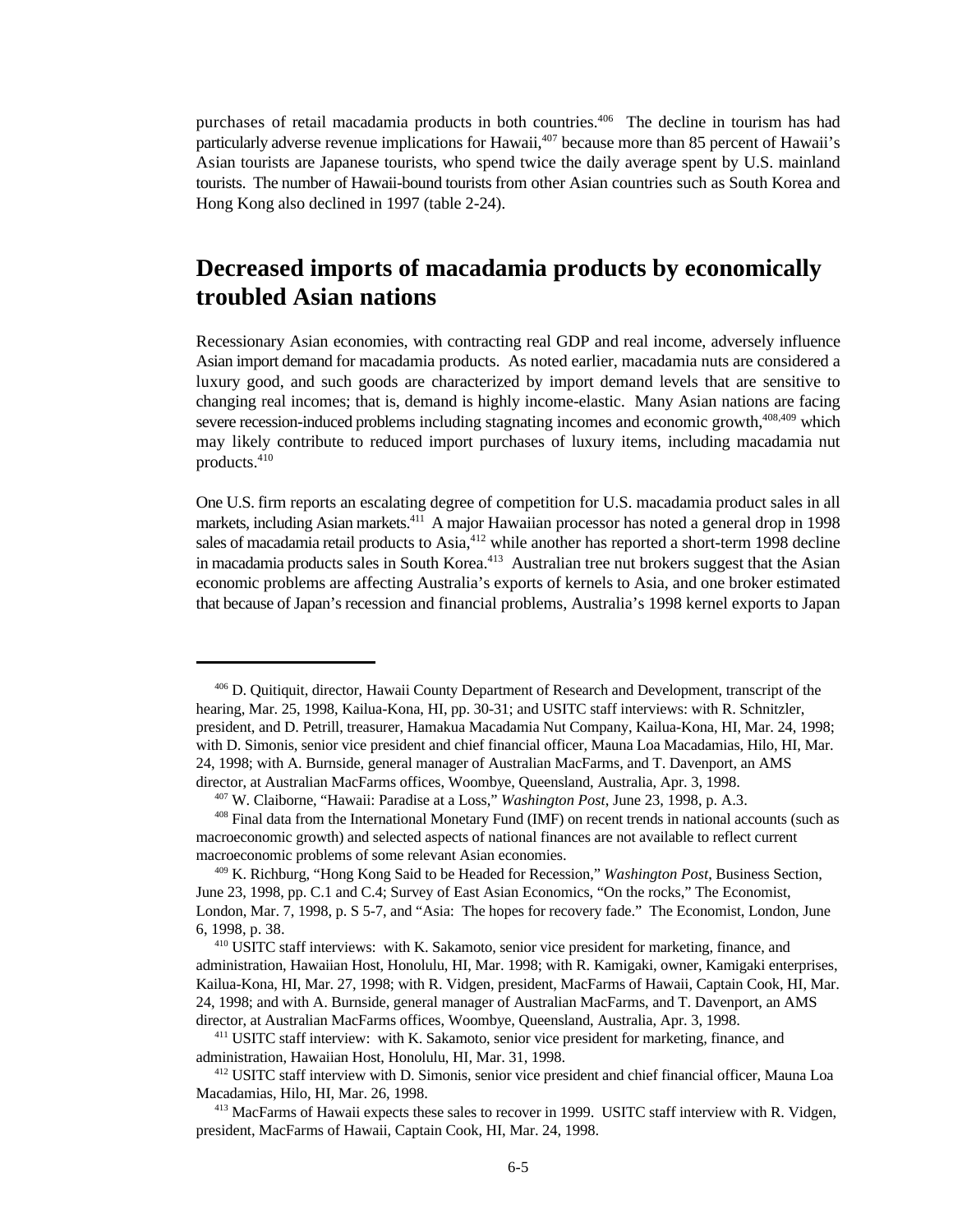purchases of retail macadamia products in both countries.[406] The decline in tourism has had particularly adverse revenue implications for Hawaii,[407] because more than 85 percent of Hawaii's Asian tourists are Japanese tourists, who spend twice the daily average spent by U.S. mainland tourists. The number of Hawaii-bound tourists from other Asian countries such as South Korea and Hong Kong also declined in 1997 (table 2-24).

## Decreased imports of macadamia products by economically troubled Asian nations

Recessionary Asian economies, with contracting real GDP and real income, adversely influence Asian import demand for macadamia products. As noted earlier, macadamia nuts are considered a luxury good, and such goods are characterized by import demand levels that are sensitive to changing real incomes; that is, demand is highly income-elastic. Many Asian nations are facing severe recession-induced problems including stagnating incomes and economic growth,[408,409] which may likely contribute to reduced import purchases of luxury items, including macadamia nut products.[410]

One U.S. firm reports an escalating degree of competition for U.S. macadamia product sales in all markets, including Asian markets.[411] A major Hawaiian processor has noted a general drop in 1998 sales of macadamia retail products to Asia,[412] while another has reported a short-term 1998 decline in macadamia products sales in South Korea.[413] Australian tree nut brokers suggest that the Asian economic problems are affecting Australia's exports of kernels to Asia, and one broker estimated that because of Japan's recession and financial problems, Australia's 1998 kernel exports to Japan

---

[406] D. Quitiquit, director, Hawaii County Department of Research and Development, transcript of the hearing, Mar. 25, 1998, Kailua-Kona, HI, pp. 30-31; and USITC staff interviews: with R. Schnitzler, president, and D. Petrill, treasurer, Hamakua Macadamia Nut Company, Kailua-Kona, HI, Mar. 24, 1998; with D. Simonis, senior vice president and chief financial officer, Mauna Loa Macadamias, Hilo, HI, Mar. 24, 1998; with A. Burnside, general manager of Australian MacFarms, and T. Davenport, an AMS director, at Australian MacFarms offices, Woombye, Queensland, Australia, Apr. 3, 1998.

[407] W. Claiborne, "Hawaii: Paradise at a Loss," *Washington Post*, June 23, 1998, p. A.3.

[408] Final data from the International Monetary Fund (IMF) on recent trends in national accounts (such as macroeconomic growth) and selected aspects of national finances are not available to reflect current macroeconomic problems of some relevant Asian economies.

[409] K. Richburg, "Hong Kong Said to be Headed for Recession," *Washington Post*, Business Section, June 23, 1998, pp. C.1 and C.4; Survey of East Asian Economics, "On the rocks," The Economist, London, Mar. 7, 1998, p. S 5-7, and "Asia: The hopes for recovery fade." The Economist, London, June 6, 1998, p. 38.

[410] USITC staff interviews: with K. Sakamoto, senior vice president for marketing, finance, and administration, Hawaiian Host, Honolulu, HI, Mar. 1998; with R. Kamigaki, owner, Kamigaki enterprises, Kailua-Kona, HI, Mar. 27, 1998; with R. Vidgen, president, MacFarms of Hawaii, Captain Cook, HI, Mar. 24, 1998; and with A. Burnside, general manager of Australian MacFarms, and T. Davenport, an AMS director, at Australian MacFarms offices, Woombye, Queensland, Australia, Apr. 3, 1998.

[411] USITC staff interview: with K. Sakamoto, senior vice president for marketing, finance, and administration, Hawaiian Host, Honolulu, HI, Mar. 31, 1998.

[412] USITC staff interview with D. Simonis, senior vice president and chief financial officer, Mauna Loa Macadamias, Hilo, HI, Mar. 26, 1998.

[413] MacFarms of Hawaii expects these sales to recover in 1999. USITC staff interview with R. Vidgen, president, MacFarms of Hawaii, Captain Cook, HI, Mar. 24, 1998.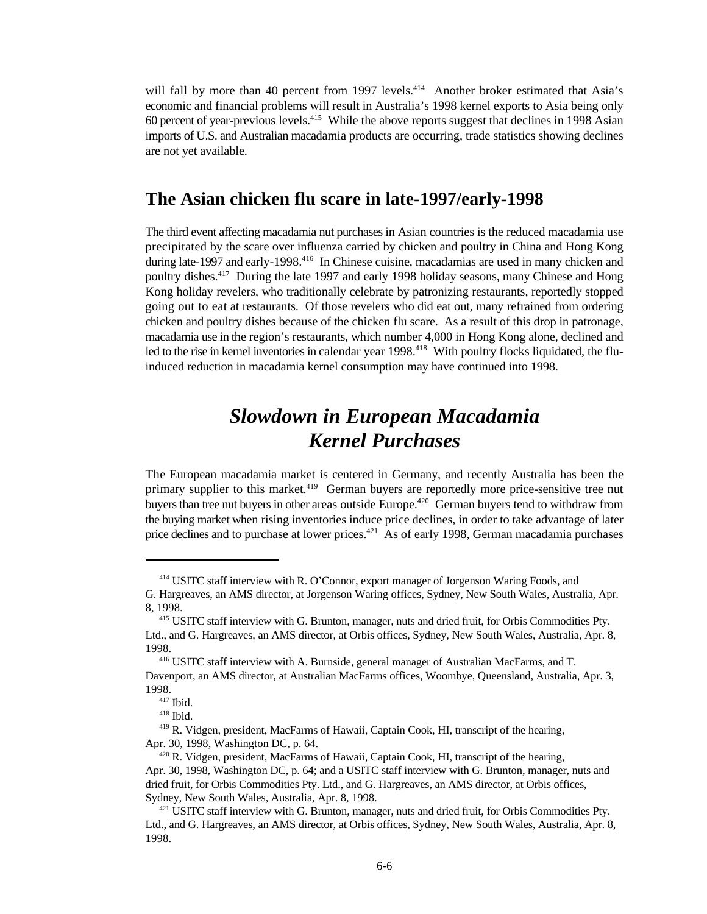will fall by more than 40 percent from 1997 levels.[414] Another broker estimated that Asia's economic and financial problems will result in Australia's 1998 kernel exports to Asia being only 60 percent of year-previous levels.[415] While the above reports suggest that declines in 1998 Asian imports of U.S. and Australian macadamia products are occurring, trade statistics showing declines are not yet available.

## The Asian chicken flu scare in late-1997/early-1998

The third event affecting macadamia nut purchases in Asian countries is the reduced macadamia use precipitated by the scare over influenza carried by chicken and poultry in China and Hong Kong during late-1997 and early-1998.[416] In Chinese cuisine, macadamias are used in many chicken and poultry dishes.[417] During the late 1997 and early 1998 holiday seasons, many Chinese and Hong Kong holiday revelers, who traditionally celebrate by patronizing restaurants, reportedly stopped going out to eat at restaurants. Of those revelers who did eat out, many refrained from ordering chicken and poultry dishes because of the chicken flu scare. As a result of this drop in patronage, macadamia use in the region's restaurants, which number 4,000 in Hong Kong alone, declined and led to the rise in kernel inventories in calendar year 1998.[418] With poultry flocks liquidated, the flu-induced reduction in macadamia kernel consumption may have continued into 1998.

# *Slowdown in European Macadamia Kernel Purchases*

The European macadamia market is centered in Germany, and recently Australia has been the primary supplier to this market.[419] German buyers are reportedly more price-sensitive tree nut buyers than tree nut buyers in other areas outside Europe.[420] German buyers tend to withdraw from the buying market when rising inventories induce price declines, in order to take advantage of later price declines and to purchase at lower prices.[421] As of early 1998, German macadamia purchases

---

[414] USITC staff interview with R. O'Connor, export manager of Jorgenson Waring Foods, and G. Hargreaves, an AMS director, at Jorgenson Waring offices, Sydney, New South Wales, Australia, Apr. 8, 1998.

[415] USITC staff interview with G. Brunton, manager, nuts and dried fruit, for Orbis Commodities Pty. Ltd., and G. Hargreaves, an AMS director, at Orbis offices, Sydney, New South Wales, Australia, Apr. 8, 1998.

[416] USITC staff interview with A. Burnside, general manager of Australian MacFarms, and T. Davenport, an AMS director, at Australian MacFarms offices, Woombye, Queensland, Australia, Apr. 3, 1998.

[417] Ibid.

[418] Ibid.

[419] R. Vidgen, president, MacFarms of Hawaii, Captain Cook, HI, transcript of the hearing, Apr. 30, 1998, Washington DC, p. 64.

[420] R. Vidgen, president, MacFarms of Hawaii, Captain Cook, HI, transcript of the hearing, Apr. 30, 1998, Washington DC, p. 64; and a USITC staff interview with G. Brunton, manager, nuts and dried fruit, for Orbis Commodities Pty. Ltd., and G. Hargreaves, an AMS director, at Orbis offices, Sydney, New South Wales, Australia, Apr. 8, 1998.

[421] USITC staff interview with G. Brunton, manager, nuts and dried fruit, for Orbis Commodities Pty. Ltd., and G. Hargreaves, an AMS director, at Orbis offices, Sydney, New South Wales, Australia, Apr. 8, 1998.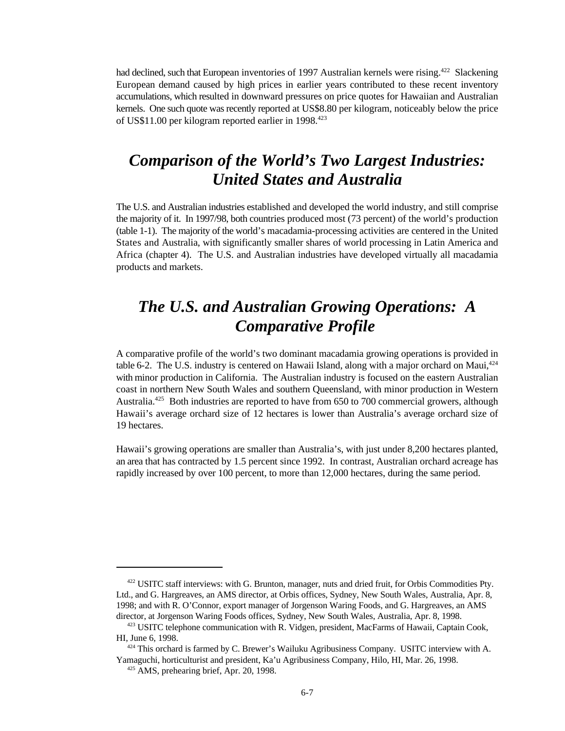had declined, such that European inventories of 1997 Australian kernels were rising.[422] Slackening European demand caused by high prices in earlier years contributed to these recent inventory accumulations, which resulted in downward pressures on price quotes for Hawaiian and Australian kernels. One such quote was recently reported at US$8.80 per kilogram, noticeably below the price of US$11.00 per kilogram reported earlier in 1998.[423]

# *Comparison of the World's Two Largest Industries: United States and Australia*

The U.S. and Australian industries established and developed the world industry, and still comprise the majority of it. In 1997/98, both countries produced most (73 percent) of the world's production (table 1-1). The majority of the world's macadamia-processing activities are centered in the United States and Australia, with significantly smaller shares of world processing in Latin America and Africa (chapter 4). The U.S. and Australian industries have developed virtually all macadamia products and markets.

# *The U.S. and Australian Growing Operations: A Comparative Profile*

A comparative profile of the world's two dominant macadamia growing operations is provided in table 6-2. The U.S. industry is centered on Hawaii Island, along with a major orchard on Maui,[424] with minor production in California. The Australian industry is focused on the eastern Australian coast in northern New South Wales and southern Queensland, with minor production in Western Australia.[425] Both industries are reported to have from 650 to 700 commercial growers, although Hawaii's average orchard size of 12 hectares is lower than Australia's average orchard size of 19 hectares.

Hawaii's growing operations are smaller than Australia's, with just under 8,200 hectares planted, an area that has contracted by 1.5 percent since 1992. In contrast, Australian orchard acreage has rapidly increased by over 100 percent, to more than 12,000 hectares, during the same period.

---

[422] USITC staff interviews: with G. Brunton, manager, nuts and dried fruit, for Orbis Commodities Pty. Ltd., and G. Hargreaves, an AMS director, at Orbis offices, Sydney, New South Wales, Australia, Apr. 8, 1998; and with R. O'Connor, export manager of Jorgenson Waring Foods, and G. Hargreaves, an AMS director, at Jorgenson Waring Foods offices, Sydney, New South Wales, Australia, Apr. 8, 1998.

[423] USITC telephone communication with R. Vidgen, president, MacFarms of Hawaii, Captain Cook, HI, June 6, 1998.

[424] This orchard is farmed by C. Brewer's Wailuku Agribusiness Company. USITC interview with A. Yamaguchi, horticulturist and president, Ka'u Agribusiness Company, Hilo, HI, Mar. 26, 1998.

[425] AMS, prehearing brief, Apr. 20, 1998.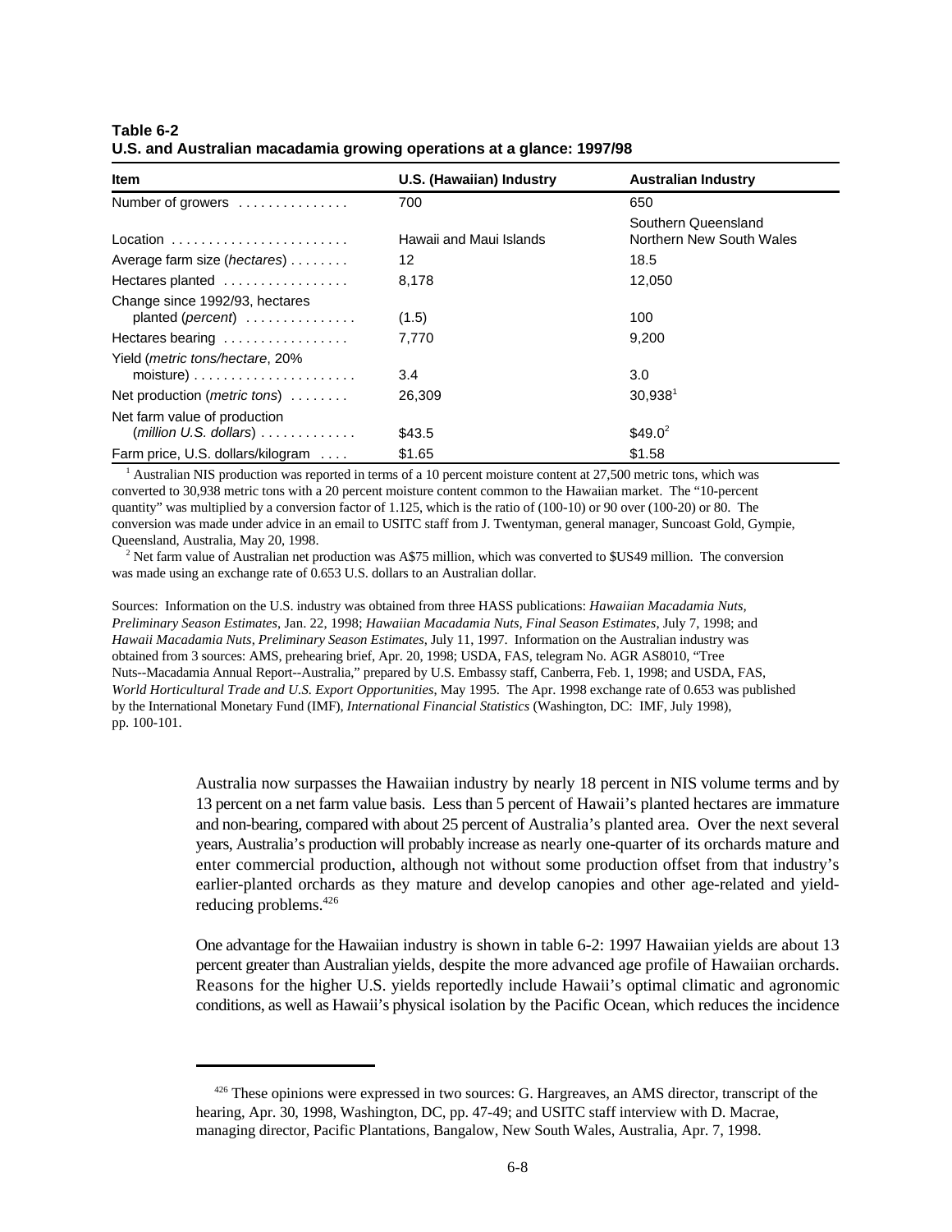**Table 6-2**
**U.S. and Australian macadamia growing operations at a glance: 1997/98**

| Item | U.S. (Hawaiian) Industry | Australian Industry |
|---|---|---|
| Number of growers | 700 | 650 |
| Location | Hawaii and Maui Islands | Southern Queensland Northern New South Wales |
| Average farm size (*hectares*) | 12 | 18.5 |
| Hectares planted | 8,178 | 12,050 |
| Change since 1992/93, hectares planted (*percent*) | (1.5) | 100 |
| Hectares bearing | 7,770 | 9,200 |
| Yield (*metric tons/hectare*, 20% moisture) | 3.4 | 3.0 |
| Net production (*metric tons*) | 26,309 | 30,938[1] |
| Net farm value of production (*million U.S. dollars*) | $43.5 | $49.0[2] |
| Farm price, U.S. dollars/kilogram | $1.65 | $1.58 |

[1] Australian NIS production was reported in terms of a 10 percent moisture content at 27,500 metric tons, which was converted to 30,938 metric tons with a 20 percent moisture content common to the Hawaiian market. The "10-percent quantity" was multiplied by a conversion factor of 1.125, which is the ratio of (100-10) or 90 over (100-20) or 80. The conversion was made under advice in an email to USITC staff from J. Twentyman, general manager, Suncoast Gold, Gympie, Queensland, Australia, May 20, 1998.

[2] Net farm value of Australian net production was A$75 million, which was converted to $US49 million. The conversion was made using an exchange rate of 0.653 U.S. dollars to an Australian dollar.

Sources: Information on the U.S. industry was obtained from three HASS publications: *Hawaiian Macadamia Nuts, Preliminary Season Estimates*, Jan. 22, 1998; *Hawaiian Macadamia Nuts, Final Season Estimates*, July 7, 1998; and *Hawaii Macadamia Nuts, Preliminary Season Estimates*, July 11, 1997. Information on the Australian industry was obtained from 3 sources: AMS, prehearing brief, Apr. 20, 1998; USDA, FAS, telegram No. AGR AS8010, "Tree Nuts--Macadamia Annual Report--Australia," prepared by U.S. Embassy staff, Canberra, Feb. 1, 1998; and USDA, FAS, *World Horticultural Trade and U.S. Export Opportunities*, May 1995. The Apr. 1998 exchange rate of 0.653 was published by the International Monetary Fund (IMF), *International Financial Statistics* (Washington, DC: IMF, July 1998), pp. 100-101.

Australia now surpasses the Hawaiian industry by nearly 18 percent in NIS volume terms and by 13 percent on a net farm value basis. Less than 5 percent of Hawaii's planted hectares are immature and non-bearing, compared with about 25 percent of Australia's planted area. Over the next several years, Australia's production will probably increase as nearly one-quarter of its orchards mature and enter commercial production, although not without some production offset from that industry's earlier-planted orchards as they mature and develop canopies and other age-related and yield-reducing problems.[426]

One advantage for the Hawaiian industry is shown in table 6-2: 1997 Hawaiian yields are about 13 percent greater than Australian yields, despite the more advanced age profile of Hawaiian orchards. Reasons for the higher U.S. yields reportedly include Hawaii's optimal climatic and agronomic conditions, as well as Hawaii's physical isolation by the Pacific Ocean, which reduces the incidence

[426] These opinions were expressed in two sources: G. Hargreaves, an AMS director, transcript of the hearing, Apr. 30, 1998, Washington, DC, pp. 47-49; and USITC staff interview with D. Macrae, managing director, Pacific Plantations, Bangalow, New South Wales, Australia, Apr. 7, 1998.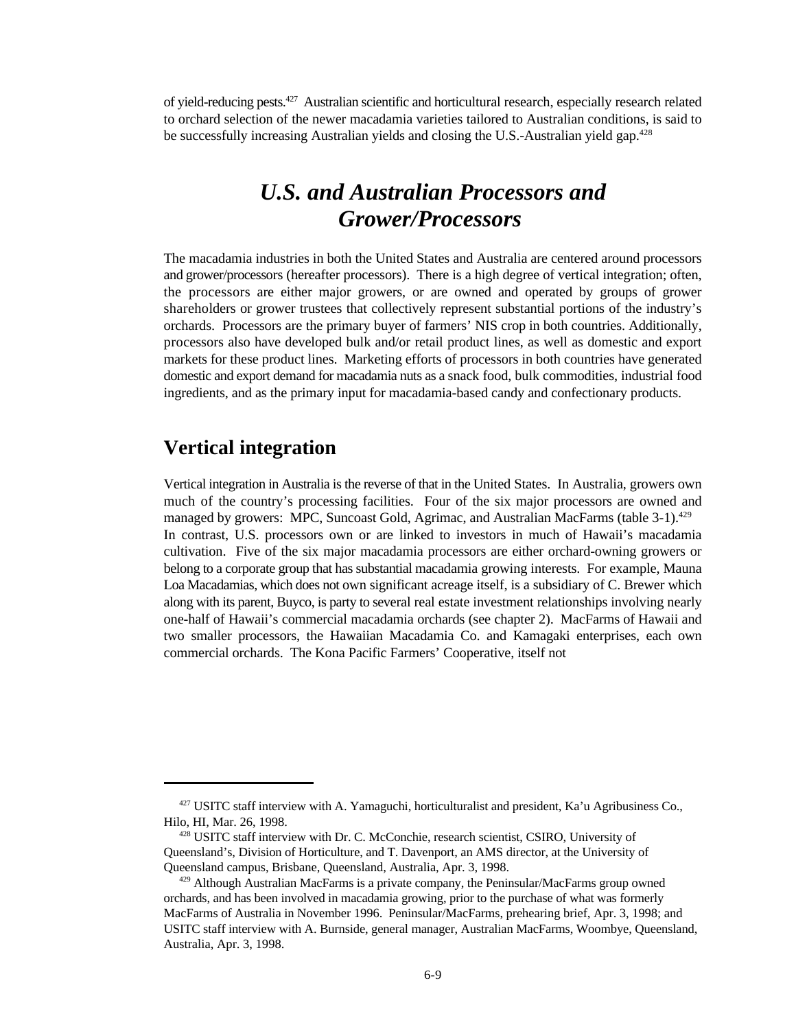of yield-reducing pests.[427] Australian scientific and horticultural research, especially research related to orchard selection of the newer macadamia varieties tailored to Australian conditions, is said to be successfully increasing Australian yields and closing the U.S.-Australian yield gap.[428]

## *U.S. and Australian Processors and Grower/Processors*

The macadamia industries in both the United States and Australia are centered around processors and grower/processors (hereafter processors). There is a high degree of vertical integration; often, the processors are either major growers, or are owned and operated by groups of grower shareholders or grower trustees that collectively represent substantial portions of the industry's orchards. Processors are the primary buyer of farmers' NIS crop in both countries. Additionally, processors also have developed bulk and/or retail product lines, as well as domestic and export markets for these product lines. Marketing efforts of processors in both countries have generated domestic and export demand for macadamia nuts as a snack food, bulk commodities, industrial food ingredients, and as the primary input for macadamia-based candy and confectionary products.

### Vertical integration

Vertical integration in Australia is the reverse of that in the United States. In Australia, growers own much of the country's processing facilities. Four of the six major processors are owned and managed by growers: MPC, Suncoast Gold, Agrimac, and Australian MacFarms (table 3-1).[429] In contrast, U.S. processors own or are linked to investors in much of Hawaii's macadamia cultivation. Five of the six major macadamia processors are either orchard-owning growers or belong to a corporate group that has substantial macadamia growing interests. For example, Mauna Loa Macadamias, which does not own significant acreage itself, is a subsidiary of C. Brewer which along with its parent, Buyco, is party to several real estate investment relationships involving nearly one-half of Hawaii's commercial macadamia orchards (see chapter 2). MacFarms of Hawaii and two smaller processors, the Hawaiian Macadamia Co. and Kamagaki enterprises, each own commercial orchards. The Kona Pacific Farmers' Cooperative, itself not

---

[427] USITC staff interview with A. Yamaguchi, horticulturalist and president, Ka'u Agribusiness Co., Hilo, HI, Mar. 26, 1998.

[428] USITC staff interview with Dr. C. McConchie, research scientist, CSIRO, University of Queensland's, Division of Horticulture, and T. Davenport, an AMS director, at the University of Queensland campus, Brisbane, Queensland, Australia, Apr. 3, 1998.

[429] Although Australian MacFarms is a private company, the Peninsular/MacFarms group owned orchards, and has been involved in macadamia growing, prior to the purchase of what was formerly MacFarms of Australia in November 1996. Peninsular/MacFarms, prehearing brief, Apr. 3, 1998; and USITC staff interview with A. Burnside, general manager, Australian MacFarms, Woombye, Queensland, Australia, Apr. 3, 1998.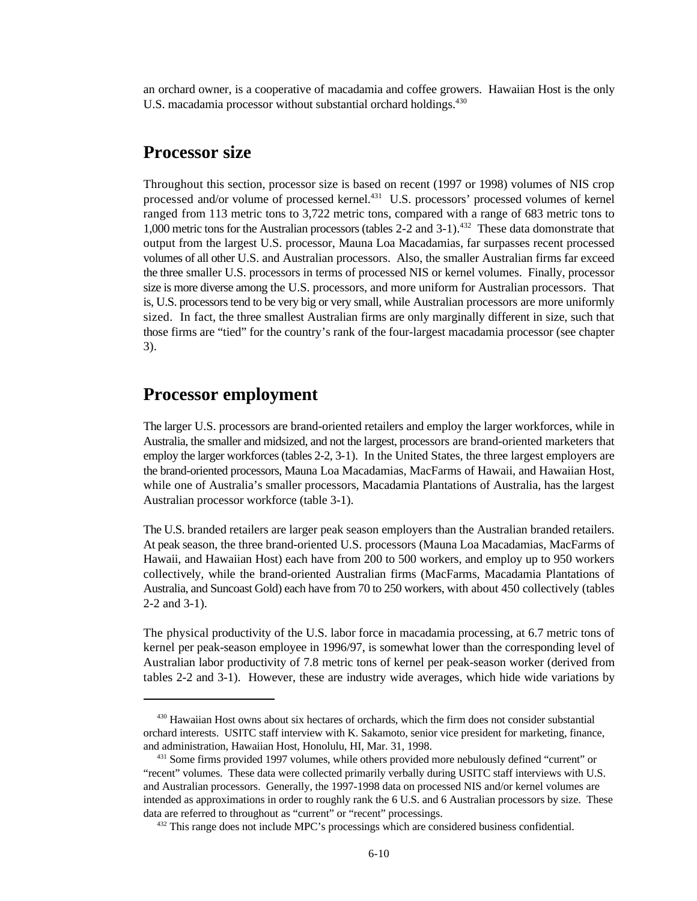an orchard owner, is a cooperative of macadamia and coffee growers. Hawaiian Host is the only U.S. macadamia processor without substantial orchard holdings.[430]

## Processor size

Throughout this section, processor size is based on recent (1997 or 1998) volumes of NIS crop processed and/or volume of processed kernel.[431] U.S. processors' processed volumes of kernel ranged from 113 metric tons to 3,722 metric tons, compared with a range of 683 metric tons to 1,000 metric tons for the Australian processors (tables 2-2 and 3-1).[432] These data domonstrate that output from the largest U.S. processor, Mauna Loa Macadamias, far surpasses recent processed volumes of all other U.S. and Australian processors. Also, the smaller Australian firms far exceed the three smaller U.S. processors in terms of processed NIS or kernel volumes. Finally, processor size is more diverse among the U.S. processors, and more uniform for Australian processors. That is, U.S. processors tend to be very big or very small, while Australian processors are more uniformly sized. In fact, the three smallest Australian firms are only marginally different in size, such that those firms are "tied" for the country's rank of the four-largest macadamia processor (see chapter 3).

## Processor employment

The larger U.S. processors are brand-oriented retailers and employ the larger workforces, while in Australia, the smaller and midsized, and not the largest, processors are brand-oriented marketers that employ the larger workforces (tables 2-2, 3-1). In the United States, the three largest employers are the brand-oriented processors, Mauna Loa Macadamias, MacFarms of Hawaii, and Hawaiian Host, while one of Australia's smaller processors, Macadamia Plantations of Australia, has the largest Australian processor workforce (table 3-1).

The U.S. branded retailers are larger peak season employers than the Australian branded retailers. At peak season, the three brand-oriented U.S. processors (Mauna Loa Macadamias, MacFarms of Hawaii, and Hawaiian Host) each have from 200 to 500 workers, and employ up to 950 workers collectively, while the brand-oriented Australian firms (MacFarms, Macadamia Plantations of Australia, and Suncoast Gold) each have from 70 to 250 workers, with about 450 collectively (tables 2-2 and 3-1).

The physical productivity of the U.S. labor force in macadamia processing, at 6.7 metric tons of kernel per peak-season employee in 1996/97, is somewhat lower than the corresponding level of Australian labor productivity of 7.8 metric tons of kernel per peak-season worker (derived from tables 2-2 and 3-1). However, these are industry wide averages, which hide wide variations by

---

[430] Hawaiian Host owns about six hectares of orchards, which the firm does not consider substantial orchard interests. USITC staff interview with K. Sakamoto, senior vice president for marketing, finance, and administration, Hawaiian Host, Honolulu, HI, Mar. 31, 1998.

[431] Some firms provided 1997 volumes, while others provided more nebulously defined "current" or "recent" volumes. These data were collected primarily verbally during USITC staff interviews with U.S. and Australian processors. Generally, the 1997-1998 data on processed NIS and/or kernel volumes are intended as approximations in order to roughly rank the 6 U.S. and 6 Australian processors by size. These data are referred to throughout as "current" or "recent" processings.

[432] This range does not include MPC's processings which are considered business confidential.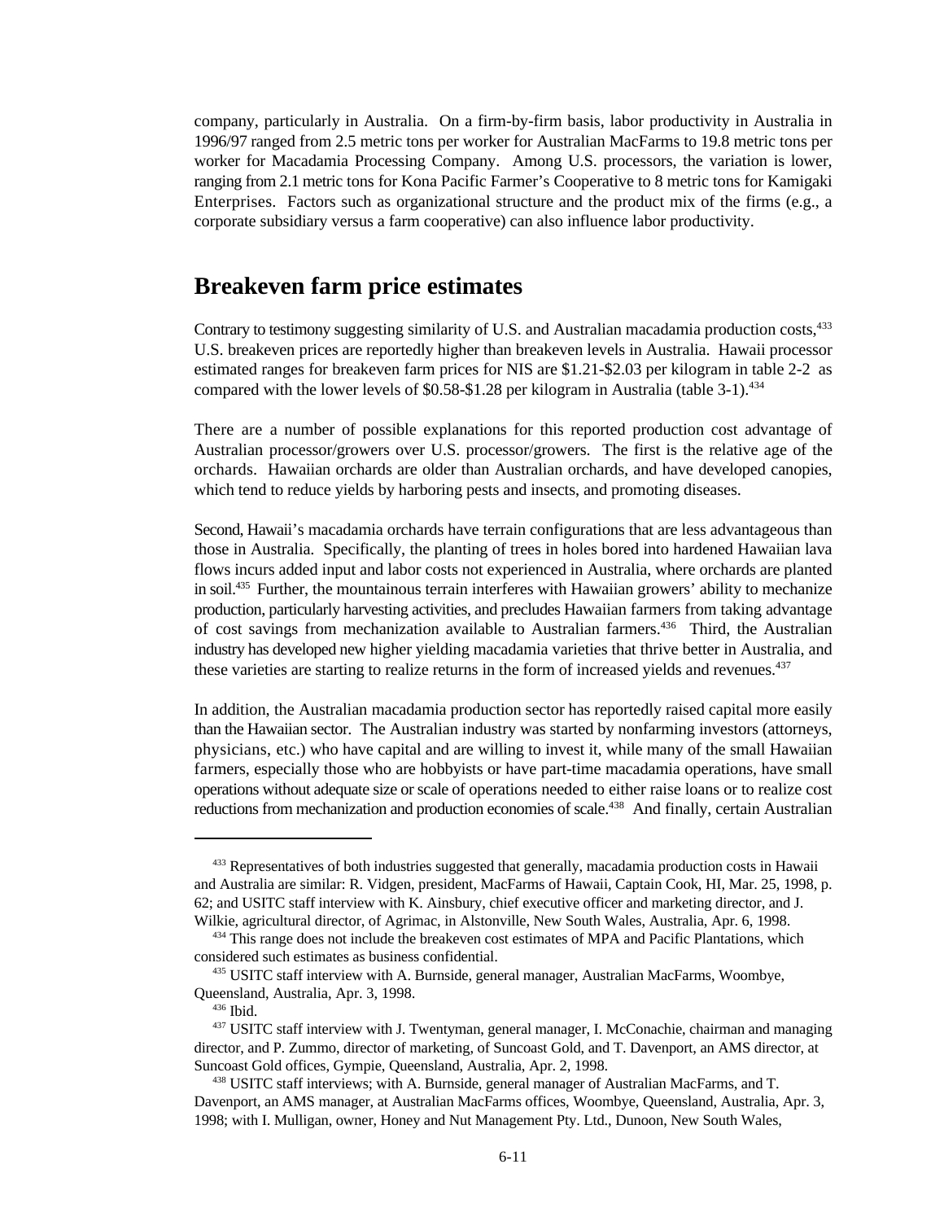company, particularly in Australia. On a firm-by-firm basis, labor productivity in Australia in 1996/97 ranged from 2.5 metric tons per worker for Australian MacFarms to 19.8 metric tons per worker for Macadamia Processing Company. Among U.S. processors, the variation is lower, ranging from 2.1 metric tons for Kona Pacific Farmer's Cooperative to 8 metric tons for Kamigaki Enterprises. Factors such as organizational structure and the product mix of the firms (e.g., a corporate subsidiary versus a farm cooperative) can also influence labor productivity.

## Breakeven farm price estimates

Contrary to testimony suggesting similarity of U.S. and Australian macadamia production costs,[433] U.S. breakeven prices are reportedly higher than breakeven levels in Australia. Hawaii processor estimated ranges for breakeven farm prices for NIS are \$1.21-\$2.03 per kilogram in table 2-2 as compared with the lower levels of \$0.58-\$1.28 per kilogram in Australia (table 3-1).[434]

There are a number of possible explanations for this reported production cost advantage of Australian processor/growers over U.S. processor/growers. The first is the relative age of the orchards. Hawaiian orchards are older than Australian orchards, and have developed canopies, which tend to reduce yields by harboring pests and insects, and promoting diseases.

Second, Hawaii's macadamia orchards have terrain configurations that are less advantageous than those in Australia. Specifically, the planting of trees in holes bored into hardened Hawaiian lava flows incurs added input and labor costs not experienced in Australia, where orchards are planted in soil.[435] Further, the mountainous terrain interferes with Hawaiian growers' ability to mechanize production, particularly harvesting activities, and precludes Hawaiian farmers from taking advantage of cost savings from mechanization available to Australian farmers.[436] Third, the Australian industry has developed new higher yielding macadamia varieties that thrive better in Australia, and these varieties are starting to realize returns in the form of increased yields and revenues.[437]

In addition, the Australian macadamia production sector has reportedly raised capital more easily than the Hawaiian sector. The Australian industry was started by nonfarming investors (attorneys, physicians, etc.) who have capital and are willing to invest it, while many of the small Hawaiian farmers, especially those who are hobbyists or have part-time macadamia operations, have small operations without adequate size or scale of operations needed to either raise loans or to realize cost reductions from mechanization and production economies of scale.[438] And finally, certain Australian

---

[433] Representatives of both industries suggested that generally, macadamia production costs in Hawaii and Australia are similar: R. Vidgen, president, MacFarms of Hawaii, Captain Cook, HI, Mar. 25, 1998, p. 62; and USITC staff interview with K. Ainsbury, chief executive officer and marketing director, and J. Wilkie, agricultural director, of Agrimac, in Alstonville, New South Wales, Australia, Apr. 6, 1998.

[434] This range does not include the breakeven cost estimates of MPA and Pacific Plantations, which considered such estimates as business confidential.

[435] USITC staff interview with A. Burnside, general manager, Australian MacFarms, Woombye, Queensland, Australia, Apr. 3, 1998.

[436] Ibid.

[437] USITC staff interview with J. Twentyman, general manager, I. McConachie, chairman and managing director, and P. Zummo, director of marketing, of Suncoast Gold, and T. Davenport, an AMS director, at Suncoast Gold offices, Gympie, Queensland, Australia, Apr. 2, 1998.

[438] USITC staff interviews; with A. Burnside, general manager of Australian MacFarms, and T. Davenport, an AMS manager, at Australian MacFarms offices, Woombye, Queensland, Australia, Apr. 3, 1998; with I. Mulligan, owner, Honey and Nut Management Pty. Ltd., Dunoon, New South Wales,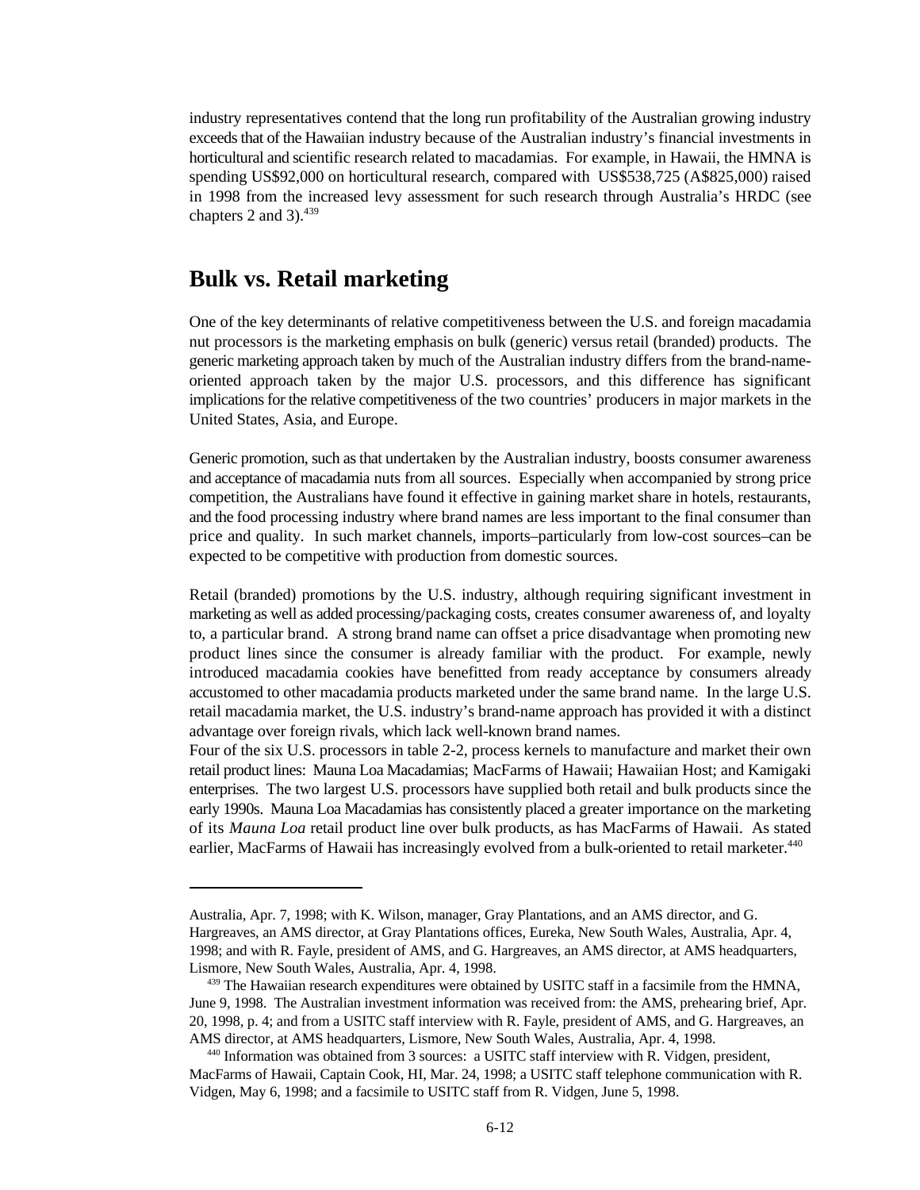industry representatives contend that the long run profitability of the Australian growing industry exceeds that of the Hawaiian industry because of the Australian industry's financial investments in horticultural and scientific research related to macadamias. For example, in Hawaii, the HMNA is spending US$92,000 on horticultural research, compared with US$538,725 (A$825,000) raised in 1998 from the increased levy assessment for such research through Australia's HRDC (see chapters 2 and 3).[439]

## Bulk vs. Retail marketing

One of the key determinants of relative competitiveness between the U.S. and foreign macadamia nut processors is the marketing emphasis on bulk (generic) versus retail (branded) products. The generic marketing approach taken by much of the Australian industry differs from the brand-name-oriented approach taken by the major U.S. processors, and this difference has significant implications for the relative competitiveness of the two countries' producers in major markets in the United States, Asia, and Europe.

Generic promotion, such as that undertaken by the Australian industry, boosts consumer awareness and acceptance of macadamia nuts from all sources. Especially when accompanied by strong price competition, the Australians have found it effective in gaining market share in hotels, restaurants, and the food processing industry where brand names are less important to the final consumer than price and quality. In such market channels, imports–particularly from low-cost sources–can be expected to be competitive with production from domestic sources.

Retail (branded) promotions by the U.S. industry, although requiring significant investment in marketing as well as added processing/packaging costs, creates consumer awareness of, and loyalty to, a particular brand. A strong brand name can offset a price disadvantage when promoting new product lines since the consumer is already familiar with the product. For example, newly introduced macadamia cookies have benefitted from ready acceptance by consumers already accustomed to other macadamia products marketed under the same brand name. In the large U.S. retail macadamia market, the U.S. industry's brand-name approach has provided it with a distinct advantage over foreign rivals, which lack well-known brand names.

Four of the six U.S. processors in table 2-2, process kernels to manufacture and market their own retail product lines: Mauna Loa Macadamias; MacFarms of Hawaii; Hawaiian Host; and Kamigaki enterprises. The two largest U.S. processors have supplied both retail and bulk products since the early 1990s. Mauna Loa Macadamias has consistently placed a greater importance on the marketing of its *Mauna Loa* retail product line over bulk products, as has MacFarms of Hawaii. As stated earlier, MacFarms of Hawaii has increasingly evolved from a bulk-oriented to retail marketer.[440]

---

Australia, Apr. 7, 1998; with K. Wilson, manager, Gray Plantations, and an AMS director, and G. Hargreaves, an AMS director, at Gray Plantations offices, Eureka, New South Wales, Australia, Apr. 4, 1998; and with R. Fayle, president of AMS, and G. Hargreaves, an AMS director, at AMS headquarters, Lismore, New South Wales, Australia, Apr. 4, 1998.

[439] The Hawaiian research expenditures were obtained by USITC staff in a facsimile from the HMNA, June 9, 1998. The Australian investment information was received from: the AMS, prehearing brief, Apr. 20, 1998, p. 4; and from a USITC staff interview with R. Fayle, president of AMS, and G. Hargreaves, an AMS director, at AMS headquarters, Lismore, New South Wales, Australia, Apr. 4, 1998.

[440] Information was obtained from 3 sources: a USITC staff interview with R. Vidgen, president, MacFarms of Hawaii, Captain Cook, HI, Mar. 24, 1998; a USITC staff telephone communication with R. Vidgen, May 6, 1998; and a facsimile to USITC staff from R. Vidgen, June 5, 1998.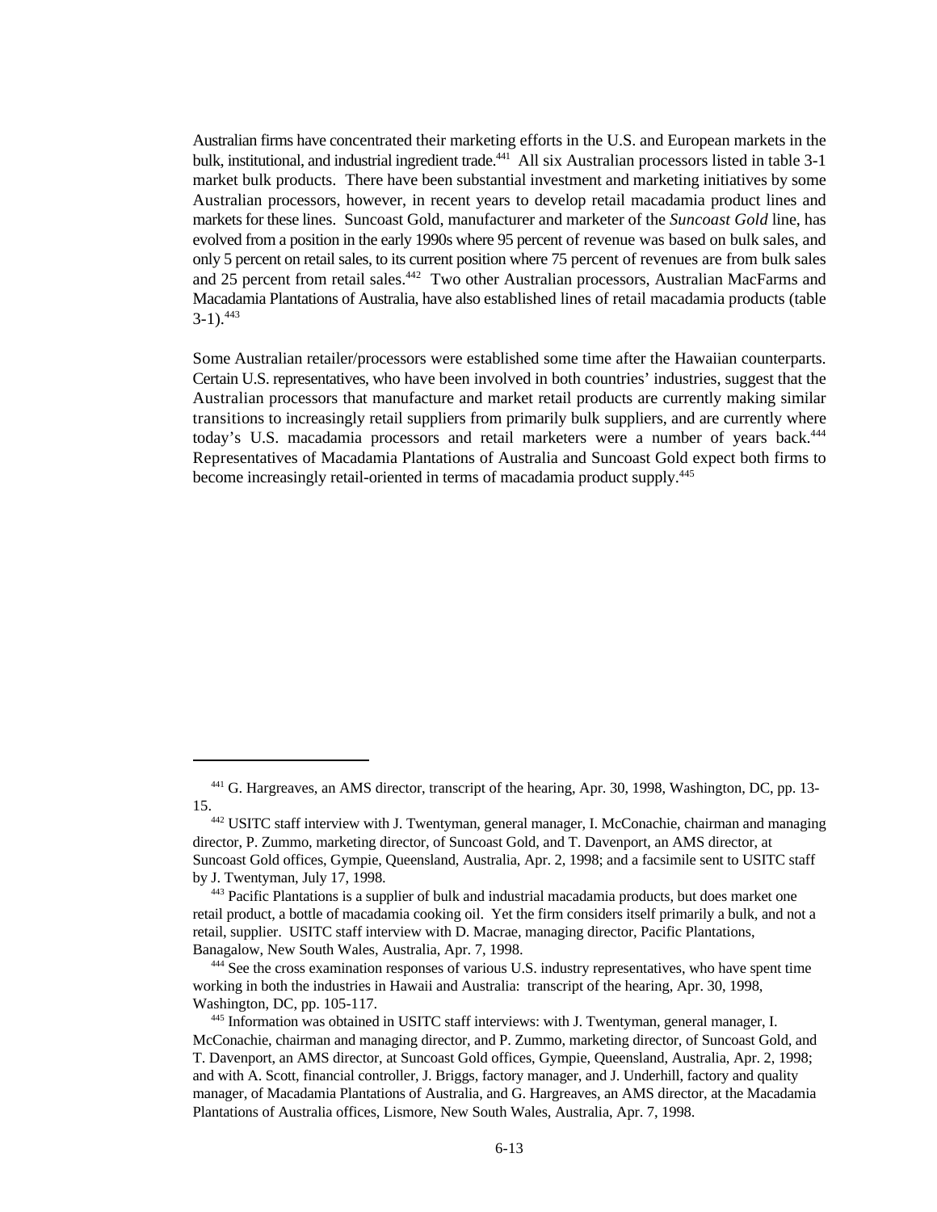Australian firms have concentrated their marketing efforts in the U.S. and European markets in the bulk, institutional, and industrial ingredient trade.[441] All six Australian processors listed in table 3-1 market bulk products. There have been substantial investment and marketing initiatives by some Australian processors, however, in recent years to develop retail macadamia product lines and markets for these lines. Suncoast Gold, manufacturer and marketer of the *Suncoast Gold* line, has evolved from a position in the early 1990s where 95 percent of revenue was based on bulk sales, and only 5 percent on retail sales, to its current position where 75 percent of revenues are from bulk sales and 25 percent from retail sales.[442] Two other Australian processors, Australian MacFarms and Macadamia Plantations of Australia, have also established lines of retail macadamia products (table 3-1).[443]

Some Australian retailer/processors were established some time after the Hawaiian counterparts. Certain U.S. representatives, who have been involved in both countries' industries, suggest that the Australian processors that manufacture and market retail products are currently making similar transitions to increasingly retail suppliers from primarily bulk suppliers, and are currently where today's U.S. macadamia processors and retail marketers were a number of years back.[444] Representatives of Macadamia Plantations of Australia and Suncoast Gold expect both firms to become increasingly retail-oriented in terms of macadamia product supply.[445]

---

[441] G. Hargreaves, an AMS director, transcript of the hearing, Apr. 30, 1998, Washington, DC, pp. 13-15.

[442] USITC staff interview with J. Twentyman, general manager, I. McConachie, chairman and managing director, P. Zummo, marketing director, of Suncoast Gold, and T. Davenport, an AMS director, at Suncoast Gold offices, Gympie, Queensland, Australia, Apr. 2, 1998; and a facsimile sent to USITC staff by J. Twentyman, July 17, 1998.

[443] Pacific Plantations is a supplier of bulk and industrial macadamia products, but does market one retail product, a bottle of macadamia cooking oil. Yet the firm considers itself primarily a bulk, and not a retail, supplier. USITC staff interview with D. Macrae, managing director, Pacific Plantations, Banagalow, New South Wales, Australia, Apr. 7, 1998.

[444] See the cross examination responses of various U.S. industry representatives, who have spent time working in both the industries in Hawaii and Australia: transcript of the hearing, Apr. 30, 1998, Washington, DC, pp. 105-117.

[445] Information was obtained in USITC staff interviews: with J. Twentyman, general manager, I. McConachie, chairman and managing director, and P. Zummo, marketing director, of Suncoast Gold, and T. Davenport, an AMS director, at Suncoast Gold offices, Gympie, Queensland, Australia, Apr. 2, 1998; and with A. Scott, financial controller, J. Briggs, factory manager, and J. Underhill, factory and quality manager, of Macadamia Plantations of Australia, and G. Hargreaves, an AMS director, at the Macadamia Plantations of Australia offices, Lismore, New South Wales, Australia, Apr. 7, 1998.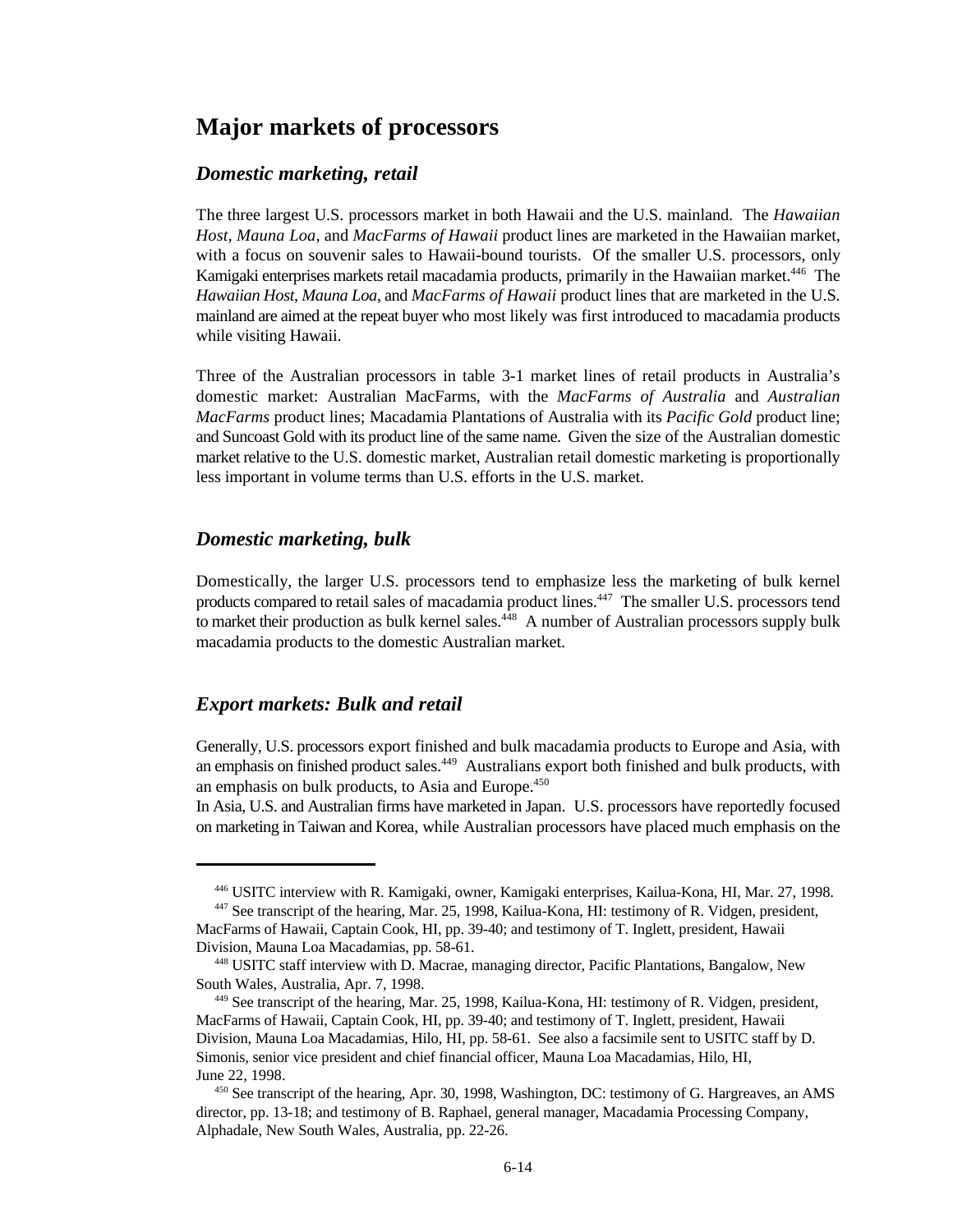## Major markets of processors

### *Domestic marketing, retail*

The three largest U.S. processors market in both Hawaii and the U.S. mainland. The *Hawaiian Host, Mauna Loa*, and *MacFarms of Hawaii* product lines are marketed in the Hawaiian market, with a focus on souvenir sales to Hawaii-bound tourists. Of the smaller U.S. processors, only Kamigaki enterprises markets retail macadamia products, primarily in the Hawaiian market.[446] The *Hawaiian Host*, *Mauna Loa*, and *MacFarms of Hawaii* product lines that are marketed in the U.S. mainland are aimed at the repeat buyer who most likely was first introduced to macadamia products while visiting Hawaii.

Three of the Australian processors in table 3-1 market lines of retail products in Australia's domestic market: Australian MacFarms, with the *MacFarms of Australia* and *Australian MacFarms* product lines; Macadamia Plantations of Australia with its *Pacific Gold* product line; and Suncoast Gold with its product line of the same name. Given the size of the Australian domestic market relative to the U.S. domestic market, Australian retail domestic marketing is proportionally less important in volume terms than U.S. efforts in the U.S. market.

### *Domestic marketing, bulk*

Domestically, the larger U.S. processors tend to emphasize less the marketing of bulk kernel products compared to retail sales of macadamia product lines.[447] The smaller U.S. processors tend to market their production as bulk kernel sales.[448] A number of Australian processors supply bulk macadamia products to the domestic Australian market.

### *Export markets: Bulk and retail*

Generally, U.S. processors export finished and bulk macadamia products to Europe and Asia, with an emphasis on finished product sales.[449] Australians export both finished and bulk products, with an emphasis on bulk products, to Asia and Europe.[450]

In Asia, U.S. and Australian firms have marketed in Japan. U.S. processors have reportedly focused on marketing in Taiwan and Korea, while Australian processors have placed much emphasis on the

---

[446] USITC interview with R. Kamigaki, owner, Kamigaki enterprises, Kailua-Kona, HI, Mar. 27, 1998.

[447] See transcript of the hearing, Mar. 25, 1998, Kailua-Kona, HI: testimony of R. Vidgen, president, MacFarms of Hawaii, Captain Cook, HI, pp. 39-40; and testimony of T. Inglett, president, Hawaii Division, Mauna Loa Macadamias, pp. 58-61.

[448] USITC staff interview with D. Macrae, managing director, Pacific Plantations, Bangalow, New South Wales, Australia, Apr. 7, 1998.

[449] See transcript of the hearing, Mar. 25, 1998, Kailua-Kona, HI: testimony of R. Vidgen, president, MacFarms of Hawaii, Captain Cook, HI, pp. 39-40; and testimony of T. Inglett, president, Hawaii Division, Mauna Loa Macadamias, Hilo, HI, pp. 58-61. See also a facsimile sent to USITC staff by D. Simonis, senior vice president and chief financial officer, Mauna Loa Macadamias, Hilo, HI, June 22, 1998.

[450] See transcript of the hearing, Apr. 30, 1998, Washington, DC: testimony of G. Hargreaves, an AMS director, pp. 13-18; and testimony of B. Raphael, general manager, Macadamia Processing Company, Alphadale, New South Wales, Australia, pp. 22-26.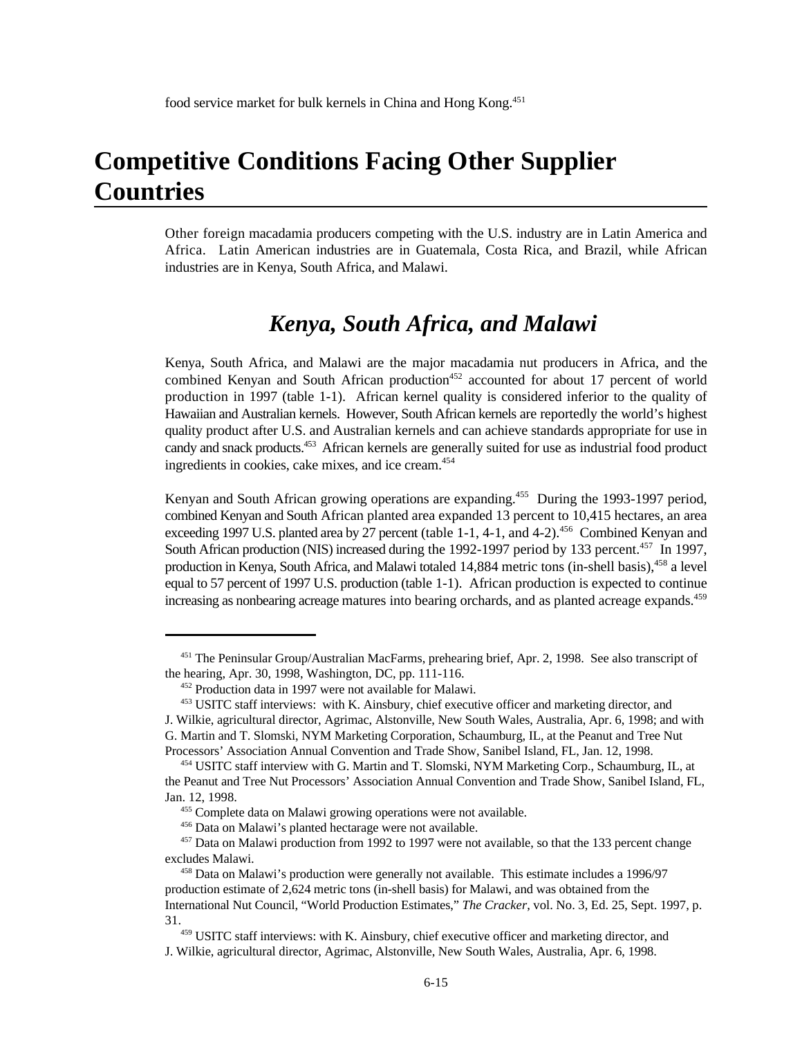food service market for bulk kernels in China and Hong Kong.[451]

# Competitive Conditions Facing Other Supplier Countries

Other foreign macadamia producers competing with the U.S. industry are in Latin America and Africa. Latin American industries are in Guatemala, Costa Rica, and Brazil, while African industries are in Kenya, South Africa, and Malawi.

## *Kenya, South Africa, and Malawi*

Kenya, South Africa, and Malawi are the major macadamia nut producers in Africa, and the combined Kenyan and South African production[452] accounted for about 17 percent of world production in 1997 (table 1-1). African kernel quality is considered inferior to the quality of Hawaiian and Australian kernels. However, South African kernels are reportedly the world's highest quality product after U.S. and Australian kernels and can achieve standards appropriate for use in candy and snack products.[453] African kernels are generally suited for use as industrial food product ingredients in cookies, cake mixes, and ice cream.[454]

Kenyan and South African growing operations are expanding.[455] During the 1993-1997 period, combined Kenyan and South African planted area expanded 13 percent to 10,415 hectares, an area exceeding 1997 U.S. planted area by 27 percent (table 1-1, 4-1, and 4-2).[456] Combined Kenyan and South African production (NIS) increased during the 1992-1997 period by 133 percent.[457] In 1997, production in Kenya, South Africa, and Malawi totaled 14,884 metric tons (in-shell basis),[458] a level equal to 57 percent of 1997 U.S. production (table 1-1). African production is expected to continue increasing as nonbearing acreage matures into bearing orchards, and as planted acreage expands.[459]

---

[451] The Peninsular Group/Australian MacFarms, prehearing brief, Apr. 2, 1998. See also transcript of the hearing, Apr. 30, 1998, Washington, DC, pp. 111-116.

[452] Production data in 1997 were not available for Malawi.

[453] USITC staff interviews: with K. Ainsbury, chief executive officer and marketing director, and J. Wilkie, agricultural director, Agrimac, Alstonville, New South Wales, Australia, Apr. 6, 1998; and with G. Martin and T. Slomski, NYM Marketing Corporation, Schaumburg, IL, at the Peanut and Tree Nut Processors' Association Annual Convention and Trade Show, Sanibel Island, FL, Jan. 12, 1998.

[454] USITC staff interview with G. Martin and T. Slomski, NYM Marketing Corp., Schaumburg, IL, at the Peanut and Tree Nut Processors' Association Annual Convention and Trade Show, Sanibel Island, FL, Jan. 12, 1998.

[455] Complete data on Malawi growing operations were not available.

[456] Data on Malawi's planted hectarage were not available.

[457] Data on Malawi production from 1992 to 1997 were not available, so that the 133 percent change excludes Malawi.

[458] Data on Malawi's production were generally not available. This estimate includes a 1996/97 production estimate of 2,624 metric tons (in-shell basis) for Malawi, and was obtained from the International Nut Council, "World Production Estimates," *The Cracker*, vol. No. 3, Ed. 25, Sept. 1997, p. 31.

[459] USITC staff interviews: with K. Ainsbury, chief executive officer and marketing director, and J. Wilkie, agricultural director, Agrimac, Alstonville, New South Wales, Australia, Apr. 6, 1998.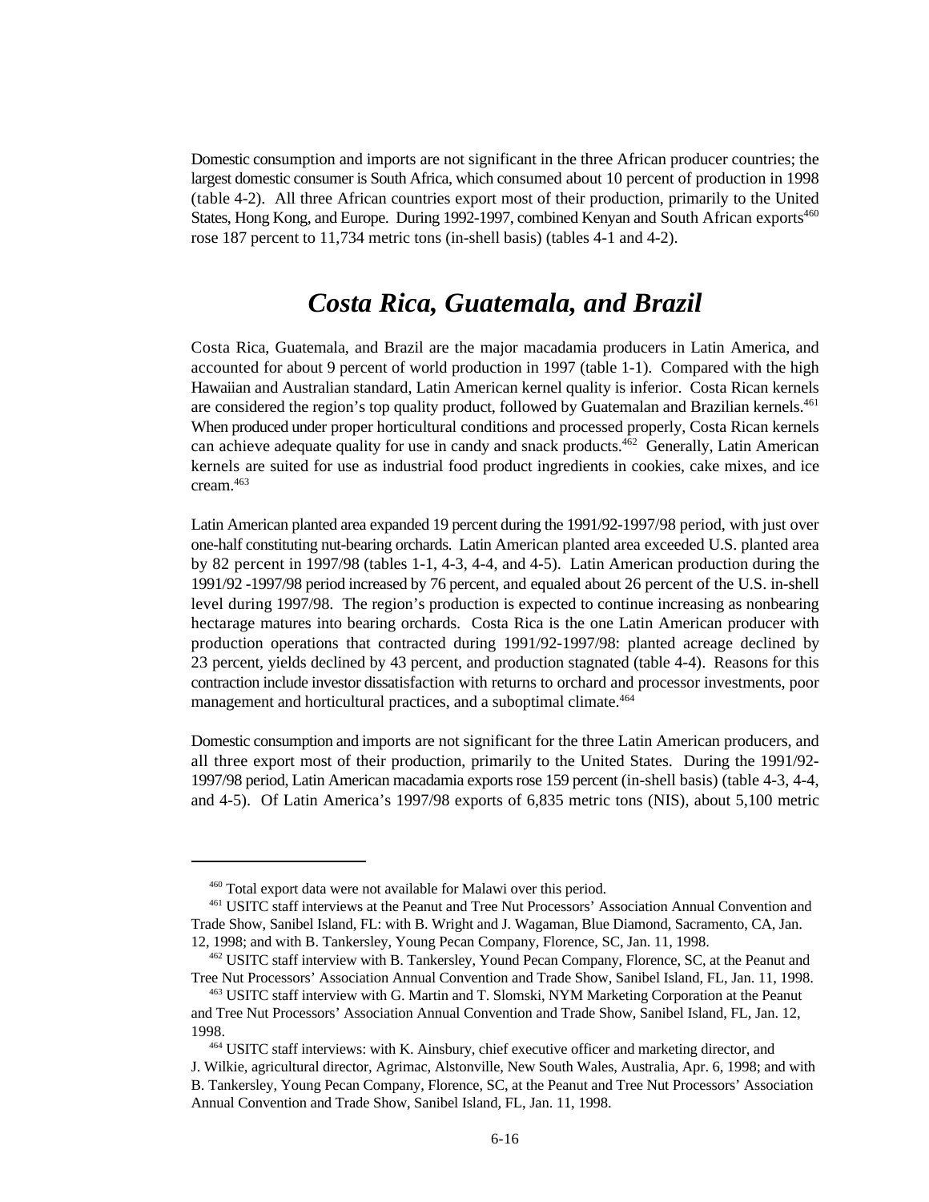Domestic consumption and imports are not significant in the three African producer countries; the largest domestic consumer is South Africa, which consumed about 10 percent of production in 1998 (table 4-2). All three African countries export most of their production, primarily to the United States, Hong Kong, and Europe. During 1992-1997, combined Kenyan and South African exports[460] rose 187 percent to 11,734 metric tons (in-shell basis) (tables 4-1 and 4-2).

## *Costa Rica, Guatemala, and Brazil*

Costa Rica, Guatemala, and Brazil are the major macadamia producers in Latin America, and accounted for about 9 percent of world production in 1997 (table 1-1). Compared with the high Hawaiian and Australian standard, Latin American kernel quality is inferior. Costa Rican kernels are considered the region's top quality product, followed by Guatemalan and Brazilian kernels.[461] When produced under proper horticultural conditions and processed properly, Costa Rican kernels can achieve adequate quality for use in candy and snack products.[462] Generally, Latin American kernels are suited for use as industrial food product ingredients in cookies, cake mixes, and ice cream.[463]

Latin American planted area expanded 19 percent during the 1991/92-1997/98 period, with just over one-half constituting nut-bearing orchards. Latin American planted area exceeded U.S. planted area by 82 percent in 1997/98 (tables 1-1, 4-3, 4-4, and 4-5). Latin American production during the 1991/92 -1997/98 period increased by 76 percent, and equaled about 26 percent of the U.S. in-shell level during 1997/98. The region's production is expected to continue increasing as nonbearing hectarage matures into bearing orchards. Costa Rica is the one Latin American producer with production operations that contracted during 1991/92-1997/98: planted acreage declined by 23 percent, yields declined by 43 percent, and production stagnated (table 4-4). Reasons for this contraction include investor dissatisfaction with returns to orchard and processor investments, poor management and horticultural practices, and a suboptimal climate.[464]

Domestic consumption and imports are not significant for the three Latin American producers, and all three export most of their production, primarily to the United States. During the 1991/92-1997/98 period, Latin American macadamia exports rose 159 percent (in-shell basis) (table 4-3, 4-4, and 4-5). Of Latin America's 1997/98 exports of 6,835 metric tons (NIS), about 5,100 metric

---

[460] Total export data were not available for Malawi over this period.

[461] USITC staff interviews at the Peanut and Tree Nut Processors' Association Annual Convention and Trade Show, Sanibel Island, FL: with B. Wright and J. Wagaman, Blue Diamond, Sacramento, CA, Jan. 12, 1998; and with B. Tankersley, Young Pecan Company, Florence, SC, Jan. 11, 1998.

[462] USITC staff interview with B. Tankersley, Yound Pecan Company, Florence, SC, at the Peanut and Tree Nut Processors' Association Annual Convention and Trade Show, Sanibel Island, FL, Jan. 11, 1998.

[463] USITC staff interview with G. Martin and T. Slomski, NYM Marketing Corporation at the Peanut and Tree Nut Processors' Association Annual Convention and Trade Show, Sanibel Island, FL, Jan. 12, 1998.

[464] USITC staff interviews: with K. Ainsbury, chief executive officer and marketing director, and J. Wilkie, agricultural director, Agrimac, Alstonville, New South Wales, Australia, Apr. 6, 1998; and with B. Tankersley, Young Pecan Company, Florence, SC, at the Peanut and Tree Nut Processors' Association Annual Convention and Trade Show, Sanibel Island, FL, Jan. 11, 1998.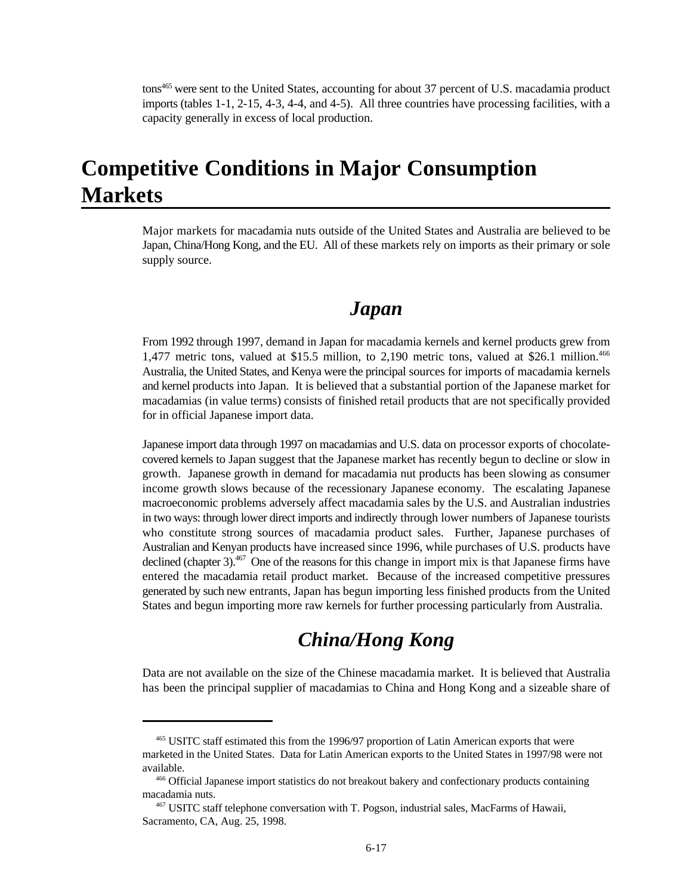tons[465] were sent to the United States, accounting for about 37 percent of U.S. macadamia product imports (tables 1-1, 2-15, 4-3, 4-4, and 4-5). All three countries have processing facilities, with a capacity generally in excess of local production.

# Competitive Conditions in Major Consumption Markets

Major markets for macadamia nuts outside of the United States and Australia are believed to be Japan, China/Hong Kong, and the EU. All of these markets rely on imports as their primary or sole supply source.

## *Japan*

From 1992 through 1997, demand in Japan for macadamia kernels and kernel products grew from 1,477 metric tons, valued at $15.5 million, to 2,190 metric tons, valued at $26.1 million.[466] Australia, the United States, and Kenya were the principal sources for imports of macadamia kernels and kernel products into Japan. It is believed that a substantial portion of the Japanese market for macadamias (in value terms) consists of finished retail products that are not specifically provided for in official Japanese import data.

Japanese import data through 1997 on macadamias and U.S. data on processor exports of chocolate-covered kernels to Japan suggest that the Japanese market has recently begun to decline or slow in growth. Japanese growth in demand for macadamia nut products has been slowing as consumer income growth slows because of the recessionary Japanese economy. The escalating Japanese macroeconomic problems adversely affect macadamia sales by the U.S. and Australian industries in two ways: through lower direct imports and indirectly through lower numbers of Japanese tourists who constitute strong sources of macadamia product sales. Further, Japanese purchases of Australian and Kenyan products have increased since 1996, while purchases of U.S. products have declined (chapter 3).[467] One of the reasons for this change in import mix is that Japanese firms have entered the macadamia retail product market. Because of the increased competitive pressures generated by such new entrants, Japan has begun importing less finished products from the United States and begun importing more raw kernels for further processing particularly from Australia.

## *China/Hong Kong*

Data are not available on the size of the Chinese macadamia market. It is believed that Australia has been the principal supplier of macadamias to China and Hong Kong and a sizeable share of

---

[465] USITC staff estimated this from the 1996/97 proportion of Latin American exports that were marketed in the United States. Data for Latin American exports to the United States in 1997/98 were not available.

[466] Official Japanese import statistics do not breakout bakery and confectionary products containing macadamia nuts.

[467] USITC staff telephone conversation with T. Pogson, industrial sales, MacFarms of Hawaii, Sacramento, CA, Aug. 25, 1998.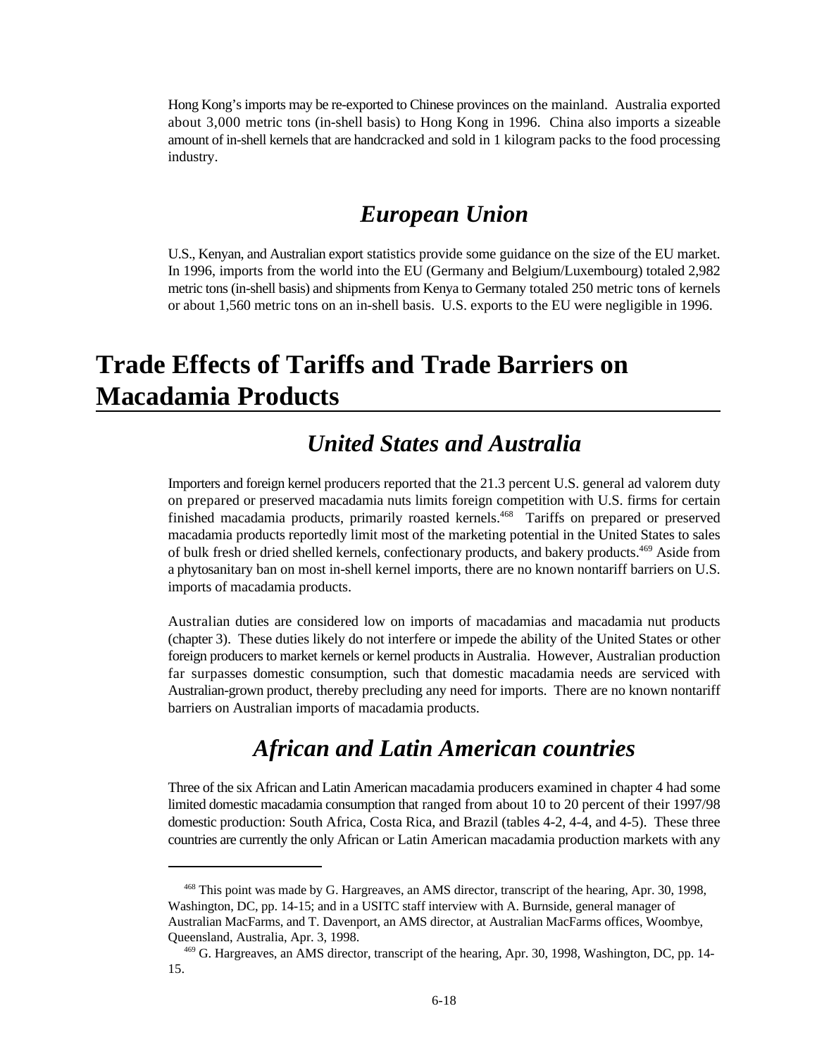Hong Kong's imports may be re-exported to Chinese provinces on the mainland. Australia exported about 3,000 metric tons (in-shell basis) to Hong Kong in 1996. China also imports a sizeable amount of in-shell kernels that are handcracked and sold in 1 kilogram packs to the food processing industry.

### *European Union*

U.S., Kenyan, and Australian export statistics provide some guidance on the size of the EU market. In 1996, imports from the world into the EU (Germany and Belgium/Luxembourg) totaled 2,982 metric tons (in-shell basis) and shipments from Kenya to Germany totaled 250 metric tons of kernels or about 1,560 metric tons on an in-shell basis. U.S. exports to the EU were negligible in 1996.

## Trade Effects of Tariffs and Trade Barriers on Macadamia Products

### *United States and Australia*

Importers and foreign kernel producers reported that the 21.3 percent U.S. general ad valorem duty on prepared or preserved macadamia nuts limits foreign competition with U.S. firms for certain finished macadamia products, primarily roasted kernels.[468] Tariffs on prepared or preserved macadamia products reportedly limit most of the marketing potential in the United States to sales of bulk fresh or dried shelled kernels, confectionary products, and bakery products.[469] Aside from a phytosanitary ban on most in-shell kernel imports, there are no known nontariff barriers on U.S. imports of macadamia products.

Australian duties are considered low on imports of macadamias and macadamia nut products (chapter 3). These duties likely do not interfere or impede the ability of the United States or other foreign producers to market kernels or kernel products in Australia. However, Australian production far surpasses domestic consumption, such that domestic macadamia needs are serviced with Australian-grown product, thereby precluding any need for imports. There are no known nontariff barriers on Australian imports of macadamia products.

### *African and Latin American countries*

Three of the six African and Latin American macadamia producers examined in chapter 4 had some limited domestic macadamia consumption that ranged from about 10 to 20 percent of their 1997/98 domestic production: South Africa, Costa Rica, and Brazil (tables 4-2, 4-4, and 4-5). These three countries are currently the only African or Latin American macadamia production markets with any

---

[468] This point was made by G. Hargreaves, an AMS director, transcript of the hearing, Apr. 30, 1998, Washington, DC, pp. 14-15; and in a USITC staff interview with A. Burnside, general manager of Australian MacFarms, and T. Davenport, an AMS director, at Australian MacFarms offices, Woombye, Queensland, Australia, Apr. 3, 1998.

[469] G. Hargreaves, an AMS director, transcript of the hearing, Apr. 30, 1998, Washington, DC, pp. 14-15.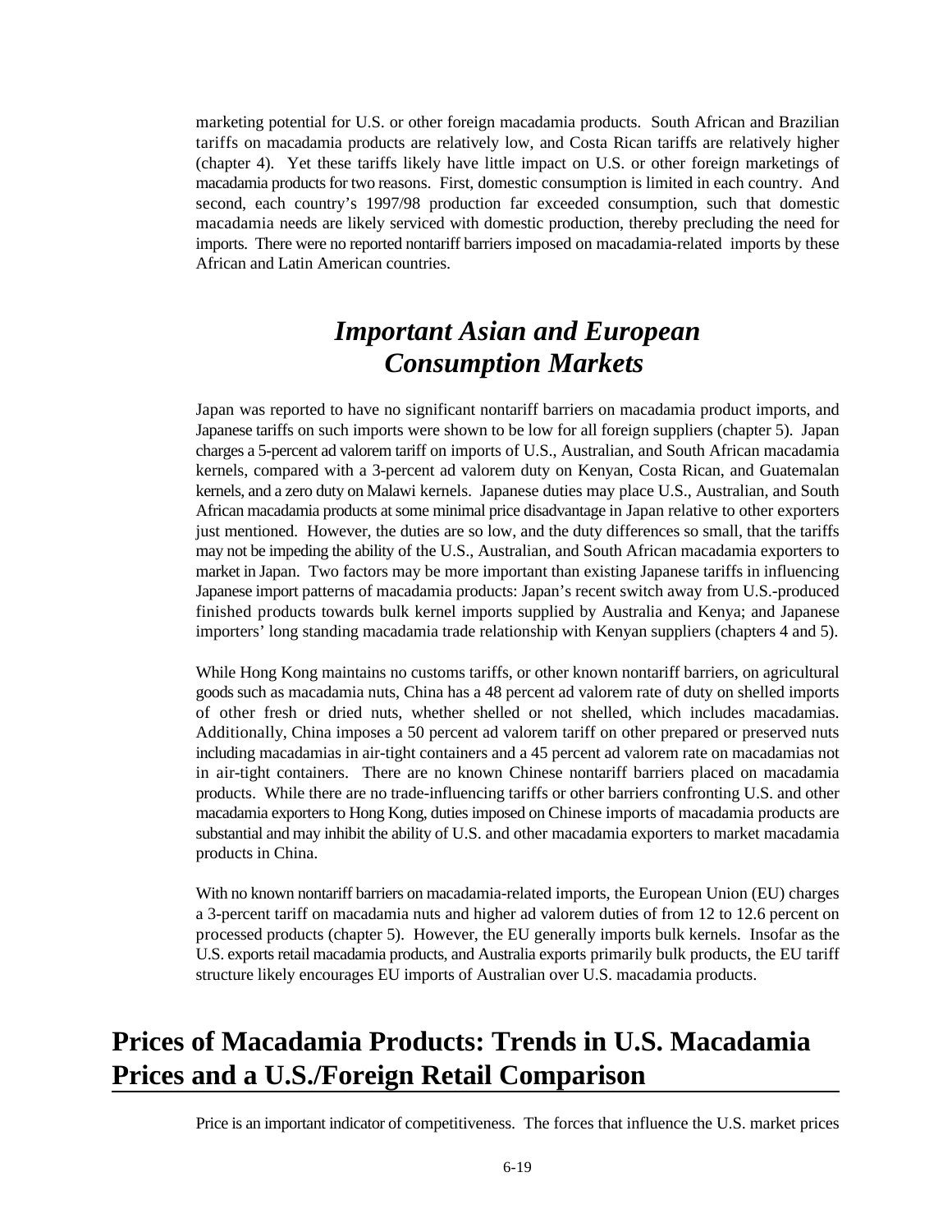marketing potential for U.S. or other foreign macadamia products. South African and Brazilian tariffs on macadamia products are relatively low, and Costa Rican tariffs are relatively higher (chapter 4). Yet these tariffs likely have little impact on U.S. or other foreign marketings of macadamia products for two reasons. First, domestic consumption is limited in each country. And second, each country's 1997/98 production far exceeded consumption, such that domestic macadamia needs are likely serviced with domestic production, thereby precluding the need for imports. There were no reported nontariff barriers imposed on macadamia-related imports by these African and Latin American countries.

### *Important Asian and European Consumption Markets*

Japan was reported to have no significant nontariff barriers on macadamia product imports, and Japanese tariffs on such imports were shown to be low for all foreign suppliers (chapter 5). Japan charges a 5-percent ad valorem tariff on imports of U.S., Australian, and South African macadamia kernels, compared with a 3-percent ad valorem duty on Kenyan, Costa Rican, and Guatemalan kernels, and a zero duty on Malawi kernels. Japanese duties may place U.S., Australian, and South African macadamia products at some minimal price disadvantage in Japan relative to other exporters just mentioned. However, the duties are so low, and the duty differences so small, that the tariffs may not be impeding the ability of the U.S., Australian, and South African macadamia exporters to market in Japan. Two factors may be more important than existing Japanese tariffs in influencing Japanese import patterns of macadamia products: Japan's recent switch away from U.S.-produced finished products towards bulk kernel imports supplied by Australia and Kenya; and Japanese importers' long standing macadamia trade relationship with Kenyan suppliers (chapters 4 and 5).

While Hong Kong maintains no customs tariffs, or other known nontariff barriers, on agricultural goods such as macadamia nuts, China has a 48 percent ad valorem rate of duty on shelled imports of other fresh or dried nuts, whether shelled or not shelled, which includes macadamias. Additionally, China imposes a 50 percent ad valorem tariff on other prepared or preserved nuts including macadamias in air-tight containers and a 45 percent ad valorem rate on macadamias not in air-tight containers. There are no known Chinese nontariff barriers placed on macadamia products. While there are no trade-influencing tariffs or other barriers confronting U.S. and other macadamia exporters to Hong Kong, duties imposed on Chinese imports of macadamia products are substantial and may inhibit the ability of U.S. and other macadamia exporters to market macadamia products in China.

With no known nontariff barriers on macadamia-related imports, the European Union (EU) charges a 3-percent tariff on macadamia nuts and higher ad valorem duties of from 12 to 12.6 percent on processed products (chapter 5). However, the EU generally imports bulk kernels. Insofar as the U.S. exports retail macadamia products, and Australia exports primarily bulk products, the EU tariff structure likely encourages EU imports of Australian over U.S. macadamia products.

## Prices of Macadamia Products: Trends in U.S. Macadamia Prices and a U.S./Foreign Retail Comparison

Price is an important indicator of competitiveness. The forces that influence the U.S. market prices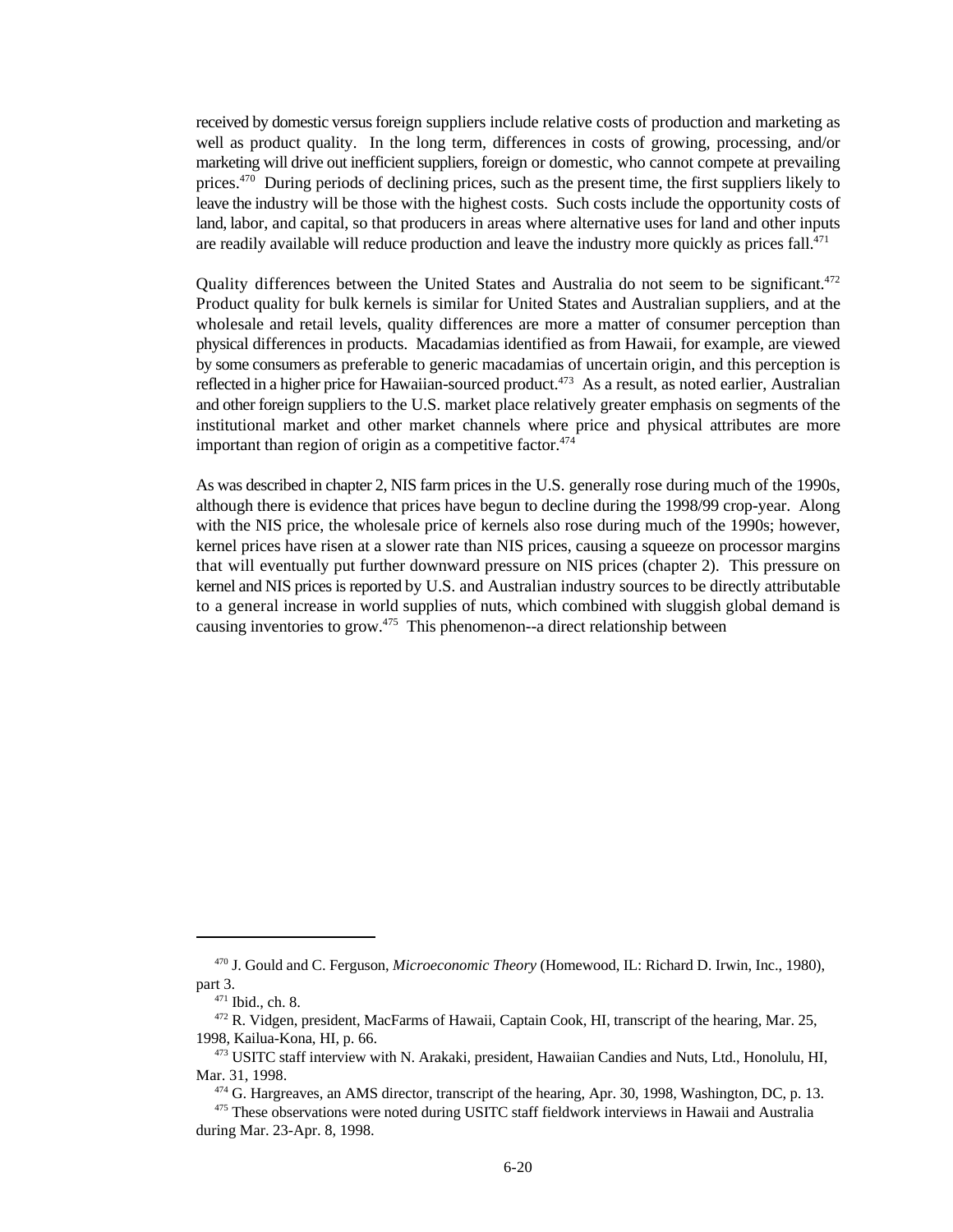received by domestic versus foreign suppliers include relative costs of production and marketing as well as product quality. In the long term, differences in costs of growing, processing, and/or marketing will drive out inefficient suppliers, foreign or domestic, who cannot compete at prevailing prices.[470] During periods of declining prices, such as the present time, the first suppliers likely to leave the industry will be those with the highest costs. Such costs include the opportunity costs of land, labor, and capital, so that producers in areas where alternative uses for land and other inputs are readily available will reduce production and leave the industry more quickly as prices fall.[471]

Quality differences between the United States and Australia do not seem to be significant.[472] Product quality for bulk kernels is similar for United States and Australian suppliers, and at the wholesale and retail levels, quality differences are more a matter of consumer perception than physical differences in products. Macadamias identified as from Hawaii, for example, are viewed by some consumers as preferable to generic macadamias of uncertain origin, and this perception is reflected in a higher price for Hawaiian-sourced product.[473] As a result, as noted earlier, Australian and other foreign suppliers to the U.S. market place relatively greater emphasis on segments of the institutional market and other market channels where price and physical attributes are more important than region of origin as a competitive factor.[474]

As was described in chapter 2, NIS farm prices in the U.S. generally rose during much of the 1990s, although there is evidence that prices have begun to decline during the 1998/99 crop-year. Along with the NIS price, the wholesale price of kernels also rose during much of the 1990s; however, kernel prices have risen at a slower rate than NIS prices, causing a squeeze on processor margins that will eventually put further downward pressure on NIS prices (chapter 2). This pressure on kernel and NIS prices is reported by U.S. and Australian industry sources to be directly attributable to a general increase in world supplies of nuts, which combined with sluggish global demand is causing inventories to grow.[475] This phenomenon--a direct relationship between

---

[470] J. Gould and C. Ferguson, *Microeconomic Theory* (Homewood, IL: Richard D. Irwin, Inc., 1980), part 3.

[471] Ibid., ch. 8.

[472] R. Vidgen, president, MacFarms of Hawaii, Captain Cook, HI, transcript of the hearing, Mar. 25, 1998, Kailua-Kona, HI, p. 66.

[473] USITC staff interview with N. Arakaki, president, Hawaiian Candies and Nuts, Ltd., Honolulu, HI, Mar. 31, 1998.

[474] G. Hargreaves, an AMS director, transcript of the hearing, Apr. 30, 1998, Washington, DC, p. 13.

[475] These observations were noted during USITC staff fieldwork interviews in Hawaii and Australia during Mar. 23-Apr. 8, 1998.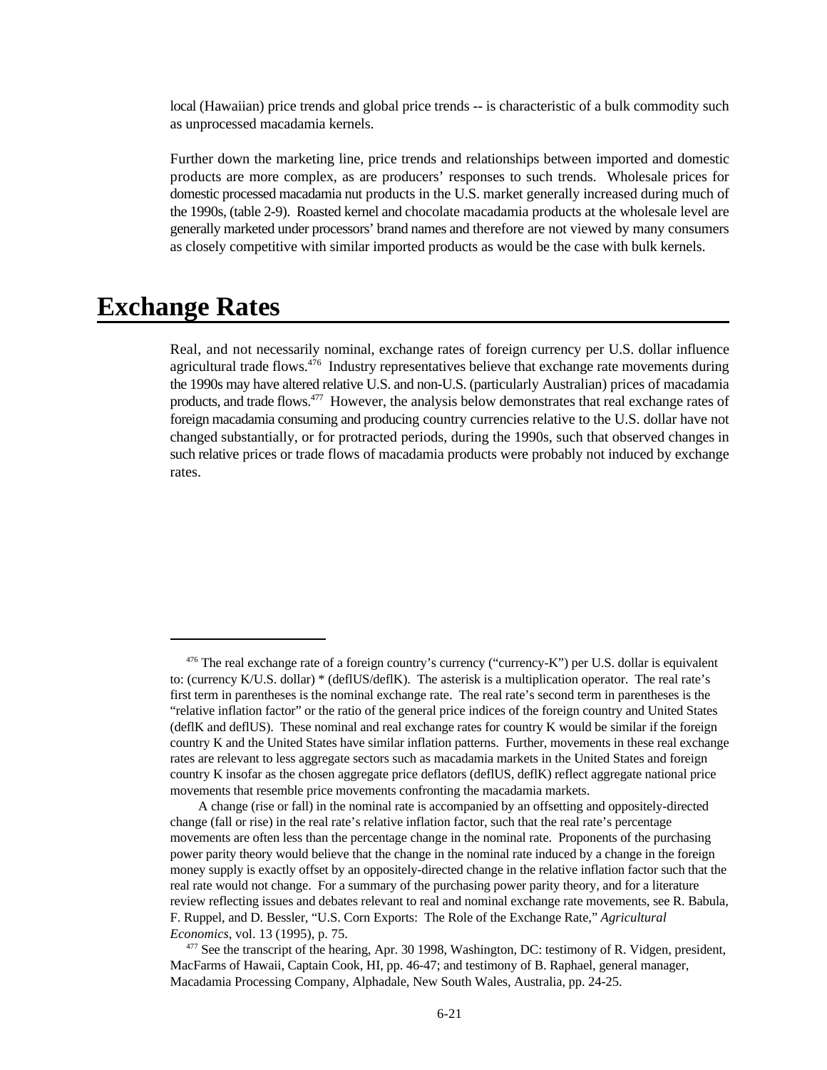local (Hawaiian) price trends and global price trends -- is characteristic of a bulk commodity such as unprocessed macadamia kernels.

Further down the marketing line, price trends and relationships between imported and domestic products are more complex, as are producers' responses to such trends. Wholesale prices for domestic processed macadamia nut products in the U.S. market generally increased during much of the 1990s, (table 2-9). Roasted kernel and chocolate macadamia products at the wholesale level are generally marketed under processors' brand names and therefore are not viewed by many consumers as closely competitive with similar imported products as would be the case with bulk kernels.

# Exchange Rates

Real, and not necessarily nominal, exchange rates of foreign currency per U.S. dollar influence agricultural trade flows.[476] Industry representatives believe that exchange rate movements during the 1990s may have altered relative U.S. and non-U.S. (particularly Australian) prices of macadamia products, and trade flows.[477] However, the analysis below demonstrates that real exchange rates of foreign macadamia consuming and producing country currencies relative to the U.S. dollar have not changed substantially, or for protracted periods, during the 1990s, such that observed changes in such relative prices or trade flows of macadamia products were probably not induced by exchange rates.

---

[476] The real exchange rate of a foreign country's currency ("currency-K") per U.S. dollar is equivalent to: (currency K/U.S. dollar) * (deflUS/deflK). The asterisk is a multiplication operator. The real rate's first term in parentheses is the nominal exchange rate. The real rate's second term in parentheses is the "relative inflation factor" or the ratio of the general price indices of the foreign country and United States (deflK and deflUS). These nominal and real exchange rates for country K would be similar if the foreign country K and the United States have similar inflation patterns. Further, movements in these real exchange rates are relevant to less aggregate sectors such as macadamia markets in the United States and foreign country K insofar as the chosen aggregate price deflators (deflUS, deflK) reflect aggregate national price movements that resemble price movements confronting the macadamia markets.

A change (rise or fall) in the nominal rate is accompanied by an offsetting and oppositely-directed change (fall or rise) in the real rate's relative inflation factor, such that the real rate's percentage movements are often less than the percentage change in the nominal rate. Proponents of the purchasing power parity theory would believe that the change in the nominal rate induced by a change in the foreign money supply is exactly offset by an oppositely-directed change in the relative inflation factor such that the real rate would not change. For a summary of the purchasing power parity theory, and for a literature review reflecting issues and debates relevant to real and nominal exchange rate movements, see R. Babula, F. Ruppel, and D. Bessler, "U.S. Corn Exports: The Role of the Exchange Rate," *Agricultural Economics*, vol. 13 (1995), p. 75.

[477] See the transcript of the hearing, Apr. 30 1998, Washington, DC: testimony of R. Vidgen, president, MacFarms of Hawaii, Captain Cook, HI, pp. 46-47; and testimony of B. Raphael, general manager, Macadamia Processing Company, Alphadale, New South Wales, Australia, pp. 24-25.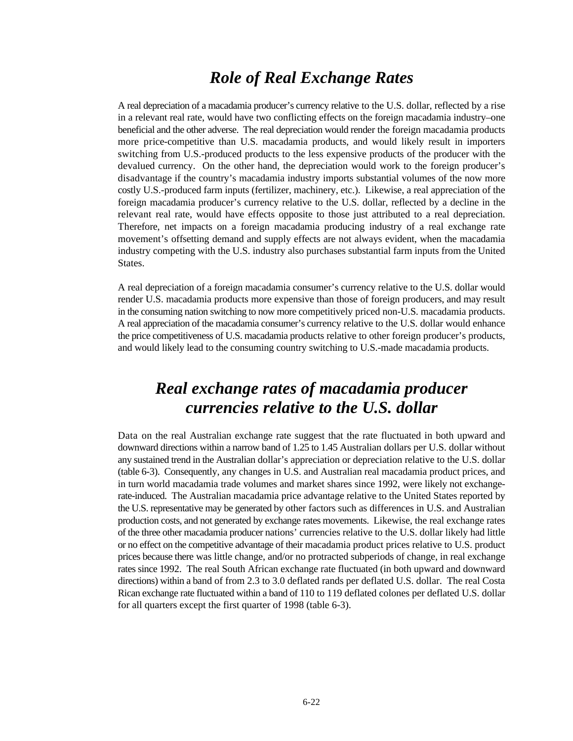## *Role of Real Exchange Rates*

A real depreciation of a macadamia producer's currency relative to the U.S. dollar, reflected by a rise in a relevant real rate, would have two conflicting effects on the foreign macadamia industry–one beneficial and the other adverse. The real depreciation would render the foreign macadamia products more price-competitive than U.S. macadamia products, and would likely result in importers switching from U.S.-produced products to the less expensive products of the producer with the devalued currency. On the other hand, the depreciation would work to the foreign producer's disadvantage if the country's macadamia industry imports substantial volumes of the now more costly U.S.-produced farm inputs (fertilizer, machinery, etc.). Likewise, a real appreciation of the foreign macadamia producer's currency relative to the U.S. dollar, reflected by a decline in the relevant real rate, would have effects opposite to those just attributed to a real depreciation. Therefore, net impacts on a foreign macadamia producing industry of a real exchange rate movement's offsetting demand and supply effects are not always evident, when the macadamia industry competing with the U.S. industry also purchases substantial farm inputs from the United States.

A real depreciation of a foreign macadamia consumer's currency relative to the U.S. dollar would render U.S. macadamia products more expensive than those of foreign producers, and may result in the consuming nation switching to now more competitively priced non-U.S. macadamia products. A real appreciation of the macadamia consumer's currency relative to the U.S. dollar would enhance the price competitiveness of U.S. macadamia products relative to other foreign producer's products, and would likely lead to the consuming country switching to U.S.-made macadamia products.

## *Real exchange rates of macadamia producer currencies relative to the U.S. dollar*

Data on the real Australian exchange rate suggest that the rate fluctuated in both upward and downward directions within a narrow band of 1.25 to 1.45 Australian dollars per U.S. dollar without any sustained trend in the Australian dollar's appreciation or depreciation relative to the U.S. dollar (table 6-3). Consequently, any changes in U.S. and Australian real macadamia product prices, and in turn world macadamia trade volumes and market shares since 1992, were likely not exchange-rate-induced. The Australian macadamia price advantage relative to the United States reported by the U.S. representative may be generated by other factors such as differences in U.S. and Australian production costs, and not generated by exchange rates movements. Likewise, the real exchange rates of the three other macadamia producer nations' currencies relative to the U.S. dollar likely had little or no effect on the competitive advantage of their macadamia product prices relative to U.S. product prices because there was little change, and/or no protracted subperiods of change, in real exchange rates since 1992. The real South African exchange rate fluctuated (in both upward and downward directions) within a band of from 2.3 to 3.0 deflated rands per deflated U.S. dollar. The real Costa Rican exchange rate fluctuated within a band of 110 to 119 deflated colones per deflated U.S. dollar for all quarters except the first quarter of 1998 (table 6-3).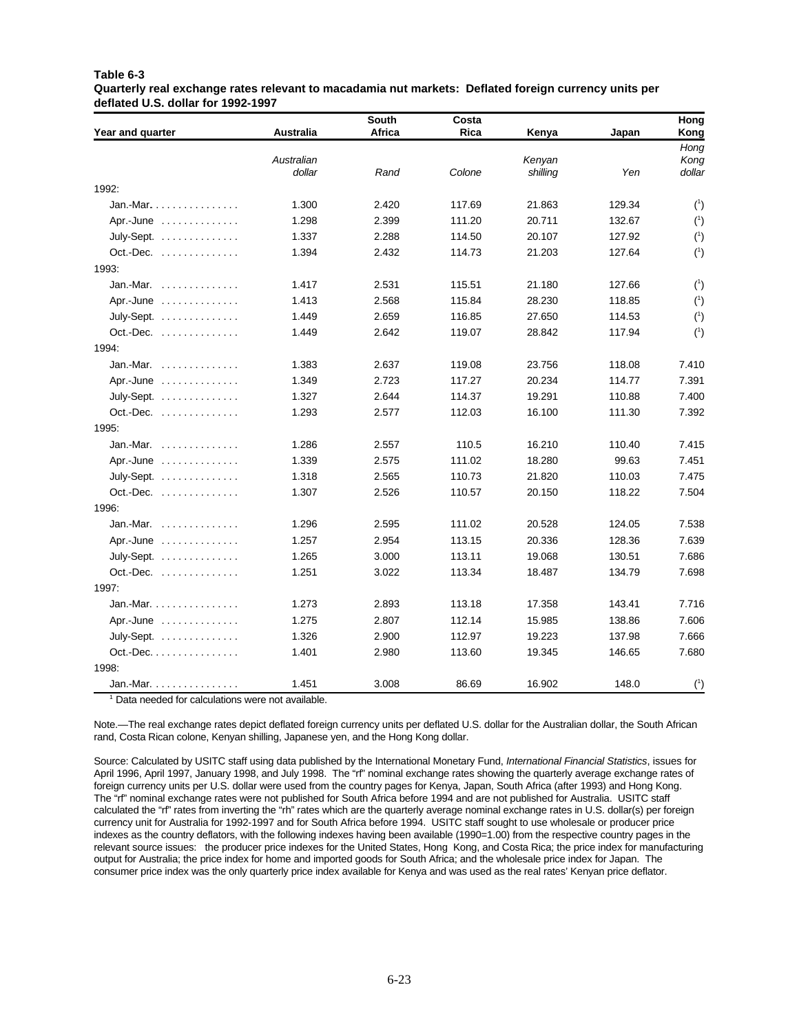**Table 6-3**
**Quarterly real exchange rates relevant to macadamia nut markets: Deflated foreign currency units per deflated U.S. dollar for 1992-1997**

| Year and quarter | Australia | South Africa | Costa Rica | Kenya | Japan | Hong Kong |
|---|---|---|---|---|---|---|
| | *Australian dollar* | *Rand* | *Colone* | *Kenyan shilling* | *Yen* | *Hong Kong dollar* |
| 1992: | | | | | | |
| Jan.-Mar. | 1.300 | 2.420 | 117.69 | 21.863 | 129.34 | ([1]) |
| Apr.-June | 1.298 | 2.399 | 111.20 | 20.711 | 132.67 | ([1]) |
| July-Sept. | 1.337 | 2.288 | 114.50 | 20.107 | 127.92 | ([1]) |
| Oct.-Dec. | 1.394 | 2.432 | 114.73 | 21.203 | 127.64 | ([1]) |
| 1993: | | | | | | |
| Jan.-Mar. | 1.417 | 2.531 | 115.51 | 21.180 | 127.66 | ([1]) |
| Apr.-June | 1.413 | 2.568 | 115.84 | 28.230 | 118.85 | ([1]) |
| July-Sept. | 1.449 | 2.659 | 116.85 | 27.650 | 114.53 | ([1]) |
| Oct.-Dec. | 1.449 | 2.642 | 119.07 | 28.842 | 117.94 | ([1]) |
| 1994: | | | | | | |
| Jan.-Mar. | 1.383 | 2.637 | 119.08 | 23.756 | 118.08 | 7.410 |
| Apr.-June | 1.349 | 2.723 | 117.27 | 20.234 | 114.77 | 7.391 |
| July-Sept. | 1.327 | 2.644 | 114.37 | 19.291 | 110.88 | 7.400 |
| Oct.-Dec. | 1.293 | 2.577 | 112.03 | 16.100 | 111.30 | 7.392 |
| 1995: | | | | | | |
| Jan.-Mar. | 1.286 | 2.557 | 110.5 | 16.210 | 110.40 | 7.415 |
| Apr.-June | 1.339 | 2.575 | 111.02 | 18.280 | 99.63 | 7.451 |
| July-Sept. | 1.318 | 2.565 | 110.73 | 21.820 | 110.03 | 7.475 |
| Oct.-Dec. | 1.307 | 2.526 | 110.57 | 20.150 | 118.22 | 7.504 |
| 1996: | | | | | | |
| Jan.-Mar. | 1.296 | 2.595 | 111.02 | 20.528 | 124.05 | 7.538 |
| Apr.-June | 1.257 | 2.954 | 113.15 | 20.336 | 128.36 | 7.639 |
| July-Sept. | 1.265 | 3.000 | 113.11 | 19.068 | 130.51 | 7.686 |
| Oct.-Dec. | 1.251 | 3.022 | 113.34 | 18.487 | 134.79 | 7.698 |
| 1997: | | | | | | |
| Jan.-Mar. | 1.273 | 2.893 | 113.18 | 17.358 | 143.41 | 7.716 |
| Apr.-June | 1.275 | 2.807 | 112.14 | 15.985 | 138.86 | 7.606 |
| July-Sept. | 1.326 | 2.900 | 112.97 | 19.223 | 137.98 | 7.666 |
| Oct.-Dec. | 1.401 | 2.980 | 113.60 | 19.345 | 146.65 | 7.680 |
| 1998: | | | | | | |
| Jan.-Mar. | 1.451 | 3.008 | 86.69 | 16.902 | 148.0 | ([1]) |

[1] Data needed for calculations were not available.

Note.—The real exchange rates depict deflated foreign currency units per deflated U.S. dollar for the Australian dollar, the South African rand, Costa Rican colone, Kenyan shilling, Japanese yen, and the Hong Kong dollar.

Source: Calculated by USITC staff using data published by the International Monetary Fund, *International Financial Statistics*, issues for April 1996, April 1997, January 1998, and July 1998. The "rf" nominal exchange rates showing the quarterly average exchange rates of foreign currency units per U.S. dollar were used from the country pages for Kenya, Japan, South Africa (after 1993) and Hong Kong. The "rf" nominal exchange rates were not published for South Africa before 1994 and are not published for Australia. USITC staff calculated the "rf" rates from inverting the "rh" rates which are the quarterly average nominal exchange rates in U.S. dollar(s) per foreign currency unit for Australia for 1992-1997 and for South Africa before 1994. USITC staff sought to use wholesale or producer price indexes as the country deflators, with the following indexes having been available (1990=1.00) from the respective country pages in the relevant source issues: the producer price indexes for the United States, Hong Kong, and Costa Rica; the price index for manufacturing output for Australia; the price index for home and imported goods for South Africa; and the wholesale price index for Japan. The consumer price index was the only quarterly price index available for Kenya and was used as the real rates' Kenyan price deflator.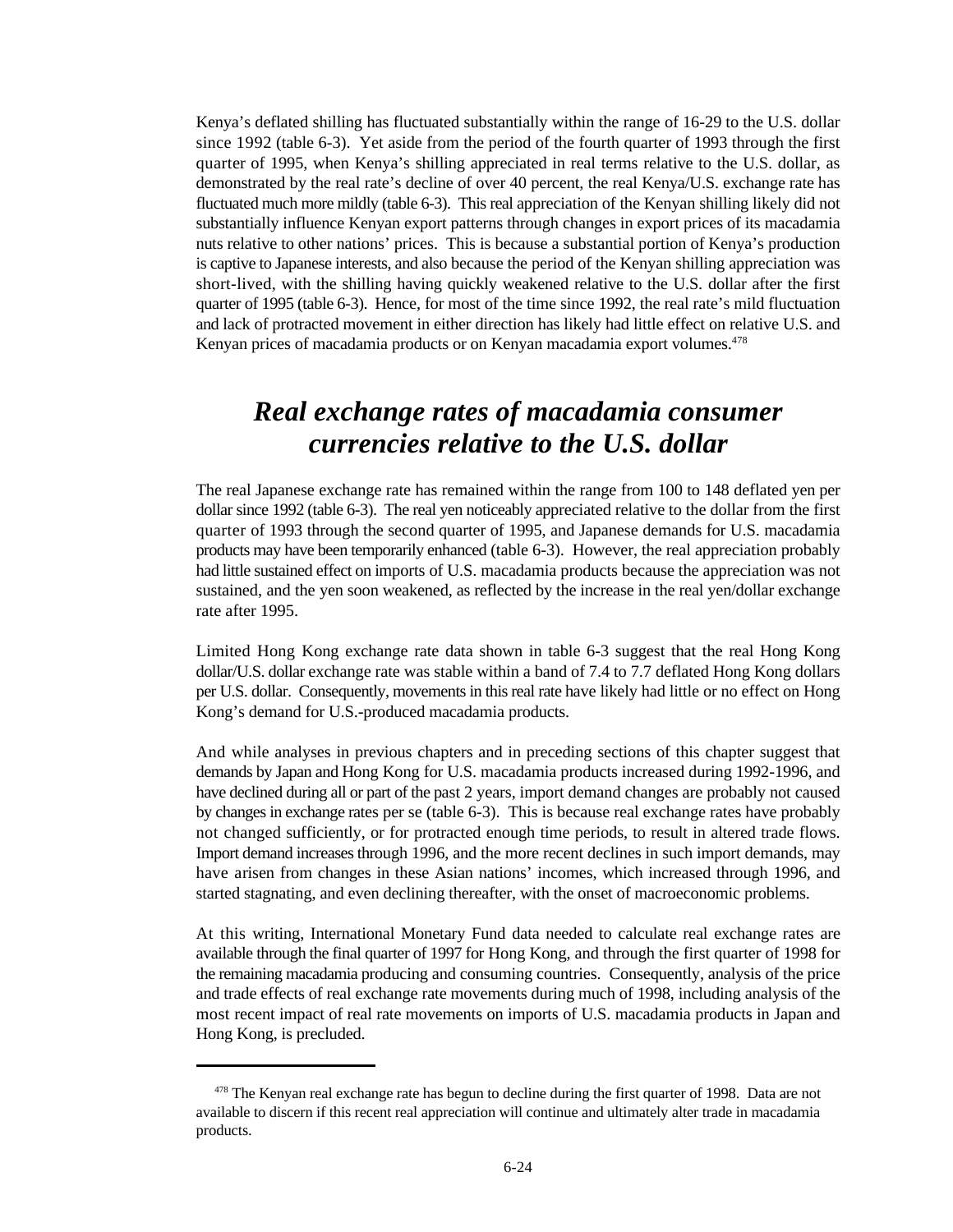Kenya's deflated shilling has fluctuated substantially within the range of 16-29 to the U.S. dollar since 1992 (table 6-3). Yet aside from the period of the fourth quarter of 1993 through the first quarter of 1995, when Kenya's shilling appreciated in real terms relative to the U.S. dollar, as demonstrated by the real rate's decline of over 40 percent, the real Kenya/U.S. exchange rate has fluctuated much more mildly (table 6-3). This real appreciation of the Kenyan shilling likely did not substantially influence Kenyan export patterns through changes in export prices of its macadamia nuts relative to other nations' prices. This is because a substantial portion of Kenya's production is captive to Japanese interests, and also because the period of the Kenyan shilling appreciation was short-lived, with the shilling having quickly weakened relative to the U.S. dollar after the first quarter of 1995 (table 6-3). Hence, for most of the time since 1992, the real rate's mild fluctuation and lack of protracted movement in either direction has likely had little effect on relative U.S. and Kenyan prices of macadamia products or on Kenyan macadamia export volumes.[478]

## *Real exchange rates of macadamia consumer currencies relative to the U.S. dollar*

The real Japanese exchange rate has remained within the range from 100 to 148 deflated yen per dollar since 1992 (table 6-3). The real yen noticeably appreciated relative to the dollar from the first quarter of 1993 through the second quarter of 1995, and Japanese demands for U.S. macadamia products may have been temporarily enhanced (table 6-3). However, the real appreciation probably had little sustained effect on imports of U.S. macadamia products because the appreciation was not sustained, and the yen soon weakened, as reflected by the increase in the real yen/dollar exchange rate after 1995.

Limited Hong Kong exchange rate data shown in table 6-3 suggest that the real Hong Kong dollar/U.S. dollar exchange rate was stable within a band of 7.4 to 7.7 deflated Hong Kong dollars per U.S. dollar. Consequently, movements in this real rate have likely had little or no effect on Hong Kong's demand for U.S.-produced macadamia products.

And while analyses in previous chapters and in preceding sections of this chapter suggest that demands by Japan and Hong Kong for U.S. macadamia products increased during 1992-1996, and have declined during all or part of the past 2 years, import demand changes are probably not caused by changes in exchange rates per se (table 6-3). This is because real exchange rates have probably not changed sufficiently, or for protracted enough time periods, to result in altered trade flows. Import demand increases through 1996, and the more recent declines in such import demands, may have arisen from changes in these Asian nations' incomes, which increased through 1996, and started stagnating, and even declining thereafter, with the onset of macroeconomic problems.

At this writing, International Monetary Fund data needed to calculate real exchange rates are available through the final quarter of 1997 for Hong Kong, and through the first quarter of 1998 for the remaining macadamia producing and consuming countries. Consequently, analysis of the price and trade effects of real exchange rate movements during much of 1998, including analysis of the most recent impact of real rate movements on imports of U.S. macadamia products in Japan and Hong Kong, is precluded.

---

[478] The Kenyan real exchange rate has begun to decline during the first quarter of 1998. Data are not available to discern if this recent real appreciation will continue and ultimately alter trade in macadamia products.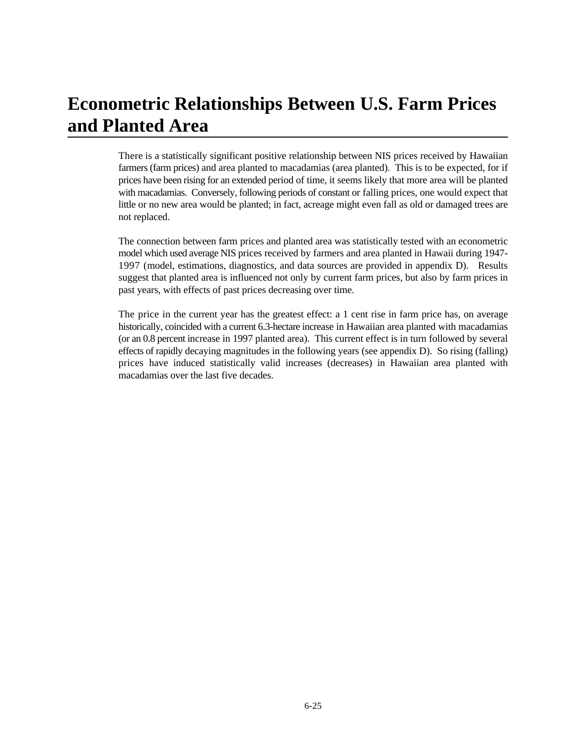# Econometric Relationships Between U.S. Farm Prices and Planted Area

There is a statistically significant positive relationship between NIS prices received by Hawaiian farmers (farm prices) and area planted to macadamias (area planted). This is to be expected, for if prices have been rising for an extended period of time, it seems likely that more area will be planted with macadamias. Conversely, following periods of constant or falling prices, one would expect that little or no new area would be planted; in fact, acreage might even fall as old or damaged trees are not replaced.

The connection between farm prices and planted area was statistically tested with an econometric model which used average NIS prices received by farmers and area planted in Hawaii during 1947-1997 (model, estimations, diagnostics, and data sources are provided in appendix D). Results suggest that planted area is influenced not only by current farm prices, but also by farm prices in past years, with effects of past prices decreasing over time.

The price in the current year has the greatest effect: a 1 cent rise in farm price has, on average historically, coincided with a current 6.3-hectare increase in Hawaiian area planted with macadamias (or an 0.8 percent increase in 1997 planted area). This current effect is in turn followed by several effects of rapidly decaying magnitudes in the following years (see appendix D). So rising (falling) prices have induced statistically valid increases (decreases) in Hawaiian area planted with macadamias over the last five decades.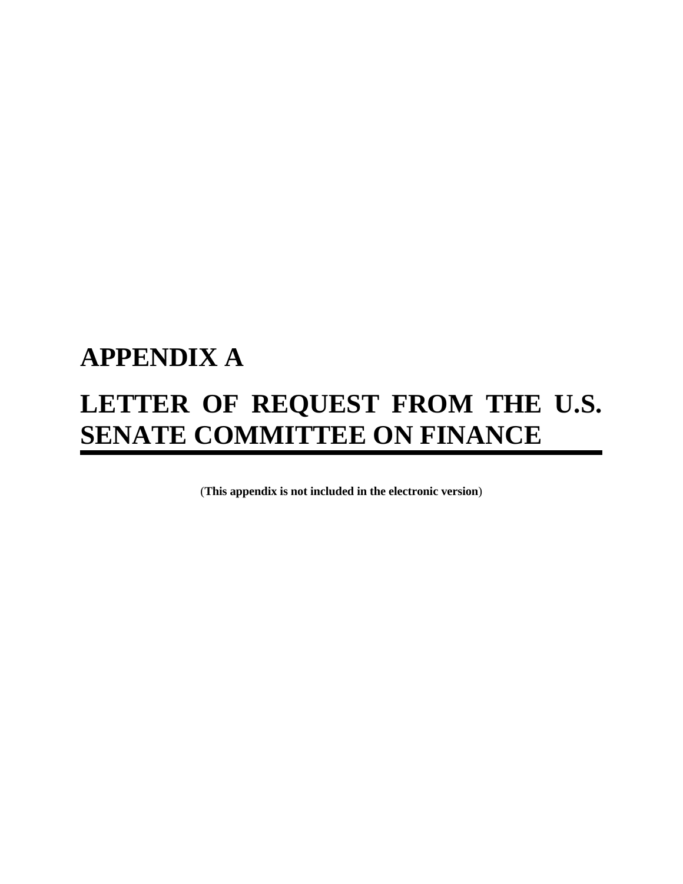# APPENDIX A

# LETTER OF REQUEST FROM THE U.S. SENATE COMMITTEE ON FINANCE

(**This appendix is not included in the electronic version**)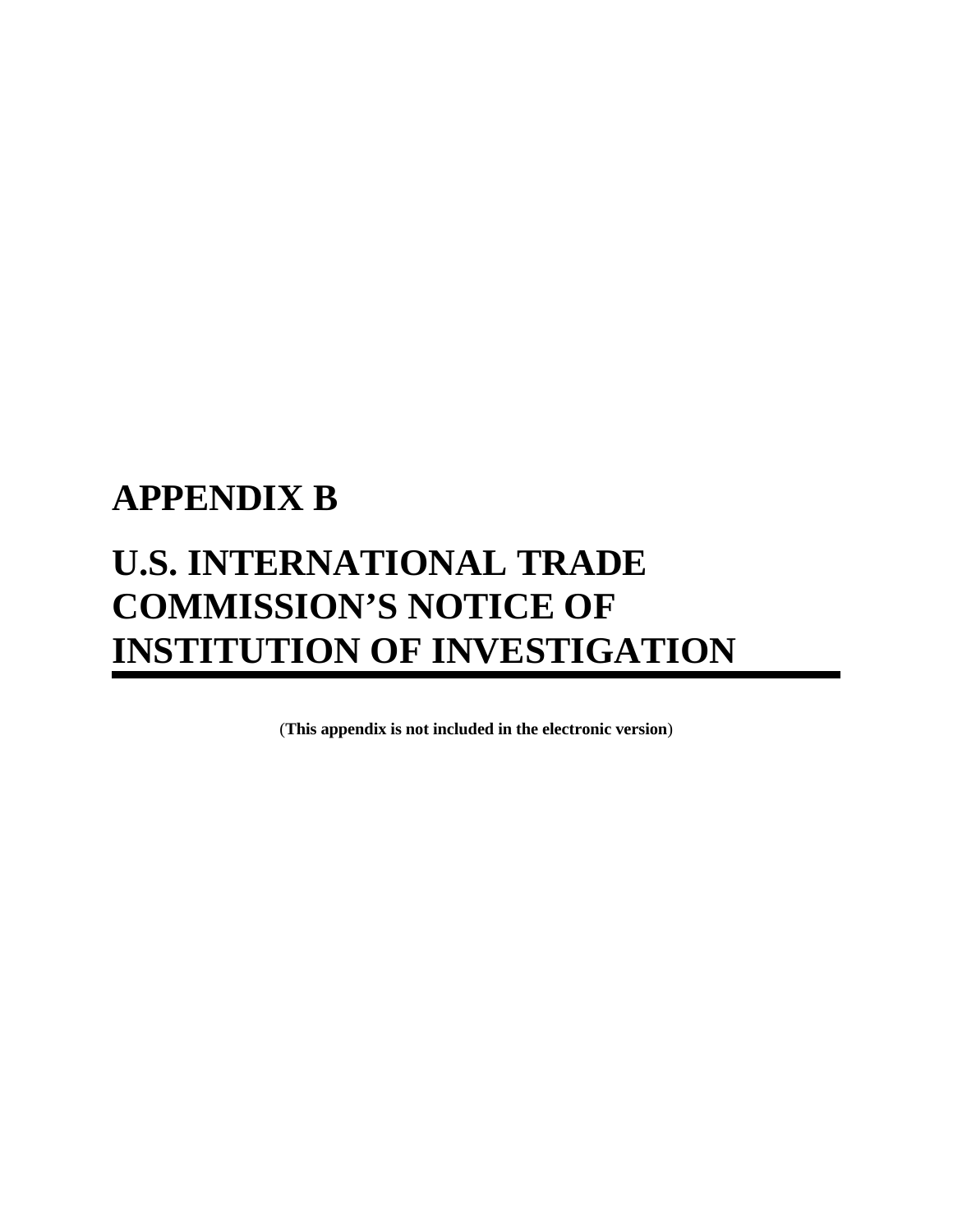# APPENDIX B

# U.S. INTERNATIONAL TRADE COMMISSION'S NOTICE OF INSTITUTION OF INVESTIGATION

(**This appendix is not included in the electronic version**)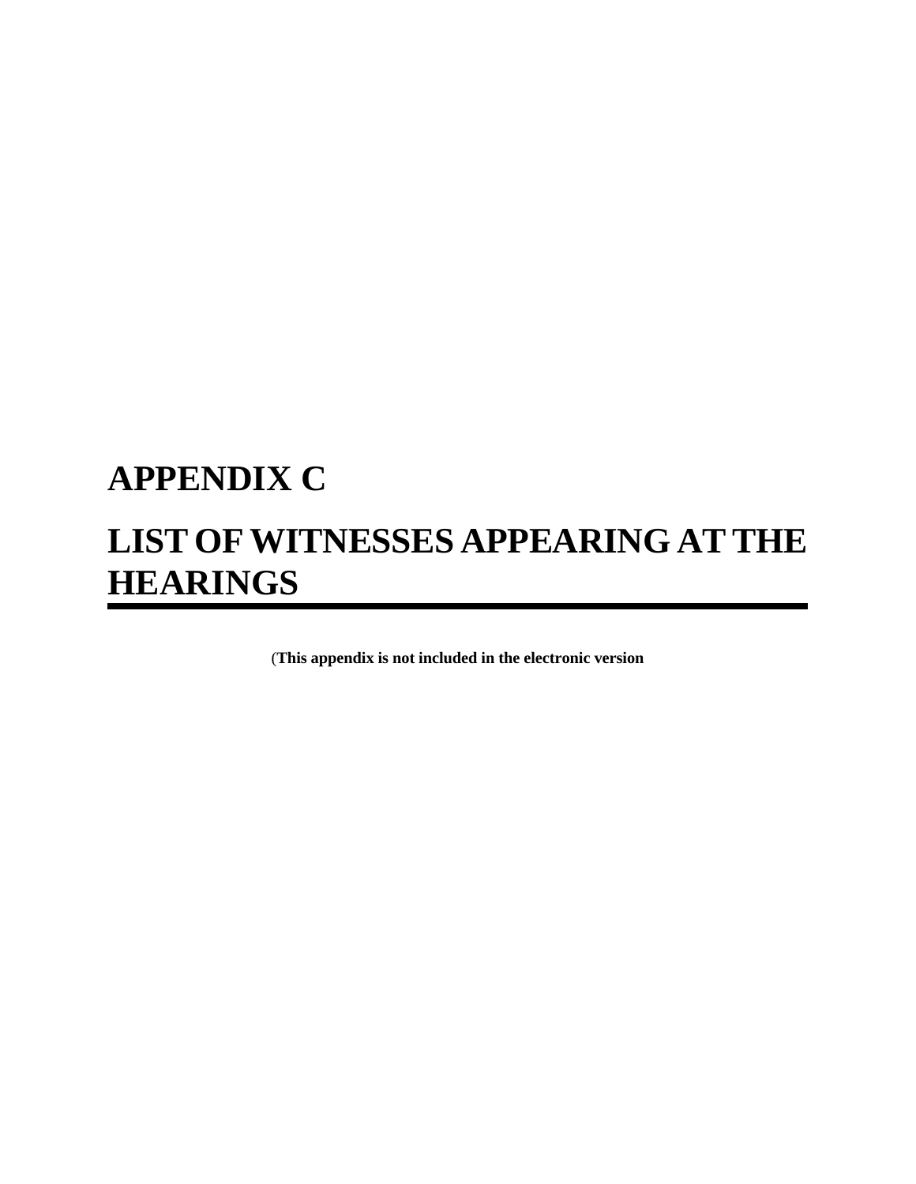# APPENDIX C

# LIST OF WITNESSES APPEARING AT THE HEARINGS

(**This appendix is not included in the electronic version**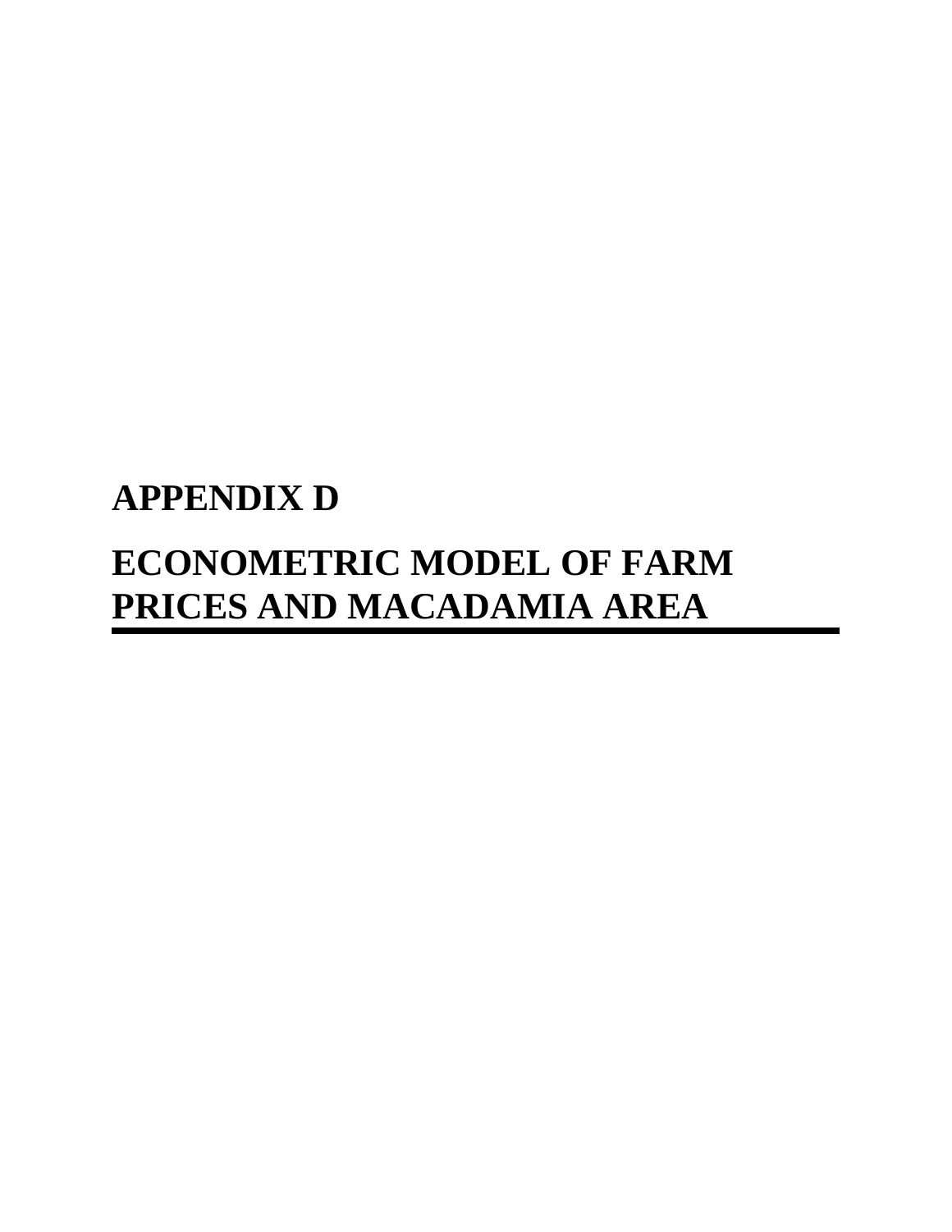# APPENDIX D

# ECONOMETRIC MODEL OF FARM PRICES AND MACADAMIA AREA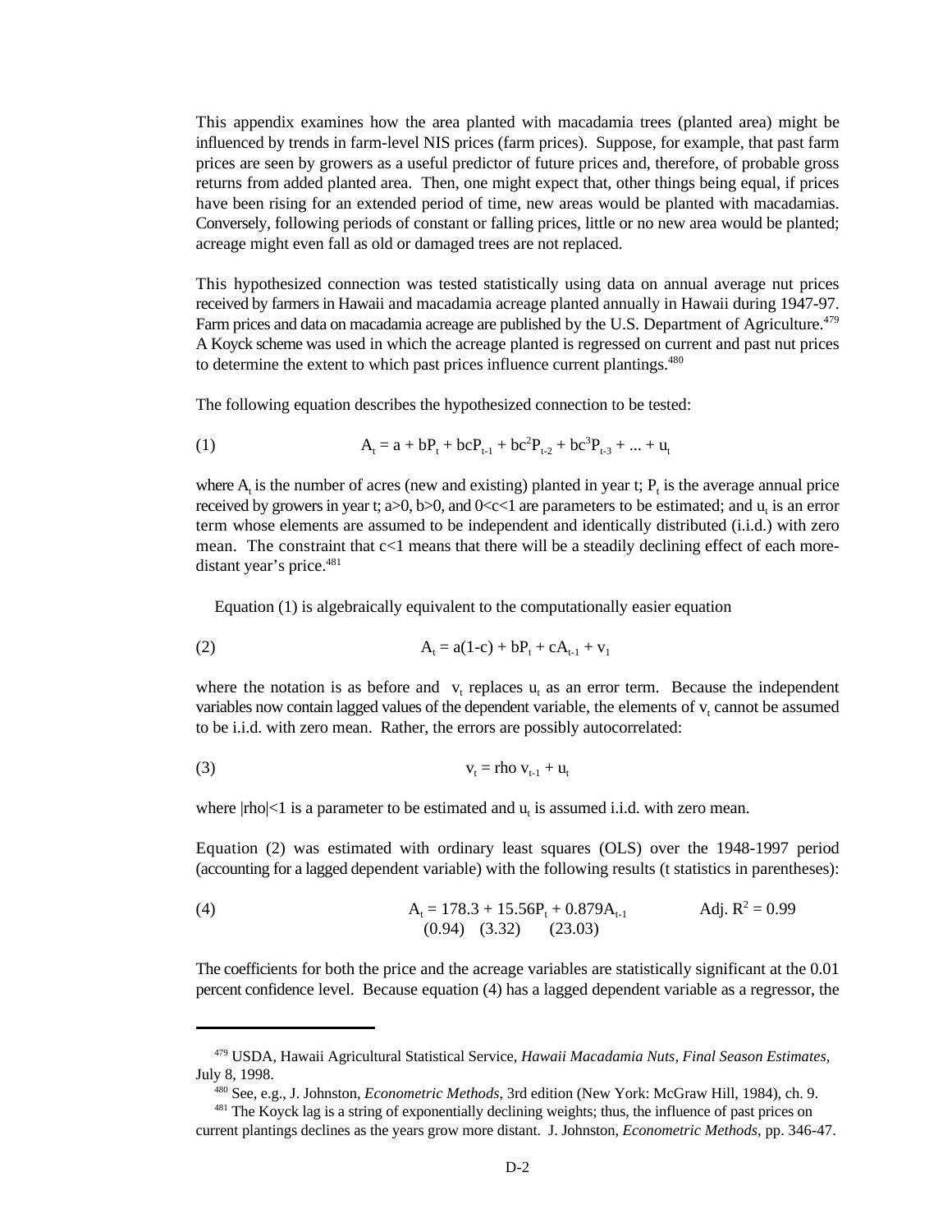This appendix examines how the area planted with macadamia trees (planted area) might be influenced by trends in farm-level NIS prices (farm prices). Suppose, for example, that past farm prices are seen by growers as a useful predictor of future prices and, therefore, of probable gross returns from added planted area. Then, one might expect that, other things being equal, if prices have been rising for an extended period of time, new areas would be planted with macadamias. Conversely, following periods of constant or falling prices, little or no new area would be planted; acreage might even fall as old or damaged trees are not replaced.

This hypothesized connection was tested statistically using data on annual average nut prices received by farmers in Hawaii and macadamia acreage planted annually in Hawaii during 1947-97. Farm prices and data on macadamia acreage are published by the U.S. Department of Agriculture.[479] A Koyck scheme was used in which the acreage planted is regressed on current and past nut prices to determine the extent to which past prices influence current plantings.[480]

The following equation describes the hypothesized connection to be tested:

$$A_t = a + bP_t + bcP_{t-1} + bc^2P_{t-2} + bc^3P_{t-3} + ... + u_t \tag{1}$$

where $A_t$ is the number of acres (new and existing) planted in year t; $P_t$ is the average annual price received by growers in year t; a>0, b>0, and 0<c<1 are parameters to be estimated; and $u_t$ is an error term whose elements are assumed to be independent and identically distributed (i.i.d.) with zero mean. The constraint that c<1 means that there will be a steadily declining effect of each more-distant year's price.[481]

Equation (1) is algebraically equivalent to the computationally easier equation

$$A_t = a(1\text{-}c) + bP_t + cA_{t-1} + v_1 \tag{2}$$

where the notation is as before and $v_t$ replaces $u_t$ as an error term. Because the independent variables now contain lagged values of the dependent variable, the elements of $v_t$ cannot be assumed to be i.i.d. with zero mean. Rather, the errors are possibly autocorrelated:

$$v_t = \text{rho } v_{t-1} + u_t \tag{3}$$

where |rho|<1 is a parameter to be estimated and $u_t$ is assumed i.i.d. with zero mean.

Equation (2) was estimated with ordinary least squares (OLS) over the 1948-1997 period (accounting for a lagged dependent variable) with the following results (t statistics in parentheses):

$$\underset{(0.94)}{A_t = 178.3} + \underset{(3.32)}{15.56P_t} + \underset{(23.03)}{0.879A_{t-1}} \qquad \text{Adj. } R^2 = 0.99 \tag{4}$$

The coefficients for both the price and the acreage variables are statistically significant at the 0.01 percent confidence level. Because equation (4) has a lagged dependent variable as a regressor, the

---

[479] USDA, Hawaii Agricultural Statistical Service, *Hawaii Macadamia Nuts, Final Season Estimates*, July 8, 1998.

[480] See, e.g., J. Johnston, *Econometric Methods*, 3rd edition (New York: McGraw Hill, 1984), ch. 9.

[481] The Koyck lag is a string of exponentially declining weights; thus, the influence of past prices on current plantings declines as the years grow more distant. J. Johnston, *Econometric Methods*, pp. 346-47.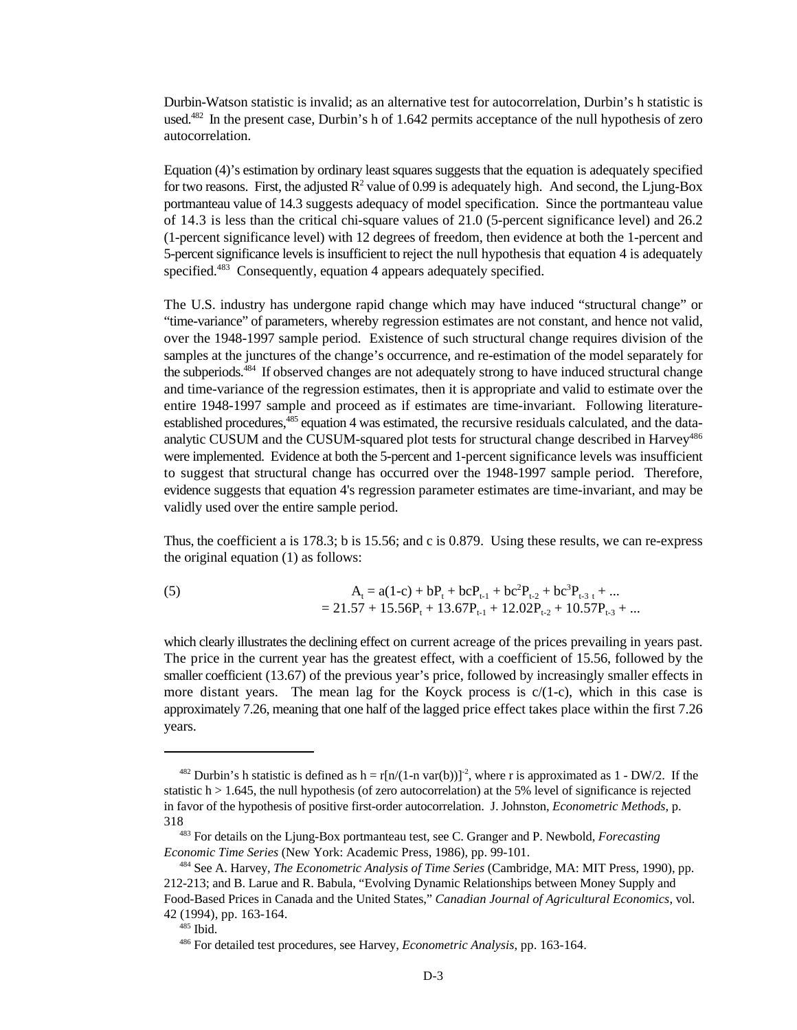Durbin-Watson statistic is invalid; as an alternative test for autocorrelation, Durbin's h statistic is used.[482] In the present case, Durbin's h of 1.642 permits acceptance of the null hypothesis of zero autocorrelation.

Equation (4)'s estimation by ordinary least squares suggests that the equation is adequately specified for two reasons. First, the adjusted $R^2$ value of 0.99 is adequately high. And second, the Ljung-Box portmanteau value of 14.3 suggests adequacy of model specification. Since the portmanteau value of 14.3 is less than the critical chi-square values of 21.0 (5-percent significance level) and 26.2 (1-percent significance level) with 12 degrees of freedom, then evidence at both the 1-percent and 5-percent significance levels is insufficient to reject the null hypothesis that equation 4 is adequately specified.[483] Consequently, equation 4 appears adequately specified.

The U.S. industry has undergone rapid change which may have induced "structural change" or "time-variance" of parameters, whereby regression estimates are not constant, and hence not valid, over the 1948-1997 sample period. Existence of such structural change requires division of the samples at the junctures of the change's occurrence, and re-estimation of the model separately for the subperiods.[484] If observed changes are not adequately strong to have induced structural change and time-variance of the regression estimates, then it is appropriate and valid to estimate over the entire 1948-1997 sample and proceed as if estimates are time-invariant. Following literature-established procedures,[485] equation 4 was estimated, the recursive residuals calculated, and the data-analytic CUSUM and the CUSUM-squared plot tests for structural change described in Harvey[486] were implemented. Evidence at both the 5-percent and 1-percent significance levels was insufficient to suggest that structural change has occurred over the 1948-1997 sample period. Therefore, evidence suggests that equation 4's regression parameter estimates are time-invariant, and may be validly used over the entire sample period.

Thus, the coefficient a is 178.3; b is 15.56; and c is 0.879. Using these results, we can re-express the original equation (1) as follows:

(5)
$$
\begin{aligned}
A_t &= a(1\text{-}c) + bP_t + bcP_{t-1} + bc^2P_{t-2} + bc^3P_{t-3\ t} + \ldots \\
&= 21.57 + 15.56P_t + 13.67P_{t-1} + 12.02P_{t-2} + 10.57P_{t-3} + \ldots
\end{aligned}
$$

which clearly illustrates the declining effect on current acreage of the prices prevailing in years past. The price in the current year has the greatest effect, with a coefficient of 15.56, followed by the smaller coefficient (13.67) of the previous year's price, followed by increasingly smaller effects in more distant years. The mean lag for the Koyck process is $c/(1\text{-}c)$, which in this case is approximately 7.26, meaning that one half of the lagged price effect takes place within the first 7.26 years.

---

[482] Durbin's h statistic is defined as $h = r[n/(1\text{-}n\ \mathrm{var}(b))]^{-2}$, where r is approximated as 1 - DW/2. If the statistic $h > 1.645$, the null hypothesis (of zero autocorrelation) at the 5% level of significance is rejected in favor of the hypothesis of positive first-order autocorrelation. J. Johnston, *Econometric Methods*, p. 318

[483] For details on the Ljung-Box portmanteau test, see C. Granger and P. Newbold, *Forecasting Economic Time Series* (New York: Academic Press, 1986), pp. 99-101.

[484] See A. Harvey, *The Econometric Analysis of Time Series* (Cambridge, MA: MIT Press, 1990), pp. 212-213; and B. Larue and R. Babula, "Evolving Dynamic Relationships between Money Supply and Food-Based Prices in Canada and the United States," *Canadian Journal of Agricultural Economics*, vol. 42 (1994), pp. 163-164.

[485] Ibid.

[486] For detailed test procedures, see Harvey, *Econometric Analysis*, pp. 163-164.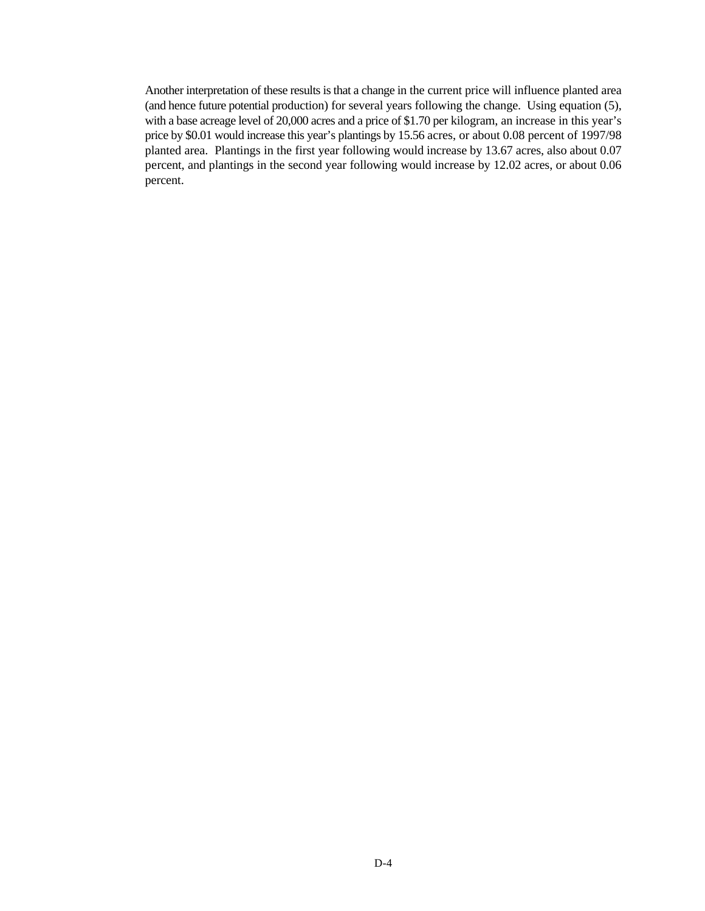Another interpretation of these results is that a change in the current price will influence planted area (and hence future potential production) for several years following the change. Using equation (5), with a base acreage level of 20,000 acres and a price of $1.70 per kilogram, an increase in this year's price by $0.01 would increase this year's plantings by 15.56 acres, or about 0.08 percent of 1997/98 planted area. Plantings in the first year following would increase by 13.67 acres, also about 0.07 percent, and plantings in the second year following would increase by 12.02 acres, or about 0.06 percent.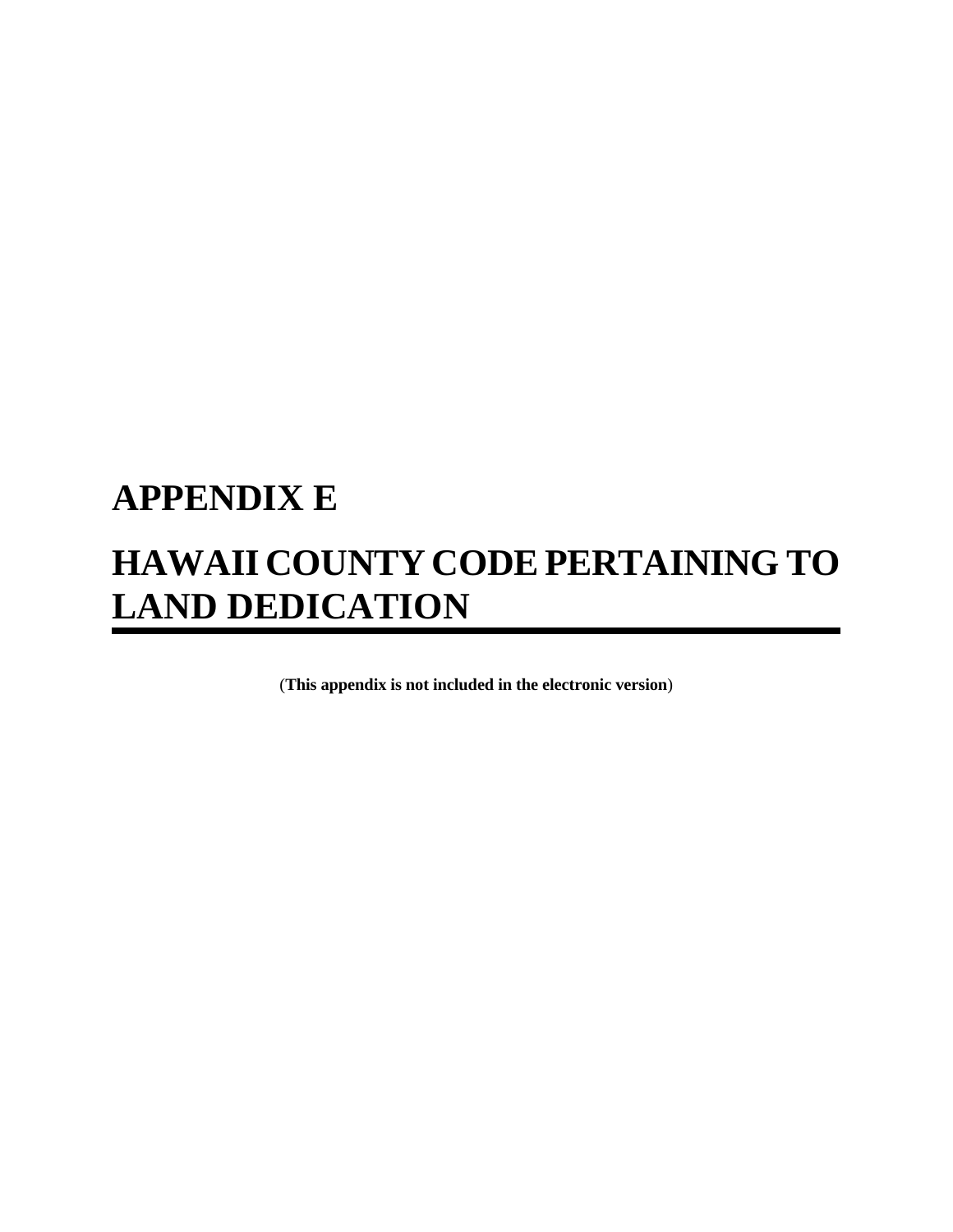# APPENDIX E

# HAWAII COUNTY CODE PERTAINING TO LAND DEDICATION

(**This appendix is not included in the electronic version**)